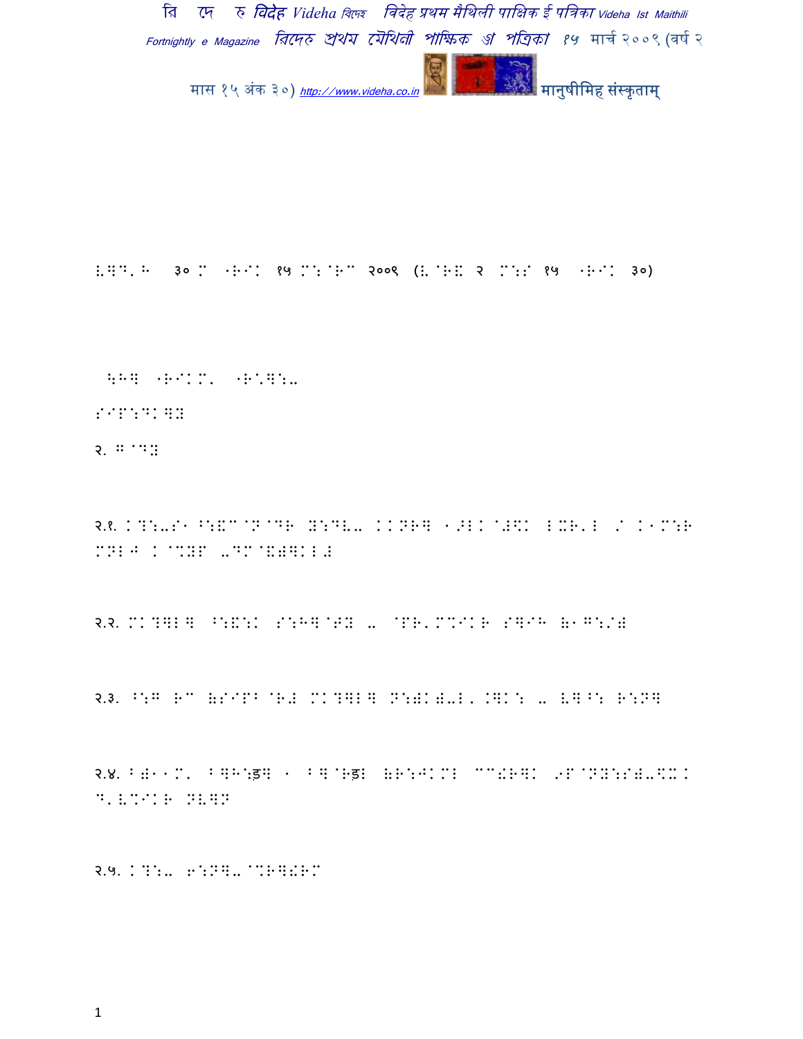ІЅЂ' Ѕ ३० М ·ЅІЅ १५ М:ЅМ २००९ (ІЅІ २ М:Ѕ १५ ·ЅІЅ ३०)

ЅЅЅ ·ЅІЅ' ·Ѕ'Ѕ:..

ЅІЅ:ЅІЅЅ

२. Ѕ ЅЅЅ

२.१. ІЅ:..Ѕ· Ѕ:ЅЅЅЅЅЅЅ Ѕ:ЅЅ.. ІІЅЅЅ ·ЅІЅ ЅЅЅІ ІЅЅ'Ѕ / І·Ѕ:Ѕ ЅЅІЅ І ЅЅЅЅ ..ЅЅЅЅЅЅІЅ

२.२. ЅІЅЅІЅ Ѕ:Ѕ:І Ѕ:ЅЅЅЅЅ .. ЅЅЅ'ЅЅІЅ ЅЅІЅ Ѕ·Ѕ:/Ѕ

२.३. Ѕ:Ѕ ЅЅ ЅЅІЅЅЅЅ ЅІЅЅІЅ Ѕ:ЅІЅ..І' ІЅІ: .. ІЅЅ: Ѕ:ЅЅ

२.४. ЅЅ··Ѕ' ЅЅЅ:ड़Ѕ · ЅЅЅЅड़І ЅЅ:ЅІЅІ ЅЅЅЅЅІ ЅЅЅЅЅ:ЅЅ..ЅЅІ Ѕ'ІЅІІЅ ЅІЅЅ

२.५. ІЅ:.. Ѕ:ЅЅ..ЅЅЅЅЅЅЅ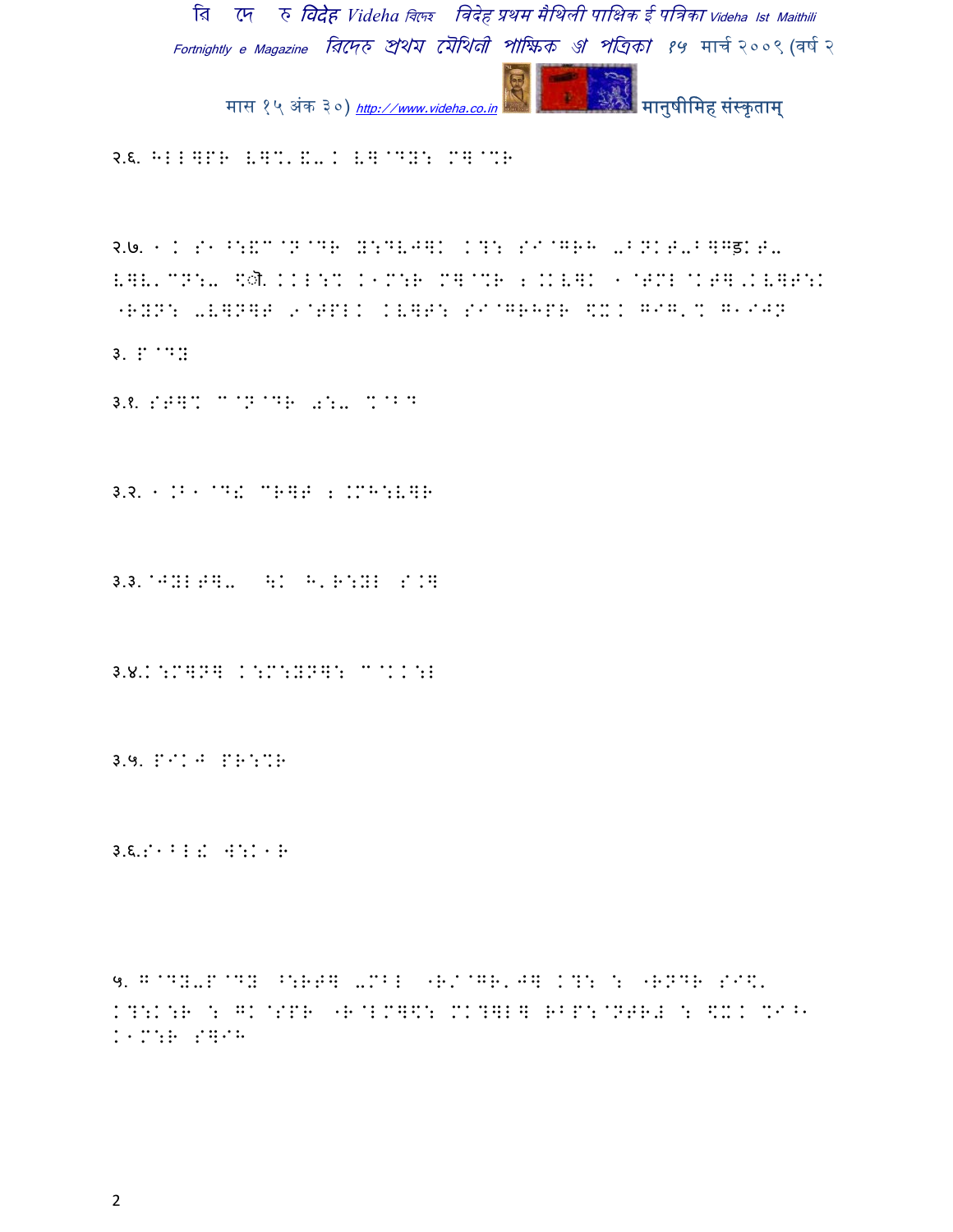२.६. HIIWPR LW%'E-K LW@DY: MW@%R

२.७. 1K S1^:&C@N@DR Y:DVJWK KT: S(@GRH -^NKT-^WGड़KT- LWL'CN:- \ौ KKI:% K1M:R MW@%R 2.KKLWK 1@TMI@KTW,KLWT:K "RYN: -LWNWT 9@TPLK KLWT: S(@GRHPR \XK G(G'% G1(JN

३. P@DY

३.१. STW% C@N@DR 0:- %@BD

३.२. 1.B1@D! CRWT 2.MH:LWR

३.३. @JYITW- \K H'R:YI S.W

३.४.K:MWNW K:M:YNW: C@KK:I

३.५. P(KJ PR:%R

३.६.S1^I! W:K1R

५. G@DY-P@DY ^:RTW -MBI "R/@GR'JW KT: : "RNDR S(\' KT:K:R : GK@SPR "R@IMW\: MKTWIW RBP:@NTR# : \XK %(^1 K1M:R SW(H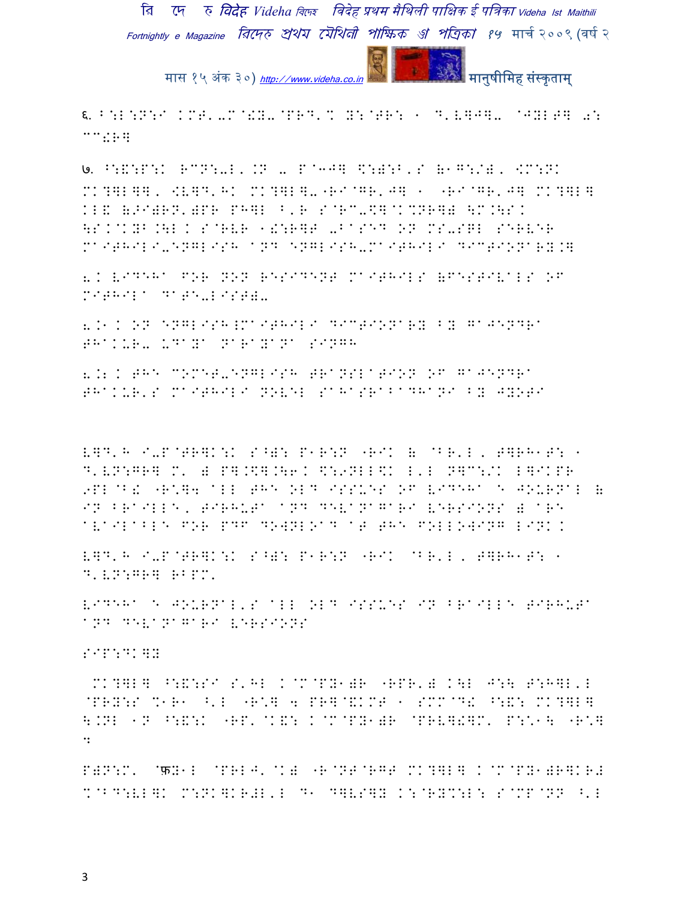६. B:L:N:I KMT'-M@!Y-@PRD'% Y:@TR: 1 D'V]J]- @JYLT] 0:
CC!R]

७. ^:&:P:K RCN:-L'.N - P@3J] \$:):B'S (1G:/), <M:NK MK?]L]], <V]D'HK MK?]L]-"RI@GR'J] 1 "RI@GR'J] MK?]L] KL& (>I)RN')PR PH]L ^'R S@RC-\$]@K%NR]) \M.\SK \SK@KYB.\L K S@RVR 1!:R]T -BASED ON MS-SQL SERVER MAITHILI-ENGLISH AND ENGLISH-MAITHILI DICTIONARY.]

8. VIDEHA FOR NON RESIDENT MAITHILS (FESTIVALS OF MITHILA DATE-LIST)-

8.1. ON ENGLISH-MAITHILI DICTIONARY BY GAJENDRA THAKUR- UDAYA NARAYANA SINGH

8.2. THE COMET-ENGLISH TRANSLATION OF GAJENDRA THAKUR'S MAITHILI NOVEL SAHASRABADHANI BY JYOTI

V]D'H I-P@TR]K:K S^): P1R:N "RIK ( @BR'L, T]RH1T: 1 D'VN:GR] M' ) P].\$].\6K \$:9NLL\$K L'L N]C:/K L]IKPR 9PL@B! "R*]4 ALL THE OLD ISSUES OF VIDEHA E JOURNAL ( IN BRAILLE, TIRHUTA AND DEVANAGARI VERSIONS ) ARE AVAILABLE FOR PDF DOWNLOAD AT THE FOLLOWING LINK.

V]D'H I-P@TR]K:K S^): P1R:N "RIK @BR'L, T]RH1T: 1 D'VN:GR] RBPM'

VIDEHA E JOURNAL'S ALL OLD ISSUES IN BRAILLE TIRHUTA AND DEVANAGARI VERSIONS

SIP:DK]Y

MK?]L] ^:&:SI S'HL K@M@PY1)R "RPR') K\L J:\ T:H]L'L @PRY:S %1R1 ^'L "R*] 4 PR]@&KMT 1 SMM@D! ^:&: MK?]L] \.NL 1N ^:&:K "RP'@K&: K@M@PY1)R @PRV]!]M' P:/1\ "R*] 

P)N:M' @फY1L @PRLJ'@K) "R@NT@RGT MK?]L] K@M@PY1)R]KR# %@BD:VL]K M:NK]KR#L'L D1 D]VS]Y K:@RY%:L: S@MP@NN ^'L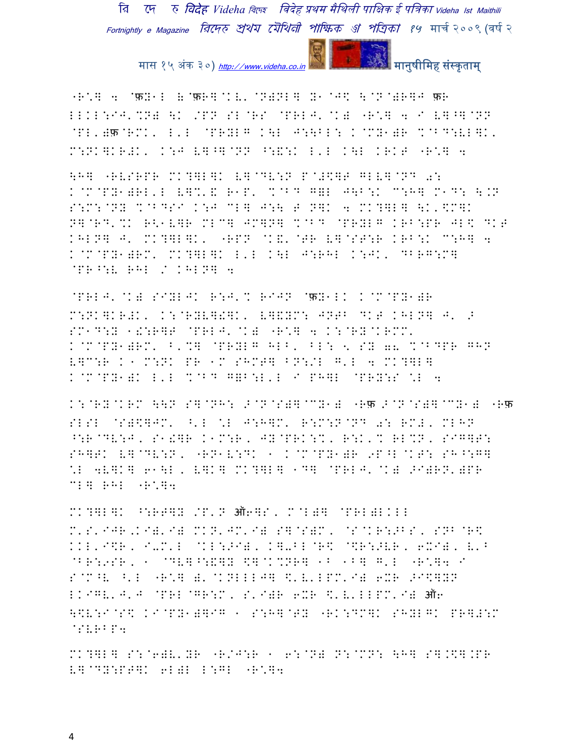"R'.] 4 @फY1L (@फR]@K\'@N)NL] Y1@J$ \@N@)R]J फR
LLKL:IJ'%N) \K /PN SL@RS @PRLJ'@K) "R'.] 4 I V]^]@NN
@PL')फ@RMK, L'L @PRYLG K\L J:\BL: K@MY1)R %@BD:VL]K,
M:NK]KR#K, K:J V]^]@NN ^:&:K L'L K\L KRKT "R'.] 4

\H] "RVSRPR MK?]L]K V]@DV:N P@#$]T GLV]@ND 0:
K@M@PY1)RL'L V]%'& R1P' %@BD G=L J\B:K M:H] M1D: \.N
S:M:@NY %@BDSI K:J MU] J:\ T N]K 4 MK?]L] \K'$M]K
N]@RD'%K R<1V]R MLC] JM]N] %@BD @PRYLG KRB:PR JL$ DKT
KHLN] J' MK?]L]K, "RPN @K&'@TR V]@ST:R KRB:K M:H] 4
K@M@PY1)RM' MK?]L]K L'L K\L J:RHL K:JK, DBRG:M]
@PR^:V RHL / KHLN] 4

@PRLJ'@K) SIYLJK R:J'% RIJN @फY1LK K@M@PY1)R
M:NK]KR#K, K:@RYV]!]K, V]&YM: JNTB DKT KHLN] J' >
SM1D:Y 1!:R]T @PRLJ'@K) "R'.] 4 K:@RY@KRMM'
K@M@PY1)RM' B'%] @PRYLG HLB, BL: 3 SY 76 %@BDPR GHN
V]C:R K1 M:NK PR 1M SHMT] BN:/L G'L 4 MK?]L]
K@M@PY1)K L'L %@BD G=B:L'L I PH]L @PRY:S .L 4

K:@RY@KRM \\N S]@NH: >@N@S)]@CY1) "Rफ >@N@S)]@CY1) "Rफ
SLSL @S)$]JM' ^'L .L J:H]M' R:M:N@ND 0: RM#, MLHN
^:R@DV:J, S1!]R K1M:R, JY@PRK:%, R:K'% RL%N, SIG]T:
SH]TK V]@DV:N, "RN1V:DK 1 K@M@PY1)R 9P^L@KT: SH^:G]
.L 4V]K] 61\L, V]K] MK?]L] 1D] @PRLJ'@K) >I)RN')PR
CL] RHL "R'.]4

MK?]L]K ^:RT]Y /P'N ऑ6]S, M@L)] @PRL)LKLL
M'S'IJR,KI)'I) MKN'JM'I) S]@S)M, @S@KR:>BS, SNB@R$
KKL'I$R, I-M'L @KL:>I), K]-BL@R$ @$R:>VR, 6XI), V'B
@BR:9SR, 1 @DV]^:&]Y $]@K%NR] 1B 1B] G'L "R'.]4 I
S@M^V ^'L "R'.] )'@KNLLLJ] $'V'LPM'I) 6XR >I$]YN
LKIGV'J'J @PRL@GR:M, S'I)R 6XR $'V'LLPM'I) ऑ6
\$V:I@S$ KI@PY1)]IG 1 S:H]@TY "RK:DM]K SHYLGK PR]#:M
@SVRBP4

MK?]L] S:@6)V'YR "R/J:R 1 6:@N) N:@MN: \H] S].$].PR
V]@DY:PT]K 6L)L L:GL "R'.]4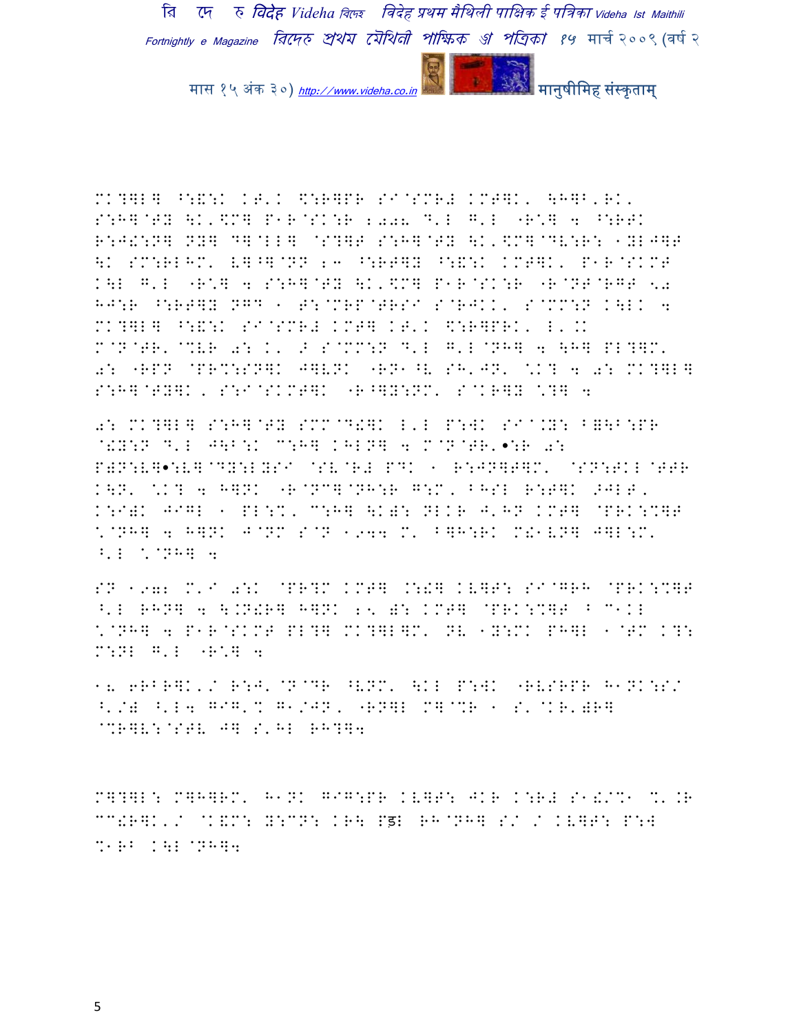MK?]L] ^:&:K K>'K \$:R]PR SI@SMR# KMT]K' \H]B'RK'
S:H]@TY \K'\$M] P1R@SK:R 2008 D'L G'L "R\*] 4 ^:RTK
R:J!:N] NY] D]@LL] @S?]T S:H]@TY \K'\$M]@DV:R: 1YLJ]T
\K SM:RLHM' V]^]@NN 23 ^:RT]Y ^:&:K KMT]K' P1R@SKMT
K\L G'L "R\*] 4 S:H]@TY \K'\$M] P1R@SK:R "R@NT@RGT 50
HJ:R ^:RT]Y N]D 1 T:@MRP@TRSI S@RJKK' S@MM:N K\LK 4
MK?]L] ^:&:K SI@SMR# KMT] K>'K \$:R]PRK' L'.K
M@N@TR'@%VR 0: K' > S@MM:N D'L G'L@NH] 4 \H] PL?]M'
0: "RPN @PR%:SN]K J]VNK "RN1^V SH'JN' \*K? 4 0: MK?]L]
S:H]@TY]K, S:I@SKMT]K "R^]Y:NM' S@KR]Y \*?] 4

0: MK?]L] S:H]@TY SMM@D!]K L'L P:WK SI@.Y: B]\B:PR
@!Y:N D'L J\B:K C:H] KHLN] 4 M@N@TR'•:R 0:
P)N:V]•:V]@DY:LYSI @SV@R# PDK 1 R:JN]T]M' @SN:TKL@TTR
K\N' \*K? 4 H]NK "R@NC]@NH:R G:M' BHSL R:T]K >JLT,
K:I)K JIGL 1 PL:%K' C:H] \K): NLKR J'HN KMT] @PRK:%]T
\*@NH] 4 H]NK J@NM S@N 1944 M' B]H:RK M!1VN] J]L:M'
^'L \*@NH] 4

SN 1972 M'I 0:K @PR?M KMT] .:!] KV]T: SI@GRH @PRK:%]T
^'L RHN] 4 \.N!R] H]NK 25 ): KMT] @PRK:%]T B C1KL
\*@NH] 4 P1R@SKMT PL?] MK?]L]M' NV 1Y:MK PH]L 1@TM K?:
M:NL G'L "R\*] 4

18 6RBR]K'/ R:J'@N@DR ^VNM' \KL P:WK "RVSRPR H1NK:S/
^'/) ^'L4 GIG'% G1/JN, "RN]L M]@%R 1 S'@KR')R]
@%R]V:@STV J] S'HL RH?]4

M]?]L: M]H]RM' H1NK GIG:PR KV]T: JKR K:R# S1!/%1 %'.R
CC!R]K'/ @K&M: Y:CN: KR\ Pड़ RH@NH] S/ / KV]T: P:W
%1RB K\L@NH]4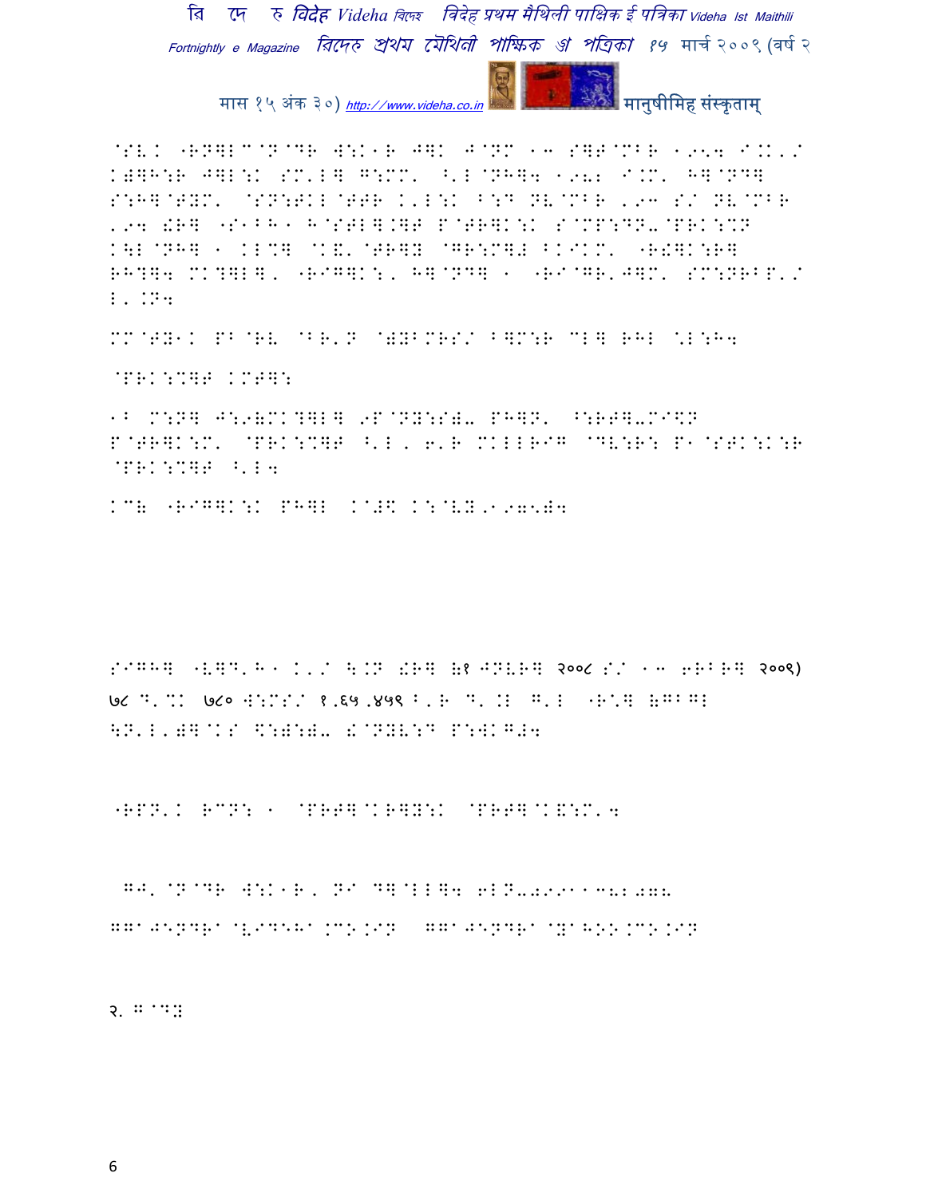@SV. "RN]L^@N@DR W:K1R J]K J@NM 1+ S]T@MBR 1954 I.K./
K)]H:R J]L:K SM'L] G:MM' ^'L@NH]4 1982 I.M' H]@ND]
S:H]@TYM' @SN:TKL@TTR K'L:K B:D NV@MBR 1973 S/ NV@MBR
1974 !R] "S1BH1 H@STL].]T P@TR]K:K S@MP:DN-@PRK:%N
K\L@NH] 1 KL%] @K&'@TR]Y @GR:M]# BKIKM' "R!]K:R]
RH?]4 MK?]L], "RIG]K:, H]@ND] 1 "RI@GR'J]M' SM:NRBP'/
L'.N4

MM@TY1K PB@RV @BR'N @)YBMRS/ B]M:R CL] RHL %L:H4

@PRK:%]T KMT]:

1B M:N] J:9(MK?]L] 9P@NY:S)- PH]N' ^:RT]-MI\N
P@TR]K:M' @PRK:%]T ^'L, 6'R MKLLRIG @DV:R: P1@STK:K:R
@PRK:%]T ^'L4

KC( "RIG]K:K PH]L K@#\ K:@VY,1975)4

SIGH] "V]D'H1 K'/ \.N !R] (1 JNVR] २००८ S/ 1+ 6RBR] २००९)
७८ D'%K ७८० W:MS/ १,६५,४५९ B'R D'.L G'L "R'] (GBGL
\N'L')]@KS \:):)- !@NYV:D P:WKG#4

"RPN'K RCN: 1 @PRT]@KR]Y:K @PRT]@K&:M'4

GJ' @N@DR W:K1R, NI D]@LL]4 6LN-29911782078

GGAJENDRA@VIDEHA.CO.IN GGAJENDRA@YAHOO.CO.IN

२. G@D: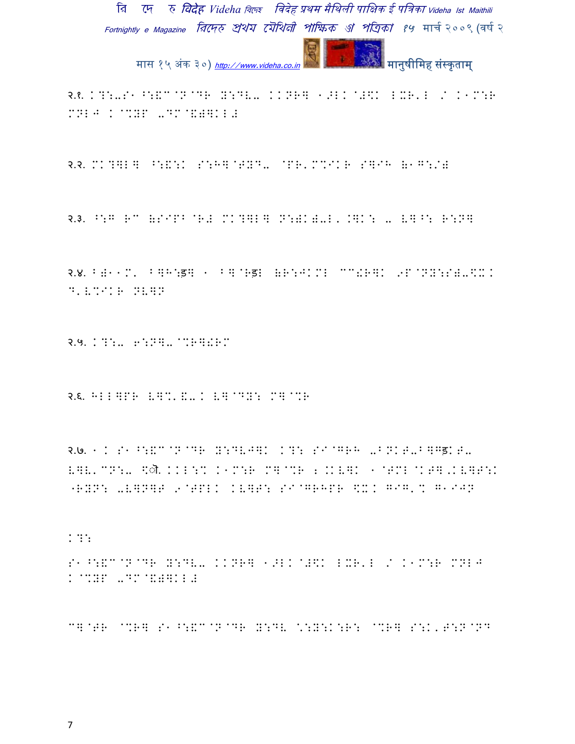२.१. K?:-S1 ^:&C@N@DR B:DV- KKNR] 1>LK@#\K LXR'L / K1M:R MNLJ K@%BP -DM@&#]KL#

२.२. MK?]L] ^:&:K S:H]@TYD- @PR'M%IKR S]IH (1G:/#

२.३. ^:G RC (SIPB@R# MK?]L] N:#K#-L'.]K: - V]^: R:N]

२.४. B#11M' B]H:ड] 1 B]@Rड़ (R:JKML CC!R]K 9F@NY:S#-\XK D'V%IKR NV]N

२.५. K?:- 6:N]-@%R]!RM

२.६. HLL]PR V]%'&-K V]@DY: M]@%R

२.७. 1K S1^:&C@N@DR B:DVJ]K K?: SI@GRH -BNKT-B]Gड़KT- V]V'CN:- \ौ KKL:% K1M:R M]@%R 2.KV]K 1@TML@KT].KV]T:K "RYN: -V]N]T 9@TPLK KV]T: SI@GRHPR \XK GIG'% G1IJN

K?:

S1^:&C@N@DR B:DV- KKNR] 1>LK@#\K LXR'L / K1M:R MNLJ K@%BP -DM@&#]KL#

C]@TR @%R] S1^:&C@N@DR B:DV .:Y:K:R: @%R] S:K'T:N@ND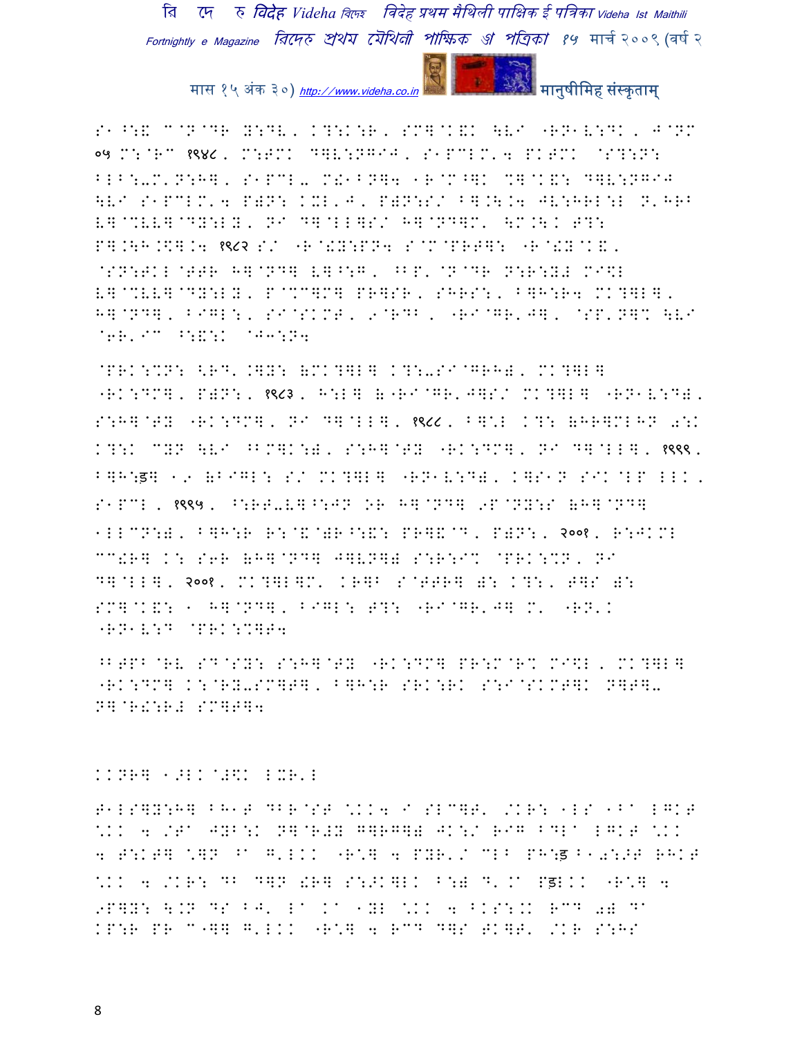S1^:& C@N@DR Y:DV, K?:K:R, SM]@K&K \V6 "RN1V:DK, J@NM ०५ M:@RC १९४८, M:TMK D]V:NG6J, S1PCLM'4 PKTMK @S?:N: BLB:-M'N:H], S1PCL- M!1BN]4 1R@M^]K %]@K&: D]V:NG6J \V6 S1PCLM'4 P)N: KXL'J, P)N:S/ B].\.4 JV:HRL:L N'HRB V]@%VV]@DY:LY, N6 D]@LL]S/ H]@ND]M' \M.\.K T?: P].\H.\$].4 १९८२ S/ "R@!Y:PN4 S@M@PRT]: "R@!Y@K&, @SN:TKL@TTR H]@ND] V]^:G, ^BP'@N@DR N:R:Y# M6\$L V]@%VV]@DY:LY, P@%C]M] PR]SR, SHRS:, B]H:R4 MK?]L], H]@ND], B6GL:, S6@SKMT, 9@RDB, "R6@GR'J], @SP'N]% \V6 @6R'6C ^:&:K @J3:N4

@PRK:%N: <RD'.]Y: (MK?]L] K?:-S6@GRH), MK?]L] "RK:DM], P)N:, १९८३, H:L] (("R6@GR'J]S/ MK?]L] "RN1V:D), S:H]@TY "RK:DM], N6 D]@LL], १९८८, B]\*L K?: (HR]MLHN 0:K K?:K CYN \V6 ^BM]K:), S:H]@TY "RK:DM], N6 D]@LL], १९९९, B]H:ड] 19 (B6GL: S/ MK?]L] "RN1V:D), K]S1N S6K@LP LLK, S1PCL, १९९५, ^:RT-V]^:JN OR H]@ND] 9P@NY:S (H]@ND] 1LLCN:), B]H:R R:@&@)R^:&: PR]&@D, P)N:, २००१, R:JKML CC!R] K: S6R (H]@ND] J]VN]) S:R:6% @PRK:%N, N6 D]@LL], २००१, MK?]L]M' KR]B S@TTR] ): K?:, T]S ): SM]@K&: 1 H]@ND], B6GL: T?: "R6@GR'J] M' "RN'K "RN1V:D @PRK:%]T4

^BTPB@RV SD@SY: S:H]@TY "RK:DM] PR:M@R% M6\$L, MK?]L] "RK:DM] K:@RY-SM]T], B]H:R SRK:RK S:6@SKMT]K N]T]- N]@R!:R# SM]T]4

KKNR] 1>LK@#\$K LXR'L

T1LS]Y:H] BH1T DBR@ST \*KK4 6 SLC]T' /KR: 1LS 1B6 LGKT \*KK 4 /T6 JYB:K N]@R#Y G]RG]) JK:/ R6G BDL6 LGKT \*KK 4 T:KT] \*]N ^6 G'LKK "R\*] 4 PYR'/ CLB PH:ड B10:>T RHKT \*KK 4 /KR: DB D]N !R] S:>K]LK B:) D'.6 Pड:LKK "R\*] 4 9P]Y: \.N DS BJ' L6 .6 1YL \*KK 4 BKS:.K RCD 0) D6 KP:R PR C1]] G'LKK "R\*] 4 RCD D]S TK]T' /KR S:HS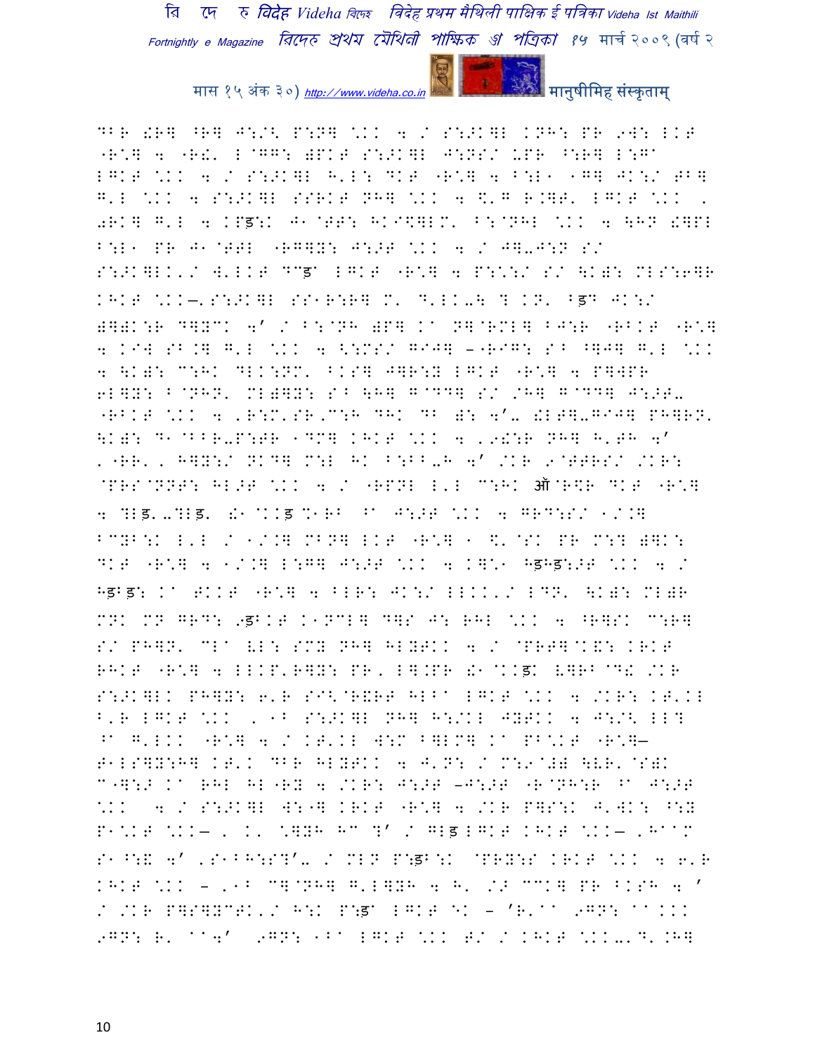DBR !R] ^R] J:/< P:N] \KK 4 / S:>K]L KNH: PR 9W: LKT "R\] 4 "R!. L@GG: )PKT S:>K]L J:NS/ UPR ^:R] L:G^ LGKT \KK 4 / S:>K]L H'L: DKT "R\] 4 B:L1 1G] JK:/ TB] G'L \KK 4 S:>K]L SSRKT NH] \KK 4 \$'G R.]T' LGKT \KK , 0RK] G'L 4 KPड़:K J1@TT: HKIS]LM' B:@NHL \KK 4 \HN !]PL B:L1 PR J1@TTL "RG]Y: J:>T \KK 4 / J].J:N S/ S:>K]LK'/ W'LKT DCड़ LGKT "R\] 4 P:\:/ S/ \K): MLS:6]R KHKT \KK—.S:>K]L SS1R:R] M' D'LK.\ ? KN' Bड़D JK:/ )])K:R D]YCK 4' / B:@NH )P] K^ N]@RML] BJ:R "RBKT "R\] 4 KI] SB.] G'L \KK 4 <:MS/ GIJ] –-RIG: SB ^]J] G'L \KK 4 \K): C:HK DLK:NM' BKS] J]R:Y LGKT "R\] 4 P]WPR 6L]Y: B@NHN' MLः]Y: SB \H] G@DD] S/ /H] G@DD] J:>T. "RBKT \KK 4 'R:M'SR'C:H DHK DB ): 4'. !LT].GIJ] PH]RN' \K): D1@BBR.P:TR 1DM] KHKT \KK 4 '9!:R NH] H'TH 4' '"RR' ' H]Y:/ NKD] M:L HK B:BB.H 4' /KR 9@TTRS/ /KR: @PRS@NNT: HL>T \KK 4 / "RPNL L'L C:HK ऑ@R\$R DKT "R\] 4 ?Lड़..?Lड़. !1@KKड़ %1RB ^A J:>T \KK 4 GRD:S/ 1/.] BCYB:K L'L / 1/.] MBN] LKT "R\] 1 \$'@SK PR M:? )]K: DKT "R\] 4 1/.] L:G] J:>T \KK 4 K]\1 Hड़Hड़:>T \KK 4 / Hड़Bड़: K^ TKKT "R\] 4 BLR: JK:/ LLKK'/ LDN' \K): MLःR MNK MN GRD: 9ड़BKT K1NCL] D]S J: RHL \KK 4 ^R]SK C:R] S/ PH]N' CL^ VL: SMY NH] HLYTKK 4 / @PRT]@K&: KRKT RHKT "R\] 4 LLKP'R]Y: PR' L].PR !1@KKड़K V]RB@D! /KR S:>K]LK PH]Y: 6'R SI<@R&RT HLB^ LGKT \KK 4 /KR: KT'KL B'R LGKT \KK , 1B S:>K]L NH] H:/KL JYTKK 4 J:/< LL? ^A G'LKK "R\] 4 / KT'KL W:M B]LM] K^ PB\KT "R\]— T1LS]Y:H] KT'K DBR HLYTKK 4 J'N: / M:9@#) \VR'@S)K C-]:> K^ RHL HL"RY 4 /KR: J:>T –J:>T "R@NH:R ^A J:>T \KK 4 / S:>K]L W:-] KRKT "R\] 4 /KR P]S:K J'WK: ^:Y P1\KT \KK— , K' \]YH HC ?' / GLड़ LGKT KHKT \KK— 'HAAM S1^:& 4' 'S1BH:S?'. / MLN P:ड़B:K @PRY:S KRKT \KK 4 6'R KHKT \KK – '1B C]@NH] G'L]YH 4 H' /> CCK] PR BKSH 4 ' / /KR P]S]YCTK'/ H:K P:ड़ LGKT EK – 'R'AA 9GN: AAKKK 9GN: R' AA4' 9GN: 1BA LGKT \KK T/ / KHKT \KK.'D'.H]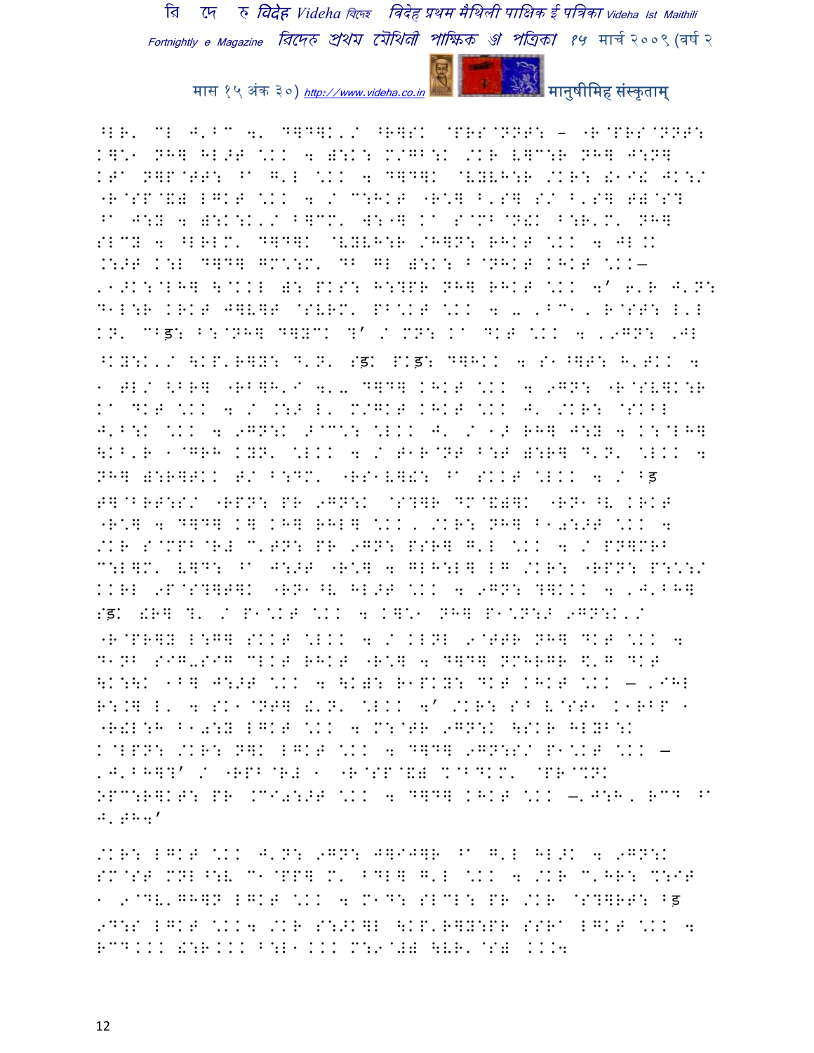^LR' CL J'B^ 4' D]D]K'/ ^R]SK @PRS@NNT: - "R@PRS@NNT:
K]\*1 NH] HL>T \KK 4 ):K: M/GB:K /KR L]C:R NH] J:N]
KT^ N]P@TT: ^ G'L \KK 4 D]D]K @VYLH:R /KR: !1I! JK:/
"R@SP@&) LGKT \KK 4 / C:HKT "R\*] B'S] S/ B'S] T)@S?
^ J:Y 4 ):K:K'/ B]CM' W:"] K^ S@MB@N!K B:R'M' NH]
SLCY 4 ^LRLM' D]D]K @VYLH:R /H]N: RHKT \KK 4 JL.K
.:>T K:L D]D] GM\:M' DB GL ):K: B@NHKT KHKT \KK—
'1>K:@LH] \@KKL ): PKS: H:?PR NH] RHKT \KK 4' 6'R J'N:
D1L:R KRKT J]V]T @SVRM' PB\KT \KK 4 u 'BC1, R@ST: L'L
KN' CBड: B:@NH] D]YCK ?' / MN: K^ DKT \KK 4 '9GN: '9L
^KY:K'/ \KP'R]Y: D'N' Sड़K PKड़: D]HKK 4 S1^]T: H'TKK 4
1 TL/ <BR] "RB]H'I 4'u D]D] KHKT \KK 4 9GN: "R@SV]K:R
K^ DKT \KK 4 / .:> L' M/GKT KHKT \KK J' /KR: @SKBL
J'B:K \KK 4 9GN:K >@C\: \LKK J' / 1> RH] J:Y 4 K:@LH]
\KB'R 1@GRH KYN' \LKK 4 / T1R@NT B:T ):R] D'N' \LKK 4
NH] ):R]TKK T/ B:DM' "RS1V]!: ^ SKKT \LKK 4 / Bड़
T]@BRT:S/ "RPN: PR 9GN:K @S?]R DM@&)]K "RN1^V KRKT
"R\*] 4 D]D] K] KH] RHL] \KK, /KR: NH] B10:>T \KK 4
/KR S@MPB@R# C'TN: PR 9GN: PSR] G'L \KK 4 / PN]MRB
C:L]M' V]D: ^ J:>T "R\*] 4 GLH:L] LG /KR: "RPN: P:\:/
KKRL 9P@S?]T]K "RN1^V HL>T \KK 4 9GN: ?]KKK 4 'J'BH]
Sड़K !R] ?' / P1\KT \KK 4 K]\*1 NH] P1\N:> 9GN:K'/
"R@PR]Y L:G] SKKT \LKK 4 / KLNL 9@TTR NH] DKT \KK 4
D1NB SIGuSIG CLKT RHKT "R\*] 4 D]D] NMHRGR \$'G DKT
\K:\K 1B] J:>T \KK 4 \K): R1PKY: DKT KHKT \KK — 'IHL
R:.] L' 4 SK1@NT] !'N' \LKK 4' /KR: SB V@ST1 K1RBP 1
"R!L:H B10:Y LGKT \KK 4 M:@TR 9GN:K \SKR HLYB:K
K@LPN: /KR: N]K LGKT \KK 4 D]D] 9GN:S/ P1\KT \KK —
'J'BH]?' / "RPB@R# 1 "R@SP@&) %@BDKM' @PR@%NK
OPC:R]KT: PR .CI0:>T \KK 4 D]D] KHKT \KK —'J:H, RCD ^
J'TH4'

/KR: LGKT \KK J'N: 9GN: J]IJ]R ^ G'L HL>K 4 9GN:K
SM@ST MNL^:V C1@PP] M' BDL] G'L \KK 4 /KR C'HR: %:IT
1 9@DV'GH]N LGKT \KK 4 M1D: SLCL: PR /KR @S?]RT: Bड़
9D:S LGKT \KK4 /KR S:>K]L \KP'R]Y:PR SSR^ LGKT \KK 4
RCDKKK !:RKKK B:L1KKK M:9@#) \VR'@S) KKK4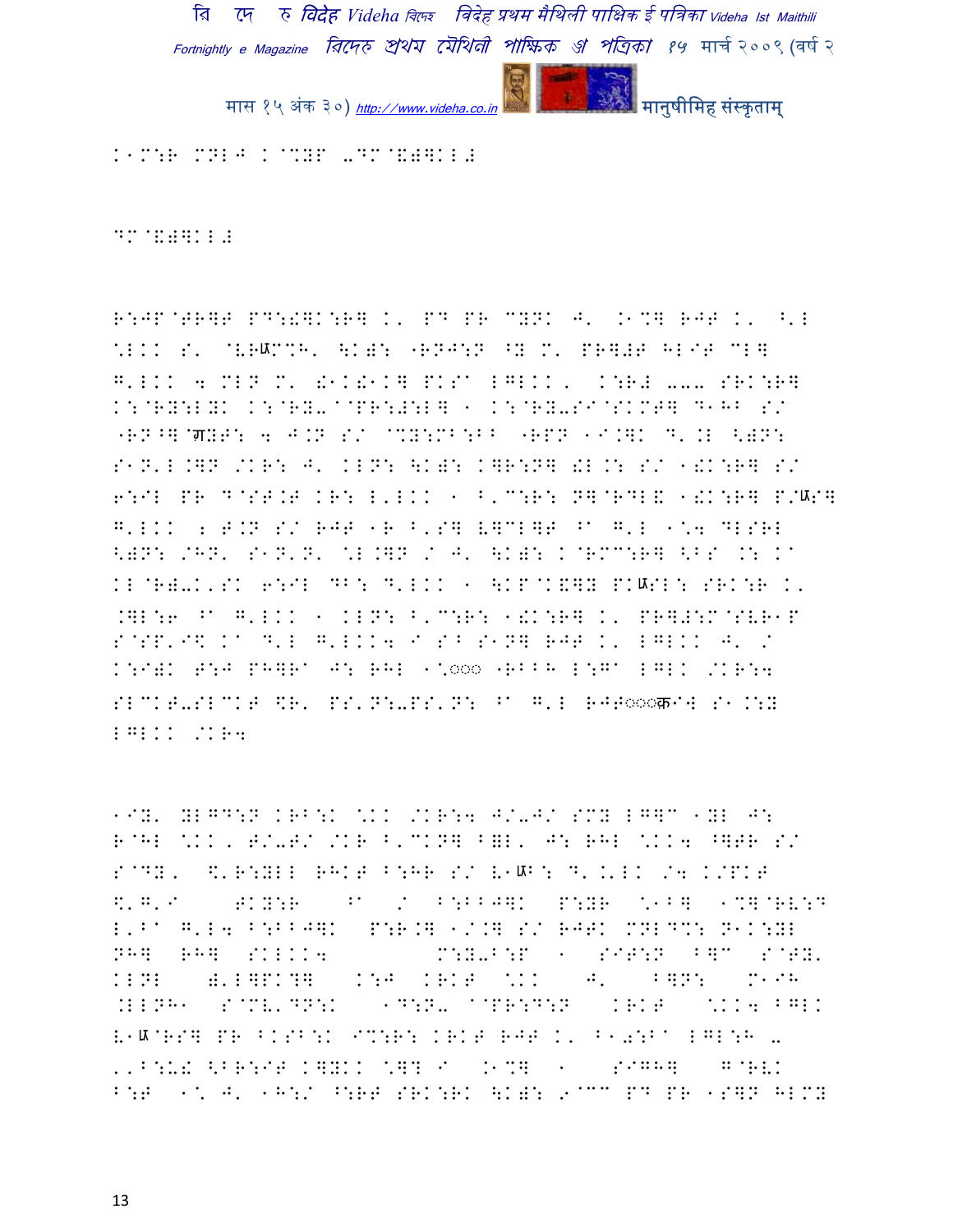K1M:R MNLJ K@%YP -DM@&#^KL# 

DM@&#^KL#

R:JP@TR]T PD:!]K:R] K' PD PR CYNK J' .1%] RJT K' <'L \*LKK S' @VRUM%H' \K):ERNJ:N ^Y M' PR]#T HLIT CL] G'LKK 4 MLN M' !1K!1K] PKSA LGLKK' K:R# ... SRK:R] K:@RY:LYK K:@RY-@@PR:#:L] 1 K:@RY-SI@SKMT] D1HB S/ "RN^]@ग़YT: 4 J.N S/ @%Y:MB:BB "RPN 11.]K D'.L <)N: S1N'L.]N /KR: J' KLN: \K): K]R:N] !L.: S/ 1!K:R] S/ 6:IL PR D@ST.T KR: L'LKK 1 B'C:R: N]@RDL& 1!K:R] P/US] G'LKK 2 T.N S/ RJT 1R B'S] V]CL]T ^A G'L 1\*4 DLSRL <)N: /HN' S1N'N' \*L.]N / J' \K): K@RMC:R] <BS .: KA KL@R)-K'SK 6:IL DB: D'LKK 1 \KP@K&]Y PKUSL: SRK:R K' .]L:6 ^A G'LKK 1 KLN: B'C:R: 1!K:R] K' PR]#:M@SVR1P S@SP'I\$ KA D'L G'LKK4 I S^ S1N] RJT K' LGLKK J' / K:I)K T:J PH]RA J: RHL 1\*ooo "RBBH L:GA LGLK /KR:4 SLCKT-SLCKT \$R' PS'N:-PS'N: ^A G'L RJTooo1क1I4 S1.:Y LGLKK /KR4

1IY' YLGD:N KRB:K \*KK /KR:4 J/-J/ SMY LG]C 1YL J: R@HL \*KK' T/-T/ /KR B'CKN] B)L' J: RHL \*KK4 ^]TR S/ S@DY' \$'R:YLL RHKT B:HR S/ V1UB: D'.'LK /4 K/PKT \$'G'I TKY:R ^A / B:BBJ]K P:YR \*1B] 1%]@RV:D L'BA G'L4 B:BBJ]K P:R.] 1/.] S/ RJTK MNLD%: N1K:YL NH] RH] SKLKK4 M:Y-B:P 1 SIT:N B]C S@TY' KLNL ).L]PK?] K:J KRKT \*KK J' B]N: M1IH .LLNH1 S@MV'DN:K 1D:N- @@PR:D:N KRKT \*KK4 BGLK V1U@RS] PR BKSB:K I%:R: KRKT RJT K' B1):BA LGL:H - ''B:U! <BR:IT K]YKK \*]? I .1%] 1 SIGH] G@RVK B:T 1\* J' 1H:/ ^:RT SRK:RK \K): 9@CC PD PR 1S]N HLMY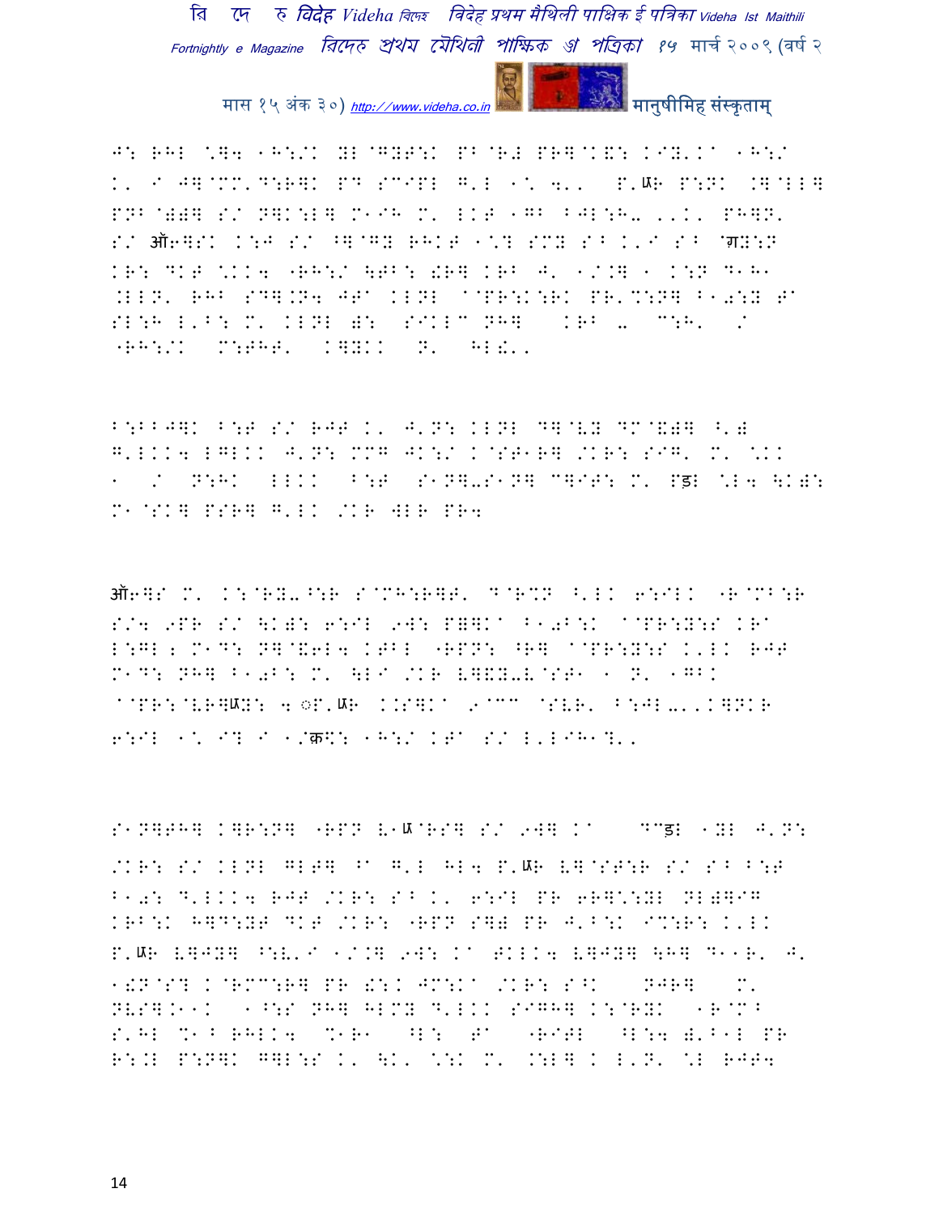J: RHL ']4 1H:/K YL@GYT:K PB@R# PR]@K&: KIY'K' 1H:/ K' I J]@MM'D:R]K PD SCIPL G'L 1' 4'' P'ऋR P:NK .]@LL] PNB@)@] S/ N]K:L] M1IH M' LKT 1GB BJL:H. ''K' PH]N' S/ ऑ6]SK K:J S/ ^]@GY RHKT 1'? SMY SB K'I SB @ग्रY:N KR: DKT 'KK4 "RH:/ \TB: !R] KRB J' 1/.] 1 K:N D1H1 .LLN' RHB SD].N4 JT' KLNL ^@PR:K:RK PR'%:N] B10:Y T' SL:H L'B: M' KLNL @: SIKL" NH] KRB . ":H' / "RH:/K M:THT' K]YKK N' HL!''

B:BBJ]K B:T S/ RJT K' J'N: KLNL D]@VY DM@&)] ^') G'LKK4 LGLKK J'N: MMG JK:/ K@ST1R] /KR: SIG' M' 'KK 1 / N:HK LLKK B:T S1N].S1N] C]IT: M' Pड़L 'L4 \K): M1@SK] PSR] G'LK /KR WLR PR4

ऑ6]S M' K:@RY.^:R S@MH:R]T' D@R%N ^'LK 6:ILK "R@MB:R S/4 9PR S/ \K): 6:IL 9W: P=]K' B10B:K ^@PR:Y:S KR' L:GL 2 M1D: N]@&6L4 KTBL "RPN: ^R] ^@PR:Y:S K'LK RJT M1D: NH] B10B: M' \LI /KR V]&Y.V@ST1 1 N' 1GBK ^@PR:@VR]ऋY: 4 ◎P'ऋR K.S]K' 9@CC @SVR' B:JL..'K]NKR 6:IL 1' I? I 1/क्र$: 1H:/ KT' S/ L'LIH1?''

S1N]TH] K]R:N] "RPN V1ऋ@RS] S/ 9W] K' D@ड़L 1YL J'N: /KR: S/ KLNL GLT] ^' G'L HL4 P'ऋR V]@ST:R S/ SB B:T B10: D'LKK4 RJT /KR: SB K' 6:IL PR 6R]':YL NL)]IG KRB:K H]D:YT DKT /KR: "RPN S]) PR J'B:K IC:R: K'LK P'ऋR V]JY] ^:V'I 1/.] 9W: K' TKLK4 V]JY] \H] D11R' J' 1!N@S? K@RMC:R] PR !:K JM:K' /KR: S^K NJR] M' NVS].11K 1^:S NH] HLMY D'LKK SIGH] K:@RYK 1R@MB S'HL %1B RHLK4 %1R1 ^L: T' "RITL ^L:4 )'B1L PR R:.L P:N]K G]L:S K' \K' ':K M' .:L] K L'N' 'L RJT4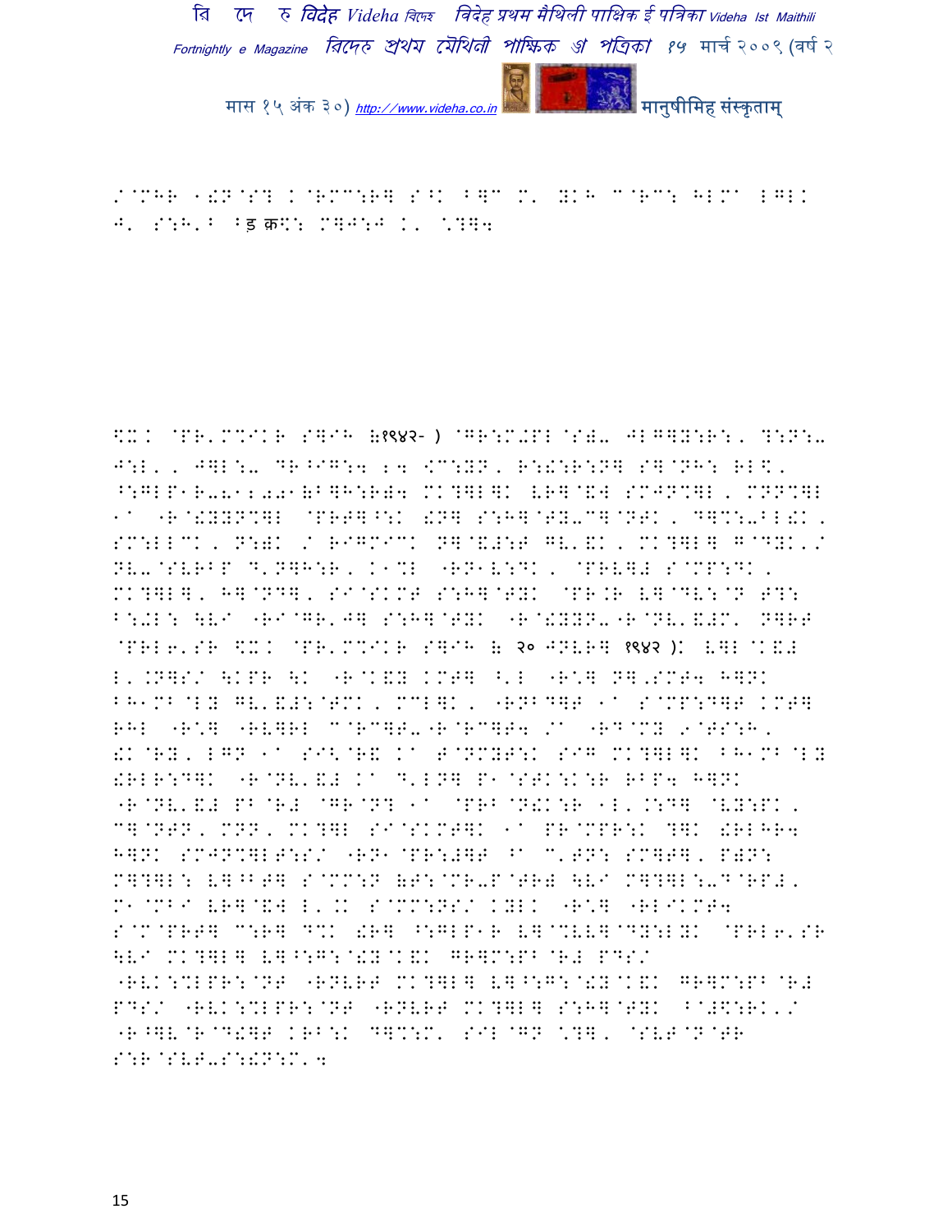/@MHR 1!N@S? K@RMC:R] S^K ^]C M' YKH C@RC: HLM` LGLK
J' S:H'^ ^ड क\: M]J:J K' \?]4

\X K @PR'M%IKR S]IH (१९४२- ) @GR:M#PL@S)- JLG]Y:R:, ?:N:- J:L, , J]L:- DR^IG:4 24 <C:YN, R:!:R:N] S]@NH: RL\, ^:GLP1R-812001(B]H:R)4 MK?]L]K VR]@&W SMJN%]L, MNN%]L 1^ "R@!YYN%]L @PRT]^:K !N] S:H]@TY-C]@NTK, D]%:-BL!K, SM:LLCK, N:)K / RIGMICK N]@&#:T GV'&K, MK?]L] G@DYK'/ NV-@SVRBP D'N]H:R, K1%L "RN1V:DK, @PRV]# S@MP:DK, MK?]L], H]@ND], SI@SKMT S:H]@TYK @PR.R V]@DV:@N T?: B:-L: \VI "RI@GR'J] S:H]@TYK "R@!YYN-"R@NV'&#M' N]RT @PRL6'SR \X K @PR'M%IKR S]IH ( २० JNVR] १९४२ )K V]L@K&# L'.N]S/ \KPR \K "R@K&Y KMT] ^'L "R\] N]'SMT4 H]NK BH1MB@LY GV'&#:@TMK, MCL]K, "RNBD]T 1^ S@MP:D]T KMT] RHL "R\] "RV]RL C@RC]T-"R@RC]T4 /^ "RD@MY 9@TS:H, !K@RY, LGN 1^ SI<@R& K^ T@NMYT:K SIG MK?]L]K BH1MB@LY !RLR:D]K "R@NV'&# K^ D'LN] P1@STK:K:R RBP4 H]NK "R@NV'&# PB@R# @GR@N? 1^ @PRB@N!K:R 1L'.:D] @VY:PK, C]@NTN, MNN, MK?]L SI@SKMT]K 1^ PR@MPR:K ?]K !RLHR4 H]NK SMJN%]LT:S/ "RN1@PR:#]T ^^ C'TN: SM]T], P)N: M]?]L: V]^BT] S@MM:N (T:@MR-P@TR# \VI M]?]L:-D@RP#, M1@MBI VR]@&W L'.K S@MM:NS/ KYLK "R\] "RLIKMT4 S@M@PRT] C:R] D%K !R] ^:GLP1R V]@%VV]@DY:LYK @PRL6'SR \VI MK?]L] V]^:G:@!Y@K&K GR]M:PB@R# PDS/ "RVK:%LPR:@NT "RNVRT MK?]L] V]^:G:@!Y@K&K GR]M:PB@R# PDS/ "RVK:%LPR:@NT "RNVRT MK?]L] S:H]@TYK ^@#\:RK'/ "R^]V@R@D!]T KRB:K D]%:M' SIL@GN \?], @SVT@N@TR S:R@SVT-S:!N:M'4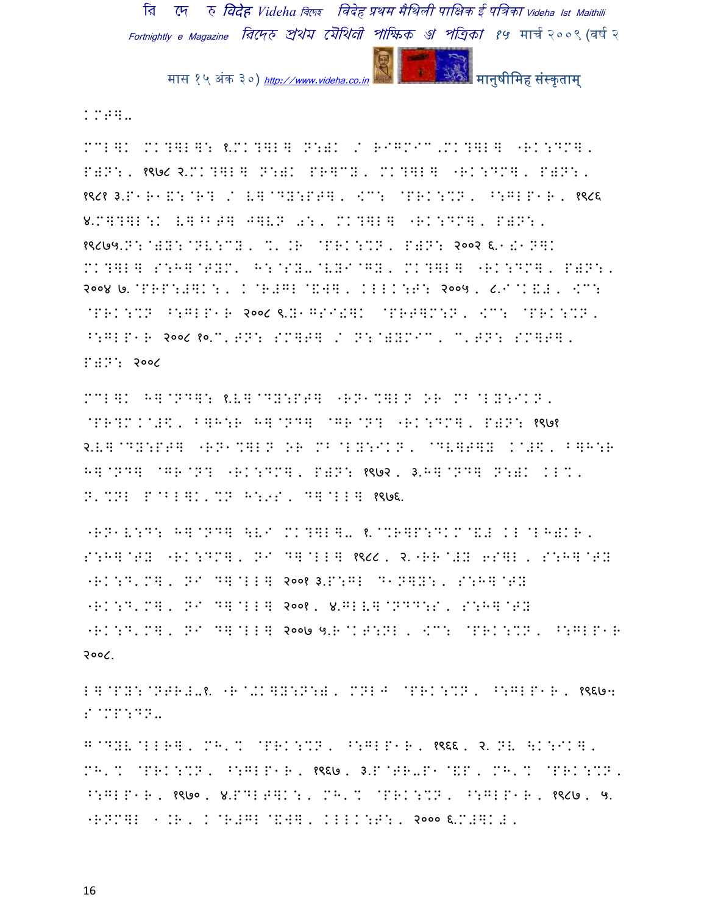K.T邦..

M.L邦K MK?邦L邦: १.MK?邦L邦 N:)K / Hआ्MI.MK?邦L邦 "RK:DM邦, P)N:, १९७८ २.MK?邦L邦 N:)K PR邦.Y, MK?邦L邦 "RK:DM邦, P)N:, १९८१ ३.P1R1&:@R? / V邦@DY:PT邦, <M: @PRK:%N, ^:GLP1R, १९८६ ४.M邦?邦L:K V邦^BT邦 J邦VN b:, MK?邦L邦 "RK:DM邦, P)N:, १९८७५.N:@)Y:@NV:.Y, %'.R @PRK:%N, P)N: २००२ ६.1!1N邦K MK?邦L邦 S:H邦@TYM' H:@SY-@VYI@GY, MK?邦L邦 "RK:DM邦, P)N:, २००४ ७.@PRP:#邦K:, K@R#GL@&W邦, KLLK:T: २००५, ८.I@K&#, <M: @PRK:%N ^:GLP1R २००८ ९.Y1GSI!邦K @PRT邦M:N, <M: @PRK:%N, ^:GLP1R २००८ १०.M'TN: SM邦T邦 / N:@)YMIM, M'TN: SM邦T邦, P)N: २००८

M.L邦K H邦@ND邦: १.V邦@DY:PT邦 "RN1%邦LN OR MB@LY:IKN, @PR?M.@#\$, B邦H:R H邦@ND邦 @GR@N? "RK:DM邦, P)N: १९७१ २.V邦@DY:PT邦 "RN1%邦LN OR MB@LY:IKN, @DV邦T邦Y K@#\$, B邦H:R H邦@ND邦 @GR@N? "RK:DM邦, P)N: १९७२, ३.H邦@ND邦 N:)K KL%, N'%NL P@BL邦K'%N H:9S, D邦@LL邦 १९७६.

"RN1V:D: H邦@ND邦 \VI MK?邦L邦- १.@%R邦P:DKM@&# KL@LH)KR, S:H邦@TY "RK:DM邦, NI D邦@LL邦 १९८८, २."RR@#Y 6S邦L, S:H邦@TY "RK:D'M邦, NI D邦@LL邦 २००१ ३.P:GL D1N邦Y:, S:H邦@TY "RK:D'M邦, NI D邦@LL邦 २००१, ४.GLV邦@NDD:S, S:H邦@TY "RK:D'M邦, NI D邦@LL邦 २००७ ५.R@KT:NL, <M: @PRK:%N, ^:GLP1R २००८.

L邦@PY:@NTR#-१. "R@+K邦Y:N:), MNLJ @PRK:%N, ^:GLP1R, १९६७- S@MP:DN-

G@DYV@LLR邦, MH'% @PRK:%N, ^:GLP1R, १९६६, २. NV \K:IK邦, MH'% @PRK:%N, ^:GLP1R, १९६७, ३.P@TR-P1@&P, MH'% @PRK:%N, ^:GLP1R, १९७०, ४.PDLT邦K:, MH'% @PRK:%N, ^:GLP1R, १९८७, ५. "RNM邦L 1.R, K@R#GL@&W邦, KLLK:T:, २००० ६.M#邦K#,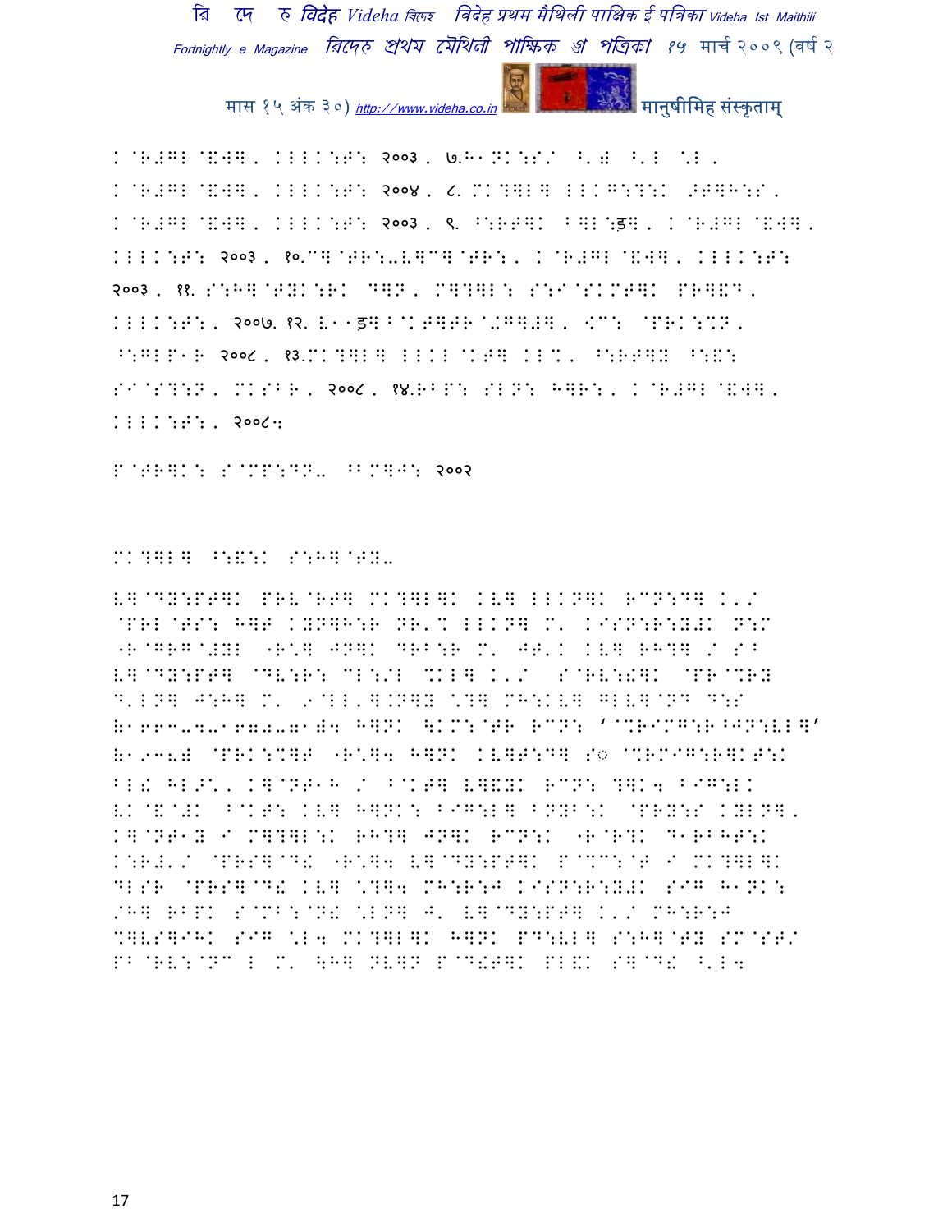K@R#GL@&W], KLLK:T: २००३, ७.H1NK:S/ ^') ^'L @L,
K@R#GL@&W], KLLK:T: २००४, ८.MK?]L] LLKG:?:K >T]H:S,
K@R#GL@&W], KLLK:T: २००३, ९. ^:RT]K ^]L:ड़], K@R#GL@&W],
KLLK:T: २००३, १०.C]@TR:-V]C]@TR:, K@R#GL@&W], KLLK:T:
२००३, ११. S:H]@TYK:RK D]N, M]?]L: S:I@SKMT]K PR]&D,
KLLK:T:, २००७. १२. V11ड]^@KT]TR@+G]#], <C: @PRK:%N,
^:GLP1R २००८, १३.MK?]L] LLKL@KT] KL%, ^:RT]Y ^:&:
SI@S?:N, MKSBR, २००८, १४.RBP: SLN: H]R:, K@R#GL@&W],
KLLK:T:, २००८।

P@TR]K: S@MP:DN- ^BM]J: २००२

MK?]L] ^:&:K S:H]@TY-

V]@DY:PT]K PRV@RT] MK?]L]K KV] LLKN]K RCN:D] K'/
@PRL@TS: H]T KYN]H:R NR'% LLKN] M' KISN:R:Y#K N:M
"R@GRG@#YL "R\*] JN]K DRB:R M' JT'K KV] RH?] / S^
V]@DY:PT] @DV:R: CL:/L %KL] K'/ S@RV:#]K @PR@%RY
D'LN] J:H] M' 9@LL']@N]Y \*?] MH:KV] GLV]@ND D:S
(1663-4-1672-7)4 H]NK \KM:@TR RCN: '@%RIMG:R^JN:VL]'
(1938) @PRK:%]T "R\*]4 H]NK KV]T:D] S◌ @%RMIG:R]KT:K
BL! HL>\*, K]@NT1H / ^@KT] V]&YK RCN: ?]K4 BIG:LK
VK@&@#K ^@KT: KV] H]NK: BIG:L] BNYB:K @PRY:S KYLN],
K]@NT1Y I M]?]L:K RH?] JN]K RCN:K "R@R?K D1RBHT:K
K:R#'/ @PRS]@D! "R\*]4 V]@DY:PT]K P@%C:@T I MK?]L]K
DLSR @PRS]@D! KV] \*?]4 MH:R:J KISN:R:Y#K SIG H1NK:
/H] RBPK S@MB:@N! \*LN] J' V]@DY:PT] K'/ MH:R:J
%]VS]IHK SIG \*L4 MK?]L]K H]NK PD:VL] S:H]@TY SM@ST/
PB@RV:@NC L M' 4H] NV]N P@D!T]K PL&K S]@D! ^'L4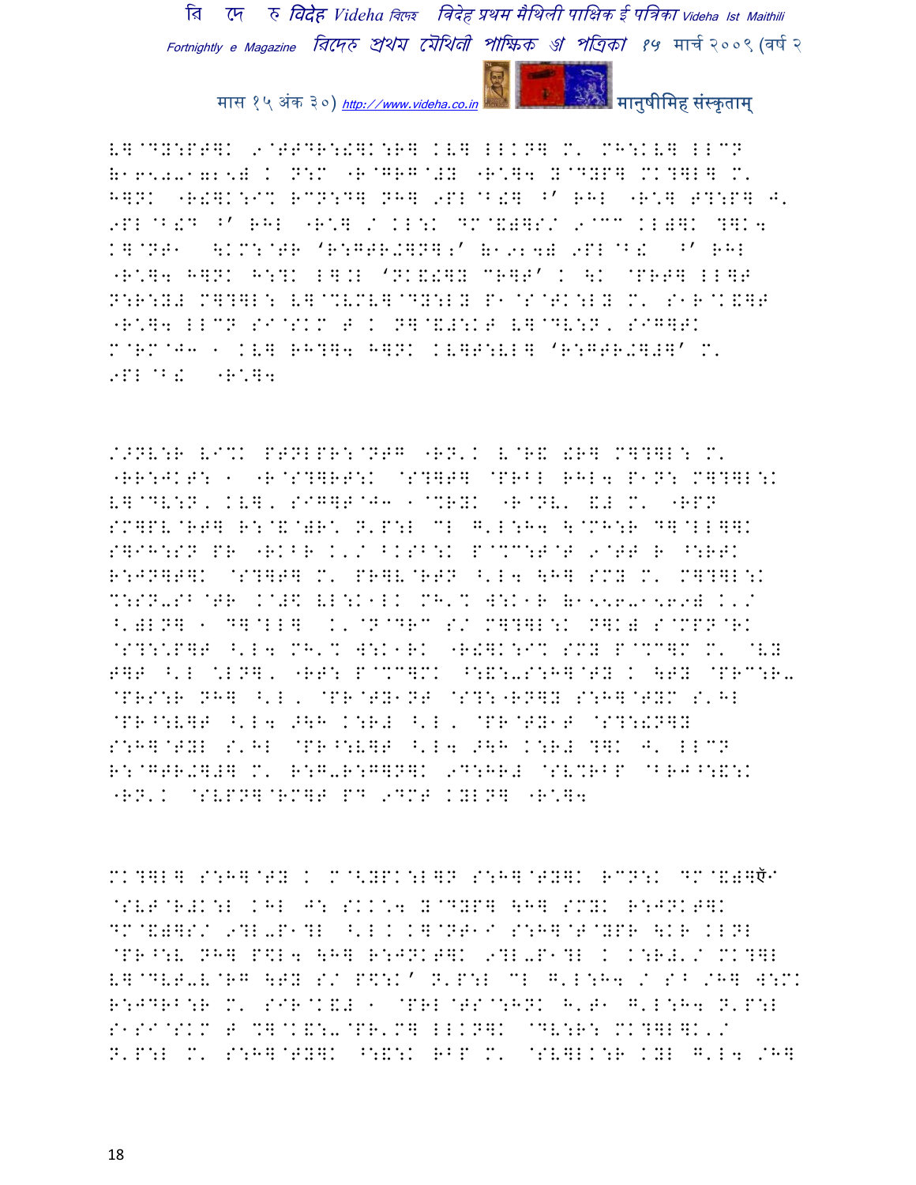L]@DY:PT]K 9@TTDR:!]K:R] KV] LLKN] M' MH:KV] LLCN (1650-1725) K N:M "R@GRG@#Y "R\*]4 Y@DYP] MK?]L] M' H]NK "R!]K:I% RCN:D] NH] 9PL@B!] ^' RHL "R\*] T?:P] J' 9PL@B!D ^' RHL "R\*] / KL:K DM@&)]S/ 9@CC KL)]K ?]K4 K]@NT1 \KM:@TR 'R:GTR.]N];' (1924) 9PL@B! ^' RHL "R\*]4 H]NK H:?K L].L 'NK&!]Y CR]T' K \K @PRT] LL]T N:R:Y# M]?]L: V]@%VMV]@DY:LY P1@S@TK:LY M' S1R@K&]T "R\*]4 LLCN SI@SKM T K N]@&#:KT V]@DV:N, SIG]TK M@RM@J3 1 KV] RH?]4 H]NK KV]T:VL] 'R:GTR.]#]' M' 9PL@B! "R\*]4

/>NV:R VI%K PTNLPR:@NTG "RN'K L@R& !R] M]?]L: M' "RR:JKT: 1 "R@S?]RT:K @S?]T] @PRBL RHL4 P1N: M]?]L:K V]@DV:N, KV], SIG]T@J3 1@%RYK "R@NV' &# M' "RPN SM]PV@RT] R:@&@)R\* N'P:L CL G'L:H4 \@MH:R D]@LL]]K S]IH:SN PR "RKBR K'/ BKSB:K P@%C:T@T 9@TT R ^:RTK R:JN]T]K @S?]T] M' PR]V@RTN ^'L4 \H] SMY M' M]?]L:K %:SN-SB@TR K@#\$ VL:K1LK MH'% W:K1R (1556-1569) K'/ ^')LN] 1 D]@LL] K'@N@DRC S/ M]?]L:K N]K) S@MPN@RK @S?:\*P]T ^'L4 MH'% W:K1RK "R!]K:I% SMY P@%C]M M' @VY T]T ^'L \*LN], "RT: P@%C]MK ^:&:-S:H]@TY K \TY @PRC:R- @PRS:R NH] ^'L, @PR@TY1NT @S?:"RN]Y S:H]@TYM S'HL @PR^:V]T ^'L4 >\H K:R# ^'L, @PR@TY1T @S?:!N]Y S:H]@TYL S'HL @PR^:V]T ^'L4 >\H K:R# ?]K J' LLCN R:@GTR.]#] M' R:G-R:G]N]K 9D:HR# @SV%RBP @BRJ^:&:K "RN'K @SVPN]@RM]T PD 9DMT KYLN] "R\*]4

MK?]L] S:H]@TY K M@<YPK:L]N S:H]@TY]K RCN:K DM@&)]ऍ @SVT@R#K:L KHL J: SKK\*4 Y@DYP] \H] SMYK R:JNKT]K DM@&)]S/ 9?L-P1?L ^'L K K]@NT1I S:H]@T@YPR \KR KLNL @PR^:V NH] P\$L4 \H] R:JNKT]K 9?L-P1?L K K:R#'/ MK?]L V]@DVT-V@RG \TY S/ P\$:K' N'P:L CL G'L:H4 / S^ /H] W:MK R:JDRB:R M' SIR@K&# 1 @PRL@TS@:HNK H'T1 G'L:H4 N'P:L S1SI@SKM T %]@K&:-@PR'M] LLKN]K @DV:R: MK?]L]K'/ N'P:L M' S:H]@TY]K ^:&:K RBP M' @SV]LK:R KYL G'L4 /H]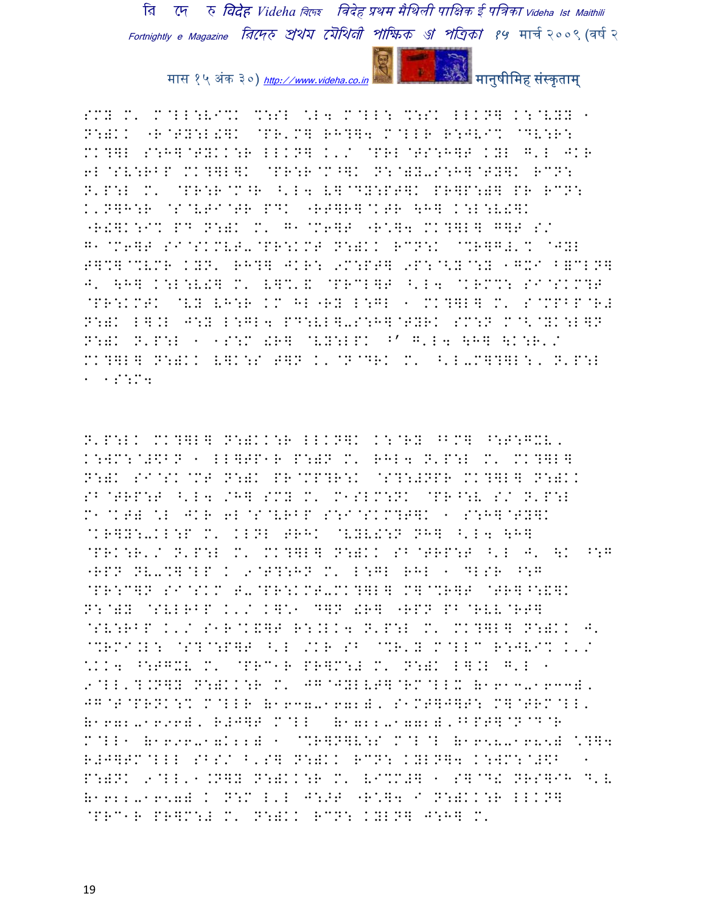SMY M' M@LL:VI%K %:SL \*L4 M@LL: %:SK LLKN] K:@VYY 1 N:)KK "R@TY:L!]K @PR'M] RH?]4 M@LLR R:JVI% @DV:R: MK?]L S:H]@TYKK:R LLKN] K'/ @PRL@TS:H]T KYL G'L JKR 6L@SV:RBP MK?]L]K @PR:R@M^]K N:@)Y-S:H]@TY]K RCN: N'P:L M' @PR:R@M^R ^'L4 V]@DY:PT]K PR]P:)] PR RCN: K'N]H:R @S@VTI@TR PDK "RT]R]@KTR \H] K:L:V!]K "R!]K:I% PD N:)K M' G1@M6]T "R\*]4 MK?]L] G]T S/ G1@M6]T SI@SKMVT-@PR:KMT N:)KK RCN:K @%R]G#'% @JYL T]%]@%VMR KYN' RH?] JKR: 9M:PT] 9P:@<Y@:Y 1GXI B=CLN] J' \H] K:L:V!] M' V]%'& @PRCL]T ^'L4 @KRM%: SI@SKM?T @PR:KMTK @VY VH:R KM HL"RY L:GL 1 MK?]L] M' S@MPBP@R# N:)K L].L J:Y L:GL4 PD:VL]-S:H]@TYRK SM:N M@<@YK:L]N N:)K N'P:L 1 1S:M !R] @VY:LPK ^' G'L4 \H] \K:R'/ MK?]L] N:)KK V]K:S T]N K'@N@DRK M' ^'L-M]?]L:' N'P:L 1 1S:M4

N'P:LK MK?]L] N:)KK:R LLKN]K K:@RY ^BM] ^:T:GXV' K:WM:@#\$BN 1 LL]TP1R P:)N M' RHL4 N'P:L M' MK?]L] N:)K SI@SK@MT N:)K PR@MP?R:K @S?:#NPR MK?]L] N:)KK SB@TRP:T ^'L4 /H] SMY M' M1SLM:NK @PR^:V S/ N'P:L M1@KT) \*L JKR 6L@S@VRBP S:I@SKM?T]K 1 S:H]@TY]K @KR]Y:-KL:P M' KLNL TRHK @VYV!:N NH] ^'L4 \H] @PRK:R'/ N'P:L M' MK?]L] N:)KK SB@TRP:T ^'L J' \K ^:G "RPN NV-%]@LP K 9@T?:HN M' L:GL RHL 1 DLSR ^:G @PR:C]N SI@SKM T-@PR:KMT-MK?]L] M]@%R]T @TR]^:&]K N:@)Y @SVLRBP K'/ K]\*1 D]N !R] "RPN PB@RVV@RT] @SV:RBP K'/ S1R@K&]T R:.LK4 N'P:L M' MK?]L] N:)KK J' @%RMI.L: @S?@:P]T ^'L /KR SB @%R'Y M@LLC R:JVI% K'/ \*KK4 ^:TGXV M' @PRC1R PR]M:# M' N:)K L].L G'L 1 9@LL'?.N]Y N:)KK:R M' JG@JYLVT]@RM@LLX (1613-1633), JG@T@PRNK:% M@LLR (1637-1672), S1MT]J]T: M]@TRM@LL, (1672-1696), R#J]T M@LL (1722-1772),^BPT]@N@D@R M@LL1 (1696-1722) 1 @%R]N]V:S M@L@L (1658-1685) \*?]4 R#J]TM@LLL SBS/ B'S] N:)KK RCN: KYLN]4 K:WM:@#\$B 1 P:)NK 9@LL'1.N]Y N:)KK:R M' VI%M#] 1 S]@D! NRS]IH D'V (1622-1657) K N:M L'L J:>T "R\*]4 I N:)KK:R LLKN] @PRC1R PR]M:# M' N:)KK RCN: KYLN] J:H] M'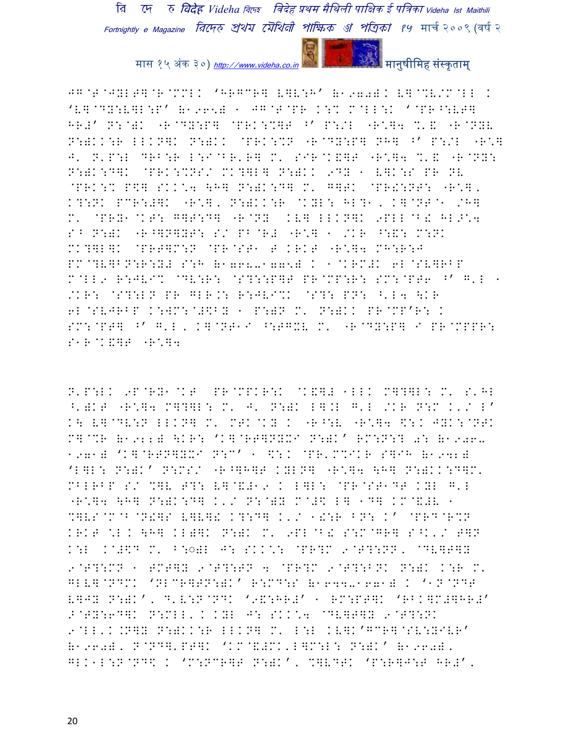JG@T@JYLT]@R@MML' 'HRGCR] V]V:H' (१९७०) V]@%V/M@LL ' 'V]@DY:V]L:P' (१९६५) ' JG@T@PR K:% M@LL:K '@PR^:VT] HR#' N:@)K "R@DY:P] @PRK:%]T ^' P:/L "R\]4 %'& "R@NYV N:)KK:R LLKN]K N:)KK @PRK:%N "R@DY:P] NH] ^' P:/L "R\] J' N'P:L DRB:R L:I@BR'R] M' SIR@K&]T "R\]4 %'& "R@NY: N:)K:D]K @PRK:%NS/ MK?]L] N:)KK 9DY ' V]K:S PR NV @PRK:% P$] SKK\4 \H] N:)K:D] M' G]TK @PR!:NT: "R\]' K?:NK PCR:#]K "R\]' N:)KK:R @KYL: HL?1' K]@NT1 /H] M' @PRY1@KT: G]T:D] "R@NY KV] LLKN]K 9PLL@B! HL>\4 S^ N:)K "R^]N]YT: S/ PB@R# "R\] ' /KR ^:&: M:NK MK?]L]K @PRT]M:N @PR@ST1 T KRKT "R\]4 MH:R:J PM@?V]BN:R:Y# S:H (१७६८-१८७५) ' '@KRM#K 6L@SV]RBP M@LL9 R:JVI% @DV:R: @S?::P]T PR@MP:R: SM:@PT6 ^' G'L ' /KR: @S?:LN PR GLR.: R:JVI%K @S?: PN: ^'L4 \KR 6L@SVJRBP K:WM:@#$BY ' P:)N M' N:)KK PR@MP'R: ' SM:@PT] ^' G'L' K]@NT1I ^:TG%V M' "R@DY:P] I PR@MPPR: S1R@K&]T "R\]4

N'P:LK 9P@RY1@KT PR@MPKR:K @K&]# 1LLK M]?]L: M' S'HL ^')KT "R\]4 M]?]L: M' J' N:)K L].L G'L /KR N:M K'/ L' K\ V]@DV:N LLKN] M' MTK@KY ' "R^:V "R\]4 $:K JYK:@NTK M]@%R (१९२२) \KR: 'K]@RT]NYXI N:)K' RM:N:? 0: (१९७६-१९७१) 'K]@RTN]YXI N:C' ' $:K @PR'M%IKR S]IH (१९४२) 'L]L: N:)K' N:MS/ "R^]H]T KYLN] "R\]4 \H] N:)KK:D]M' MBLRBP S/ %]V T?: V]@&#19 ' L]L: @PR@ST1DT KYL G'L "R\]4 \H] N:)K:D] K'/ N:@)Y M@#$ L] 1D] KM@&#V ' %]VS@M@B@N!]S V]V]! K?:D] K'/ 1!:R BN: K' @PRD@R%N KRKT \L' \H] KL)]K N:)K M' 9PL@B! S:M@GR] S^K'/ T]N K:L K@#$D M' B:◌)L J: SKK\: @PR?M 9@T?:NN' @DV]T]Y 9@T?:MN ' TMT]Y 9@T?:TN 4 @PR?M 9@T?:BNK N:)K K:R M' GLV]@NDMK 'NLCR]TN:)K' R:MD:S (१९४४-१९७१) ' '1N@NDT V]JY N:)K', D'V:N@NDK '9&:HR#' ' RM:PT]K 'RBK]M#]HR#' >@TY:6D]K N:MLL'K KYL J: SKK\4 @DV]T]Y 9@T?:NK 9@LL'K.N]Y N:)KK:R LLKN] M' L:L KV]K'GCR]@SV:YIVR' (१९६०)' N@ND]'PT]K 'KM@&#MK'L]M:L: N:)K' (१९६०)' GLK1L:N@ND$ ' 'M:NCR]T N:)K'' %]VDTK 'P:R]J:T HR#''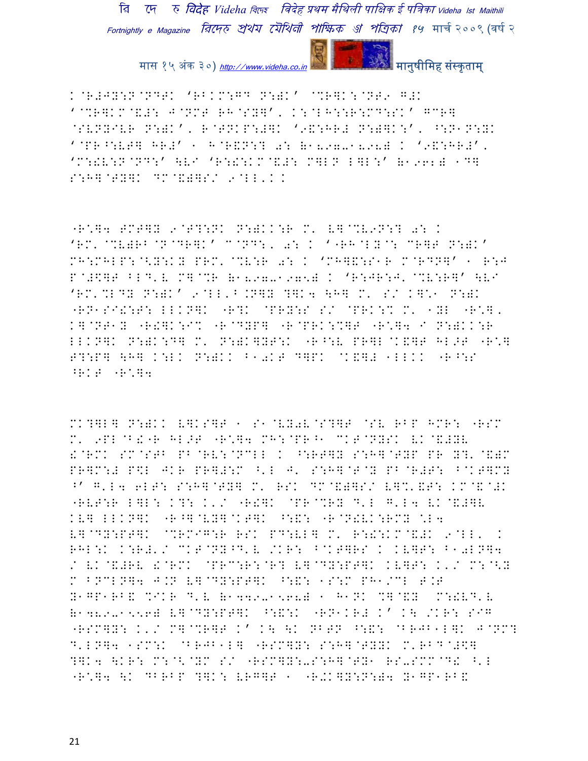K@R#JY:N@NDTK 'RBKM:GD N:)K' @%R]K:@NT9 G#K
'@%R]KM@&#: J@NMT RH@SY]', K:@LH::R:MD:SK' GCR]
@SVNYIVR N:)K', R@TNKP:#]K '9&:HR# N:)]K:', ^:N1N:YK
'@PR^:VT] HR#' 1 H@R&N:? 0: (1897-1968) K '9&:HR#',
'M:!V:N@ND:' \VI 'R:!:KM@&#: M]LN L]L:' (1962) 1D]
S:H]@TY]K DM@&)]S/ 9@LL'KK

"R\*]4 FMT]Y 9@T?:NK N:)KK:R M' V]@%V9N:? 0: K
'RM'@%V)RB@N@DR]K' C@ND:, 0: K '"RH@LY@: CR]T N:)K'
MH:MHLP:@<Y:KY PRM'@%V:R 0: K 'MH]&:S1R M@RDN]' 1 R:J
P@#\$]T BLD'V M]@%R (1897-1975) K 'R:JR:J'@%V:R]' \VI
'RM'%LDY N:)K' 9@LL'B.N]Y ?]K4 \H] M' S/ K]\*1 N:)K
"RN1SI!:T: LLKN]K "R?K @PRY:S S/ @PRK:% M' 1YL "R\*],
K]@NT1Y "R!]K:I% "R@DYP] "R@PRK:%]T "R\*]4 I N:)KK:R
LLKN]K N:)K:D] M' N:)K]YT:K "R^:V PR]L@K&]T HL>T "R\*]
F?:P] \H] K:LK N:)KK B10KT D]PK @K&]# 1LLKK "R^:S
^RKT "R\*]4

MK?]L] N:)KK V]KS]T 1 S1@VY0V@S?]T @SV RBP HMR: "RSM
M' 9PL@B!"R HL>T "R\*]4 MH:@PR^1 CKT@NYSK VK@&#YV
!@RMK SM@STB PB@RV:@NCLL K ^:RT]Y S:H]@TYP PR Y?'@&)M
PR]M:# P\$L JKR PR]#:M ^'L J' S:H]@T@Y PB@R#T: ^@KT]MY
^' G'L4 6LT: S:H]@TY] M' RSK DM@&)]S/ V]%'&T: KM@&@#K
"RVT:R L]L: K?: K'/ "R!]K @PR@%RY D'L G'L4 VK@&#]V
KV] LLKN]K "R^]@VY]@KT]K ^:&: "R@N!VK:RMY \*L4
V]@DY:PT]K @%RMIG:R RSK PD:VL] M' R:!:KM@&#K 9@LL' K
RHL:K K:R#'/ CKT@NY^D'V /KR: ^@KT]RS K KV]T: B10LN]4
/ VK@&#RV !@RMK @PRC:R:@R? V]@DY:PT]K KV]T: K'/ M:@<Y
M BNCLN]4 J.N V]@DY:PT]K ^:&: 1S:M PH1/CL T.T
Y1GP1RB& %IKR D'V (1449-1568) 1 H1NK %]@&Y M:!VD'V
(1489-1556) V]@DY:PT]K ^:&:K "RN1KR# K' K\ /KR: SIG
"RSM]Y: K'/ M]@%R]T K' K\ \K NBTN ^:&: @BRJB1L]K J@NM?
D'LN]4 1SM:K @BRJB1L] "RSM]Y: S:H]@TYYK M'RBD@#\$]
?]K4 \KR: M:@<@YM S/ "RSM]Y:-S:H]@TY1 RS-SMM@D! ^'L
"R\*]4 \K DBRBP ?]K: VRG]T 1 "R-K]Y:N:)4 Y1GP1RB&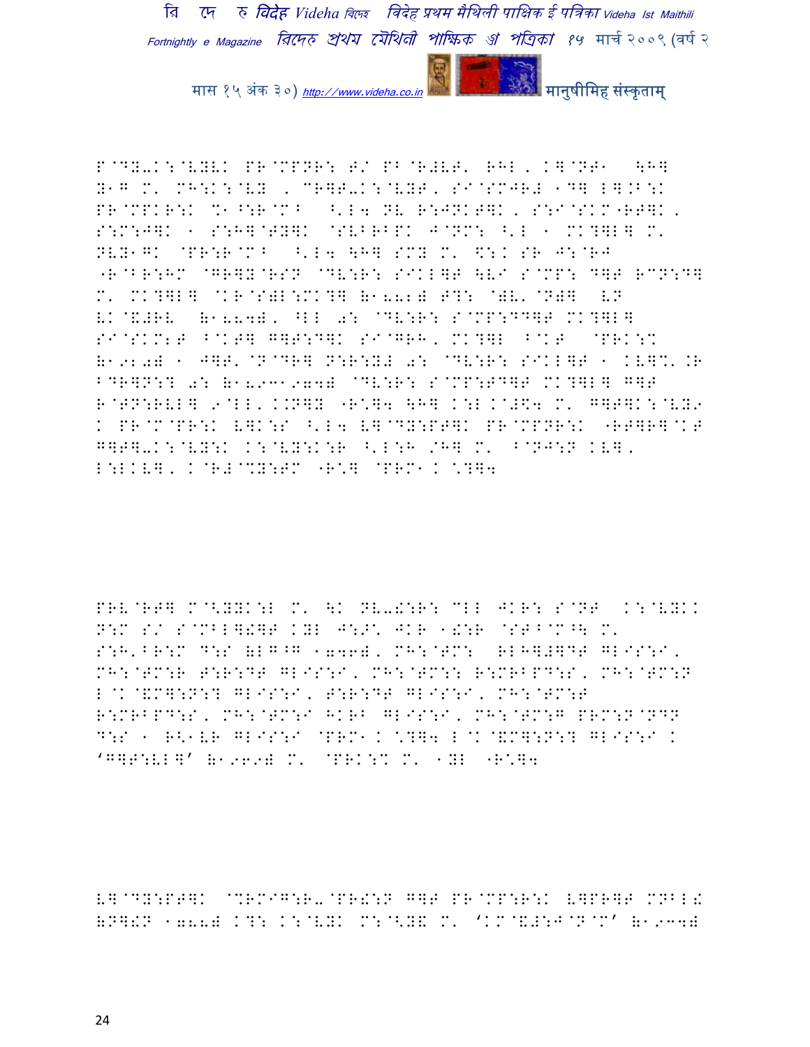P@DY-K:@VYVK PR@MPNR: T/ PB@R#VT' RHL, K]@NT1 \H]
Y1G M' MH:K:@VY , CR]T-K:@VYT, SI@SMJR# 1D] L].B:K
PR@MPKR:K %1^:R@M^ ^'L4 NV R:JNKT]K, S:I@SKM"RT]K,
S:M:J]K 1 S:H]@TY]K @SVBRBPK J@NMM: ^'L 1 MK?]L] M'
NVY1GK @PR:R@M^ ^'L4 \H] SMY M' $:K SR J:@RJ
"R@BR:HM @GR]Y@RSN @DV:R: SIKL]T \VI S@MP: D]T RCN:D]
M' MK?]L] @KR@S)L:MK?] (1882) T?: @)V'@N)] VN
VK@&#RV (1884), ^LL 0: @DV:R: S@MP:DD]T MK?]L]
SI@SKM;T B@KT] G]T:D]K SI@GRH, MK?]L B@KT @PRK:%
(1920) 1 J]T'@N@DR] N:R:Y# 0: @DV:R: SIKL]T 1 KV]%'.R
BDR]N:? 0: (1893-1974) @DV:R: S@MP:TD]T MK?]L] G]T
R@TN:RVL] 9@LL'K.N]Y "R*]4 \H] K:L.@#$4 M' G]T]K:@VY9
K PR@M@PR:K V]K:S ^'L4 V]@DY:PT]K PR@MPNR:K "RT]R]@KT
G]T]-K:@VY:K K:@VY:K:R ^'L:H /H] M' B@NJ:N KV],
L:LKV], K@R#@%Y:TM "R*] @PRM1K *?]4

PRV@RT] M@<YYK:L M' \K NV-!:R: CLL JKR: S@NT K:@VYKK
N:M S/ S@MBL]!]T KYL J:P* JKR 1!:R @ST^@M^\ M'
S:H'BR:M D:S (LG^G 1776), MH:@TM: RLH]#]DT GLIS:I,
MH:@TM:R T:R:DT GLIS:I, MH:@TM:: R:MRBPD:S, MH:@TM:N
L@K@&M]:N:? GLIS:I, T:R:DT GLIS:I, MH:@TM:T
R:MRBPD:S, MH:@TM:I HKRB GLIS:I, MH:@TM:G PRM:N@NDN
D:S 1 R<1VR GLIS:I @PRM1K *?]4 L@K@&M]:N:? GLIS:I K
'G]T:VL]' (1969) M' @PRK:% M' 1YL "R*]4

V]@DY:PT]K @%RMIG:R-@PR!:N G]T PR@MP:R:K V]PR]T MNBL!
(N]!N 1788) K?: K:@VYK M:@<Y& M' 'KM@&#:J@N@M' (1934)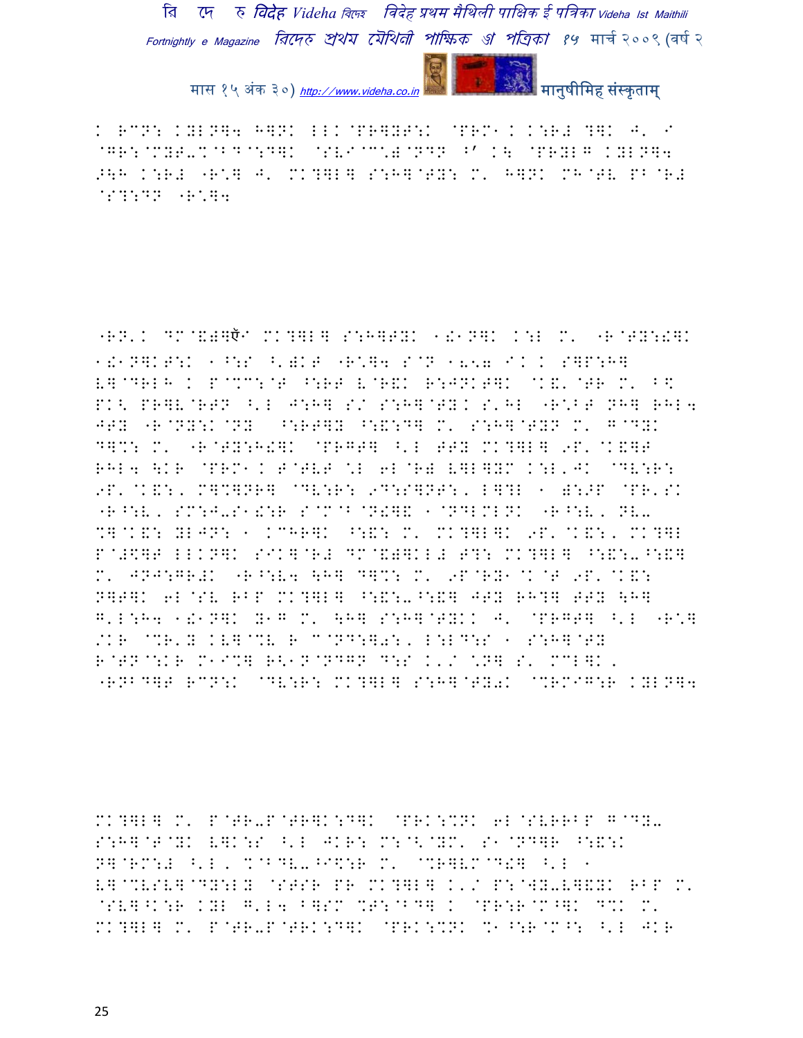K RCN: KYLN]4 H]NK LLK@PR]YT:K @PRM1K K:R# ?]K J' I
@GR:@MYT-%@BD@:D]K @SVI@C'):@NDN ^' K\ @PRYLG KYLN]4
>\H K:R# "R^] J' MK?]L] S:H]@TY: M' H]NK MH@TV PB@R#
@S?:DN "R^]4

"RN'K DM@&)]ऍI MK?]L] S:H]TYK 1!1N]K K:L M' "R@TY:!]K
1!1N]KT:K 1^:S ^')KT "R^]4 S@N 1x57 IK K S]P:H]
V]@DRLH K P@%C:@T ^:RT V@R&K R:JNKT]K @K&'@TR M' B$
PK< PR]V@RTN ^'L J:H] S/ S:H]@TYK S'HL "R^BT NH] RHL4
JTY "R@NY:K@NY ^:RT]Y ^:&:D] M' S:H]@TYN M' G@DYK
D]%: M' "R@TY:H!]K @PRGT] ^'L TTY MK?]L] 9P'@K&]T
RHL4 \KR @PRM1K T@TVT 'L 6L@R) V]L]YM K:L'JK @DV:R:
9P'@K&:, M]%]NR] @DV:R: 9D:S]NT:, L]?L 1 ):>P @PR'SK
"R^:V, SM:J-S1!:R S@M@B@N!]& 1@NDLMLNK "R^:V, NV-
%]@K&: YLJN: 1 KCHR]K ^:&: M' MK?]L]K 9P'@K&:, MK?]L
P@#$]T LLKN]K SIK]@R# DM@&)]KL# T?: MK?]L] ^:&:-^:&]
M' JNJ:GR#K "R^:V4 \H] D]%: M' 9P@RY1@K@T 9P'@K&:
N]T]K 6L@SV RBP MK?]L] ^:&:-^:&] JTY RH?] TTY \H]
G'L:H4 1!1N]K Y1G M' \H] S:H]@TYKK J' @PRGT] ^'L "R^]
/KR @%R'Y KV]@%V R C@ND:]0:, L:LD:S 1 S:H]@TY
R@TN@:KR M1I%] R<1N@NDGN D:S K'/ 'N] S' MCL]K,
"RNBD]T RCN:K @DV:R: MK?]L] S:H]@TY0K @%RMIG:R KYLN]4

MK?]L] M' P@TR-P@TR]K:D]K @PRK:%NK 6L@SVRRBP G@DY-
S:H]@T@YK V]K:S ^'L JKR: M:@<@YM' S1@ND]R ^:&:K
N]@RM:# ^'L, %@BDV-^I$:R M' @%R]VM@D!] ^'L 1
V]@%VSV]@DY:LY @STSR PR MK?]L] K'/ P:@WY-V]&YK RBP M'
@SV]^K:R KYL G'L4 B]SM %T:@BD] K @PR:R@M^]K D%K M'
MK?]L] M' P@TR-P@TRK:D]K @PRK:%NK %1^:R@M^: ^'L JKR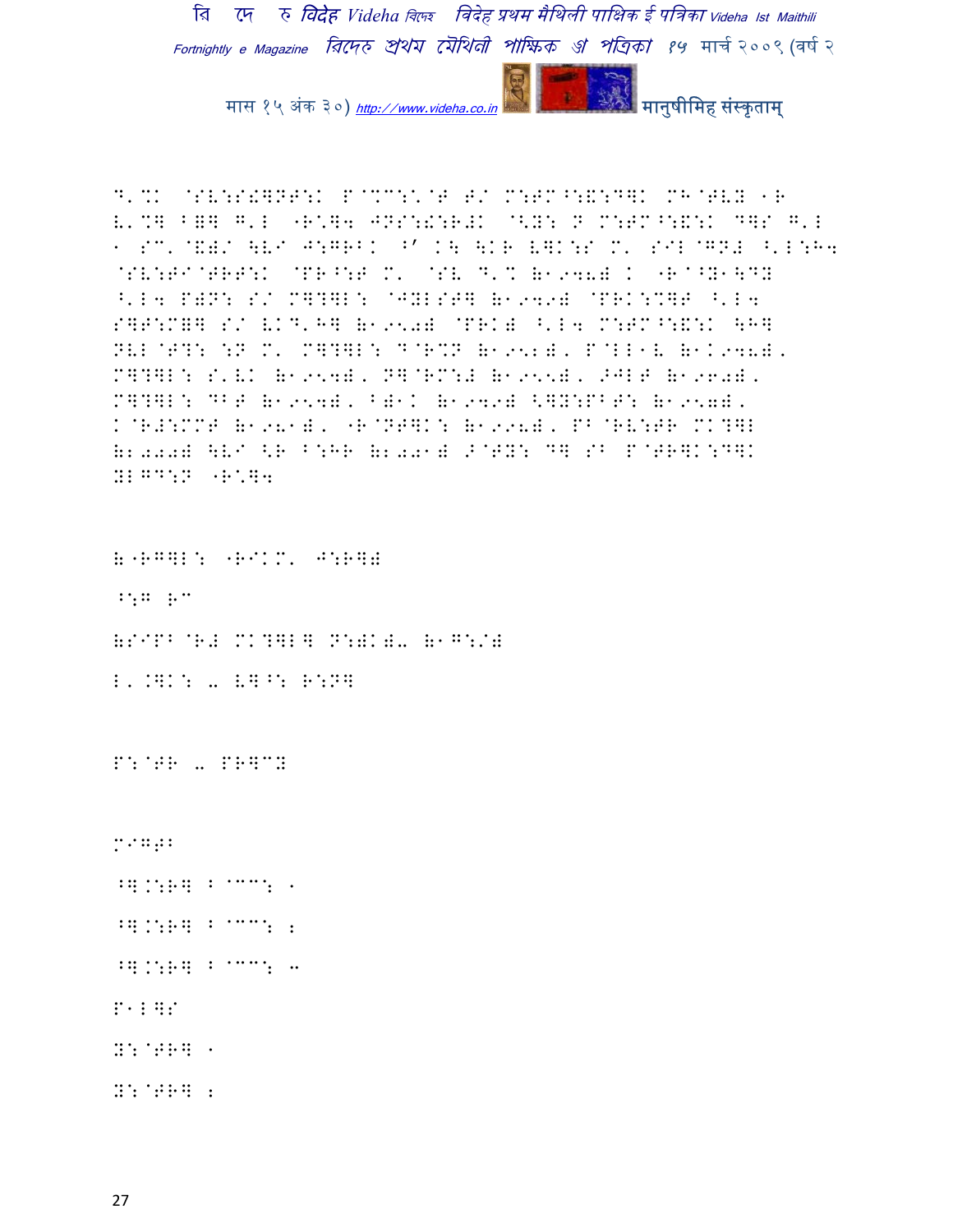D'%K @SV:S!]NT:K P@%C:\@T T/ M:TM^:&:D]K MH@TVY 1R V'%] B=] G'L "R\]4 JNS:!:R#K @<Y: N M:TM^:&:K D]S G'L 1 SC'@&)/ \VI J:GRBK ^' K\ \KR V]K:S M' SIL@GN# ^'L:H4 @SV:TI@TRT:K @PR^:T M' @SV D'% (1948) K "R@^Y1\DY ^'L4 P)N: S/ M]?]L: @JYLST] (1949) @PRK:%]T ^'L4 S]T:M=] S/ VKD'H] (1950) @PRK) ^'L4 M:TM^:&:K \H] NVL@T?: :N M' M]?]L: D@R%N (1952), P@LL1V (1K948), M]?]L: S'VK (1954), N]@RM:# (1955), >JLT (1960), M]?]L: DBT (1954), B)1K (1949) <]Y:PBT: (1950), K@R#:MMT (1981), "R@NT]K: (1998), PB@RV:TR MK?]L (2000) \VI <R B:HR (2001) >@TY: D] SB P@TR]K:D]K YLGD:N "R\]4

("RG]L: "RIKM' J:R])

^:G RC

(SIPB@R# MK?]L] N:)K)- (1G:/)

L'.]K: - V]^: R:N]

P:@TR - PR]CY

M9G#B

^].:R] B@CC: 1

^].:R] B@CC: 2

^].:R] B@CC: 3

P1L]S

Y:@TR] 1

Y:@TR] 2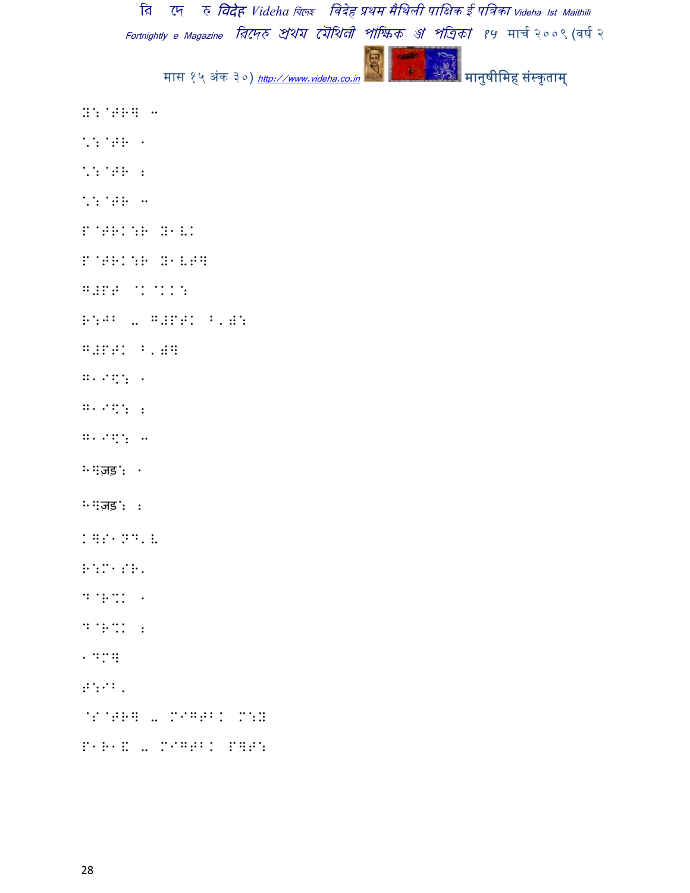H: @THE -

*: @TH ।

*: @TH :

*: @TH ⁃

P @THK:H G1LK

P @THK:H G1LT]

G#PT @K@KK:

R:J> .. G#PTK ^'W:

G#PTK ^'W]

G1I\: ।

G1I\: :

G1I\: ..

>]ज़ड': ।

>]ज़ड': :

K]S1ND'L

R:M1SR'

D@R%K ।

D@R%K :

1DM]

T:I^'

@S@TR] .. MIGT^K M:Z

P1R1E .. MIGT^K P]T: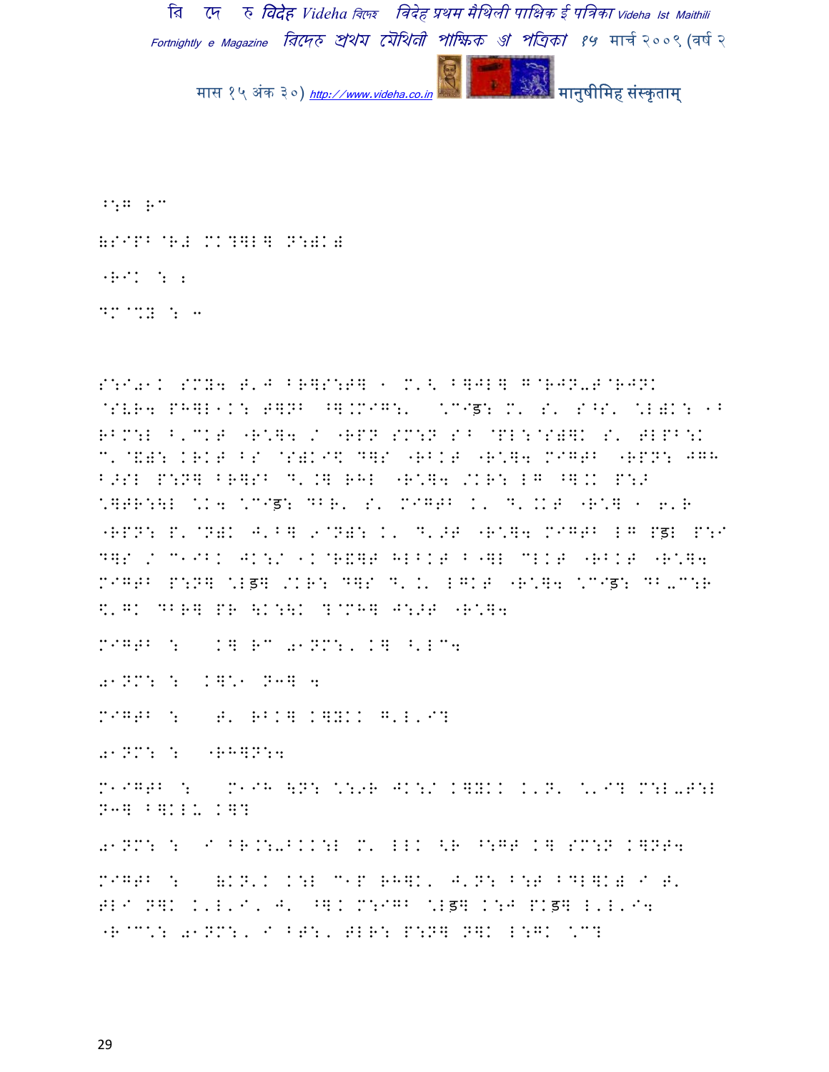^:G R"

(SIPB @R# MK?]L] N:)K)

"RIK : ;

DM@%Y : 4

S:I01K SMY4 T'J BR]S:T] 1 M'< B]JL] G@RJN-T@RJNK @SLR4 PH]L1K: T]NB ^].MIG:' \CIड़: M' S' S^S' \L)K: 1B RBM:L B'CKT "R\]4 / "RPN SM:N S^ @PL:@S)]K S' TLPB:K C'@&): KRKT BS @S)KI\$ D]S "RBKT "R\]4 MIGTB "RPN: JGH B>SL P:N] BR]SB D'.] RHL "R\]4 /KR: LG ^].K P:> \]TR:\L \K4 \CIड़: DBR' S' MIGTB K' D'.KT "R\] 1 6'R "RPN: P'@N)K J'B] 9@N): K' D'>T "R\]4 MIGTB LG Pड़L P:I D]S / C1IBK JK:/ 1K@R&]T HLBKT B"]L CLKT "RBKT "R\]4 MIGTB P:N] \Lड़] /KR: D]S D'.' LGKT "R\]4 \CIड़: DB-C:R \$'GK DBR] PR \K:\K ?@MH] J:>T "R\]4

MIGTB : K] RC 01NM:, K] ^'LC4

01NM: : K]\1 N3] 4

MIGTB : T' RBK] K]YKK G'L'I?

01NM: : "RH]N:4

M1IGTB : M1IH \N: \:9R JK:/ K]YKK K'N' \'I? M:L-T:L N3] B]KLU K]?

01NM: : I BR.:-BKK:L M' LLK <R ^:GT K] SM:N K]NT4

MIGTB : (KN'K K:L C1P RH]K, J'N: B:T BDL]K) I T' TLI N]K K'L'I, J' ^]K M:IGB \Lड़] K:J PKड़] L'L'I4 "R@C\: 01NM:, I BT:, TLR: P:N] N]K L:GK \C?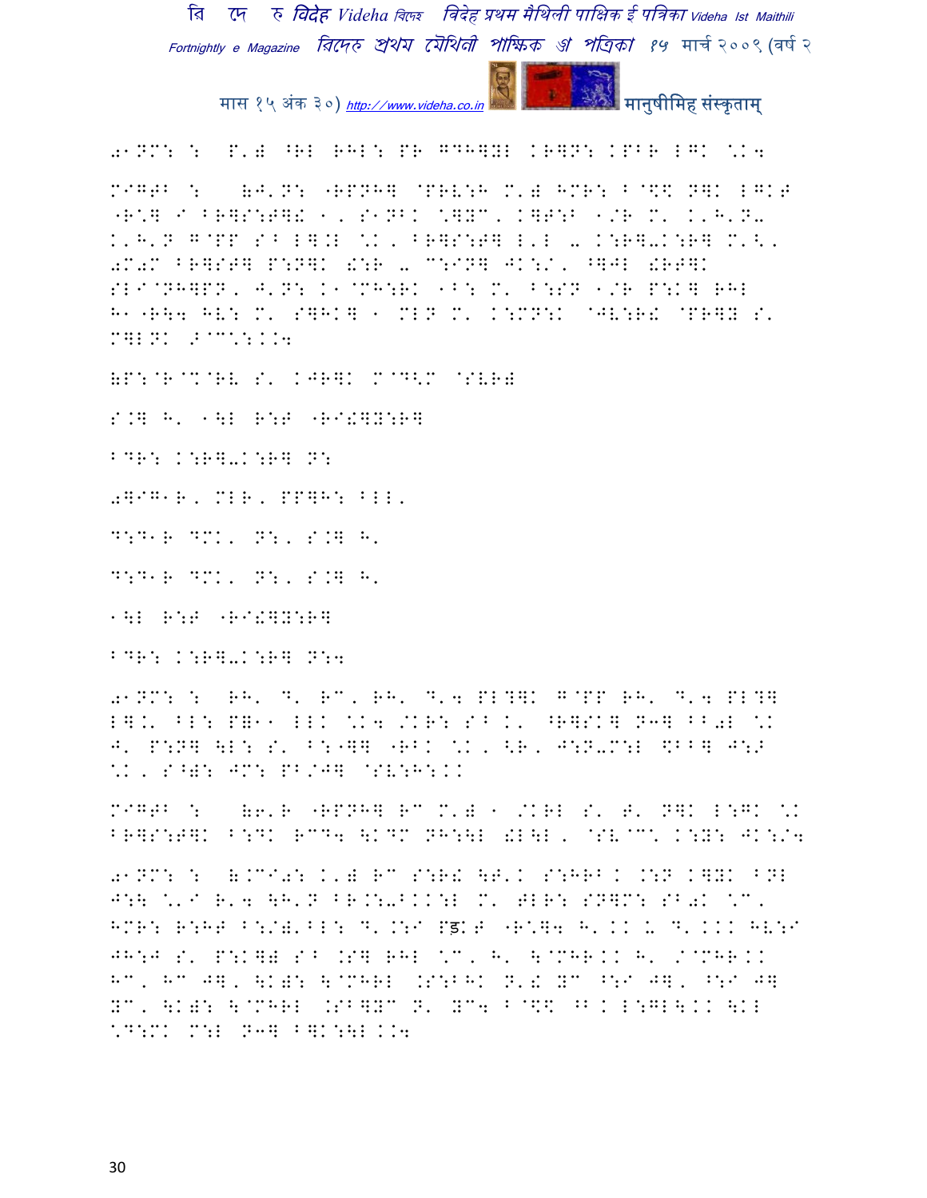a1NM: : P'a ^RL RHL: PR con KRAP CRAPS 1994 PRI 1941 1942 1942 1943 1944 1945 1946 1947 1948 1949 1940 1941 1942 1943 1944 1945 1946 1947 1948 1949 1940 1941 1942 1943 1944 1945 1946 1947 1948 1949 1940 1941 1942 1943 1944 1945 1946 1947 1948 1949 1940 1941 1942 1943 1944 1945 1946 1947 1948 1949 1940 1941 1942 1943 1944 1945 1946 1947 1948 1949 1940 1941 1942 1943 1944 1945 1946 1947 1948 1949 1940 1941 1942 1943 1944 1945 1946 1947 1948 1949 1940 1941 1942 1943 1944 1945 1946 1947 1948 1949 1940 1941 1942 1943 1944 1945 1946 1947 1948 1949 1940 1941 1942 1943 1944 1945 1946 1947 1948 1949 1940 1941 1942 1943 1944 1945 1946 1947 1948 1949 1940 1941 1942 1943 1944 1945 1946 1947 1948 1949 1940 1941 1942 1943 1944 1945 1946 1947 1948 1949 1940 1941 1942 1943 1944 1945 1946 1947 1948 1949 1940 1941 1942 1943 1944 1945 1946 1947 1948 1949 1940 1941 1942 1943 1944 1945 1946 1947 1948 1949 1940 1941 1942 1943 1944 1945 1946 1947 1948 1949 1940 1941 1942 1943 1944 1945 1946 1947 1948 1949 1940 1941 1942 1943 1944 1945 1946 1947 1948 1949 1940 1941 1942 1943 1944 1945 1946 1947 1948 1949 1940 1941 1942 1943 1944 1945 1946 1947 1948 1949 1940 1941 1942 1943 1944 1945 1946 1947 1948 1949 1940 1941 1942 1943 1944 1945 1946 1947 1948 1949 1940 1941 1942 1943 1944 1945 1946 1947 1948 1949 1940 1941 1942 1943 1944 1945 1946 1947 1948 1949 1940 1941 1942 1943 1944 1945 1946 1947 1948 1949 1940 1941 1942 1943 1944 1945 1946 1947 1948 1949 1940 1941 1942 1943 1944 1945 1946 1947 1948 1949 1940 1941 1942 1943 1944 1945 1946 1947 1948 1949 1940 1941 1942 1943 1944 1945 1946 1947 1948 1949 1940 1941 1942 1943 1944 1945 1946 1947 1948 1949 1940 1941 1942 1943 1944 1945 1946 1947 1948 1949 1940 1941 1942 1943 1944 1945 1946 1947 1948 1949 1940 1941 1942 1943 1944 1945 1946 1947 1948 1949 1940 1941 1942 1943 1944 1945 1946 1947 1948 1949 1940 1941 1942 1943 1944 1945 1946 1947 1948 1949 1940 1941 1942 1943 1944 1945 1946 1947 1948 1949 1940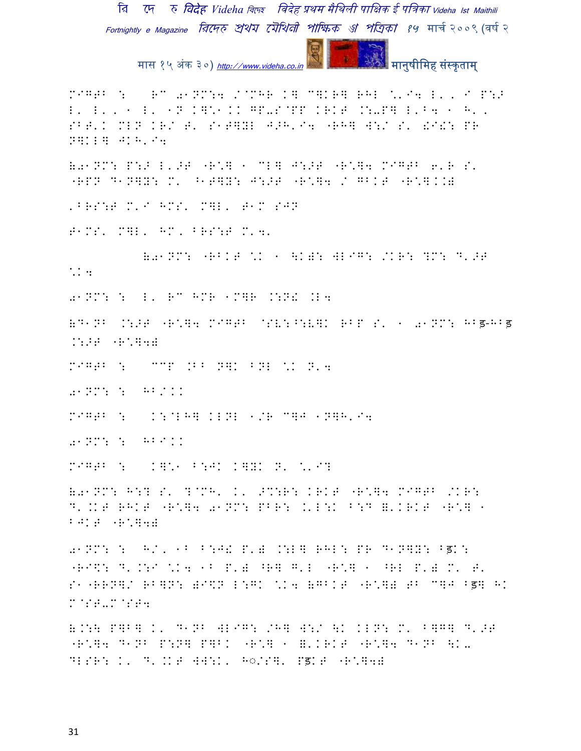MIGTB : RC 01NM:4 /@MHR K] C]KR] RHL \.I4 L., I P:> L' L',, 1 L' 1N K]\1KK GP-S@PP KRKT .:-P] L'B4 1 H', SBT'K MLN KR/ T' S1T]YL J>H'I4 "RH] W:/ S' !I!: PR N]KL] JKH'I4

(01NM: P:> L'>T "R\] 1 CL] J:>T "R\]4 MIGTB 6'R S' "RPN D1N]Y: M' ^1T]Y: J:>T "R\]4 / GBKT "R\]KK)

'BRS:T M'I HMS' M]L' T1M SJN

T1MS' M]L' HM' BRS:T M'4'

(01NM: "RBKT \K 1 \K): WLIG: /KR: ?M: D'>T \K4

01NM: : L' RC HMR 1M]R .:N! .L4

(D1NB .:>T "R\]4 MIGTB @SV:^:V]K RBP S' 1 01NM: HB-HB .:>T "R\]4)

MIGTB : CCP .BB N]K BNL \K N'4

01NM: : HB/KK

MIGTB : K:@LH] KLNL 1/R C]J 1N]H'I4

01NM: : HBIKK

MIGTB : K]\1 B:JK K]YK N' \'I?

(01NM: H:? S' ?@MH' K' >M:R: KRKT "R\]4 MIGTB /KR: D'.KT RHKT "R\]4 01NM: PBR: .'L:K B:D ('KRKT "R\] 1 BJKT "R\]4)

01NM: : H/' 1B B:J! P') .:L] RHL: PR D1N]Y: BडK: "RI\: D'.:I \K4 1B P') ^R] G'L "R\] 1 ^RL P') M' T' S1"RRN]/ RB]N: )I\N L:GK \K4 (GBKT "R\]) TB C]J Bड] HK M@ST-M@ST4

(.:\ P]B] K' D1NB WLIG: /H] W:/ \K KLN: M' B]G] D'>T "R\]4 D1NB P:N] P]BK "R\] 1 ('KRKT "R\]4 D1NB \K- DLSR: K' D'.KT WW:K' H◌/S]' PडKT "R\]4)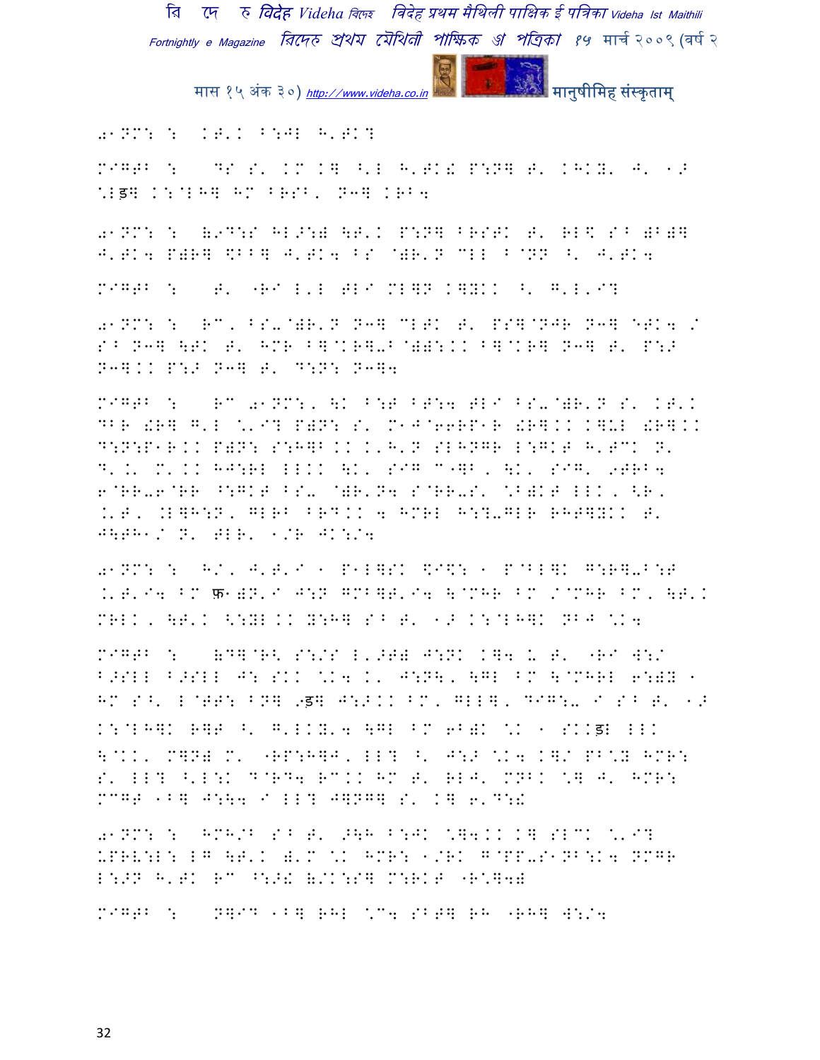01NM: : KT'K B:JL H'TK?

MIGTB : DS S' KM K] ^'L H'TK! P:N] T' KHKY' J' 1>
*Lइ] K:@LH] HM BRSB' N3] KRB4

01NM: : (9D:S HL>:) \T'K P:N] BRSTK T' RL$ S^ )B)]
J'TK4 P)R] $BB] J'TK4 BS @)R'N MLL B@NN ^' J'TK4

MIGTB : T' "RI L'L TLI ML]N K]YKK ^' G'L'I?

01NM: : RM, BS-@)R'N N3] MLTK T' PS]@NJR N3] ETK4 /
S^ N3] \TK T' HMR B]@KR]-B@)):KK B]@KR] N3] T' P:>
N3]KK P:> N3] T' D:N: N3]4

MIGTB : RM 01NM:, \K B:T BT:4 TLI BS-@)R'N S' KT'K
DBR !R] G'L *'I? P)N: S' M1J@66RP1R !R]KK K]UL !R]KK
D:N:P1R KK P)N: S:H]B KK K'H'N SLHNGR L:GKT H'TMK N'
D'.' M'.KK HJ:RL LLKK \K' SIG M"]B, \K' SIG' 9TRB4
6@RR-6@RR ^:GKT BS- @)R'N4 S@RR-S' *B)KT LLK, <R,
.'T', .L]H:N, GLRB BRDKK 4 HMRL H:?-GLR RHT]YKK T'
J\TH1/ N' TLR' 1/R JK:/4

01NM: : H/, J'T'I 1 P1L]SK $I$: 1 P@BL]K G:R]-B:T
.'T'I4 BM फ़1)N'I J:N GMB]T'I4 \@MHR BM /@MHR BM, \T'K
MRLK, \T'K <:YL KK Y:H] S^ T' 1> K:@LH]K NBJ *K4

MIGTB : (D]@R< S:/S L'>T) J:NK K]4 U T' "RI W:/
B>SLL B>SLL J: SKK *K4 K' J:N\, \GL BM \@MHRL 6:)Y 1
HM S^' L@TT: BN] 9इ] J:>KK BM, GLL], DIG:- I S^ T' 1>
K:@LH]K R]T ^' G'LKY'4 \GL BM 6B)K *K 1 SKKइL LLK
\@KK, M]N) M' "RP:H]J, LL? ^' J:> *K4 K]/ PB*Y HMR:
S' LL? ^'L:K D@RD4 RMKK HM T' RLJ' MNBK *] J' HMR:
MMGT 1B] J:\4 I LL? J]NG] S' K] 6'D:!

01NM: : HMH/B S^ T' >\H B:JK *]4KK K] SLMK *'I?
UPRV:L: LG \T'K (K'M *K HMR: 1/RK G@PP-S1NB:K4 NMGR
L:>N H'TK RM ^:>! (/K:S] M:RKT "R*]4)

MIGTB : N]ID 1B] RHL *M4 SBT] RH "RH] W:/4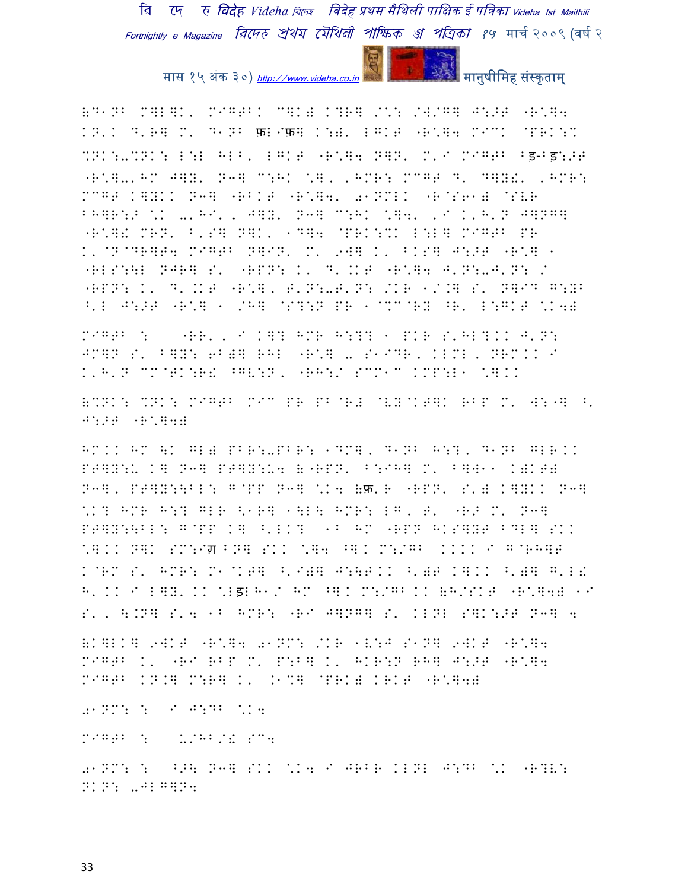(D1NB M]L]K' MIG>BK C]K) K?R] /\*: /W/G] J: >T "R\*]4 KN'K D'R] M' D1NB फ़ाIफ़] K:)' LGKT "R\*]4 MICK @PRK:% %NK:- %NK: L:L HLB' LGKT "R\*]4 N]N' M'I MIG>B Bड़-Bड़:>T "R\*]-'HM J]Y' N3] C:HK \*], 'HMR: MCGT D' D]Y!' 'HMR: MCGT K]YKK N3] "RBKT "R\*]4' 01NMLK "R@S61) @SVR BH]R:> \*K -'HI' , J]Y' N3] C:HK \*]4' 'I K'H'N J]NG] "R\*]! MRN' B'S] N]K' 1D]4 @PRK:%K L:L] MIG>B PR K'@N@DR]T4 MIG>B N]IN' M' 9W] K' BKS] J:>T "R\*] 1 "RLS:\L NJR] S' "RPN: K' D'.KT "R\*]4 J'N:-J'N: / "RPN: K' D'.KT "R\*], T'N:-T'N: /KR 1/.] S' N]ID G:YB ^'L J:>T "R\*] 1 /H] @S?:N PR 1@%C@RY ^R' L:GKT \*K4)

MIG>B : "RR', I K]? HMR H:?? 1 PKR S'HL?.K J'N: JM]N S' B]Y: 6B)] RHL "R\*] - S1IDR, KLML, NRM.K I K'H'N CM@TK:R! ^GV:N, "RH:/ SCM1C KMP:L1 \*]KK

(%NK: %NK: MIG>B MIC PR PB@R# @VY@KT]K RBP M' W:"] ^' J:>T "R\*]4)

HM.K HM \K GL) PBR:-PBR: 1DM], D1NB H:?, D1NB GLR.K PT]Y:U K] N3] PT]Y:U4 ("RPN' B:IH] M' B]W11 K)KT) N3], PT]Y:\BL: G@PP N3] \*K4 (फ़'R "RPN' S') K]YKK N3] \*K? HMR H:? GLR <1R] 1\L\ HMR: LG, T' "R> M' N3] PT]Y:\BL: G@PP K] ^'LK? 1B HM "RPN HKS]YT BDL] SKK \*]KK N]K SM:Iग़ BN] SKK \*]4 ^]K M:/GB KKKK I G@RH]T K@RM S' HMR: M1@KT] ^'I)] J:\TKK ^')T K]KK ^')] G'L! H'KK I L]Y'KK \*Lड़H1/ HM ^]K M:/GB KK (H/SKT "R\*]4) 1I S', \.N] S'4 1B HMR: "RI J]NG] S' KLNL S]K:>T N3] 4

(K]LK] 9WKT "R\*]4 01NM: /KR 1V:J S1N] 9WKT "R\*]4 MIG>B K' "RI RBP M' P:B] K' HKR:N RH] J:>T "R\*]4 MIG>B KN.] M:R] K' .1%] @PRK) KRKT "R\*]4)

01NM: : I J:DB \*K4

MIG>B : U/HB/! SC4

01NM: : ^>\ N3] SKK \*K4 I JRBR KLNL J:DB \*K "R?V: NKN: -JLG]N4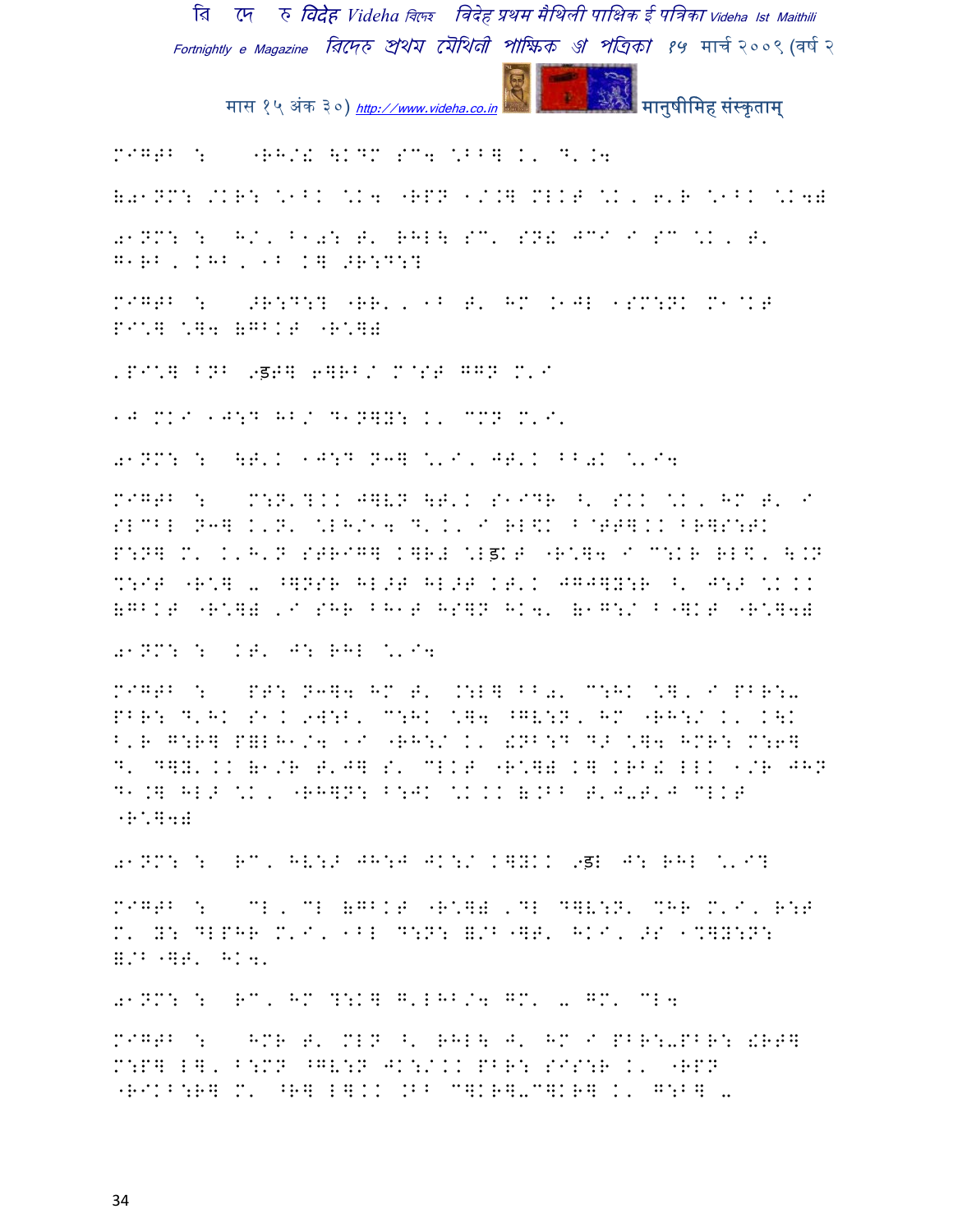MIGTB : "RH/! \KDM SC4 \BB] K' D'.4

(a1NM: /KR: \1BK \K4 "RPN 1/.] MLKT \K, 6'R \1BK \K4)

a1NM: : H/, B1a: T' RHL\ SC' SN! JCI I SC \K, T' G1RB, KHB, 1B K] >R:D:?

MIGTB : >R:D:? "RR', 1B T' HM .1JL 1SM:NK M1@KT PI\] \]4 (GBKT "R\])

'PI\] BNB 9ड़T] 6]RB/ M@ST GGN M'I

1J MKI 1J:D HB/ D1N]Y: K' MMN M'I'

a1NM: : \T'K 1J:D NJ] \'I, JT'K BBaK \'I4

MIGTB : M:N'?KK J]VN \T'K S1IDR ^' SKK \K, HM T' I SLCBL NJ] K'N' \LH/14 D'K' I RL\K B@TT]KK BR]S:TK P:N] M' K'H'N STRIG] K]R! \Lड़KT "R\]4 I C:KR RL\, \.N %:IT "R\] u ^]NSR HL>T HL>T KT'K JGJ]Y:R ^' J:> \KKK (GBKT "R\]) 'I SHR BH1T HS]N HK4' (1G:/ B"]KT "R\]4)

a1NM: : KT' J: RHL \'I4

MIGTB : PT: NJ]4 HM T' .:L] BBa' C:HK \], I PBR:u PBR: D'HK S1K 9W:B' C:HK \]4 ^GV:N, HM "RH:/ K' K\K B'R G:R] P]LH1/4 1I "RH:/ K' !NB:D D> \]4 HMR: M:6] D' D]Y'KK (1/R T'J] S' CLKT "R\]) K] KRB! LLK 1/R JHN D1.] HL> \K, "RH]N: B:JK \KKK (.BB T'J-T'J CLKT "R\]4)

a1NM: : RC, HV:> JH:J JK:/ K]YKK 9ड़L J: RHL \'I?

MIGTB : CL, CL (GBKT "R\]) 'DL D]V:N' %HR M'I, R:T M' Y: DLPHR M'I, 1BL D:N: =/B"]T' HKI, >S 1%]Y:N: =/B"]T' HK4'

a1NM: : RC, HM ?:K] G'LHB/4 GM' u GM' CL4

MIGTB : HMR T' MLN ^' RHL\ J' HM I PBR:uPBR: !RT] M:P] L], B:MN ^GV:N JK:/KK PBR: SIS:R K' "RPN "RIKB:R] M' ^R] L]KK .BB C]KR]-C]KR] K' G:B] u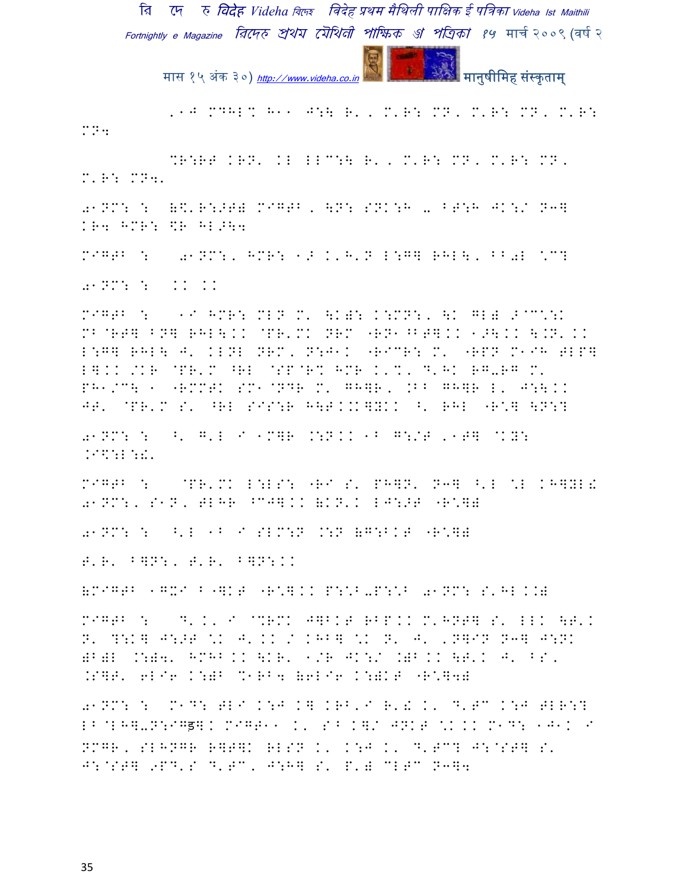'१J MDHL% H११ J:\ R', M'R: MN, M'R: MN, M'R: MN4

%R:RT KRN' KL LLC:\ R', M'R: MN, M'R: MN, M'R: MN4'

a१NM: : (\$'R:>T( MIGTB, \N: SNK:H - BT:H JK:/ N3] KR4 HMR: \$R HL>\4

MIGTB : a१NM:, HMR: १> K'H'N L:G] RHL\, BBaL \C?

a१NM: : KK KK

MIGTB : १I HMR: MLN M' \K): K:MN:, \K GL) >C':K MB@RT] BN] RHL\KK @PR'MK NRM "RN१^BT]KK १>\KK \.N'KK L:G] RHL\ J' KLNL NRM, N:J१K "RICR: M' "RPN M१IH TLP] L]KK /KR @PR'M ^RL @SP@R% HMR K'%, D'HK RG-RG M' PH१/C\ १ "RMMTK SM१@NDR M' GH]R, .BB GH]R L' J:\KK JT' @PR'M S' ^RL SIS:R H\TKK]YKK ^' RHL "R*] \N:?

a१NM: : ^' G'L I १M]R .:NKK १B G:/T '१T] @KY: .I\$:L:!'

MIGTB : @PR'MK L:LS: "RI S' PH]N' N3] ^'L *L KH]YL! a१NM:, S१N, TLHR ^CJ]KK (KN'K LJ:>T "R*])

a१NM: : ^'L १B I SLM:N .:N (G:BKT "R*])

T'R' B]N:, T'R' B]N:KK

(MIGTB १GXI B"]KT "R*]KK P:*B-P:*B a१NM: S'HLK.)

MIGTB : D'K, I @%RMK J]BKT RBPKK M'HNT] S' LLK \T'K N' ?:K] J:>T *K J'KK / KHB] *K N' J' 'N]IN N3] J:NK )B)L .:)4' HMHB KK \KR' १/R JK:/ .)BKK \T'K J' BS' .S]T' 6LI6 K:)B %१RB4 (6LI6 K:)KT "R*]4)

a१NM: : M१D: TLI K:J K] KRB'I R'! K' D'TC K:J TLR:? LB@LH]-N:IGड़]K MIGT११ K' SB K]/ JNKT *KK M१D: १J१K I NMGR, SLHNGR R]T]K RLSN K' K:J K' D'TC? J:@ST] S' J:@ST] 9PD'S D'TC, J:H] S' P') CLTC N3]4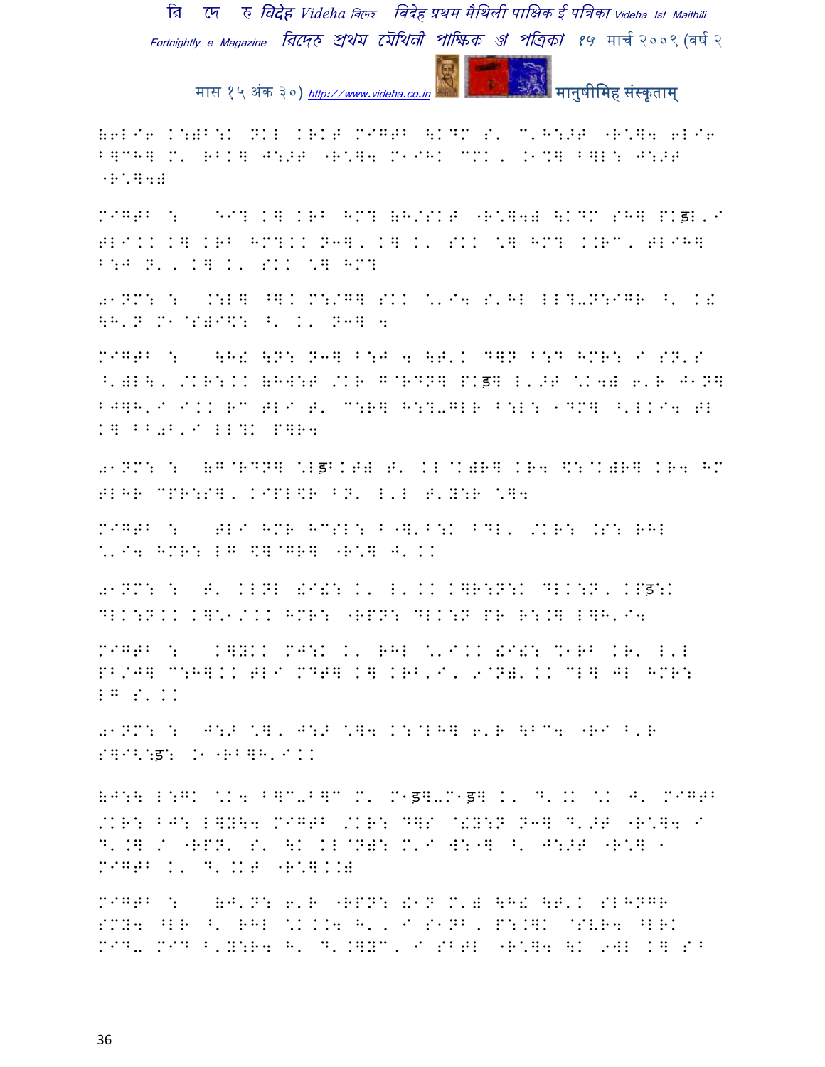(6LI6 K:)B:K NKL KRKT MIGTB \KDM S' C'H:>T "R\*]4 6LI6 B]CH] M' RBK] J:>T "R\*]4 M1IHK CMK, .1%] B]L: J:>T "R\*]4)

MIGTB : SI? K] KRB HM? (H/SKT "R\*]4) \KDM SH] PKड़L'I TLIKK K] KRB HM?KK N3], K] K' SKK \*] HM? KKRC' TLIH] B:J N', K] K' SKK \*] HM?

01NM: : .:L] ^]K M:/G] SKK \*'I4 S'HL LL?-N:IGR ^' K! \H'N M1@S)I\$: ^' K' N3] 4

MIGTB : \H! \N: N3] B:J 4 \T'K D]N B:D HMR: I SN'S ^')L\, /KR:KK (HW:T /KR G@RDN] PKड़] L'>T \*K4) 6'R J1N] BJ]H'I IKK RC TLI T' C:R] H:?-GLR B:L: 1DM] ^'LKI4 TL K] BB0B'I LL?K P]R4

01NM: : (G@RDN] \*Lड़BKT) T' KL@K)R] KR4 \$:@K)R] KR4 HM TLHR CPR:S], KIPL\$R BN' L'L T'Y:R \*]4

MIGTB : TLI HMR HCSL: B"]'B:K BDL' /KR: .S: RHL \*'I4 HMR: LG \$]@GR] "R\*] J' KK

01NM: : T' KLNL !I!: K' L' KK K]R:N:K DLK:N, KPड़:K DLK:N.KK K]\*1/KK HMR: "RPN: DLK:N PR R:.] L]H'I4

MIGTB : K]YKK MJ:K K' RHL \*'IKK !I!: C1RB KR' L'L PB/J] C:H]KK TLI MDT] K] KRB'I, 9@N)'KK CL] JL HMR: LG S'KK

01NM: : J:> \*], J:> \*]4 K:@LH] 6'R \BC4 "RI B'R S]I\*:ड़: .1"RB]H'IKK

(J:\ L:GK \*K4 B]C-B]C M' M1ड़]-M1ड़] K' D'.K \*K J' MIGTB /KR: BJ: L]Y\4 MIGTB /KR: D]S @!Y:N N3] D'>T "R\*]4 I D'.] / "RPN' S' \K KL@N): M'I W:1] ^' J:>T "R\*] 1 MIGTB K' D'.KT "R\*]KK)

MIGTB : (J'N: 6'R "RPN: !1N M') \H! \T'K SLHNGR SMY4 ^LR ^' RHL \*KK4 H', I S1NB, P:.]K @SLR4 ^LRK MID- MID B'Y:R4 H' D'.]YC, I SBTL "R\*]4 \K 9WL K] SB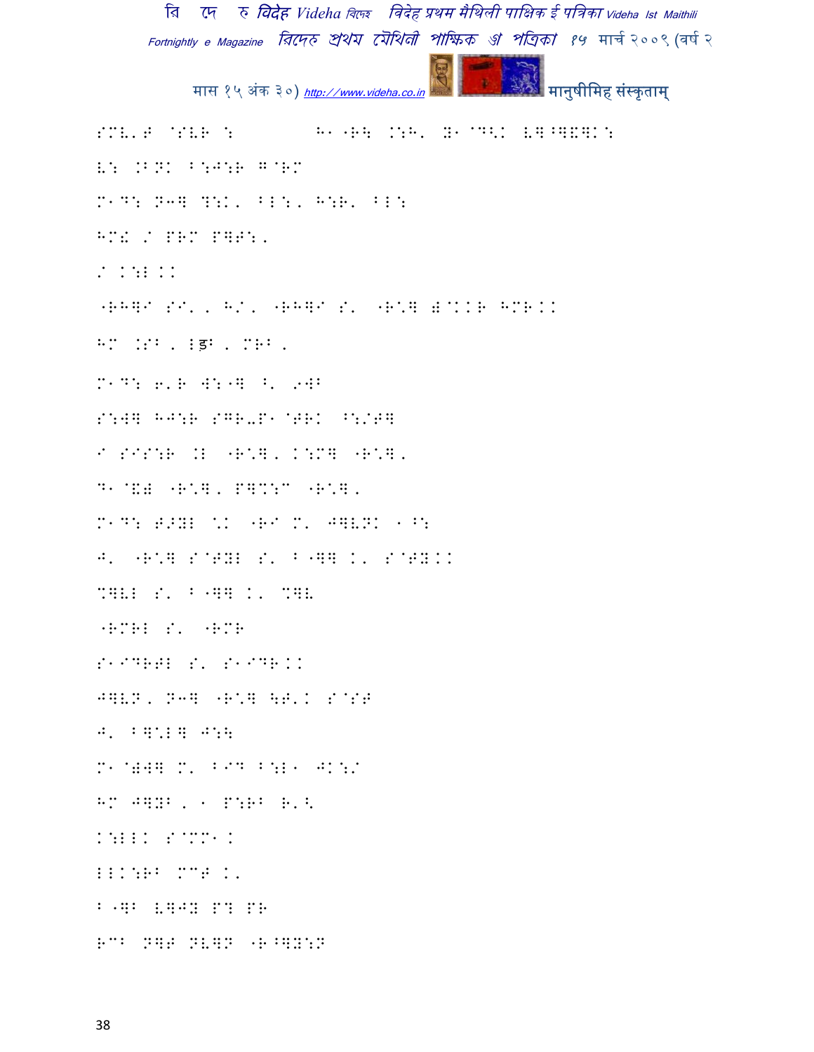SMV'T @SVR :          H1-RH .:H' N1@D<. V]^]E]K:

V: .BNK B:J:R G@RM

M1D: N>] ?:K' BL:' H:R' BL:

HM! / PRM P]T:'

/ K:L KK

-RH]I SI' ' H/' -RH]I S' -R*] Y@KKR HMRKK

HM .SB ' Lड़B ' MRB '

M1D: 6'R W:-] ^' 9WB

S:W] HJ:R SGR-P1@TRK ^:/T]

I SIS:R .L -R*]' K:M] -R*]'

D1@E) -R*]' P]%:C -R*]'

M1D: T>YL %K -RI M' J]VNK 1^:

J' -R*] S@TYL S' B-]] K' S@TYKK

%]VL S' B-]] K' %]V

-RMRL S' -RMR

S1IDRTL S' S1IDRKK

J]VN' N>] -R*] \T'K S@ST

J' B]*L] J:\

M1@)W] M' BID B:L1 JK:/

HM J]YB ' 1 P:RB R'<

K:LLK S@MM1K

LLK:RB MCT K'

B-]B V]JY P? PR

RCB N]T NV]N -R^]Y:N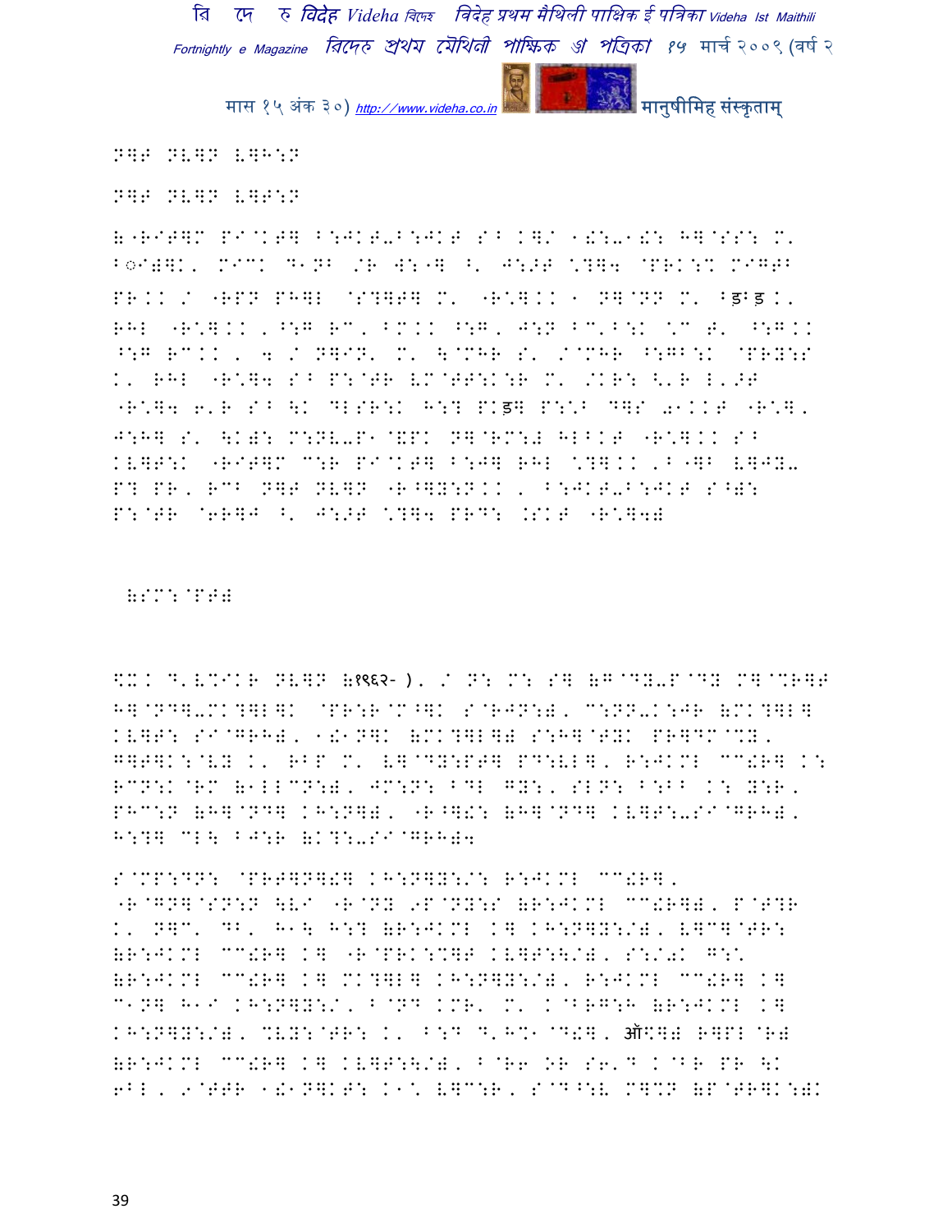N1F NV1N V1H:N

N1F NV1N V1F:N

(-RIT1M PI@KT1 B:JKT-B:JKT S^ K1/ 1!:-1!: H1@SS: M' B◌I)1K, MIMK D1NB /R W:-1 ^' J:>T \?14 @PRK:% MIGTB PR.KK / -RPN PH1L @S?1T1 M' -R\1.K 1 N1@NN M' Bड़Bड़ K, RHL -R\1.K , ^:G RC, BM.K ^:G, J:N BC'B:K \C T' ^:G.K ^:G RC.K , 4 / N1IN' M' \@MHR S' /@MHR ^:GB:K @PRY:S K' RHL -R\14 S^ P:@TR VM@TT:K:R M' /KR: <'R L'>T -R\14 6'R S^ \K DLSR:K H:? PKड़1 P:\^ D1S 01KKT -R\1, J:H1 S' \K): M:NV-P1@&PK N1@RM:# HLBKT -R\1.K S^ KV1T:K -RIT1M C:R PI@KT1 B:J1 RHL \?1.K ,B-1B V1JY- P? PR, RCB N1T NV1N -R^1Y:N.K , B:JKT-B:JKT S^): P:@TR @6R1J ^' J:>T \?14 PRD: .SKT -R\14)

(SM:@PT)

<KK D'V%IKR NV1N (१९६२- ), / N: M: S1 (G@DY-P@DY M1@%R1T H1@ND1-MK?1L1K @PR:R@C^1K S@RJN:), C:NN-K:JR (MK?1L1 KV1T: SI@GRH), 1!1N1K (MK?1L1) S:H1@TYK PR1DM@%Y, G1T1K:@VY K' RBP M' V1@DY:PT1 PD:VL1, R:JKML CC!R1 K: RCN:K@RM (1LLCN:), JM:N: BDL GY:, SLN: B:BB K: Y:R, PHC:N (H1@ND1 KH:N1), -R^1!: (H1@ND1 KV1T:-SI@GRH), H:?1 CL\ BJ:R (K?:-SI@GRH)4

S@MP:DN: @PRT1N1!1 KH:N1Y:/: R:JKML CC!R1, -R@GN1@SN:N \VI -R@NY 9P@NY:S (R:JKML CC!R1), P@T?R K' N1C' DB, H1\ H:? (R:JKML K1 KH:N1Y:/), V1C1@TR: (R:JKML CC!R1 K1 -R@PRK:%1T KV1T:\/), S:/0K G:\ (R:JKML CC!R1 K1 MK?1L1 KH:N1Y:/), R:JKML CC!R1 K1 C1N1 H1I KH:N1Y:/, B@ND KMR' M' K@BRG:H (R:JKML K1 KH:N1Y:/), %VY:@TR: K' B:D D'H%1@D!1, ऑ\?1) R1PL@R) (R:JKML CC!R1 K1 KV1T:\/), B@R6 OR S6'D K@BR PR \K 6BL, 9@TTR 1!1N1KT: K1\ V1C:R, S@D^:V M1%N (P@TR1K:)K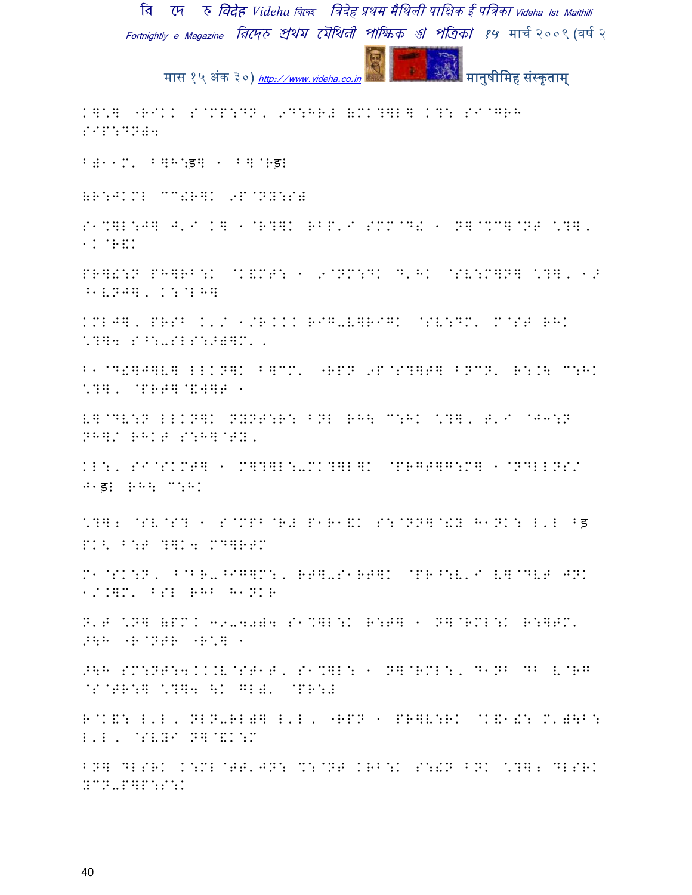K]\] "RIKK S@MP:DN, 9D:HR# (MK?]L] K?: S I@GRH SIP:DN)4

B)\\M' B]H:ड़] + B]@Hड़L

(R:JKML CC!R]K 9P@NY:S)

S\%]L:J] J'I K] \@R?]K RBP'I SMM@D! + N]@%C]@NT \?], \K@R&K

PR]!:N PH]RB:K @K&MT: \ 9@NM:DK D'HK @SV:M]N] \?], \Ĵ ^\VNJ], K:@LH]

KMLJ], PRSB K'/ \/R.KK RIG-V]RIGK @SV:DM' M@ST RHK \?]4 S^:-SLS:>)]M' ,

B\@D!]J]V] LLKN]K B]CM' "RPN 9P@S?]T] BNCN' R:.\ C:HK \?], @PRT]@&W]T \

V]@DV:N LLKN]K NYNT:R: BNL RH\ C:HK \?], T'I @J3:N NH]/ RHKT S:H]@TY,

KL:, SI@SKMT] \ M]?]L:-MK?]L]K @PRGT]G:M] \@NDLLNS/ J\ड़L RH\ C:HK

\?]: @SV@S? \ S@MPB@R# P\R\&K S:@NN]@!Y H\NK: L'L Bड़ PK< B:T ?]K4 MD]RTM

M\@SK:N, B@BR-^IG]M:, RT]-S\RT]K @PR^:V'I V]@DVT JNK \/.]M' BSL RHB H\NKR

N'T \N] (PM. 3909004 S\%]L:K R:T] \ N]@RML:K R:]TM' >\H "R@NTR "R\] \

>\H SM:NT:4..V@ST\T, S\%]L: \ N]@RML:, D\NB DB V@RG @S@TR:] \?]4 \K GL)' @PR:#

R@K&: L'L, NLN-RL)] L'L, "RPN \ PR]V:RK @K&\!: M')\B: L'L, @SVYI N]@&K:M

BN] DLSRK K:ML@TT'JN: %:@NT KRB:K S:!N BNK \?]: DLSRK YCN-P]P:S:K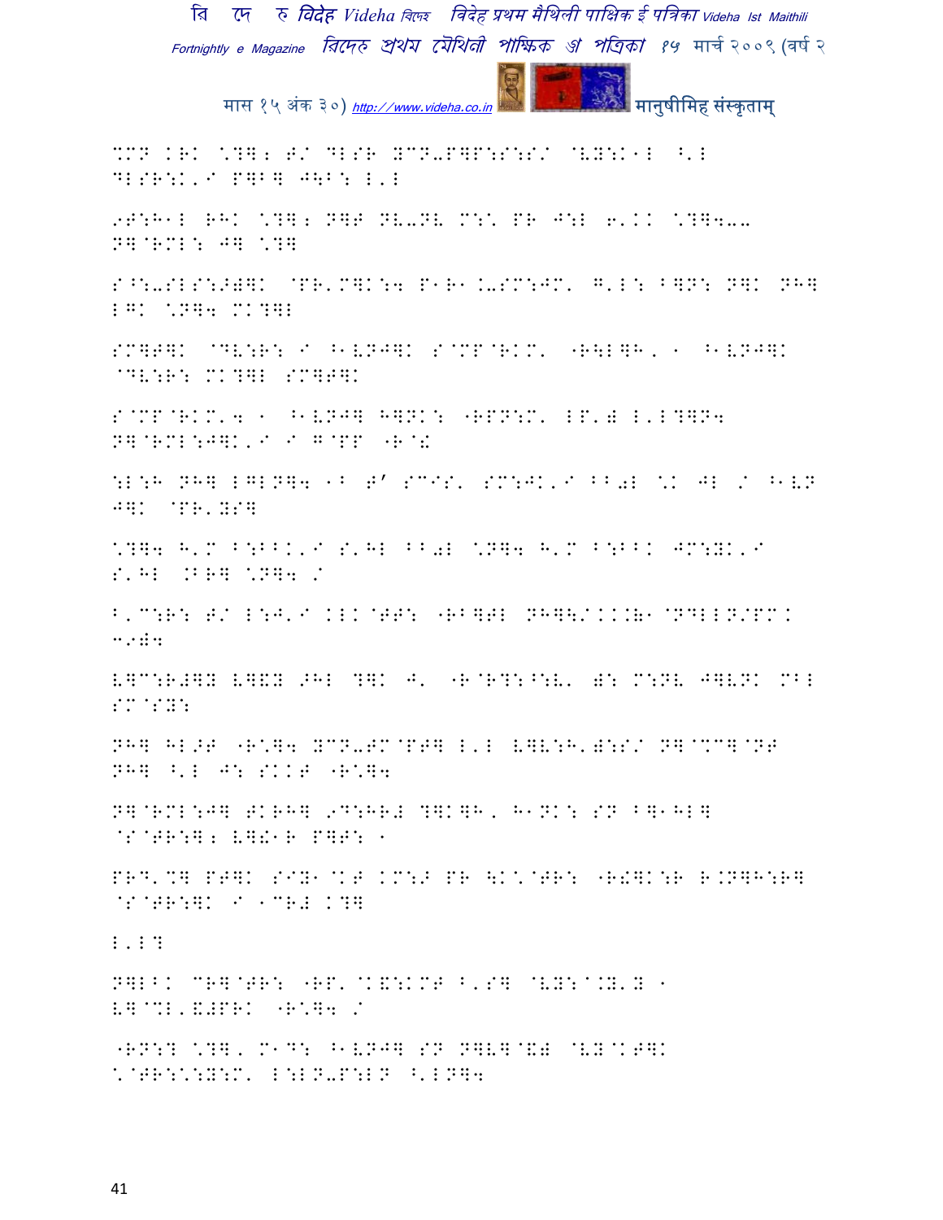%MN KRK \?]; T/ DLSR YCN-P]P:S:S/ @VY:K1L ^'L DLSR:K'I P]B]J\B: L'L

9T:H1L RHK \?]; N]T NV-NV M:\ PR J:L 6'KK \?]4-- N]@RML: J] \?]

S^:-SLS:>)]K @PR'M]K:4 P1R1.-SM:JM' G'L: B]N: N]K NH] LGK \N]4 MK?]L

SM]T]K @DV:R: I ^1VNJ]K S@MP@RKM' "R\L]H, 1 ^1VNJ]K @DV:R: MK?]L SM]T]K

S@MP@RKM'4 1 ^1VNJ] H]NK: "RPN:M' LP') L'L?]N4 N]@RML:J]K'I I G@PP "R@!

:L:H NH] LGLN]4 1B T' SCIS' SM:JK'I BB0L \K JL / ^1VN J]K @PR'YS]

\?]4 H'M B:BBK'I S'HL BB0L \N]4 H'M B:BBK JM:YK'I S'HL .BR] \N]4 /

B'C:R: T/ L:J'I KLK@TT: "RB]TL NH]\/KK.&1@NDLLN/PMK 3924

V]C:R#]Y V]&Y >HL ?]K J' "R@R?:^:V' ): M:NV J]VNK MBL SM@SY:

NH] HL>T "R\]4 YCN-TM@PT] L'L V]V:H')::S/ N]@%C]@NT NH] ^'L J: SKKT "R\]4

N]@RML:J] TKRH] 9D:HR# ?]K]H, H1NK: SN B]1HL] @S@TR:]; V]!1R P]T: 1

PRD'%] PT]K SIY1@KT KM:> PR \K\@TR: "R!]K:R R.N]H:R] @S@TR:]K I 1CR# K?]

L'L?

N]LBK CR]@TR: "RP'@K&:KMT B'S] @VY:^.Y'Y 1 V]@%L'&#PRK "R\]4 /

"RN:? \?], M1D: ^1VNJ] SN N]V]@&) @VY@KT]K \@TR:\:Y:M' L:LN-P:LN ^'LN]4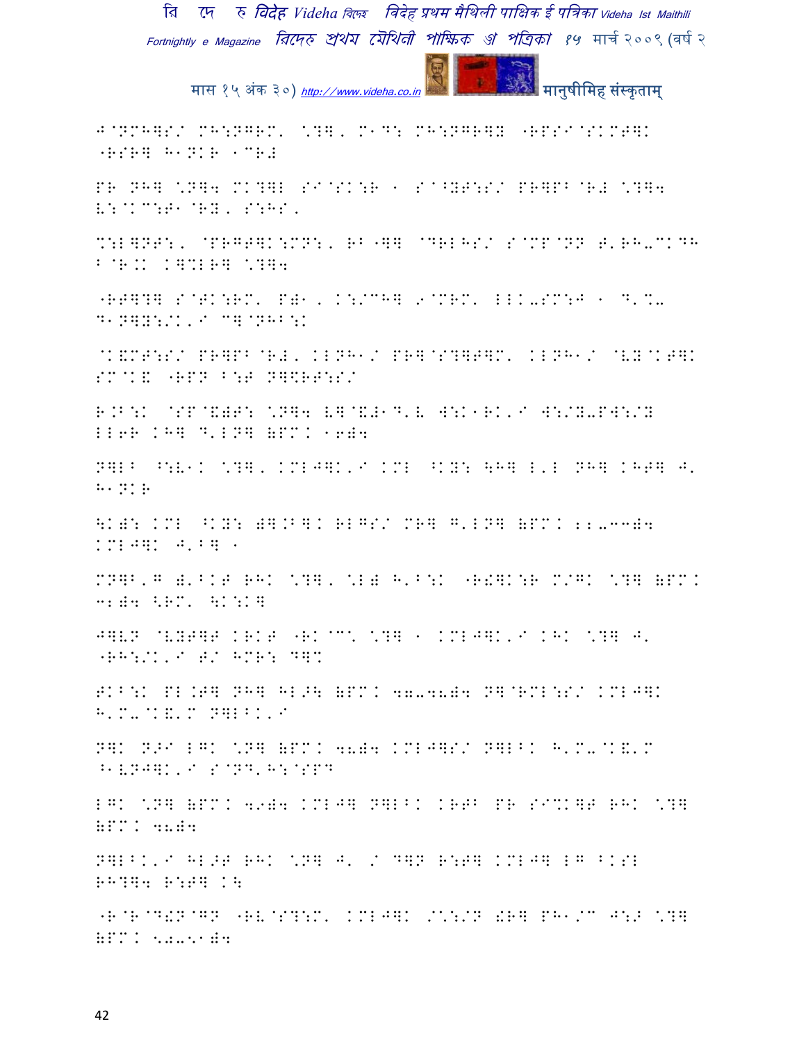J@NMH]S/ MH:NGRM' \*?], M1D: MH:NGR]Y "RPSI@SKMT]K "RSR] H1NKR 1CR#

PR NH] \*N]4 MK?]L SI@SK:R 1 S@^YT:S/ PR]PB@R# \*?]4 V:@KC:T1@RY, S:HS,

%:L]NT:, @PRGT]K:MN:, RB"]] @DRLHS/ S@MP@NN T'RH-CKDH B@R.K K]%LR] \*?]4

"RT]?] S@TK:RM' P)1, K:/CH] 9@MRM' LLK-SM:J 1 D'%- D1N]Y:/K'I C]@NHB:K

@K&MT:S/ PR]PB@R#, KLNH1/ PR]@S?]T]M' KLNH1/ @VY@KT]K SM@K& "RPN B:T N]\$RT:S/

R.B:K @SP@&)T: \*N]4 V]@&#1D'V W:K1RK'I W:/Y-PW:/Y LL6R KH] D'LN] (PM. 16)4

N]LB ^:V1K \*?], KMLJ]K'I KML ^KY: \H] L'L NH] KHT] J' H1NKR

\K): KML ^KY: )].B]K RLGS/ MR] G'LN] (PM. 22-33)4 KMLJ]K J'B] 1

MN]B'G )'BKT RHK \*?], \*L) H'B:K "R!]K:R M/GK \*?] (PM. 32)4 <RM' \K:K]

J]VN @VYT]T KRKT "RK@C\* \*?] 1 KMLJ]K'I KHK \*?] J' "RH:/K'I T/ HMR: D]%

TKB:K PL.T] NH] HL>\ (PM. 47-48)4 N]@RML:S/ KMLJ]K H'M-@K&'M N]LBK'I

N]K N>I LGK \*N] (PM. 48)4 KMLJ]S/ N]LBK H'M-@K&'M ^1VNJ]K'I S@ND'H:@SPD

LGK \*N] (PM. 49)4 KMLJ] N]LBK KRTB PR SI%K]T RHK \*?] (PM. 48)4

N]LBK'I HL>T RHK \*N] J' / D]N R:T] KMLJ] LG BKSL RH?]4 R:T] K\

"R@R@D!N@GN "RV@S?:M' KMLJ]K /\*:/N !R] PH1/C J:> \*?] (PM. 50-51)4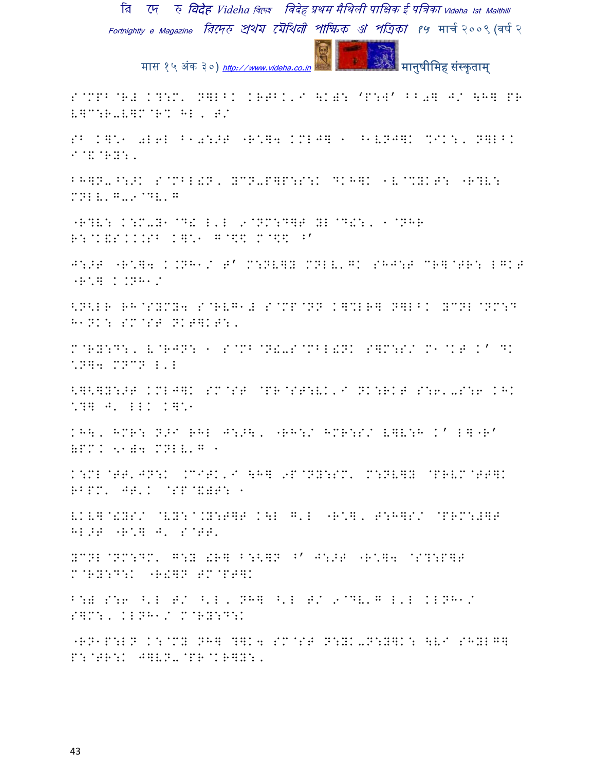S@MPB@R# K?:M' N together 

S@MPB@R# K?:M' N]LBK KR, ‘P:W’ BB0] J/ \H] PR [THE REST IS GARBLED FONT]

S@MPB@R# K?:M' N]LBK KRTBK'I \K): 'P:W' BB0] J/ \H] PR L]C:R-L]M@R% HL ' T/

SB K]\*1 0L6L B10:>T "R\*]4 KMLJ] 1 ^1VNJ]K %IK:' N]LBK I@&@RY:'

BH]N-^:>K S@MBL!N' YCN-P]P:S:K DKH]K 1V@%YKT: "R?V: MNLV'G-9@DV'G

"R?V: K:M-Y1@D! L'L 9@NM:D]T YL@D!:' 1@NHR R:@K&SKKKSB K]\*1 G@\$\$ M@\$\$ ^'

J:>T "R\*]4 K.NH1/ T' M:NV]Y MNLV'GK SHJ:T CR]@TR: L]KT "R\*] K.NH1/

<N<LR RH@SYMY4 S@RVG1# S@MP@NN K]%LR] N]LBK YCNL@NM:D H1NK: SM@ST NKT]KT:'

M@RY:D:' V@RJN: 1 S@MB@N!-S@MBL!NK S]M:S/ M1@KT K' DK \*N]4 MNCN L'L

<]<]Y:>T KMLJ]K SM@ST @PR@ST:VK'I NK:RKT S:6'-S:6 KHK \*?] J' LLK K]\*1

KH\' HMR: N>I RHL J:>\' "RH:/ HMR:S/ L]V:H K' L]"R' &PMK <1)4 MNLV'G 1

K:ML@TT'JN:K .CIRK'I \H] 9P@NY:SM' M:NV]Y @PRVM@TT]K RBPM' JT'K @SP@&)T: 1

VKV]@!YS/ @VY:^.Y:T]T K\L G'L "R\*]' T:H]S/ @PRM:#]T HL>T "R\*] J' S@TT'

YCNL@NM:DM' G:Y !R] B:<]N ^' J:>T "R\*]4 @S?:P]T M@RY:D:K "R!]N TM@PT]K

B:) S:6 ^'L T/ ^'L' NH] ^'L T/ 9@DV'G L'L KLNH1/ S]M:' KLNH1/ M@RY:D:K

"RN1P:LN K:@MY NH] ?]K4 SM@ST N:YK-N:Y]K: \VI SHYLG] P:@TR:K J]VN-@PR@KR]Y:'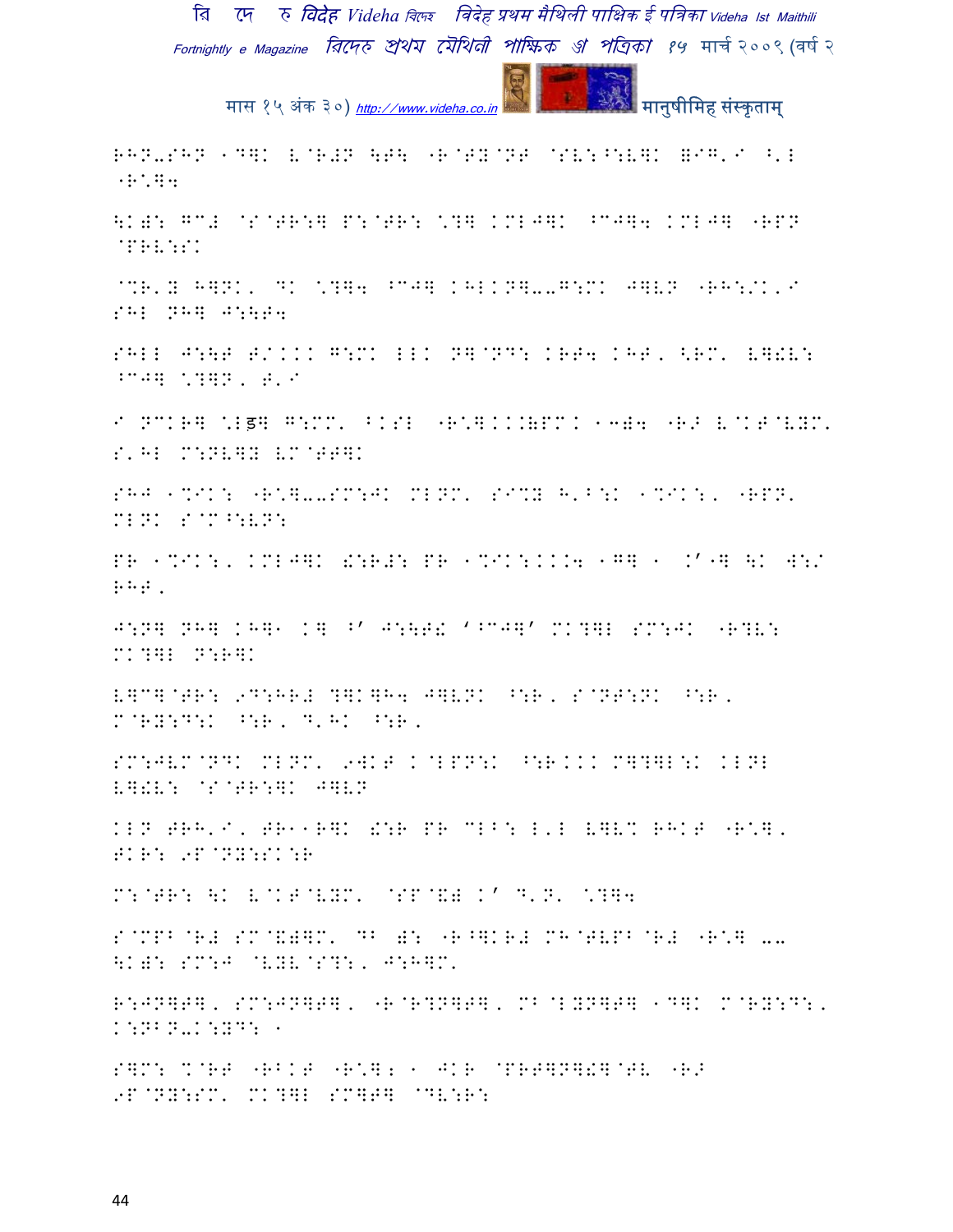RHN-SHN 1D]K E@R#N \T\ "R@TY@NT @SV:^:V]K #IG'I ^'I "R'];

\K#: GC# @S@TR:] P:@TR: \?] KMLJ]K ^CJ]; KMLJ] "RPN @PRV::SK

@%R'Y H]NK' DK \?]; ^CJ] KHLKN]--G:MK J]VN "RH:/K'I SHL NH] J:\T;

SHLL J:\T T/KKK G:MK LLK N]@ND: KRT; KHT' <RM' V]!V: ^CJ] \?]N' T'I

I NCKR] \Lड़] G:MM' BKSL "R'].KK(PMK 1-); "RJ V@KT@VYM' S'HL M:NV]Y VM@TT]K

SHJ 1%IK: "R'].-SM:JK MLNM' SI%Y H'B:K 1%IK:' "RPN' MLNK S@M^:VN:

PR 1%IK:' KMLJ]K !:R#: PR 1%IK:KKK; 1G] 1 .'"] \K W:/ RHT'

J:N] NH] KH]1 K] ^' J:\T! '^CJ]' MK?]L SM:JK "R?V: MK?]L N:R]K

V]C]@TR: 9D:HR# ?]K]H; J]VNK ^:R' S@NT:NK ^:R' M@RY:D:K ^:R' D'HK ^:R'

SM:JVM@NDK MLNM' 9WKT K@LPN:K ^:RKKK M]?]L:K KLNL V]!V: @S@TR:]K J]VN

KLN TRH'I' TR11R]K !:R PR CLB: L'L V]VM RHKT "R'].' TKR: 9P@NY:SK:R

M:@TR: \K V@KT@VYM' @SP@&) K' D'N' \?];

S@MPB@R# SM@&)]M' DB ): "R^]KR# MH@TVPB@R# "R'] -- \K): SM:J @VYV@S?:' J:H]M'

R:JN]T]' SM:JN]T]' "R@R?N]T]' MB@LYN]T] 1D]K M@RY:D:' K:NBN-K:YD: 1

S]M: %@RT "RBKT "R'];1 JKR @PRT]N]!]@TV "RJ 9P@NY:SM' MK?]L SM]T] @DV:R: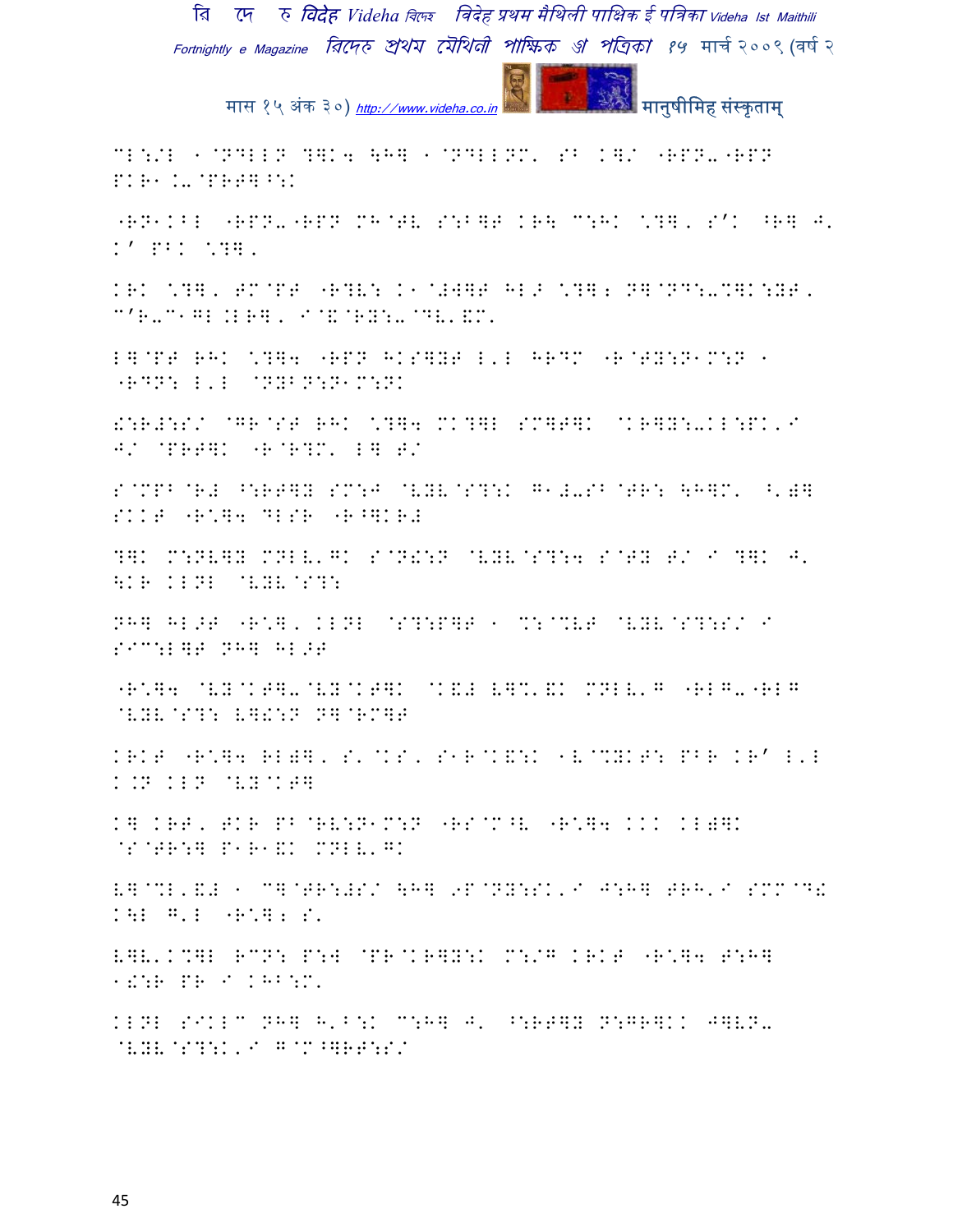CL:/L 1@DLLN ?]K4 \H] 1@DLLNM' SB K]/ "RPN-"RPN PKR1.-@PR]^:K

"RN1KBL "RPN-"RPN MH@TV S:B]T KR\ C:HK \?], S'K ^R] J' K' PBK \?],

KRK \?], TM@PT "R?V: K1@#W]T HL> \?]; N]@ND:-%]K:YT, C'R-C1GL.LR], I@K@RY:-@DV'&M'

L]@PT RHK \?]4 "RPN HKS]YT L'L HRDM "R@TY:N1M:N 1 "RDN: L'L @NYBN:N1M:NK

!:R#:S/ @GR@ST RHK \?]4 MK?]L SM]T]K @KR]Y:-KL:PK'I J/ @PRT]K "R@R?M' L] T/

S@MPB@R# ^:RT]Y SM:J @VYV@S?:K G1#-SB@TR: \H]M' ^'W] SKKT "R\]4 DLSR "R^]KR#

?]K M:NV]Y MNLV'GK S@N!:N @VYV@S?:4 S@TY T/ I ?]K J' \KR KLNL @VYV@S?:

NH] HL>T "R\], KLNL @S?:P]T 1 %:@%VT @VYV@S?:S/ I SIC:L]T NH] HL>T

"R\]4 @VY@KT]-@VY@KT]K @K&# V]%'&K MNLV'G "RLG-"RLG @VYV@S?: V]!:N N]@RM]T

KRKT "R\]4 RLW], S'@KS, S1R@K&:K 1V@%YKT: PBR KR' L'L K.N KLN @VY@KT]

K] KRT, TKR PB@RV:N1M:N "RS@M^V "R\]4 KKK KLW]K @S@TR:] P1R1&K MNLV'GK

V]@%L'&# 1 C]@TR:#S/ \H] 9P@NY:SK'I J:H] TRH'I SMM@D! K\L G'L "R\]; S'

V]V'K%]L RCN: P:W @PR@KR]Y:K M:/G KRKT "R\]4 T:H] 1!:R PR I KHB:M'

KLNL SIKLC NH] H'B:K C:H] J' ^:RT]Y N:GR]KK J]VN- @VYV@S?:K'I G@M^]RT:S/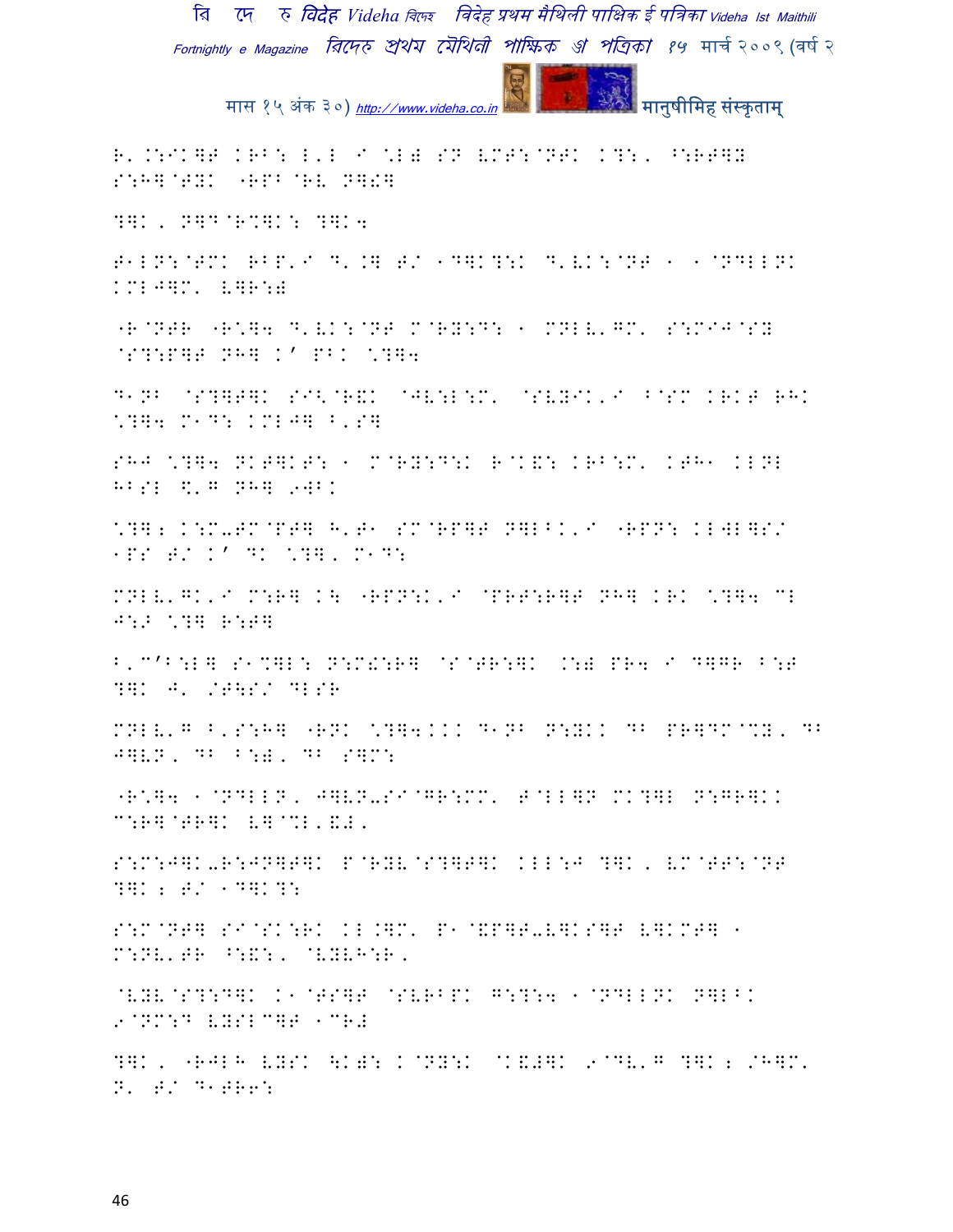R'.:IK]T KRB: L'L I \L) SN VMT:@NTK K?:, ^:RT]Y S:H]@TYK "RPB@RV N]!]

?]K, N]D@R%]K: ?]K4

T1LN:@TMK RBP'I D'.] T/ 1D]K?:K D'VK:@NT 1 1@NDLLNK KML`]M' V]R:)

"R@NTR "R\*]4 D'VK:@NT M@RY:D: 1 MNLV'GM' S:MIJ@SY @S?:P]T NH] K' PBK \*?]4

D1NB @S?]T]K SI<@R&K @JV:L:M' @SVYIK'I ^@SM KRKT RHK \*?]4 M1D: KML`] ^'S]

SHJ \*?]4 NKT]KT: 1 M@RY:D:K R@K&: KRB:M' KTH1 KLNL HBSL \$'G NH] 9WBK

\*?]; K:M-TM@PT] H'T1 SM@RP]T N]LBK'I "RPN: KLWL]S/ 1PS T/ K' DK \*?], M1D:

MNLV'GK'I M:R] K\ "RPN:K'I @PRT:R]T NH] KRK \*?]4 ML J:> \*?] R:T]

B'C'B:L] S1%]L: N:M!:R] @S@TR:]K .:) PR4 I D]GR B:T ?]K J' /T\S/ DLSR

MNLV'G B'S:H] "RNK \*?]4KKK D1NB N:YKK DB PR]DM@%Y, DB J]VN, DB B:), DB S]M:

"R\*]4 1@NDLLN, J]VN-SI@GR:MM' T@LL]N MK?]L N:GR]KK C:R]@TR]K V]@%L'&#'

S:M:J]K-R:JN]T]K P@RYV@S?]T]K KLL:J ?]K, VM@TT:@NT ?]K; T/ 1D]K?:

S:M@NT] SI@SK:RK KL.]M' P1@&P]T-V]KS]T V]KMT] 1 M:NV'TR ^:&:, @VYVH:R,

@VYV@S?:D]K K1@TS]T @SVRBPK G:?:4 1@NDLLNK N]LBK 9@NM:D VYSLC]T 1CR#

?]K, "RJLH VYSK \KW: K@NY:K @K&#]K 9@DV'G ?]K; /H]M' N' T/ D1TR6: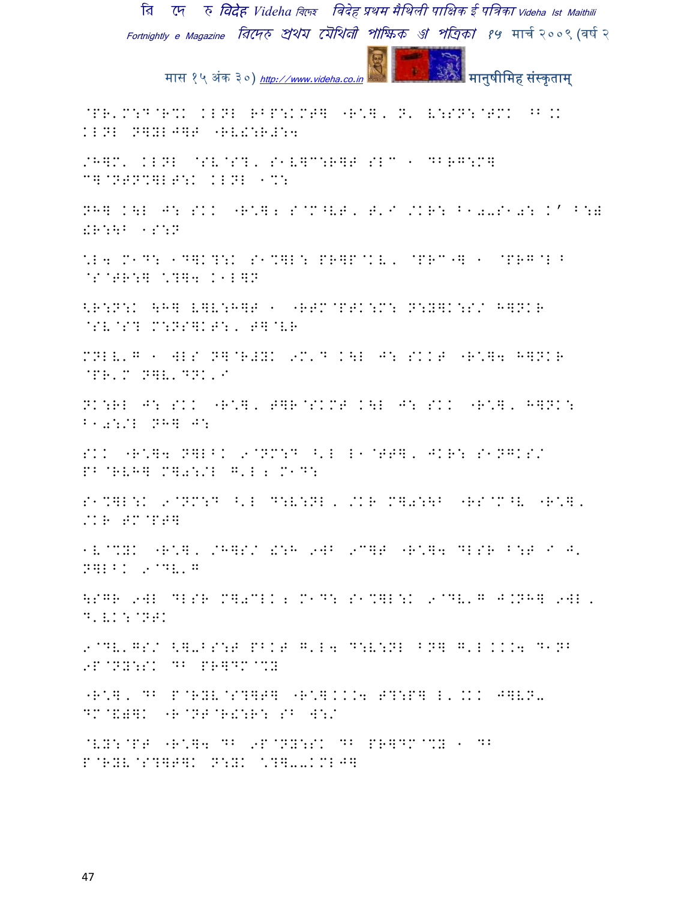@PR'M:D@R%K KLNL RBP:KMT] "R^], N' V:SN:@TMK ^B.K
KLNL N]YLJ]T "RV!:R#:4

/H]M' KLNL @SV@S?' S1V]C:R]T SLC " DBRG:M]
C]@NTN%]LT:K KLNL 1%:

NH] K\L J: SKK "R^]; S@M^VT' T'I /KR: B10-S10: K' B:#
!R:\B 1S:N

\*L4 M1D: 1D]K?:K S1%]L: PR]P@KV, @PRC"] " @PRG@L^
@S@TR:] \*?]4 K1L]N

<R:N:K \H] V]V:H]T " "RTM@PTK:M: N:Y]K:S/ H]NKR
@SV@S? M:NS]KT:, T]@VR

MNLV'G " WLS N]@R#YK 9M'D K\L J: SKKT "R^]4 H]NKR
@PR'M N]V'DNK'I

NK:RL J: SKK "R^], T]R@SKMT K\L J: SKK "R^], H]NK:
B10:/L NH] J:

SKK "R^]4 N]LBK 9@NM:D ^'L L1@TT], JKR: S1NGKS/
PB@RVH] M]0:/L G'L; M1D:

S1%]L:K 9@NM:D ^'L D:V:NL, /KR M]0:\B "RS@M^V "R^],
/KR TM@PT]

1V@%YK "R^], /H]S/ !:H 9WB 9C]T "R^]4 DLSR B:T I J'
N]LBK 9@DV'G

\SGR 9WL DLSR M]0CLK; M1D: S1%]L:K 9@DV'G J.NH] 9WL,
D'VK:@NTK

9@DV'GS/ <]-BS:T PBKT G'L4 D:V:NL BN] G'L KKK4 D1NB
9P@NY:SK DB PR]DM@%Y

"R^], DB P@RYV@S?]T] "R^]KKK4 T?:P] L'.KK J]VN-
DM@VY]K "R@NT@R!:R: SB W:/

@VY:@PT "R^]4 DB 9P@NY:SK DB PR]DM@%Y " DB
P@RYV@S?]T]K N:YK \*?]--KMLJ]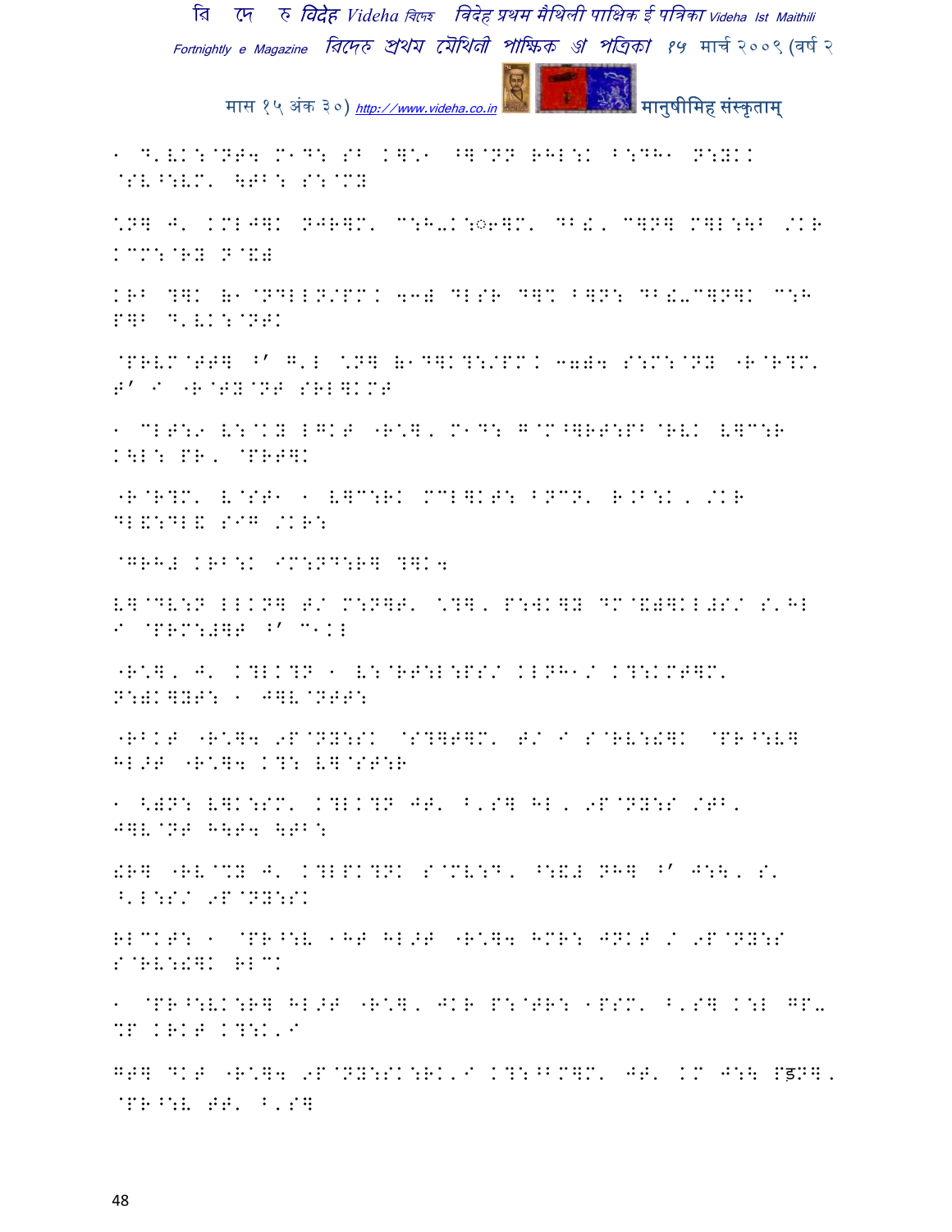1 D'VK:@NT4 M1D: SB K]*1 ^]@NN RHL:K B:DH1 N:YKK
@SV^:VM' \TB: S:@MY

*N] J' KMLJ]K NJR]M' C:H-K:◎6]M' DB!, C]N] M]L:\B /KR
KCM:@RY N@&#

KRB ?]K (1@NDLLN/PM) 4◎# DLSR D]% B]N: DB!-C]N]K C:H
P]B D'VK:@NTK

@PRVM@TT] ^' G'L *N] (1D]K?:/PM) ◎#)4 S:M:@NY "R@R?M'
T' I "R@TY@NT SRL]KMT

1 CLT:9 V:@KY LGKT "R*], M1D: G@M^]RT:PB@RVK V]C:R
K\L: PR, @PRT]K

"R@R?M' V@ST1 1 V]C:RK MCL]KT: BNCN' R.B:K, /KR
DL&:DL& SIG /KR:

@GRH# KRB:K IM:ND:R] ?]K4

V]@DV:N LLKN] T/ M:N]T' *?], P:WK]Y DM@&#]KL#S/ S'HL
I @PRM:#]T ^' C1KL

"R*], J' K?LK?N 1 V:@RT:L:PS/ KLNH1/ K?:KMT]M'
N:)K]YT: 1 J]V@NTT:

"RBKT "R*]4 9P@NY:SK @S?]T]M' T/ I S@RV:!]K @PR^:V]
HL>T "R*]4 K?: V]@ST:R

1 <)N: V]K:SM' K?LK?N JT' B'S] HL, 9P@NY:S /TB'
J]V@NT H\T4 \TB:

!R] "RV@CY J' K?LPK?NK S@MV:D, ^:&# NH] ^' J:\, S'
^'L:S/ 9P@NY:SK

RLCKT: 1 @PR^:V 1HT HL>T "R*]4 HMR: JNKT / 9P@NY:S
S@RV:!]K RLCK

1 @PR^:VK:R] HL>T "R*], JKR P:@TR: 1PSM' B'S] K:L GP-
%P KRKT K?:K'I

GT] DKT "R*]4 9P@NY:SK:RK'I K?:^BM]M' JT' KM J:\ Pड़N],
@PR^:V TT' B'S]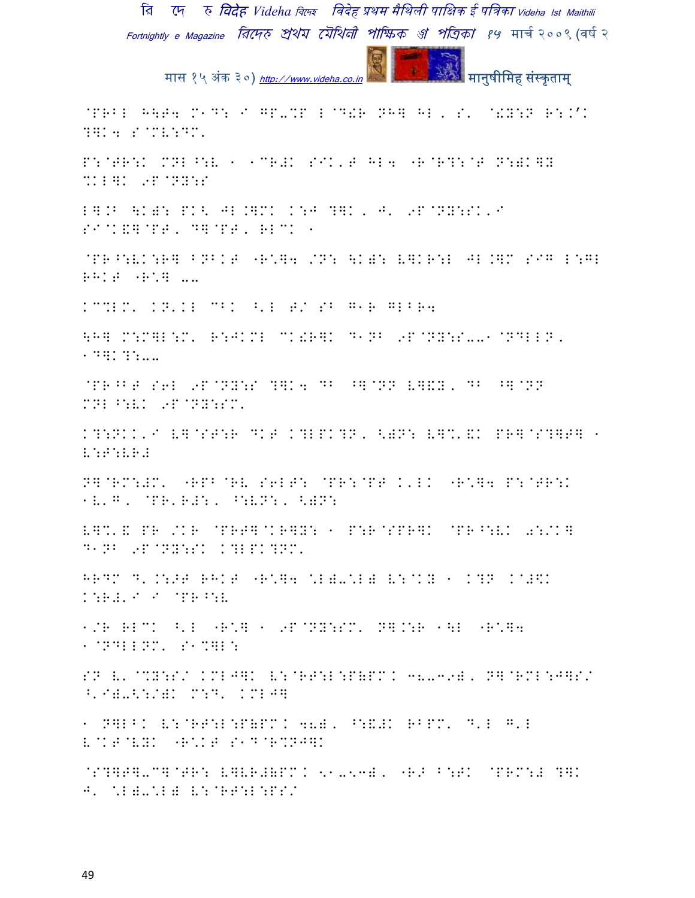@PRBL H\T4 M1D: I GP-%P L@D!R NH] HL, S' @!Y:N R:K'K ?]K4 S@MV:DM'

P:@TR:K MNL^:V 1 1CR#K SIK'T HL4 "R@R?:@T N:)K]Y %KL]K 9P@NY:S

L].B \K): PK< JL.]MK K:J ?]K, J' 9P@NY:SK'I SI@K&]@PT, D]@PT, RLCK 1

@PR^:VK:R] BNBKT "R\*]4 /N: \K): V]KR:L JL.]M SIG L:GL RHKT "R\*] --

KC%LM' KN'KL CBK ^'L T/ SB G1R GLBR4

\H] M:M]L:M' R:JKML CK!R]K D1NB 9P@NY:S--1@NDLLN, 1D]K?:--

@PR^BT S6L 9P@NY:S ?]K4 DB ^]@NN V]&Y, DB ^]@NN MNL^:VK 9P@NY:SM'

K?:NKK'I V]@ST:R DKT K?LPK?N, <)N: V]%'&K PR]@S?]T] 1 V:T:VR#

N]@RM:#M' "RPB@RV S6LT: @PR:@PT K'LK "R\*]4 P:@TR:K 1V'G, @PR'R#:, ^:VN:, <)N:

V]%'& PR /KR @PRT]@KR]Y: 1 P:R@SPR]K @PR^:VK 0:/K] D1NB 9P@NY:SK K?LPK?NM'

HRDM D'.:>T RHKT "R\*]4 \*L)-\*L) V:@KY 1 K?N K@#\$K K:R#'I I @PR^:V

1/R RLCK ^'L "R\*] 1 9P@NY:SM' N].:R 1\L "R\*]4 1@NDLLNM' S1%]L:

SN V'@%Y:S/ KML#]K V:@RT:L:P(PM. 38-39), N]@RML:J]S/ ^'I)-<:/)K M:D' KMLJ]

1 N]LBK V:@RT:L:P(PM. 48), ^:&#K RBPM' D'L G'L V@KT@VYK "R\*KT S1D@R%NJ]K

@S?]T]-C]@TR: V]VR#(PM. 51-53), "R> B:TK @PRM:# ?]K J' \*L)-\*L) V:@RT:L:PS/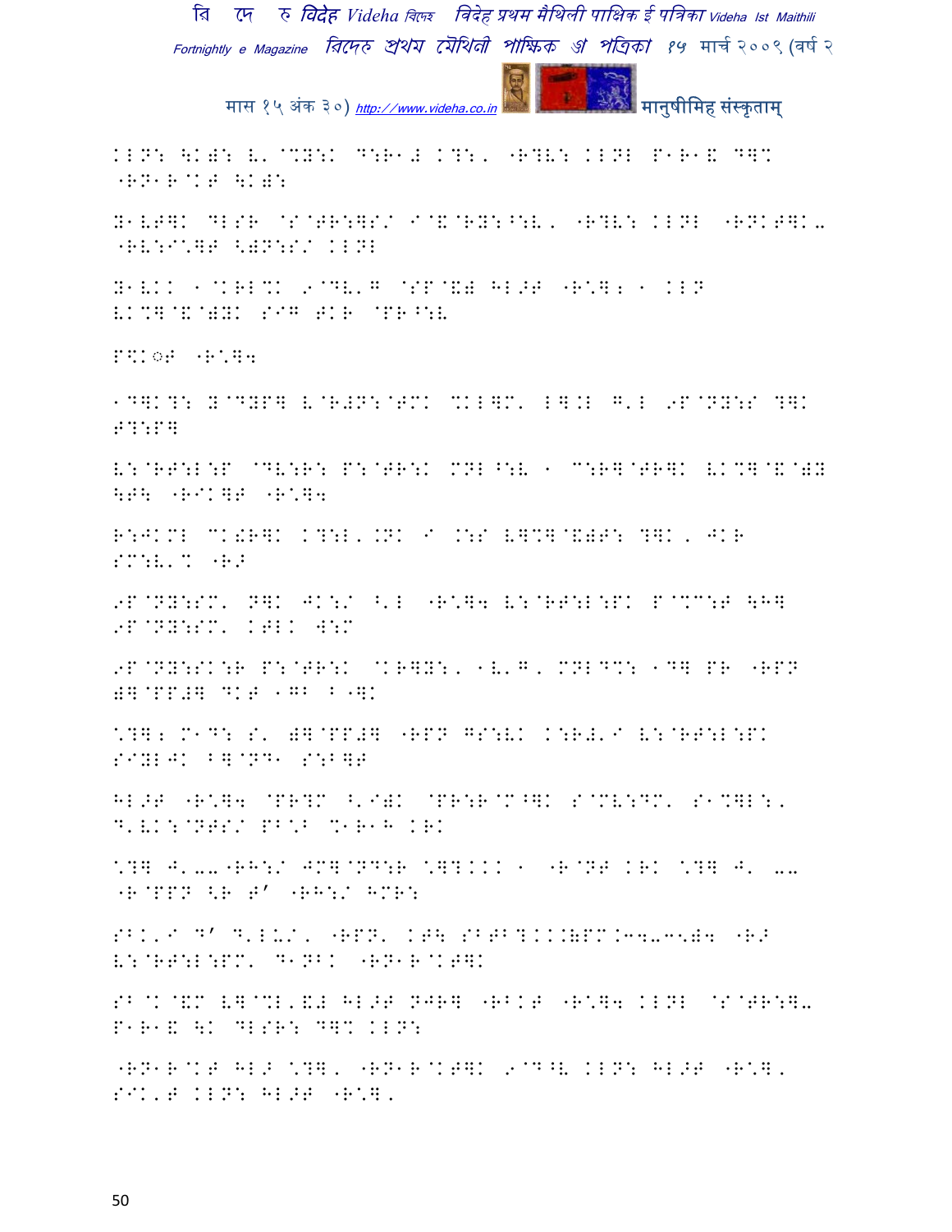KLN: \K)B: V'@%Y:Kできる K?:, "R?V: KLNL P1R1& D]%
"RN1R@KT \K)B:

Y1VT]K DLSR @S@TR:]S/ I@&@RY:^:V, "R?V: KLNL "RNKT]K-
"RV:I\]T <)N:S/ KLNL

Y1VKK 1@KRL%K 9@DV'G @SP@&) HL>T "R\]; 1 KLN
VK%]@&@)YK SIG TKR @PR^:V

P\$K◌T "R\]4

1D]K?: Y@DYP] V@R#N:@TMK %KL]M' L].L G'L 9P@NY:S ?]K
T?:P]

V:@RT:L:P @DV:R: P:@TR:K MNL^:V 1 C:R]@TR]K VK%]@&@)Y
\T\ "RIK]T "R\]4

R:JKML CK!R]K K?:L'.NK I .:S V]%]@&)T: ?]K, JKR
SM:V'% "R>

9P@NY:SM' N]K JK:/ ^'L "R\]4 V:@RT:L:PK P@%C:T \H]
9P@NY:SM' KTLK W:M

9P@NY:SK:R P:@TR:K @KR]Y:, 1V'G, MNLD%: 1D] PR "RPN
)]@PP#] DKT 1GB B1]K

\?]; M1D: S' )]@PP#] "RPN GS:VK K:R#'I V:@RT:L:PK
SIYLJK B]@ND1 S:B]T

HL>T "R\]4 @PR?M ^'I)K @PR:R@M^]K S@MV:DM' S1%]L:,
D'VK:@NTS/ PB\B %1R1H KRK

\?] J'--"RH:/ JM]@ND:R \]?KKK 1 "R@NT KRK \?] J' --
"R@PPN <R T' "RH:/ HMR:

SBK'I D' D'LU/, "RPN' KT\ SBTB?KKK)PM.34-35)4 "R>
V:@RT:L:PM' D1NBK "RN1R@KT]K

SB@K@&M V]@%L'&# HL>T NJR] "RBKT "R\]4 KLNL @S@TR:]-
P1R1& \K DLSR: D]% KLN:

"RN1R@KT HL> \?], "RN1R@KT]K 9@D^V KLN: HL>T "R\],
SIK'T KLN: HL>T "R\],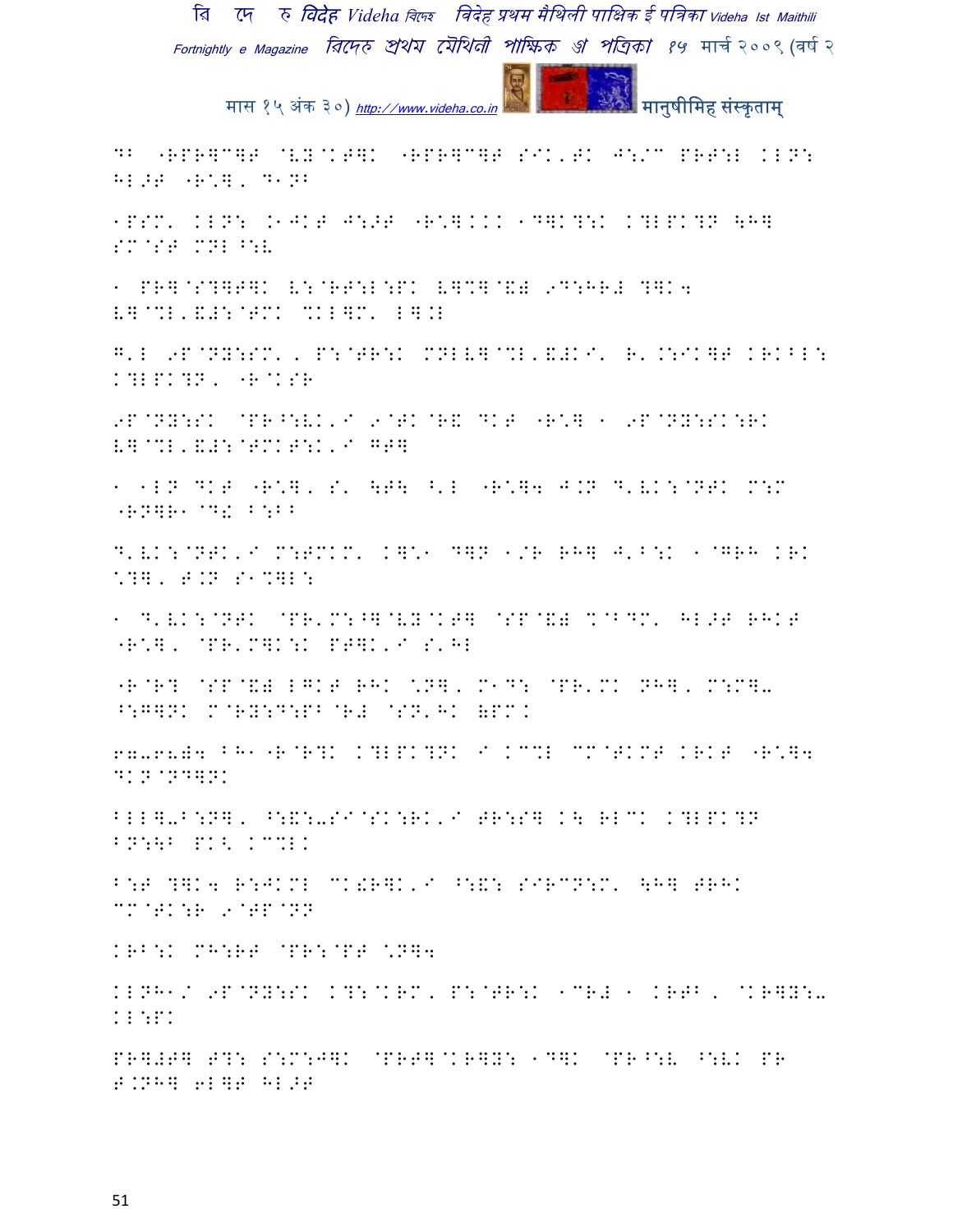DB "RPR]C]T @VY@KT]K "RPR]C]T SIK'TK J:/C PRT:L KLN:
HL>T "R\*], D1NB

1PSM' KLN: .1JKT J:>T "R\*]KKK 1D]K?:K K?LPK?N \H]
SM@ST MNL ^:V

1 PR]@S?]T]K V:@RT:L:PK V]C]@&) 9D:HR# ?]K4
V]@%L'&#:@TMK %KL]M' L].L

G'L 9P@NY:SM', P:@TR:K MNLV]@%L'&#KI' R'.:IK]T KRKBL:
K?LPK?N, "R@KSR

9P@NY:SK @PR^:VK'I 9@TK@R& DKT "R\*] 1 9P@NY:SK:RK
V]@%L'&#:@TMKT:K'I GT]

1 1LN DKT "R\*], S' \T\ ^'L "R\*]4 J.N D'VK:@NTK M:M
"RN]R1@D! B:BB

D'VK:@NTK'I M:TMKM' K]\*1 D]N 1/R RH] J'B:K 1@GRH KRK
\*?], T.N S1%]L:

1 D'VK:@NTK @PR'M:^]@VY@KT] @SP@&) %@BDM' HL>T RHKT
"R\*], @PR'M]K:K PT]K'I S'HL

"R@R? @SP@&) LGKT RHK \*N], M1D: @PR'MK NH], M:M]-
^:G]NK M@RY:D:PB@R# @SN'HK &PMK

67-68&4 BH1"R@R?K K?LPK?NK I KC%L CM@TKMT KRKT "R\*]4
DKN@ND]NK

BLL]-B:N], ^:&:-SI@SK:RK'I TR:S] K\ RLCK K?LPK?N
BN:\B PK< KC%LK

B:T ?]K4 R:JKML CK!R]K'I ^:&: SIRCN:M' \H] TRHK
CM@TK:R 9@TP@NN

KRB:K MH:RT @PR:@PT \*N]4

KLNH1/ 9P@NY:SK K?:@KRM, P:@TR:K 1CR# 1 KRTB, @KR]Y:-
KL:PK

PR]#T] T?: S:M:J]K @PRT]@KR]Y: 1D]K @PR^:V ^:VK PR
T.NH] 6L]T HL>T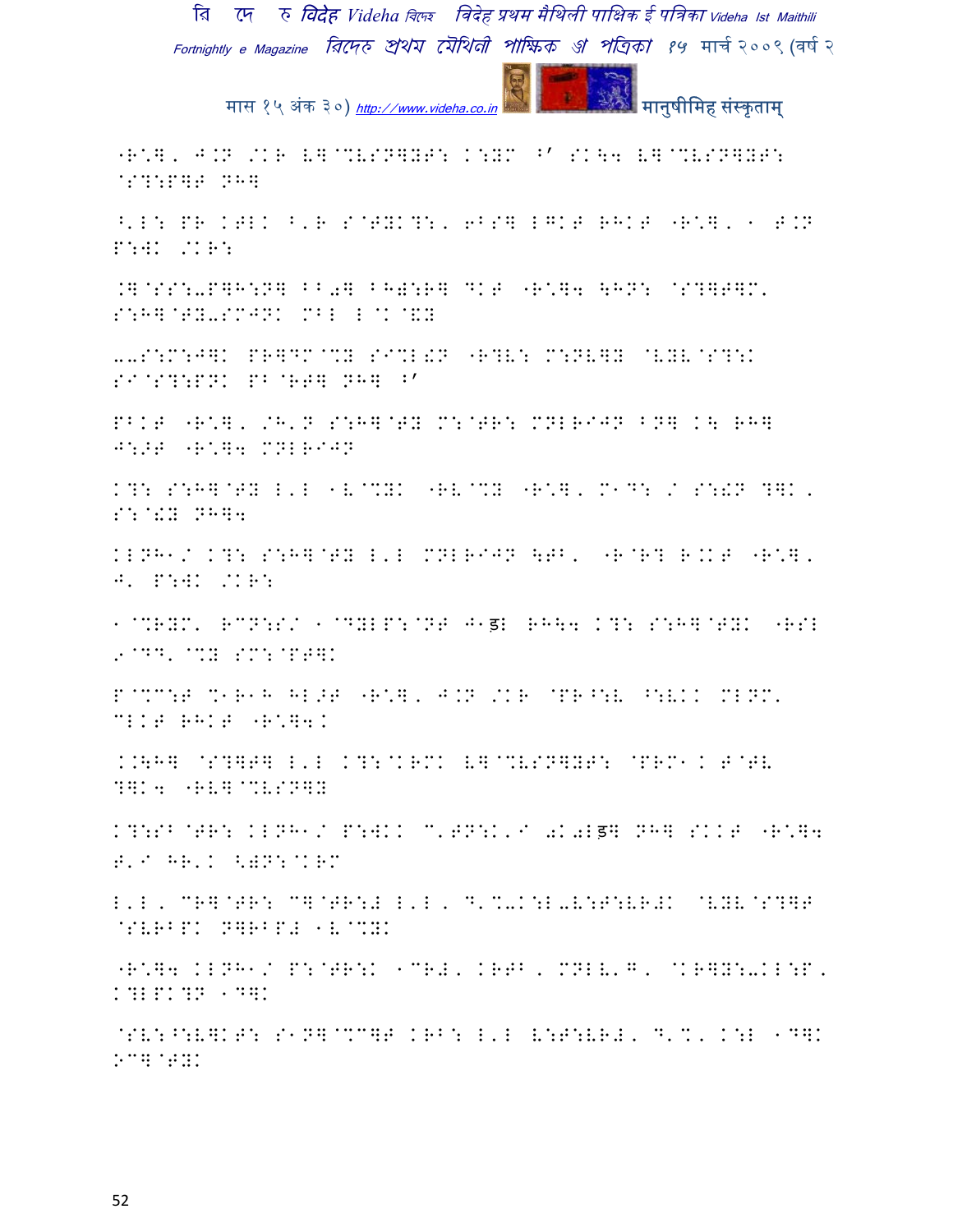"R\*], J.N /KR V]@%VSN]YT: K:YM ^' SK\4 V]@%VSN]YT: @S?:P]T NH]

^'L: PR KTLK ^'R S@TYK?:, 6BS] LGKT RHKT "R\*], 1 T.N P:WK /KR:

.]@SS:-P]H:N] ^B0] ^H=:R] DKT "R\*]4 \HN: @S?]T]M' S:H]@TY-SMJNK MBL L@K@&Y

--S:M:J]K PR]DM@%Y SI%L!N "R?V: M:NV]Y @VYV@S?:K SI@S?:PNK PB@RT] NH] ^'

PBKT "R\*], /H'N S:H]@TY M:@TR: MNLRIJN ^N] K\ RH] J:>T "R\*]4 MNLRIJN

K?: S:H]@TY L'L 1V@%YK "RV@%Y "R\*], M1D: / S:!N ?]K, S:@!Y NH]4

KLNH1/ K?: S:H]@TY L'L MNLRIJN \TB' "R@R? R.KT "R\*], J' P:WK /KR:

1@%RYM' RCN:S/ 1@DYLP:@NT J1ड़L RH\4 K?: S:H]@TYK "RSL 9@DD'@%Y SM:@PT]K

P@%C:T %1R1H HL>T "R\*], J.N /KR @PR^:V ^:VKK MLNM' CLKT RHKT "R\*]4K

K.\H] @S?]T] L'L K?:@KRMK V]@%VSN]YT: @PRM1K T@TV ?]K4 "RV]@%VSN]Y

K?:SB@TR: KLNH1/ P:WKK C'TN:K'I 0K0Lड़] NH] SKKT "R\*]4 T'I HR'K <)N:@KRM

L'L, CR]@TR: C]@TR:# L'L, D'%-K:L-V:T:VR#K @VYV@S?]T @SVRBPK N]RBP# 1V@%YK

"R\*]4 KLNH1/ P:@TR:K 1CR#, KRTB, MNLV'G, @KR]Y:-KL:P, K?LPK?N 1D]K

@SV:^:V]KT: S1N]@%C]T KRB: L'L V:T:VR#, D'%, K:L 1D]K >C]@TYK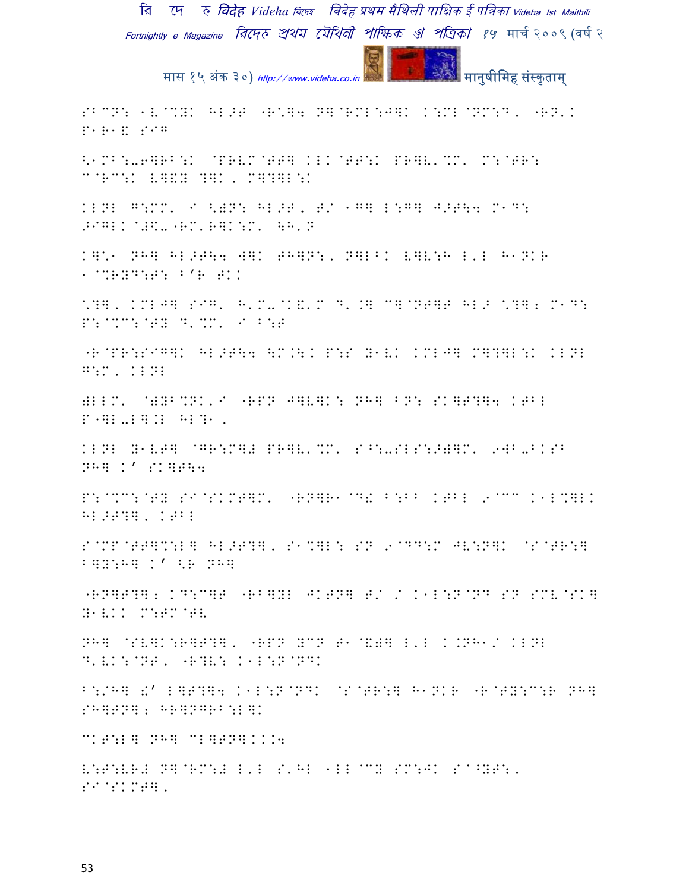SBCN: 1V@%YK HL>T "R\*]4 N]@RML:J]K K:ML@NM:D, "RN'K P1R1& SIG

<1MB:-6]RB:K @PRVM@TT] KLK@TT:K PR]V'%M' M:@TR: C@RC:K V]&Y ?]K, M]?]L:K

KLNL G:MM' I <)N: HL>T, T/ 1G] L:G] J>T\4 M1D: >IGLK@#\$-"RM'R]K:M' \H'N

K]\*1 NH] HL>T\4 W]K TH]N:, N]LBK V]V:H L'L H1NKR 1@%RYD:T: B'R TKK

\*?], KML J] SIG' H'M-@K&'M D'.] C]@NT]T HL> \*?]; M1D: P:@%C:@TY D'%M' I B:T

"R@PR:SIG]K HL>T\4 \M.\K P:S Y1VK KML J] M]?]L:K KLNL G:M, KLNL

)LLM' @)YB%NK'I "RPN J]V]K: NH] BN: SK]T?]4 KTBL P"]L-L].L HL?1,

KLNL Y1VT] @GR:M]# PR]V'%M' S^:-SLS:>)]M' 9WB-BKSB NH] K' SK]T\4

P:@%C:@TY SI@SKMT]M' "RN]R1@D! B:BB KTBL 9@CC K1L%]LK HL>T?], KTBL

S@MP@TT]%:L] HL>T?], S1%]L: SN 9@DD:M JV:N]K @S@TR:] B]Y:H] K' <R NH]

"RN]T?]; KD:C]T "RB]YL JKTN] T/ / K1L:N@ND SN SMV@SK] Y1VKK M:TM@TV

NH] @SV]K:R]T?], "RPN YCN T1@&)] L'L K.NH1/ KLNL D'VK:@NT, "R?V: K1L:N@NDK

B:/H] !' L]T?]4 K1L:N@NDK @S@TR:] H1NKR "R@TY:C:R NH] SH]TN]; HR]NGRB:L]K

CKT:L] NH] CL]TN]KKK4

V:T:VR# N]@RM:# L'L S'HL 1LL@CY SM:JK S@^YT:, SI@SKMT],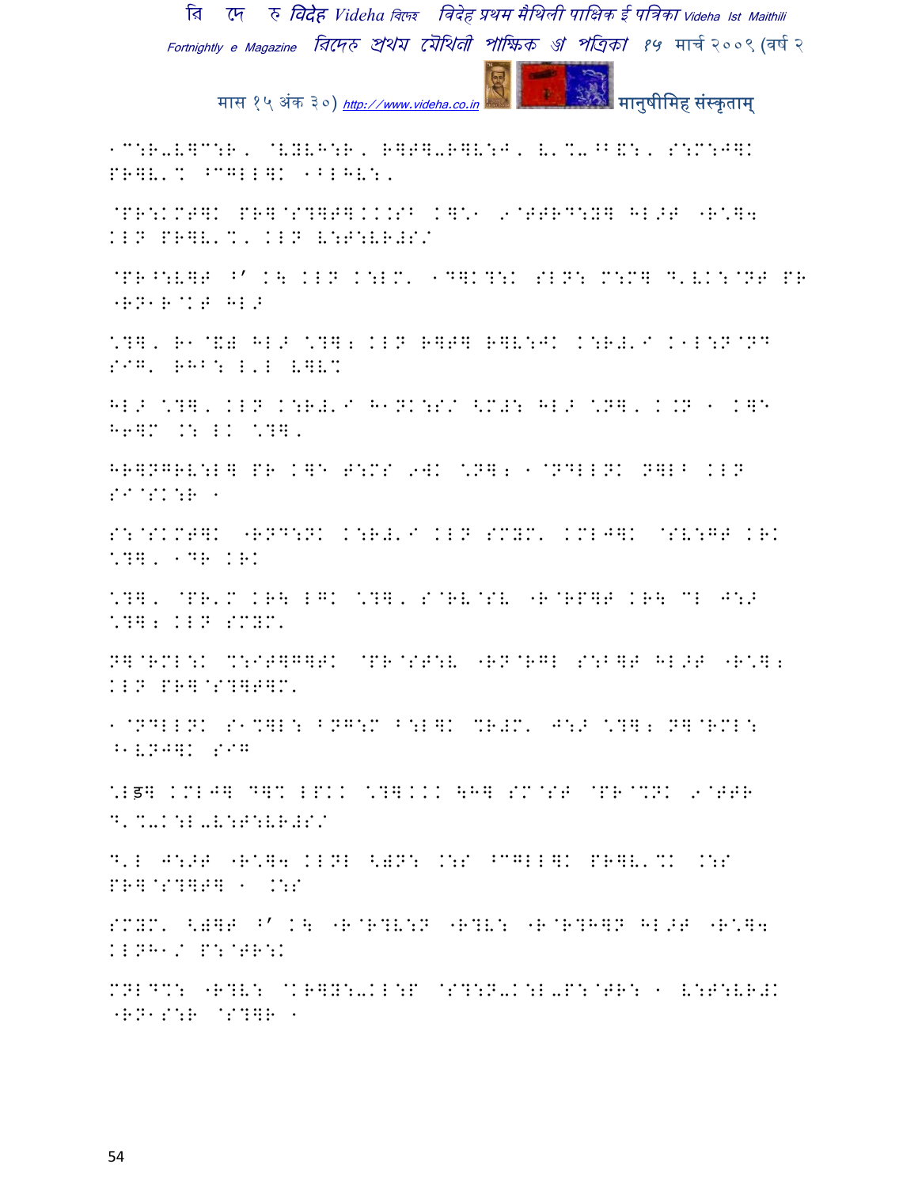1C:R-V]C:R, @VYVH:R, R]T]-R]V:J, V'%-^B&:, S:M:J]K PR]V'% ^CGLL]K 1BLHV:,

@PR:KMT]K PR]@S?]T]...SB K]\1 9@TTRD:Y] HL>T "R\]4 KLN PR]V'%, KLN V:T:VR#S/

@PR^:V]T ^' K\ KLN K:LM' 1D]K?:K SLN: M:M] D'VK:@NT PR "RN1R@KT HL>

\?], R1@&W HL> \?]; KLN R]T] R]V:JK K:R#'I K1L:N@ND SIG' RHB: L'L V]V%

HL> \?], KLN K:R#'I H1NK:S/ <M#: HL> \N], K.N 1 K]\ H6]M .: LK \?],

HR]NGRV:L] PR K]\ T:MS 9WK \N]; 1@NDLLNK N]LB KLN SI@SK:R 1

S:@SKMT]K "RND:NK K:R#'I KLN SMYM' KML-]K @SV:GT KRK \?], 1DR KRK

\?], @PR'M KR\ LGK \?], S@RV@SV "R@RP]T KR\ CL J:> \?]; KLN SMYM'

N]@RML:K %:IT]G]TK @PR@ST:V "RN@RGL S:B]T HL>T "R\]; KLN PR]@S?]T]M'

1@NDLLNK S1%]L: BNG:M B:L]K %R#M' J:> \?]; N]@RML: ^1VNJ]K SIG

\Lइ] KML-] D]% LPKK \?]... \H] SM@ST @PR@%NK 9@TTR D'%-K:L-V:T:VR#S/

D'L J:>T "R\]4 KLNL <WN: .:S ^CGLL]K PR]V'%K .:S PR]@S?]T] 1 .:S

SMYM' <W]T ^' K\ "R@R?V:N "R?V: "R@R?H]N HL>T "R\]4 KLNH1/ P:@TR:K

MNLD%: "R?V: @KR]Y:-KL:P @S?:N-K:L-P:@TR: 1 V:T:VR#K "RN1S:R @S?]R 1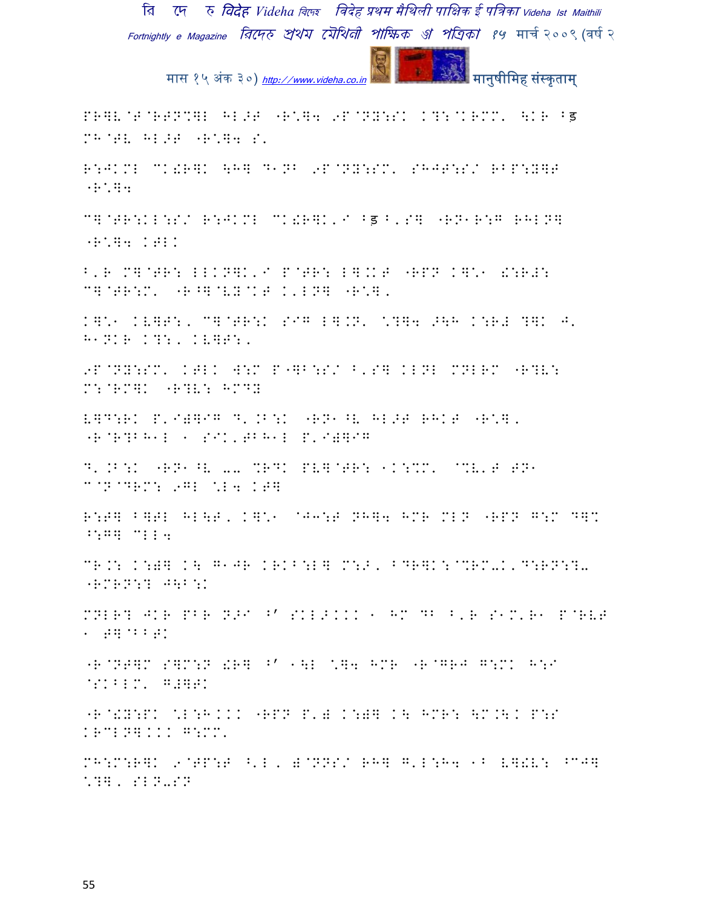PR]V@T@RTN%]L HL>T "R\]4 9P@NY:SK K?:@KRMM' \KR ^ड
MH@TV HL>T "R\]4 S'

R:JKML CK!R]K \H] D1NB 9P@NY:SM' SHJT:S/ RBP:Y]T
"R\]4

C]@TR:KL:S/ R:JKML CK!R]K'I ^ड ^'S] "RN1R:G RHLN]
"R\]4 KTLK

^'R M]@TR: LLKN]K'I P@TR: L].KT "RPN K]\1 !:R#:
C]@TR:M' "R^]@VY@KT K'LN] "R\].

K]\1 KV]T:' C]@TR:K SIG L].N' \?]4 >\H K:R# ?]K J'
H1NKR K?:' KV]T:'

9P@NY:SM' KTLK W:M P"]B:S/ ^'S] KLNL MNLRM "R?V:
M:@RM]K "R?V: HMDY

V]D:RK P'I#]IG D'.B:K "RN1^V HL>T RHKT "R\].
"R@R?BH1L 1 SIK'TBH1L P'I#]IG

D'.B:K "RN1^V -- %RDK PV]@TR: 1K:%M' @%V'T TN1
C@N@DRM: 9GL \L4 KT]

R:T] B]TL HL\T' K]\1 @J3:T NH]4 HMR MLN "RPN G:M D]%
^:G] CLL4

CR.: K:#] K\ G1JR KRKB:L] M:>' BDR]K:@%RM-K'D:RN:?-
"RMRN:? J\B:K

MNLR? JKR PBR N>I ^' SKL>KKK 1 HM DB ^'R S1M'R1 P@RVT
1 T]@BBTK

"R@NT]M S]M:N !R] ^' 1\L \]4 HMR "R@GRJ G:MK H:I
@SKBLM' G#]TK

"R@!Y:PK \L:H.KK "RPN P'# K:#] K\ HMR: \M.\K P:S
KRCLN]KKK G:MM'

MH:M:R]K 9@TP:T ^'L' #@NNS/ RH] G'L:H4 1B V]!V: ^CJ]
\?]' SLN-SN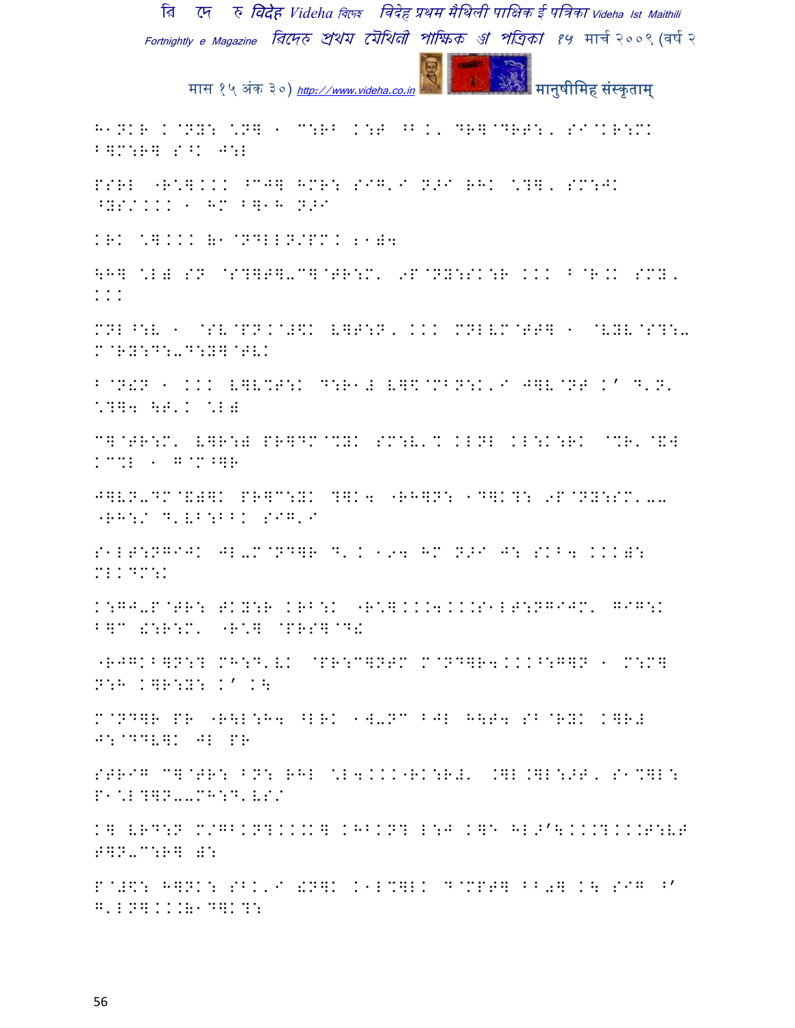H1NKR K@NY: \N] 1 C:RB K:T ^B K' DR]@DRT:, SI@KR:MK B]M:R] S^K J:L

PSRL "R\]KKK ^CJ] HMR: SIG'I N>I RHK \?], SM:JK ^YS/KKK 1 HM B]1H N>I

KRK \]KKK◌1@NDLLN/PMK ;1)4

\H] \L) SN @S?]T]-C]@TR:M' 9P@NY:SK:R KKK B@R.K SMY, KKK

MNL^:V 1 @SV@PNK@#\$K V]T:N, KKK MNLVM@TT] 1 @VYV@S?:- M@RY:D:-D:Y]@TVK

B@N!N 1 KKK V]V%T:K D:R1# V]\$@MBN:K'I J]V@NT K' D'N' \?]4 \T'K \L)

C]@TR:M' V]R:) PR]DM@%YK SM:V'% KLNL KL:K:RK @%R'@&W KC%L 1 G@M^]R

J]VN-DM@&)]K PR]C:YK ?]K4 "RH]N: 1D]K?: 9P@NY:SM'-- "RH:/ D'VB:BBK SIG'I

S1LT:NGIJK JL-M@ND]R D' K 194 HM N>I J: SKB4 KKK): MLKDM:K

K:GJ-P@TR: TKY:R KRB:K "R\]KK4KKS1LT:NGIJM' GIG:K B]C !:R:M' "R\] @PRS]@D!

"RJGKB]N:? MH:D'VK @PR:C]NTM M@ND]R4KKK^:G]N 1 M:M] N:H K]R:Y: K' K\

M@ND]R PR "R\L:H4 ^LRK 1W-NC BJL H\T4 SB@RYK K]R# J:@DDV]K JL PR

STRIG C]@TR: BN: RHL \L4KKK"RK:R#' .]L.]L:>T, S1%]L: P1\L?]N--MH:D'VS/

K] VRD:N M/GBKN?KKK] KHBKN? L:J K]E HL>'\KKK?KKKT:VT T]N-C:R] ):

P@#\$: H]NK: SBK'I !N]K K1L%]LK D@MPT] BB0] K\ SIG ^' G'LN]KK◌1D]K?: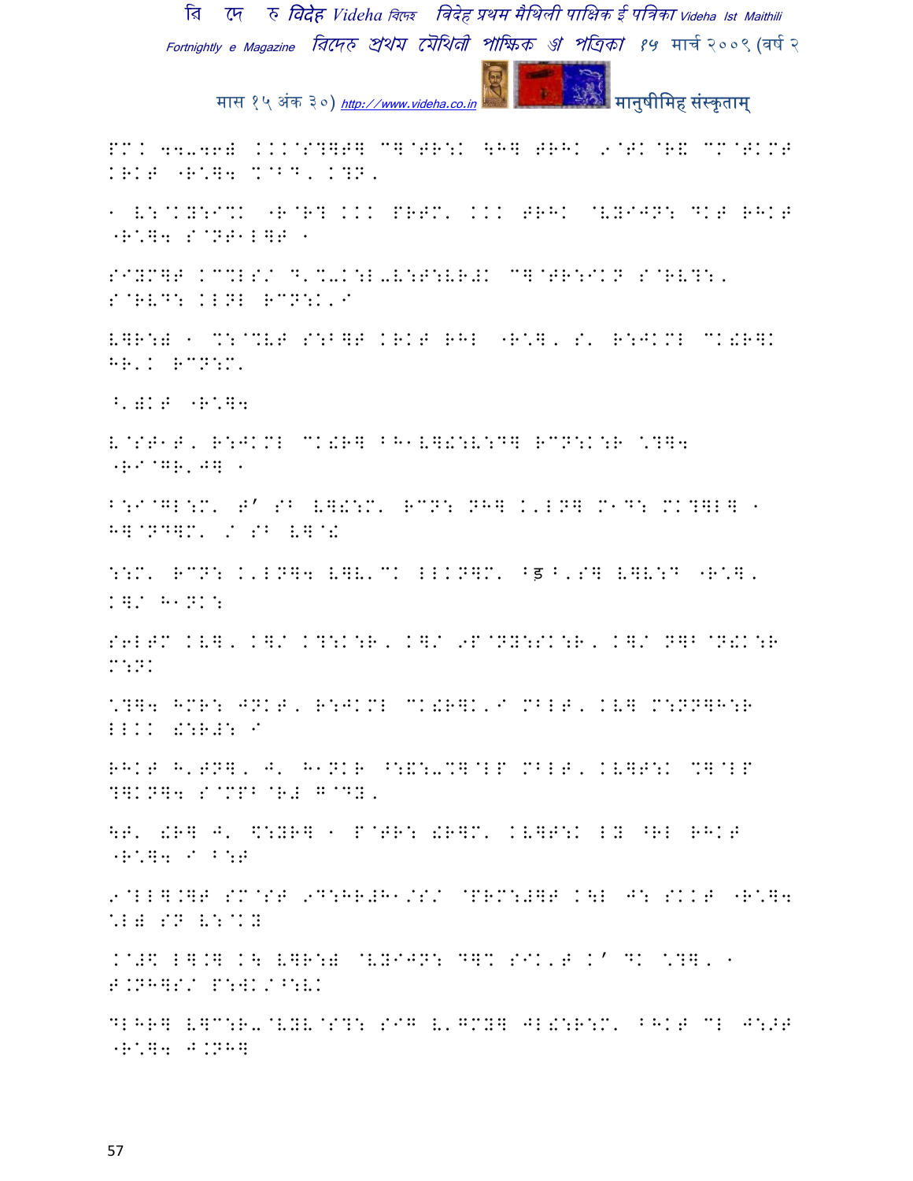PM. 44-46) ...@S?]T] C]@TR:. \H] TRH. 9@T.@R& CM@T.MT .R.T "R*]4 %@BD, .?N,

1 V:@.Y:I%. "R@R? ... PRTM, ... TRH. @VYIJN: DKT RH.T "R*]4 S@NT1L]T 1

SIYM]T .C%LS/ D'%-.:L-V:T:VR). C]@TR:I.N S@RVD:, S@RVD: .LNL RCN:.'I

V]R:) 1 %:@%VT S:B]T .R.T RHL "R*], S' R:J.ML C.!R]. HR'. RCN:M'

^')KT "R*]4

V@ST1T, R:J.ML C.!R] BH1V]!:V:D] RCN:.:R \?]4 "RI@GR'J] 1

B:I@GL:M' T' SB V]!:M' RCN: NH] .'LN] M1D: M.?]L] 1 H]@ND]M' / SB V]@!

::M' RCN: .'LN]4 V]V'C. LL.N]M' ^ड ^'S] V]V:D "R*], .]/ H1N.:

S6LTM .V], .]/ .?:.:R, .]/ 9P@NY:S.:R, .]/ N]B@N!.:R M:N.

\?]4 HMR: JN.T, R:J.ML C.!R].'I MBLT, .V] M:NN]H:R LL.. !:R): I

RH.T H'TN], J' H1N.R ^:&:-%]@LP MBLT, .V]T:. %]@LP ?].N]4 S@MPB@R# G@DY,

\T' !R] J' \$:YR] 1 P@TR: !R]M' .V]T:. LY ^RL RH.T "R*]4 I B:T

9@LL].]T SM@ST 9D:HR)H1/S/ @PRM:)]T .\L J: S..T "R*]4 \L) SN V:@.Y

.@#\$ L].] .\ V]R:) @VYIJN: D]% SI.'T .' D. \?], 1 T.NH]S/ P:W./^:V.

DLHR] V]C:R-@VYV@S?: SIG V'GMY] JL!:R:M' BH.T CL J:>T "R*]4 J.NH]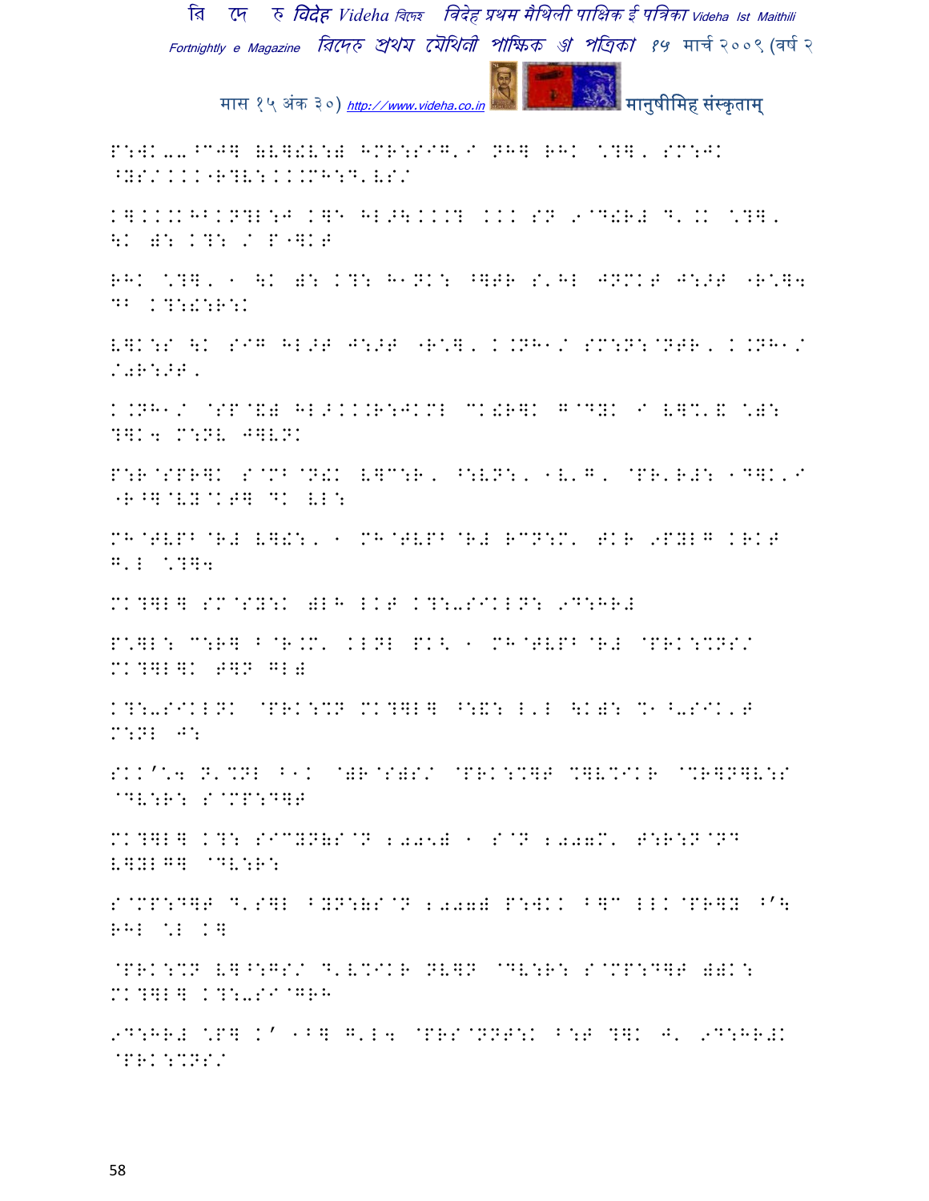P:WK--^CJ] (V]!V:) HMR:SIG'/ NH] RHK \*?], SM:JK ^YS/..."R?V:...MH:D'VS/

K]...KHB.N?L:J K]\ HL>\...? ... SN 9@D!R# D'.K \*?], \K ): K?: / P"]K T

RHK \*?], 1 \K ): K?: H1NK: ^]TR S'HL JNMKT J:>T "R\*]4 DB K?:!:R:K

V]K:S \K SIG HL>T J:>T "R\*], K.NH1/ SM:N:@NTR, K.NH1/ /0R:>T,

K.NH1/ @SP@&) HL>...R:JKML MK!R]K G@DYK / V]%'& \*): ?]K4 M:NV J]VNK

P:R@SPR]K S@MB@N!K V]C:R, ^:VN:, 1V'G, @PR'R#: 1D]K'/ "R^]@VY@KT] DK VL:

MH@TVPB@R# V]!:, 1 MH@TVPB@R# RCN:M' TKR 9PYLG KRKT G'L \*?]4

MK?]L] SM@SY:K )LH LKT K?:-SIKLN: 9D:HR#

P\*]L: C:R] B@R.M' KLNL PK< 1 MH@TVPB@R# @PRK:%NS/ MK?]L]K T]N GL)

K?:-SIKLNK @PRK:%N MK?]L] ^:&: L'L \K): %1^-SIK'T M:NL J:

SKK'\*4 N'%NL B1K @)R@S)S/ @PRK:%]T %]V%IKR @%R]N]V:S @DV:R: S@MP:D]T

MK?]L] K?: SI%YN(S@N 2005) 1 S@N 2007M' T:R:N@ND V]YLG] @DV:R:

S@MP:D]T D'S]L BYN:(S@N 2007) P:WKK B]C LLK@PR]Y ^'\ RHL \*L K]

@PRK:%N V]^:GS/ D'V%IKR NV]N @DV:R: S@MP:D]T ))K: MK?]L] K?:-SI@GRH

9D:HR# \*P] K' 1B] G'L4 @PRS@NNT:K B:T ?]K J' 9D:HR#K @PRK:%NS/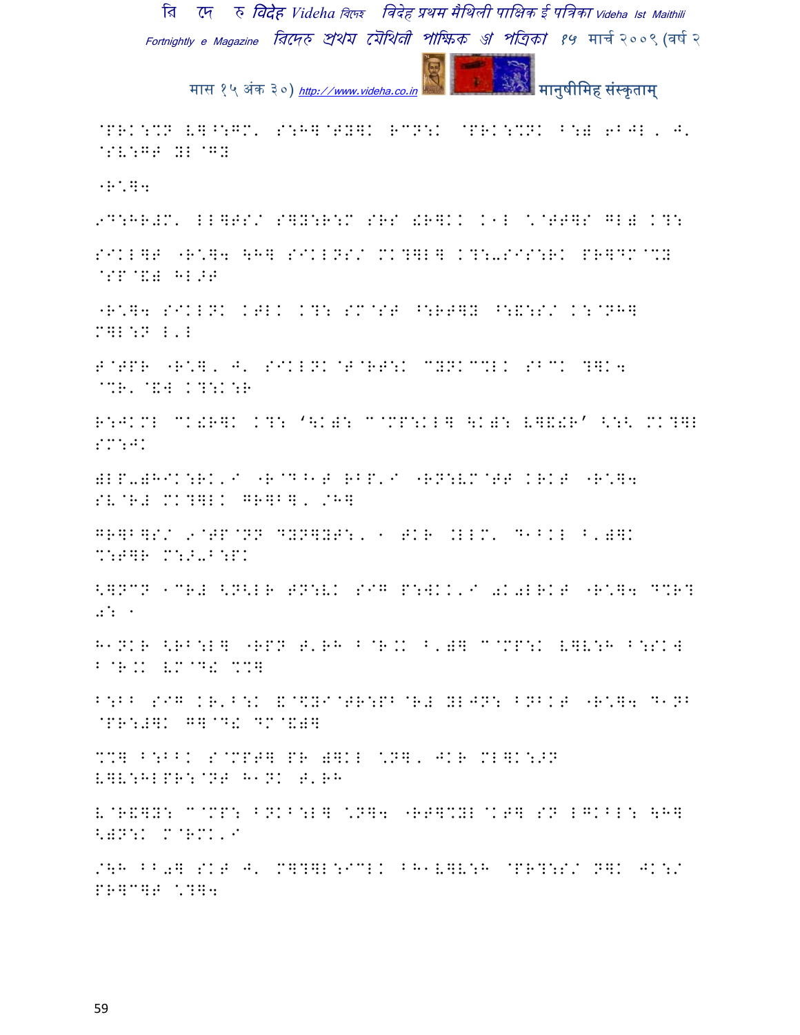@PRK:%N L]^:GM' S:H]@TY]K RCN:K @PRK:%NK B:) 6BJL ' J' @SV:GT YL@GY

"R*]4

9D:HR#M' LL]TS/ S]Y:R:M SRS !R]KK K1L *@TT]S GL) K?:

SIKL]T "R*]4 \H] SIKLNS/ MK?]L] K?:-SIS:RK PR]DM@%Y @SP@&) HL>T

"R*]4 SIKLNK KTLK K?: SM@ST ^:RT]Y ^:&:S/ K:@NH] M]L:N L'L

T@TPR "R*]' J' SIKLNK@T@RT:K CYNKC%LK SBCK ?]K4 @%R'@&] K?:K:R

R:JKML CK!R]K K?: '\K): C@MP:KL] \K): L]&!R' <:< MK?]L SM:JK

)LP-)HIK:RK'I "R@D^1T RBP'I "RN:VM@TT KRKT "R*]4 SV@R# MK?]LK GR]B]' /H]

GR]B]S/ 9@TP@NN DYN]YT:' 1 TKR .LLM' D1BKL B')]K %:T]R M:>-B:PK

<]NCN 1CR# <N<LR TN:VK SIG P:JKK'I 0K0LRKT "R*]4 D%R? 0: 1

H1NKR <RB:L] "RPN T'RH B@R.K B')] C@MP:K L]V:H B:SK4 B@R.K VM@D! %%]

B:BB SIG KR'B:K &@$YI@TR:PB@R# YLJN: BNBKT "R*]4 D1NB @PR:#]K G]@D! DM@&)]

%%] B:BBK S@MPT] PR )]KL *N]' JKR ML]K:>N L]V:HLPR:@NT H1NK T'RH

V@R&]Y: C@MP: BNKB:L] *N]4 "RT]%YL@KT] SN LGKBL: \H] <)N:K M@RMK'I

/\H BB0] SKT J' M]?]L:ICLK BH1L]V:H @PR?:S/ N]K JK:/ PR]C]T *?]4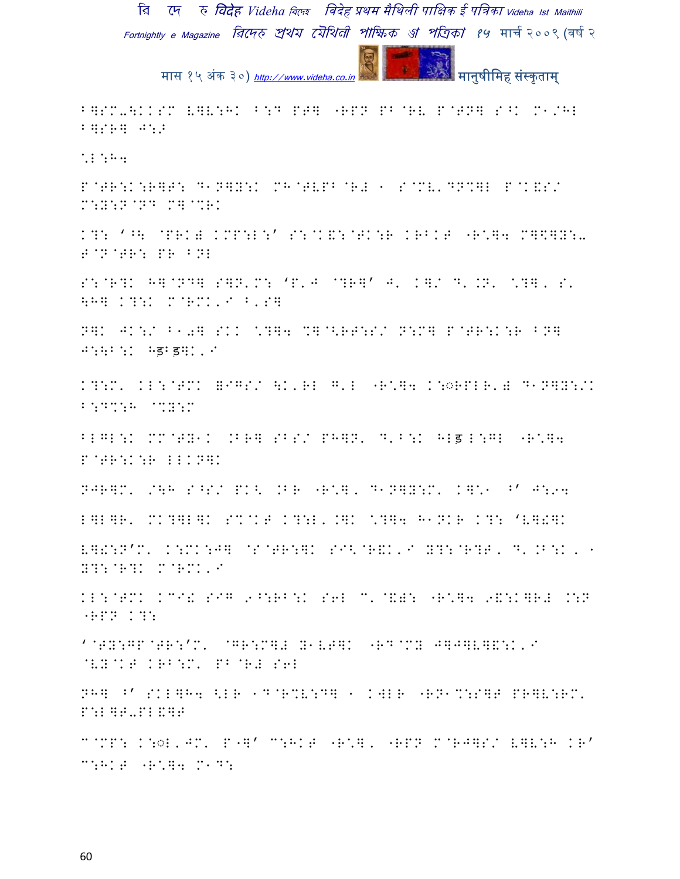B]SM-\KKSM L]V:HK B:D PT] "RPN PB@RV P@TN] S^K M1/HL B]SR] J:;

\*L:H4

P@TR:K:R]T: D1N]Y:K MH@TVPB@R# K S@MV'DN%]L P@K&S/ M:Y:N@ND M]@%RK

K?: '^\ @PRK# KMP:L:' S:@K&:@TK:R KRBKT "R\*]4 M]\$]Y:- T@N@TR: PR BNL

S:@R?K H]@ND] S]N'M: 'P'J @?R]' J' K]/ D'.N' \*?]' S' \H] K?:K M@RMK'I B'S]

N]K JK:/ B10] SKK \*?]4 %]@<RT:S/ N:M] P@TR:K:R BN] J:\B:K hड़bड़]K'I

K?:M' KL:@TMK =IGS/ \K'RL G'L "R\*]4 K:◌RPLR'# D1N]Y:/K B:D%:H @%Y:M

BLGL:K MM@TY1K .BR] SBS/ PH]N' D'B:K HLड़L:GL "R\*]4 P@TR:K:R LLKN]K

NJR]M' /\H S^S/ PK< .BR "R\*]' D1N]Y:M' K]\*1 ^' J:**4**

L]L]R' MK?]L]K S%@KT K?:L'.]K \*?]4 H1NKR K?: 'V]!]K

V]!:N'M' K:MK:J] @S@TR:]K SI<@R&K'I Y?:@R?T' D'.B:K' K Y?:@R?K M@RMK'I

KL:@TMK KCI! SIG 9^:RB:K S6L C'@&): "R\*]4 9&:K]R# .:N "RPN K?:

'@TY:GP@TR:'M' @GR:M]# Y1VT]K "RD@MY J]J]V]&:K'I @VY@KT KRB:M' PB@R# S6L

NH] ^' SKL]H4 <LR 1D@R%V:D] K KWLR "RN1%:S]T PR]V:RM' P:L]T-PL&]T

C@MP: K:◌L'JM' P"]' C:HKT "R\*]' "RPN M@RJ]S/ V]V:H KR' C:HKT "R\*]4 M1D: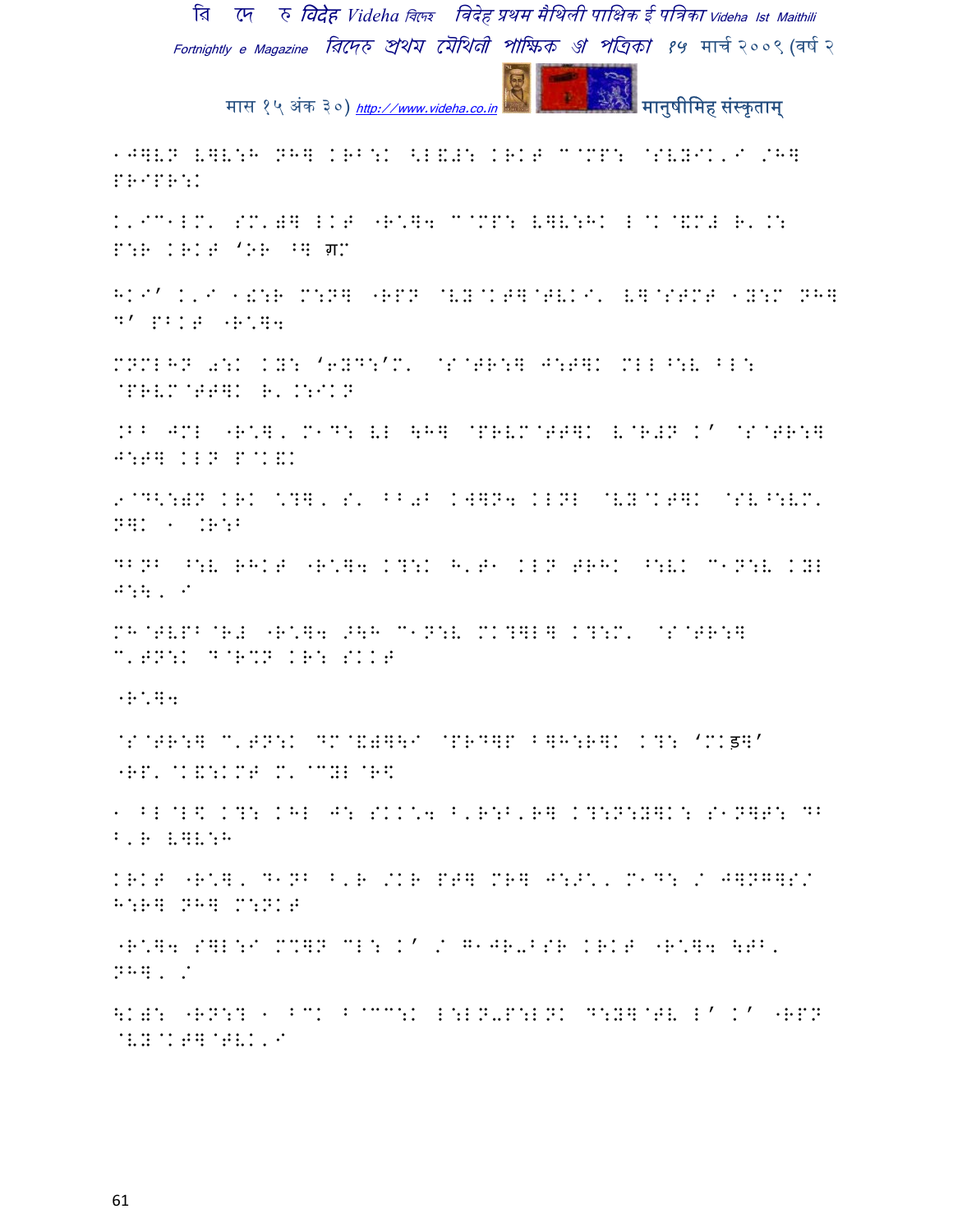1J]LN L]L:H NH] KRB:K <L&#: KRKT C@MP: @SLYIK'I /H] PRIPR:K

K'IC1LM' SM')] LKT "R:]4 C@MP: L]L:HK L@K@&M# R'.: P:R KRKT 'OR ^] ग़M

HKI' K'I 1): M:N] "RPN @LY@KT]@TLKI' L]@STMT 1Y:M NH] D' PBKT "R:]4

MNMLHN 0:K KY: '6YD:'M' @S@TR:] J:T]K MLL ^:L BL: @PRLM@TT]K R'.:IKN

.BB JML "R:]' M1D: LL \H] @PRLM@TT]K L@R#N K' @S@TR:] J:T] KLN P@K&K

9@D<:)N KRK \?]' S' BB0B KW]N4 KLNL @LY@KT]K @SL^:LM' N]K 1 .R:B

DBNB ^:L RHKT "R:]4 K?:K H'T1 KLN TRHK ^:LK C1N:L KYL J:\' I

MH@TLPB@R# "R:]4 >\H C1N:L MK?]L] K?:M' @S@TR:] C'TN:K D@R%N KR: SKKT

"R:]4

@S@TR:] C'TN:K DM@&)]\I @PRD]P B]H:R]K K?: 'MKड़]'
"RP' @K&:KMT M' @CYL@R<

1 BL@L< K?: KHL J: SKK:4 B'R:B'R] K?:N:Y]K: S1N]T: DB B'R L]L:H

KRKT "R:]' D1NB B'R /KR PT] MR] J:>:' M1D: / J]NG]S/ H:R] NH] M:NKT

"R:]4 S]L:I M%]N CL: K' / G1JR-BSR KRKT "R:]4 \TB' NH]' /

\K): "RN:? 1 BCK B@CC:K L:LN-P:LNK D:Y]@TL L' K' "RPN @LY@KT]@TLK'I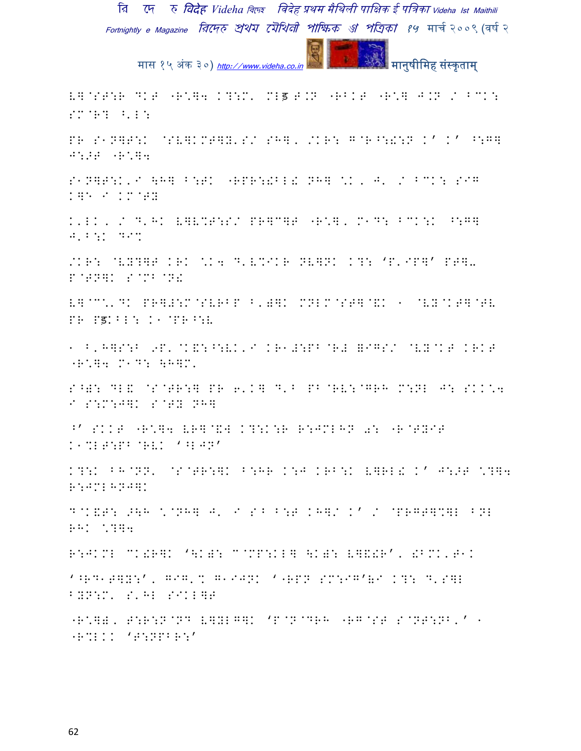L]@ST:R DKT "R\]4 K?:M' MLS T.N "RBKT "R\] J.N / BCK: SM@R? ^'L:

PR S1N]T:K @SV]KMT]Y'S/ SH]' /KR: G@R^:!:N K' K' ^:G] J:>T "R\]4

S1N]T:K'I \H] B:TK "RPR:!BL! NH] \K, J' / BCK: SIG K]**5** I KM@TY

K'LK, / D'HK V]VMT:S/ PR]C]T "R\], M1D: BCK:K ^:G] J'B:K D I%

/KR: @VY?]T KRK \K4 D'V%IKR NV]NK K?: 'P'IP]' PT]-P@TN]K S@MB@N!

V]@C\'DK PR]#:M@SVRBP B')]K MNLM@ST]@&K 1 @VY@KT]@TV PR PSKBL: K1@PR^:V

1 B'H]S:B 9P'@K&:^:VK'I KR1#:PB@R# =IGS/ @VY@KT KRKT "R\]4 M1D: \H]M'

S^): DL& @S@TR:] PR 6'K] D'B PB@RV:@GRH M:NL J: SKK\4 I S:M:J]K S@TY NH]

^' SKKT "R\]4 VR]@&] K?:K:R R:JMLHN 0: "R@TYIT K1%LT:PB@RVK '^LJN'

K?:K BH@NN' @S@TR:]K B:HR K:J KRB:K V]RL! K' J:>T \?]4 R:JML HNJ]K

D@K&T: >\H \@NH] J' I S^ B:T KH]/ K' / @PRGT]%]L BNL RHK \?]4

R:JKML CK!R]K '\K): C@MP:KL] \K): V]&!R', !BMK'T1K

'^RD1T]Y:', GIG'% G1IJNK '"RPN SM:IG'&I K?: D'S]L BYN:M' S'HL SIKL]T

"R\]), T:R:N@ND V]YLG]K 'P@N@DRH "RG@ST S@NT:NB'' 1 "R%LKK 'T:NPBR:'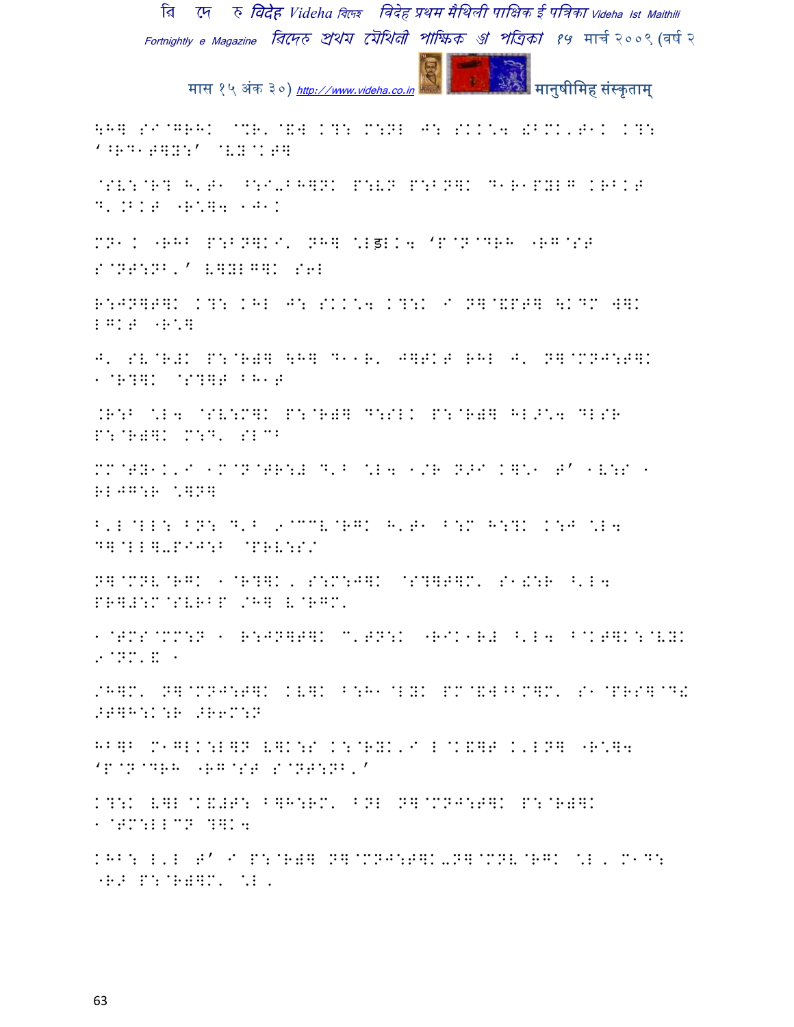\HV SI@GRHK @%R'@&W K?: M:NL J: SKK'4 !BMK'T1K K?:
'^RD1T]Y:' @VY@KT]

@SV:@R? H'T1 ^:I-BH]NK P:VN P:BN]K D1R1PYLG KRBKT
D'.BKT -R'\4 1J1K

MN1K -RHB P:BN]KI' NH] \Lड़LK4 'P@N@DRH -RG@ST
S@NT:NB'' V]YLG]K S6L

R:JN]T]K K?: KHL J: SKK'4 K?:K I N]@&PT] \KDM W]K
LGKT -R']

J' SV@R#K P:@R)] \H] D11R' J]TKT RHL J' N]@MNJ:T]K
1@R?]K @S?]T BH1T

.R:B \L4 @SV:M]K P:@R)] D:SLK P:@R)] HL>'4 DLSR
P:@R)]K M:D' SLCB

MM@TY1K'I 1M@N@TR:# D'B \L4 1/R N>I K]'1 T' 1V:S 1
RLJG:R \]N]

B'L@LL: BN: D'B 9@CCV@RGK H'T1 B:M H:?K K:J \L4
D]@LL]-PIJ:B @PRV:S/

N]@MNV@RGK 1@R?]K, S:M:J]K @S?]T]M' S1!:R ^'L4
PR]#:M@SVRBP /H] V@RGM'

1@TMS@MM:N 1 R:JN]T]K C'TN:K -RIK1R# ^'L4 B@KT]K:@VYK
9@NM'& 1

/H]M' N]@MNJ:T]K KV]K B:H1@LYK PM@&W^BM]M' S1@PRS]@D!
>T]H:K:R >R6M:N

HB]B M1GLK:L]N V]K:S K:@RYK'I L@K&]T K'LN] -R'\4
'P@N@DRH -RG@ST S@NT:NB''

K?:K V]L@K&#T: B]H:RM' BNL N]@MNJ:T]K P:@R)]K
1@TM:LLCN ?]K4

KHB: L'L T' I P:@R)] N]@MNJ:T]K-N]@MNV@RGK \L, M1D:
-R> P:@R)]M' \L,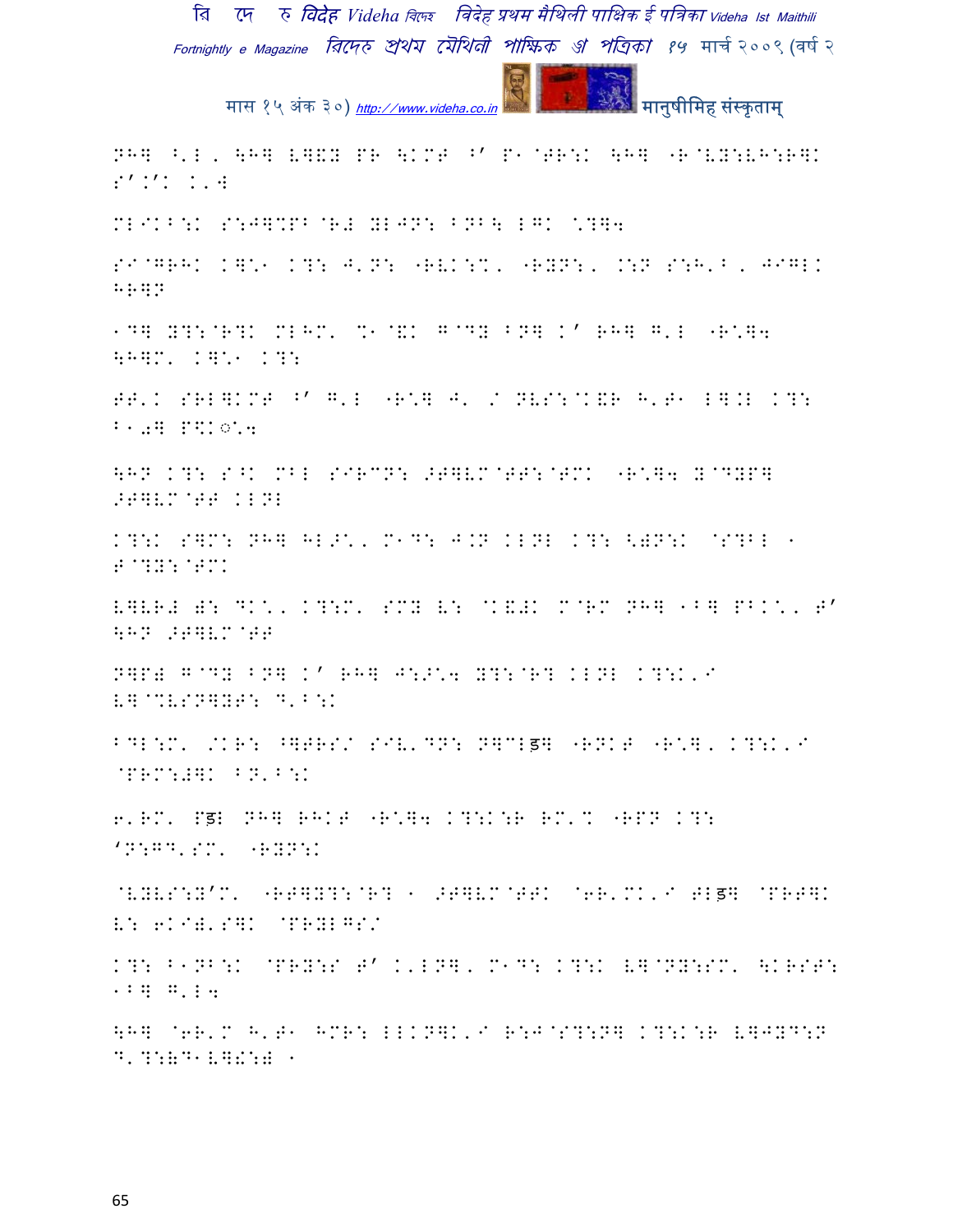NH] ^'L, \H] V]EY PR \KMT ^' P1@TR:K \H] -R@VY:VH:R]K S'.'K K,W

ML<KB:K S:J]%PB@R# YLJN: BNB\ LGK \?]W

S<@GRHK K]\1 K?: J'N: -RVK:%, -RYN:, .:N S:H'B, J<GLK HR]N

1D] Y?:@R?K MLHM' %1@&K G@DY BN] K' RH] G'L -R\]W \H]M' K]\1 K?:

TT'K SRL]KMT ^' G'L -R\] J' / NVS:@K&R H'T1 L].L K?: B10] P\$K◌\W

\HN K?: S^K MBL S<RCN: >T]VM@TT:@TMK -R\]W Y@DYP] >T]VM@TT KLNL

K?:K S]M: NH] HL>\, M1D: J.N KLNL K?: <)N:K @S?BL 1 T@?Y:@TMK

V]VR# ): DK\, K?:M' SMY V: @K&#K M@RM NH] 1B] PBK\, T' \HN >T]VM@TT

N]P# G@DY BN] K' RH] J:>\W Y?:@R? KLNL K?:K'< V]@%VSN]YT: D'B:K

BDL:M' /KR: ^]TRS/ S<V'DN: N]CLड] -RNKT -R\], K?:K'< @PRM:#]K BN'B:K

6'RM' Pड़L NH] RHKT -R\]W K?:K:R RM'% -RPN K?: 'N:GD'SM' -RYN:K

@VYVS:Y'M' -RT]Y?:@R? 1 >T]VM@TTK @6R'MK'< TLड़] @PRT]K V: 6K<)'S]K @PRYLGS/

K?: B1NB:K @PRY:S T' K'LN], M1D: K?:K V]@NY:SM' \KRST: 1B] G'LW

\H] @6R'M H'T1 HMR: LLKN]K'< R:J@S?:N] K?:K:R V]JYD:N D'?:)D1V]!:) 1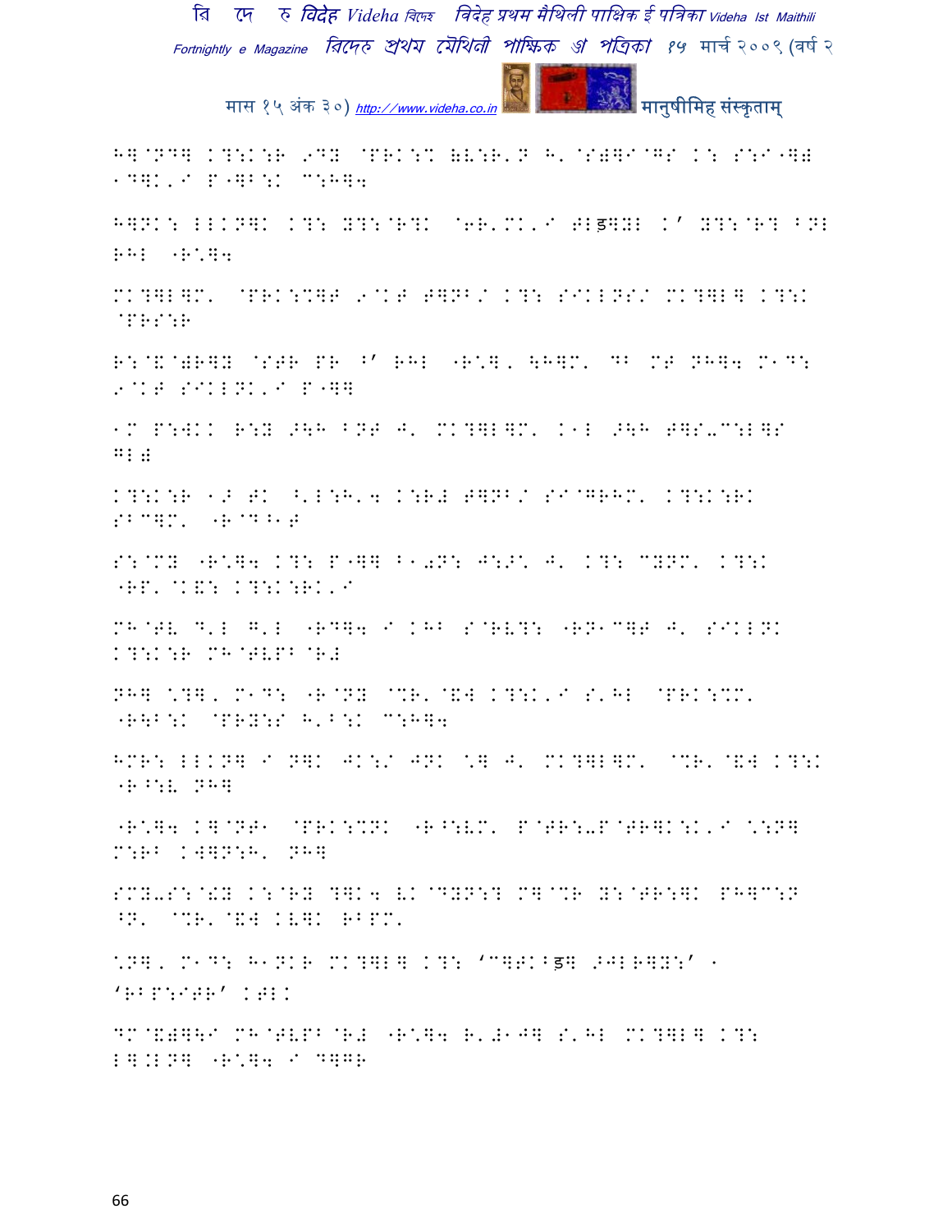H]@ND] K?:K:R 9DY @PRK:%K (V:R'N H' @S)]I@GS K: S:I-]) 1D]K'I P-]B:K C:H]4

H]NK: LLKN]K K?: Y?:@R?K @6R'MK'I TLड़]YL K' Y?:@R? BNL RHL -R\]4

MK?]L]M' @PRK:%]T 9@KT T]NB/ K?: SIKLNS/ MK?]L] K?:K @PRS:R

R:@&@)R]Y @STR PR ^' RHL -R\], \H]M' DB MT NH]4 M1D: 9@KT SIKLNK'I P-]]

1M P:WKK R:Y >\H BNT J' MK?]L]M' K1L >\H T]S-C:L]S GL)

K?:K:R 1> TK ^'L:H'4 K:R# T]NB/ SI@GRHM' K?:K:RK SBC]M' -R@D^1T

S:@MY -R\]4 K?: P-]] B1ⓘN: J:>\ J' K?: CYNM' K?:K -RP' @K&: K?:K:RK'I

MH@TV D'L G'L -RD]4 I KHB S@RV?: -RN1C]T J' SIKLNK K?:K:R MH@TVPB@R#

NH] \?], M1D: -R@NY @%R'@&W K?:K'I S'HL @PRK:%M' -R\B:K @PRY:S H'B:K C:H]4

HMR: LLKN] I N]K JK:/ JNK \] J' MK?]L]M' @%R'@&W K?:K -R^:V NH]

-R\]4 K]@NT1 @PRK:%NK -R^:VM' P@TR:-P@TR]K:K'I \:N] M:RB KW]N:H' NH]

SMY-S:@!Y K:@RY ?]K4 VK@DYN:? M]@%R Y:@TR:]K PH]C:N ^N' @%R'@&W KV]K RBPM'

\N], M1D: H1NKR MK?]L] K?: 'C]TKBड़] >JLR]Y:' 1 'RBP:ITR' KTLK

DM@&)]\I MH@TVPB@R# -R\]4 R'#1J] S'HL MK?]L] K?: L].LN] -R\]4 I D]GR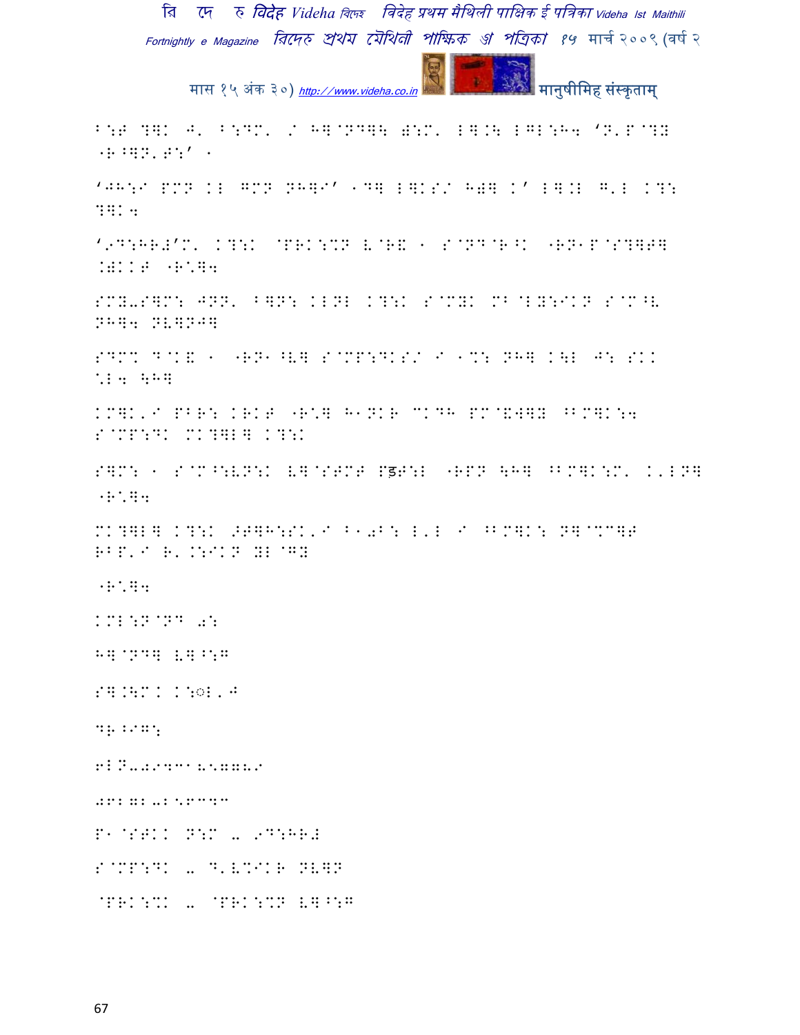B:T ?]K J' B:DM' / H]@ND]\ #:M' L].\ LGL:H4 'N'P@?Y -R^]N'T:' 1

'JH:I PMN KL GMN NH]I' 1D] L]KS/ H)] K' L].L G'L K?: ?]K4

'9D:HR#'M' K?:K @PRK:%N V@R& 1 S@ND@R^K -RN1P@S?]T] .)KKT -R\]4

SMY-S]M: JNN' B]N: KLNL K?:K S@MYK MB@LY:IKN S@M^V NH]4 NV]NJ]

SDMK D@K& 1 -RN1^V] S@MP:DKS/ I 1%: NH] K\L J: SKK \L4 \H]

KM]K'I PBR: KRKT -R\] H1NKR CKDH PM@&W]Y ^BM]K:4 S@MP:DK MK?]L] K?:K

S]M: 1 S@M^:VN:K V]@STMT Pड़T:L -RPN \H] ^BM]K:M' K'LN] -R\]4

MK?]L] K?:K >T]H:SK'I B10B: L'L I ^BM]K: N]@%C]T RBP'I R'.:IKN YL@GY

-R\]4

KML:N@ND 0:

H]@ND] V]^:G

S].\MK K:◌L'J

DR;IG:

6LN-09431857789

JPLGL-L<PCDC

P1@STKK N:M - 9D:HR#

S@MP:DK - D'V%IKR NV]N

@PRK:%K - @PRK:%N V]^:G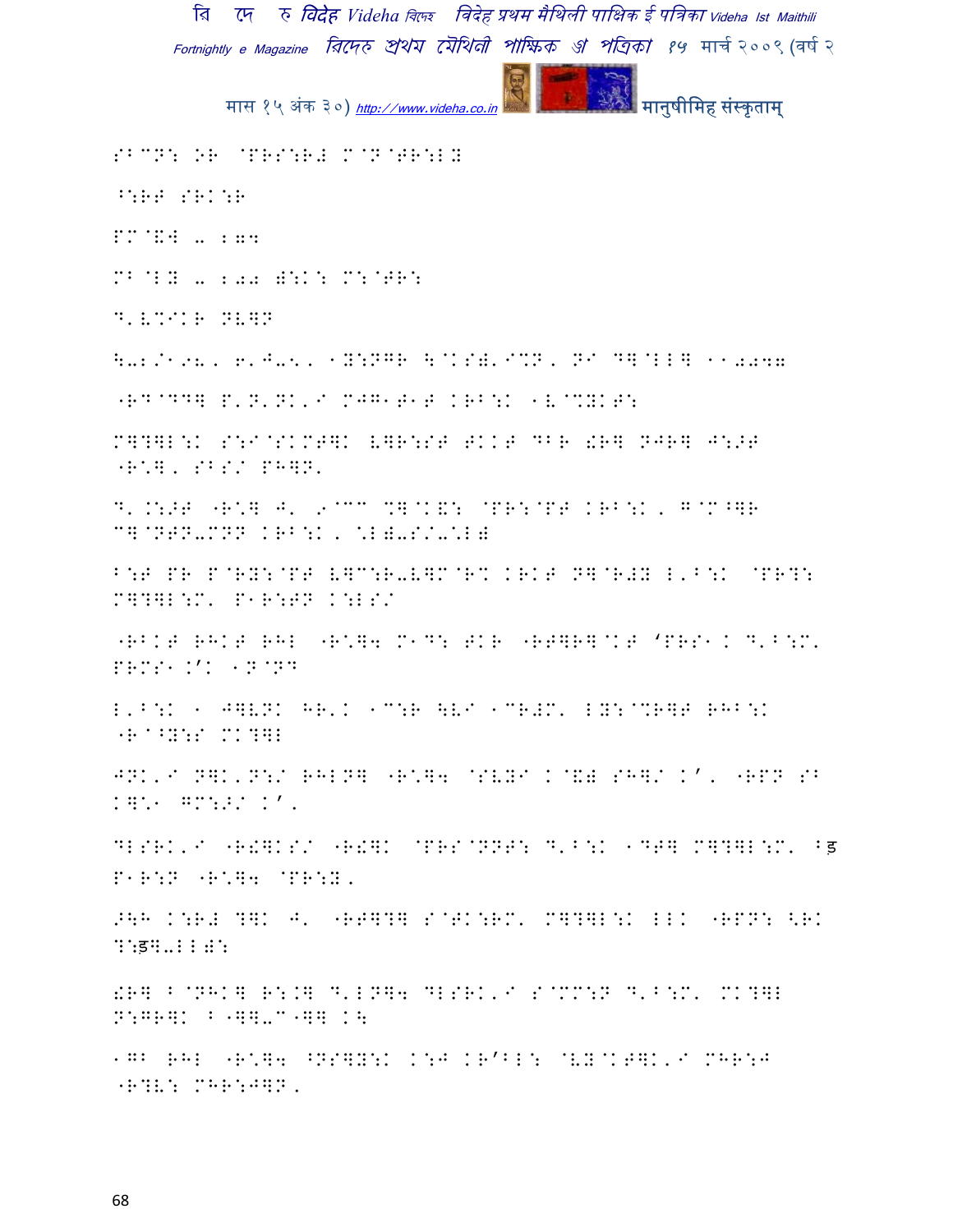SBCN: OR @PRS:R# M@N@PR:LY

^:RF SRK:R

PM@&W - 204

MB@LY - 200 #:K: M:@TR:

D'V%IKR NVQN

\-2/198, 6'J-5, 1Y:NGR \@KS#'I%N, NI DQ@LLQ 110077

-RD@DDQ P'N'NK'I MJG1T1T KRB:K 1V@%YKT:

MQ?QL:K S:I@SKMT]K VQR:ST TKKT DBR !RQ NJRQ J:>T -R*Q, SBS/ PHQN'

D'.:>T -R*Q J' 9@CC %Q@K&: @PR:@PT KRB:K, G@M^QR CQ@NTN-MNN KRB:K, *L#-S/-*L#

B:T PR P@RY:@PT VQC:R-VQM@R% KRKT NQ@R#Y L'B:K @PR?: MQ?QL:M' P1R:TN K:LS/

-RBKT RHKT RHL -R*Q4 M1D: TKR -RTQRQ@KT 'PRS1K D'B:M' PRMS1.'K 1N@ND

L'B:K 1 JQVNK HR'K 1C:R \VI 1CR#M' LY:@%RQT RHB:K -R@^Y:S MK?QL

JNK'I NQK'N:/ RHLNQ -R*Q4 @SVYI K@&# SHQ/ K', -RPN SB KQ*1 GM:>/ K',

DLSRK'I -R!QKS/ -R!QK @PRS@NNT: D'B:K 1DTQ MQ?QL:M' Bड P1R:N -R*Q4 @PR:Y,

>\H K:R# ?QK J' -RTQ?Q S@TK:RM' MQ?QL:K LLK -RPN: <RK ?:ड़Q-LL#:

!RQ B@NHKQ R:.Q D'LNQ4 DLSRK'I S@MM:N D'B:M' MK?QL N:GRQK B-QQ-C-QQ K\

1GB RHL -R*Q4 ^NSQY:K K:J KR'BL: @VY@KTQK'I MHR:J -R?V: MHR:JQN,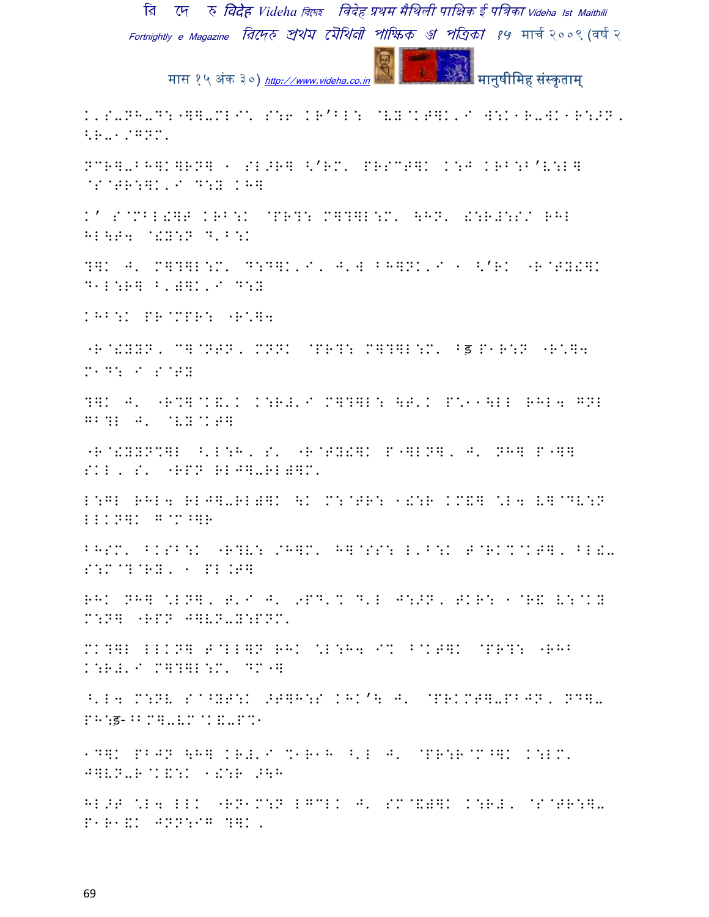K'S-NH-D:"should;MLI either S:6 KR'BL: @V];@KT]K'I W:K1R-WK1R:>N, <R-1/GNM'

NCR]-BH]K]RN] 1 SL>R] <'RM' PRSCT]K K:J KRB:B'V:L] @S@TR:]K'I D:Y KH]

K' S@MBL!]T KRB:K @PR?: M]?]L:M' \HN' !:R#:S/ RHL HL\T4 @!Y:N D'B:K

?]K J' M]?]L:M' D:D]K'I, J'W BH]NK'I 1 <'RK "R@TY!]K D1L:R] B')]K'I D:Y

KHB:K PR@MPR: "R:]4

"R@!YYN, C]@NTN, MNNK @PR?: M]?]L:M' ^ड P1R:N "R:]4 M1D: I S@TY

?]K J' "R%]@K&'K K:R#'I M]?]L: \T'K P:11\LL RHL4 GNL GB?L J' @V];@KT]

"R@!YYN%]L ^'L:H, S' "R@TY!]K P"]LN], J' NH] P"]] SKL, S' "RPN RLJ]-RL)]M'

L:GL RHL4 RLJ]-RL)]K \K M:@TR: 1!:R KM&] \L4 V]@DV:N LLKN]K G@M^]R

BHSM' BKSB:K "R?V: /H]M' H]@SS: L'B:K T@RK%@KT], BL!- S:M@?@RY, 1 PL.T]

RHK NH] \LN], T'I J' 9PD'% D'L J:>N, TKR: 1@R& V:@KY M:N] "RPN J]VN-Y:PNM'

MK?]L LLKN] T@LL]N RHK \L:H4 I% B@KT]K @PR?: "RHB K:R#'I M]?]L:M' DM"]

^'L4 M:NV S@^YT:K >T]H:S KHK'\ J' @PRKMT]-PBJN, ND]- PH:ड-^BM]-VM@K&-P%1

1D]K PBJN \H] KR#'I %1R1H ^'L J' @PR:R@M^]K K:LM' J]VN-R@K&:K 1!:R >\H

HL>T \L4 LLK "RN1M:N LGCLK J' SM@&)]K K:R#, @S@TR:]- P1R1&K JNN:IG ?]K,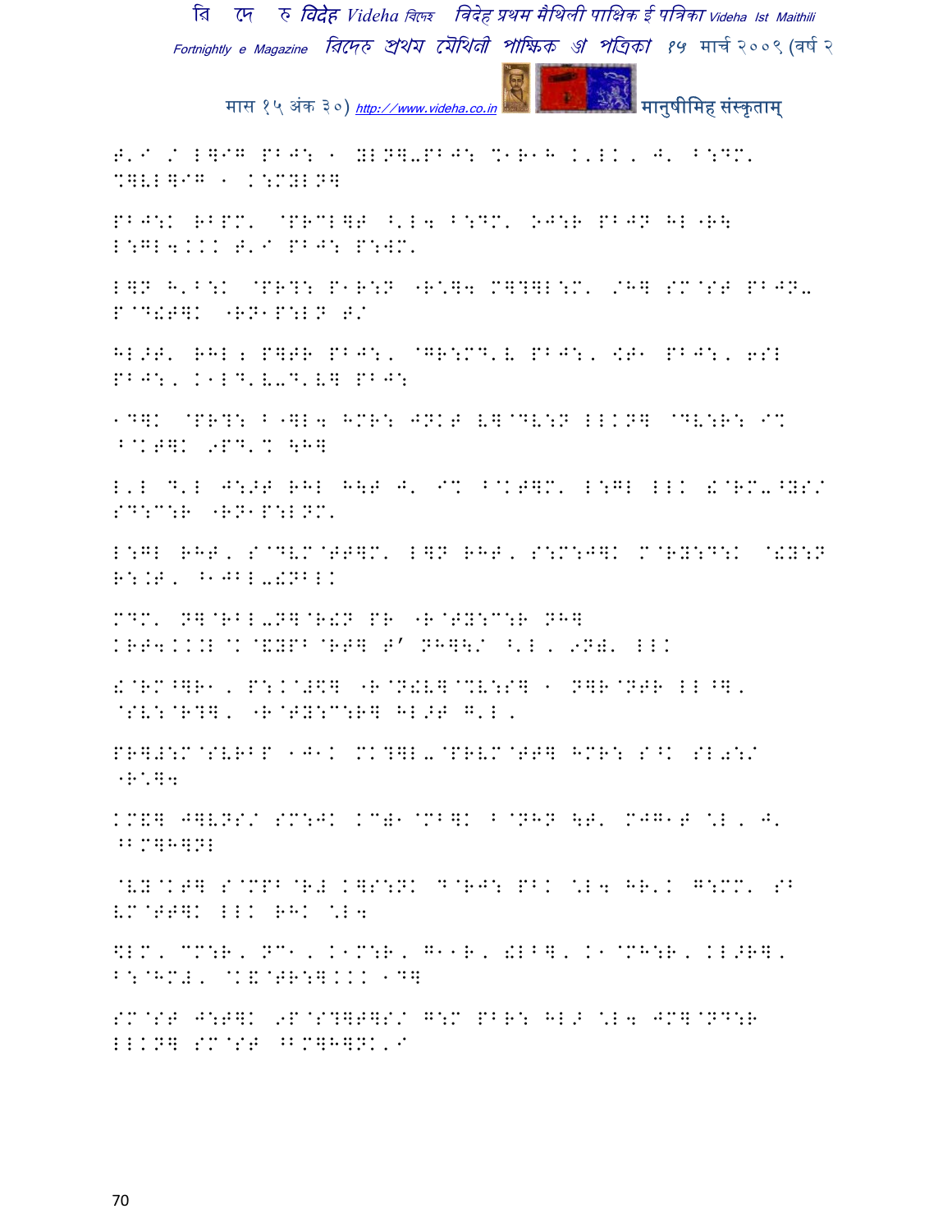T'I /I L]IG PBJ: 1 YLN]-PBJ: %1R1H K'LK, J' B:DM' %]VL]IG 1 K:MYLN]

PBJ:K RBPM' @PRCL]T ^'L4 B:DM' OJ:R PBJN HL"R\ L:GL4KKK T'I PBJ: P:WM'

L]N H'B:K @PR?: P1R:N "R^]4 M]?]L:M' /H] SM@ST PBJN- P@D!T]K "RN1P:LN T/

HL>T' RHL ; P]TR PBJ:, @GR:MD'V PBJ:, [T1 PBJ:, 6SL PBJ:, K1LD'V-D'V] PBJ:

1D]K @PR?: B"]L4 HMR: JNKT V]@DV:N LLKN] @DV:R: I% B@KT]K 9PD'% \H]

L'L D'L J:>T RHL H\T J' I% B@KT]M' L:GL LLK !@RM-^YS/ SD:C:R "RN1P:LNM'

L:GL RHT, S@DVM@TT]M' L]N RHT, S:M:J]K M@RY:D:K @!Y:N R:.T, ^1JBL-!NBLK

MDM' N]@RBL-N]@R!N PR "R@TY:C:R NH] KRT4KK.L@K@&YPB@RT] T' NH]\/ ^'L, 9N)' LLK

!@RM^]R1, P:K@#$] "R@N!V]@%V:S] 1 N]R@NTR LL^], @SV:@R?], "R@TY:C:R] HL>T G'L,

PR]#:M@SVRBP 1J1K MK?]L-@PRVM@TT] HMR: S^K SL0:/ "R^]4

KM&] J]VNS/ SM:JK KC)1@MB]K B@NHN \T' MJG1T %L, J' ^BM]H]NL

@VY@KT] S@MPB@R# K]S:NK D@RJ: PBK %L4 HR'K G:MM' SB VM@TT]K LLK RHK %L4

\LM, CM:R, NC1, K1M:R, G11R, !LB], K1@MH:R, KL>R], B:@HM#, @K&@TR:]KKK 1D]

SM@ST J:T]K 9P@S?]T]S/ G:M PBR: HL> %L4 JM]@ND:R LLKN] SM@ST ^BM]H]NK'I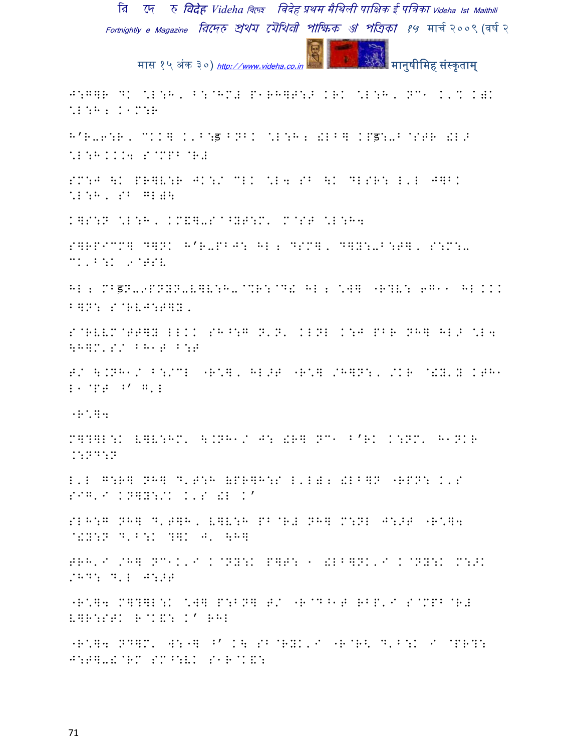J:G]R DK \L:H, B:@HM# P1RH]F:> KRK \L:H, NC1 K'% K =K \L:H; K1M:R

H'R-6:R, CKK] K'B:ड BNBK \L:H; !LB] KPड:-B@STR !L> \L:H...4 S@MPB@R#

SM:J \K PR]V:R JK:/ CLK \L4 SB \K DLSR: L'L J]BK \L:H, SB GL=\

K]S:N \L:H, KM&]-S^.YF:M' M@ST \L:H4

S]RPICM] D]NK H'R-PBJ: HL ; DSM], D]Y:-B:T], S:M:- CK'B:K 9@TSV

HL ; MBड़N-9PNYN-V]V:H-@?R:@D! HL ; \W] "R?V: 6G11 HL ... B]N: S@RVJ:T]Y,

S@RVVM@TT]Y LLKK SH^:G N'N' KLNL K:J PBR NH] HL> \L4 \H]M'S/ BH1T B:T

T/ \.NH1/ B:/CL "R\], HL>T "R\] /H]N:, /KR @!Y'Y KTH1 L1@PT ^' G'L

"R\]4

M]?]L:K V]V:HM' \.NH1/ J: !R] NC1 B'RK K:NM' H1NKR .:ND:N

L'L G:R] NH] D'T:H =PR]H:S L'L=; !LB]N "RPN: K'S SIG'I KN]Y:/K K'S !L K'

SLH:G NH] D'T]H, V]V:H PB@R# NH] M:NL J:>T "R\]4 @!Y:N D'B:K ?]K J' \H]

TRH'I /H] NC1K'I K@NY:K P]T: 1 !LB]NK'I K@NY:K M:>K /HD: D'L J:>T

"R\]4 M]?]L:K \W] P:BN] T/ "R@DB1T RBP'I S@MPB@R# V]R:STK R@K&: K' RHL

"R\]4 ND]M' W:"] ^' K\ SB@RYK'I "R@R< D'B:K I @PR?: J:T]-!@RM SM^:VK S1R@K&: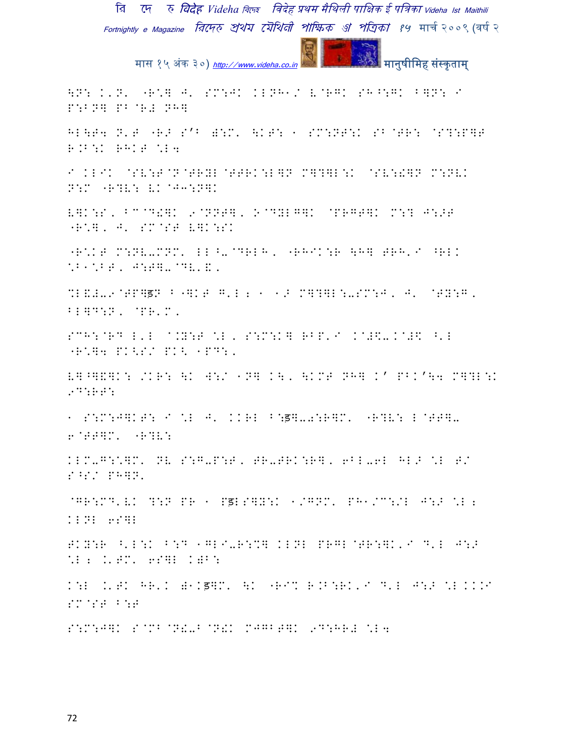\N: K'N' "R\*] J' SM:JK KLNH1/ V@RGK SH^:GK B]N: I P:BN] PB@R# NH]

HL\T4 N'T "RB S'B 0:M' \KT: 1 SM:NT:K SB@TR: @S?:P]T R.B:K RHKT \*L4

I KLIK @SV:T@N@TRYL@TTRK:L]N M]?]L:K @SV:!]N M:NVK N:M "R?V: VK@J3:N]K

V]K:S' BC@D!]K 9@NNT]' O@DYLG]K @PRGT]K M:? J:>T "R\*]' J' SM@ST V]K:SK

"R\*KT M:NV-MNM' LL^-@DRLH' "RHIK:R \H] TRH'I ^RLK \*B1\*BT' J:T]-@DV'&'

%L&#-9@TP]ड़N B"]KT G'L ; 1 1> M]?]L:-SM:J' J' @TY:G' BL]D:N' @PR'M'

SCH:@RD L'L @.Y:T \*L' S:M:K] RBP'I K@#\$-K@#\$ ^'L "R\*]4 PK<S/ PK< 1PD:'

V]^]&]K: /KR: \K W:/ 1N] K\' \KMT NH] K' PBK'\4 M]?L:K 9D:RT:

1 S:M:J]KT: I \*L J' KKRL B:ड़]-0:R]M' "R?V: L@TT]- 6@TT]M' "R?V:

KLM-G:\*]M' NV S:G-P:T' TR-TRK:R]' 6BL-6L HL> \*L T/ S^S/ PH]N'

@GR:MD'VK ?:N PR 1 Pड़LS]Y:K 1/GNM' PH1/C:/L J:> \*L ; KLNL 6S]L

TKY:R ^'L:K B:D 1GLI-R:%] KLNL PRGL@TR:]K'I D'L J:> \*L ; K'TM' 6S]L K)B:

K:L K'TK HR'K )1Kड़]M' \K "RI% R.B:RK'I D'L J:> \*L KKKI SM@ST B:T

S:M:J]K S@MB@N!-B@N!K MJGBT]K 9D:HR# \*L4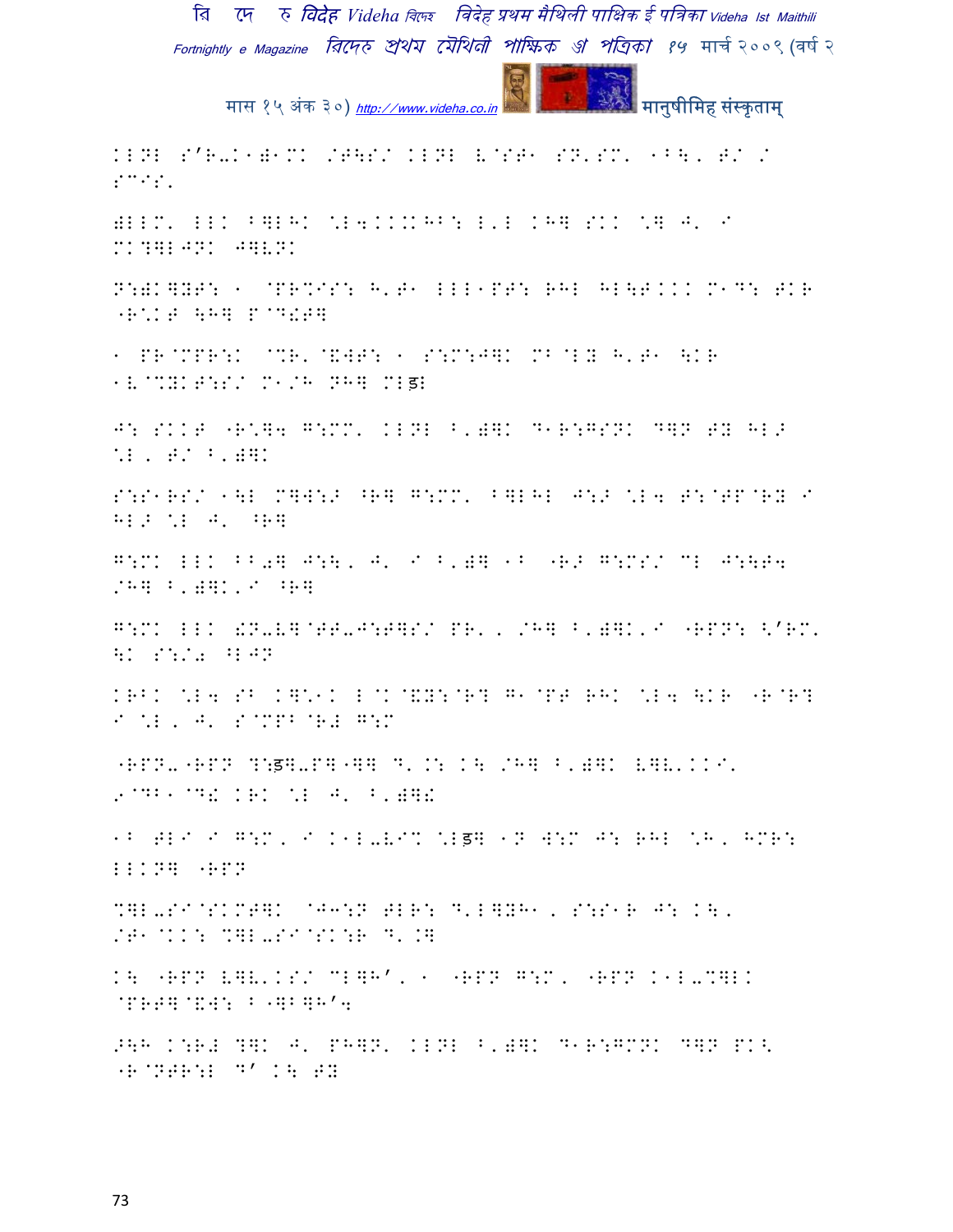KLNL S'R-K1)1MK /T\S/ KLNL又 K@ST1 SN'SM' 1B\, T/ /
S^IS'

)LLM' LLK B]LHK \L4.K.KHB: L'L KH] SKK \] J' I
MK?]LJNK J]VNK

N:)K]YT: 1 @PR%IS: H'T1 LLL1PT: RHL HL\T.KK M1D: TKR
"R\*KT \H] P@D!T]

1 PR@MPR:K @%R'@&WT: 1 S:M:J]K MB@LY H'T1 \KR
1V@%YKT:S/ M1/H NH] MLड़

J: SKKT "R\*]4 G:MM' KLNL B')]K D1R:GSNK D]N TY HL>
\*L , T/ B')]K

S:S1RS/ 1\L M]W:> ^R] G:MM' B]LHL J:> \*L4 T:@TP@RY I
HL> \*L J' ^R]

G:MK LLK BB0] J:\, J' I B')] 1B "R> G:MS/ CL J:\T4
/H] B')]K'I ^R]

G:MK LLK !N-V]@TT-J:T]S/ PR' , /H] B')]K'I "RPN: <'RM'
\K S:/0 ^LJN

KRBK \*L4 SB K]\*1K L@K@&Y:@R? G1@PT RHK \*L4 \KR "R@R?
I \*L , J' S@MPB@R# G:M

"RPN-"RPN ?:ड़]-P]"]] D' .: K\ /H] B')]K V]V'KKI'
9@DB1@D! KRK \*L J' B')]!

1B TLI I G:M, I K1L-VI% \*Lड़] 1N W:M J: RHL \*H, HMR:
LLKN] "RPN

%]L-SI@SKMT]K @J1:N TLR: D'L]YH1 , S:S1R J: K\,
/T1@KKK: %]L-SI@SK:R D'.]

K\ "RPN V]V'KS/ CL]H', 1 "RPN G:M, "RPN K1L-%]LK
@PRT]@&W: B"]B]H'4

>\H K:R# ?]K J' PH]N' KLNL B')]K D1R:GMNK D]N PK<
"R@NTR:L D' K\ TY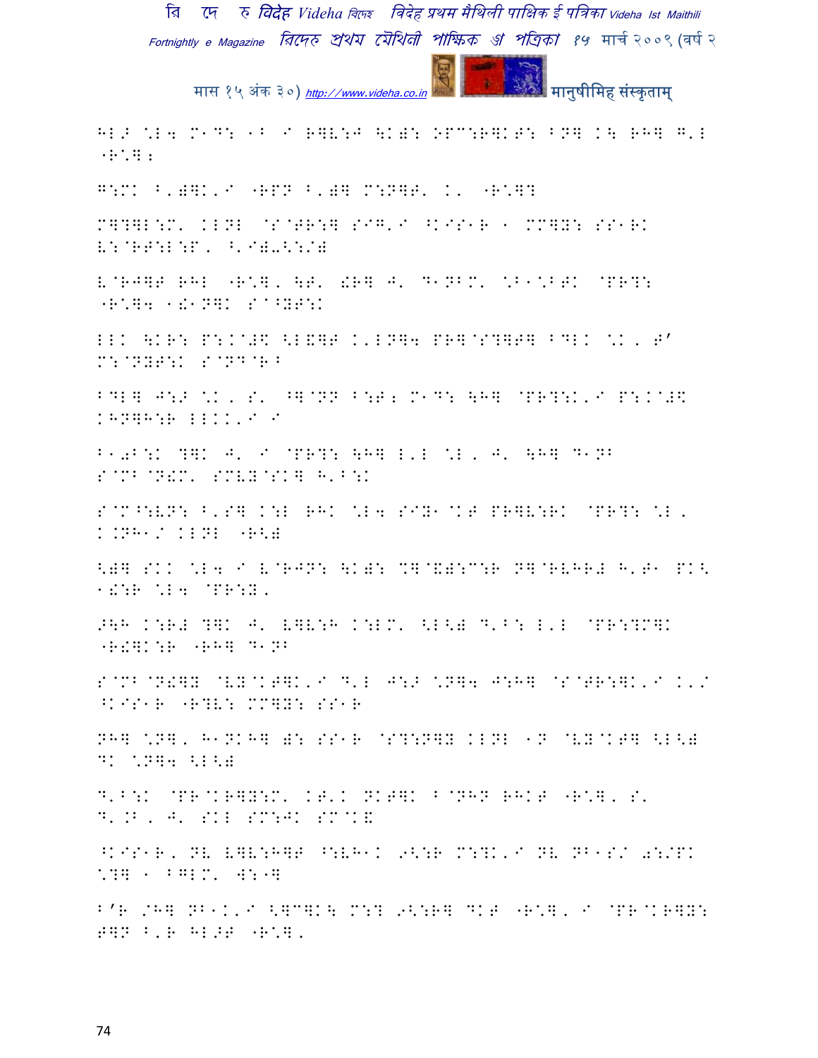HL.P \*L4 M1D: 1B I R]V:J \K)W: OPC:R]KT: BN] K\ RH] G'L
-R\*];

G:MK B')]K'I -RPN B')] M:N]T' K' -R\*]?

M]?]L:M' KLNL @S@TR:] SIG'I ^KIS1R 1 MM]Y: SS1RK
V:@RT:L:P, ^'I)-\:/)

V@RJ]T RHL -R\*], \T' !R] J' D1NBM' \*B1\*BTK @PR?:
-R\*]4 1!1N]K S@^YT:K

LLK \KR: P:.@#\$ <L&]T K'LN]4 PR]@S?]T] BDLK \*K, T'
M:@NYT:K S@ND@R^

BDL] J:^ \*K, S' ^]@NN B:T; M1D: \H] @PR?:K'I P:.@#\$
KHN]H:R LLKK'I I

B10B:K ?]K J' I @PR?: \H] L'L \*L, J' \H] D1NB
S@MB@N!M' SMVY@SK] H'B:K

S@M^:VN: B'S] K:L RHK \*L4 SIY1@KT PR]V:RK @PR?: \*L,
K.NH1/ KLNL -R<)

<)] SKK \*L4 I V@RJN: \K): %]@&):C:R N]@RVHR# H'T1 PK<
1!:R \*L4 @PR:Y,

>\H K:R# ?]K J' V]V:H K:LM' <L<) D'B: L'L @PR:?M]K
-R!]K:R -RH] D1NB

S@MB@N!]Y @VY@KT]K'I D'L J:^ \*N]4 J:H] @S@TR:]K'I K'/
^KIS1R -R?V: MM]Y: SS1R

NH] \*N], H1NKH] ): SS1R @S?:N]Y KLNL 1N @VY@KT] <L<)
DK \*N]4 <L<)

D'B:K @PR@KR]Y:M' KT'K NKT]K B@NHN RHKT -R\*], S'
D'.B, J' SKL SM:JK SM@K&

^KIS1R, NV V]V:H]T ^:VH1K 9<:R M:?K'I NV NB1S/ 0:/PK
\*?] 1 BGLM' W:-]

B'R /H] NB1KK'I <]C]K\ M:? 9<:R] DKT -R\*], I @PR@KR]Y:
T]N B'R HL>T -R\*],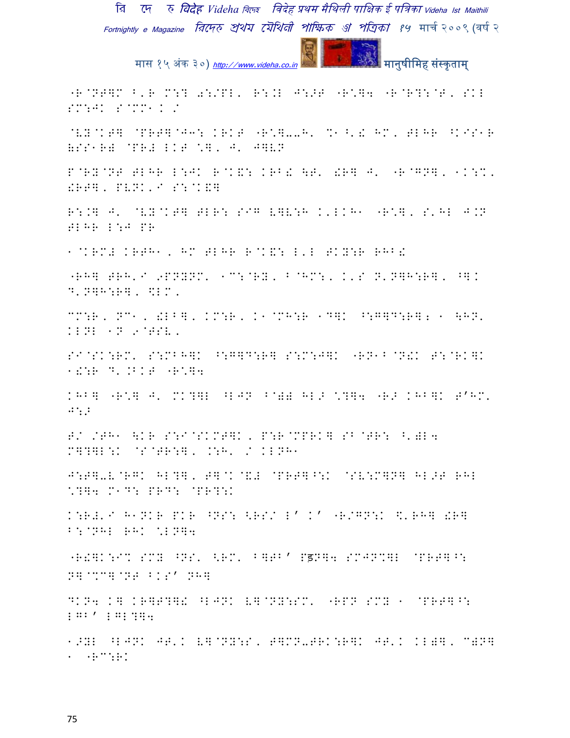"R@NT]M B'R M:? 0:/PL' R:.L J:>T "R\]4 "R@R?:@T' SKL SM:JK S@MM1. /

@VY@KT] @PRT]@J3: KRKT "R\]--H' %1^'! HM' TLHR ^KIS1R (SS1R) @PR# LKT \]' J' J]VN

P@RY@NT TLHR L:JK R@K&: KRB! \T' !R] J' "R@GN]' 1K:%' !RT]' PVNK'I S:@K&]

R:.] J' @VY@KT] TLR: SIG V]V:H K'LKH1 "R\]' S'HL J.N TLHR L:J PR

1@KRM# KRTH1' HM TLHR R@K&: L'L TKY:R RHB!

"RH] TRH'I 9PNYNM' 1C:@RY' B@HM:' K'S N'N]H:R]' ^]K D'N]H:R]' \$LM'

MM:R' NC1' !LB]' KM:R' K1@MH:R 1D]K ^:G]D:R]; 1 \HN' KLNL 1N 9@TSV'

SI@SK:RM' S:MBH]K ^:G]D:R] S:M:J]K "RN1B@N!K T:@RK]K 1!:R D'.BKT "R\]4

KHB] "R\] J' MK?]L ^LJN B@)# HL> \?]4 "R> KHB]K T'HM' J:>

T/ /TH1 \KR S:I@SKMT]K' P:R@MPRK] SB@TR: ^')L4 M]?]L:K @S@TR:]' .:H' / KLNH1

J:T]-V@RGK HL?]' T]@K@&# @PRT]^:K @SV:M]N] HL>T RHL \?]4 M1D: PRD: @PR?:K

K:R#'I H1NKR PKR ^NS: <RS/ L' K' "R/GN:K \$'RH] !R] B:@NHL RHK \LN]4

"R!]K:I% SMY ^NS' <RM' B]TB' Pडु]4 SMJN%]L @PRT]^: N]@%C]@NT BKS' NH]

DKN4 K] KR]T?]! ^LJNK V]@NY:SM' "RPN SMY 1 @PRT]^: LGB' LGL?]4

1>YL ^LJNK JT'K V]@NY:S' T]MN-TRK:R]K JT'K KL)]' C)N] 1 "RC:RK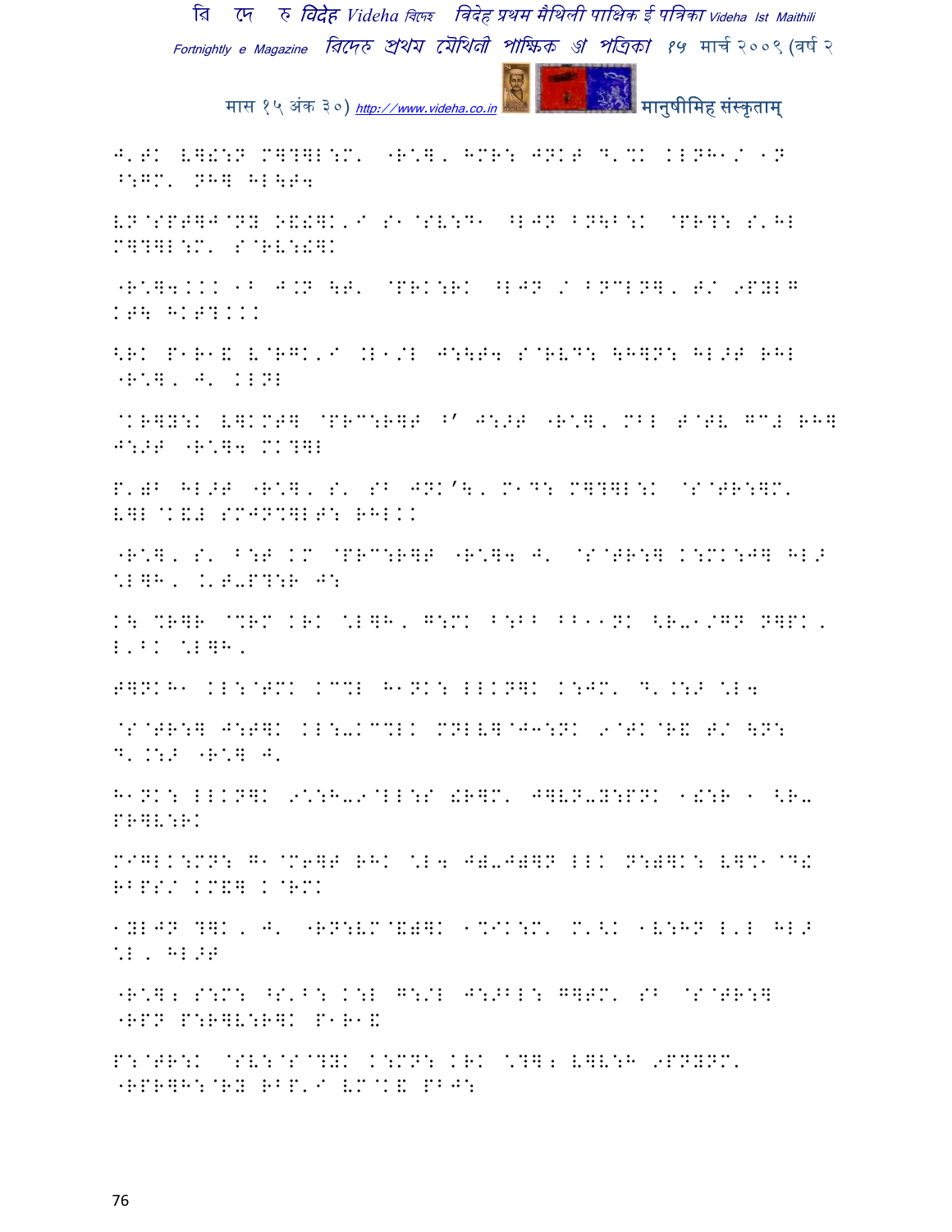J'FK E]!:N M]?]L:M' "R\*], HMR: JNKT D'%K KLNH1/ 1N ^:GM' NH] HL\T4

EN@SPT]J@NY O&!]K'I S1@SV:D1 ^LJN BN\B:K @PR?: S'HL M]?]L:M' S@RV:!]K

"R\*]4... 1B J.N \T' @PRK:RK ^LJN / BN CLN], T/ 9PYLG KT\ HKT?...

<RK P1R1& V@RGK'I .L1/L J:\T4 S@RVD: \H]N: HL>T RHL "R\*], J' KLNL

@KR]Y:K V]KMT] @PR C:R]T ^' J:>T "R\*], MBL T@TV GC# RH] J:>T "R\*]4 MK?]L

P')B HL>T "R\*], S' SB JNK'\, M1D: M]?]L:K @S@TR:]M' V]L@K&# SMJN%]LT: RHL..

"R\*], S' B:T KM @PR C:R]T "R\*]4 J' @S@TR:] K:MK:J] HL> \*L]H, .'T-P?:R J:

K\ %R]R @%RM KRK \*L]H, G:MK B:BB BB11NK <R-1/GN N]PK, L'^K \*L]H,

T]NKH1 KL:@TMK KC%L H1NK: LLKN]K K:JM' D'.:> \*L4

@S@TR:] J:T]K KL:-KC%LK MNLV]@J3:NK 9@TK@R& T/ \N: D'.:> "R\*] J'

H1NK: LLKN]K 9\*:H-9@LL:S !R]M' J]VN-Y:PNK 1!:R 1 <R-PR]V:RK

M1GLK:MN: G1@M6]T RHK \*L4 J)-J)]N LLK N:)]K: V]%1@D! RBPS/ KM&] K@RMK

1YLJN ?]K, J' "RN:VM@&)]K 1%IK:M' M'<K 1V:HN L'L HL> \*L, HL>T

"R\*]; S:M: ^S'B: K:L G:/L J:>BL: G]TM' SB @S@TR:] "RPN P:R]V:R]K P1R1&

P:@TR:K @SV:@S@?YK K:MN: KRK \*?]; V]V:H 9PNYNM' "RPR]H:@RY RBP'I VM@K& PBJ: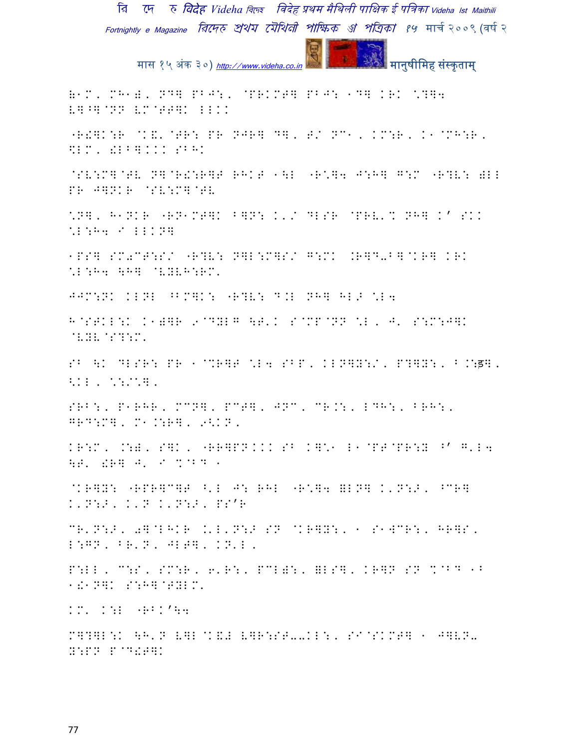B1M, MH1B, ND] PBJ:, @PRKMT] PBJ: 1D] KRK \?]4 V]^]@NN VM@TT]K LLKK

"R!]K:R @K&'@TR: PR NJR] D], T/ NC1, KM:R, K1@MH:R, \LM, !LB]KKK SBHK

@SV:M]@TV N]@R!:R]T RHKT 1\L "R\]4 J:H] G:M "R?V: @LL PR J]NKR @SV:M]@TV

\N], H1NKR "RN1MT]K B]N: K'/ DLSR @PRV'% NH] K' SKK \L:H4 I LLKN]

1PS] SM0CT:S/ "R?V: N]L:M]S/ G:MK .R]D-B]@KR] KRK \L:H4 \H] @VYVH:RM'

JJM:NK KLNL ^BM]K: "R?V: D.L NH] HL> \L4

H@STKL:K K1)]R 9@DYLG \T'K S@MP@NN \L, J' S:M:J]K @VYV@S?:M'

SB \K DLSR: PR 1@%R]T \L4 SBP, KLN]Y:/, P?]Y:, B.:ड], <KL, \:/\],

SRB:, P1RHR, MCN], PCT], JNC, CR.:, LDH:, BRH:, GRD:M], M1.:R], 9<KN,

KR:M, .:), S]K, "RR]PNKKK SB K]\1 L1@PT@PR:Y ^' G'L4 \T' !R] J' I %@BD 1

@KR]Y: "RPR]C]T ^'L J: RHL "R\]4 ]LN] K'N:>, ^CR] K'N:>, K'N K'N:>, PS'R

CR'N:>, 0]@LHKR .'L'N:> SN @KR]Y:, 1 S1WCR:, HR]S, L:GN, BR'N, JLT], KN'L,

P:LL, C:S, SM:R, 6'R:, PCL):, ]LS], KR]N SN %@BD 1B 1!1N]K S:H]@TYLM'

KM' K:L "RBK'\4

M]?]L:K \H'N V]L@K&# V]R:ST--KL:, SI@SKMT] 1 J]VN- Y:PN P@D!T]K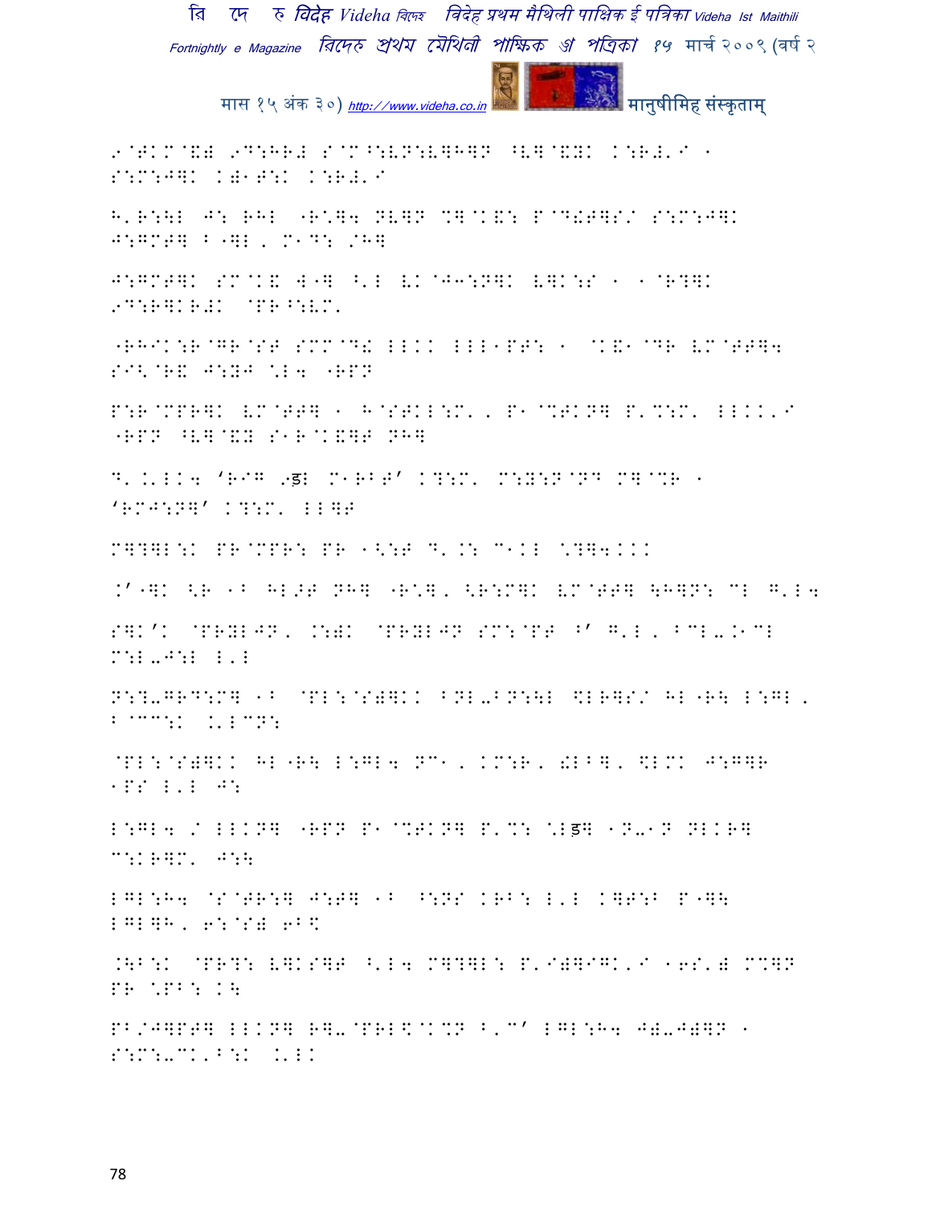9@TK M@&) 9D:HR# S@M^:VN:V]H]N ^V]@&Y. K:R#'I ' S:M:J]K K)1T:K K:R#'I

H'R:\L J: RHL "R\]4 NV]N %]@K&: P@D!T]S/ S:M:J]K J:GMT] B"]L, M1D: /H]

J:GMT]K SM@K& W"] ^'L VK@J3:N]K V]K:S ' '@R?]K 9D:R]KR#K @PR^:VM'

"RHIK:R@GR@ST SMM@D! LLKK LLL1PT: ' @K&1@DR VM@TT]4 SI<@R& J:YJ \L4 "RPN

P:R@MPR]K VM@TT] ' H@STKL:M', P1@%TKN] P'%:M' LLKK'I "RPN ^V]@&Y S1R@K&]T NH]

D'.'LK4 'RIG 9ड्L M1RBT' K?:M' M:Y:N@ND M]@%R ' 'RMJ:N]' K?:M' LL]T

M]?]L:K PR@MPR: PR 1<:T D'.: C1KL \?]4KKK

.'"]K <R 1B HL>T NH] "R\], <R:M]K VM@TT] \H]N: CL G'L4

S]K'K @PRYLJN, .:)K @PRYLJN SM:@PT ^' G'L, BCL-.1CL M:L-J:L L'L

N:?L-GRD:M] 1B @PL:@S)]KK BNL-BN:\L $LR]S/ HL"R\ L:GL, B@CC:K .'LCN:

@PL:@S)]KK HL"R\ L:GL4 NC1, KM:R, !LB], $LMK J:G]R 1PS L'L J:

L:GL4 / LLKN] "RPN P1@%TKN] P'%: \Lड्] 1N-1N NLKR] C:KR]M' J:\

LGL:H4 @S@TR:] J:T] 1B ^:NS KRB: L'L K]T:B P"]\ LGL]H, 6:@S) 6B$

.\B:K @PR?: V]KS]T ^'L4 M]?]L: P'I)]IGK'I 16S') M%]N PR \PB: K\

PB/J]PT] LLKN] R]-@PRL$@K%N B'C' LGL:H4 J)-J)]N ' S:M:-CK'B:K .'LK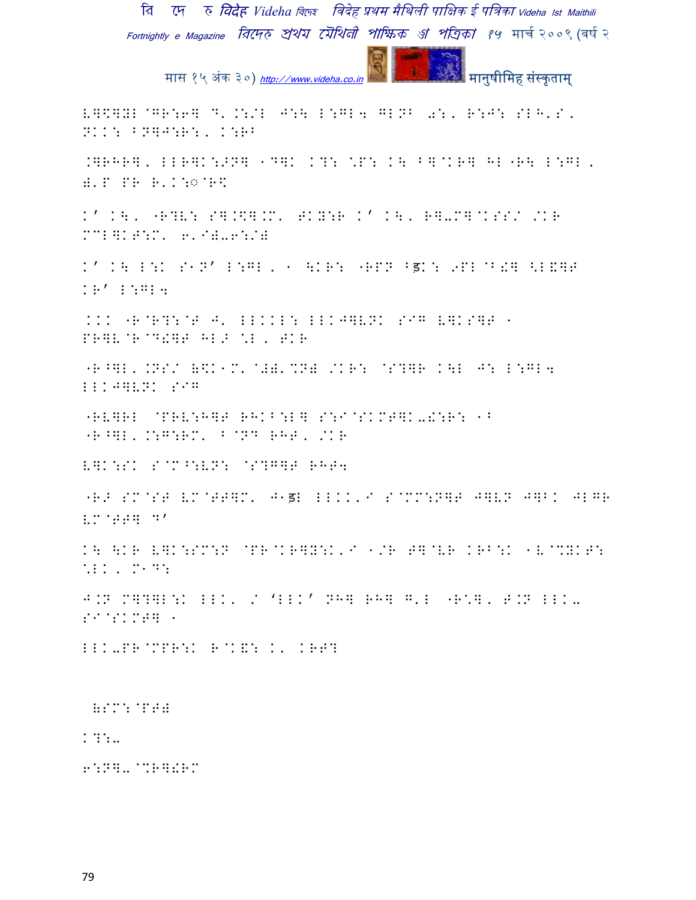L⊞$⊞YL@GR:6⊞ D' .:/L J:\ L:GL4 GLNB further garbled

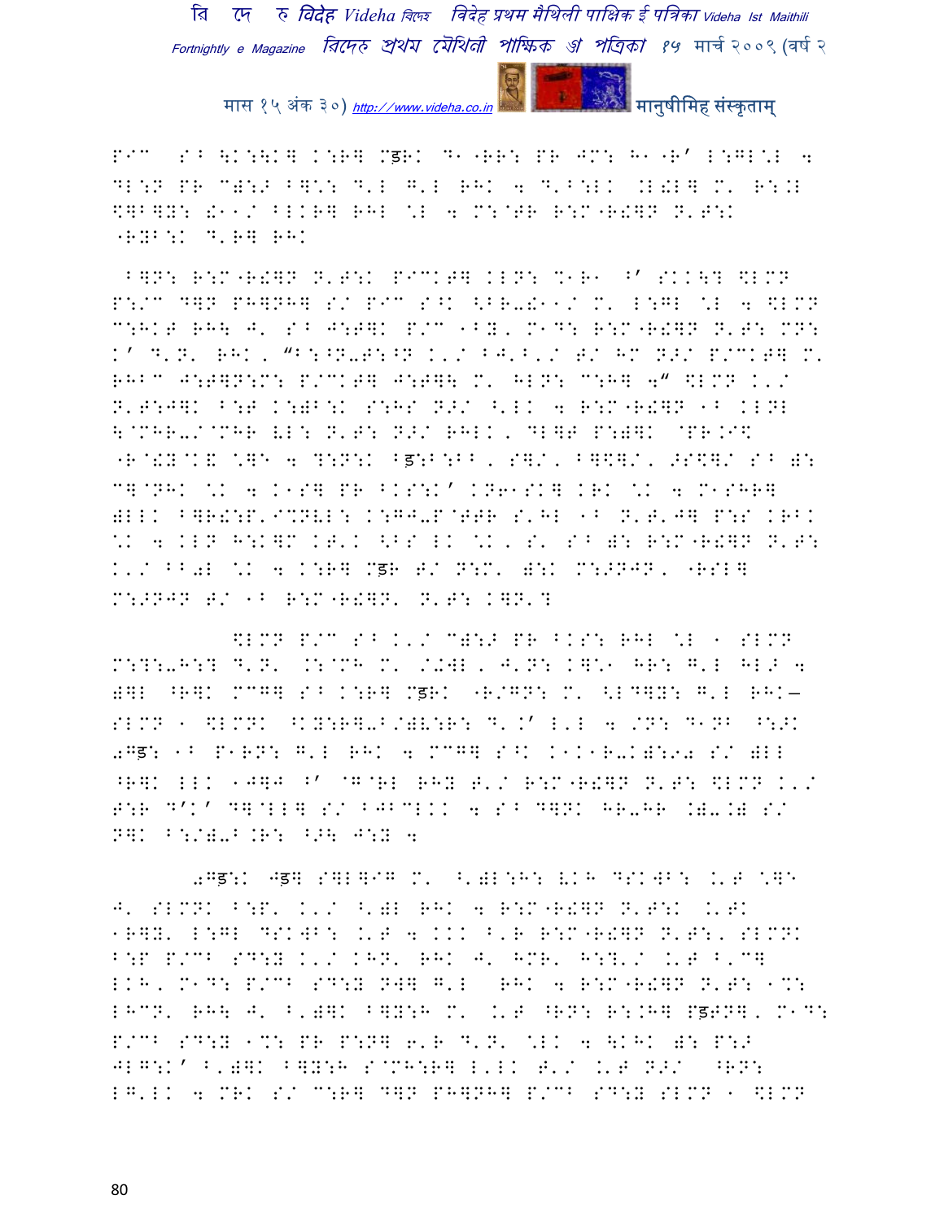P因 S^ \K:\K] K:R] Mड़RK D1"RR: PR JM: H1"R' L:GL.L 4 DL:N PR C):> B].: D'L G'L RHK 4 D'B:LK .L!L] M' R:.L \$]B]Y: !11/ BLKR] RHL .L 4 M:@TR R:M"R!]N N'T:K "RYB:K D'R] RHK

 B]N: R:M"R!]N N'T:K P因KT] KLN: %1R1 ^' SKK\? \$LMN P:/C D]N PH]NH] S/ P因 S^K <BR-!11/ M' L:GL .L 4 \$LMN C:HKT RH\ J' S^ J:T]K P/C 1BY' M1D: R:M"R!]N N'T: MN: K' D'N' RHK, "B:^N-T:^N K'/ BJ'B'/ T/ HM N>/ P/CKT] M' RHBC J:T]N:M: P/CKT] J:T]\ M' HLN: C:H] 4" \$LMN K'/ N'T:J]K B:T K:)B:K S:HS N>/ ^'LK 4 R:M"R!]N 1B KLNL \@MHR-/@MHR VL: N'T: N>/ RHLK, DL]T P:)]K @PR.I\$ "R@!Y@K! .]E 4 ?:N:K Bड़:B:BB, S]/, B]\$]/, >S\$]/ S^ ): C]@NHK .K 4 K1S] PR BKS:K' KN61SK] KRK .K 4 M1SHR] )LLK B]R!:P'I%NVL: K:GJ-P@TTR S'HL 1B N'T'J] P:S KRBK .K 4 KLN H:K]M KT'K <BS LK .K, S' S^ ): R:M"R!]N N'T: K'/ BB0L .K 4 K:R] Mड़R T/ N:M' ):K M:>NJN, "RSL] M:>NJN T/ 1B R:M"R!]N' N'T: K]N'?

 \$LMN P/C S^ K'/ C):> PR BKS: RHL .L 1 SLMN M:?:-H:? D'N' .:@MH M' /-WL, J'N: K].1 HR: G'L HL> 4 )]L ^R]K MCG] S^ K:R] Mड़RK "R/GN: M' <LD]Y: G'L RHK– SLMN 1 \$LMNK ^KY:R]-B/)V:R: D'.' L'L 4 /N: D1NB ^:>K 0Gड़: 1B P1RN: G'L RHK 4 MCG] S^K K1K1R-K):90 S/ )LL ^R]K LLK 1J]J ^' @G@RL RHY T'/ R:M"R!]N N'T: \$LMN K'/ T:R D'K' D]@LL] S/ BJBCLKK 4 S^ D]NK HR-HR .)-.) S/ N]K B:/)-B.R: ^>\ J:Y 4

 0Gड़:K Jड़] S]L]IG M' ^')L:H: VKH DSKWB: .'T .]E J' SLMNK B:P' K'/ ^')L RHK 4 R:M"R!]N N'T:K .'TK 1R]Y' L:GL DSKWB: .'T 4 KKK B'R R:M"R!]N N'T:, SLMNK B:P P/CB SD:Y K'/ KHN' RHK J' HMR' H:?'/ .'T B'C] LKH, M1D: P/CB SD:Y NW] G'L RHK 4 R:M"R!]N N'T: 1%: LHCN' RH\ J' B')]K B]Y:H M' .'T ^RN: R:.H] Pड़TN], M1D: P/CB SD:Y 1%: PR P:N] 6'R D'N' .LK 4 \KHK ): P:> JLG:K' B')]K B]Y:H S@MH:R] L'LK T'/ .'T N>/ ^RN: LG'LK 4 MRK S/ C:R] D]N PH]NH] P/CB SD:Y SLMN 1 \$LMN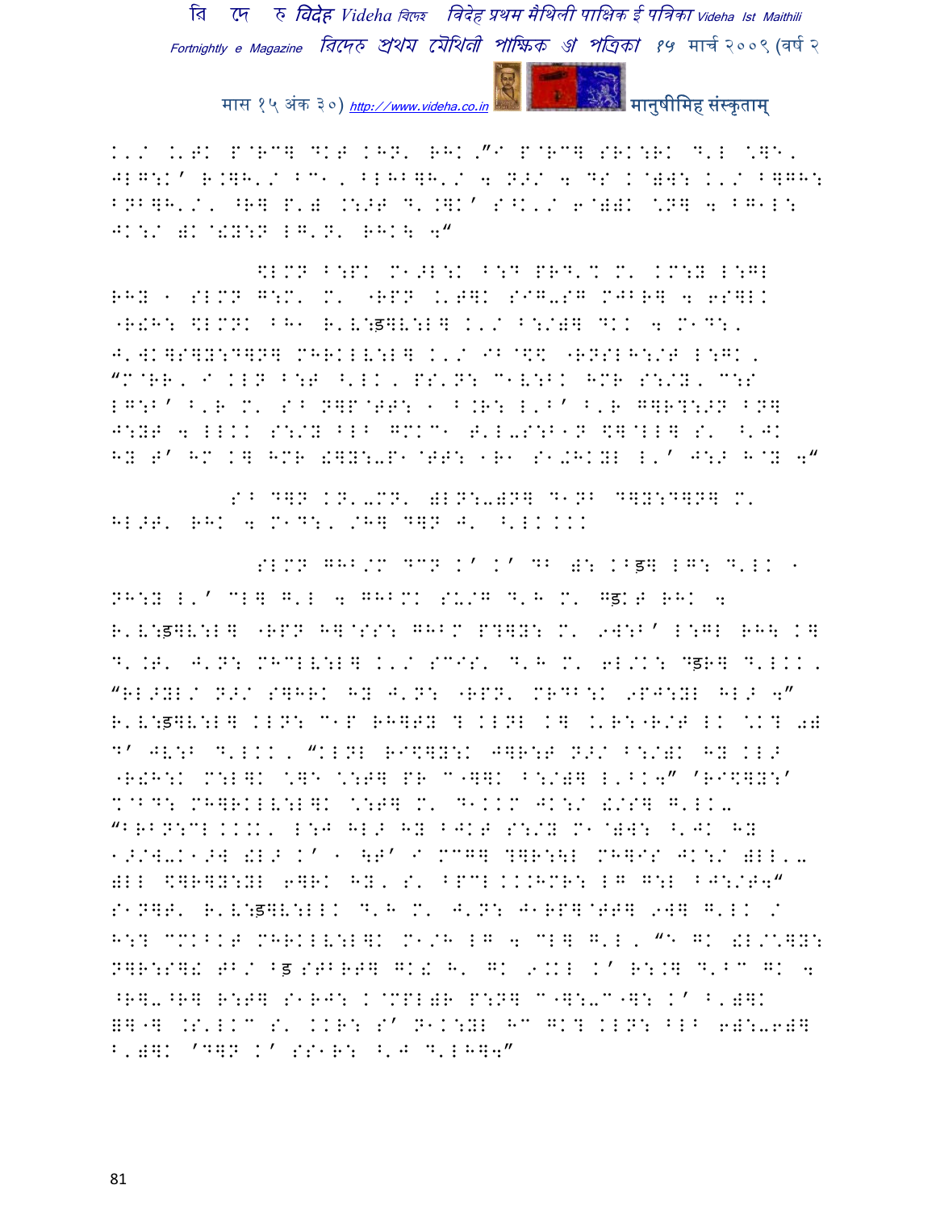K'/ K'TK P@RC] DKT KHN' RHK."/ P@RC] SRK:RK D'L \]E'
JLG:K' R.]H'/ BC1, BLHB]H'/ [ N>/ [ DS K@):\ K'/ B]GH:
BNB]H'/, ^R] P') .:>T D'.]K' S^K'/ 6@))K \N] [ BG1L:
JK:/ )K@!Y:N LG'N' RHK\ ["

$LMN B:PK M1>L:K B:D PRD'% M' KM:Y L:GL
RHY 1 SLMN G:M' M' "RPN K'T]K SIG-SG MJBR] [ 6S]LK
"R!H: $LMNK BH1 R'V:ड]V:L] K'/ B:/)] DKK [ M1D:,
J'WK]S]Y:D]N] MHRKLV:L] K'/ IB@\$ "RNSLH:/T L:GK,
"M@RR, I KLN B:T ^'LK, PS'N: C1V:BK HMR S:/Y, C:S
LG:B' B'R M' S^ N]P@TT: 1 B.R: L'B' B'R G]R?:>N BN]
J:YT [ LLKK S:/Y BLB GMKC1 T'L-S:B1N \$]@LL] S' ^'JK
HY T' HM K] HMR !]Y:-P1@TT: 1R1 S1.HKYL L'' J:> H@Y ["

S^ D]N KN'-MN' )LN:-)N] D1NB D]Y:D]N] M'
HL>T' RHK [ M1D:, /H] D]N J' ^'LK KKK

SLMN GHB/M DCN K' K' DB ): KBड] LG: D'LK 1
NH:Y L'' CL] G'L [ GHBMK SU/G D'H M' Gड़KT RHK [
R'V:ड]V:L] "RPN H]@SS: GHBM P?]Y: M' 9W:B' L:GL RH\ K]
D'.T' J'N: MHCLV:L] K'/ SCIS' D'H M' 6L/K: Dड़R] D'LKK,
"RL>YL/ N>/ S]HRK HY J'N: "RPN' MRDB:K 9PJ:YL HL> ["
R'V:ड]V:L] KLN: C1P RH]TY ? KLNL K] .'R:"R/T LK \K? 0)
D' JV:B D'LKK, "KLNL RI\$]Y:K J]R:T N>/ B:/)K HY KL>
"R!H:K M:L]K \]E \:T] PR C"]]K B:/)] L'BK[" 'RI\$]Y:'
%@BD: MH]RKLV:L]K \:T] M' D1KKM JK:/ !/S] G'LK-
"BRBN:CL KKK' L:J HL> HY BJKT S:/Y M1@):\ ^'JK HY
1>/W-K1>W !L> K' 1 \T' I MCG] ?]R:\L MH]IS JK:/ )LL'-
)LL \$]R]Y:YL 6]RK HY, S' BPCL KKKHMR: LG G:L BJ:/T["
S1N]T' R'V:ड]V:LLK D'H M' J'N: J1RP]@TT] 9W] G'LK /
H:? CMKBKT MHRKLV:L]K M1/H LG [ CL] G'L, "E GK !L/\]Y:
N]R:S]! TB/ Bड़ STBRT] GK! H' GK 9.KL K' R:.] D'BC GK [
^R]-^R] R:T] S1RJ: K@MPL)R P:N] C"]:-C"]: K' B')]K
]]"] .S'LKC S' KKR: S' N1K:YL HC GK? KLN: BLB 6):-6)]
B')]K 'D]N K' SS1R: ^'J D'LH]["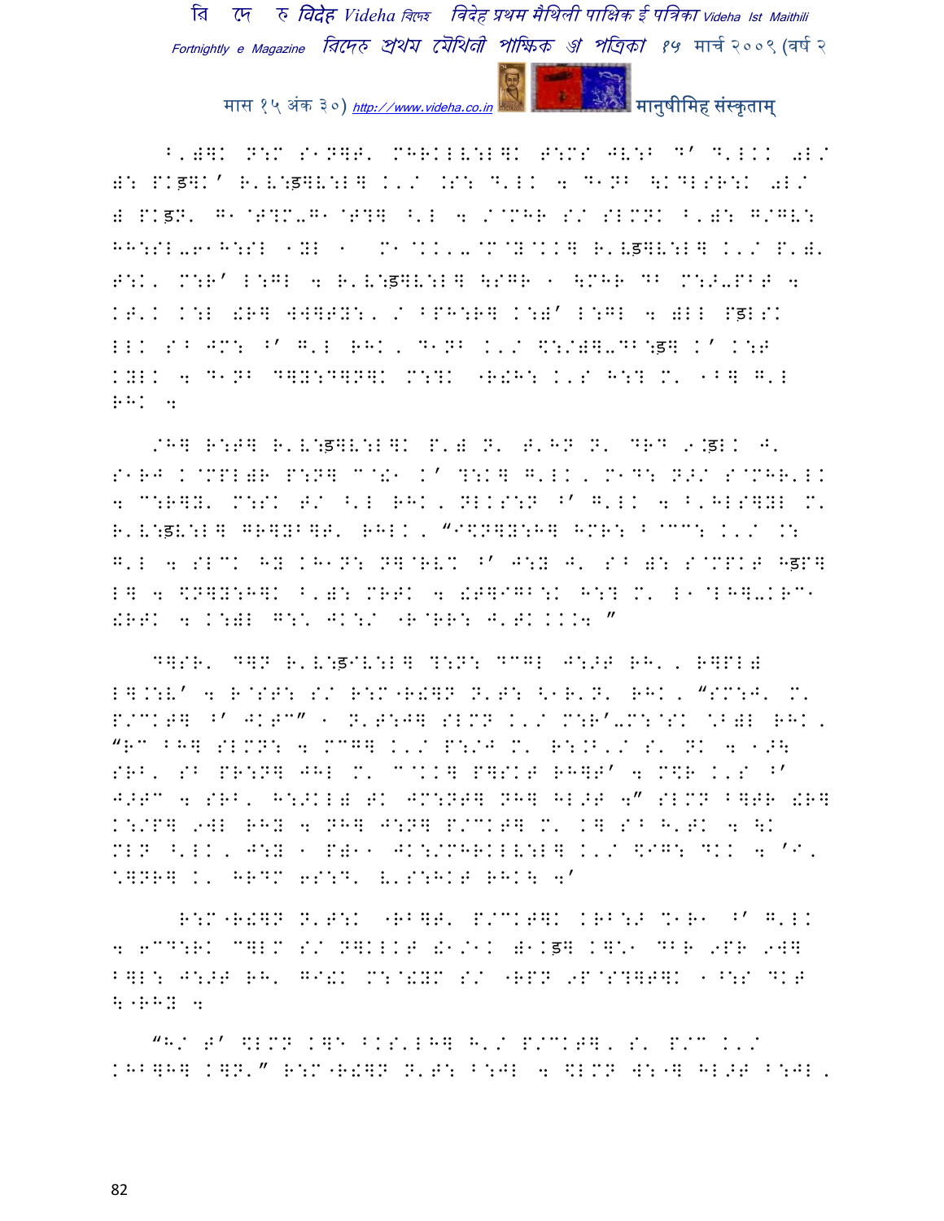B')]K N:M S1N]T' MHRKLV:L]K T:MS JV:B D' D'LKK 0L/ ): PKड]K' R'V:ड]V:L] K'/ .S: D'LK 4 D1NB \KDLSR:K 0L/ ) PKड़N' G1@T?M-G1@T?] ^'L 4 /@MHR S/ SLMNK B'): G/GV: HH:SL-6H:SL 1YL 1 M1@KK'-@M@Y@KK] R'Vड]V:L] K'/ P').
T:K' M:R' L:GL 4 R'V:ड]V:L] \SGR 1 \MHR DB M:>-PBT 4 KT'K K:L !R] W]]TY:, / BPH:R] K:)' L:GL 4 )LL Pड़LSK LLK SB JM: ^' G'L RHK, D1NB K'/ \$:/)]-DB:ड] K' K:T KYLK 4 D1NB D]Y:D]N]K M:?K "R!H: K'S H:? M' 1B] G'L RHK 4

/H] R:T] R'V:ड]V:L]K P') N' T'HN N' DRD 9.ड़LK J' S1RJ K@MPL)R P:N] C@!1 K' ?:K] G'LK, M1D: N>/ S@MHR'LK 4 C:R]Y' M:SK T/ ^'L RHK, NLKS:N ^' G'LK 4 B'HLS]YL M' R'V:ड़V:L] GR]YB]T' RHLK, "I\$N]Y:H] HMR: B@CC: K'/ .: G'L 4 SLCK HY KH1N: N]@RVX ^' J:Y J' SB ): S@MPKT Hड़P] L] 4 \$N]Y:H]K B'): MRTK 4 !T]IGB:K H:? M' L1@LH]-KRC1 !RTK 4 K:)L G:X JK:/ "R@RR: J'TK KK.4 "

D]SR' D]N R'V:ड़IV:L] ?:N: DCGL J:>T RH', R]PL) L].:V' 4 R@ST: S/ R:M"R!]N N'T: <1R'N' RHK, "SM:J' M' P/CKT] ^' JKTC" 1 N'T:J] SLMN K'/ M:R'-M:@SK \*B)L RHK, "RC BH] SLMN: 4 MCG] K'/ P:/J M' R:.B'/ S' NK 4 1>\ SRB' SB PR:N] JHL M' C@KK] P]SKT RH]T' 4 M\$R K'S ^' J>TC 4 SRB' H:>KL) TK JM:NT] NH] HL>T 4" SLMN B]TR !R] K:/P] 9WL RHY 4 NH] J:N] P/CKT] M' K] SB H'TK 4 \K MLN ^'LK, J:Y 1 P)11 JK:/MHRKLV:L] K'/ \$IG: DKK 4 'I' \*]NR] K' HRDC 6S:D' V'S:HKT RHK\ 4'

R:M"R!]N N'T:K "RB]T' P/CKT]K KRB:> %1R1 ^' G'LK 4 6CD:RK C]LM S/ N]KLKT !1/1K )1Kड] K]\*1 DBR 9PR 9W] B]L: J:>T RH' GI!K M:@!YM S/ "RPN 9P@S?]T]K 1^:S DKT \"RHY 4

"H/ T' \$LMN K]5 BKS'LH] H'/ P/CKT], S' P/C K'/ KHB]H] K]N'" R:M"R!]N N'T: B:JL 4 \$LMN W:"] HL>T B:JL,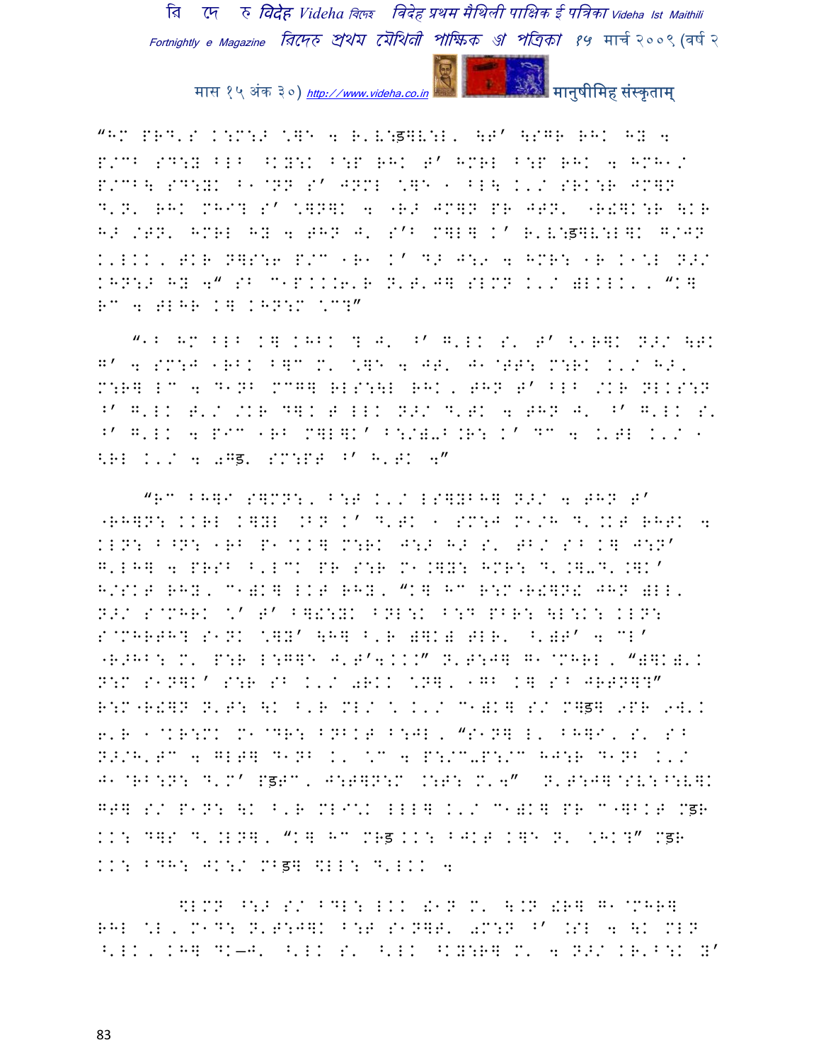"HM PRD'S K:M:> \]E 4 R'V:ड]V:L' \T' \SGR RHK HY 4 P/CB SD:Y BLB ^KY:K B:P RHK T' HMRL B:P RHK 4 HMH1/ P/CB\ SD:YK B1@NN S' JNML \]E 1 BL\ K'/ SRK:R JM]N D'N' RHK MHI? S' \]N]K 4 "RJ JM]N PR JTN' "R!]K:R \KR H> /TN' HMRL HY 4 THN J' S'B M]L] K' R'V:ड]V:L]K G/JN K'LKK' TKR N]S:6 P/C 1R1 K' D> J:9 4 HMR: 1R K1\L N>/ KHN:> HY 4" SB C1P.KK.6'R N'T'J] SLMN K'/ WLKKK' "K] RC 4 TLHR K] KHN:M \C?"

"1B HM BLB K] KHBK ? J' ^' G'LK S' T' <1R]K N>/ \TK G' 4 SM:J 1RBK B]C M' \]E 4 JT' J1@TT: M:RK K'/ H>' M:R] LC 4 D1NB MCG] RLS:\L RHK' THN T' BLB /KR NLKS:N ^' G'LK T'/ /KR D]K T LLK N>/ D'TK 4 THN J' ^' G'LK S' ^' G'LK 4 PIC 1RB M]L]K' B:/)-B.R: K' DC 4 .'TL K'/ 1 <RL K'/ 4 0Gड' SM:PT ^' H'TK 4"

"RC BH]I S]MN:' B:T K'/ LS]YBH] N>/ 4 THN T' "RH]N: KKRL K]YL .BN K' D'TK 1 SM:J M1/H D'.KT RHTK 4 KLN: B^N: 1RB P1@KK] M:RK J:> H> S' TB/ SB K] J:N' G'LH] 4 PRSB ^'LCK PR S:R M1.]Y: HMR: D'.]-D'.]K' H/SKT RHY' C1)K] LKT RHY' "K] HC R:M"R!]N! JHN WLL' N>/ S@MHRK \' T' B]!:YK BNL:K B:D PBR: \L:K: KLN: S@MHRTH? S1NK \]Y' \H] B'R W]KW TLR' ^'WT' 4 CL' "R>HB: M' P:R L:G]E J'T'4KKK" N'T:J] G1@MHRL' "W]KW'K N:M S1N]K' S:R SB K'/ 0RKK \N]' 1GB K] SB JRTN]?" R:M"R!]N N'T: \K B'R MLI \ K'/ C1)K] S/ M]ड] 9PR 9W'K 6'R 1@KR:MK M1@DR: BNBKT B:JL' "S1N] L' BH]I' S' SB N>/H'TC 4 GLT] D1NB K' \C 4 P:/C-P:/C HJ:R D1NB K'/ J1@RB:N: D'M' Pड़TC' J:T]N:M .:T: M'4" N'T:J]@SV:^:V]K GT] S/ P1N: \K B'R MLI\K LLL] K'/ C1)K] PR C"]BKT Mड़R KK: D]S D'.LN]' "K] HC MRड़KK: BJKT K]E N' \HK?" Mड़R KK: BDH: JK:/ MBड़] <LL: D'LKK 4

<LMN ^:> S/ BDL: LKK !1N M' \.N !R] G1@MHR] RHL \L' M1D: N'T:J]K B:T S1N]T' 0M:N ^' .SL 4 \K MLN ^'LK' KH] DK—J' ^'LK S' ^'LK ^KY:R] M' 4 N>/ KR'B:K Y'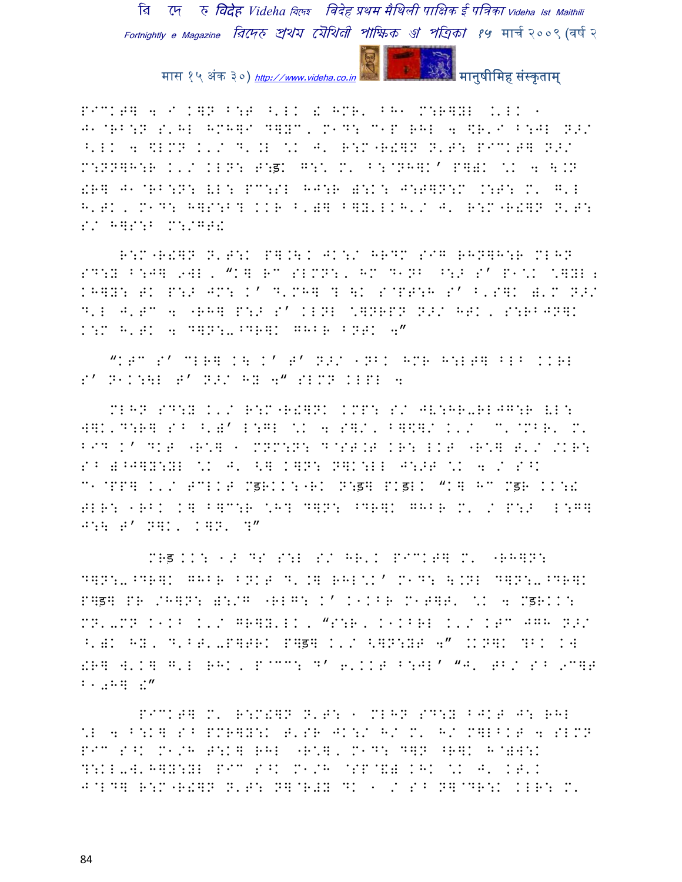PICKT] 4 I K]N B:T ^'LK ! HMR' BH1 M:R]YL .'LK 1 J1@RB:N S'HL HMH]I D]YC, M1D: C1P RHL 4 $R'I B:JL N>/ ^'LK 4 $LMN K'/ D'.L \K J' R:M"R!]N N'T: PICKT] N>/ M:NN]H:R K'/ KLN: T:ड़ G:\ M' B:@NH]K' P])K \K 4 \.N !R] J1@RB:N: VL: PC:SL HJ:R ):K: J:T]N:M .:T: M' G'L H'TK, M1D: H]S:B? KKR B')] B]Y'LKH'/ J' R:M"R!]N N'T: S/ H]S:B M:/GT!

R:M"R!]N N'T:K P].\K JK:/ HRDM SIG RHN]H:R MLHN SD:Y B:J] 9WL, "K] RC SLMN:, HM D1NB ^:> S' P1\K \]YL; KH]Y: TK P:> JM: K' D'MH] ? \K S@PT:H S' B'S]K )'M N>/ D'L J'TC 4 "RH] P:> S' KLNL \]NRPN N>/ HTK, S:RBJN]K K:M H'TK 4 D]N:-^DR]K GHBR BNTK 4"

"KTC S' CLR] K\ K' T' N>/ 1NBK HMR H:LT] BLB KKRL S' N1K:\L T' N>/ HY 4" SLMN KLPL 4

MLHN SD:Y K'/ R:M"R!]NK KMP: S/ JV:HR-RLJG:R VL: W]K'D:R] S^ ^')' L:GL \K 4 S]/, B]$]/ K'/ M'@MBR' M' BID K' DKT "R\] 1 MNM:N: D@ST.T KR: LKT "R\] T'/ /KR: S^ )^J]Y:YL \K J' <] K]N: N]K:LL J:>T \K 4 / S^K C1@PP] K'/ TCLKT Mड़RKK:"RK N:ड़] PKड़LK "K] HC Mड़R KK:! TLR: 1RBK K] B]C:R \H? D]N: ^DR]K GHBR M' / P:> L:G] J:\ T' N]K, K]N, ?"

MRड़KK: 1> DS S:L S/ HR'K PICKT] M' "RH]N: D]N:-^DR]K GHBR BNKT D'.] RHL\K' M1D: \.NL D]N:-^DR]K P]ड़] PR /H]N: ):/G "RLG: K' K1KBR M1T]T' \K 4 Mड़RKK: MN'-MN K1K^ K'/ GR]Y'LK, "S:R, K1KBRL K'/ KTC JGH N>/ ^')K HY, D'BT'-P]TRK P]ड़] K'/ <]N:YT 4" .KN]K ?BK K) !R] W'K] G'L RHK, P@CC: D' 6'KKT B:JL' "J' TB/ S^ 9C]T B10H] !"

PICKT] M' R:M!]N N'T: 1 MLHN SD:Y BJKT J: RHL \L 4 B:K] S^ PMR]Y:K T'SR JK:/ H/ M' H/ M]LBKT 4 SLMN PIC S^K M1/H T:K] RHL "R\], M1D: D]N ^R]K H@)W:K ?:KL-W'H]Y:YL PIC S^K M1/H @SP@&) KHK \K J' KT'K J@LD] R:M"R!]N N'T: N]@R#Y DK 1 / S^ N]@DR:K KLR: M'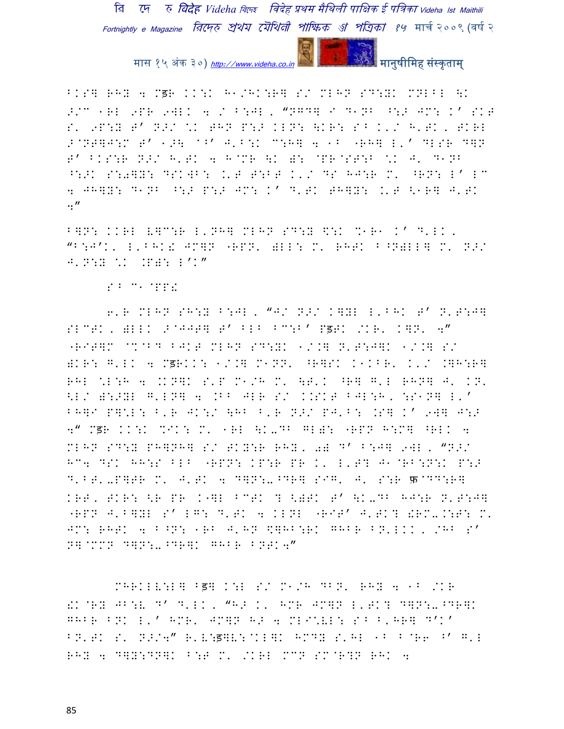BKS] RHY 4 Mड़R KK:K H1/HK:R] S/ MLHN SD:YK MNLBL \K >/C 1RL 9PR 9WLK 4 / B:JL, "NGD] I D1NB ^:> JM: K' SKT S' 9P:Y T' N>/ \K THN P:> KLN: \KR: SB K'/ H'TK, TKRL >@NT]J:M T' 1>\ 1B' J'B:K C:H] 4 1B "RH] L'' DLSR D]N T' BKS:R N>/ H'TK 4 H@MR \K ): @PR@ST:B \K J' D1NB ^:>K S:0]Y: DSKWB: .'T T:BT K'/ DS HJ:R M' ^RN: L' LC 4 JH]Y: D1NB ^:> P:> JM: K' D'TK TH]Y: .'T <1R] J'TK 4"

B]N: KKRL V]C:R L'NH] MLHN SD:Y \$:K %1R1 K' D'LK, "B:J'K, L'BHK! JM]N "RPN' )LL: M' RHTK B^N)LL] M' N>/ J'N:Y \K .P): L'K"

SB C1 @PP!

6'R MLHN SH:Y B:JL, "J/ N>/ K]YL L'BHK T' N'T:J] SLCTK, )LLK >@JJT] T' BLB BC:B' Pड़TK /KR' K]N' 4" "RIT]M @%@BD BJKT MLHN SD:YK 1/.] N'T:J]K 1/.] S/ )KR: G'LK 4 Mड़RKK: 1/.] M1NN' ^R]SK K1KBR' K'/ .]H:R] RHL \L:H 4 .KN]K S'P M1/H M' \T'K ^R] G'L RHN] J' KN' <L/ ):>YL G'LN] 4 .BB JLR S/ KKSKT BJL:H, :S1N] L'' BH]I P]\L: B'R JK:/ \HB B'R N>/ PJ'B: .S] K' 9W] J:> 4" Mड़R KK:K %IK: M' 1RL \K-DB GL): "RPN H:M] ^RLK 4 MLHN SD:Y PH]NH] S/ TKY:R RHY, 0) D' B:J] 9WL, "N>/ HC4 DSK HH:S BLB "RPN: KP:R PR K' L'T] J1@RB:N:K P:> D'BT'-P]TR M' J'TK 4 D]N:-^DR] SIG' J' S:R फ़@DD:R] KRT, TKR: <R PR K"]L BCTK ? <)TK T' \K-DB HJ:R N'T:J] "RPN J'B]YL S' LG: D'TK 4 KLNL "RIT' J'TK? !RM-.:T: M' JM: RHTK 4 B^N: 1RB J'HN \$]HB:RK GHBR BN'LKK, /HB S' N]@MMN D]N:-^DR]K GHBR BNTK4"

MHRKLV:L] ^ड़] K:L S/ M1/H DBN' RHY 4 1B /KR !K@RY JB:V D' D'LK, "H> K' HMR JM]N L'TK? D]N:-^DR]K GHBR BNK L'' HMR' JM]N H> 4 MLI\VL: SB B'HR] D'K' BN'TK S' N>/4" R'V:ड़]V:@KL]K HMDY S'HL 1B B@R6 ^' G'L RHY 4 D]Y:DN]K B:T M' /KRL MCN SM@R?N RHK 4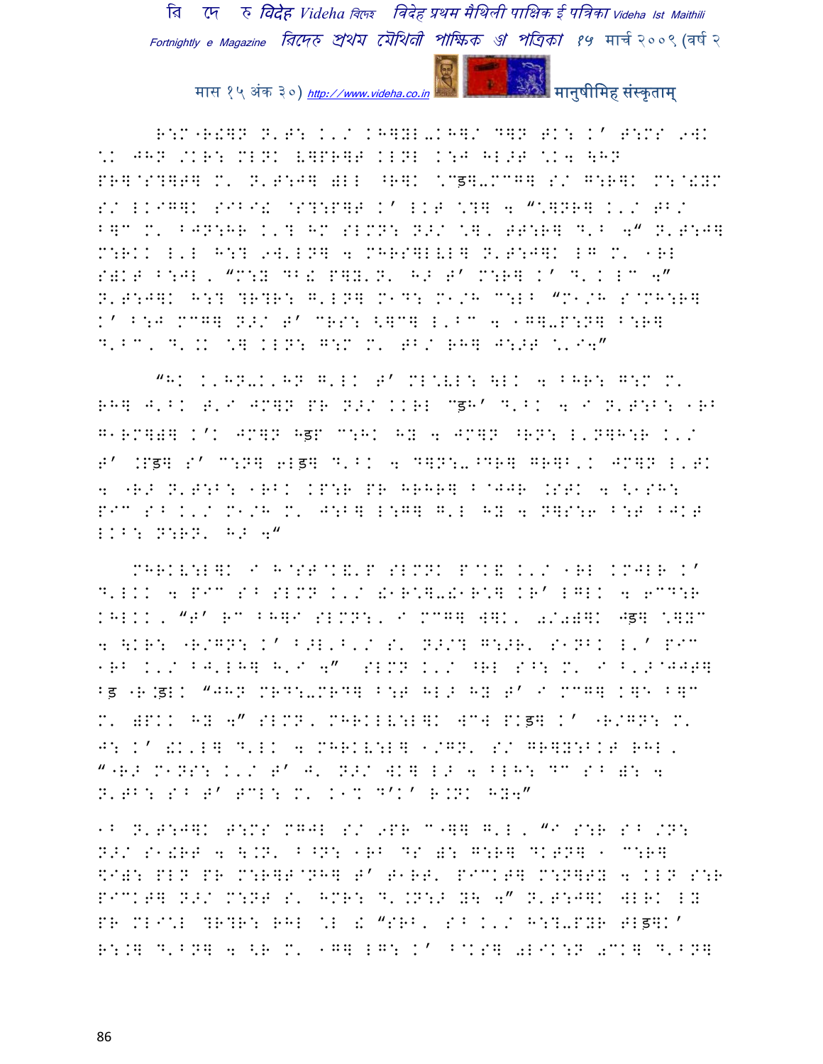R:M"R!]N N'T: K'/ KH]YL-KH]/ D]N TK: K' T:MS 9WK \*K JHN /KR: MLNK V]PR]T KLNL K:J HL>T \*K4 \HN PR]@S?]T] M' N'T:J] )LL ^R]K \*Cड]-MCG] S/ G:R]K M:@!YM S/ LKIG]K SIBI! @S?:P]T K' LKT \*?] 4 "\*]NR] K'/ TB/ B]C M' BJN:HR K'? HM SLMN: N>/ \*]' TT:R] D'B 4" N'T:J] M:RKK L'L H:? 9W'LN] 4 MHRS]LVL] N'T:J]K LG M' 1RL S)KT B:JL' "M:Y DB! P]Y'N' H> T' M:R] K' D'K LC 4" N'T:J]K H:? ?R?R: G'LN] M1D: M1/H C:LB "M1/H S@MH:R] K' B:J MCG] N>/ T' CRS: <]C] L'BC 4 1G]-P:N] B:R] D'BC' D'.K \*] KLN: G:M M' TB/ RH] J:>T \*'I4"

"HK K'HN-K'HN G'LK T' ML\*VL: \LK 4 BHR: G:M M' RH] J'BK T'I JM]N PR N>/ KKRL Cड़H' D'BK 4 I N'T:B: 1RB G1RM])] K'K JM]N Hड़P C:HK HY 4 JM]N ^RN: L'N]H:R K'/ T' .Pड़] S' C:N] 6Lड़] D'BK 4 D]N:-^DR] GR]B'K JM]N L'TK 4 "R> N'T:B: 1RBK KP:R PR HRHR] B@JJR .STK 4 <1SH: PIC SB K'/ M1/H M' J:B] L:G] G'L HY 4 N]S:6 B:T BJKT LKB: N:RN' H> 4"

MHRKV:L]K I H@ST@K&'P SLMNK P@K& K'/ 1RL KMJLR K' D'LKK 4 PIC SB SLMN K'/ !1R\*]-!1R\*] KR' LGLK 4 6CD:R KHLKK' "T' RC BH]I SLMN:' I MCG] W]K' 0/0)]K Jड़] \*]YC 4 \KR: "R/GN: K' B>L'B'/ S' N>/? G:>R' S1NBK L' PIC 1RB K'/ BJ'LH] H'I 4" SLMN K'/ ^RL S^: M' I B'>@JJT] Bड़ "R.ड़LK "JHN MRD:-MRD] B:T HL> HY T' I MCG] K]H B]C M' )PKK HY 4" SLMN' MHRKLV:L]K WC] PKड़] K' "R/GN: M' J: K' !K'L] D'LK 4 MHRKV:L] 1/GN' S/ GR]Y:BKT RHL' ""R> M1NS: K'/ T' J' N>/ WK] L> 4 BLH: DC SB ): 4 N'TB: SB T' TCL: M' K1% D'K' R.NK HY4"

1B N'T:J]K T:MS MGJL S/ 9PR C"]] G'L' "I S:R SB /N: N>/ S1!RT 4 \.N' B^N: 1RB DS ): G:R] DKTN] 1 C:R] \$I): PLN PR M:R]T@NH] T' T1RT' PICKT] M:N]TY 4 KLN S:R PICKT] N>/ M:NT S' HMR: D'.N:> Y\ 4" N'T:J]K WLRK LY PR MLI\*L ?R?R: RHL \*L ! "SRB' SB K'/ H:?-PYR TLड़]K' R:.] D'BN] 4 <R M' 1G] LG: K' B@KS] 0LIK:N 0CK] D'BN]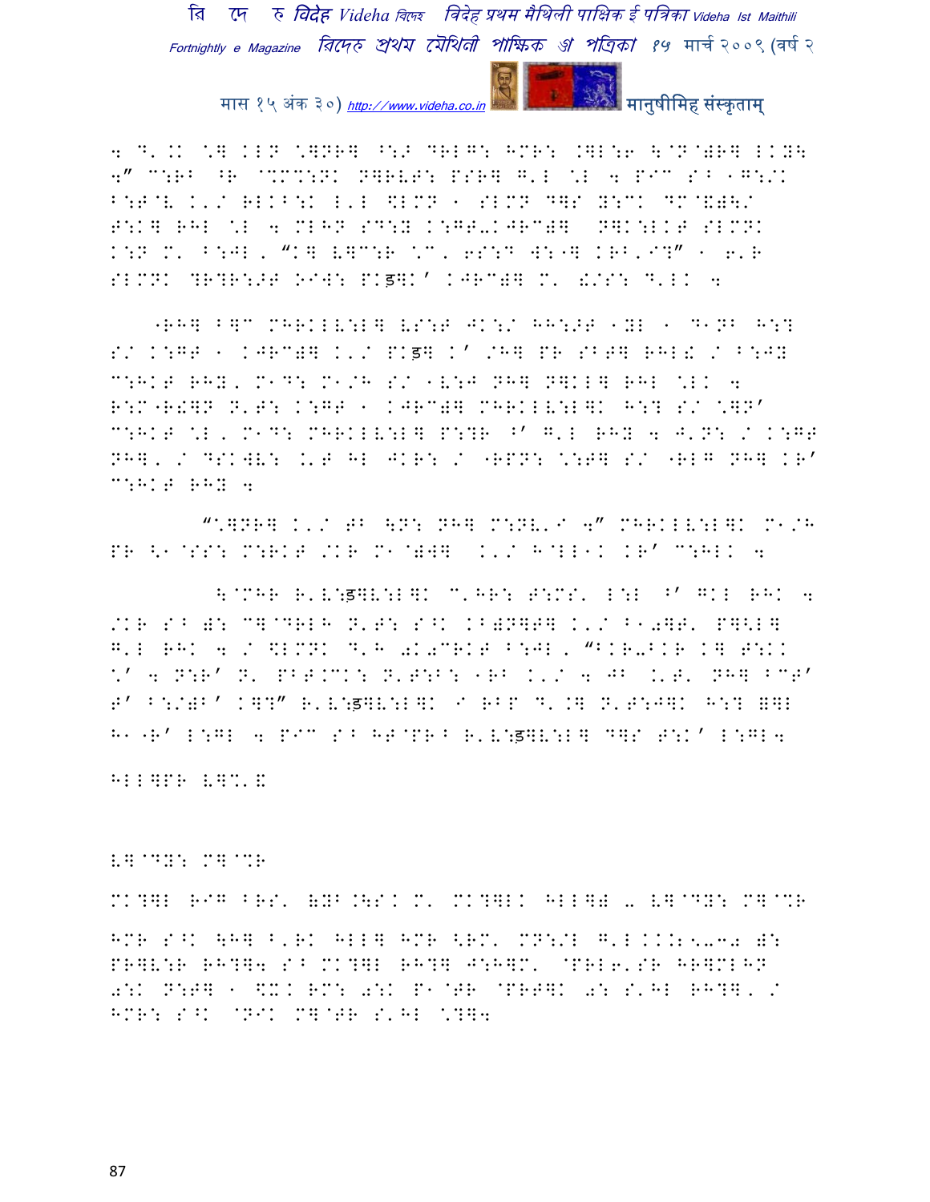4 D'.K \] KLN \]NR] ^:> DRLG: HMR: .]L:6 \@N@)R] LKY\ 4" C:RB ^R @%MC:NK N]RVT: PSR] G'L \L 4 PIC S^ 1G:/K B:T@V K'/ RLKB:K L'L \$LMN 1 SLMN D]S Y:CK DM@&)\/ T:K] RHL \L 4 MLHN SD:Y K:GT-KJRC)] N]K:LKT SLMNK K:N M' B:JL, "K] V]C:R \C, 6S:D W:"] KRB'I?" 1 6'R SLMNK ?R?R:>TOIW: PKड़]K' KJRC)] M' !/S: D'LK 4

"RH] B]C MHRKLV:L] VS:T JK:/ HH:>T 1YL 1 D1NB H:? S/ K:GT 1 KJRC)] K'/ PKड़] K' /H] PR SBT] RHL! / B:JY C:HKT RHY, M1D: M1/H S/ 1V:J NH] N]KL] RHL \LK 4 R:M"R!]N N'T: K:GT 1 KJRC)] MHRKLV:L]K H:? S/ \]N' C:HKT \L, M1D: MHRKLV:L] P:?R ^' G'L RHY 4 J'N: / K:GT NH], / DSKWV: .'T HL JKR: / "RPN: \:T] S/ "RLG NH] KR' C:HKT RHY 4

"\]NR] K'/ TB \N: NH] M:NV'I 4" MHRKLV:L]K M1/H PR <1@SS: M:RKT /KR M1@)W] K'/ H@LL1K KR' C:HLK 4

\@MHR R'V:ड़]V:L]K C'HR: T:MS' L:L ^' GKL RHK 4 /KR S^ ): C]@DRLH N'T: S^K KB)N]T] K'/ B10]T' P]<L] G'L RHK 4 / \$LMNK D'H 0K0CRKT B:JL, "BKR-BKR K] T:KK \' 4 N:R' N' PBT.CK: N'T:B: 1RB K'/ 4 JB .'T' NH] BCT' T' B:/)B' K]?" R'V:ड़]V:L]K I RBP D'.] N'T:J]K H:? ]]L H1"R' L:GL 4 PIC S^ HT@PR^ R'V:ड़]V:L] D]S T:K' L:GL4

HLL]PR V]%'&

V]@DY: M]@%R

MK?]L RIG BRS' (YB.\SK M' MK?]LK HLL]) - V]@DY: M]@%R

HMR S^K \H] B'RK HLL] HMR <RM' MN:/L G'L KK.25-30 ): PR]V:R RH?]4 S^ MK?]L RH?] J:H]M' @PRL6'SR HR]MLHN 0:K N:T] 1 \$X. RM: 0:K P1@TR @PRT]K 0: S'HL RH?], / HMR: S^K @NIK M]@TR S'HL \?]4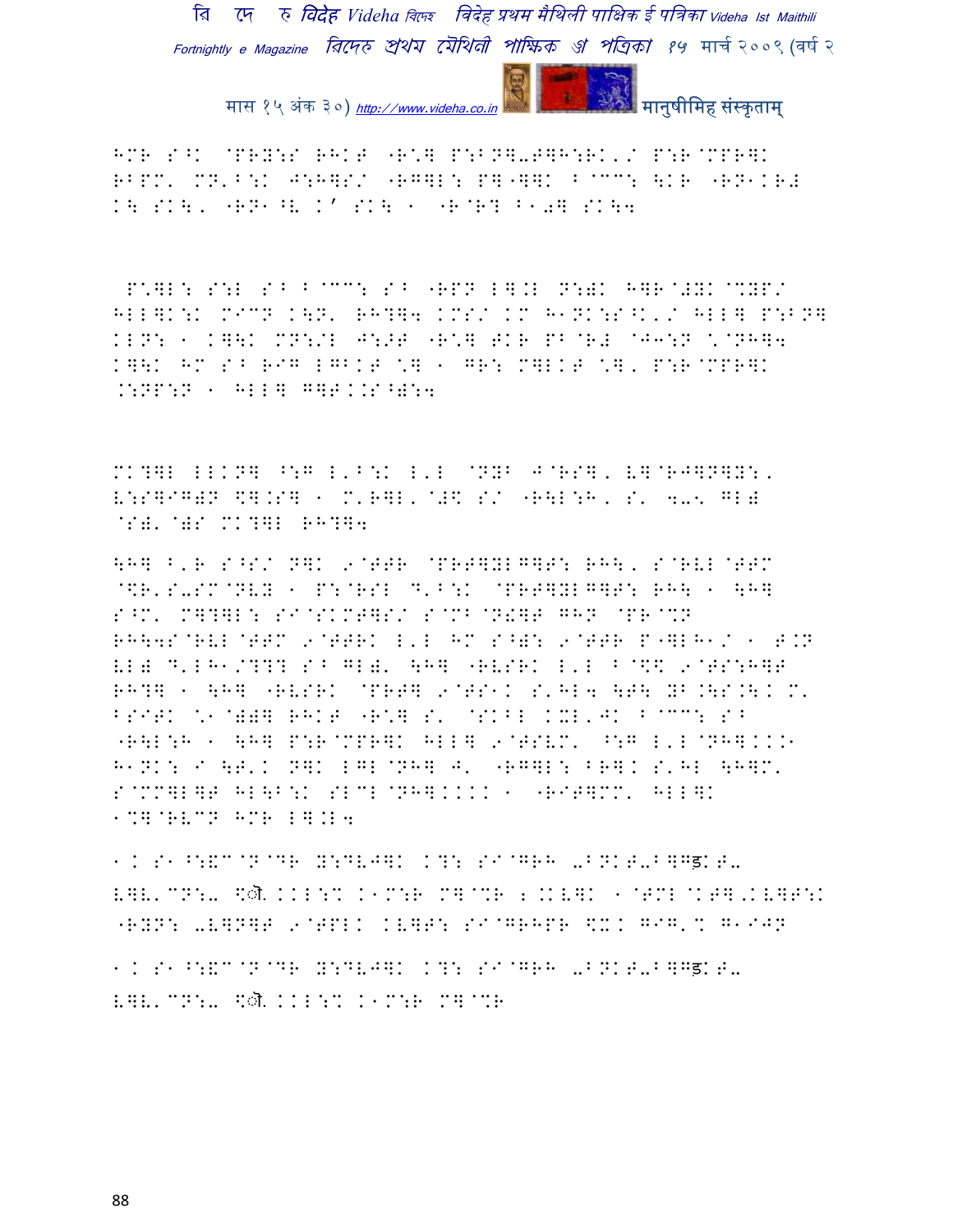HMR S^K @PRY:S RHKT "R\*together"

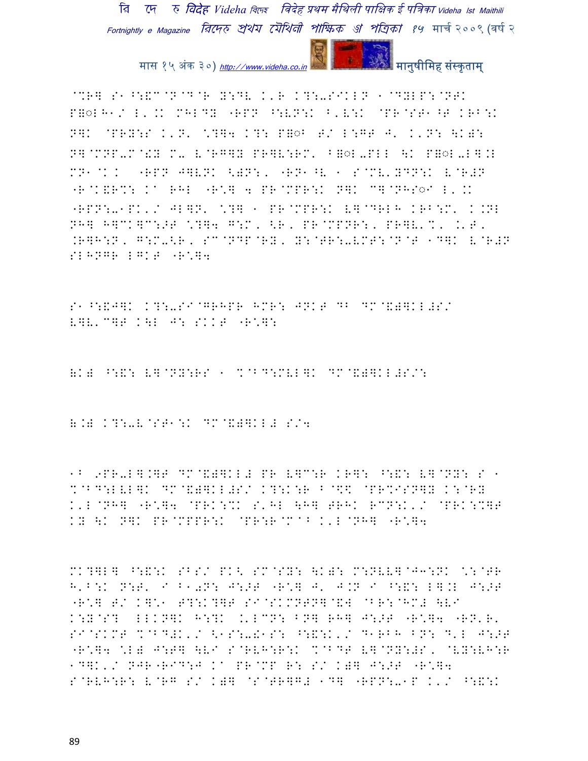@%R] S1^:&C@N@D@R Y:DV K'R K?:-SIKLN 1@DYLP:@NTK P=◌LH1/ L'.K MHLDY "RPN ^:VN:K B'V:K @PR@ST1^T KRB:K N]K @PRY:S K'N' \?]4 K?: P=◌B T/ L:GT J' K'N: \K): N]@MNP-M@&Y M- V@RG]Y PR]V:RM' B=◌L-PLL \K P=◌L-L].L MN1@K.K "RPN J]VNK <)N:, "RN1^V 1 S@MV'YDN:K V@R#N "R@K&R%: KA RHL "R\] 4 PR@MPR:K N]K C]@NHS◌I L'.K "RPN:-1PK'/ JL]N' \?] 1 PR@MPR:K V]@DRLH KRB:M' K.NL NH] H]CK]C:>T \?]4 G:M, <R, PR@MPNR:, PR]V'%, .'T, .R]H:N, G:M-<R, SC@NDP@RY, Y:@TR:-VMT:@N@T 1D]K V@R#N SLHNGR LGKT "R\]4

S1^:&J]K K?:-SI@GRHPR HMR: JNKT DB DM@&)]KL#S/ V]V'C]T K\L J: SKKT "R\]:

(K) ^:&: V]@NY:RS 1 %@BD:MVL]K DM@&)]KL#S/:

(.) K?:-V@ST1:K DM@&)]KL# S/4

1B 9PR-L].]T DM@&)]KL# PR V]C:R KR]: ^:&: V]@NY: S 1 %@BD:LVL]K DM@&)]KL#S/ K?:K:R B@$\$ @PR%IS N]Y K:@RY K'L@NH] "R\]4 @PRK:%K S'HL \H] TRHK RCN:K'/ @PRK:%]T KY \K N]K PR@MPPR:K @PR:R@M@B K'L@NH] "R\]4

MK?]L] ^:&:K SBS/ PK< SM@SY: \K): M:NVV]@J3:NK \:@TR H'B:K N:T' I B10N: J:>T "R\] J' J.N I ^:&: L].L J:>T "R\] T/ K]\1 T?:K?]T SI@SKMNTN]@&J @BR:@HM# \VI K:Y@S? LLKN]K H:?K .'LCN: BN] RH] J:>T "R\]4 "RN'R' SI@SKMT %@BD#K'/ <1S:-!1S: ^:&:K'/ D1RBH BN: D'L J:>T "R\]4 \L) J:T] \VI S@RVH:R:K %@BDT V]@NY:#S, @VY:VH:R 1D]K'/ NJR"RID:J KA PR@MP R: S/ K)] J:>T "R\]4 S@RVH:R: V@RG S/ K)] @S@TR]G# 1D] "RPN:-1P K'/ ^:&:K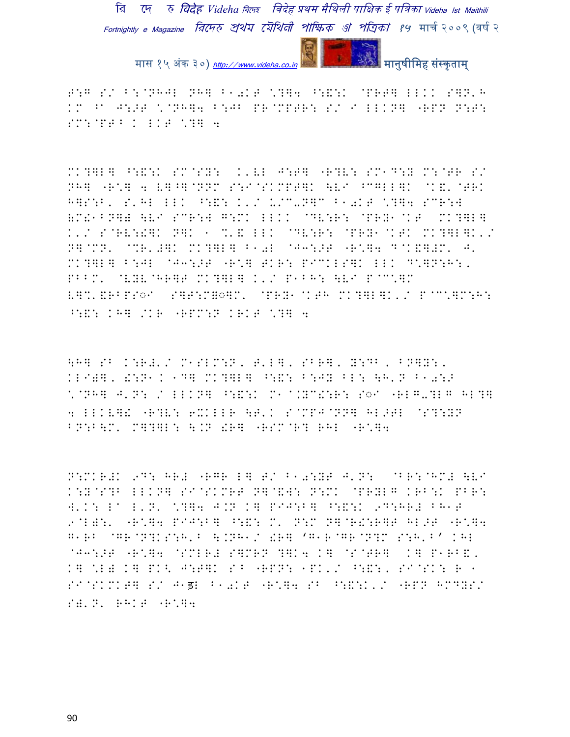T:G S/ B:@NHJL NH] B10KT \?]4 ^:&:K @PRT] LLKK S]N'H
KM ^a J:>T \@NH]4 B:JB PR@MPTR: S/ I LLKN] "RPN N:T:
SM:@PT^ K LKT \?] 4

MK?]L] ^:&:K SM@SY: K'VL J:T] "R?V: SM1D:Y M:@TR S/
NH] "R\] 4 V]^]@NNM S:I@SKMPT]K ]VI ^CGLL]K @K&'@TRK
H]S:B' S'HL LLK ^:&: K'/ U/C-N]C B10KT \?]4 SCR:]
&M!1BN]) ]VI SCR:] G:MK LLKK @DV:R: @PRY1@KT MK?]L]
K'/ S@RV:!]K N]K 1 %'& LLK @DV:R: @PRY1@KTK MK?]L]K'/
N]@MN' @%R'#]K MK?]L] B10L @J3:>T "R\]4 D@K&]#M' J'
MK?]L] B:JL @J3:>T "R\] TKR: PIC KLS]K LLK D\]N:H:'
PBBM' @VYV@HR]T MK?]L] K'/ P1BH: ]VI P@C\]M
V]%'&RBPS◌I S]T:M&◌]M' @PRY1@KTH MK?]L]K'/ P@C\]M:H:
^:&: KH] /KR "RPM:N KRKT \?] 4

]H] SB K:R#'/ M1SLM:N' T'L]' SBR]' Y:DB' BN]Y:'
KLI)]' !:N1K 1D] MK?]L] ^:&: B:JY BL: ]H'N B10:>
\@NH] J'N: / LLKN] ^:&:K M1@.YC!:R: S◌I "RLG-?LG HL?]
4 LLKV]! "R?V: 6XKLLR ]T'K S@MPJ@NN] HL>TL @S?:YN
BN:B]M' M]?]L: ].N !R] "RSM@R? RHL "R\]4

N:MKR#K 9D: HR# "RGR L] T/ B10:YT J'N: @BR:@HM# ]VI
K:Y@S?B LLKN] SI@SKMRT N]@&W: N:MK @PRYLG KRB:K PBR:
W'K: La L'N' \?]4 J.N K] PIJ:B] ^:&:K 9D:HR# BH1T
9@L):' "R\]4 PIJ:B] ^:&: M' N:M N]@R!:R]T HL>T "R\]4
G1RB @GR@N?KS:H'B ].NH1/ !R] 'G1R@GR@N?M S:H'B' KHL
@J3:>T "R\]4 @SMLR# S]MRN ?]K4 K] @S@TR] K] P1RB&'
K] \L) K] PK< J:T]K SB "RPN: 1PK'/ ^:&:' SI@SK: R 1
SI@SKMKT] S/ J1ड़ B10KT "R\]4 SB ^:&:K'/ "RPN HMDYS/
S)'N' RHKT "R\]4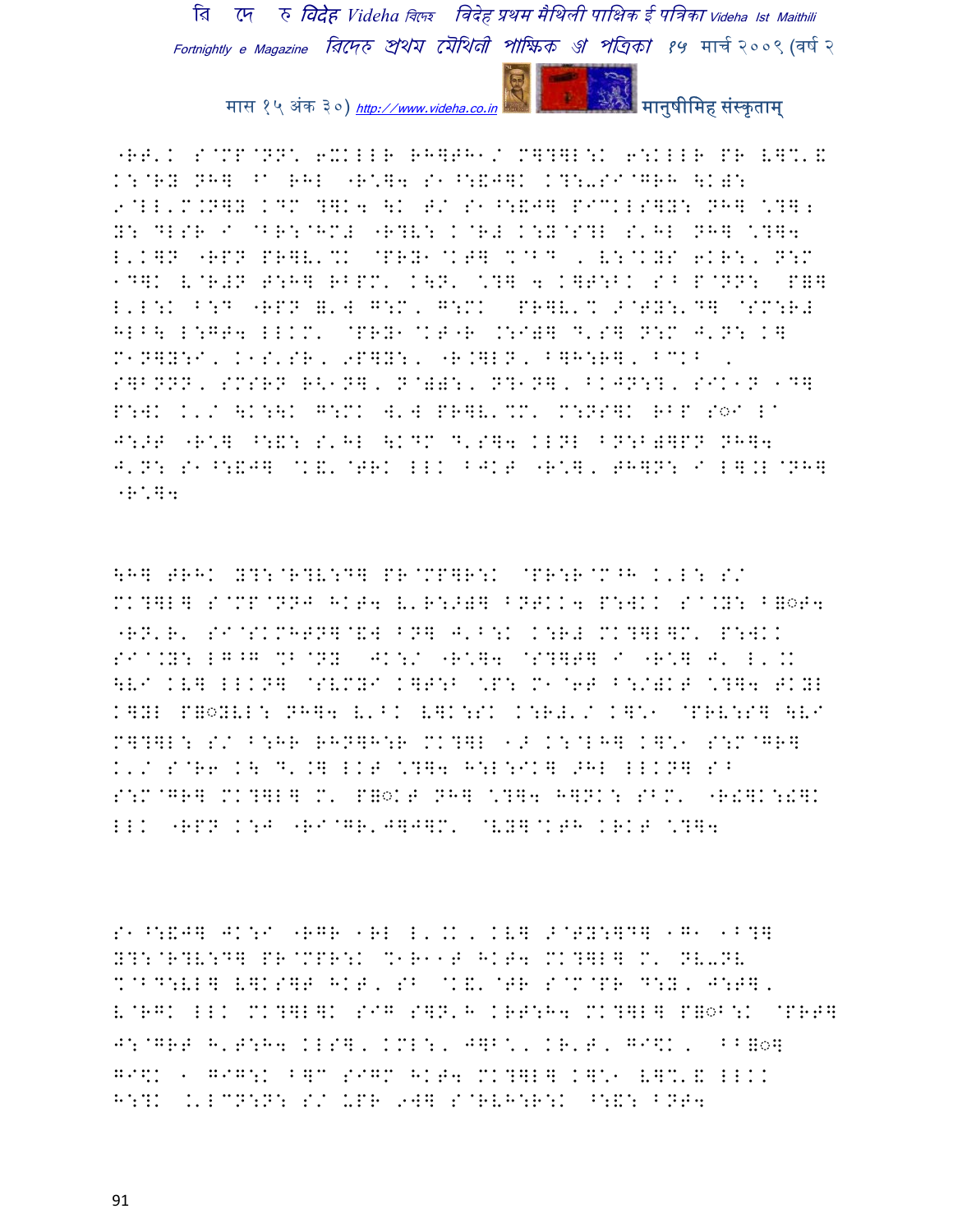"RT'K S@MP@NN' 6XKLLR RH]TH1/ M]?]L:K 6:KLLR PR V]%'&
K:@RY NH] ^a RHL "R*]4 S1^:&J]K K?:-SI@GRH \K):
9@LL'M.N]Y KDM ?]K4 \K T/ S1^:&J] PICKLS]Y: NH] *?];
Y: DLSR I @BR:@HMW "R?V: K@R# K:Y@S?L S'HL NH] *?]4
L'K]N "RPN PR]V'%K @PRY1@KT] %@BD , V:@KYS 6KR:, N:M
1D]K V@R#N T:H] RBPM' K\N' *?] 4 K]T:BK S^ P@NN: P=]
L'L:K B:D "RPN ='W G:M, G:MK PR]V'% >@TY:'D] @SM:R#
HLB\ L:GT4 LLKM' @PRY1@KT"R .:I)] D'S] N:M J'N: K]
M1N]Y:I, K1S'SR, 9P]Y:, "R.]LN, B]H:R], BCKB ,
S]BNNN, SMSRN R\1N], N@)):, N?1N], BKJN:?, SIK1N 1D]
P:WK K'/ \K:\K G:MK W'W PR]V'%M' M:NS]K RBP S◌I La
J:>T "R*] ^:&: S'HL \KDM D'S]4 KLNL BN:B)]PN NH]4
J'N: S1^:&J] @K&'@TRK LLK BJKT "R*], TH]N: I L].L@NH]
"R*]4

\H] TRHK Y?:@R?V:D] PR@MP]R:K @PR:R@M^H K'L: S/
MK?]L] S@MP@NNJ HKT4 V'R:>)] BNTKK4 P:WKK S@.Y: B=◌T4
"RN'R' SI@SKMHTN]@&W BN] J'B:K K:R# MK?]L]M' P:WKK
SI@.Y: LG^G %B@NY JK:/ "R*]4 @S?]T] I "R*] J' L'.K
\VI KV] LLKN] @SVMYI K]T:B *P: M1@6T B:/)KT *?]4 TKYL
K]YL P=◌YVL: NH]4 V'BK V]K:SK K:R#'/ K]*1 @PRV:S] \VI
M]?]L: S/ B:HR RHN]H:R MK?]L 1> K:@LH] K]*1 S:M@GR]
K'/ S@R6 K\ D'.] LKT *?]4 H:L:IK] >HL LLKN] S^
S:M@GR] MK?]L] M' P=◌KT NH] *?]4 H]NK: SBM' "R!]K:!]K
LLK "RPN K:J "RI@GR'J]J]M' @VY]@KTH KRKT *?]4

S1^:&J] JK:I "RGR 1RL L'.K, KV] >@TY:]D] 1G1 1B?]
Y?:@R?V:D] PR@MPR:K %1R11T HKT4 MK?]L] M' NV-NV
%@BD:VL] V]KS]T HKT, SB @K&'@TR S@M@PR D:Y, J:T],
V@RGK LLK MK?]L]K SIG S]N'H KRT:H4 MK?]L] P=◌B:K @PRT]
J:@GRT H'T:H4 KLS], KML:, J]B*, KR'T, GI\$K, BB=◌]
GI\$K 1 GIG:K B]M SIGM HKT4 MK?]L] K]*1 V]%'& LLKK
H:?K .'LCN:N: S/ UPR 9W] S@RVH:R:K ^:&: BNT4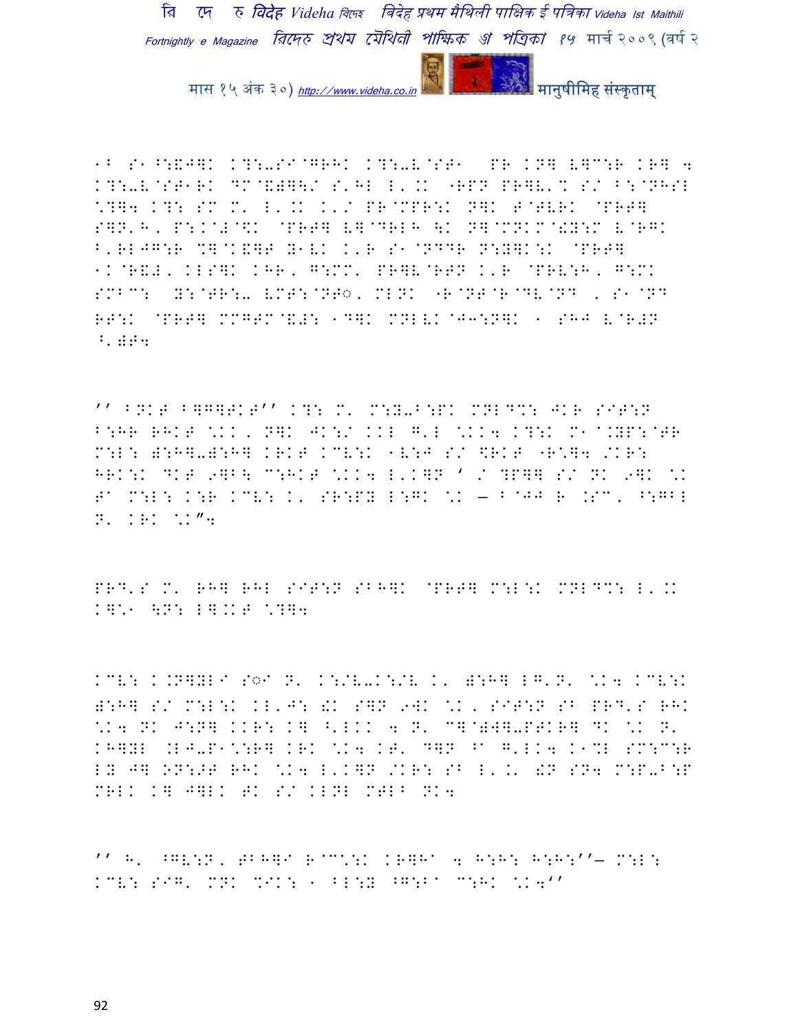1B S1^:!J]K K?:-SI@GRHK K?:-V@ST1 PR KN] V]C:R KR] 4 K?:-V@ST1RK DM@&=]\/ S'HL L'.K "RPN PR]V'% S/ B:@NHSL \?]4 K?: SM M' L'.K K'/ PR@MPR:K N]K T@TVRK @PRT] S]N'H, P:K@#@\$K @PRT] V]@DRLH \K N]@MNKM@!Y:M V@RGK B'RLJG:R %]@K&]T Y1VK K'R S1@NDDR N:Y]K:K @PRT] 1K@R&#, KLS]K KHR, G:MM' PR]V@RTN K'R @PRV:H, G:MK SMBC: Y:@TR:- VMT:@NT◌, MLNK "R@NT@R@DV@ND , S1@ND RT:K @PRT] MMGTM@&#: 1D]K MNLVK@J3:N]K 1 SHJ V@R#N ^'@T4

'' BNKT B]G]TKT'' K?: M' M:Y-B:PK MNLD%: JKR SIT:N B:HR RHKT \KK, N]K JK:/ KKL G'L \KK4 K?:K M1@.YP:@TR M:L: ^:H]-^:H] KRKT KCV:K 1V:J S/ \$RKT "R\]4 /KR: HRK:K DKT 9]B\ C:HKT \KK4 L'K]N ' / ?P]] S/ NK 9]K \K T@ M:L: K:R KCV: K' SR:PY L:GK \K — B@JJ R .SC, ^:GBL N' KRK \K"4

PRD'S M' RH] RHL SIT:N SBH]K @PRT] M:L:K MNLD%: L'.K K]\1 \N: L].KT \?]4

KCV: K.N]YLI S◌I N' K:/V-K:/V K' ^:H] LG'N' \K4 KCV:K ^:H] S/ M:L:K KL'J: !K S]N 9]K \K, SIT:N SB PRD'S RHK \K4 NK J:N] KKR: K] ^'LKK 4 N' C]@^W]-PTKR] DK \K N' KH]YL .LJ-P1\:R] KRK \K4 KT' D]N ^@ G'LK4 K1%L SM:C:R LY J] ON:>T RHK \K4 L'K]N /KR: SB L'.' !N SN4 M:P-B:P MRLK K] J]LK TK S/ KLNL MTLB NK4

'' H' ^GV:N, TBH]I R@C\:K KR]H@ 4 H:H: H:H:''— M:L: KCV: SIG' MNK %IK: 1 BL:Y ^G:B@ C:HK \K4''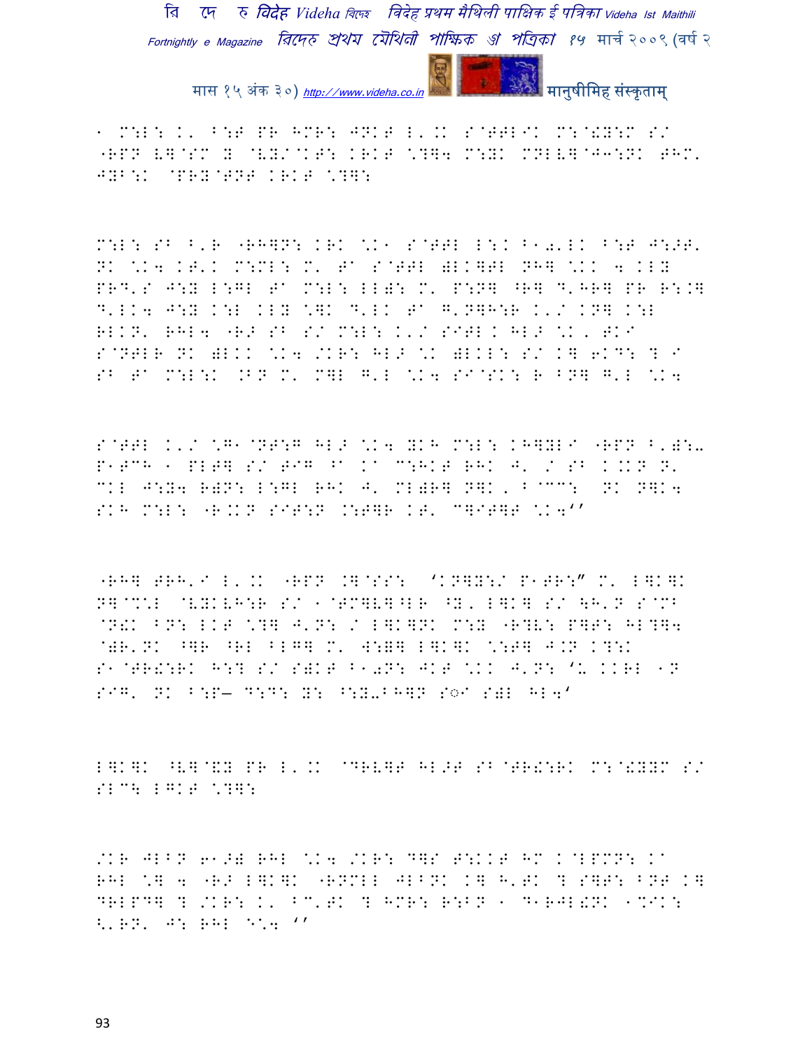1 M:L: K' B:T PR HMR: JNKT L'.K S@TTLIK M:@!Y:M S/
"RPN V]@SM Y @VY/@KT: KRKT \?]4 M:YK MNLV]@J3:NK THM'
JYB:K @PRY@TNT KRKT \?]:

M:L: SB B'R "RH]N: KRK \K1 S@TTL L:K B1◌'LK B:T J:>T'
NK \K4 KT'K M:ML: M' TA S@TTL )LK]TL NH] \KK 4 KLY
PRD'S J:Y L:GL TA M:L: LL): M' P:N] ^R] D'HR] PR R:.]
D'LK4 J:Y K:L KLY \]K D'LK TA G'N]H:R K'/ KN] K:L
RLKN' RHL4 "R> SB S/ M:L: K'/ SITL K HL> \K' TKI
S@NTLR NK )LKK \K4 /KR: HL> \K )LKL: S/ K] 6KD: ? I
SB TA M:L:K .BN M' M]L G'L \K4 SI@SK: R BN] G'L \K4

S@TTL K'/ \G1@NT:G HL> \K4 YKH M:L: KH]YLI "RPN B')-
P1TCH 1 PLT] S/ TIG PA KA C:HKT RHK J' / SB K.KN N'
CKL J:Y4 R)N: L:GL RHK J' ML)R] N]K, B@CC: NK N]K4
SKH M:L: "R.KN SIT:N .:T]R KT' C]IT]T \K4''

"RH] TRH'I L'.K "RPN .]@SS: 'KN]Y:/ P1TR:" M' L]K]K
N]@CKL @VYKVH:R S/ 1@TM]V]^LR ^Y, L]K] S/ \H'N S@MB
@N!K BN: LKT \?] J'N: / L]K]NK M:Y "R?V: P]T: HL?]4
@)R'NK ^]R ^RL BLG] M' W:Y] L]K]K \:T] J.N K?:K
S1@TR!:RK H:? S/ S)KT B1◌N: JKT \KK J'N: 'K KKRL 1N
SIG' NK B:P— D:D: Y: ^:Y-BH]N S◌I S)L HL4'

L]K]K ^V]@!Y PR L'.K @DRV]T HL>T SB@TR!:RK M:@!Y:M S/
SLC\ LGKT \?]:

/KR JLBN 6\>) RHL \K4 /KR: D]S T:KKT HM K@LPMN: KA
RHL \] 4 "R> L]K]K "RNML JLBNK K] H'TK ? S]T: BNT K]
DRLPD] ? /KR: K' BC'TK ? HMR: R:BN 1 D1RJL!NK 1%IK:
<'RN' J: RHL E\4 ''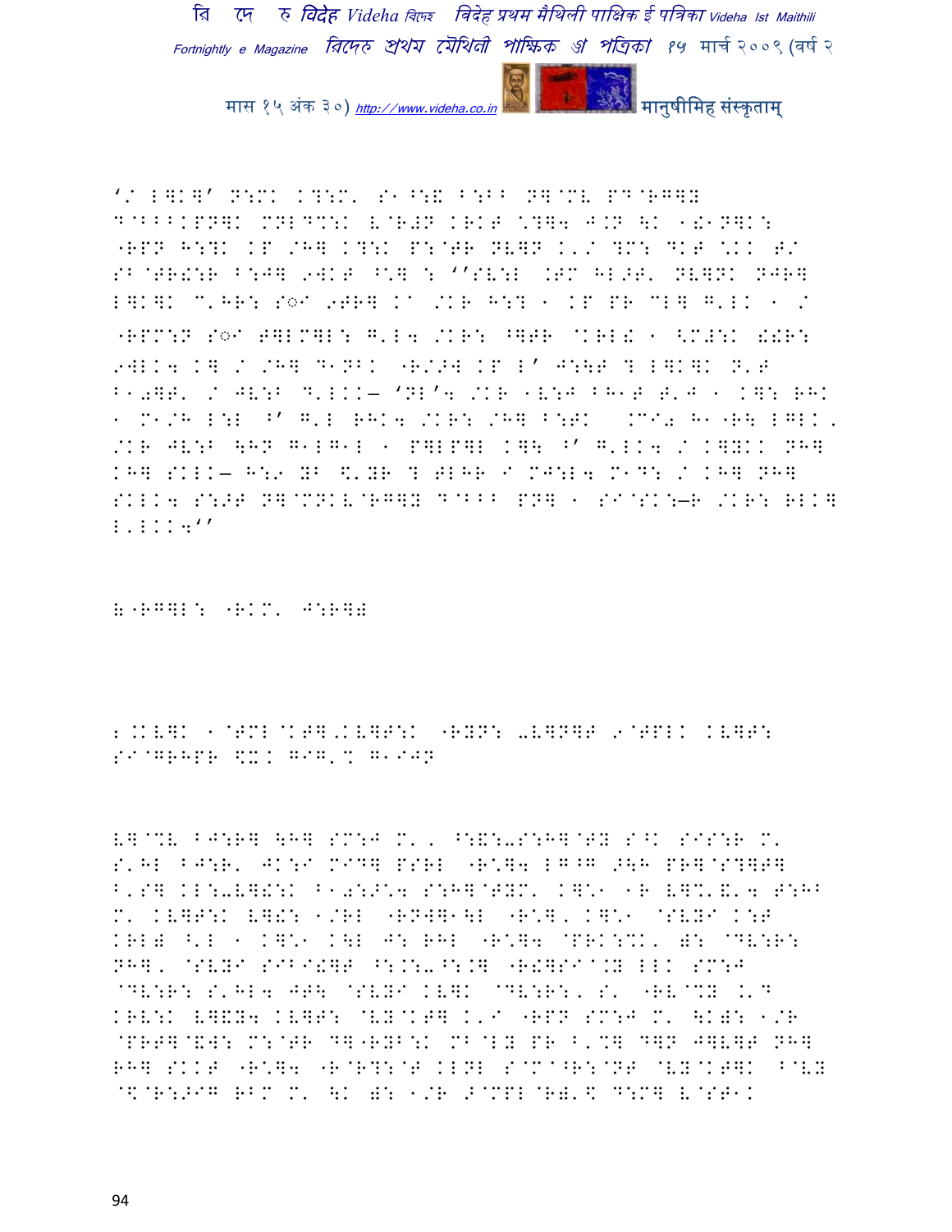'/ L]K]' N:MK K?:M' S1^:& B:BB N]@MV PD@RG]Y D@BBBKPN]K MNLD%:K V@R#N KRKT \?]4 J.N \K 1!1N]K: "RPN H:?K KP /H] K?:K P:@TR NV]N K'/ ?M: DKT \.K T/ SB@TR!:R B:J] 9WKT ^\] : ''SV:L .TM HL>T' NV]NK NJR] L]K]K C'HR: S◌I 9TR] Ka /KR H:? 1 KP PR CL] G'LK 1 / "RPM:N S◌I T]LM]L: G'L4 /KR: ^]TR @KRL! 1 <M#:K !!R: 9WLK4 K] / /H] D1NBK "R/>W KP L' J:\T ? L]K]K N'T B10]T' / JV:B D'LKK— 'NL'4 /KR 1V:J BH1T T'J 1 K]: RHK 1 M1/H L:L ^' G'L RHK4 /KR: /H] B:TK .CI0 H1"R\ LGLK' /KR JV:B \HN G1LG1L 1 P]LP]L K]\ ^' G'LK4 / K]YKK NH] KH] SKLK— H:9 YB \$'YR ? TLHR I MJ:L4 M1D: / KH] NH] SKLK4 S:>T N]@MNKV@RG]Y D@BBB PN] 1 SI@SK:—R /KR: RLK] L'LKK4''

&"RG]L: "RKM' J:R]#

2.KV]K 1@TML@KT].KV]T:K "RYN: -V]N]T 9@TPLK KV]T: SI@GRHPR \$X. GIG'% G1IJN

V]@%V BJ:R] \H] SM:J M', ^:&:-S:H]@TY S^K SIS:R M' S'HL BJ:R' JK:I MID] PSRL "R\]4 LG^G >\H PR]@S?]T] B'S] KL:-V]!:K B10:>\4 S:H]@TYM' K]\1 1R V]%'&'4 T:HB M' KV]T:K V]!: 1/RL "RNW]1\L "R\]' K]\1 @SVYI K:T KRL# ^'L 1 K]\1 K\L J: RHL "R\]4 @PRK:%K' #: @DV:R: NH]' @SVYI SIBI!]T ^:.:-^:.] "R!]SI@.Y LLK SM:J @DV:R: S'HL4 JT\ @SVYI KV]K @DV:R:' S' "RV@%Y .'D KRV:K V]&Y4 KV]T: @VY@KT] K'I "RPN SM:J M' \K#: 1/R @PRT]@&W: M:@TR D]"RYB:K MB@LY PR B'%] D]N J]V]T NH] RH] SKKT "R\]4 "R@R?:@T KLNL S@M@^R:@NT @VY@KT]K B@VY @\$@R:>IG RBM M' \K #: 1/R >@MPL@R#'\$ D:M] V@ST1K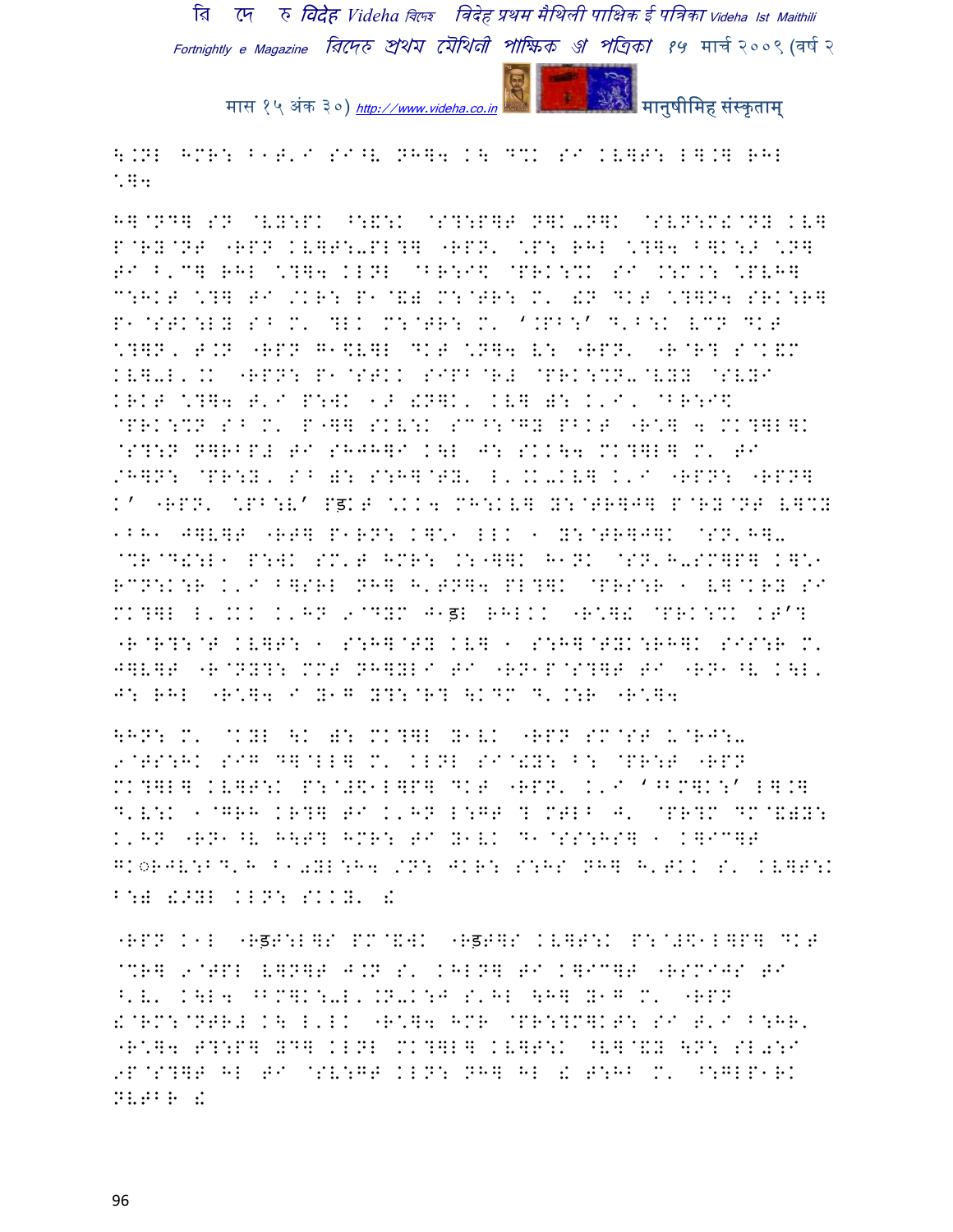६.05 भला कुछ गेल सबके चला लेल बाहर गेलाक साधारण

..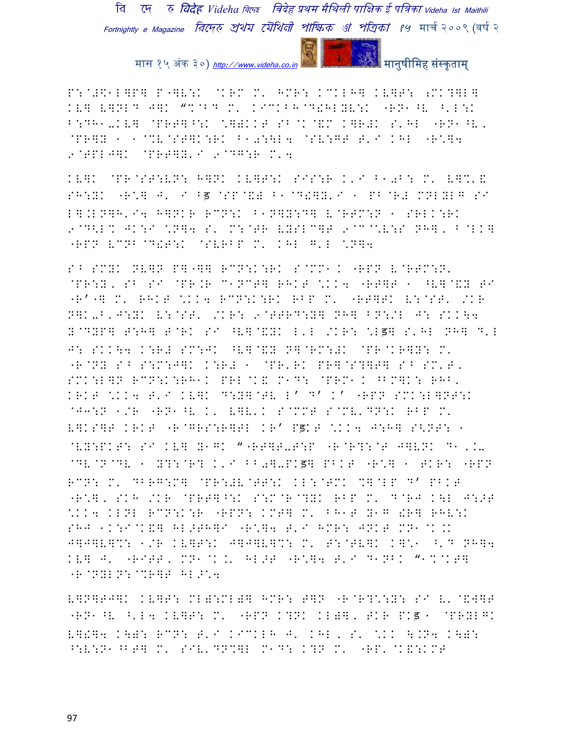P:@#\$1L]P] P-]V:K @KRM M' HMR: KCKLH] KV]T: ;MK?]L]
KV] V]NLD J]K "@KBD M' KIC KBH@D!HLYV:K -RN1^V ^'L:K
B:DH1-KV] @PRT]^:K \])KKT SB@K@&M K]R#K S'HL -RN1^V,
@PR]Y 1 1@%V@ST]K:RK B10:\L4 @SV:GT T'I KHL -R\]4
9@TPLJ]K @PRT]Y'I 9@DG:R M'4

KV]K @PR@ST:VN: H]NK KV]T:K SIS:R K'I B10B: M' V]%'&
SH:YK -R\] J' I Bड़ @SP@&) B1@D!]Y'I 1 PB@R# MNLYLG SI
L].LN]H'I4 H]NKR RCN:K B1N]Y:D] V@RTM:N 1 SRLK:RK
9@D<L% JK:I \N]4 S' M:@TR VYSLC]T 9@C@\V:S NH], B@LK]
-RPN VCNB@D!T:K @SVRBP M' KHL G'L \N]4

SB SMYK NV]N P]-]] RCN:K:RK S@MM1K -RPN V@RTM:N'
@PR:Y, SB SI @PR.R C1NCT] RHKT \KK4 -RT]T 1 ^V]@&Y TI
-R'-] M' RHKT \KK4 RCN:K:RK RBP M' -RT]TK V:@ST' /KR
N]K-B'J:YK V:@ST' /KR: 9@TTRD:Y] NH] BN:/L J: SKK\4
Y@DYP] T:H] T@RK SI ^V]@&YK L'L /KR: \Lड़] S'HL NH] D'L
J: SKK\4 K:R# SM:JK ^V]@&Y N]@RM:#K @PR@KR]Y: M'
-R@NY SB S:M:J]K K:R# 1 @PR'RK PR]@S?]T] SB SM'T,
SMK:L]N RCN:K:RH1K PRL@K& M1D: @PRM1K ^BM]K: RHB'
KRKT \KK4 T'I KV]K D:Y]@TV L' D' K' -RPN SMK:L]NT:K
@J3:N 1/R -RN1^V K' V]V'K S@MMT S@MV'DN:K RBP M'
V]KS]T KRKT -R@GRS:R]TL KR' Pड़KT \KK4 J:H] S<NT: 1
@VY:PKT: SI KV] Y1GK "-RT]T-T:P -R@R?:@T J]VNK D1'K-
@DV@N@DV 1 Y?:@R? K'I BB0]-PKड़] PBKT -R\] 1 TKR: -RPN
RCN: M' DBRG:M] @PR:#V@TT:K KL:@TMK %]@LP D' PBKT
-R\], SKH /KR @PRT]^:K S:M@R@?YK RBP M' D@RJ K\L J:>T
\KK4 KLNL RCN:K:R -RPN: KMT] M' BH1T Y1G !R] RHV:K
SHJ 1K:I@K&] HL>TH]I -R\]4 T'I HMR: JNKT MN1@K.K
J]J]V]%: 1/R KV]T:K J]J]V]%: M' T:@TV]K K]\1 ^'D NH]4
KV] J' -RITT, MN1@K.K' HL>T -R\]4 T'I D1NBK "1%@KT]
-R@NYLN:@%R]T HL>\4

V]N]TJ]K KV]T: ML):ML)] HMR: T]N -R@R?:\:Y: SI V'@&W]T
-RN1^V ^'L4 KV]T: M' -RPN K?NK KL)], TKR PKड़ 1 @PRYLGK
V]!]4 K\): RCN: T'I KICKLH J' KHL, S' \KK \.N4 K\):
^:V:N1^BT] M' SIV'DN%]L M1D: K?N M' -RP'@K&:KMT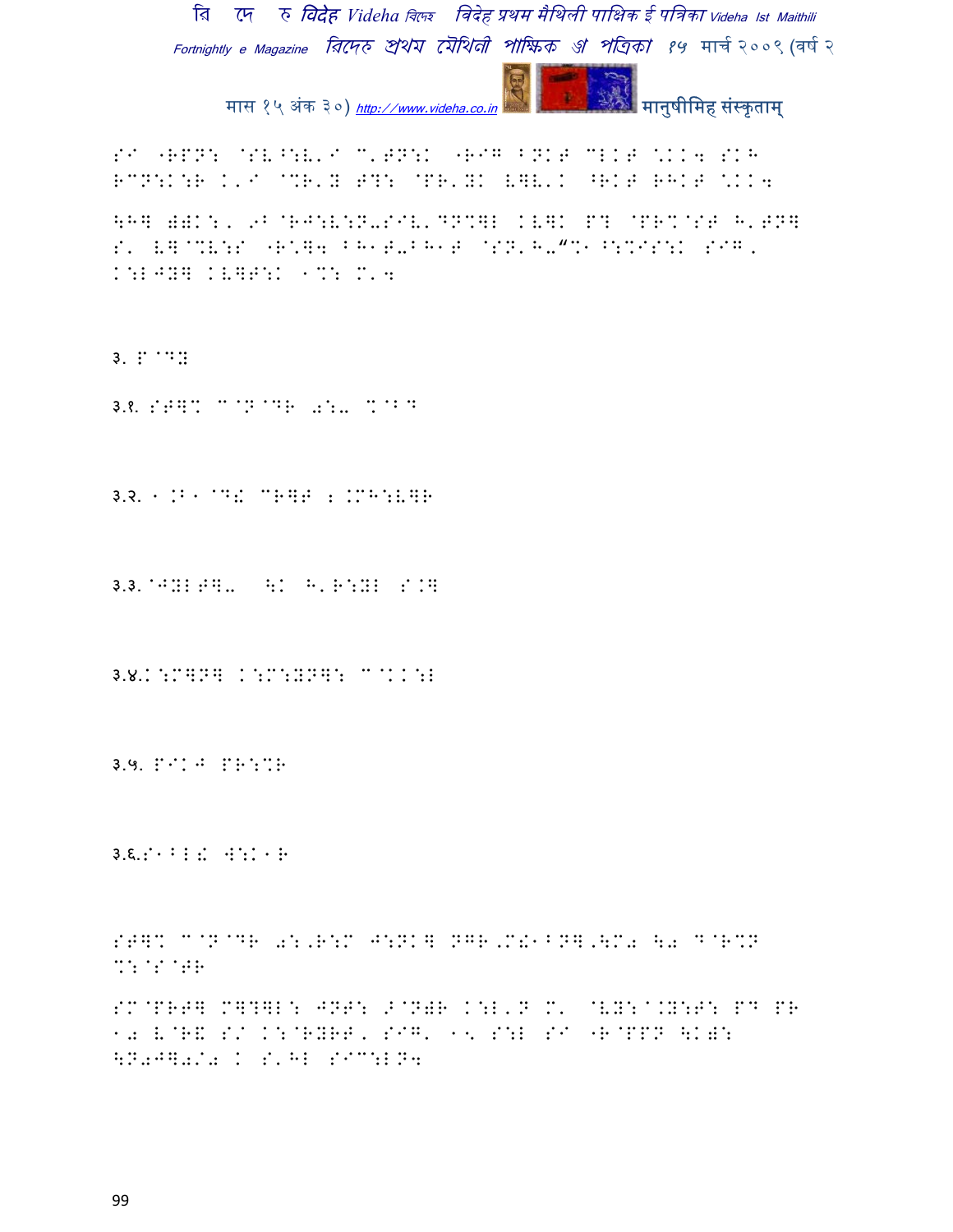SI "RPN: @SV^:V'I C'TN:K "RIG BNKT CLKT \KK4 SKH RCN:K:R K'I @%R'Y T?: @PR'YK VH]V'K ^RKT RHKT \KK4

\H] WWK:, 9B@RJ:V:N-SIV'DN%]L KV]K P? @PR%@ST H'TN] S' V]@%V:S "R\]4 BH1T-BH1T @SN'H-"%1^:%IS:K SIG, K:LJY] KV]T:K 1%: M'4

३. P@D:

३.१. ST]% C@N@DR 0:-%@BD

३.२. 1.B1@D! CR]T 2.MH:V]R

३.३. @JYLT]- \K H'R:YL S.]

३.४.K:M]N] K:M:YN]: C@KK:L

३.५. PIKJ PR:%R

३.६.S1BL! W:K1R

ST]% C@N@DR 0:,R:M J:NK] NGR,M!1BN],\M0 \0 D@R%N %:@S@TR

SM@PRT] M]?]L: JNT: >@NWR K:L'N M' @VY:@.Y:T: PD PR 10 V@R& SZ K:@RYRT, SIG' 1\ S:L SI "R@PPN \KW: \N0J]0/0 K S'HL SIC:LN4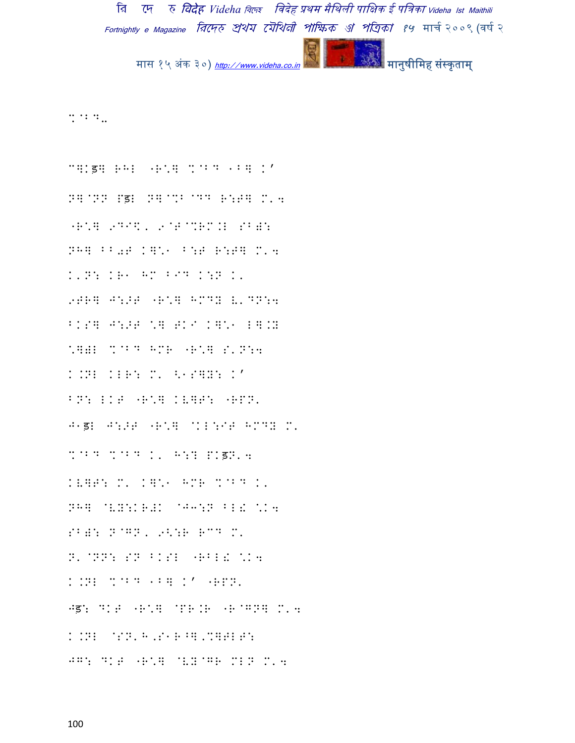%@B@..

C]Kड़] RHL "R\] %@B@ 1B] K'

N]@NN Pड़L N]@%B@DD R:T] M'4

"R\] 9DI\, 9@T@%RM.L SB):

NH] BB0T K]\1 B:T R:T] M'4

K'N: KR1 HM BID K:N K'

9TR] J:>T "R\] HMDY E'DN:4

BKS] J:>T \] TKI K]\1 L].Y

\])L %@BD HMR "R\] S'N:4

K.NL KLR: M' <1S]Y: K'

BN: LKT "R\] KE]T: "RPN'

J1ड़L J:>T "R\] @KL:IT HMDY M'

%@BD %@BD K' H:? PKड़N'4

KE]T: M' K]\1 HMR %@BD K'

NH] @EY:KR#K @J3:N BL! \K4

SB): N@GN, 9<:R RCD M'

N'@NN: SN BKSL "RBL! \K4

K.NL %@BD 1B] K' "RPN'

Jड़: DKT "R\] @PR.R "R@GN] M'4

K.NL @SN'H,S1R^],%]TLT:

JG: DKT "R\] @EY@GR MLN M'4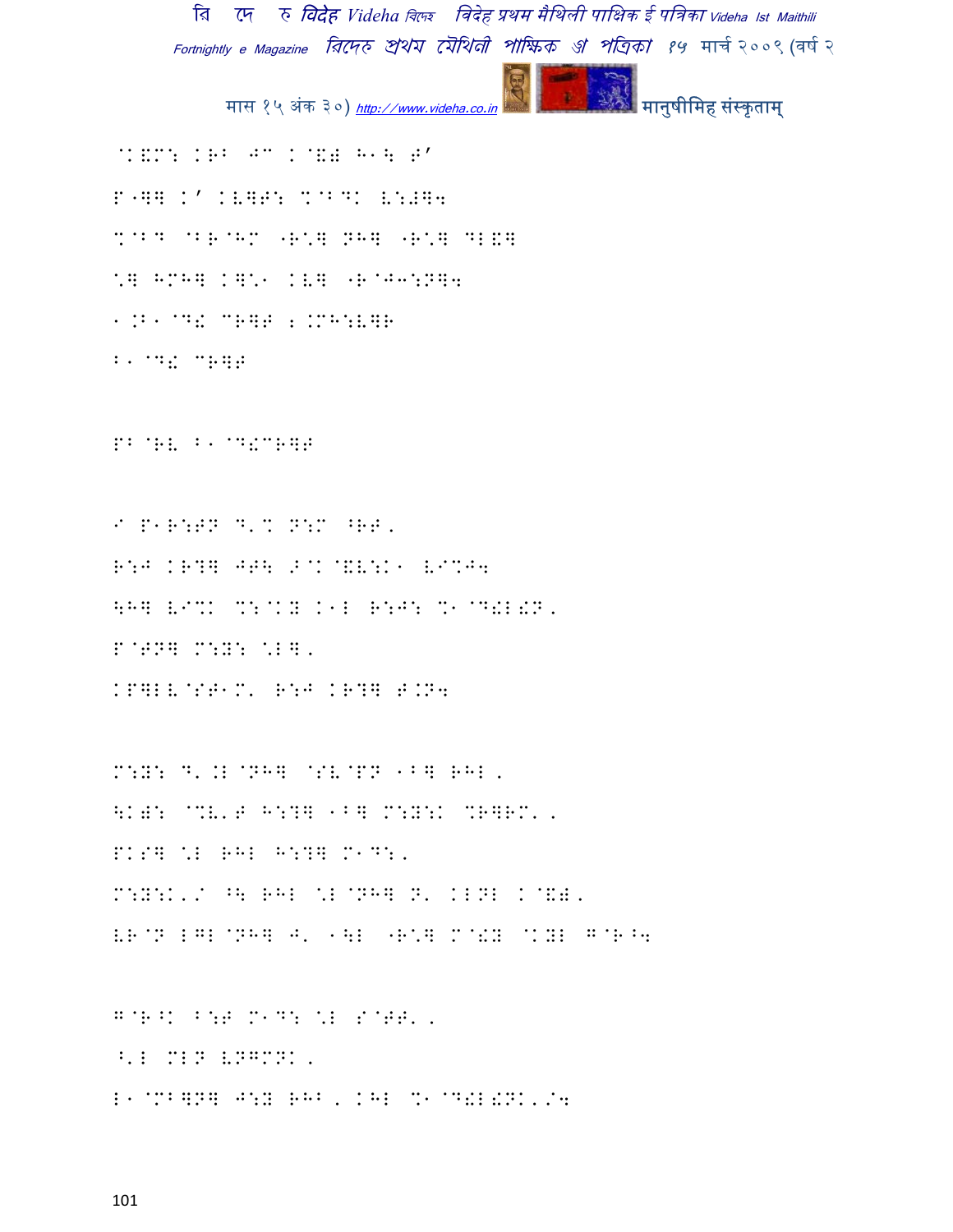@K&M: KRB JM K@&# H1\ T'

P"]] K' KV]T: %@B@K V:#]4

%@B@ @BR@HM "R\*] NH] "R\*] together DL&]

\*] HMH] K]\*1 KV] "R@J3:N]4

1.B1@D! MR]T ;.MH:V]R

B1@D! MR]T

PB@RV B1@D!MR]T

I P1R:TN D'% N:M ^RT,

R:J KR?] JT\ >@K@&V:K1 VI%J4

\H] VI%K %:@K# K1L R:J: %1@D!L!N,

P@TN] M:Y: \*L],

KP]LV@ST1M' R:J KR?] T.N4

M:Y: D'.L@NH] @SV@PN 1B] RHL,

\K): @%V'T H:?] 1B] M:Y:K %R]RM',

PKS] \*L RHL H:?] M1D:,

M:Y:K'/ ^\ RHL \*L@NH] N' KLNL K@&),

VR@N LGL@NH] J' 1\L "R\*] M@!Y @KYL G@R^4

G@R^K B:T M1D: \*L S@TT',

^'L MLN VNGMNK,

L1@MB]N] J:Y RHB, KHL %1@D!L!NK'/4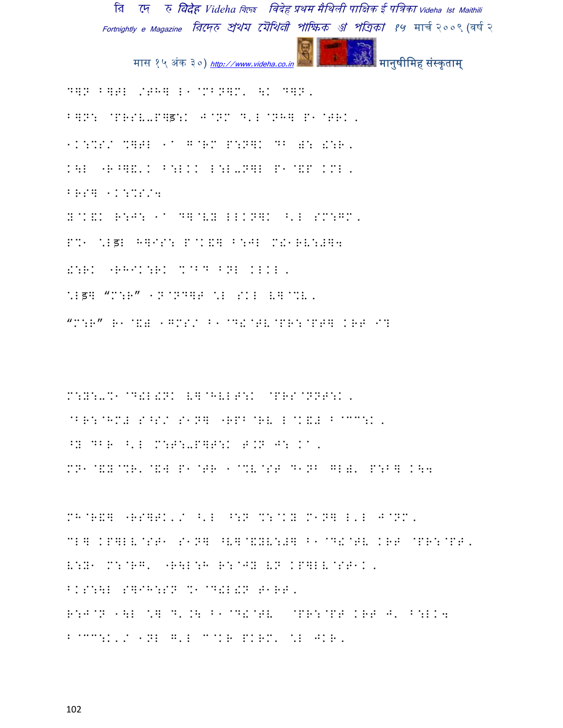D]N B]TL /TH] L1@MBN]M' \K D]N, B]N: @PRSV-P]ड़:K J@NM D'L@NH] P1@TRK, 1K:%S/ %]TL 1@ G@RM P:N]K DB =: S:R, K\L "R^]&'K B:LKK L:L-N]L P1@&P KML, BRS] 1K:%S/4 Y@K&K R:J: 1@ D]@VY LLKN]K ^'L SM:GM, P%1 \Lड़L H]IS: P@K&] B:JL M!1RV:#]4 !:RK "RHIK:RK %@BD BNL KLKL, \Lड़] "M:R" 1N@ND]T \L SKL V]@%V, "M:R" R1@&# 1GMS/ B1@D!@TV@PR:@PT] KRT I?

M:Y:-%1@D!L!NK V]@HVLT:K @PRS@NNT:K, @BR:@HM# S^S/ S1N] "RPB@RV L@K&# B@CC:K, ^Y DBR ^'L M:T:-P]T:K T.N J: K@, MN1@&Y@%R'@&W P1@TR 1@%V@ST D1NB GL#' P:B] K\4

MH@R&] "RS]TK'/ ^'L ^:N %:@KY M1N] L'L J@NM, CL] KP]LV@ST1 S1N] ^V]@&YV:#] B1@D!@TV KRT @PR:@PT, V:Y1 M:@RG' "R\L:H R:@JY VN KP]LV@ST1K, BKS:\L S]IH:SN %1@D!L!N T1RT, R:J@N 1\L \] D'.\ B1@D!@TV @PR:@PT KRT J' B:LK4 B@CC:K'/ 1NL G'L C@KR PKRM' \L JKR,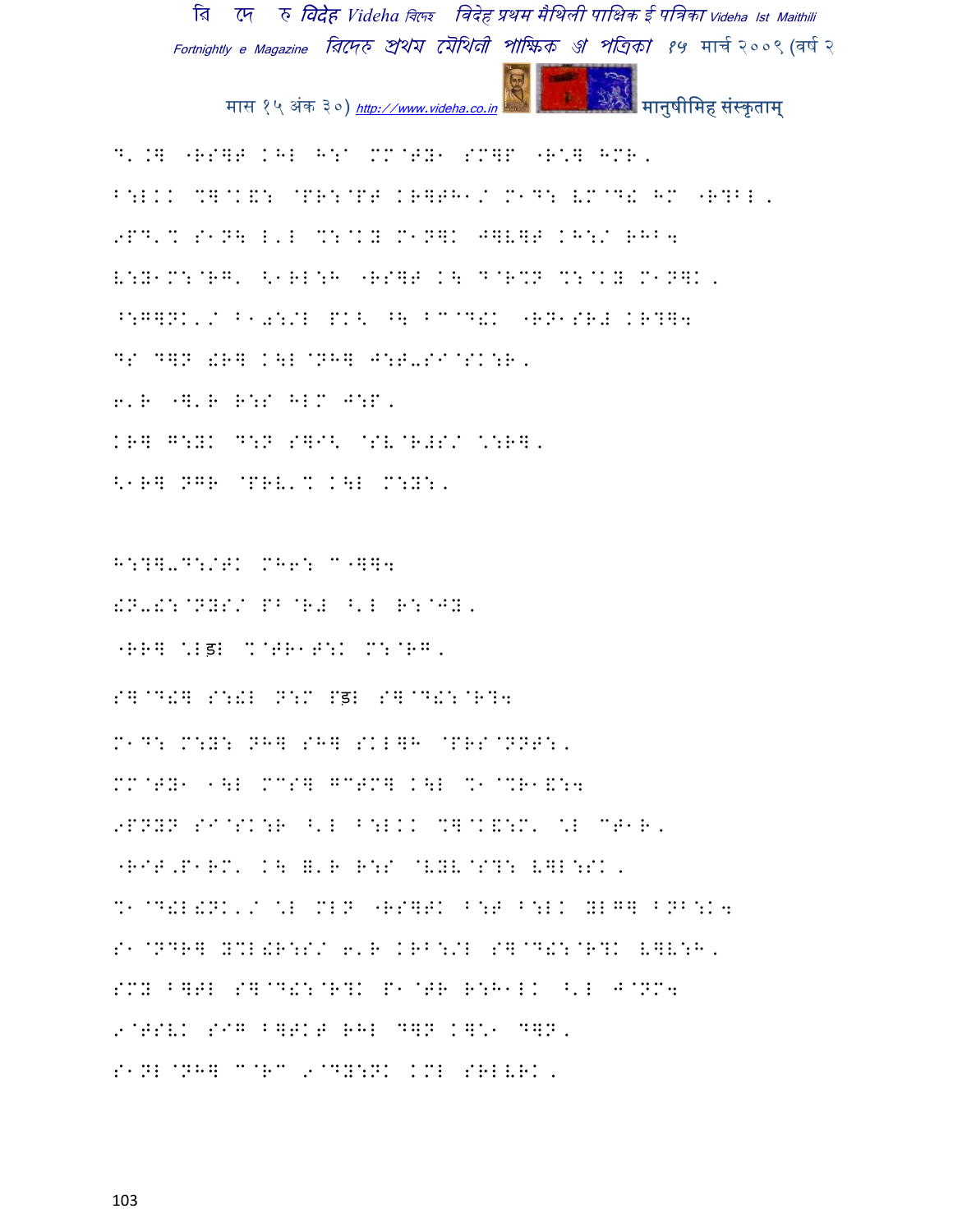D'.] "RS]T KHL H:A MM@TY1 SM]P "R\*] HMR,
B:LKK %]@K&: @PR:@PT KR]TH1/ M1D: VM@D! HM "R?BL,
9PD'% S1N\ L'L %:@KY M1N]K J]V]T KH:/ RHB4
V:Y1M:@RG' <1RL:H "RS]T K\ D@R%N %:@KY M1N]K,
^:G]NK'/ B10://L PK< ^\ BC@D!K "RN1SR# KR?]4
DS D]N !R] K\L@NH] J:T-SI@SK:R,
6'R "]'R R:S HLM J:P,
KR] G:YK D:N S]I< @SV@R#S/ \:R],
<1R] NGR @PRV'% K\L M:Y:,

H:?]-D:/TK MH6: C"]]4
!N-!:@NYS/ PB@R# ^'L R:@JY,
"RR] \Lड़L %@TR1T:K M:@RG,
S]@D!] S:!L N:M Pड़L S]@D!:@R?4
M1D: M:Y: NH] SH] SKL]H @PRS@NNT:,
MM@TY1 1\L MCS] GCTM] K\L %1@%R1&:4
9PNYN SI@SK:R ^'L B:LKK %]@K&:M' \L CT1R,
"RIT,P1RM' K\ =' R R:S @VYV@S?: V]L:SK,
%1@D!L!NK'/ \L MLN "RS]TK B:T B:LK YLG] BNB:K4
S1@NDR] Y%L!R:S/ 6'R KRB://L S]@D!:@R?K V]V:H,
SMY B]TL S]@D!:@R?K P1@TR R:H1LK ^'L J@NM4
9@TSVK SIG B]TKT RHL D]N K]\*1 D]N,
S1NL@NH] C@RC 9@DY:NK KML SRLVRK,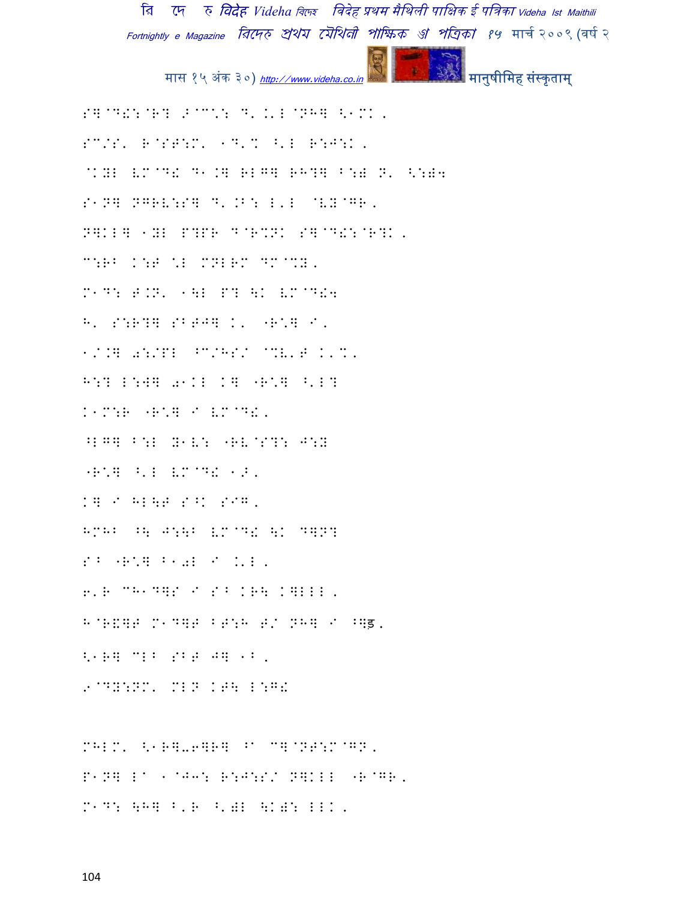S]@D!:@R? >@C\: D'.'L@NH] <1MK,

SC/S' R@ST:M' 1D'% ^'L R:J:K,

@K;L VM@D! D1.] RLG] RH?] B:; N' <:;4

S1N] NGRV:S] D'.B: L'L @V;@GR,

N]KL] 1;L P?PR D@R%NK S]@D!:@R?K,

C:RB K:T \L MNLRM DM@%;,

M1D: T.N' 1\L P? \K VM@D!4

H' S:R?] SBTJ] K' "R\] I,

1/.] 0:/PL ^C/HS/ @%V'T K'%,

H:? L:W] 01KL K] "R\] ^'L?

K1M:R "R\] I VM@D!,

^LG] B:L ;1V: "RV@S?: J:;

"R\] ^'L VM@D! 1>,

K] I HL\T S^K SIG,

HMHB ^\ J:\B VM@D! \K D]N?

SB "R\] B10L I .'L,

6'R CH1D]S I SB KR\ K]LLL,

H@R&]T M1D]T BT:H T/ NH] I ^]ड,

<1R] CLB SBT J] 1B,

9@DY:NM' MLN KT\ L:G!

MHLM' <1R]-6]R] ^1 C]@NT:M@GN,

P1N] L1 1@J3: R:J:S/ N]KLL "R@GR,

M1D: \H] B'R ^'0L \K0: LLK,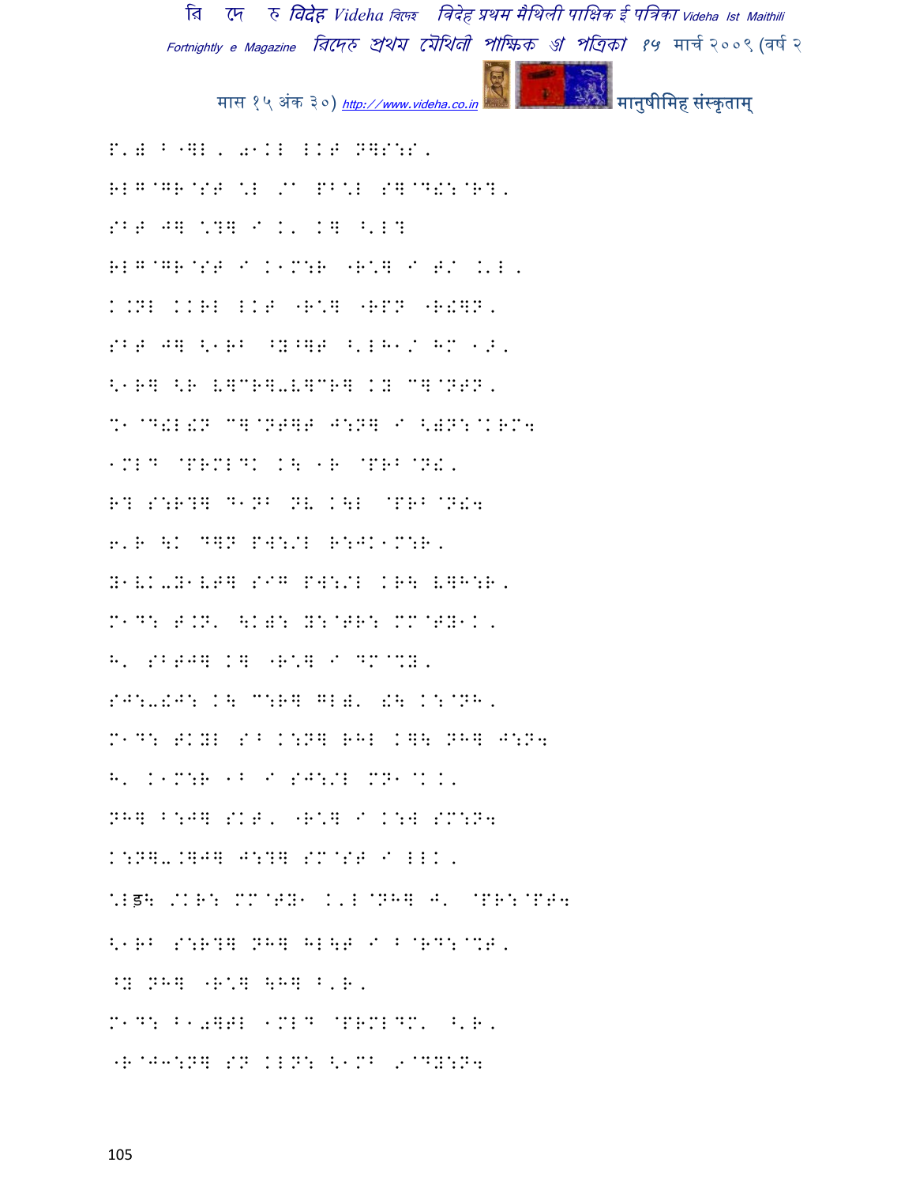P'0 B"]L, 0\KL LKT N]S:S,

RLG@GR@ST \L /^ PB\L S]@D!:@R?,

SBT J] \?] I K' K] ^'L?

RLG@GR@ST I K\M:R "R\] I T/ .'L,

K.NL KKRL LKT "R\] "RPN "R!]N,

SBT J] <\RB ^Y^]T ^'LH\/ HM \>,

<\R] <R V]CR]-V]CR] KY C]@NTN,

%\@D!L!N C]@NT]T J:N] I <0N:@KRM4

\MLD @PRMLDK K\ \R @PRB@N!,

R? S:R?] D\NB NV K\L @PRB@N!4

6'R \K D]N PW:/L R:JK\M:R,

Y\VK-Y\VT] SIG PW:/L KR\ V]H:R,

M\D: T.N' \K0: Y:@TR: MM@TY\K,

H' SBTJ] K] "R\] I DM@%Y,

SJ:-!J: K\ C:R] GL0' !\ K:@NH,

M\D: TKYL SB K:N] RHL K]\ NH] J:N4

H' K\M:R \B I SJ:/L MN\@KK,

NH] B:J] SKT, "R\] I K:W SM:N4

K:N]-.]J] J:?] SM@ST I LLK,

\Lड\ /KR: MM@TY\ K'L@NH] J' @PR:@PT4

<\RB S:R?] NH] HL\T I B@RD:@%T,

^Y NH] "R\] \H] B'R,

M\D: B\0]TL \MLD @PRMLDM' ^'R,

"R@J3:N] SN KLN: <\MB 9@DY:N4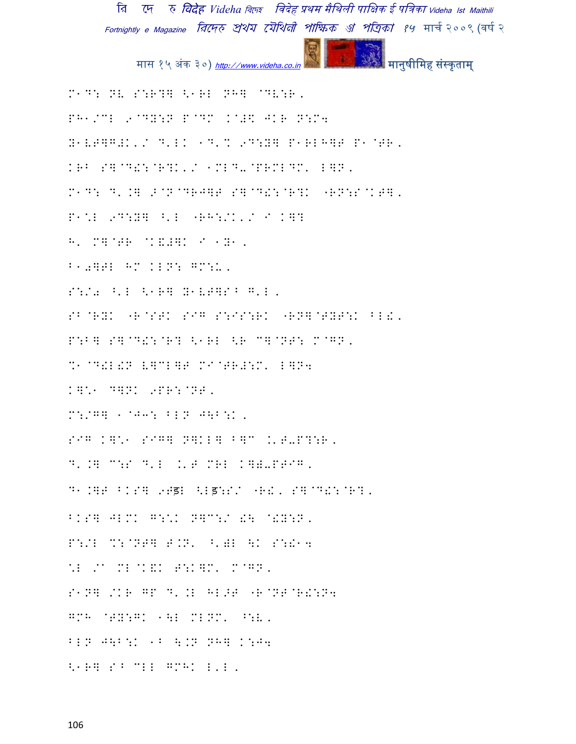M^D: NV S:R?] <1RL NH] @DV:R,

PH1/CL 9@DY:N P@DM K@#\$ JKR N:M4

Y1VT]G#K'/ D'LK 1D'% 9D:Y] P1RLH]T P1@TR,

KRB S]@D!:@R?K'/ 1MLD-@PRMLDM' L]N,

M^D: D'.] \>@N@DRJ]T S]@D!:@R?K "RN:S@KT],

P1\*L 9D:Y] ^'L "RH:/K'/ I K]?

H' M]@TR @K&#]K I 1Y1,

B10]TL HM KLN: GM:U,

S:/a ^'L <1R] Y1VT]S^ G'L,

SB@RYK "R@STK SIG S:IS:RK "RN]@TYT:K BL!,

P:B] S]@D!:@R? <1RL <R C]@NT: M@GN,

%1@D!L!N V]CL]T MI@TR#:M' L]N4

K]\*1 D]NK 9PR:@NT,

M:/G] 1@J3: BLN J\B:K,

SIG K]\*1 SIG] N]KL] B]C .'T-P?:R,

D'.] C:S D'L .'T MRL K]]-PTIG,

D1.]T BKS] 9Tड़L <Lड़:S/ "R!, S]@D!:@R?,

BKS] JLMK G:\*K N]C:/ !\ @!Y:N,

P:/L %:@NT] T.N' ^')L \K S:!14

\*L /A ML@K&K T:K]M' M@GN,

S1N] /KR GP D'.L HL>T "R@NT@R!:N4

GMH @TY:GK 1\L MLNM' ^:V,

BLN J\B:K 1B \.N NH] K:J4

<1R] S^ CLL GMHK L'L,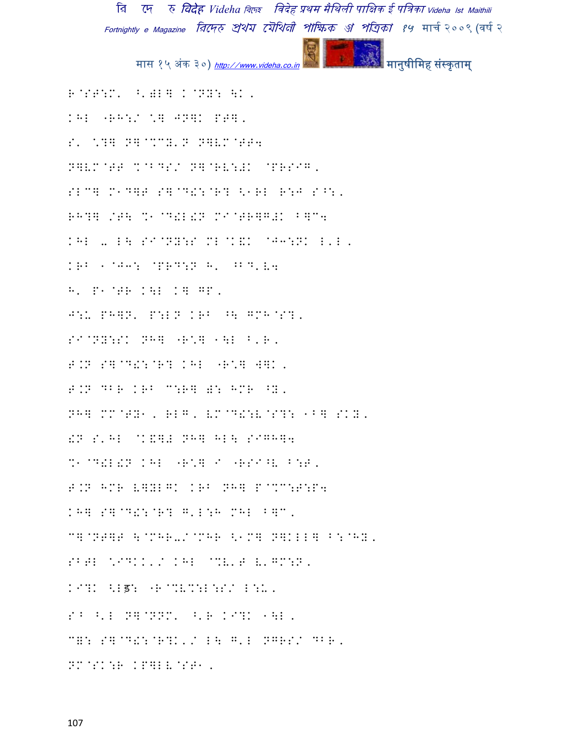R@ST:M' ^'=L] K@PY: \K, 

KHL "RH:/ \] JP]K PT], 

S' \?] N]@%CY'N N]VM@TT4 

N]VM@TT %@BDS/ N]@RV:#K @PRSIG, 

SLC] M1D]T S]@D!:@R? <1RL R:J S^:, 

RH?] /T\ %1@D!L!N MI@TR]G#K B]C4 

KHL - L\ SI@NY:S ML@K&K @J3:NK L'L, 

KRB 1@J3: @PRD:N H' ^BD'V4 

H' P1@TR K\L K] GP, 

J:W PH]N' P:LN KRB ^\ GMH@S?, 

SI@NY:SK NH] "R\] 1\L B'R, 

T.N S]@D!:@R? KHL "R\] W]K, 

T.N DBR KRB C:R] =: HMR ^Y, 

NH] MM@TY1, RLG, VM@D!:V@S?: 1B] SKY, 

!N S'HL @K&]# NH] HL\ SIGH]4 

%1@D!L!N KHL "R\] I "RSI^V B:T, 

T.N HMR V]YLGK KRB NH] P@%C:T:P4 

KH] S]@D!:@R? G'L:H MHL B]C, 

C]@NT]T \@MHR-/@MHR <1M] N]KLL] B:@HY, 

SBTL \IDKK'/ KHL @%V'T V'GM:N, 

KI?K <Lड़: "R@%V%:L:S/ L:W, 

S^ ^'L N]@NNM' ^'R KI?K 1\L, 

C=: S]@D!:@R?K'/ L\ G'L NGRS/ DBR, 

NM@SK:R KP]LV@ST1,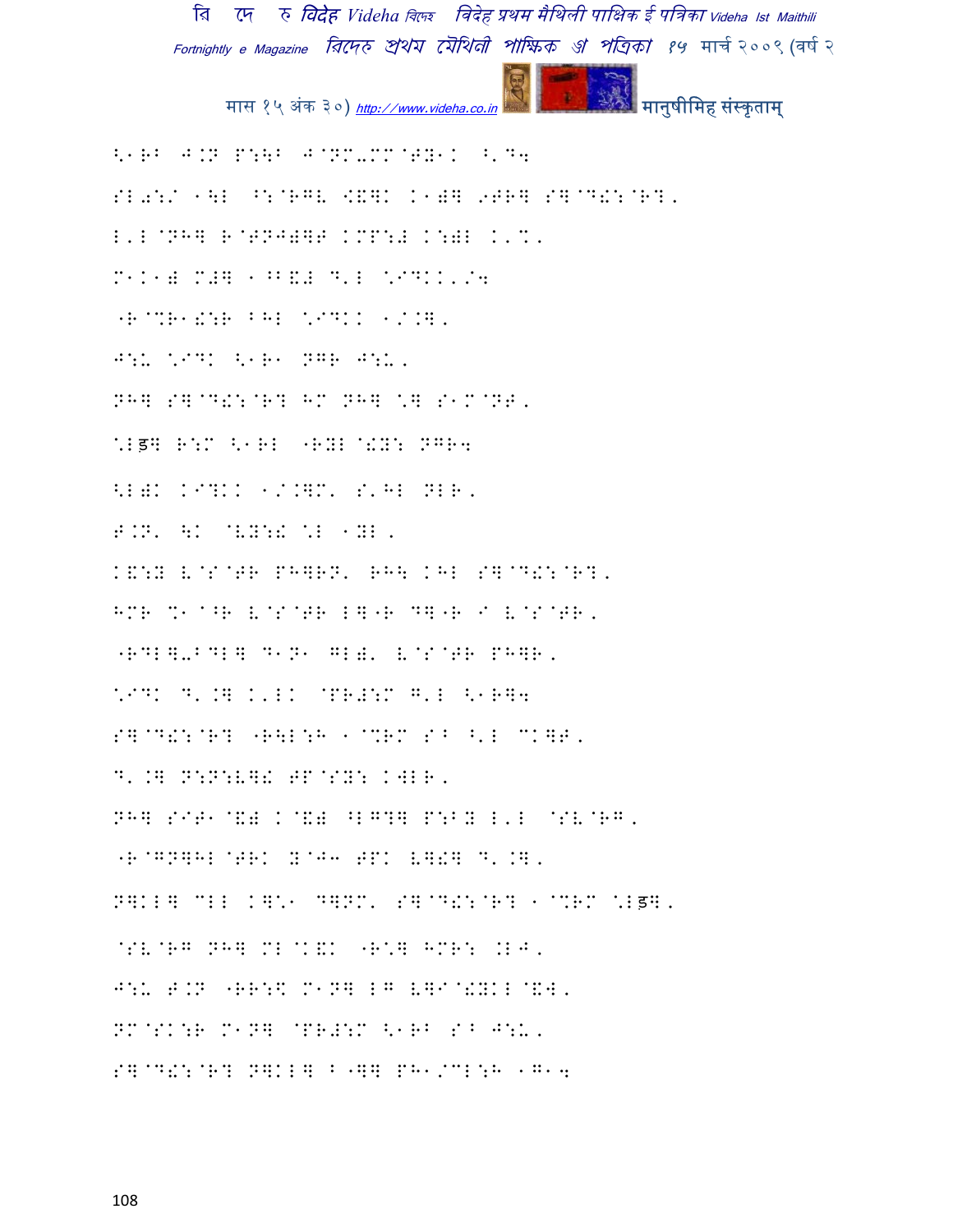<.RB J.N P:\B J@NM-MM@TY.K ^'D4

SL0:/ .\L ^:@RGL <&]K K.)] 9TR] S]@D!:@R?,

L'L@NH] R@TNJ)]T KMP:L K:)L K'%,

M.K.) M#] .^&L D'L \ID.K'/4

"R@%R.!:R BHL \IDKK ./.],

J:U \IDK <.R. NGR J:U,

NH] S]@D!:@R? HM NH] \] S.M@NT,

\Lड़] R:M <.RL "RYL@!Y: NGR4

<L)K KI?KK ./.]M' S'HL NLR,

T.N' \K @VY:! \L .YL,

K&:Y V@S@TR PH]RN' RH\ KHL S]@D!:@R?,

HMR %.@^R V@S@TR L]"R D]"R I V@S@TR,

"RDL]-BDL] D.N. GL)' V@S@TR PH]R,

\IDK D'.] K'LK @PR#:M G'L <.R]4

S]@D!:@R? "R\L:H .@%RM S^ ^'L MK]T,

D'.] N:N:V]! TP@SY: KWLR,

NH] SIT.@&) K@&) ^LG?] P:BY L'L @SV@RG,

"R@GN]HL@TRK Y@J3 TPK V]!] D'.],

N]KL] MLL K]\. D]NM' S]@D!:@R? .@%RM \Lड़],

@SV@RG NH] ML@K&K "R\] HMR: .LJ,

J:U T.N "RR:\$ M.N] LG V]I@!YKL@&W,

NM@SK:R M.N] @PR#:M <.RB S^ J:U,

S]@D!:@R? N]KL] B"]] PH./MLL:H .G.4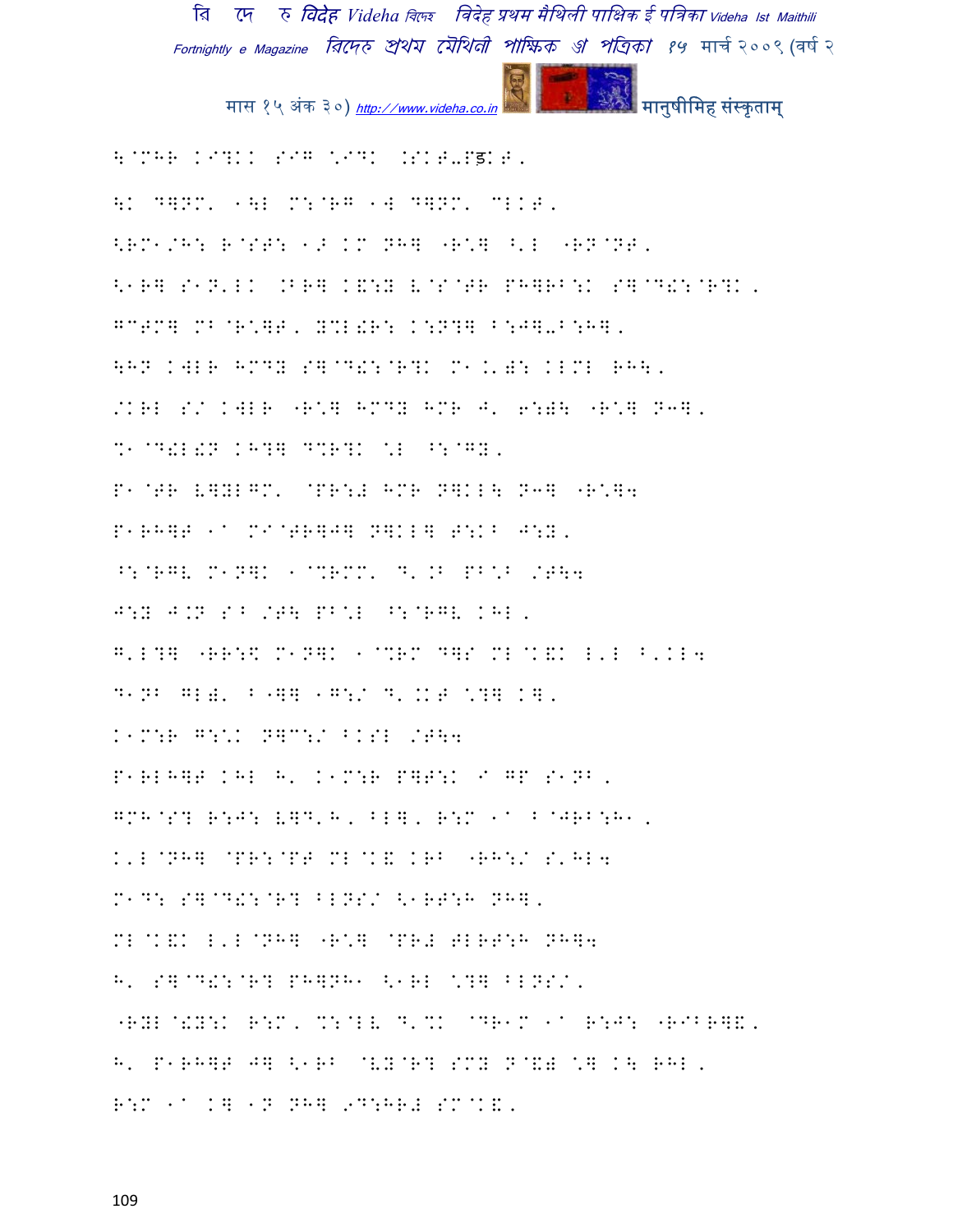\@MHR KI?KK SIG \*IDK .SKT-Pड़KT,

\K D]NM' 1\L M:@RG 1W D]NM' MLKT,

<RM1/H: R@ST: 1J KM NH] "R\*] ^'L "RN@NT,

<1R] S1N'LK .BR] K&:Y V@S@TR PH]RB:K S]@D!:@R?K,

G^TM] MB@R\*]T, Y%L!R: K:N?] B:J]-B:H],

\HN KWLR HMDY S]@D!:@R?K M1.'): KLML RH\,

/KRL S/ KWLR "R\*] HMDY HMR J' 6:)\ "R\*] NJ],

%1@D!L!N KH?] D%R?K \L ^:@GY,

P1@TR V]YLGM' @PR:Froject HMR N]KL\ NJ] "R\*]4

P1RH]T 1a MI@TR]J] N]KL] T:KB J:Y,

^:@RGV M1N]K 1@%RMM' D'.B PB\*B /T\4

J:Y J.N SB /T\ PB\*L ^:@RGV KHL,

G'L?] "RR:\$ M1N]K 1@%RM D]S ML@K&K L'L ^'KL4

D1NB GL)' B"]] 1G:/ D'.KT \*?] K],

K1M:R G:\*K N]C:/ BKSL /T\4

P1RLH]T KHL H' K1M:R P]T:K I GP S1NB,

GMH@S? R:J: V]D'H, BL], R:M 1a B@JRB:H1,

K'L@NH] @PR:@PT ML@K& KRB "RH:/ S'HL4

M1D: S]@D!:@R? BLNS/ <1RT:H NH],

ML@K&K L'L@NH] "R\*] @PR# TLRT:H NH]4

H' S]@D!:@R? PH]NH1 <1RL \*?] BLNS/,

"RYL@!Y:K R:M, %:@LV D'%K @DR1M 1a R:J: "RIBR]&,

H' P1RH]T J] <1RB @VY@R? SMY N@&) \*] K\ RHL,

R:M 1a K] 1N NH] 9D:HR# SM@K&,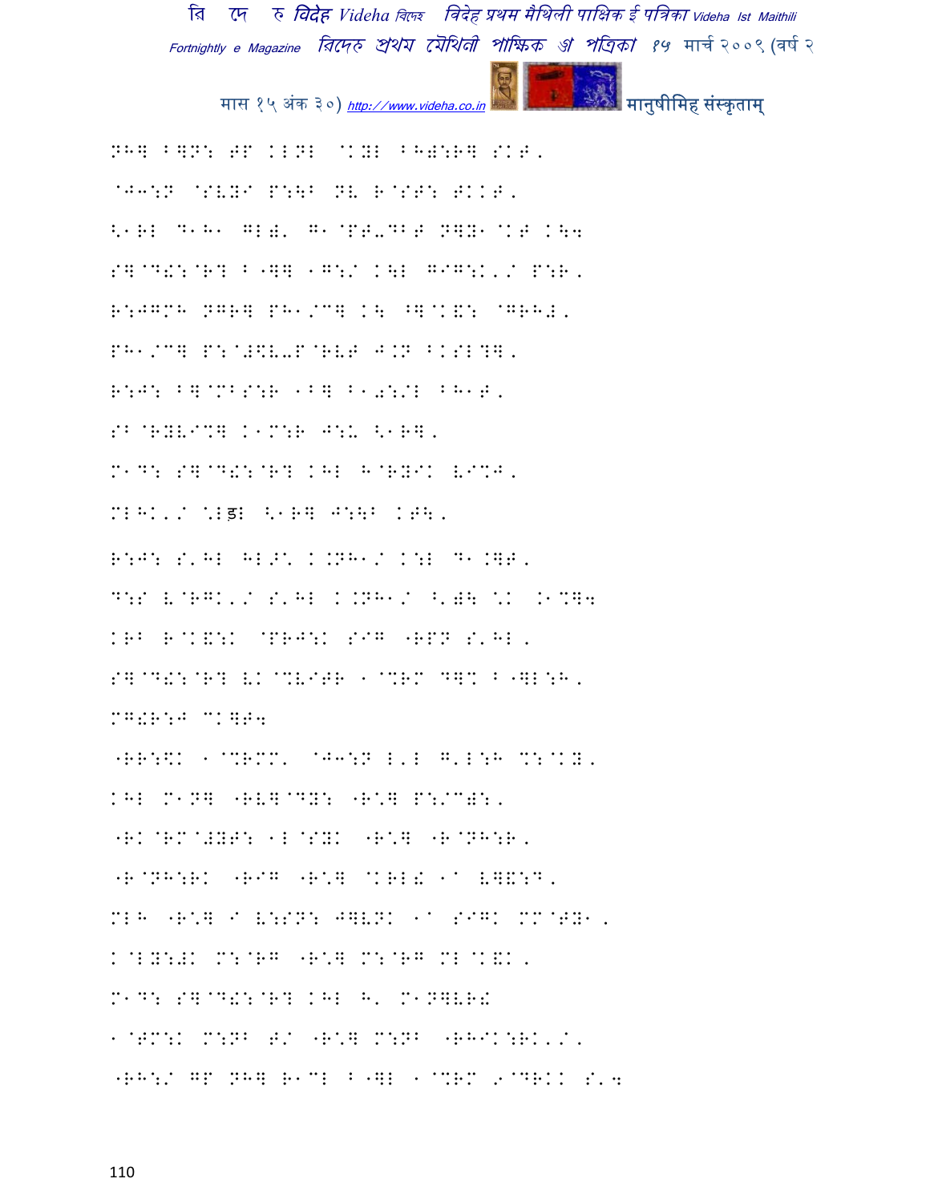NH] B]N: TP KLNL @KYL BH):R] SKT,

@J3:N @SVYI P:\B NV R@ST: TKKT,

<1RL D1H1 GL)' G1@PT-DBT N]Y1@KT K\4

S]@D!:@R? B"]] 1G:/ K\L GIG:K'/ P:R,

R:JGMH NGR] PH1/C] K\ ^]@K&: @GRH#,

PH1/C] P:@#\$V-P@RVT J.N BKSL?],

R:J: B]@MBS:R 1B] B1):/L BH1T,

SB@RYVI%] K1M:R J:U <1R],

M1D: S]@D!:@R? KHL H@RYIK VI%J,

MLHK'/ \Lड़L <1R] J:\B KT\,

R:J: S'HL HL>\* K.NH1/ K:L D1.]T,

D:S V@RGK'/ S'HL K.NH1/ ^')\ \*K .1%]4

KRB R@K&:K @PRJ:K SIG "RPN S'HL,

S]@D!:@R? VK@%VITR 1@%RM D]% B"]L:H,

MG!R:J CK]T4

"RR:\$K 1@%RMM' @J3:N L'L G'L:H %:@KY,

KHL M1N] "RV]@DY: "R\*] P:/C):,

"RK@RM@#YT: 1L@SYK "R\*] "R@NH:R,

"R@NH:RK "RIG "R\*] @KRL! 1A V]&:D,

MLH "R\*] I V:SN: J]VNK 1A SIGK MM@TY1,

K@LY:#K M:@RG "R\*] M:@RG ML@K&K,

M1D: S]@D!:@R? KHL H' M1N]VR!

1@TM:K M:NB T/ "R\*] M:NB "RHIK:RK'/,

"RH:/ GP NH] R1CL B"]L 1@%RM 9@DRKK S'4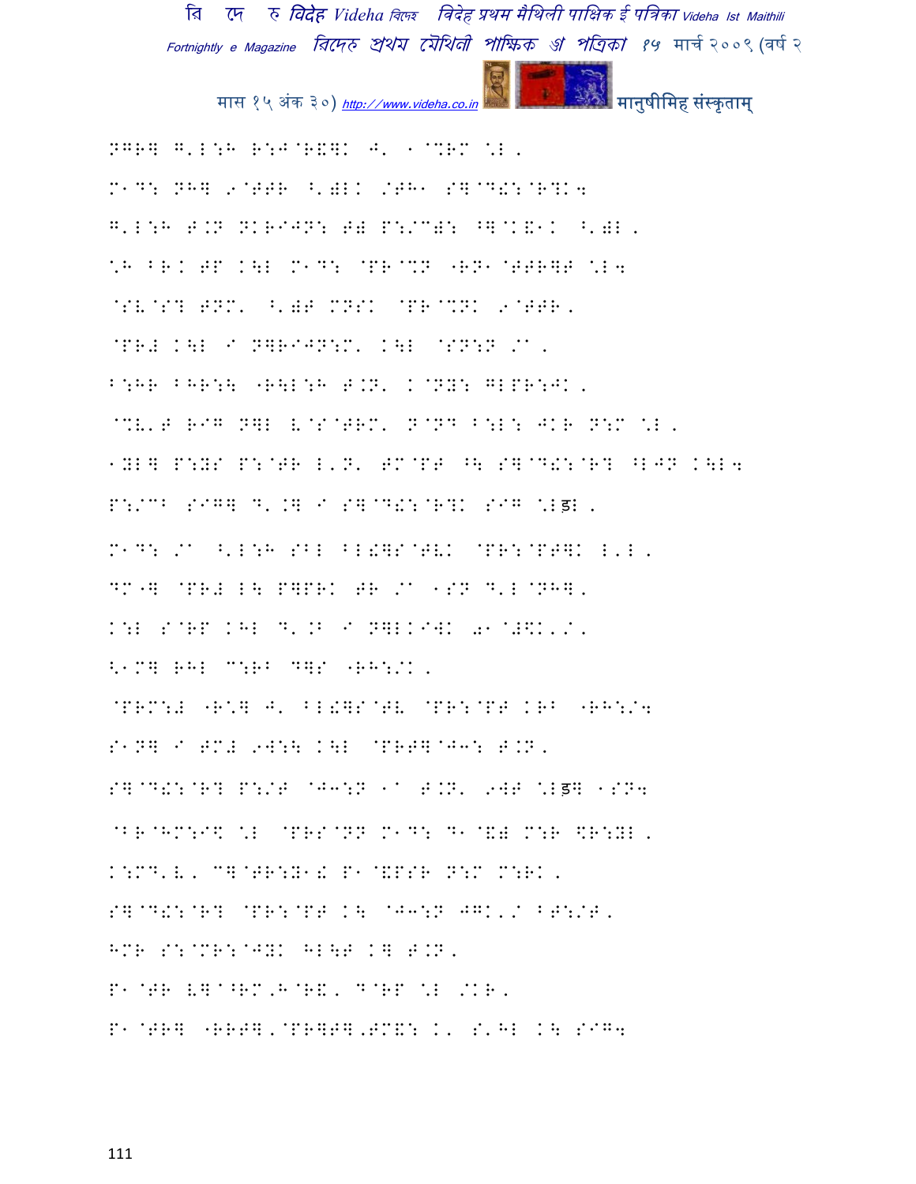NGR] G'L:H R:J@R&]K J' 1@%RM \L,

M1D: NH] 9@TTR ^')LK /TH1 S]@D!:@R?K4

G'L:H T.N NKRIJN: T) P:/C): ^]@K&1K ^')L,

\H BR. TP K\L M1D: @PR@%N "RN1@TTR]T \L4

@SV@S? TNM' ^')T MNSK @PR@%NK 9@TTR,

@PR# K\L I N]RIJN:M' K\L @SN:N /A,

B:HR BHR:\ "R\L:H T.N' K@NY: GLPR:JK,

@%V'T RIG N]L V@S@TRM' N@ND B:L: JKR N:M \L,

1YL] P:YS P:@TR L'N' TM@PT ^\ S]@D!:@R? ^LJN K\L4

P:/CB SIG] D'.] I S]@D!:@R?K SIG \Lइ,

M1D: /A ^'L:H SBL BL!]S@TVK @PR:@PT]K L'L,

DM"] @PR# L\ P]PRK TR /A 1SN D'L@NH],

K:L S@RP KHL D'.B I N]LKI]K 01@#$K'/,

<1M] RHL C:RB D]S "RH:/K,

@PRM:# "R\] J' BL!]S@TV @PR:@PT KRB "RH:/4

S1N] I TM# 9W:\ K\L @PRT]@J3: T.N,

S]@D!:@R? P:/T @J3:N 1A T.N' 9WT \Lइ] 1SN4

@BR@HM:I$ \L @PRS@NN M1D: D1@&) M:R $R:YL,

K:MD'V, C]@TR:Y1! P1@&PSR N:M M:RK,

S]@D!:@R? @PR:@PT K\ @J3:N JGK'/ BT:/T,

HMR S:@MR:@JYK HL\T K] T.N,

P1@TR V]@^RM,H@R&, D@RP \L /KR,

P1@TR] "RRT],@PR]T],TM&: K' S'HL K\ SIG4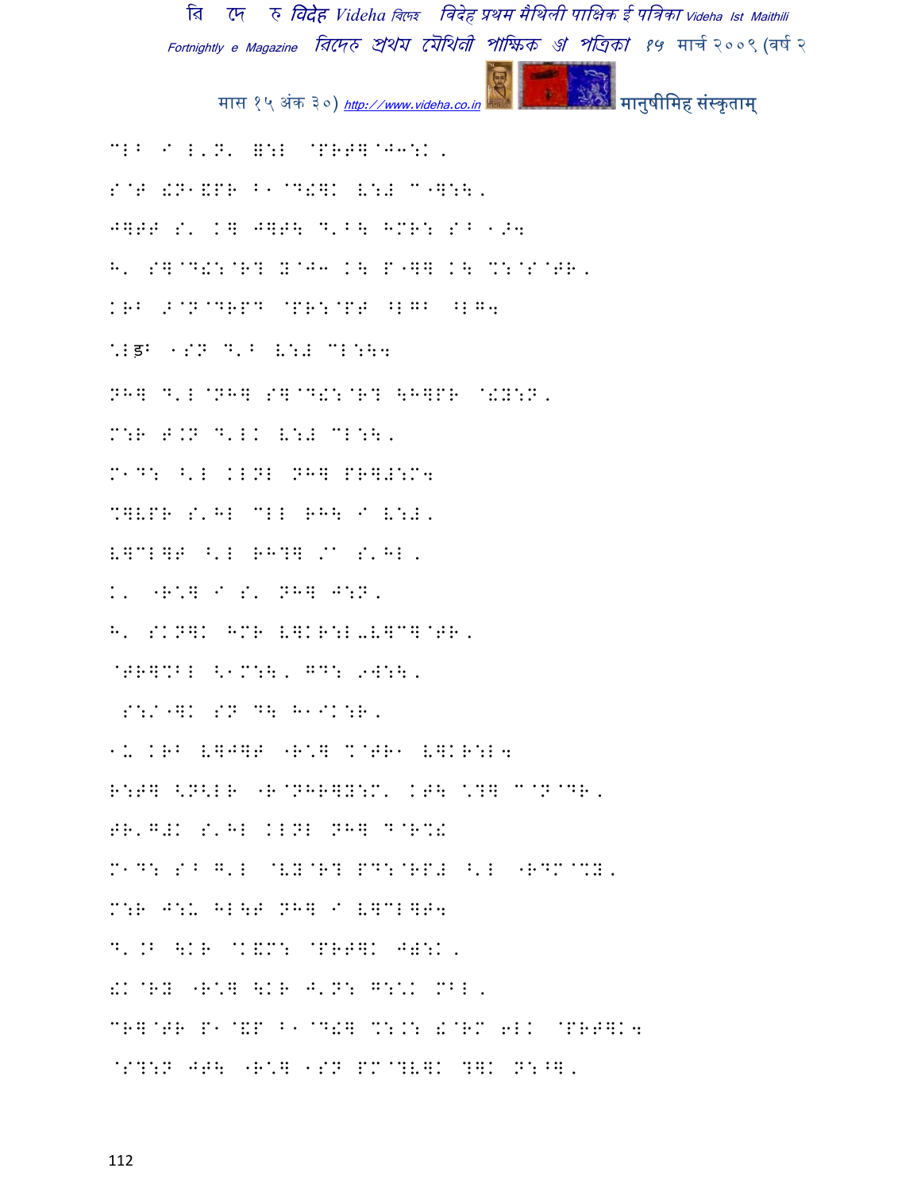CLB I L'N' ‡:L @PRT]@J3:K,

S@T !N1!PR B1@D!]K V:# C҃:\,

J]TT S' K] J]T\ D'B\ HMR: S^ 1>4

H' S]@D!:@R? Y@J3 K\ P҃] K\ %:@S@TR,

KRB ⁄@N@DRPD @PR:@PT ^LGB ^LG4

\*Lड़B 1SN D'B V:# CL:\4

NH] D'L@NH] S]@D!:@R? \H]PR @!Y:N,

M:R T.N D'LK V:# CL:\,

M1D: ^'L KLNL NH] PR]#:M4

%]VPR S'HL CLL RH\ I V:#,

V]CL]T ^'L RH?] ⁄I S'HL,

K' ҃R\*] I S' NH] J:N,

H' SKN]K HMR V]KR:L-V]C]@TR,

@TR]%BL <1M:\, GD: 9W:\,

 S:/҃]K SN D\ H1IK:R,

1U KRB V]J]T ҃R\*] %@TR1 V]KR:L4

R:T] <N<LR ҃R@NHR]Y:M' KT\ \*?] C@N@DR,

TR'G#K S'HL KLNL NH] D@R%!

M1D: S^ G'L @VY@R? PD:@RP# ^'L ҃RDM@%Y,

M:R J:U HL\T NH] I V]CL]T4

D'.B \KR @K&M: @PRT]K J‡:K,

!K@RY ҃R\*] \KR J'N: G:\*K MBL,

CR]@TR P1@&P B1@D!] %:.: !@RM 6LK @PRT]K4

@S?:N JT\ ҃R\*] 1SN PM@?V]K ?]K N:^],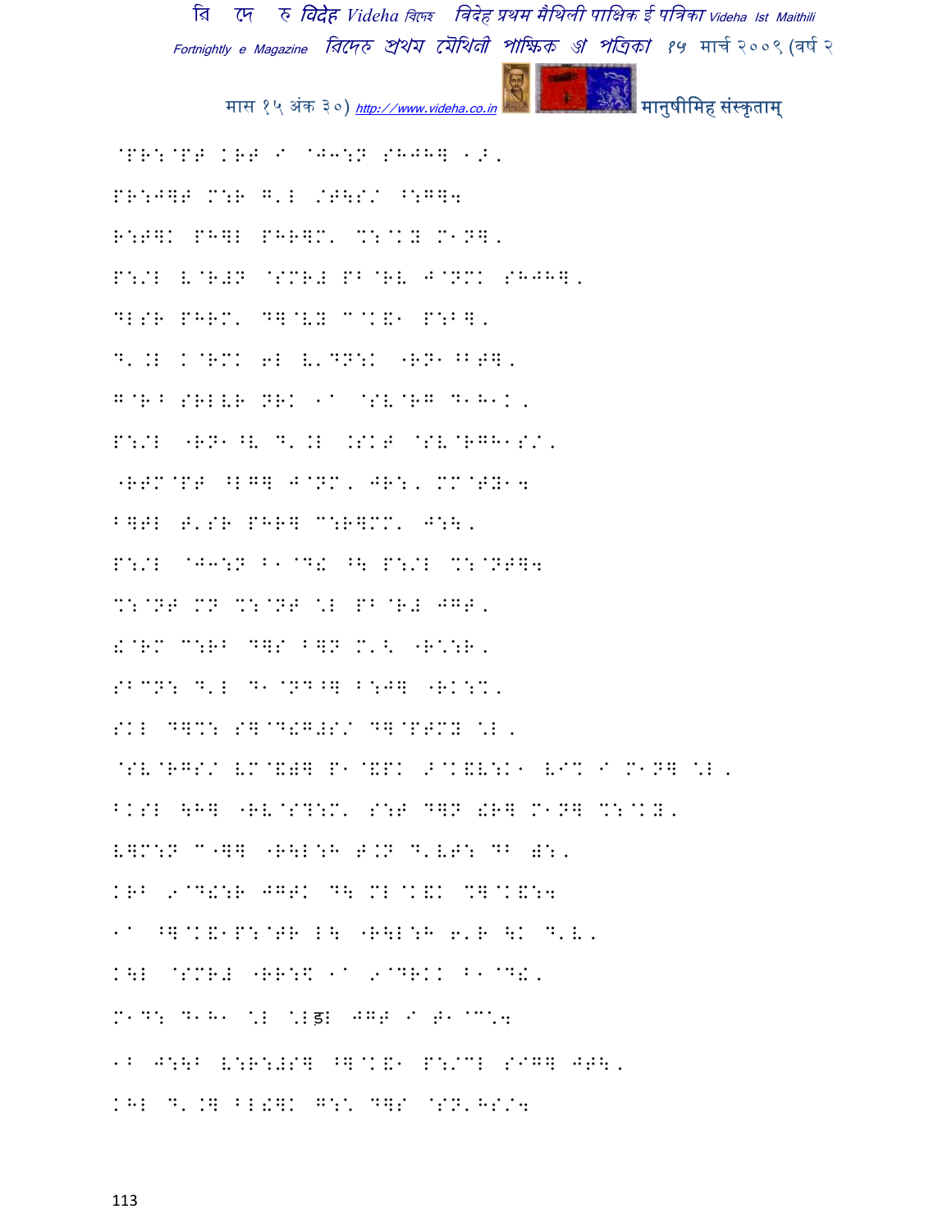@PR:@PT KRT I @J3:N SHJH] 1Z.

PR:J]T M:R G'L /T\S/ ^:G]4

R:T]K PH]L PHR]M' %:@KY M1N].

P:/L V@R#N @SMR# PB@RV J@NMK SHJH].

DLSR PHRM' D]@VY C@K&1 P:B].

D'.L K@RMK 6L V'DN:K "RN1^BT].

G@R^ SRLVR NRK 1- @SV@RG D1H1K.

P:/L "RN1^V D'.L .SKT @SV@RGH1S/.

"RTM@PT ^LG] J@NM, JR:, MM@TY14

B]TL T'SR PHR] C:R]MM' J:\.

P:/L @J3:N B1@D! ^\ P:/L %:@NT]4

%:@NT MN %:@NT <L PB@R# JGT.

!@RM C:RB D]S B]N M'< "R%:R.

SBCN: D'L D1@ND^] B:J] "RK:%.

SKL D]%: S]@D!G#S/ D]@PTMY <L.

@SV@RGS/ VM@&)] P1@&PK Z@K&V:K1 VI% I M1N] <L.

BKSL \H] "RV@S?:M' S:T D]N !R] M1N] %:@KY.

V]M:N C"]] "R\L:H T.N D'VT: DB ):.

KRB 9@D!:R JGTK D\ ML@K&K %]@K&:4

1- ^]@K&1P:@TR L\ "R\L:H 6'R \K D'V.

K\L @SMR# "RR:\$ 1- 9@DRKK B1@D!.

M1D: D1H1 <L <Lड़ JGT I T1@C%4

1B J:\B V:R:#S] ^]@K&1 P:/CL SIG] JT\.

KHL D'.] BL!]K G:\ D]S @SN'HS/4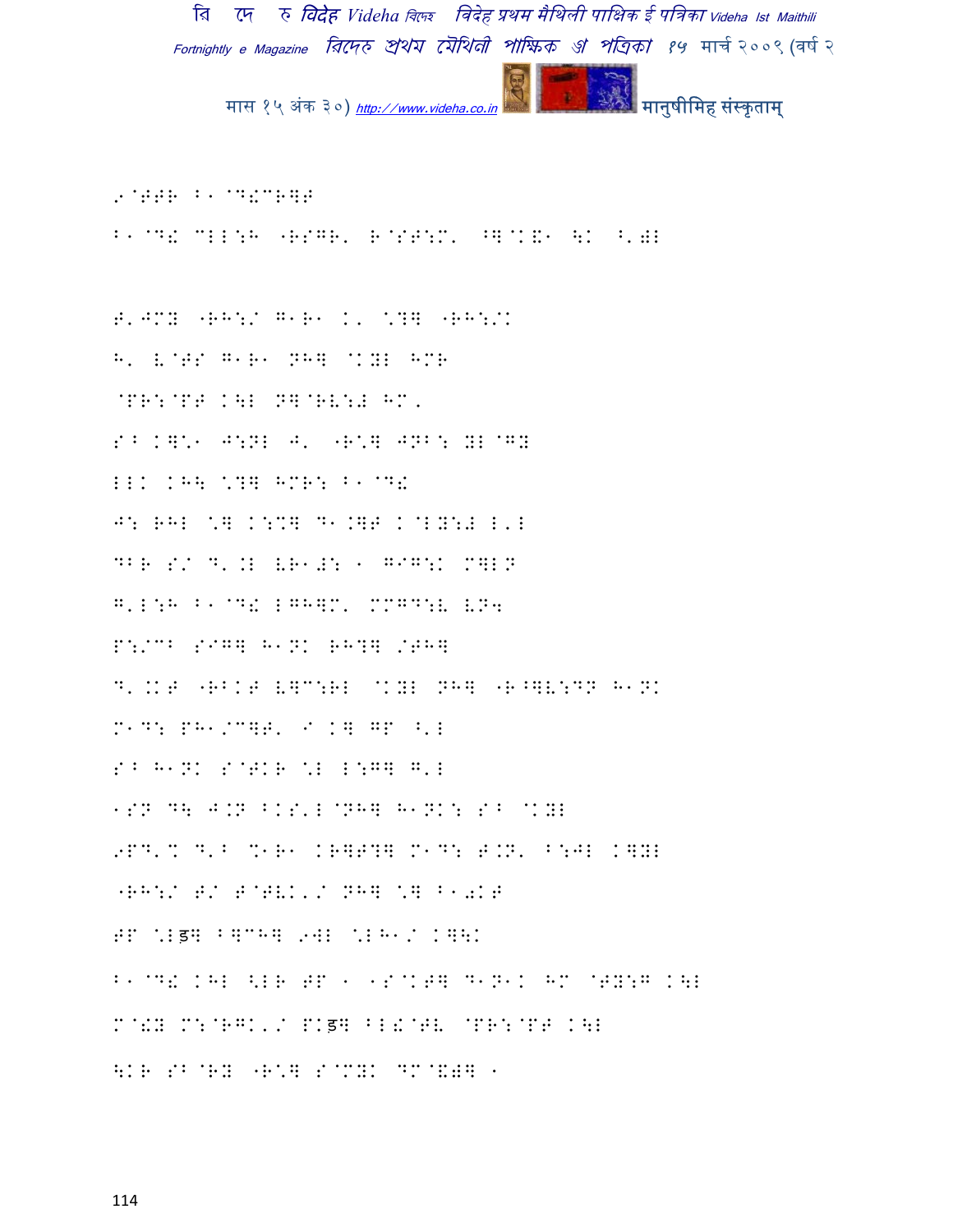9@EEB B1@D!CR]E

B1@D! CLL:H "RSGR' R@SE:M' ^]@K&1 \K ^'#L

E'JMY "RH:/ G1R1 K' \?] "RH:/K
H' V@ES G1R1 NH] @KYL HMR
@PR:@PT K\L N]@RV:Z HM'
S^ K]\1 J:NL J' "R\] JNB: YL@GY
LLK KH\ \?] HMR: B1@D!
J: RHL \] K:%] D1.]E K@LY:Z L'L
DBR S/ D' .L VR1#: 1 G1G:K M]LN
G'L:H B1@D! LGH]M' MMGD:V VN4
P:/CB S1G] H1NK RH?] /EH]
D'.KE "RBKE V]C:RL @KYL NH] "R^]V:DN H1NK
M1D: PH1/C]E' I K] GP ^'L
S^ H1NK S@EKR \L L:G] G'L
1SN D\ J.N BKS'L@NH] H1NK: S^ @KYL
9PD'% D'B %1R1 KR]E?] M1D: E.N' B:JL K]YL
"RH:/ E/ E@EVK'/ NH] \] B10KE
EP \Lड] B]CH] 9WL \LH1/ K]\K
B1@D! KHL <LR EP 1 1S@KE] D1N1K HM @EY:G K\L
M@!Y M:@RGK'/ PKड] BL!@EV @PR:@PT K\L
\KR SB@RY "R\] S@MYK DM@&#] 1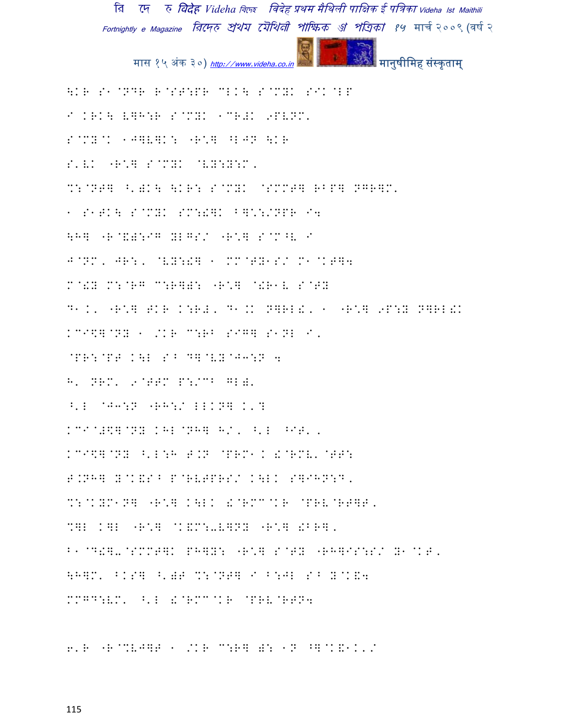\KR S1@NDR R@ST:PR MLK\ S@MYK SIK@LP

I KRK\ L]H:R S@MYK 1CR#K 9PVNM'

S@MY@K 1J]V]K: "R\*] ^LJN \KR

S'VK "R\*] S@MYK @VY:Y:M'

%:@NT] ^')K\ \KR: S@MYK @SMMT] RPP] NGR]M'

1 S1TK\ S@MYK SM:!]K B]\*:/NPR I4

\H] "R@&):IG YLGS/ "R\*] S@M^V I

J@NM, JR:, @VY:!] 1 MM@TY1S/ M1@KT]4

M@!Y M:@RG C:R]): "R\*] @!R1V S@TY

D1K, "R\*] TKR K:R#, D1.K N]RL!, 1 "R\*] 9P:Y N]RL!K

KCI\$]@NY 1 /KR C:RB SIG] S1NL I,

@PR:@PT K\L S^ D]@VY@J3:N 4

H' NRM' 9@TTM P:/CB GL)'

^'L @J3:N "RH:/ LLKN] K'?

KCI@#\$]@NY KHL@NH] H/, ^'L ^IT',

KCI\$]@NY ^'L:H T.N @PRM1K !@RMV'@TT:

T.NH] Y@K&S^ P@RVTPRS/ K\LK S]IHN:D,

%:@KYM1N] "R\*] K\LK !@RMC@KR @PRV@RT]T,

%]L K]L "R\*] @K&M:-V]NY "R\*] !BR],

B1@D!]-@SMMT]K PH]Y: "R\*] S@TY "RH]IS:S/ Y1@KT,

\H]M' BKS] ^')T %:@NT] I B:JL S^ Y@K&4

MMGD:VM' ^'L !@RMC@KR @PRV@RTN4

6'R "R@%VJ]T 1 /KR C:R] ): 1N ^]@K&1K'/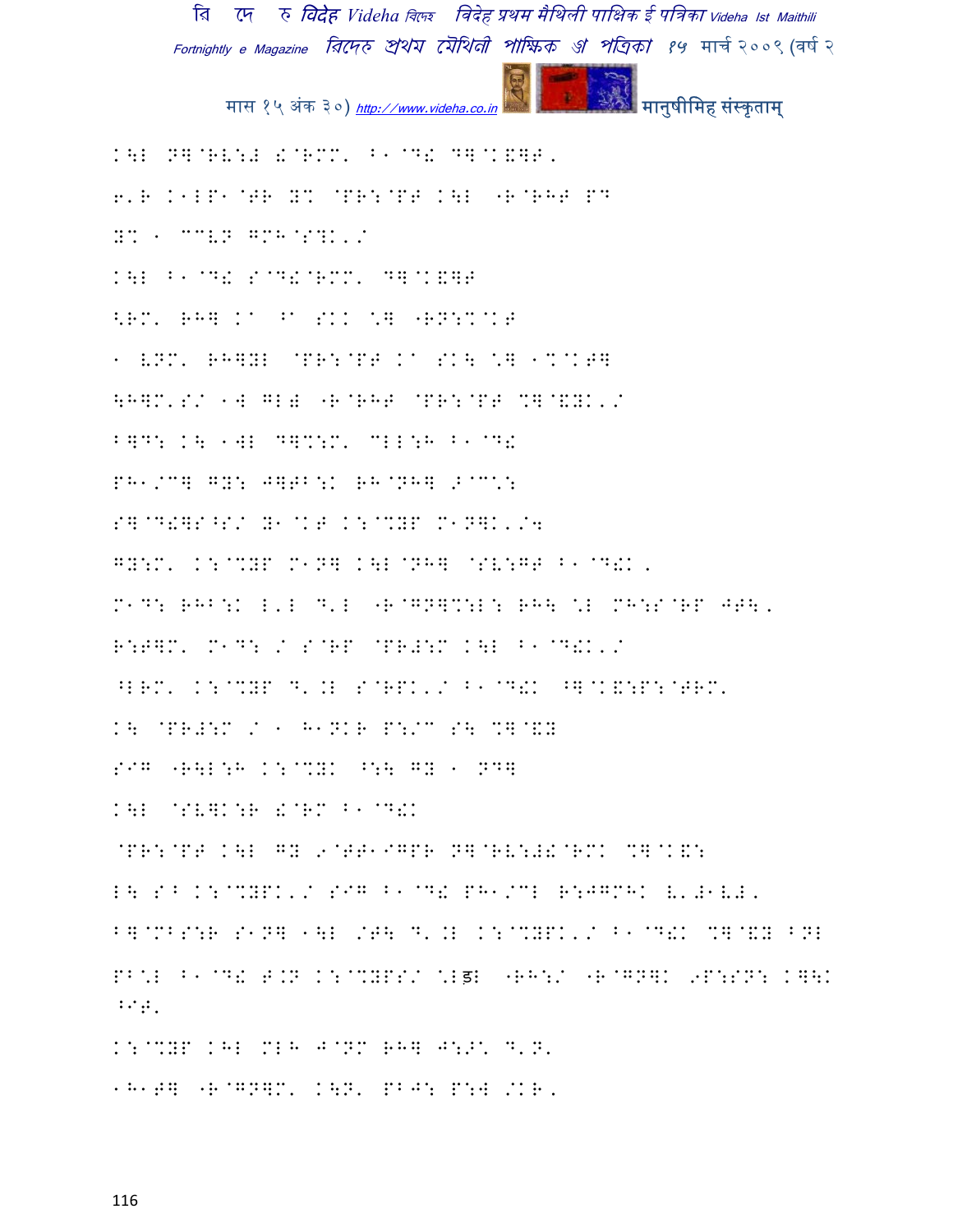K\L PO@RV:# !@RMM' B1@D! DO@K&OT,

6'R K1LP1@TR YM @PR:@PT K\L "R@RHT PD

YM 1 CCVN GMH@S?K'/

K\L B1@D! S@D!@RMM' DO@K&OT

<RM' RHO K^ ^^ SKK \O "RN:%@KT

1 VNM' RHOYL @PR:@PT K^ SK\ \O 1%@KTO

\HOM'S/ 1W GL) "R@RHT @PR:@PT %O@&YK'/

BOD: K\ 1WL DO%:M' CLL:H B1@D!

PH1/CO GY: JOTB:K RH@NHO ; CC\:

SO@D!OS^S/ Y1@KT K:@%YP M1NOK'/4

GY:M' K:@%YP M1NO K\L@NHO @SV:GT B1@D!K,

M1D: RHB:K L'L D'L "R@GNO%:L: RH\ \L MH:S@RP JT\,

R:TOM' M1D: / S@RP @PR#:M K\L B1@D!K'/

^LRM' K:@%YP D'.L S@RPK'/ B1@D!K ^O@K&:P:@TRM'

K\ @PR#:M / 1 H1NKR P:/C S\ %O@&Y

SIG "R\L:H K:@%YK ^:\ GY 1 NDO

K\L @SVOK:R !@RM B1@D!K

@PR:@PT K\L GY 9@TT1IGPR PO@RV:#!@RMK %O@K&:

L\ S^ K:@%YPK'/ SIG B1@D! PH1/CL R:JGMHK V'#1V#,

BO@MBS:R S1NO 1\L /T\ D'.L K:@%YPK'/ B1@D!K %O@&Y BNL

PB\L B1@D! T.N K:@%YPS/ \Lड़L "RH:/ "R@GNOK 9P:SN: KO\K ^IT'

K:@%YP KHL MLH J@NM RHO J:;\ D'N'

1H1TO "R@GNOM' K\N' PBJ: P:W /KR,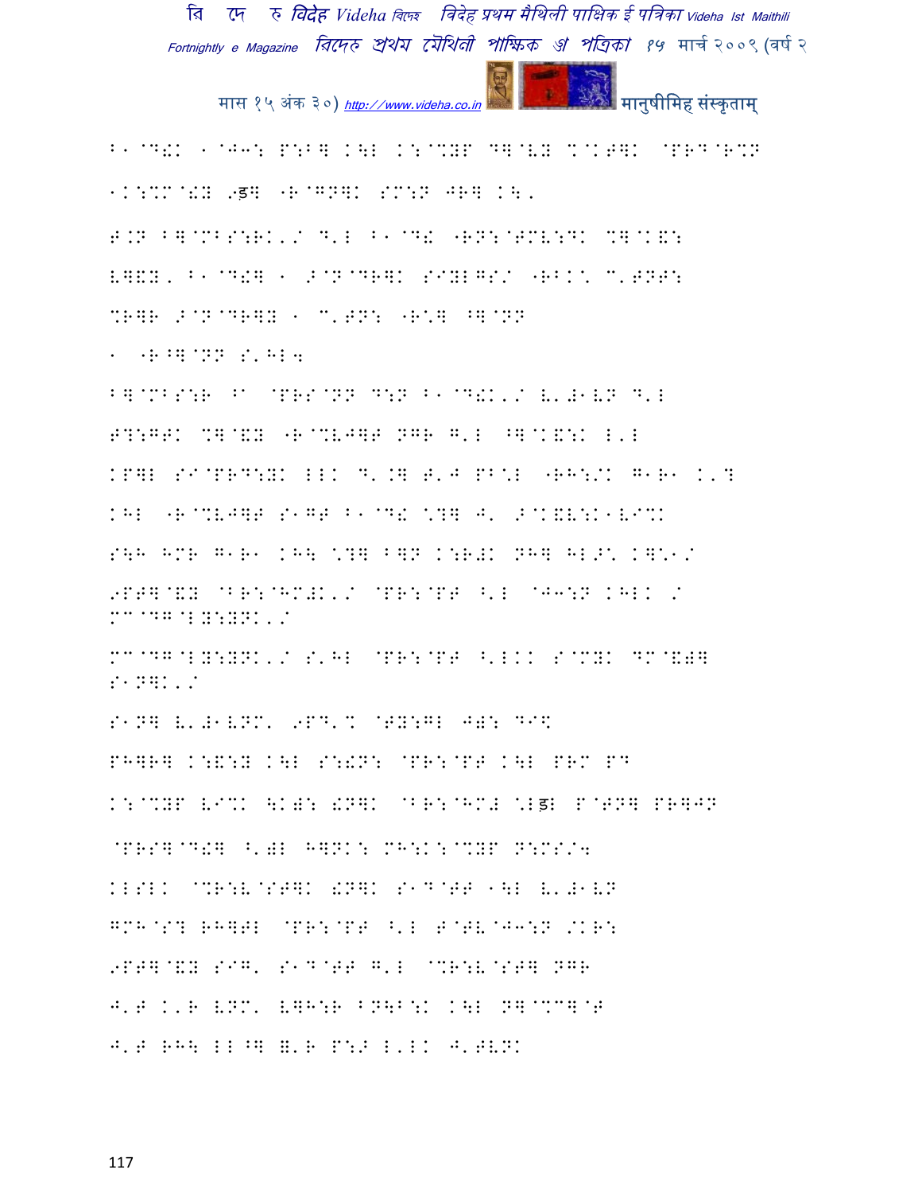B1@D!K 1@J3: P:B] K\L K:@%YP D]@V{ %@KT]K @PRD@R%N

1K:%M@!Y ९ड] "R@GN]K SM:N JR] K\,

T.N B]@MBS:RK'/ D'L B1@D! "RN:@TMV:DK %]@K&:

V]&Y, B1@D!] 1 >@N@DR]K SIYLGS/ "RBK\ C'TNT:

%R]R >@N@DR]Y 1 C'TN: "R\*] ^]@NN

1 "R^]@NN S'HL4

B]@MBS:R ^1 @PRS@NN D:N B1@D!K'/ V'#1VN D'L

T?:GTK %]@&Y "R@%VJ]T NGR G'L ^]@K&:K L'L

KP]L SI@PRD:YK LLK D'.] T'J PB\*L "RH:/K G1R1 K'?

KHL "R@%VJ]T S1GT B1@D! \*?] J' >@K&V:K1VI%K

S\H HMR G1R1 KH\ \*?] B]N K:R#K NH] HL>\ K]\*1/

९PT]@&Y @BR:@HM#K'/ @PR:@PT ^'L @J3:N KHLK /
MC@DG@LY:YNK'/

MC@DG@LY:YNK'/ S'HL @PR:@PT ^'LKK S@MYK DM@&#]
S1N]K'/

S1N] V'#1VNM' ९PD'% @TY:GL J#: DI\$

PH]R] K:&:Y K\L S:!N: @PR:@PT K\L PRM PD

K:@%YP VI%K \K#: !N]K @BR:@HM# \*Lड़ P@TN] PR]JN

@PRS]@D!] ^'#L H]NK: MH:K:@%YP N:MS/4

KLSLK @%R:V@ST]K !N]K S1D@TT 1\L V'#1VN

GMH@S? RH]TL @PR:@PT ^'L T@TV@J3:N /KR:

९PT]@&Y SIG' S1D@TT G'L @%R:V@ST] NGR

J'T K'R VNM' V]H:R BN\B:K K\L N]@%C]@T

J'T RH\ LL^] )'R P:> L'LK J'TVNK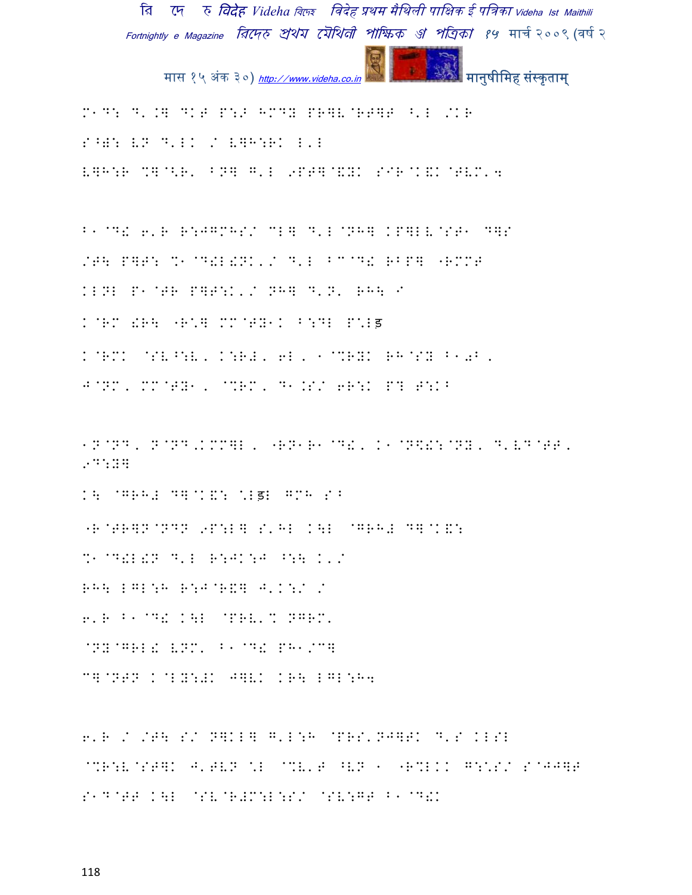M1D: D'.] DKT P:J HMDY PR]V@RT]T ^'L /KR
S^W: VN D'LK / V]H:RK L'L
V]H:R %]@<R' BN] G'L 9PT]@&YK SIR@K&K@TVM'4

B1@D! 6'R R:JGMHS/ CL] D'L@NH] KP]LV@ST1 D]S
/T\ P]T: %1@D!L!NK'/ D'L ^C@D! RBP] "RMMT
KLNL P1@TR P]T:K'/ NH] D'N' RH\ I
K@RM !R\ "R*] MM@TY1K ^:DL P*Lड
K@RMK @SV^:V, K:R#, 6L, 1@%RYK RH@SY B10B,
J@NM, MM@TY1, @%RM, D1.S/ 6R:K P? T:KB

1N@ND, N@ND,KMM]L, "RN1R1@D!, K1@N\$!:@NY, D'VD@TT, 9D:Y]
K\ @GRH# D]@K&: *Lड़L GMH S^
"R@TR]N@NDN 9P:L] S'HL K\L @GRH# D]@K&:
%1@D!L!N D'L R:JK:J ^:\ K'/
RH\ LGL:H R:J@R&] J'K:/ /
6'R B1@D! K\L @PRV'% NGRM'
@NY@GRL! VNM' B1@D! PH1/C]
C]@NTN K@LY:#K J]VK KR\ LGL:H4

6'R / /T\ S/ N]KL] G'L:H @PRS'NJ]TK D'S KLSL
@%R:V@ST]K J'TVN *L @%V'T ^VN 1 "R%LKK G:*S/ S@JJ]T
S1D@TT K\L @SV@R#M:L:S/ @SV:GT B1@D!K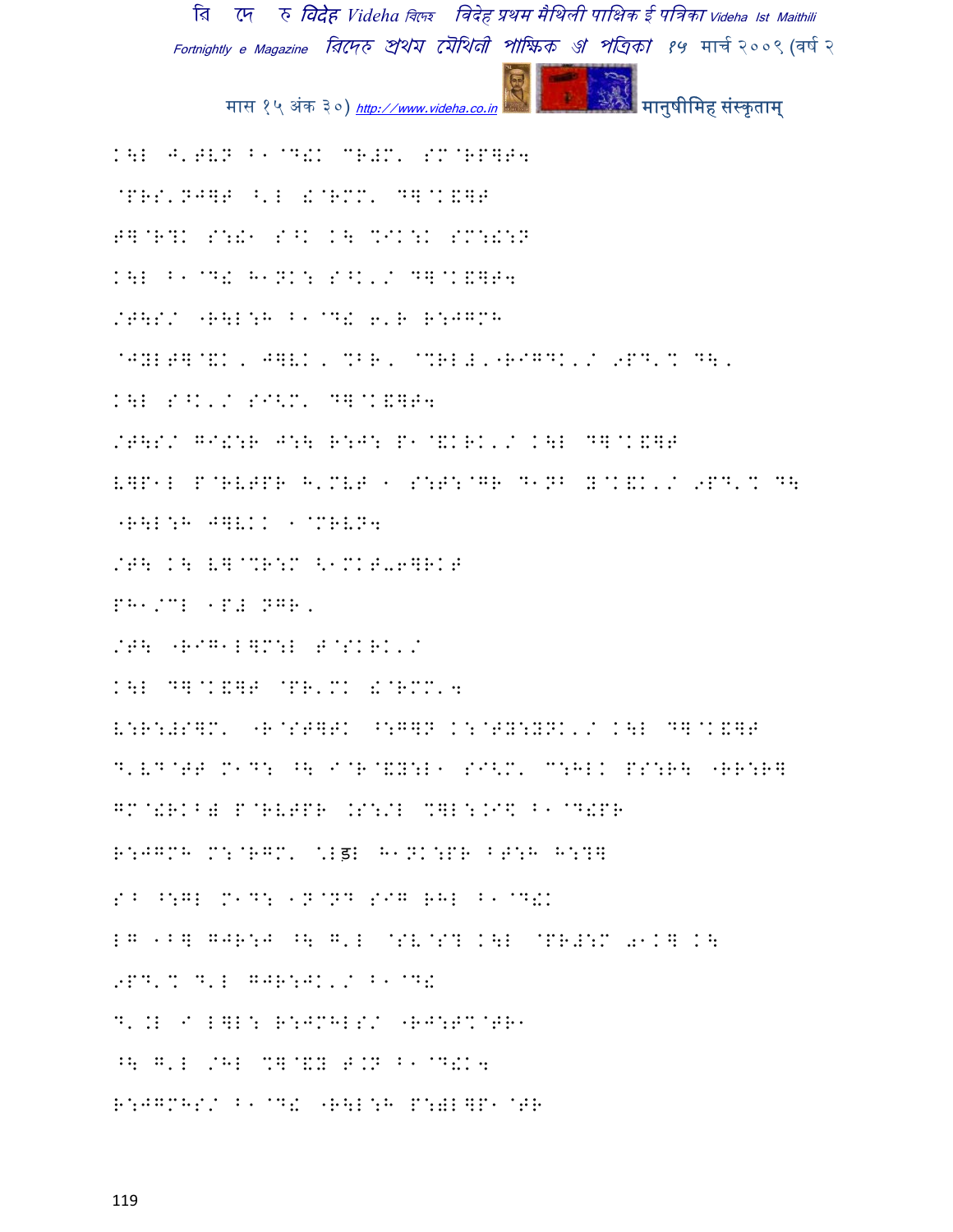K\L J'TVN B1@D!K CR#M' SM@RP]T4

@PRS'NJ]T ^'L !@RMM' D]@K&]T

T]@R?K S:!1 S^K K\ %IK:K SM:!:N

K\L B1@D! H1NK: S^K'/ D]@K&]T4

/T\S/ "R\L:H B1@D! 6'R R:JGMH

@JYLT]@&K, J]VK, %BR, @%RL#'"RIGDK'/ 9PD'% D\,

K\L S^K'/ SI<M' D]@K&]T4

/T\S/ GI!:R J:\ R:J: P1@&KRK'/ K\L D]@K&]T

V]P1L P@RVTPR H'MVT 1 S:T:@GR D1NB Y@K&K'/ 9PD'% D\

"R\L:H J]VKK 1@MRVN4

/T\ K\ V]@%R:M <1MKT-6]RKT

PH1/CL 1P# NGR,

/T\ "RIG1L]M:L T@SKRK'/

K\L D]@K&]T @PR'MK !@RMM'4

V:R:#S]M' "R@ST]TK ^:G]N K:@TY:YNK'/ K\L D]@K&]T

D'VD@TT M1D: ^\ I@R@&Y:L1 SI<M' C:HLK PS:R\ "RR:R]

GM@!RKB# P@RVTPR .S:/L %]L:.I\$ B1@D!PR

R:JGMH M:@RGM' \%Lड़L H1NK:PR BT:H H:?]

S^ ^:GL M1D: 1N@ND SIG RHL B1@D!K

LG 1B] GJR:J ^\ G'L @SV@S? K\L @PR#:M 01K] K\

9PD'% D'L GJR:JK'/ B1@D!

D'.L I L]L: R:JMHLS/ "RJ:T%@TR1

^\ G'L /HL %]@&Y T.N B1@D!K4

R:JGMHS/ B1@D! "R\L:H P:#L]P1@TR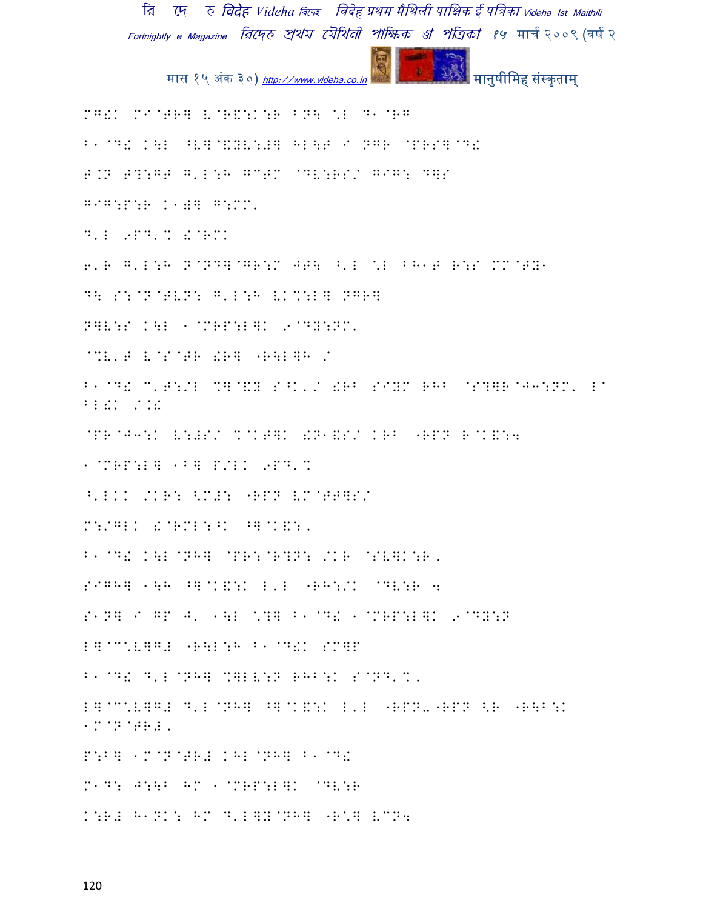MG!K MI@TR] VR@R&:K:R BN\ \*L D1@RG

B1@D! K\L ^V]@&YV:#] HL\T I NGR @PRS]@D!

T.N T?:GT G'L:H GCTM @DV:RS/ GIG: D]S

GIG:P:R K1#] G:MM'

D'L 9PD'% !@RMK

6'R G'L:H N@ND]@GR:M JT\ ^'L \*L BH1T R:S MM@TY1

D\ S:@N@TVN: G'L:H VK%:L] NGR]

N]V:S K\L 1@MRP:L]K 9@DY:NM'

@%V'T V@S@TR !R] "R\L]H /

B1@D! C'T:/L %]@&Y S^K'/ !RB SIYM RHB @S?]R@J3:NM' LA BL!K /.!

@PR@J3:K V:#S/ %@KT]K !N1&S/ KRB "RPN R@K&:4

1@MRP:L] 1B] P/LK 9PD'%

^'LKK /KR: <M#: "RPN VM@TT]S/

M:/GLK !@RML:^K ^]@K&:'

B1@D! K\L@NH] @PR:@R?N: /KR @SV]K:R'

SIGH] 1\H ^]@K&:K L'L "RH:/K @DV:R 4

S1N] I GP J' 1\L \*?] B1@D! 1@MRP:L]K 9@DY:N

L]@C:V]G# "R\L:H B1@D!K SM]P

B1@D! D'L@NH] %]LV:N RHB:K S@ND'%'

L]@C:V]G# D'L@NH] ^]@K&:K L'L "RPN-"RPN <R "R\B:K 1M@N@TR#'

P:B] 1M@N@TR# KHL@NH] B1@D!

M1D: J:\B HM 1@MRP:L]K @DV:R

K:R# H1NK: HM D'L]Y@NH] "R\*] VCN4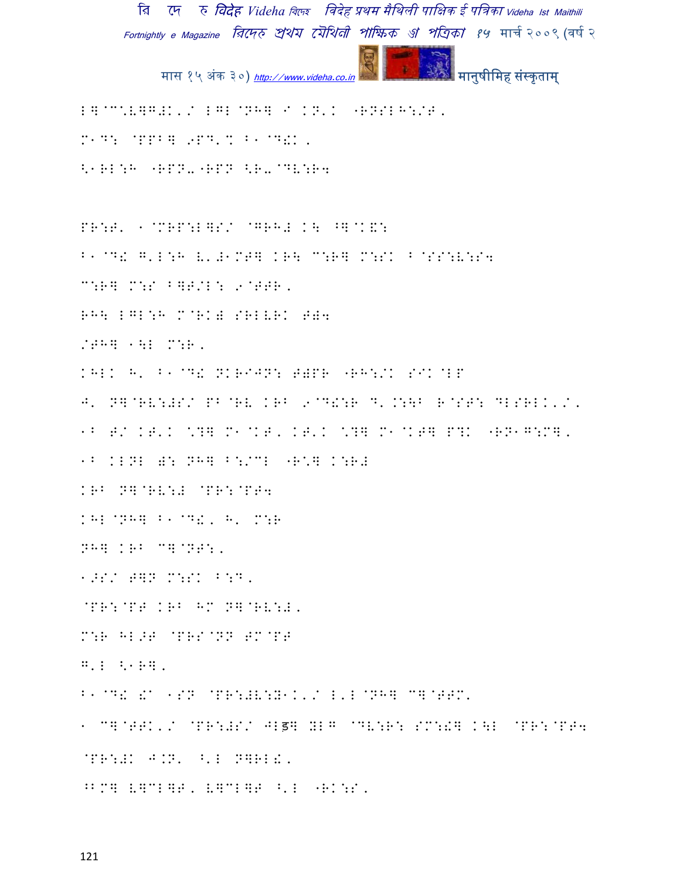L]@C.V]G#K'/ LGL@NH] I KN'K "RNSLH:/T'

M1D: @PPB] 9PD'% B1@D!K'

<1RL:H "RPN-"RPN <R-@DV:R4

PR:T' 1@MRP:L]S/ @GRH# K\ ^]@K&:

B1@D! G'L:H V'#1MT] KR\ C:R] M:SK B@SS:V:S4

C:R] M:S B]T/L: 9@TTR'

RH\ LGL:H M@RK) SRLVRK T)4

/TH] 1\L M:R'

KHLK H' B1@D! NKRIJN: T)PR "RH:/K SIK@LP

J' N]@RV:#S/ PB@RV KRB 9@D!:R D'.:\B R@ST: DLSRLK'/'

1B T/ KT'K \?] M1@KT' KT'K \?] M1@KT] P?K "RN1G:M]'

1B KLNL ): NH] B:/CL "R\] K:R#

KRB N]@RV:# @PR:@PT4

KHL@NH] B1@D!' H' M:R

NH] KRB C]@NT:'

1>S/ T]N M:SK B:D'

@PR:@PT KRB HM N]@RV:#'

M:R HL>T @PRS@NN TM@PT

G'L <1R]'

B1@D! !A 1SN @PR:#V:Y1K'/ L'L@NH] C]@TTM'

1 C]@TTK'/ @PR:#S/ JLड़] YLG @DV:R: SM:!] K\L @PR:@PT4

@PR:#K J.N' ^'L N]RL!'

^BM] V]CL]T' V]CL]T ^'L "RK:S'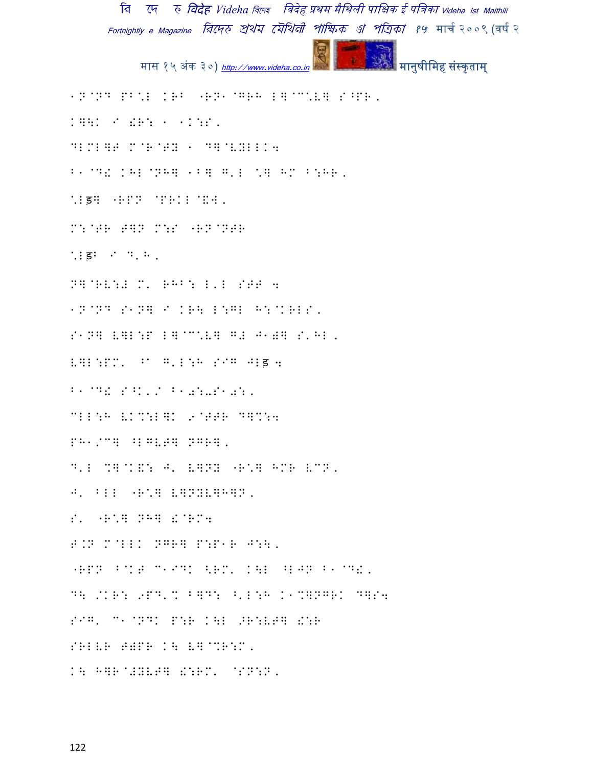1N@ND PB\*L KRB "RN1@GRH L]@C\*V] S^PR,

K]\K I !R: 1 1K:S,

DLML]T M@R@TY 1 D]@VYLLK4

B1@D! KHL@NH] 1B] G'L \*] HM B:HR,

\*Lड] "RPN @PRKL@&W,

M:@TR T]N M:S "RN@NTR

\*Lड़B I D'H,

N]@RV:# M' RHB: L'L ST] 4

1N@ND S1N] I KR\ L:GL H:@KRLS,

S1N] V]L:P L]@C\*V] G# J1)] S'HL,

V]L:PM' ^I G'L:H SIG JLड़ 4

B1@D! S^K'/ B10:0S10:,

CLL:H VKX:L]K 9@TTR D]X:4

PH1/C] ^LGVT] NGR],

D'L X]@K&: J' V]NY "R\*] HMR VCN,

J' BLL "R\*] V]NYV]H]N,

S' "R\*] NH] !@RM4

T.N M@LLK NGR] P:P1R J:\,

"RPN B@KT C1IDK <RM' K\L ^LJN B1@D!,

D\ /KR: 9PD'X B]D: ^'L:H K1X]NGRK D]S4

SIG' C1@NDK P:R K\L >R:VT] !:R

SRLVR T)PR K\ V]@XR:M,

K\ H]R@#YVT] !:RM' @SN:N,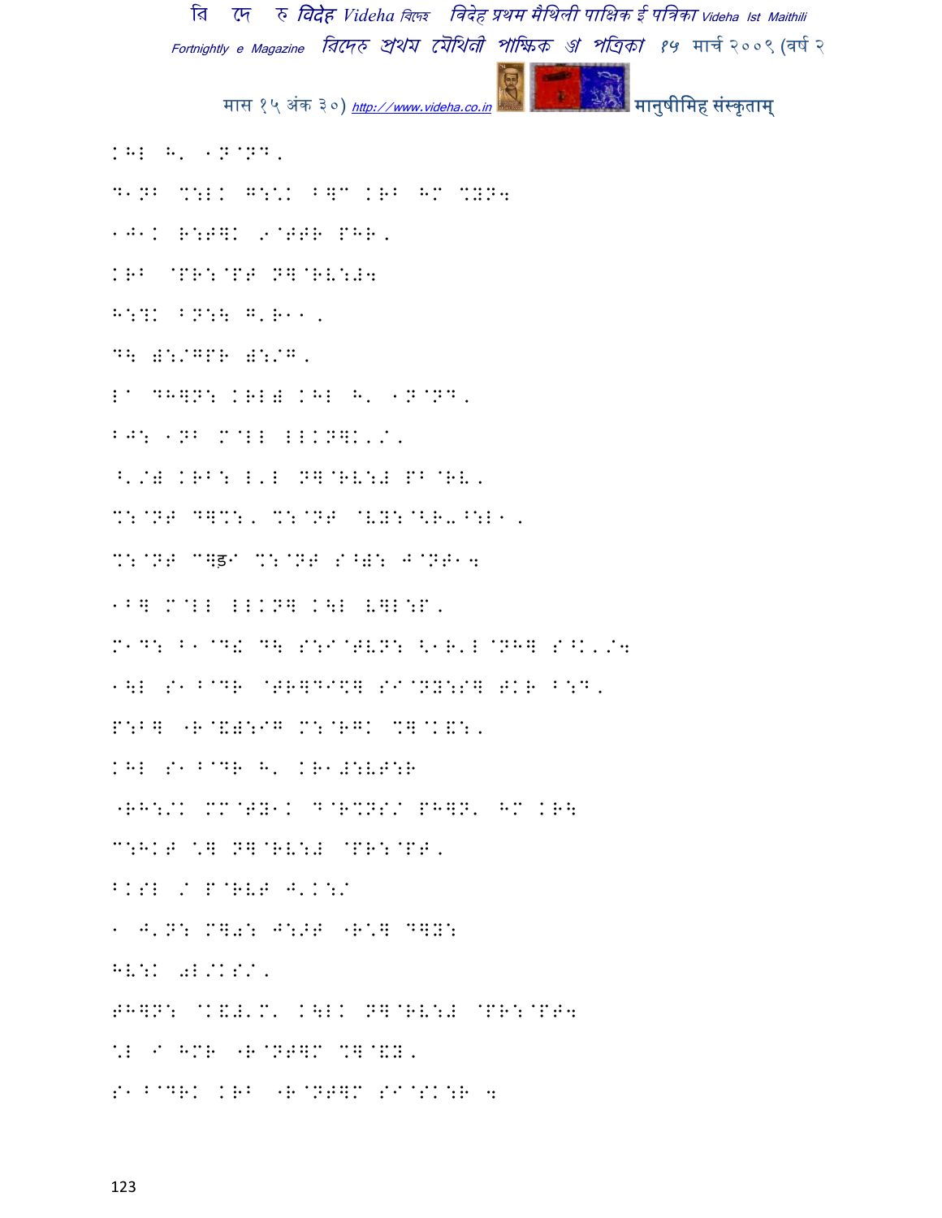KHL H' 1N@ND'

D1NB %:LK G:\*K B]C KRB HM %YN4

1J1K R:T]K 9@TTR PHR'

KRB @PR:@PT N]@RV:#4

H:?K BN:\ G'R11'

D\ ):/GPR ):/G'

L^ DH]N: KRL) KHL H' 1N@ND'

BJ: 1NB M@LL LLKN]K'/'

^'/) KRB: L'L N]@RV:# PB@RV'

%:@NT D]%:' %:@NT @VY:@<R-^:L1'

%:@NT C]ड़ \ %:@NT S^): J@NT14

1B] M@LL LLKN] K\L V]L:P'

M1D: B1@D\ D\ S:I@TVN: <1R'L@NH] S^K'/4

1\L S1B@DR @TR]DI\$] SI@NY:S] TKR B:D'

P:B] "R@&):IG M:@RGK %]@K&:'

KHL S1B@DR H' KR1#:VT:R

"RH:/K MM@TY1K D@R%NS/ PH]N' HM KR\

C:HKT \*] N]@RV:# @PR:@PT'

BKSL / P@RVT J'K:/

1 J'N: M]\_: J:ZT "R\*] D]Y:

HV:K 0L/KS/'

TH]N: @K&#'M' K\LK N]@RV:# @PR:@PT4

\*L I HMR "R@NT]M %]@&Y'

S1B@DRK KRB "R@NT]M SI@SK:R 4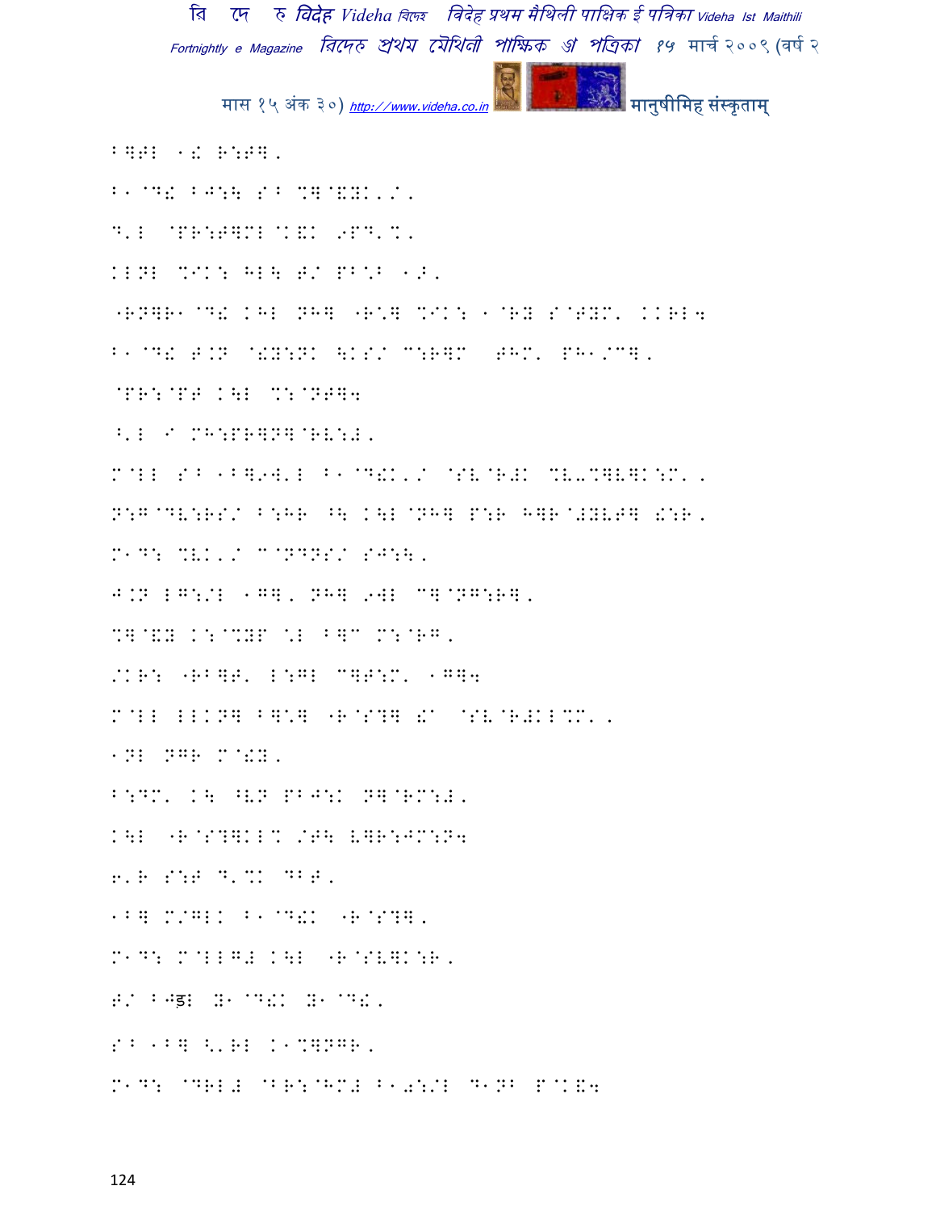B]T- 1! R:F].

B1@D! BJ:\ S^ %]@&Y.'/.

D'I @PR:T]MI@K&K 9PD'%.

KIN- %IK: HI\ T/ PB\*B 1>.

"RN]R1@D! KHI NH] "R\*] %IK: 1@RY S@TYM' KKRI4

B1@D! T.N @!Y:NK \KS/ C:R]M THM' PH1/C].

@PR:@PT K\I %:@NT]4

^'I I MH:PR]N]@RV:#.

M@LI S^ 1B]9W'I B1@D!K'/ @SV@R#K %V-%]V]K:M' .

N:G@DV:RS/ B:HR ^\ K\I@NH] P:R H]R@#YVT] !:R.

M1D: %VK'/ C@NDNS/ SJ:\.

J.N LG:/I 1G]. NH] 9WI C]@NG:R].

%]@&Y K:@%YP \*I B]C M:@RG.

/KR: "RB]T' L:GI C]T:M' 1G]4

M@LI LLKN] B]\*] "R@S?] !A @SV@R#KL%M' .

1NI NGR M@!Y.

B:DM' K\ ^VN PBJ:K N]@RM:#.

K\I "R@S?]KL% /T\ V]R:JM:N4

6'R S:T D'%K DBT.

1B] M/GLK B1@D!K "R@S?].

M1D: M@LLG# K\I "R@SV]K:R.

T/ BJड़ Y1@D!K Y1@D!.

S^ 1B] <'RI K1%]NGR.

M1D: @DRL# @BR:@HM# B10:/I D1NB P@K&4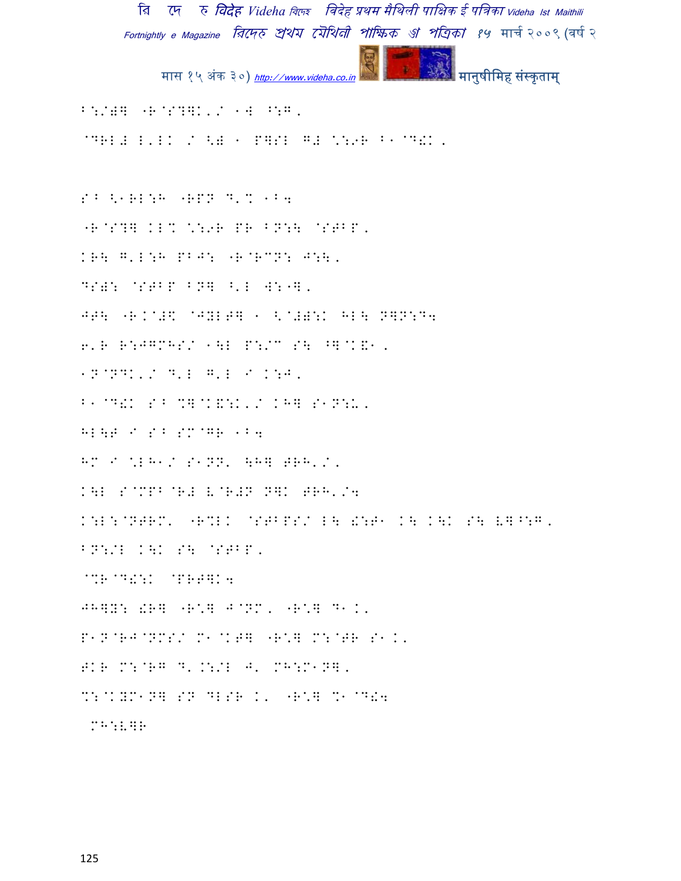B:/)] "R@S?]K'/ 1W ^:G.

@DRL# L'LK / <) 1 P]SL G# \:9R B1@D!K.

S^ <1RL:H "RPN D'% 1B4

"R@S?] KL% \:9R PR BN:\ @STBP.

KR\ G'L:H PBJ: "R@RCN: J:\.

DS): @STBP BN] ^'L W:"].

JT\ "R.@#$ @JYLT] 1 <@#):K HL\ N]N:D4

6'R R:JGMHS/ 1\L P:/C S\ ^]@K&1.

1N@NDK'/ D'L G'L I K:J.

B1@D!K S^ %]@K&:K'/ KH] S1N:U.

HL\P I S^ SM@GR 1B4

HM I \LH1/ S1NN' \H] TRH'/.

K\L S@MPB@R# L@R#N N]K TRH'/4

K:L:@NTRM' "R%LK @STBPS/ L\ !:T1 K\ K\K S\ V]^:G.

BN:/L K\K S\ @STBP.

@%R@D!:K @PRT]K4

JH]Y: !R] "R\] J@NM. "R\] D1K.

P1N@RJ@NMS/ M1@KT] "R\] M:@TR S1K.

TKR M:@RG D'.:/L J' MH:M1N].

%:@KYM1N] SN DLSR K' "R\] %1@D!4

MH:V]R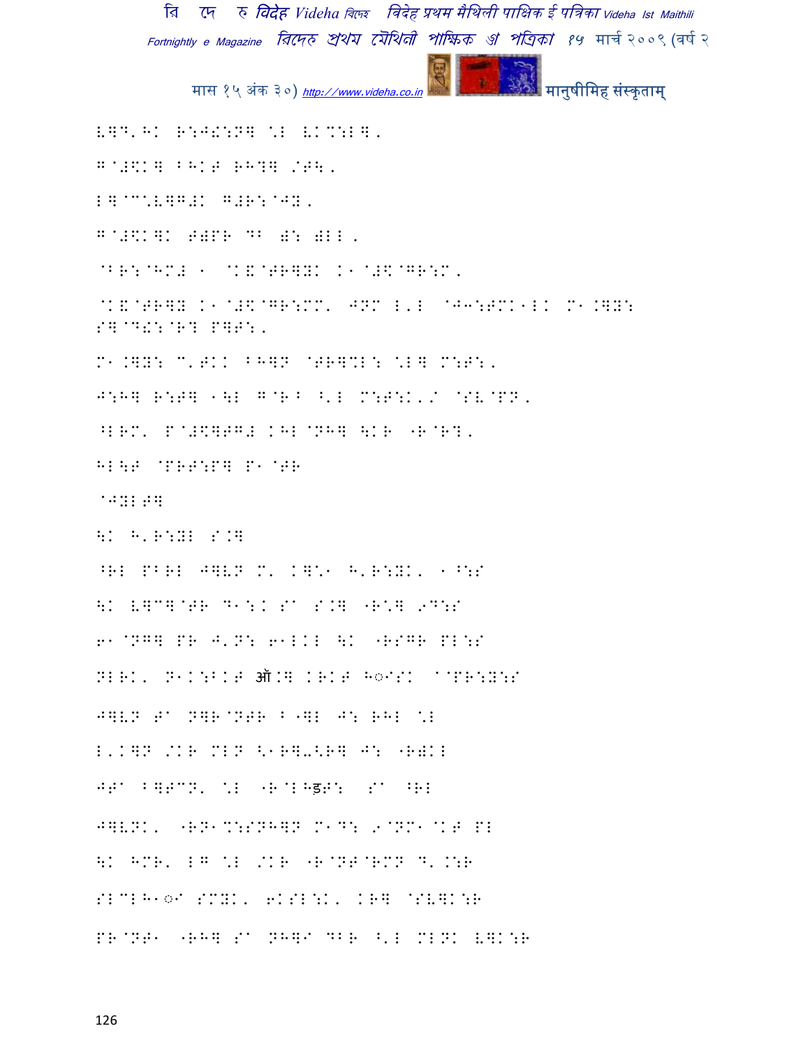L]D'H: R:J!:N] \L L:%:L],

G@#\$:] B H:T RH?] /T\,

L]@C\L]G#: G#R:@J\,

G@#\$:]: T)PR DB ): )LL,

@BR:@HM# 1 @:&@TR]Y: :1@#\$@GR:M,

@:&@TR]Y :1@#\$@GR:MM' JNM L'L @J3:TM:1L: M1.]Y: S]@D!:@R? P]T:,

M1.]Y: C'T:: BH]N @TR]%L: \L] M:T:,

J:H] R:T] 1\L G@R B ^'L M:T:K'/ @SV@PN,

^LRM' P@#\$]TG# :HL@NH] \:R "R@R?,

HL\T @PRT:P] P1@TR

@JYLT]

\: H'R:YL S.]

^RL PBRL J]VN M' :]\1 H'R:Y:' 1^:S

\: V]C]@TR D1:. S` S.] "R\] 9D:S

61@NG] PR J'N: 61L:L \: "RSGR PL:S

NLR:' N1::B:T ऑ.] :R:T H◌IS: `@PR:Y:S

J]VN T` N]R@NTR B"]L J: RHL \L

L':]N /:R MLN <1R]-<R] J: "R):L

JT` B]TCN' \L "R@LHड़T: S` ^RL

J]VN:' "RN1%:SNH]N M1D: 9@NM1@:T PL

\: HMR' LG \L /:R "R@NT@RMN D'.:R

SLCLH1◌I SMY:' 6:SL::' :R] @SV]::R

PR@NT1 "RH] S` NH]I DBR ^'L MLN: V]::R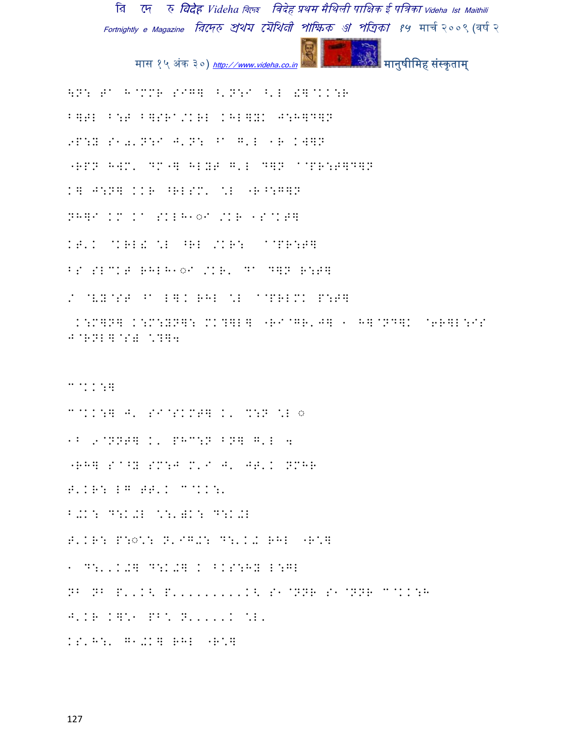\N: T A H@MMR SIG] ^'N:I ^'L !]@KK:R

B]TL B:T B]SRA/KRL KHL]YK J:H]D]N

9P:Y S1Q'N:I J'N: ^A G'L 1R KW]N

"RPN HWM' DM"] HLYT G'L D]N A@PR:T]D]N

K] J:N] KKR ^RLSM' \*L "R^:G]N

NH]I KM KA SKLH1◌I /KR 1S@KT]

KT'K @KRL! \*L ^RL /KR: A@PR:T]

BS SLCKT RHLH1◌I /KR' DA D]N R:T]

/ @VY@ST ^A L]K RHL \*L A@PRLMK P:T]

K:M]N] K:M:YN]: MK?]L] "RI@GR'J] 1 H]@ND]K @6R]L:IS J@RNL]@S) \*?]4

C@KK:]

C@KK:] J' SI@SKMT] K' %:N \*L ◌

1B 9@NNT] K' PHC:N BN] G'L 4

"RH] S@^Y SM:J M'I J' JT'K NMHR

T'KR: LG TT'K C@KK:'

B.K: D:K.L \*:')K: D:K.L

T'KR: P:◌\*: N'IG.: D:'K. RHL "R\*]

1 D:'K.] D:K.] K BKS:HY L:GL

NB NB P'.K< P'.........K< S1@NNR S1@NNR C@KK:H

J'KR K]\*1 PB\* N'.....K \*L'

KS'H:' G1.K] RHL "R\*]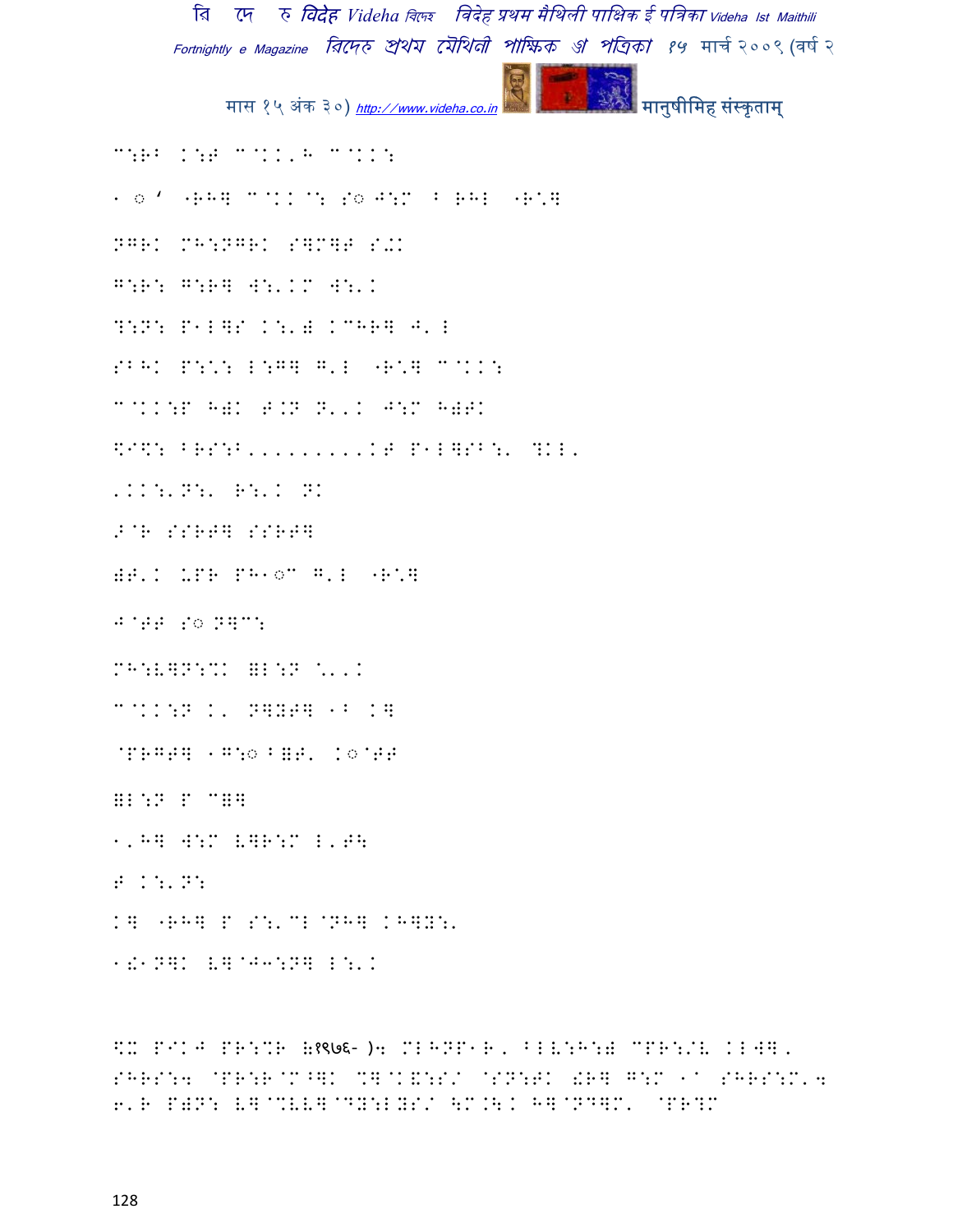C:RB K:T C@KK,H C@KK:

1◌' "RH] C@KK@: S◌J:M ^ RHL "R\*]

NGRK MH:NGRK S]M]T S+K

G:R: G:R] W:'KM W:'K

?:N: P1L]S K:') KCHR] J'L

SBHK P:\*: L:G] G'L "R\*] C@KK:

C@KK:P H)K T.N N'.K J:M H)TK

\$I\$: BRS:B,........KT P1L]SB:' ?KL,

,KK:'N:' R:'K NK

>@R SSRT] SSRT]

)T'K UPR PH1◌C G'L "R\*]

J@TT S◌ N]C:

MH:V]N:%K =L:N \*'.K

C@KK:N K' N]YT] 1B K]

@PRGT] 1G:◌^=T' K◌@TT

=L:N P C=]

1,H] W:M V]R:M L,TH

T K:'N:

K] "RH] P S:'CL@NH] KH]Y:'

1!1N]K V]@J3:N] L:'K

\$K P/KJ PR:%R (१९७६- ): MLHNP1R, BLV:H:) CPR:/V KLW],
SHRS:4 @PR:R@M^]K %]@K&:S/ @SN:TK !R] G:M 1◌ SHRS:M'4
6'R P)N: V]@%VV]@DY:LYS/ \$M.\K H]@ND]M' @PR?M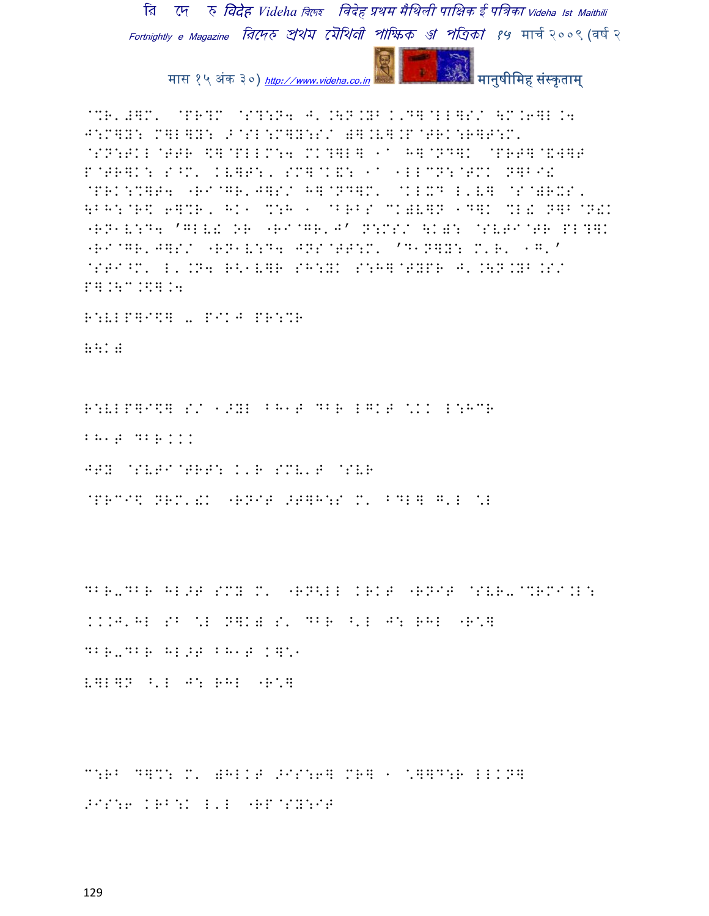@%R'#]M' @PR?M @S?:N4 J'.\N.YB K'D]@LL]S/ \M.6]L.4 J:M]Y: M]L]Y: >@SL:M]Y:S/ )].V].P@TRK:R]T:M' @SN:TKL@TTR \$]@PLLM:4 MK?]L] 1a H]@ND]K @PRT]@&W]T P@TR]K: S^M' KV]T:, SM]@K&: 1a 1LLCN:@TMK N]B`! @PRK:%]T4 "R`@GR'J]S/ H]@ND]M' @KLXD L'V] @S@)RXS, \BH:@R\$ 6]%R, HK1 %:H 1 @BRBS CK)V]N 1D]K %L! N]B@N!K "RN1V:D4 'GLV! OR "R`@GR'J' N:MS/ \K): @SVT`@TR PL?]K "R`@GR'J]S/ "RN1V:D4 JNS@TT:M' 'D1N]Y: M'R' 1G'' @STI^M' L'.N4 R<1V]R SH:YK S:H]@TYPR J'.\N.YB.S/ P].\C.\$].4

R:VLP]I\$] - PIKJ PR:%R

)\K)

R:VLP]I\$] S/ 1>YL BH1T DBR LGKT \*KK L:HCR

BH1T DBR...

JTY @SVTI@TRT: K'R SMV'T @SVR

@PRCI\$ NRM'!K "RNIT >T]H:S M' BDL] G'L \*L

DBR-DBR HL>T SMY M' "RN<LL KRKT "RNIT @SVR-@%RMI.L: ...J'HL SB \*L N]K) S' DBR ^'L J: RHL "R\*]

DBR-DBR HL>T BH1T K]\*1

V]L]N ^'L J: RHL "R\*]

C:RB D]%: M' )HLKT >IS:6] MR] 1 \*]]D:R LLKN]

>IS:6 KRB:K L'L "RP@SY:IT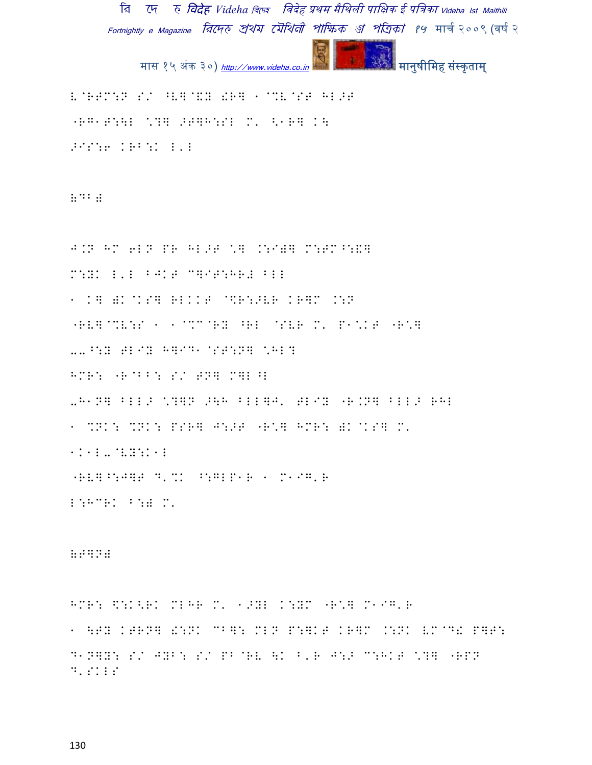E@RTM:N S/ ^E]@EY !R] 1@%E@ST HL>T

"RG1T:\L \?] >T]H:SL M' <1R] K\

>IS:6 KRB:K L'L

(DB)

J.N HM 6LN PR HL>T \] .:I)] M:TM^:&]

M:YK L'L BJKT C]IT:HR# BLL

1 K] )K@KS] RLKKT @\$R:>ER KR]M .:N

"RE]@%E:S 1 1@%C@RY ^RL @SER M' P1\KT "R\]

--^:Y TLIY H]ID1 @ST:N] \HL?

HMR: "R@BB: S/ TN] M]L^L

-H1N] BLL> \?]N >\H BLL]J' TLIY "R.N] BLL> RHL

1 %NK: %NK: PSR] J:>T "R\] HMR: )K@KS] M'

1K1L-@EY:K1L

"RE]^:J]T D'%K ^:GLP1R 1 M1IG'R

L:HCRK B:) M'

(T]N)

HMR: \$:K<RK MLHR M' 1>YL K:YM "R\] M1IG'R

1 \TY KTRN] !:NK CB]: MLN P:]KT KR]M .:NK EM@D! P]T:

D1N]Y: S/ JYB: S/ PB@RE \K B'R J:> C:HKT \?] "RPN

D'SKLS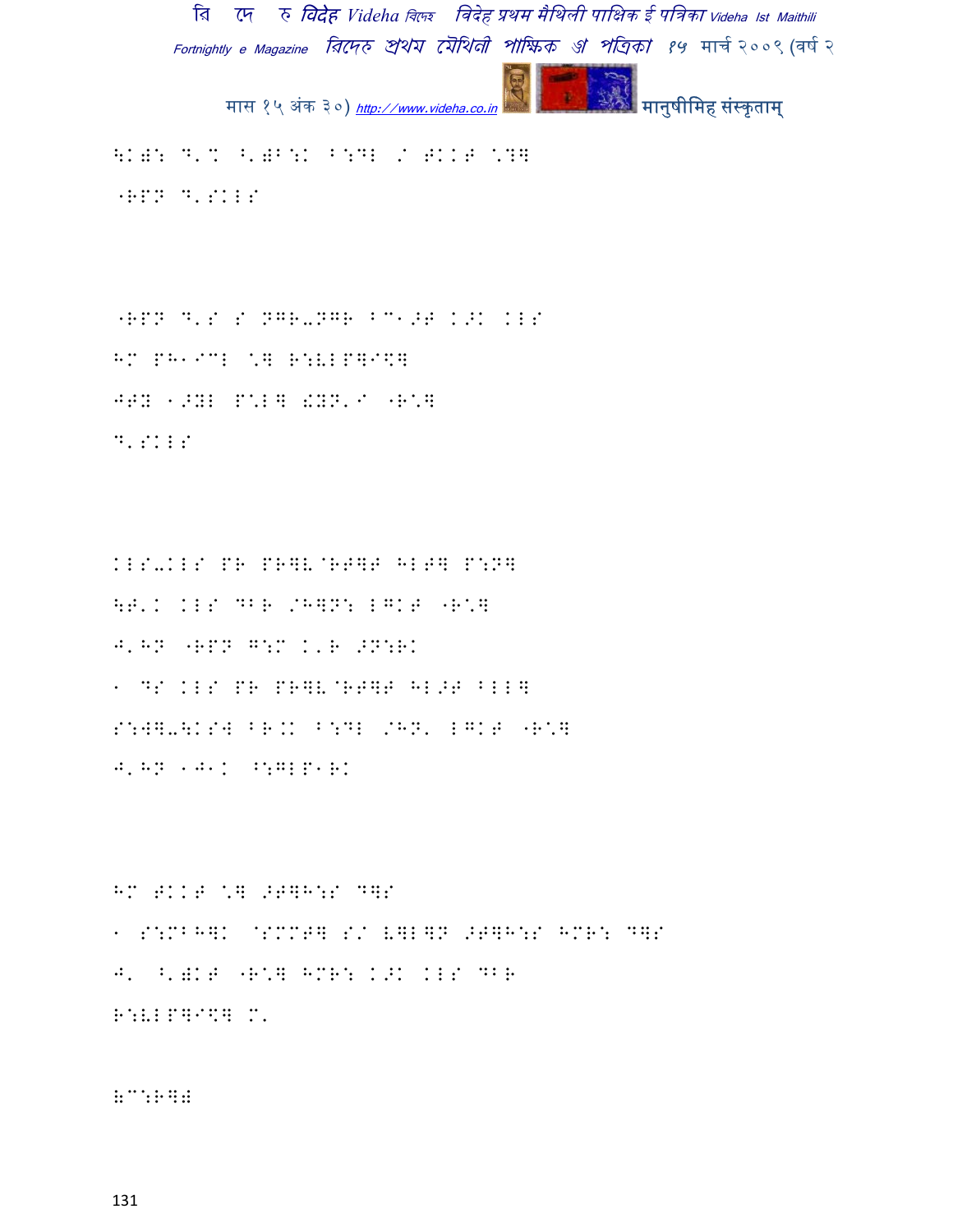\K): D'% ^')B:K B:DL / #KK# \?]

"RPN D'SKLS

"RPN D'S S NGR-NGR BC1>T K>K KLS

HM PH1ICL \] R:VLP]I\]

JTY 1>YL P\L] !YN'I "R\]

D'SKLS

KLS-KLS PR PR]V@RT]T HLT] P:N]

\T'K KLS DBR /H]N: LGKT "R\]

J'HN "RPN G:M K'R >N:RK

1 DS KLS PR PR]V@RT]T HL>T BLL]

S:W]-\KSW BR.K B:DL /HN' LGKT "R\]

J'HN 1J1K ^:GLP1RK

HM #KK# \] >T]H:S D]S

1 S:MBH]K @SMMT] S/ V]L]N >T]H:S HMR: D]S

J' ^')KT "R\] HMR: K>K KLS DBR

R:VLP]I\] M'

):R])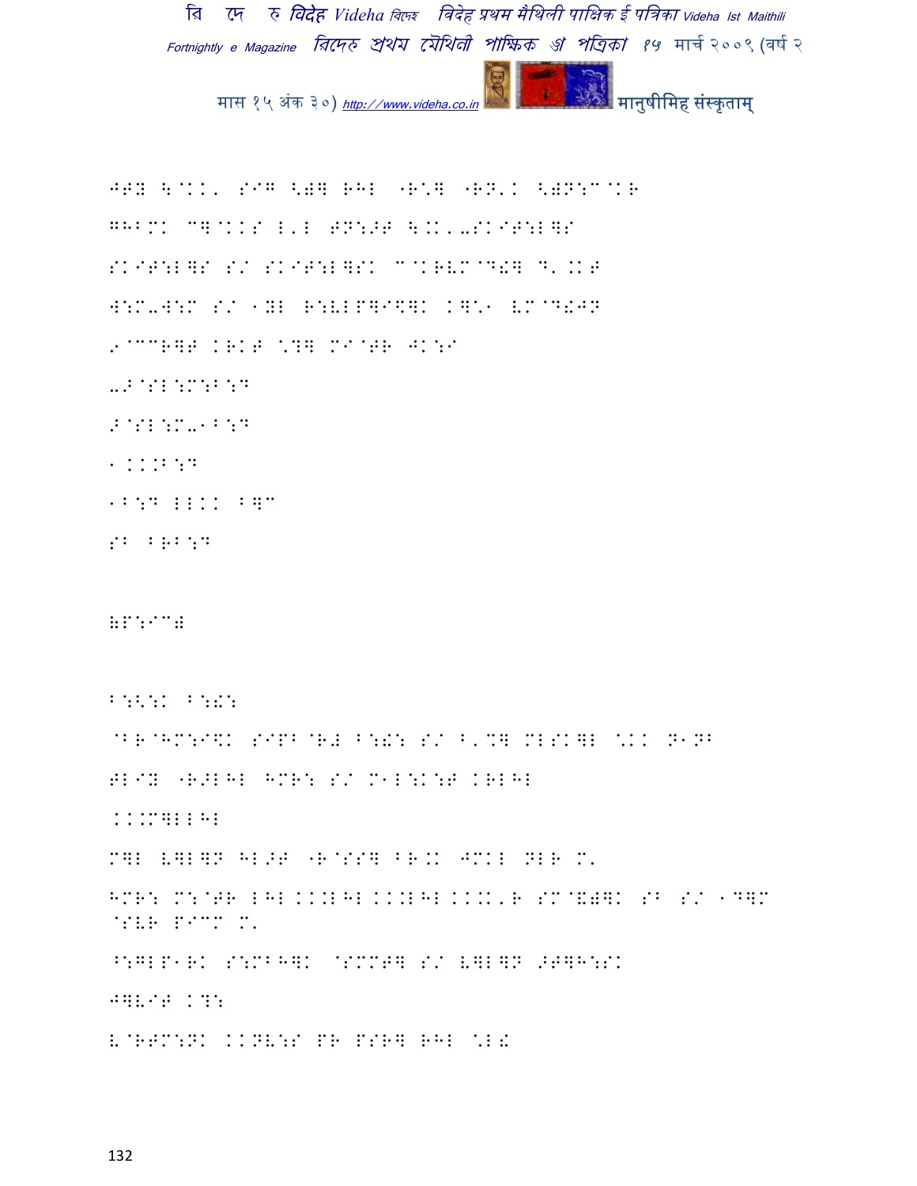JTY \@KK' SIG <)ी RHL "R\*ी "RN'K <)N:C@KR

GHBMK C]@KKS L'L TN:>T \.K'-SKIT:L]S

SKIT:L]S S/ SKIT:L]SK C@KRVM@D!] D'.KT

W:M-W:M S/ 1YL R:VLP]I\$]K K]\*1 VM@D!JN

9@CCR]T KRKT \*?] MI@TR JK:I

->@SL:M:B:D

>@SL:M-1B:D

1.KK.B:D

1B:D LLKK B]C

SB BRB:D

(P:IC)

B:<:K B:!:

@BR@HM:I\$K SIPB@R# B:!: S/ B'%] MLSK]L \*KK N1NB

TLIY "R>LHL HMR: S/ M1L:K:T KRLHL

KK.M]LLHL

M]L V]L]N HL>T "R@SS] BR.K JMKL NLR M'

HMR: M:@TR LHL KK.LHL KK.LHL KK.K'R SM@&)]K SB S/ 1D]M @SVR PICM M'

^:GLP1RK S:MBH]K @SMMT] S/ V]L]N >T]H:SK

J]VIT K?:

V@RTM:NK KKNV:S PR PSP] RHL \*L!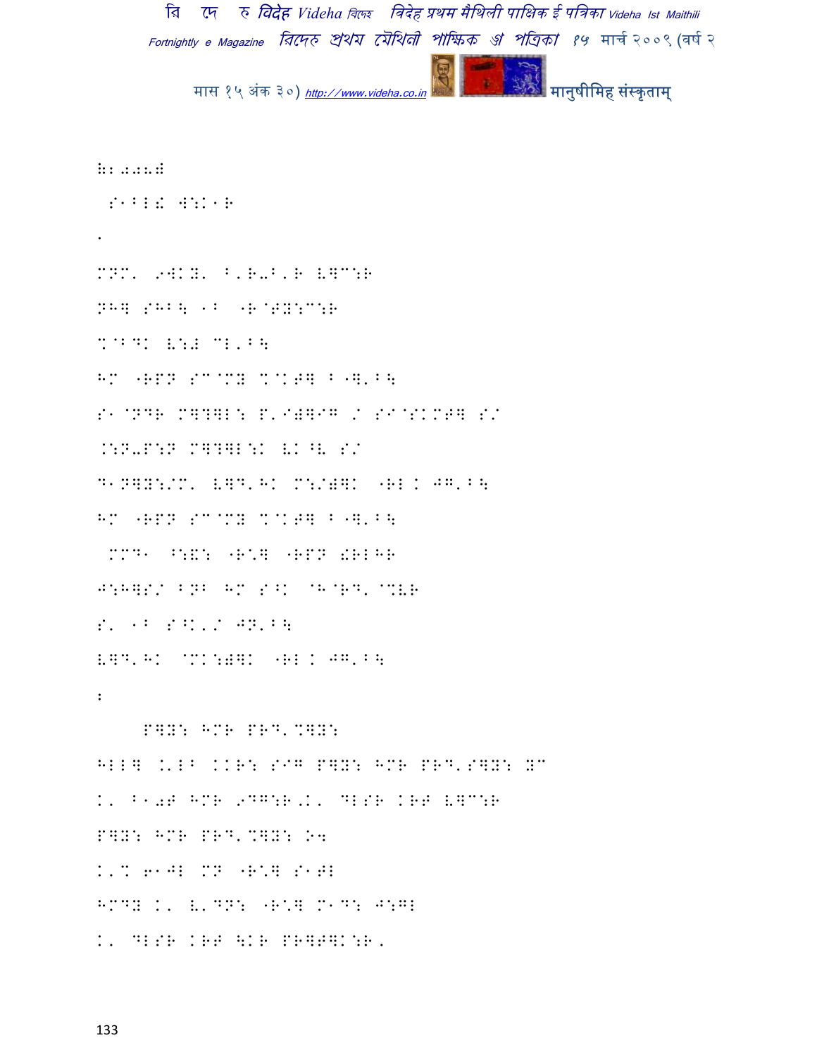6:22.8

S1BLG W:K1R

.

MNM' 9WKYH' B'R-B'R ^]C:R

NH] SHB\ 1B "R@TY:C:R

%@BDK ^:# CL'B\

HM "RPN SC@MY %@KT] B"]'B\

S1@NDR M]?]L: P'I)]IG / SI@SKMT] S/

.:N-P:N M]?]L:K ^K^^ S/

D1N]Y:/M' ^]D'HK M:/)]K "RL K J]'B\

HM "RPN SC@MY %@KT] B"]'B\

 MMD1 ^:&: "R\*] "RPN !RLHR

J:H]S/ BNB HM S^K @H@RD'@%VR

S' 1B S^K'/ JN'B\

^]D'HK @MK:)]K "RL K J]'B\

:

 P]Y: HMR PRD'%]Y:

HLL] .'LB KKR: SIG P]Y: HMR PRD'S]Y: YC

K' B10T HMR 9DG:R'K' DLSR KRT ^]C:R

P]Y: HMR PRD'%]Y: O4

K'% 61JL MN "R\*] S1TL

HMDY K' ^'DN: "R\*] M1D: J:GL

K' DLSR KRT \KR PR]T]K:R'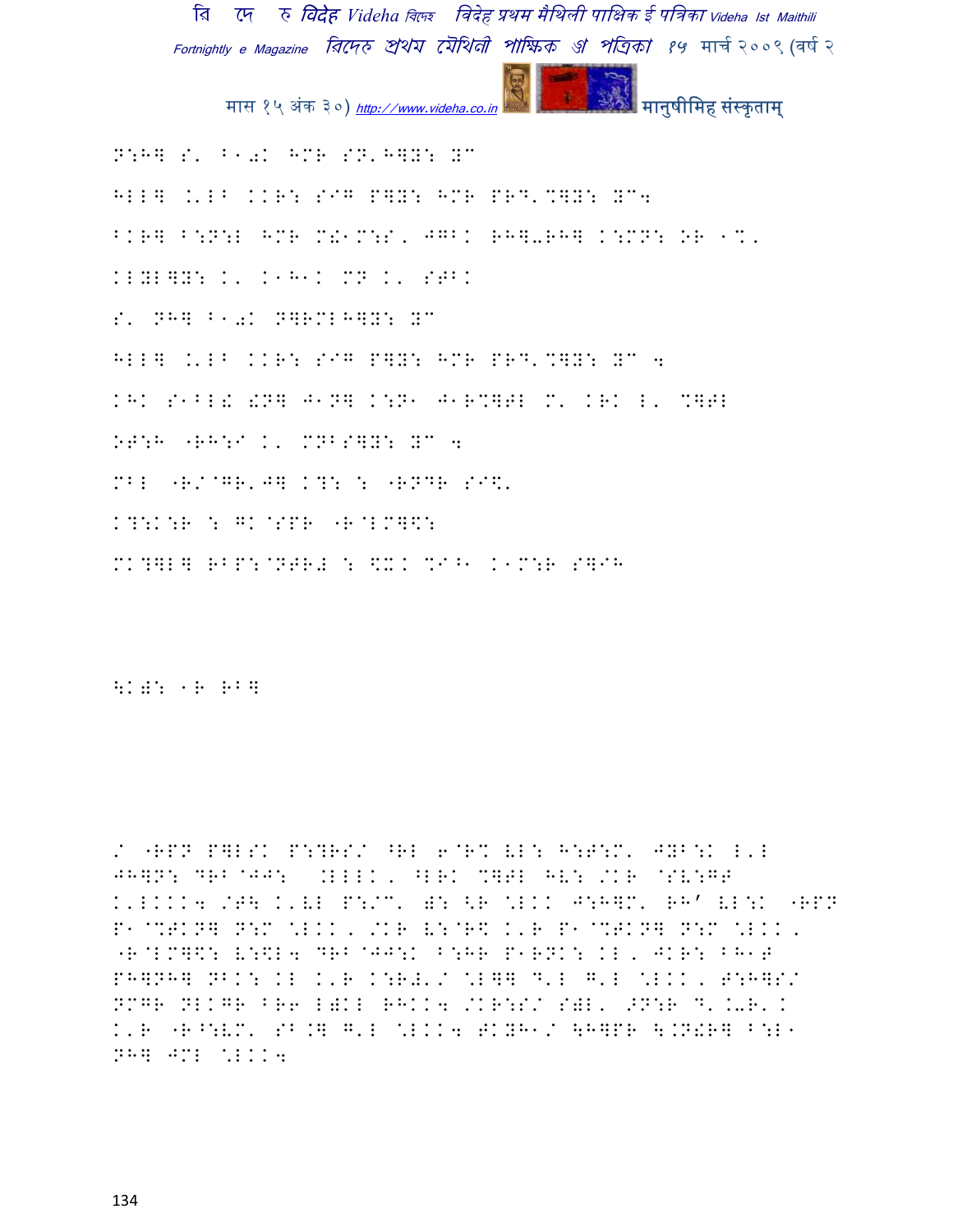N:H] S' B10K HMR SN'H]Y: YC

HLL] .'LB KKR: SIG P]Y: HMR PRD'%]Y: YC4

BKR] B:N:L HMR M!1M:S, JGBK RH]-RH] K:MN: OR 1%'

KLYL]Y: K' K1H1K MN K' STBK

S' NH] B10K N]RMLH]Y: YC

HLL] .'LB KKR: SIG P]Y: HMR PRD'%]Y: YC 4

KHK S1BL! !N] J1N] K:N1 J1R%]TL M' KRK L' %]TL

OT:H "RH:I K' MNBS]Y: YC 4

MBL "R/@GR'J] K?: : "RNDR SI$'

K?:K:R : GK@SPR "R@LM]$:

MK?]L] RBP:@NTR# : $XK %I^1 K1M:R S]IH

\K#: 1R RB]

/ "RPN P]LSK P:?RS/ ^RL 6@R% VL: H:T:M' JYB:K L'L JH]N: DRB@JJ: .LLLK, ^LRK %]TL HV: /KR @SV:GT K'LKKK4 /T\ K'VL P:/C' !: <R \LKK J:H]M' RH' VL:K "RPN P1@%TKN] N:M \LKK, /KR V:@R$ K'R P1@%TKN] N:M \LKK, "R@LM]$: V:$L4 DRB@JJ:K B:HR P1RNK: KL, JKR: BH1T PH]NH] NBK: KL K'R K:R#'/ \L]] D'L G'L \LKK, T:H]S/ NMGR NLKGR BR6 L!KL RHKK4 /KR:S/ S#L' ONT:R D'K-R'K K'R "R^:VM' SB.] G'L \LKK4 TKYH1/ \H]PR \.N!R] B:L1 NH] JML \LKK4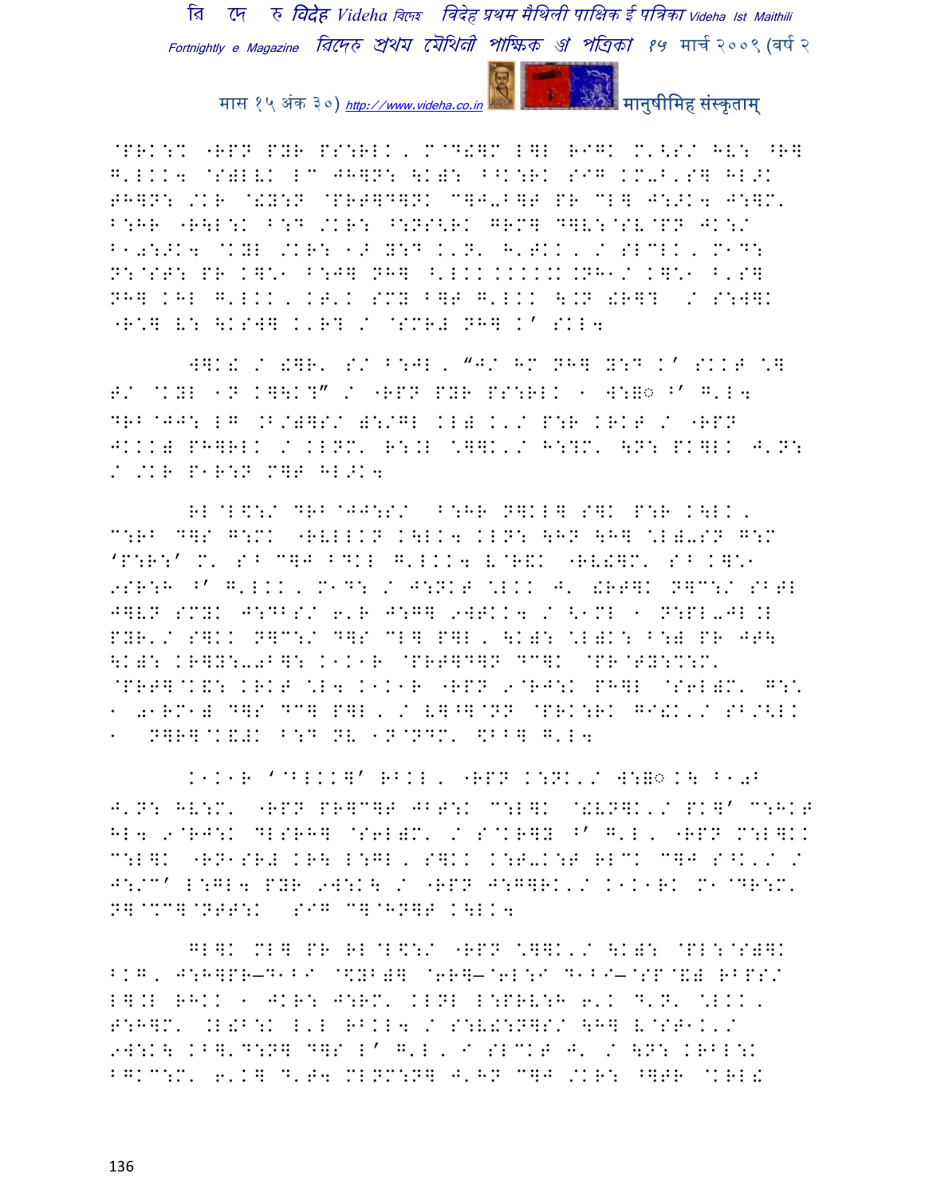@PRK:% "RPN PYR PS:RLK, M@D!]M L]L RIGK M'<S/ HV: ^R]
G'LKK4 @S)LVK LC JH]N: \K): ^^K:RK SIG KM-B'S] HL>K
TH]N: /KR @!Y:N @PRT]D]NK C]J-B]T PR CL] J:>K4 J:]M'
B:HR "R\L:K B:D /KR: ^:NS<RK GRM] D]V:@SV@PN JK:/
B10:>K4 @KYL /KR: 1> Y:D K'N' H'TKK, / SLCLK, M1D:
N:@ST: PR K]\1 B:J] NH] ^'LKK.KKKKK.NH1/ K]\1 B'S]
NH] KHL G'LKK, KT'K SMY B]T G'LKK \.N !R]? / S:W]K
"R\] V: \KSW] K'R? / @SMR# NH] K' SKL4

W]K! / !]R' S/ B:JL, "J/ HM NH] Y:D K' SKKT \]
T/ @KYL 1N K]\K?" / "RPN PYR PS:RLK 1 W:]○ ^' G'L4
DRB@JJ: LG .B/)]S/ ):/GL KL) K'/ P:R KRKT / "RPN
JKKK) PH]RLK / KLNM' R:.L \]]K'/ H:?M' \N: PK]LK J'N:
/ /KR P1R:N M]T HL>K4

RL@L$:/ DRB@JJ:S/ B:HR N]KL] S]K P:R K\LK,
C:RB D]S G:MK "RVLLKN K\LK4 KLN: \HN \H] \L)-SN G:M
'P:R:' M' SB C]J BDKL G'LKK4 V@R&K "RV!]M' SB K]\1
9SR:H ^' G'LKK, M1D: / J:NKT \LKK J' !RT]K N]C:/ SBTL
J]VN SMYK J:DBS/ 6'R J:G] 9WTKK4 / <1ML 1 N:PL-JL.L
PYR'/ S]KK N]C:/ D]S CL] P]L, \K): \L)K: B:) PR JT\
\K): KR]Y:-0B]: K1K1R @PRT]D]N DC]K @PR@TY:%:M'
@PRT]@K&: KRKT \L4 K1K1R "RPN 9@RJ:K PH]L @S6L)M' G:\
1 01RM1) D]S DC] P]L, / V]^]@NN @PRK:RK GI!K'/ SB/<LK
1 N]R]@K&!K B:D NV 1N@NDM' $BB] G'L4

K1K1R '@BLKK]' RBKL, "RPN K:NK'/ W:]○K\ B10B
J'N: HV:M' "RPN PR]C]T JBT:K C:L]K @!VN]K'/ PK]' C:HKT
HL4 9@RJ:K DLSRH] @S6L)M' / S@KR]Y ^' G'L, "RPN M:L]KK
C:L]K "RN1SR# KR\ L:GL, S]KK K:T-K:T RLCK C]J S^K'/ /
J:/C' L:GL4 PYR 9W:K\ / "RPN J:G]RK'/ K1K1RK M1@DR:M'
N]@%C]@NTT:K SIG C]@HN]T K\LK4

GL]K ML] PR RL@L$:/ "RPN \]]K'/ \K): @PL:@S)]K
BKG, J:H]PR—D1BI @$YB)] @6R]—@6L:I D1BI—@SP@&) RBPS/
L].L RHKK 1 JKR: J:RM' KLNL L:PRV:H 6'K D'N' \LKK,
T:H]M' .L!B:K L'L RBKL4 / S:VV!:N]S/ \H] V@ST1K'/
9W:K\ KB]'D:N] D]S L' G'L, I SLCKT J' / \N: KRBL:K
BGKC:M' 6'K] D'T4 MLNM:N] J'HN C]J /KR: ^]TR @KRL!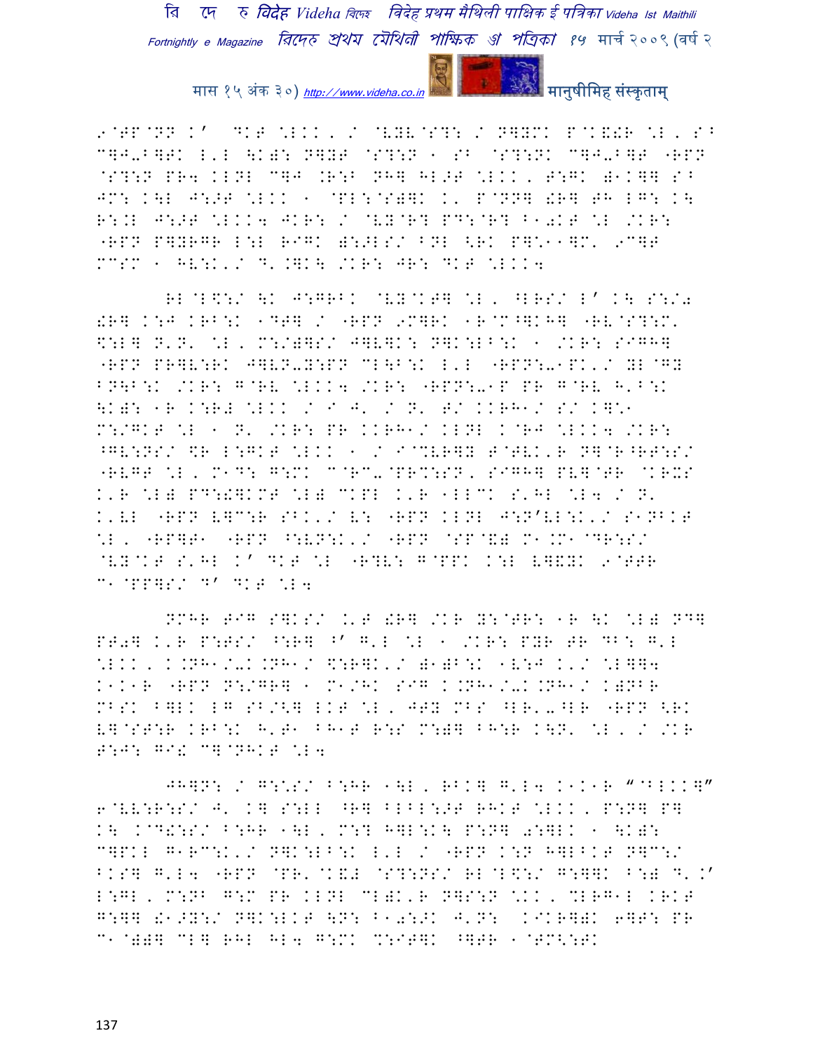9@TP@NN K' DKT \LKK, / @VYV@S?: / N]YMK P@K&!R \L, S^ C]J-B]TK L'L \K): N]YT @S?:N . SB @S?:NK C]J-B]T "RPN @S?:N PR4 KLNL C]J .R:B NH] HL>T \LKK, T:GK )1K]] S^ JM: K\L J:>T \LKK 1 @PL:@S)]K K' P@NN] !R] TH LG: K\ R:.L J:>T \LKK4 JKR: / @VY@R? PD:@R? B1 0KT \L /KR: "RPN P]YRGR L:L RIGK ):>LS/ BNL <RK P]\*11]M' 9C]T MCSM 1 HV:K'/ D'.]K\ /KR: JR: DKT \LKK4

RL@L\$:/ \K J:GRBK @VY@KT] \L, ^LRS/ L' K\ S:/0 !R] K:J KRB:K 1DT] / "RPN 9M]RK 1R@M^]KH] "RV@S?:M' \$:L] N'N' \L, M:/)]S/ J]V]K: N]K:LB:K 1 /KR: SIGH] "RPN PR]V:RK J]VN-Y:PN CL\B:K L'L "RPN:-1PK'/ YL@GY BN\B:K /KR: G@RV \LKK4 /KR: "RPN:-1P PR G@RV H'B:K \K): 1R K:R# \LKK / I J' / N' T/ KKRH1/ S/ K]\*1 M:/GKT \L 1 N' /KR: PR KKRH1/ KLNL K@RJ \LKK4 /KR: ^GV:NS/ \$R L:GKT \LKK 1 / I@%VR]Y T@TVK'R N]@R^RT:S/ "RVGT \L, M1D: G:MK C@RC-@PR%:SN, SIGH] PV]@TR @KRXS K'R \L) PD:!]KMT \L) CKPL K'R 1LLCK S'HL \L4 / N' K'VL "RPN V]C:R SBK'/ V: "RPN KLNL J:N'VL:K'/ S1NBKT \L, "RP]T1 "RPN ^:VN:K'/ "RPN @SP@&) M1.M1@DR:S/ @VY@KT S'HL K' DKT \L "R?V: G@PPK K:L V]&YK 9@TTR C1@PP]S/ D' DKT \L4

NMHR TIG S]KS/ .'T !R] /KR Y:@TR: 1R \K \L) ND] PT0] K'R P:TS/ ^:R] ^' G'L \L 1 /KR: PYR TR DB: G'L \LKK, K.NH1/-K.NH1/ \$:R]K'/ )1)B:K 1V:J K'/ \L]]4 K1K1R "RPN N:/GR] 1 M1/HK SIG K.NH1/-K.NH1/ K)NBR MBSK B]LK LG SB/<] LKT \L, JTY MBS ^LR'-^LR "RPN <RK V]@ST:R KRB:K H'T1 BH1T R:S M:)] BH:R K\N' \L, / /KR T:J: GI! C]@NHKT \L4

JH]N: / G:\*:S/ B:HR 1\L, RBK] G'L4 K1K1R "@BLKK]" 6@VV:R:S/ J' K] S:LL ^R] BLBL:>T RHKT \LKK, P:N] P] K\ K@D!:S/ B:HR 1\L, M:? H]L:K\ P:N] 0:]LK 1 \K): C]PKL G1RC:K'/ N]K:LB:K L'L / "RPN K:N H]LBKT N]C:/ BKS] G'L4 "RPN @PR'@K&# @S?:NS/ RL@L\$:/ G:]]K B:) D'.' L:GL, M:NB G:M PR KLNL CL)K'R N]S:N \KK, %LRG1L KRKT G:]] !1>Y:/ N]K:LKT \N: B1 0:>K J'N: KIKR])K 6]T: PR C1@))] CL] RHL HL4 G:MK %:IT]K ^]TR 1@TM<:TK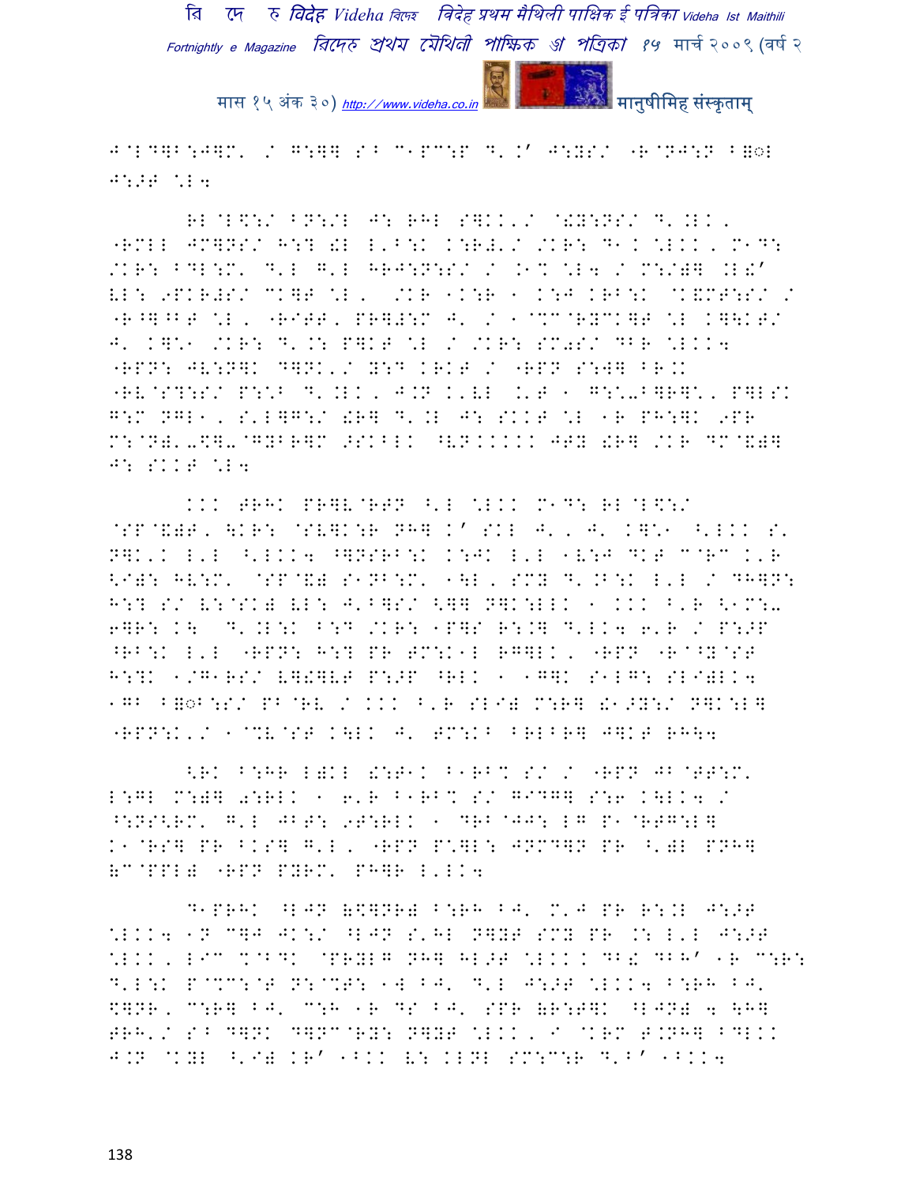J@LD]B:J]M' / G:]] S^ C1PC:P D'.' J:YS/ "R@NJ:N B◌L J:>T \L4

RL@L\$:/ BN:/L J: RHL S]KK'/ @!Y:NS/ D'.LK, "RMLL JM]NS/ H:? !L L'B:K K:R#'/ /KR: D1K \LKK, M1D: /KR: BDL:M' D'L G'L HRJ:N:S/ / .1% \L4 / M:/)] .L!' VL: 9PKR#S/ CK]T \L, /KR 1K:R 1 K:J KRB:K @K&MT:S/ / "R^]^BT \L, "RITT, PR]#:M J' / 1@%C@RYCK]T \L K]\KT/ J' K]\1 /KR: D'.: P]KT \L / /KR: SM0S/ DBR \LKK4 "RPN: JV:N]K D]NK'/ Y:D KRKT / "RPN S:W] BR.K "RV@S?:S/ P:\B D'.LK, J.N K'VL .'T 1 G:\-B]R]\, P]LSK G:M NGL1, S'L]G:/ !R] D'.L J: SKKT \L 1R PH:]K 9PR M:@N)-\$]-@GYBR]M >SKBLK ^VN.KKKK JTY !R] /KR DM@&)] J: SKKT \L4

KKK TRHK PR]V@RTN ^'L \LKK M1D: RL@L\$:/ @SP@&)T, \KR: @SV]K:R NH] K' SKL J', J' K]\1 ^'LKK S' N]K'K L'L ^'LKK4 ^]NSRB:K K:JK L'L 1V:J DKT C@RC K'R <I): HV:M' @SP@&) S1NB:M' 1\L, SMY D'.B:K L'L / DH]N: H:? S/ V:@SK) VL: J'B]S/ <]] N]K:LLK 1 KKK B'R <1M:- 6]R: K\ D'.L:K B:D /KR: 1P]S R:.] D'LK4 6'R / P:>T ^RB:K L'L "RPN: H:? PR TM:K1L RG]LK, "RPN "R^^Y@ST H:?K 1/G1RS/ V]!]VT P:>T ^RLK 1 1G]K S1LG: SLI)LK4 1GB B◌B:S/ PB@RV / KKK B'R SLI) M:R] !1>Y:/ N]K:L] "RPN:K'/ 1@%V@ST K\LK J' TM:KB BRLBR] J]KT RH\4

<RK B:HR L)KL !:T1K B1RB% S/ / "RPN JB@TT:M' L:GL M:)] 0:RLK 1 6'R B1RB% S/ GIDG] S:6 K\LK4 / ^:NS<RM' G'L JBT: 9T:RLK 1 DRB@JJ: LG P1@RTG:L] K1@RS] PR BKS] G'L, "RPN P\]L: JNMD]N PR ^')L PNH] (C@PPL) "RPN PYRM' PH]R L'LK4

D1PRHK ^LJN (\$]NR) B:RH BJ' M'J PR R:.L J:>T \LKK4 1N C]J JK:/ ^LJN S'HL N]YT SMY PR .: L'L J:>T \LKK, LIC %@BDK @PRYLG NH] HL>T \LKKK DB! DBH' 1R C:R: D'L:K P@%C:@T N:@%T: 1W BJ' D'L J:>T \LKK4 B:RH BJ' \$]NR, C:R] BJ' C:H 1R DS BJ' SPR (R:T]K ^LJN) 4 \H] TRH'/ S^ D]NK D]NC@RY: N]YT \LKK, I @KRM T.NH] BDLKK J.N @KYL ^'I) KR' 1BKK V: KLNL SM:C:R D'B' 1BKK4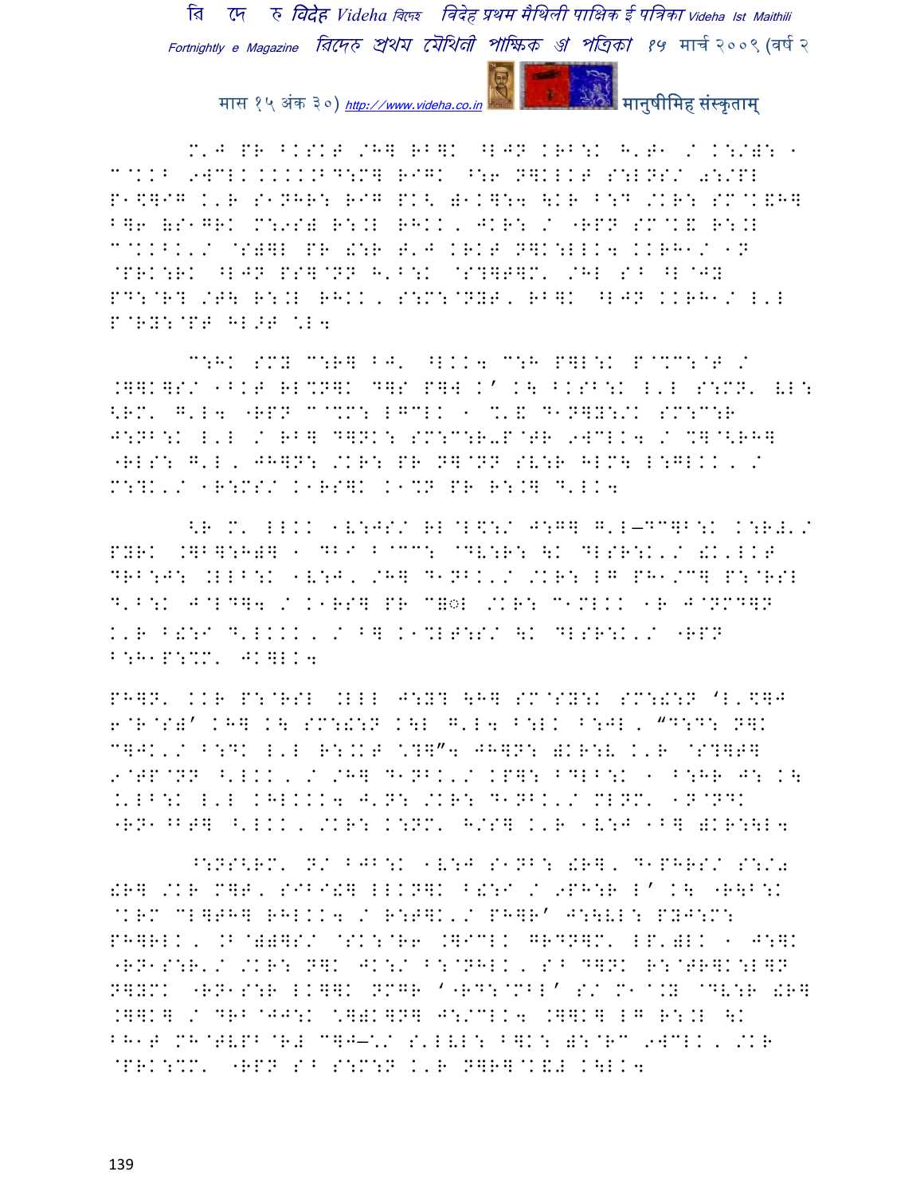M'J PR B[SKT /H] RB]K ^LJN KRB:K H'T1 / K:/): 1 C@KKB 9WCLK.....BD:M] RIGK ^:6 N]KLKT S:LNS/ 0:/PL P1\$]IG K'R S1NHR: RIG PK< )1K]:4 \KR B:D /KR: SM@K&H] B]6 (S1GRK M:9S) R:.L RHKK, JKR: / "RPN SM@K& R:.L C@KKBK'/ @S)]L PR !:R T'J KRKT N]K:LLK4 KKRH1/ 1N @PRK:RK ^LJN PS]@NN H'B:K @S?]T]M' /HL S^ ^L@JY PD:@R? /T\ R:.L RHKK, S:M:@NYT, RB]K ^LJN KKRH1/ L'L P@RY:@PT HL>T \*L4

C:HK SMY C:R] BJ' ^LKK4 C:H P]L:K P@%C:@T / .]]K]S/ 1BKT RL%N]K D]S P]W K' K\ B[SB:K L'L S:MN' \L: <RM' G'L4 "RPN C@%M: LGCLK 1 %'& D1N]Y:/K SM:C:R J:NB:K L'L / RB] D]NK: SM:C:R-P@TR 9WCLK4 / %]@<RH] "RLS: G'L, JH]N: /KR: PR N]@NN SV:R HLM\ L:GLKK, / M:?K'/ 1R:MS/ K1RS]K K1%N PR R:.] D'LK4

<R M' LLKK 1V:JS/ RL@L\$:/ J:G] G'L—DC]B:K K:R#'/ PYRK .]B]:H)] 1 DBI B@CC: @DV:R: \K DLSR:K'/ !K'LKT DRB:J: .LLB:K 1V:J, /H] D1NBK'/ /KR: LG PH1/C] P:@RSL D'B:K J@LD]4 / K1RS] PR C]◌ृL /KR: C1MLKK 1R J@NMD]N K'R B!:I D'LKKK, / B] K1%LT:S/ \K DLSR:K'/ "RPN B:H1P:%M' JK]LK4

PH]N' KKR P:@RSL .LLL J:Y? \H] SM@SY:K SM:!:N 'L'\$]J 6@R@S)' KH] K\ SM:!:N K\L G'L4 B:LK B:JL, "D:D: N]K C]JK'/ B:DK L'L R:.KT \?]"4 JH]N: )KR:V K'R @S?]T] 9@TP@NN ^'LKK, / /H] D1NBK'/ KP]: BDLB:K 1 B:HR J: K\ .'LB:K L'L KHLKKK4 J'N: /KR: D1NBK'/ MLNM' 1N@NDK "RN1^BT] ^'LKK, /KR: K:NM' H/S] K'R 1V:J 1B] )KR:\L4

^:NS<RM' N/ BJB:K 1V:J S1NB: !R], D1PHRS/ S:/0 !R] /KR M]T, SIBI!] LLKN]K B!:I / 9PH:R L' K\ "R\B:K @KRM CL]TH] RHLKK4 / R:T]K'/ PH]R' J:\VL: PYJ:M: PH]RLK, .B@))]S/ @SK:@R6 .]ICLK GRDN]M' LP')LK 1 J:?K "RN1S:R'/ /KR: N]K JK:/ B:@NHLK, S^ D]NK R:@TR]K:L]N N]YMK "RN1S:R LK]]K NMGR '"RD:@MBL' S/ M1@.Y @DV:R !R] .]]K] / DRB@JJ:K \*])K]N] J:/CLK4 .]]K] LG R:.L \K BH1T MH@TVPB@R# C]J—\*'/ S'LVL: B]K: ):@RC 9WCLK, /KR @PRK:%M' "RPN S^ S:M:N K'R N]R]@K&# K\LK4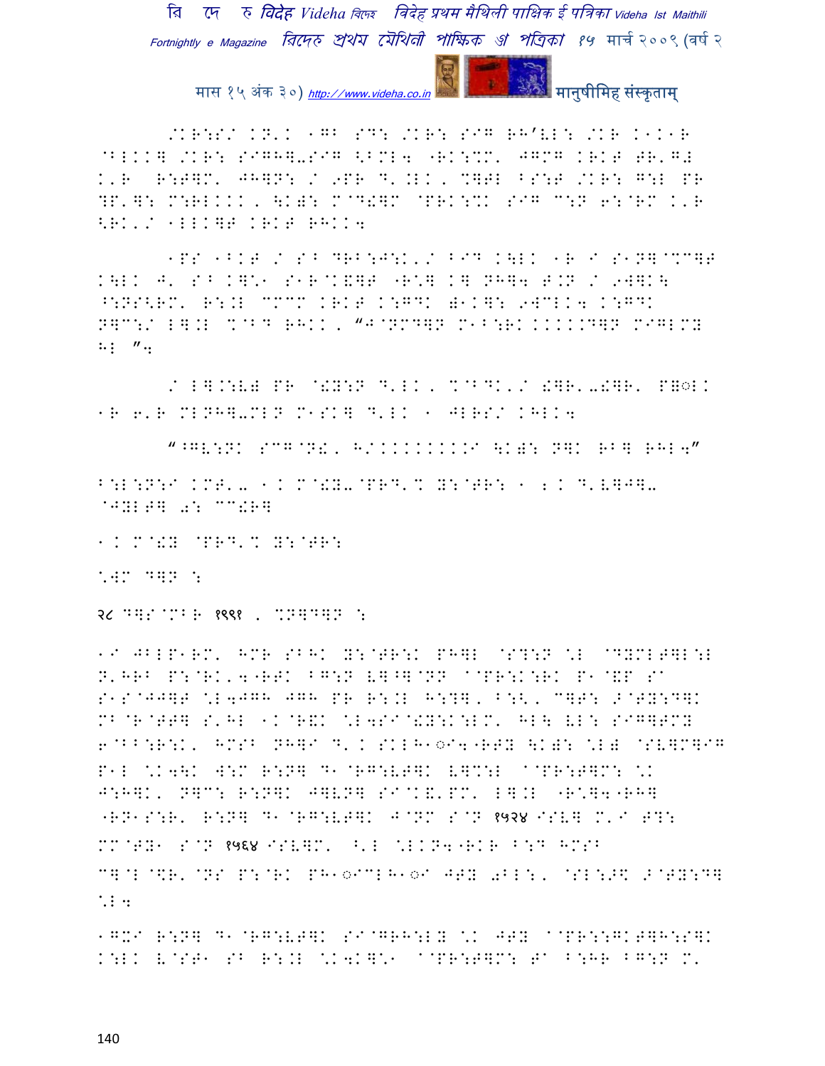/KR:S/ KN'K 1GB SD: /KR: SIG RH'VL: /KR K1K1R @BLKK] /KR: SIGH]-SIG <BML4 "RK:%M' JGMG KRKT TR'G# K'R R:T]M' JH]N: / 9PR D'.LK, %]TL BS:T /KR: G:L PR ?P']: M:RLKKK, \K): M@D!]M @PRK:%K SIG C:N 6:@RM K'R <RK'/ 1LLK]T KRKT RHKK4

1PS 1BKT / SB DRB:J:K'/ BID K\LK 1R I S1N]@%C]T K\LK J' SB K]\*1 S1R@K&]T "R\*] K] NH]4 T.N / 9W]K\ ^:NS<RM' R:.L CCCC KRKT K:GDK )1K]: 9WCLK4 K:GDK N]C:/ L].L %@BD RHKK, "J@NMD]N M1B:RK KKKK.D]N MIGLMY HL "4

/ L].:V) PR @!Y:N D'LK, %@BDK'/ !]R'-!]R' P]◌िLK 1R 6'R MLNH]-MLN M1SK] D'LK 1 JLRS/ KHLK4

"^GV:NK SCG@N!, H/KKKKKKKKKI \K): N]K RB] RHL4"

B:L:N:I KMT'- 1K M@!Y-@PRD'% Y:@TR: 1 2 K D'V]J]- @JYLT] 0: CC!R]

1K M@!Y @PRD'% Y:@TR:

\*WM D]N :

२८ D]S@MBR १९९१ , %N]D]N :

1I JBLP1RM' HMR SBHK Y:@TR:K PH]L @S?:N \*L @DYMLT]L:L N'HRB P:@RK'4"RTK BG:N V]^]@NN @@PR:K:RK P1@&P SA S1S@JJ]T \*L4JGH JGH PR R:.L H:?], B:<, C]T: >@TY:D]K MB@R@TT] S'HL 1K@R&K \*L4SI@!Y:K:LM' HL\ VL: SIG]TMY 6@BB:R:K' HMSB NH]I D'K SKLH1◌ि4"RTY \K): \*L) @SV]M]IG P1L \*K4\K W:M R:N] D1@RG:VT]K V]%:L @@PR:T]M: \*K J:H]K' N]C: R:N]K J]VN] SI@K&'PM' L].L "R\*]4"RH] "RN1S:R' R:N] D1@RG:VT]K J@NM S@N १७२४ ISV] M'I T?: MM@TY1 S@N १७६४ ISV]M' ^'L \*LKN4"RKR B:D HMSB C]@L@\$R'@NS P:@RK PH1◌िICLH1◌िI JTY 0BL:, @SL:J\$ >@TY:D] \*L4

1GXI R:N] D1@RG:VT]K SI@GRH:LY \*K JTY @@PR::GKT]H:S]K K:LK V@ST1 SB R:.L \*K4K]\*1 @@PR:T]M: TA B:HR BG:N M'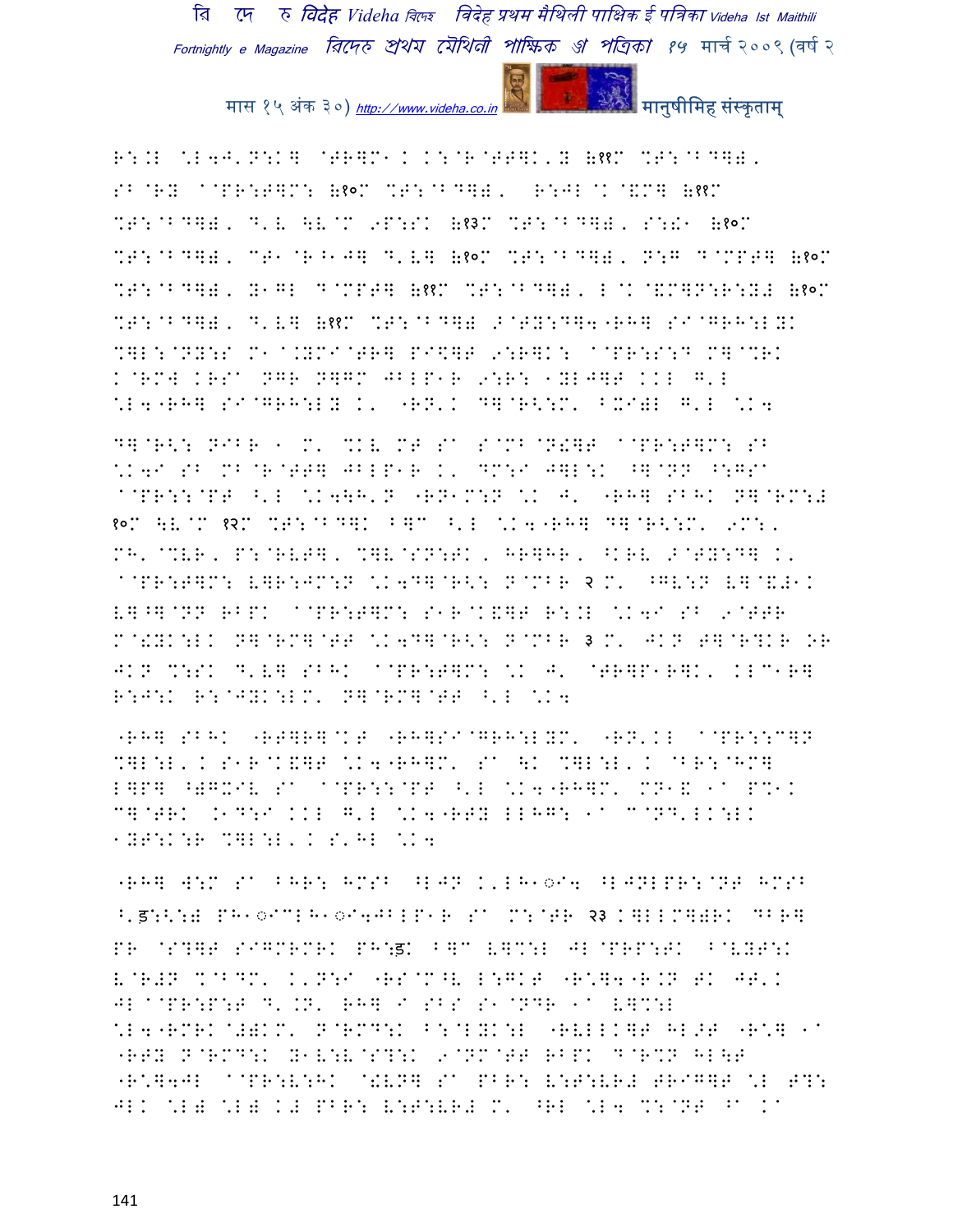R:.L \*L4J'N:K] @TR]M1 K K:@R@TT]K'Y (११) %T:@BD]),
SB@RY ^@PR:T]M: (१०) %T:@BD]), R:JL@K@&M] (११)
%T:@BD]), D'V \V@M 9P:SK (१३) %T:@BD]), S:!1 (१०)
%T:@BD]), CT1@R^1J] D'V] (१०) %T:@BD]), N:G D@MPT] (१०)
%T:@BD]), Y1GL D@MPT] (११) %T:@BD]), L@K@&M]N:R:Y# (१०)
%T:@BD]), D'V] (११) %T:@BD]) >@TY:D]4"RH] SI@GRH:LYK
%]L:@NY:S M1^.YMI@TR] PI\$]T 9:R]K: ^@PR:S:D M]@%RK
K@RMW KRS^ NGR N]GM JBLP1R 9:R: 1YLJ]T KKL G'L
\*L4"RH] SI@GRH:LY K' "RN'K D]@R<:M' BXI)L G'L \*K4

D]@R<: NIBR 1 M' %KV MT S^ S@MB@N!]T ^@PR:T]M: SB
\*K4I SB MB@R@TT] JBLP1R K' DM:I J]L:K ^]@NN ^:GS^
^@PR::@PT ^'L \*K4\H'N "RN1M:N \*K J' "RH] SBHK N]@RM:#
१०) \V@M १२) %T:@BD]K B]C ^'L \*K4"RH] D]@R<:M' 9M:,
MH'@%VR, P:@RVT], %]V@SN:TK, HR]HR, ^KRV >@TY:D] K'
^@PR:T]M: V]R:JM:N \*K4D]@R<: N@MBR २ M' ^GV:N V]@&#1K
V]^]@NN RBPK ^@PR:T]M: S1R@K&]T R:.L \*K4I SB 9@TTR
M@!YK:LK N]@RM]@TT \*K4D]@R<: N@MBR ३ M' JKN T]@R?KR OR
JKN %:SK D'V] SBHK ^@PR:T]M: \*K J' @TR]P1R]K, KLC1R]
R:J:K R:@JYK:LM' N]@RM]@TT ^'L \*K4

"RH] SBHK "RT]R]@KT "RH]SI@GRH:LYM' "RN'KL ^@PR::C]N
%]L:L, K S1R@K&]T \*K4"RH]M' S^ \K %]L:L, K @BR:@HM]
L]P] ^)GXIV S^ ^@PR::@PT ^'L \*K4"RH]M' MN1& 1^ P%1K
C]@TRK .1D:I KKL G'L \*K4"RTY LLHG: 1^ C@ND'LK:LK
1YT:K:R %]L:L, K S'HL \*K4

"RH] W:M S^ BHR: HMSB ^LJN K'LH1ॢI4 ^LJNLPR:@NT HMSB
^'ड़:<:) PH1ॢICLH1ॢI4JBLP1R S^ M:@TR २३ K]LLM])RK DBR]
PR @S?]T SIGMRMRK PH:ड़K B]C V]%:L JL@PRP:TK B@VYT:K
V@R#N %@BDM' K'N:I "RS@M^V L:GKT "R\*]4"R.N TK JT'K
JL^@PR:P:T D'.N' RH] I SBS S1@NDR 1^ V]%:L
\*L4"RMRK@#)KM' N@RMD:K B:@LYK:L "RVLLK]T HL>T "R\*] 1^
"RTY N@RMD:K Y1V:V@S?:K 9@NM@TT RBPK D@R%N HL\T
"R\*]4JL ^@PR:V:HK @!VN] S^ PBR: V:T:VR# TRIG]T \*L T?:
JLK \*L) \*L) K# PBR: V:T:VR# M' ^RL \*L4 %:@NT ^^ K^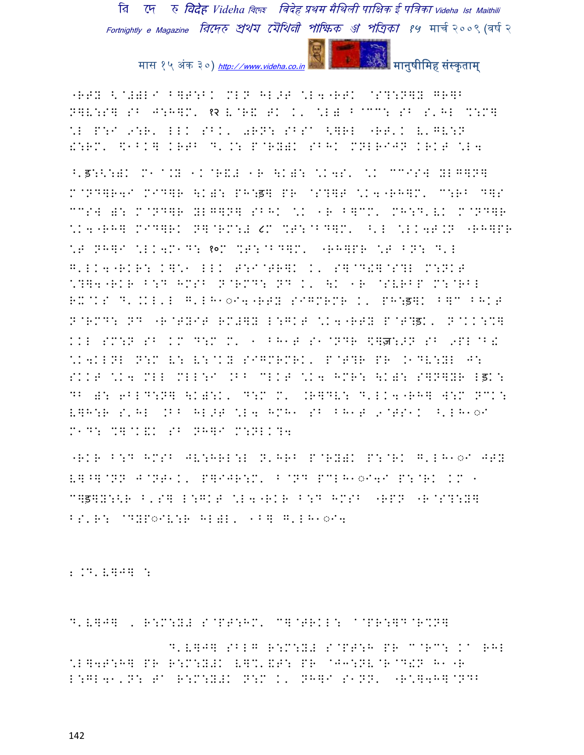"RTY <@#)LI F]T:FK MLN HL>T \L4"RTK @S?:N]Y GR]B N]V:S] SB J:H]M' १२ V@R& TK K' \L) B@CC: SB S'HL %:M] \L P:I 9:R' LLK SBK' 0RN: SBSA <]RL "RT'K V'GV:N !:RM' \$1BK] KRTB D'.: P@RY)K SBHK MNLRIJN KRKT \L4

^'ड:<:)K M1@.Y 1K@R&# 1R \K): \K4S' \K CCISW YLG]N] M@ND]R4I MID]R \K): PH:ड] PR @S?]T \K4"RH]M' C:RB D]S CCSW ): M@ND]R YLG]N] SBHK \K 1R B]CM' MH:D'VK M@ND]R \K4"RH] MID]RK N]@RM:# ८M %T:@BD]M' ^'L \LK4T.N "RH]PR \T NH]I \LK4M1D: १०M %T:@BD]M' "RH]PR \T BN: D'L G'LK4"RKR: K]\1 LLK T:I@TR]K K' S]@D!]@S?L M:NKT \?]4"RKR B:D HMSB N@RMD: ND K' \K 1R @SVRBP M:@RBL RX@KS D'.KL'L G'LH1◌I4"RTY SIGMRMR K' PH:ड]K B]C BHKT N@RMD: ND "R@TYIT RM#]Y L:GKT \K4"RTY P@T?ड़K' N@KK:%] KKL SM:N SB KM D:M M' 1 BH1T S1@NDR \$]ज़:>N SB 9PL@B! \K4KLNL N:M V: V:@KY SIGMRMRK' P@T?R PR .1DV:YL J: SKKT \K4 MLL MLL:I .BB CLKT \K4 HMR: \K): S]N]YR Lड़K: DB ): 6BLD:N] \K):K' D:M M' .R]DV: D'LK4"RH] W:M NCK: V]H:R S'HL .BB HL>T \L4 HMH1 SB BH1T 9@TS1K ^'LH1◌I M1D: %]@K&K SB NH]I M:NLK?4

"RKR B:D HMSB JV:HRL:L N'HRB P@RY)K P:@RK G'LH1◌I JTY V]^]@NN J@NT1K' P]IJR:M' B@ND PCLH1◌I4I P:@RK KM 1 C]ड]Y:<R B'S] L:GKT \L4"RKR B:D HMSB "RPN "R@S?:Y] BS'R: @DYP◌IV:R HL)L' 1B] G'LH1◌I4

2.D'V]J] :

D'V]J] , R:M:Y# S@PT:HM' C]@TRKL: A@PR:]D@R%N]

D'V]J] SBLG R:M:Y# S@PT:H PR C@RC: KA RHL \L]4T:H] PR R:M:Y#K V]%'&T: PR @JH:NV@R@D!N H1"R L:GL41'N: TA R:M:Y#K N:M K' NH]I S1NN' "R\]4H]@NDB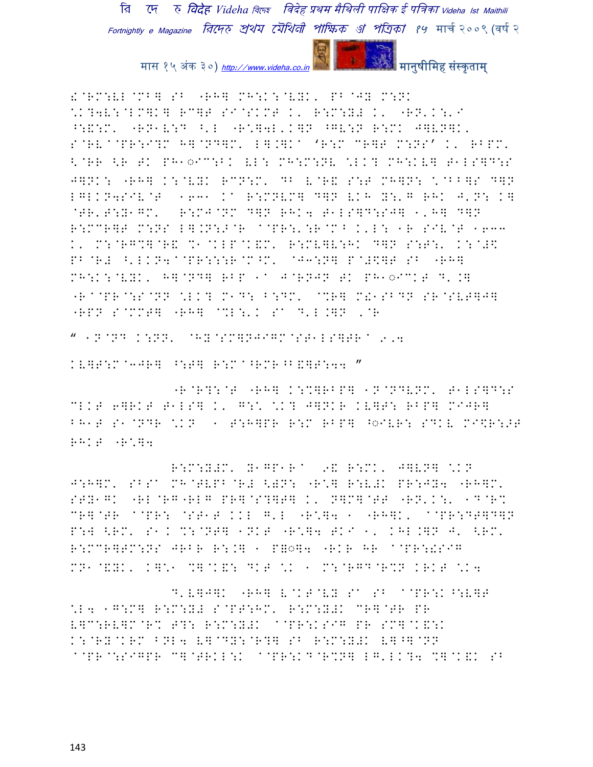!@RM:VL@MB] SB "RH] MH:K:@VYK, PB@JY M:NK
\K?4V:@LM]K] RC]T SI@SKMT K, R:M:Y# K, "RN'K:'I
^:&:M, "RN1V:D ^'L "R\]4L'K]N ^GV:N R:MK J]VN]K,
S@RV@PR:I?M H]@ND]M, L].]K' 'R:M CR]T M:NS' K, RBPM,
<@RR <R TK PH1◌IC:BK VL: MH:M:NV \LK? MH:KV] T1LS]D:S
J]NK: "RH] K:@VYK RCN:M, DB V@R& S:T MH]N: \@BB]S D]N
LGLKN4SIV@T 1031 K' R:MNVM] D]N VKH Y:'G RHK J'N: K]
@TR'T:Y1GM, R:MJ@NM D]N RHK4 T1LS]D:SJ] ','H] D]N
R:MCR]T M:NS L].N:J@R @PR:'\R@M^ K'L: 1R SIV@T 1000
K, M:@RG%]@R& %1@KLP@K&M, R:MV]V:HK D]N S:T:, K:@#\$
PB@R# ^'LKN4@PR::::R@M^M, @J3:N] P@#\$]T SB "RH]
MH:K:@VYK, H]@ND] RBP 1' J@RNJN TK PH1◌ICKT D'.]
"R@PR@:S@NN \LK? M1D: B:DM, @%R] M!1SBDN SR@SVT]J]
"RPN S@MMT] "RH] @%L:'K S' D'L.]N ,@R

" 1N@ND K:NN, @HY@SM]NJIGM@ST1LS]TR' 9,4

KV]T:M@3JR] ^:T] R:M@^RMR^B&]T:44 "

"R@R?:@T "RH] K:%]RBP] 1N@NDVNM, T1LS]D:S
CLKT 6]RKT T1LS] K, G:\ \K? J]NKR KV]T: RBP] MIJR]
BH1T S1@NDR \KN 1 T:H]PR R:M RBP] ^◌IVR: SDKV MI\$R:>T
RHKT "R\]4

R:M:Y#M, Y1GP1R' 9& R:MK, J]VN] \KN
J:H]M, SBS' MH@TVPB@R# <]N: "R\] R:V#K PR:JY4 "RH]M,
STY1GK "RL@RG"RLG PR]@S?]T] K, N]M]@TT "RN'K:, 1D@R%
CR]@TR @PR: @ST1T KKL G'L "R\]4 1 "RH]K, @PR:DT]D]N
P:W <RM, S1K %:@NT] 1NKT "R\]4 TKI 1, KHL.]N J' <RM,
R:MCR]TM:NS JRBR R:.] 1 P]◌]4 "RKR HR @PR:!SIG
MN1@&YK, K]\1 %]@K&: DKT \K 1 M:@RGD@R%N KRKT \K4

D'V]J]K "RH] V@KT@VY S' SB @PR:K^:V]T
\L4 1G:M] R:M:Y# S@PT:HM, R:M:Y#K CR]@TR PR
V]C:RV]M@R% T?: R:M:Y#K @PR:KSIG PR SM]@K&:K
K:@RY@KRM BNL4 V]@DY:@R?] SB R:M:Y#K V]^]@NN
@PR@:SIGPR C]@TRKL:K @PR:KD@R%N] LG'LK?4 %]@K&K SB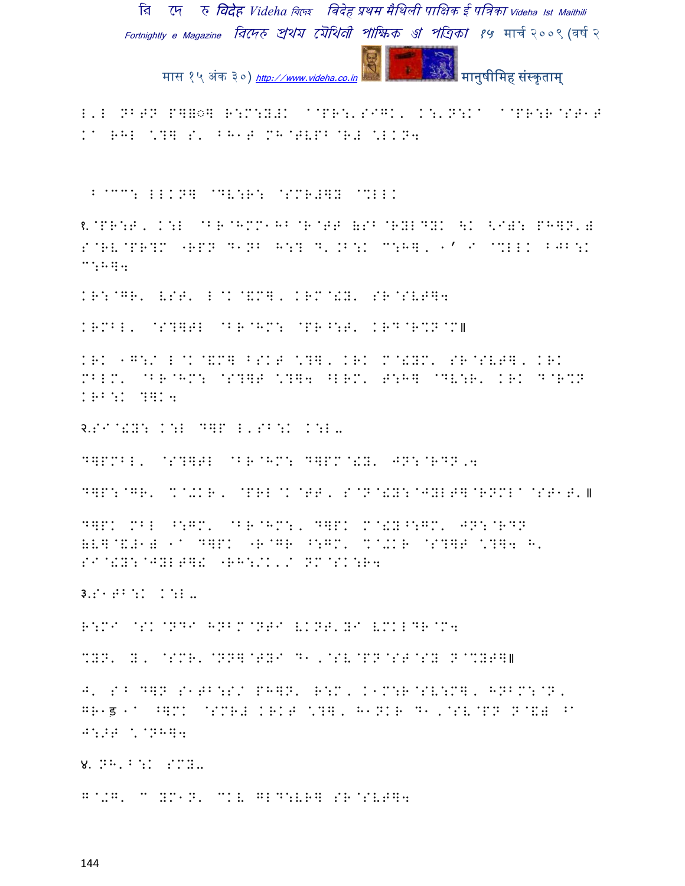L'L NBTN P]Q◌] R:M:Y#K ^@PR:'SIGK, K:'N:K^ ^@PR:R@ST1T K^ RHL \?] S' BH1T MH@TVPB@R# \LKN4

B@CC: LLKN] @DV:R: @SMR#]Y @%LLK

१.@PR:T, K:L @BR@HMM1HB@R@TT (SB@RYLDYK \K <I): PH]N'# S@RV@PR?M "RPN D1NB H:? D'.B:K C:H], 1' I @%LLK BJB:K C:H]4

KR:@GR' VST' L@K@&M], KRM@!Y' SR@SVT]4

KRMBL' @S?]TL @BR@HM: @PR^:T' KRD@R%N@M॥

KRK 1G:/ L@K@&M] BSKT \?], KRK M@!YM' SR@SVT], KRK MBLM' @BR@HM: @S?]T \?]4 ^LRM' T:H] @DV:R' KRK D@R%N KRB:K ?]K4

२.SI@!Y: K:L D]P L'SB:K K:L‥

D]PMBL' @S?]TL @BR@HM: D]PM@!Y' JN:@RDN,4

D]P:@GR' %@+KR, @PRL@K@TT, S@N@!Y:@JYLT]@RNMLA@ST1T'॥

D]PK MBL ^:GM' @BR@HM:, D]PK M@!Y^:GM' JN:@RDN (V]@&#1) 1^ D]PK "R@GR ^:GM' %@+KR @S?]T \?]4 H' SI@!Y:@JYLT]! "RH:/K'/ NM@SK:R4

३.S1TB:K K:L‥

R:MI @SK@NDI HNBM@NTI VKNT'YI VMKLDR@M4

%YN' Y, @SMR'@NN]@TYI D1,@SV@PN@ST@SY N@%YT]॥

J' S^B D]N S1TB:S/ PH]N' R:M, K1M:R@SV:M], HNBM:@N, GR1ड 1^ ^]MK @SMR# KRKT \?], H1NKR D1,@SV@PN N@&# ^A J:.T \@NH]4

४. NH'B:K SMY‥

G@+G' C YM1N' CKV GLD:VR] SR@SVT]4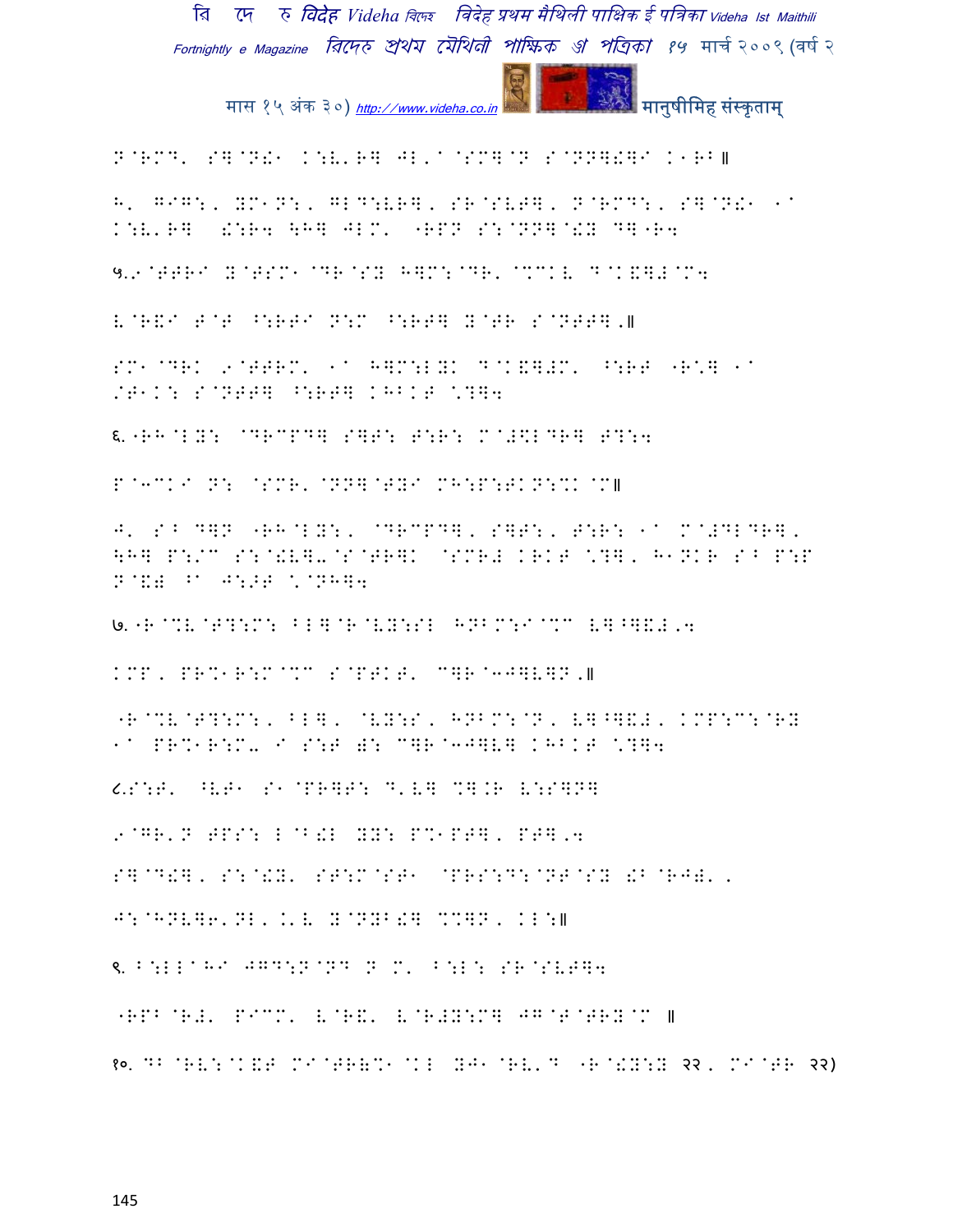N@RMD' S]@N!1 K:V'R] JL'a@SM]@N S@NN]!]I K1RB॥

H' GIG:, YM1N:, GLD:VR], SR@SVT], N@RMD:, S]@N!1 1a K:V'R] !:R4 \H] JLM' "RPN S:@NN]@!Y D]"R4

५.१@TTRI Y@TSM1@DR@SY H]M:@DR' @%CKV D@K&]#@M4

V@R&I T@T ^:RTI N:M ^:RT] Y@TR S@NTT].॥

SM1@DRK 9@TTRM' 1a H]M:LYK D@K&]#M' ^:RT "R\] 1a /T1K: S@NTT] ^:RT] KHBKT \?]4

६."RH@LY: @DRCPD] S]T: T:R: M@#\$LDR] T?:4

P@3CKI N: @SMR'@NN]@TYI MH:P:TKN:%K@M॥

J' S^ D]N "RH@LY:, @DRCPD], S]T:, T:R: 1a M@#DLDR], \H] P:/C S:@!V]-@S@TR]K @SMR# KRKT \?], H1NKR S^ P:P N@&# ^a J:>T \@NH]4

७."R@%V@T?:M: BL]@R@VY:SL HNBM:I@%C V]^]&#,4

KMP, PR%1R:M@%C S@PTKT' C]R@3J]V]N.॥

"R@%V@T?:M:, BL], @VY:S, HNBM:@N, V]^]&#, KMP:C:@RY 1a PR%1R:M- I S:T ): C]R@3J]V] KHBKT \?]4

८.S:T' ^VT1 S1@PR]T: D'V] %].R V:S]N]

9@GR'N TPS: L@B!L YY: P%1PT], PT],4

S]@D!], S:@!Y' ST:M@ST1 @PRS:D:@NT@SY !B@RJ)'.

J:@HNV]6'NL, .'V Y@NYB!] %%]N, KL:॥

९. B:LLaHI JGD:N@ND N M' B:L: SR@SVT]4

"RPB@R#' PICM' V@R&' V@R#Y:M] JG@T@TRY@M ॥

१०. DB@RV:@K&T MI@TR(%1@KL YJ1@RV'D "R@!Y:Y २२, MI@TR २२)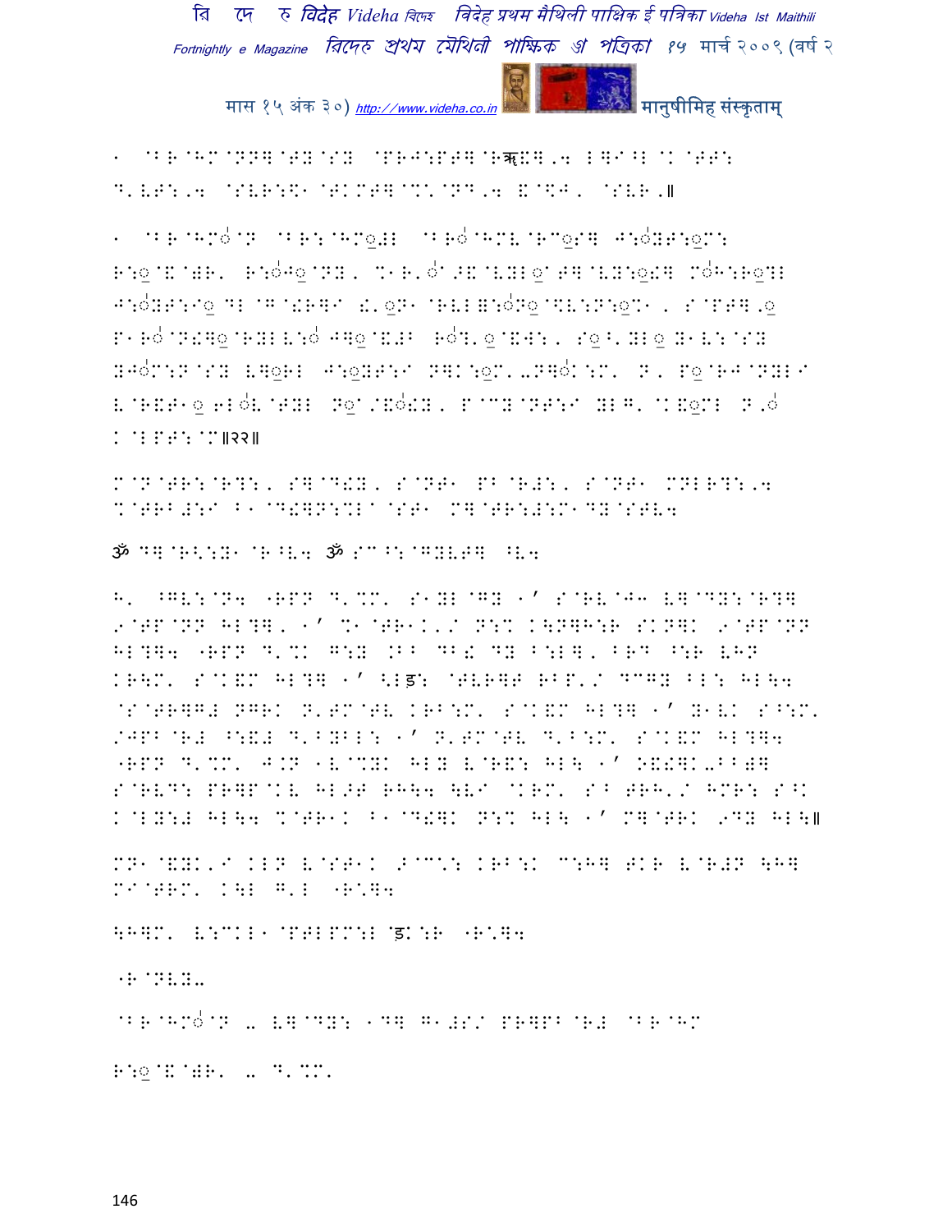१ ाम ाम ात ात ाम ात ाम ाम ान ान ाम ान ान ाम ाम ान ाम ाम ान ाम ा
ाम ान ाम ाम ान ाम ाम ान ान ाम ाम ाम ाम ान ाम॥

१ ाम ाम ाम ाम ाम ाम ाम ाम ाम ाम ाम ाम ाम ाम ाम ाम ाम ाम ाम ाम ाम
ाम ाम ाम ाम ाम ाम ाम ाम ाम ाम ाम ाम ाम ाम ाम ाम ाम ाम ाम ाम ाम ाम॥२२॥

ॐ ाम ाम ाम ॐ ाम ाम ाम ाम

ाम ाम ाम ाम ाम ाम ाम ाम ाम ाम ाम ाम ाम ाम ाम ाम ाम ाम ाम ाम ाम ाम॥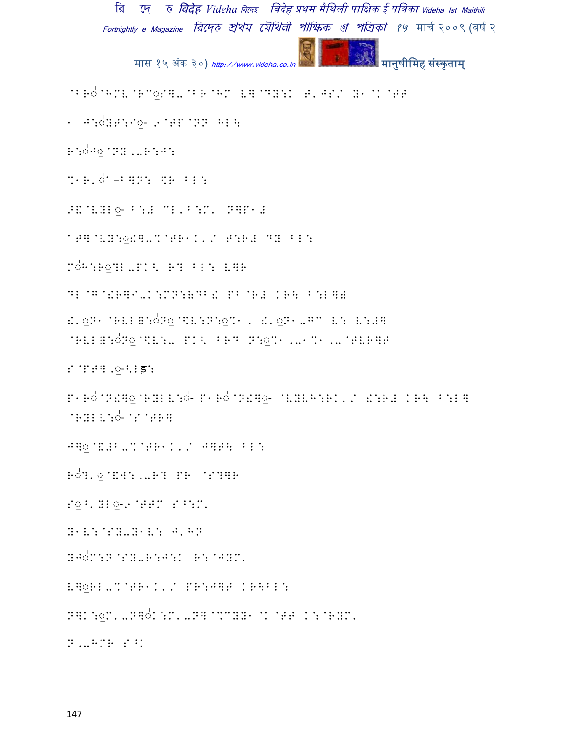@BRo@HML@RC◌S]-@BR@HM L]@DY:K H'JS/ Y1@K@FF

1 J:oYF:I◌-9@FP@NN HL\

R:oJ◌@NY ''-R:J:

%1R'o'–B]N: $R BL:

>&@VYL◌- B:# CL'B:M' N]P1#

1F]@VY:◌!]-%@FR1K'/ F:R# DY BL:

MoH:R◌?L-PK< R? BL: L]R

DL@G@!R]I-K:MN:&DB! PB@R# KR\ B:L]#

!'◌N1@RVL=:oN◌@\$V:N:◌%1, !'◌N1-GC V: V:#]
@RVL=:oN◌@\$V:- PK< BRD N:◌%1 ''1%1 ''@TVR]F

S@PF]'◌-<Lड:

P1Ro@N!]◌@RYLV:o- P1Ro@N!]◌- @VYVH:RK'/ !:R# KR\ B:L]
@RYLV:o-@S@FR]

J]◌@&#B-%@FR1K'/ J]F\ BL:

Ro?'◌@&W:''R? PR @S?]R

S◌^'YL◌-9@FFC S^:M'

Y1V:@SY-Y1V: J'HN

YJoM:N@SY-R:J:K R:@JYM'

L]◌RL-%@FR1K'/ PR:J]F KR\BL:

N]K:◌M'-N]oK:M'-N]@%CYY1@K@FF K:@RYM'

N''HMR S^K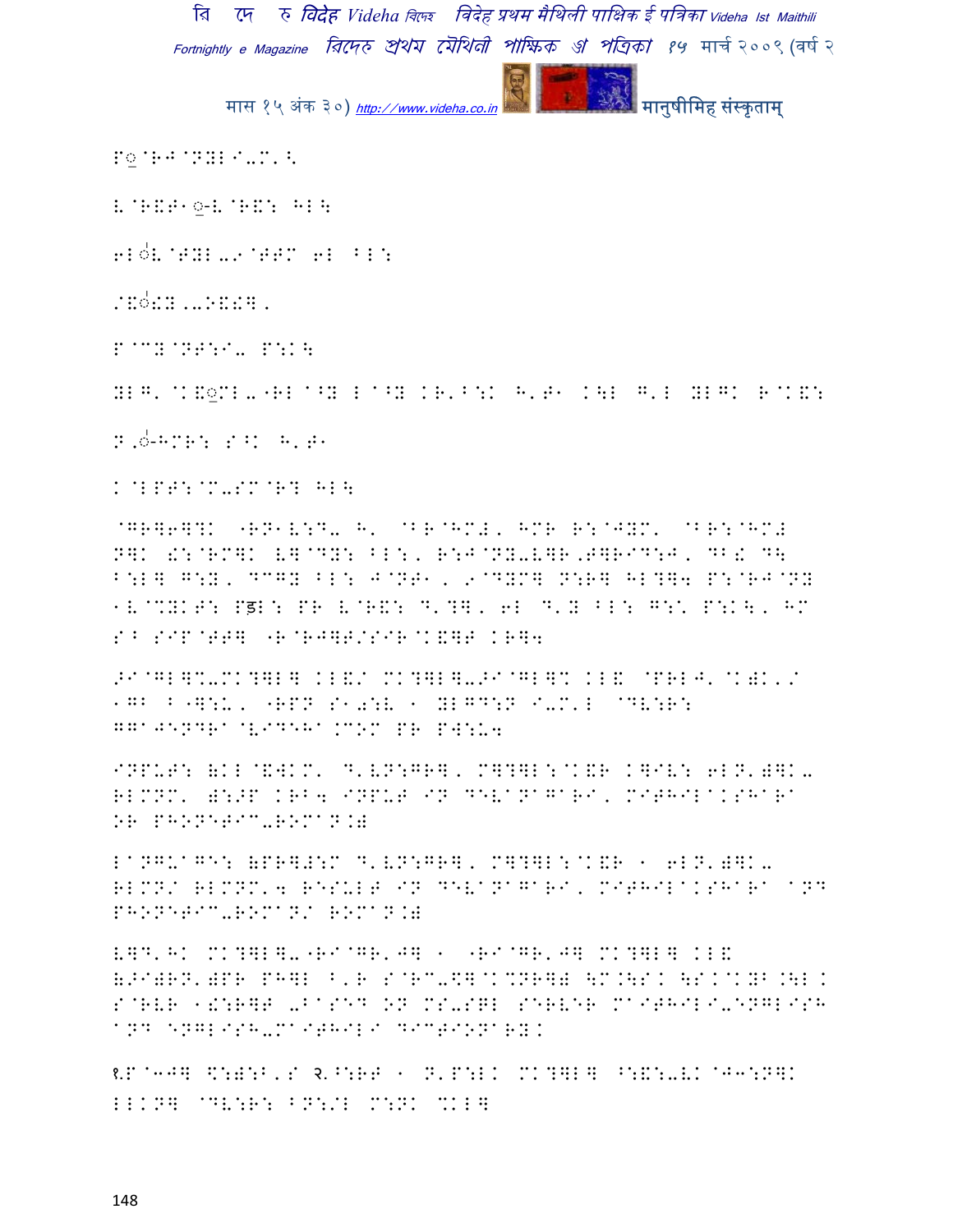P◌@RJ@NYL/-M'<

V@R&T1◌-V@R&: HL\

6L◌V@TYL-9@TTM 6L BL:

/&◌!Y,-O&!together,

P@CY@NT:/- P:K\

YLG'@K&◌ML-"RL@^Y L@^Y KR'B:K H'T1 K\L G'L YLGK R@K&:

N,◌-HMR: S^K H'T1

K@LPT:@M-SM@R? HL\

@GR]6]?K "RN1V:D- H' @BR@HM#' HMR R:@JYM' @BR:@HM# N]K !:@RM]K V]@DY: BL:, R:J@NY-V]R,T]RID:J, DB& D\ B:L] G:Y, DCGY BL: J@NT1, 9@DYM] N:R] HL?]4 P:@RJ@NY 1V@%YKT: Pड़L: PR V@R&: D'?], 6L D'Y BL: G:\ P:K\, HM S^ SIP@TT] "R@RJ]T/SIR@K&]T KR]4

>I@GL]%-MK?]L] KL&/ MK?]L]->I@GL]% KL& @PRLJ'@K)K'/ 1GB B"]:U, "RPN S10:V 1 YLGD:N I-M'L @DV:R: GGAJENDRA@VIDEHA.COM PR PW:U4

INPUT: (KL@&WKM' D'VN:GR], M]?]L:@K&R K]IV: 6LN')]K- RLMNM' ):>P KRB4 INPUT IN DEVANAGARI, MITHILAKSHARA OR PHONETIC-ROMAN.)

LANGUAGE: (PR]#:M D'VN:GR], M]?]L:@K&R 1 6LN')]K- RLMN/ RLMNM'4 RESULT IN DEVANAGARI, MITHILAKSHARA AND PHONETIC-ROMAN/ ROMAN.)

V]D'HK MK?]L]-"RI@GR'J] 1 "RI@GR'J] MK?]L] KL& (>I)RN')PR PH]L ^'R S@RC-\$]@K%NR]) \M.\SK \SK@KYB.\LK S@RVR 1!:R]T -BASED ON MS-SQL SERVER MAITHILI-ENGLISH AND ENGLISH-MAITHILI DICTIONARY.

१.P@3J] \$:):B'S २.^:RT 1 N'P:LK MK?]L] ^:&:-VK@J3:N]K LLKN] @DV:R: BN:/L M:NK %KL]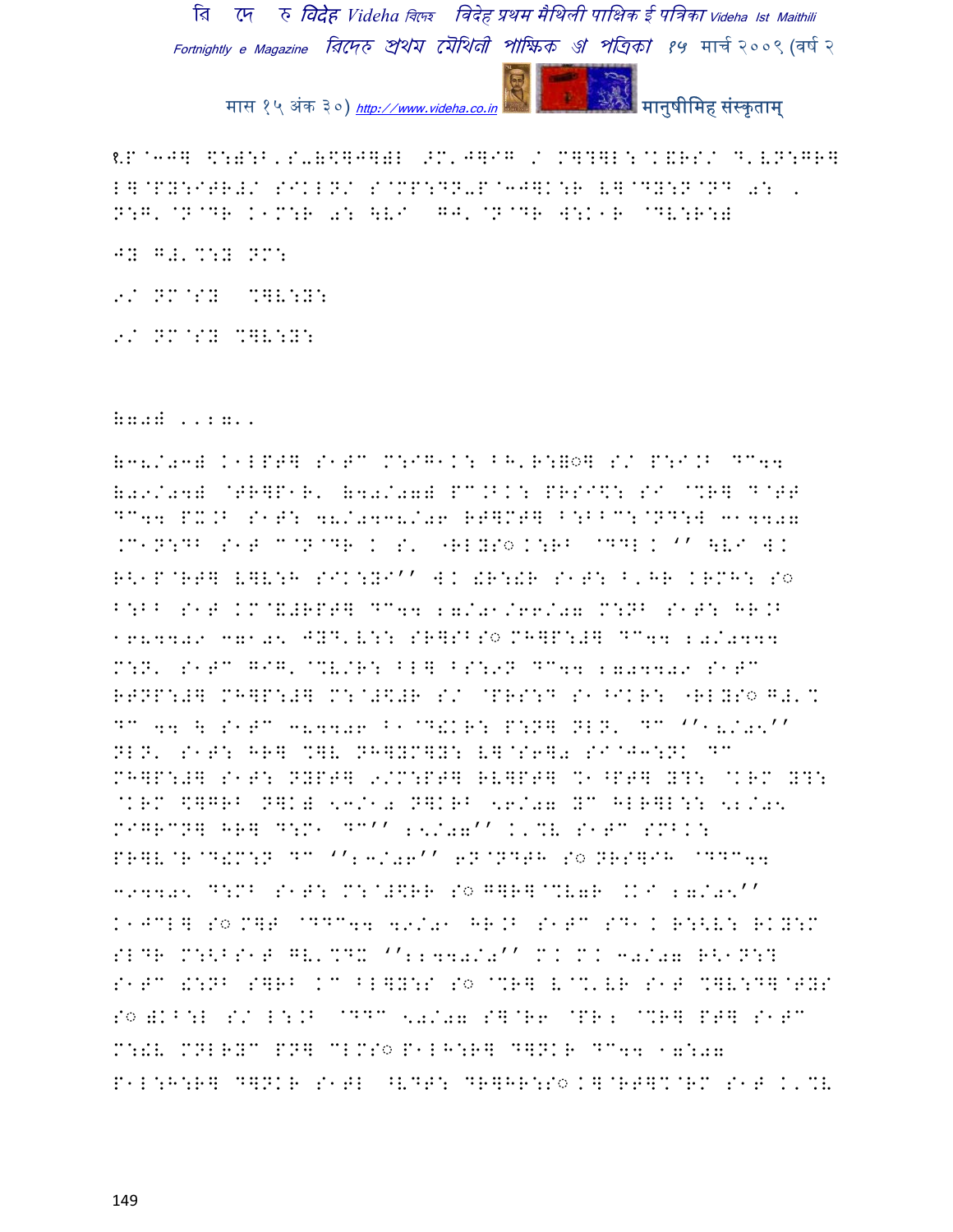१.P@3J] \:):B,S-(\]J])L ";M'J]@G / M]?]L:@K&RS/ D'VN:GR] L]@PY:ITR#/ SIKLN/ S@MP:DN-P@3J]K:R V]@DY:N@ND 0: ! N:G'@N@DR K1M:R 0: \VI GJ'@N@DR W:K1R @DV:R:) JY G#'%:Y NM: 9/ NM@SY %]V:Y: 9/ NM@SY %]V:Y:

(7-) ... ...

(38/03) K1LPT] S1TC M:IG1K: BH'R:=◌] S/ P:I.B DC44 (09/04) @TR]P1R' (40/07) PC.BK: PRSI\: SI @%R] D@TT DC44 PX.B S1T: 48/0438/06 RT]MT] B:BBC:@ND:W 314402 .C1N:DB S1T C@N@DR K S' "RLYS◌K:RB @DDLK '' \VI WK R<1P@RT] V]V:H SIK:YI'' WK !R:!R S1T: B'HR KRMH: S◌ B:BB S1T KM@&#RPT] DC44 27/01/66/07 M:NB S1T: HR.B 1684409 37105 JYD'V:: SR]SBS◌MH]P:#] DC44 20/0444 M:N' S1TC GIG'@%V/R: BL] BS:9N DC44 2024409 S1TC RTNP:#] MH]P:#] M:@#\#R S/ @PRS:D S1^IKR: "RLYS◌G#'% DC 44 \ S1TC 384406 B1@D!KR: P:N] NLN' DC ''18/05'' NLN' S1T: HR] %]V NH]YM]Y: V]@S6]0 SI@J3:NK DC MH]P:#] S1T: NYPT] 9/M:PT] RV]PT] %1^PT] Y?: @KRM Y?: @KRM \]GRB N]K) <3/10 N]KRB <6/07 YC HLR]L:: <2/05 MIGRCN] HR] D:M1 DC'' 25/07'' K'%V S1TC SMBK: PR]V@R@D!M:N DC '':3/06'' 6N@NDTH S◌NRS]IH @DDC44 394405 D:MB S1T: M:@#\RR S◌G]R]@%V7R .KI 27/05'' K1JCL] S◌M]T @DDC44 49/01 HR.B S1TC SD1K R:<V: RKY:M SLDR M:<BS1T GV'%DX '':2440/0'' MK MK 30/07 R<1N:? S1TC !:NB S]RB KC BL]Y:S S◌@%R] V@%'VR S1T %]V:D]@TYS S◌)KB:L S/ L:.B @DDC 50/07 S]@R6 @PR: @%R] PT] S1TC M:!V MNLRYC PN] CLMS◌P1LH:R] D]NKR DC44 17:07 P1L:H:R] D]NKR S1TL ^VDT: DR]HR:S◌K]@RT]%@RM S1T K'%V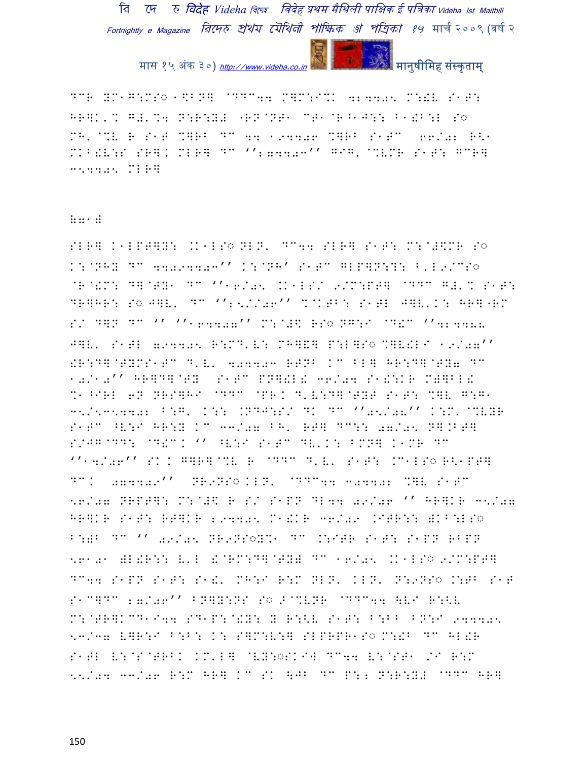DCR YM1G:MS◌ 1$BN] @DDC44 M]M:I%K 4:4405 M:!V S1T:
HR]K'% G#'%4 N:R:Y# "RN@NT1 CT1@R^1J:: B1!B:L S◌
MH'@%V R S1T %]RB DC 44 194406 %]RB S1TC 66/02 R\1
MKB!V:S SR]K MLR] DC '':74403'' GIG'@%VMR S1T: GCR]
35440 5 MLR]

:07 0

SLR] K1LPT]Y: .K1LS◌ NLN' DC44 SLR] S1T: M:@#$MR S◌
K:@NHY DC 44094403'' K:@NH' S1TC GLP]N:T: B'L9/CS◌
@R@!M: D]@TY1 DC ''16/05 .K1LS/ 9/M:PT] @DDC G#'% S1T:
DR]HR: S◌ J]V' DC '':5//06'' %@KTB: S1TL J]V'K: HR]"RM
S/ D]N DC '' ''164407'' M:@#$ RS◌ NG:I @D!C ''4:4444
J]V' S1TL 794405 R:MD'V: MH]&] P:L]S◌ %]V!LI 19/07''
!R:D]@TYMS1TC D'V' 404403 RTNB KC BL] HR:D]@TY7 DC
10/10'' HR]D]@TY S1TC PN]!L! 36/04 S1!:KR M)]BL!
%1^IRL 6N NRS]HI @DDC @PR. D'V:D]@TYT S1T: %]V G:G1
35/53544 02 B:G' K:: .NDJ:S/ DK DC ''05/02'' K:M'@%VYR
S1TC ^V:I HR:Y KC 33/07 BH' RT] DC:: 07/05 N].BT]
S/JG@DD: @D!C. '' ^V:I S1TC DV'K: BMN] K1MR DC
''14/06'' SK. G]R]@%V R @DDC D'V' S1T: .C1LS◌ R\1PT]
DC. 074409'' NR9NS◌KLN' @DDC44 304402 %]V S1TC
56/07 NRPT]: M:@#$ R S/ S1PN DL44 09/06 '' HR]KR 35/07
HR]KR S1T: RT]KR :94405 M1!KR 36/09 .ITR:: )KB:LS◌
B:)B DC '' 09/05 NR9NS◌Y%1 DC .:ITR S1T: S1PN RBPN
5601 0 )L!R:: V'L !@RM:D]@TY) DC 16/05 .K1LS◌ 9/M:PT]
DC44 S1PN S1T: S1!' MH:I R:M NLN' KLN' N:9NS◌ .:TB S1T
S1C]DC :7/06'' BN]Y:NS S◌ 2@%VNR @DDC44 \VI R:<V
M:@TR]KCD1I44 SD1P:@!Y: Y R:<V S1T: B:BB BN:I 944405
53/37 V]R:I B:B: K: S]M:V:] SLPRPR1S◌ M:!B DC HL!R
S1TL V:@S@TRBK KM'L] @VY:◌SKI] DC44 V:@ST1 /I R:M
55/04 33/06 R:M HR] KC SK \JB DC P:: N:R:Y# @DDC HR]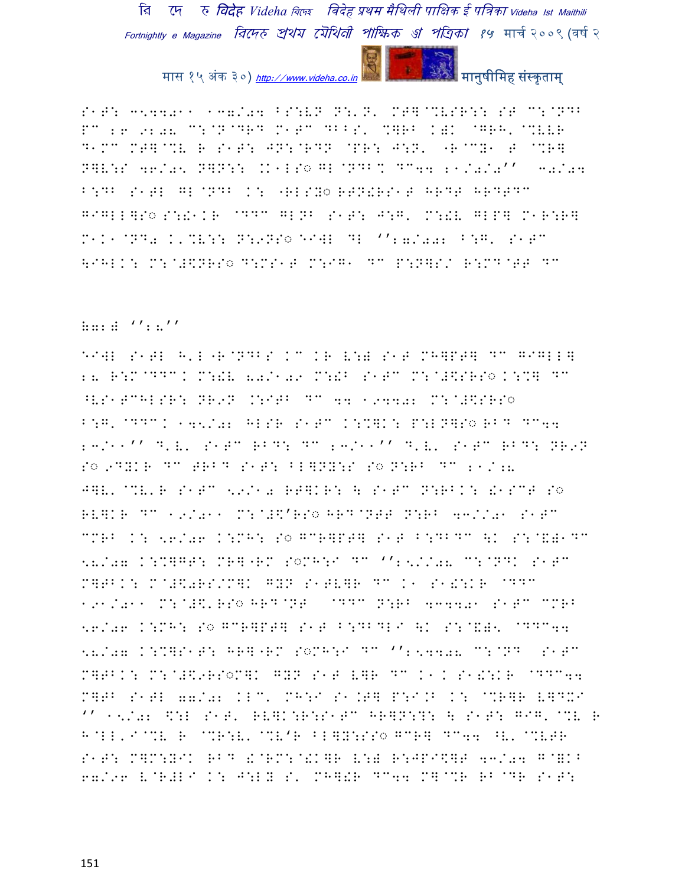S1T: 3544021 137/04 BS:VN N:'N' MT]@%VSR:: ST C:@NDB PC 26 9208 C:@N@DRD M1TC DBBS' %]RB K)K @GRH'@%VVR D1MC MT]@%V R S1T: JN:@RDN @PR: J:N' "R@CY1 T @%R] N]V:S 46/05 N]N:: .K1LS◌ GL@NDB% DC44 21/0/0'' 30/04 B:DB S1TL GL@NDB K: "RLSY◌ RTN!RS1T HRDT HRDTDC GIGLL]S◌ S:!1KR @DDC GLNB S1T: J:G' M:!V GLP] M1R:R] M1K1@ND0 K'%V:: N:9NS◌ 1IGL DL ''20/002 B:G' S1TC \IHLK: M:@#\$NRS◌ D:MS1T M:IG1 DC P:N]S/ R:MD@TT DC

)0:) '':6''

1IGL S1TL H'L"R@NDBS KC KR V:) S1T MH]PT] DC GIGLL] 26 R:M@DDCK M:!V 60/109 M:!B S1TC M:@#\$SRS◌ K:%] DC ^VS1TCHLSR: NR9N .:ITB DC 44 194402 M:@#\$SRS◌ B:G'@DDCK 145/02 HLSR S1TC K:%]K: P:LN]S◌ RBD DC44 23/11'' D'V' S1TC RBD: DC 23/11'' D'V' S1TC RBD: NR9N S◌ 9DYKR DC TRBD S1T: BL]NY:S S◌ N:RB DC 21/26 J]V'@%V'R S1TC 59/10 RT]KR: \ S1TC N:RBK: !1SCT S◌ RV]KR DC 19/011 M:@#\$'RS◌ HRD@NTT N:RB 43//01 S1TC CMRB K: 56/06 K:MH: S◌ GCR]PT] S1T B:DBDC \K S:@\$)1DC 58/07 K:%]GT: MR]"RM S◌MH:I DC '':5//08 C:@NDK S1TC M]TBK: M@#\$0RS/M]K GYN S1TV]R DC K1 S1!:KR @DDC 191/011 M:@#\$'RS◌ HRD@NT @DDC N:RB 434401 S1TC CMRB 56/06 K:MH: S◌ GCR]PT] S1T B:DBDLI \K S:@\$)5 @DDC44 58/07 K:%]S1T: HR]"RM S◌MH:I DC '':54408 C:@ND S1TC M]TBK: M:@#\$9RS◌M]K GYN S1T V]R DC K1K S1!:KR @DDC44 M]TB S1TL 07/02 KLC' MH:I S1.T] P:I.B K: @%R]R V]D%I '' 15/02 \$:L S1T' RV]K:R::S1TC HR]N:?: \ S1T: GIG'@%V R H@LL'I@%V R @%R:V'@%V'R BL]Y::S◌ GCR] DC44 ^V'@%VTR S1T: M]M:YIK RBD !@RM:@!K]R V:) R:JPI\$]T 43/04 G@)KB 67/96 V@R#LI K: J:LY S' MH]!R DC44 M]@%R RB@DR S1T: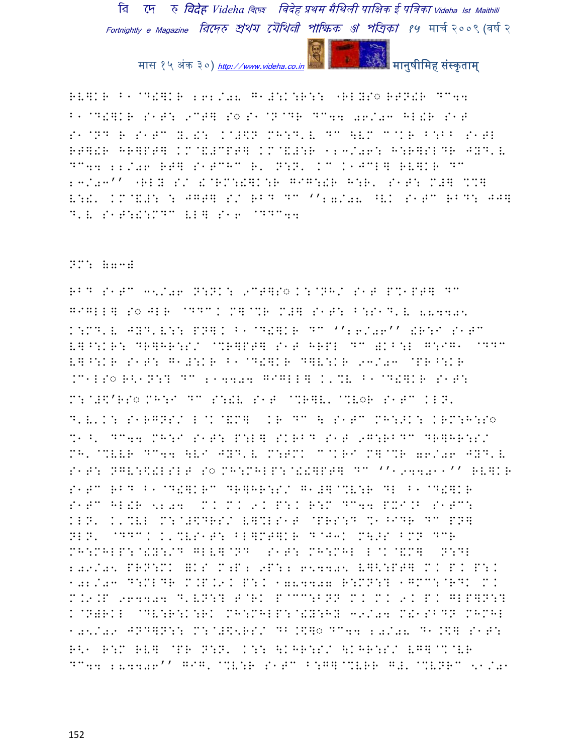RV]KR B1@D!]KR 262/08 G1#:K:R:: "RLYS◌ RTN!R DC44
B1@D!]KR S1T: 9CT] S◌ S1@N@DR DC44 06/03 HL!R S1T
S1@ND R S1TC Y'!: K@#\$N MH:D'V DC \VM C@KR B:BB S1TL
RT]!R HR]PT] KM@&#CPT] KM@&#:R 123/062 H:R]SLDR JYD'V
DC44 22/06 RT] S1TCHC R' N:N' KC K1JCL] RV]KR DC
23/03'' "RLY S/ !@RM:!]K:R GIG:!R H:R' S1T: M#] %C]
V:!' KM@&#: : JGT] S/ RBD DC ''27/08 ^VK S1TC RBD: JJ]
D'V S1T:!:MDC VL] S16 @DDC44

NM: 873#

RBD S1TC 35/06 N:NK: 9CT]S◌ K:@NH/ S1T P%1PT] DC
GIGLL] S◌ JLR @DDCK M]@%R M#] S1T: B:S1D'V 884405
K:MD'V JYD'V:: PN]K B1@D!]KR DC ''26/06'' !R:I S1TC
V]^:KR: DR]HR:S/ @%R]PT] S1T HRPL DC )KB:L G:IG1 @DDC
V]^:KR S1T: G1#:KR B1@D!]KR D]V:KR 93/03 @PR^:KR
.C1LS◌ R<1N:? DC 214404 GIGLL] K'%V B1@D!]KR S1T:
M:@#\$'RS◌ MH:I DC S:!V S1T @%R]V' @%V◌R S1TC KLN'
D'V'K: S1RGNS/ L@K@&M] KR DC \ S1TC MH:>K: KRM:H:S◌
%1^' DC44 MH:I S1T: P:L] SKRBD S1T 9G:RBDC DR]HR:S/
MH'@%VVR DC44 \VI JYD'V M:TMK C@KRI M]@%R 76/06 JYD'V
S1T: NGV:\$!LSLT S◌ MH:MHLP:@!!]PT] DC ''194401'' RV]KR
S1TC RBD B1@D!]KRC DR]HR:S/ G1#]@%V:R DL B1@D!]KR
S1TC HL!R 5204 M.K M.K 9.K P:.K R:M DC44 PXI.B S1TC:
KLN' K'%VL M:@#\$DRS/ V]%LS1T @PRS:D %1^IDR DC PN]
NLN' @DDCK K'%VS1T: BL]MT]KR D@J3K M:>S BMN DCR
MH:MHLP:@!Y:/D GLV]@ND S1T: MH:MHL L@K@&M] N:DL
209/05 PRN:MK =KS M:P2 9P:2 654405 V]<:PT] M.K P.K P:.K
102/03 D:MLDR M.P.9.K P:.K 1784407 R:MN:? 1GCC:@RDK M.K
M.9.P 964404 D'VN:? T@RK P@CC:BNN M.K M.K 9.K P.K GLP]N:?
K@N)RKL @DV:R:K:RK MH:MHLP:@!Y:HY 39/04 M!1SBDN MHMHL
105/09 JND]N:: M:@#\$<RS/ DB.\$]◌ DC44 20/08 D1.\$] S1T:
R<1 R:M RV] @PR N:N' K:: \KHR:S/ \KHR:S/ VG]@%@VR
DC44 284406'' GIG' @%V:R S1TC B:G]@%VRR G#'@%VNRC 51/01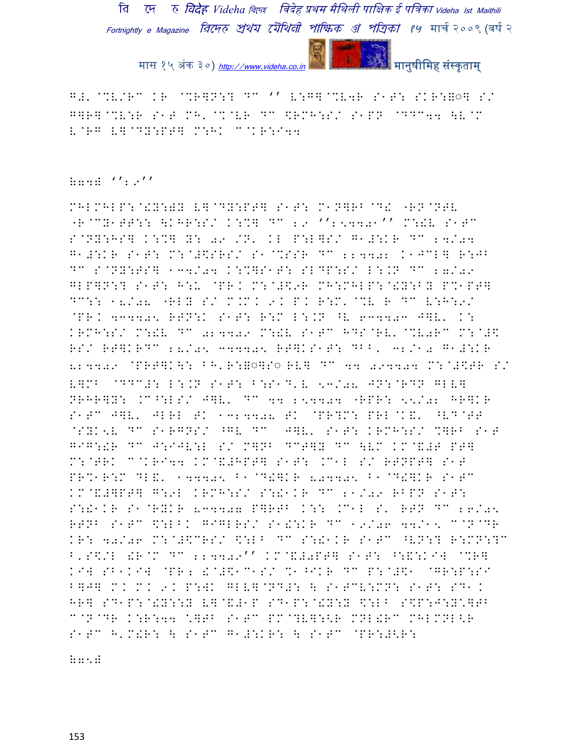G#' @%V/RC KR @%R]N:? DC '' V:G]@%V4R S1T: SKR:]◌] S/ G]R]@%V:R S1T MH'@%@VR DC $RMH:S/ S1PN @DDC44 \V@M V@RG V]@DY:PT] M:HK C@KR:I44

(74) ''2.''

MHLMHLP:@!Y:)Y V]@DY:PT] S1T: M1N]RB@D! "RN@NTV "R@CY1TT:: \KHR:S/ K:%] DC 2. '':5440.'' M:!V S1TC S@NY:HS] K:%] Y: 0. /N' KL P:L]S/ G1#:KR DC 24/04 G1#:KR S1T: M:@#$RS/ S1@%SSR DC 224402 K1JCL] R:JB DC S@NY:TS] 134/04 K:%]S1T: SLDP:S/ L:.N DC 27/0. GLP]N:? S1T: H:U @PR. M:@#$9R MH:MHLP:@!Y:BY PC1PT] DC:: 18/02 "RLY S/ M.M. 9. P. R:M'@%V R DC V:H:9/ @PR. 434405 RTN:K S1T: R:M L:.N ^V 634403 J]V' K: KRMH:S/ M:!V DC 024409 M:!V S1TC HDS@RV'@%V0RC M:@#$ RS/ RT]KRDC 28/05 344405 RT]KS1T: DBB' 32/10 G1#:KR 824409 @PRT]K\: BH'R:]◌]S◌ RV] DC 44 094404 M:@#$TR S/ V]MB @DDC#: L:.N S1T: B:S1D'V 53/02 JN:@RDN GLV] NRHR]Y: .C^:LS/ J]V' DC 44 254404 "RPR: 55/02 HR]KR S1TC J]V' JLRL TK 132402 TK @PR?M: PRL@K&' ^VD@TT @SYK5V DC S1RGNS/ ^GV DC J]V' S1T: KRMH:S/ %]RB S1T GIG:!R DC J:IJV:L S/ M]NB DCT]Y DC \VM KM@&#T PT] M:@TRK C@KRI44 KM@&#HPT] S1T: .C1L S/ RTNPT] S1T PR%1R:M DL&' 144405 B1@D!]KR 804405 B1@D!]KR S1TC KM@&#]PT] G:9L KRMH:S/ S:!1KR DC 21/09 RBPN S1T: S:!1KR S1@RYKR 834407 P]RTB K:: .C1L S' RTN DC 26/05 RTNB S1TC $:LBK GIGLRS/ S1!:KR DC 19/06 44/15 C@N@DR KR: 40/06 M:@#$CRS/ $:LB DC S:!1KR S1TC ^VN:? R:MN:?C B'S$/L !R@M DC 224409'' KM@&0PT] S1T: ^:&:KIW @%R] KIW SB1KIW @PR2 !@#$1C1S/ %1^IKR DC P:@#$1 @GR:P:SI B]J] M. M. 9. P:WK GLV]@ND#: \ S1TCV:MN: S1T: SD1. HR] SD1P:@!Y:::Y V]@&#1P SD1P:@!Y:Y $:LB S$P:J:Y@\]TB C@N@DR K:R:44 @\]TB S1TC PM@?V]:<R MNL!RC MHLMNL<R S1TC H'M!R: \ S1TC G1#:KR: \ S1TC @PR:#<R:

(75)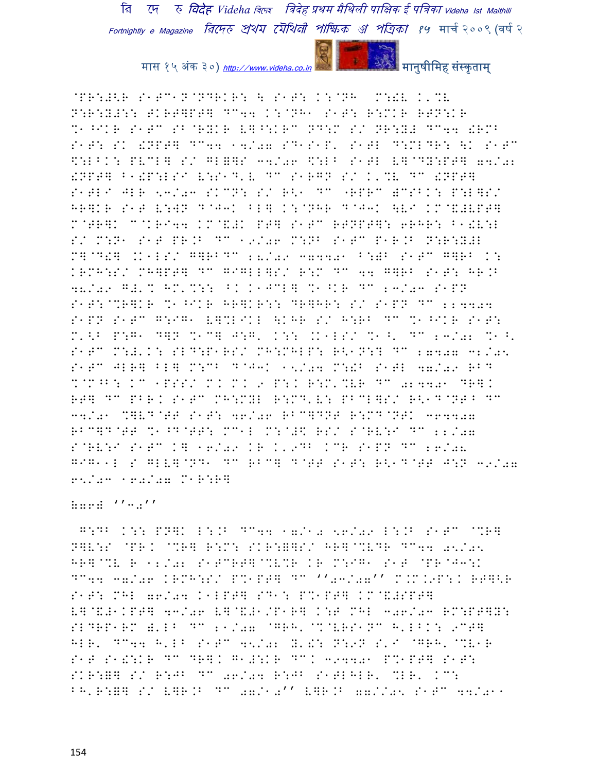@PR:#<R S1TC1N@NDRKR: \ S1T: K:@NH M:!V K'%V
N:R:Y#:: TKRT]PT] DC44 K:@NH1 S1T: R:MKR RTN:KR
%1^IKR S1TC SB@RYKR V]^:KRC ND:M S/ NR:Y# DC44 !RMB
S1T: SK !NPT] DC44 14/07 SD1S1P' S1TL D:MLDR: \K S1TC
$:LBK: PVCL] S/ GL=]S 44/06 $:LB S1TL V]@DY:PT] 64/02
!NPT] B1!P:LSI V:S1D'V DC S1RGN S/ K'%V DC !NPT]
S1TLI JLR 53/03 SKCN: S/ R<1 DC "RPRC )CSBK: P:L]S/
HR]KR S1T V:WN D@J3K BL] K:@NHR D@J3K \VI KM@&#VPT]
M@TR]K C@KRI44 KM@&#K PT] S1TC RTNPT]: 6RHR: B1!V:L
S/ M:N1 S1T PR.B DC 19/06 M:NB S1TC P1R.B N:R:Y#L
M]@D!] .K1LS/ G]RBDC 28/09 347401 B:)B S1TC G]RB K:
KRMH:S/ MH]PT] DC GIGLL]S/ R:M DC 44 G]RB S1T: HR.B
48/09 G#'% HM'%:: BK K1JCL] %1^KR DC 23/03 S1PN
S1T:@%R]KR %1^IKR HR]KR:: DR]HR: S/ S1PN DC 224404
S1PN S1TC G:IG1 V]%LIKL \KHR S/ H:RB DC %1^IKR S1T:
M'<B P:G1 D]N %1C] J:G' K:: .K1LS/ %1^' DC 23/02 %1^'
S1TC M:#'K: SLD:P1RS/ MH:MHLP: R<1N:? DC 27407 32/05
S1TC JLR] BL] M:CB D@J3K 15/04 M:!B S1TL 47/09 RBD
%@M^B: KC 1PSS/ M/K M/K 9 P:K R:M'%VR DC 024401 DR]K
RT] DC PBR.K S1TC MH:MYL R:MD'V: PBCL]S/ R<1D@NT^B DC
34/01 %]VD@TT S1T: 46/06 RBC]DNT R:MD@NTK 364407
RBC]D@TT %1^D@TT: MC1L M:@#$ RS/ S@RV:I DC 22/07
S@RV:I S1TC K] 16/09 KR K'9DB KCR S1PN DC 26/08
GIG11L S GLV]@ND1 DC RBC] D@TT S1T: R<1D@TT J:N 39/07
65/03 160/07 M1R:R]

(77) ''30''

G:DB K:: PN]K L:.B DC44 17/10 56/09 L:.B S1TC @%R]
N]V:S @PR.K @%R] R:M: SKR:=]S/ HR]@%VDR DC44 05/05
HR]@%V R 12/02 S1TCRT]@%V%R KR M:IG1 S1T @PR@J3:K
DC44 37/06 KRMH:S/ P%1PT] DC ''03/07'' M.M.9P:K RT]<R
S1T: MHL 76/04 K1LPT] SD1: P%1PT] KM@&#SPT]
V]@&#1KPT] 43/06 V]@&#1/P1R] K:T MHL 306/03 RM:PT]Y:
SLDRP1RM )'LB DC 21/07 @GRH'@%@VRS1NC H'LBK: 9CT]
HLR' DC44 H'LB S1TC 45/02 Y'!: N:9N S'I @GRH'@%V1R
S1T S1!:KR DC DR]K G1#:KR DC. 394401 P%1PT] S1T:
SKR:=] S/ R:JB DC 06/04 R:JB S1TLHLR' %LR' KC:
BH'R:=] S/ V]R.B DC 07/10'' V]R.B 77//05 S1TC 44/011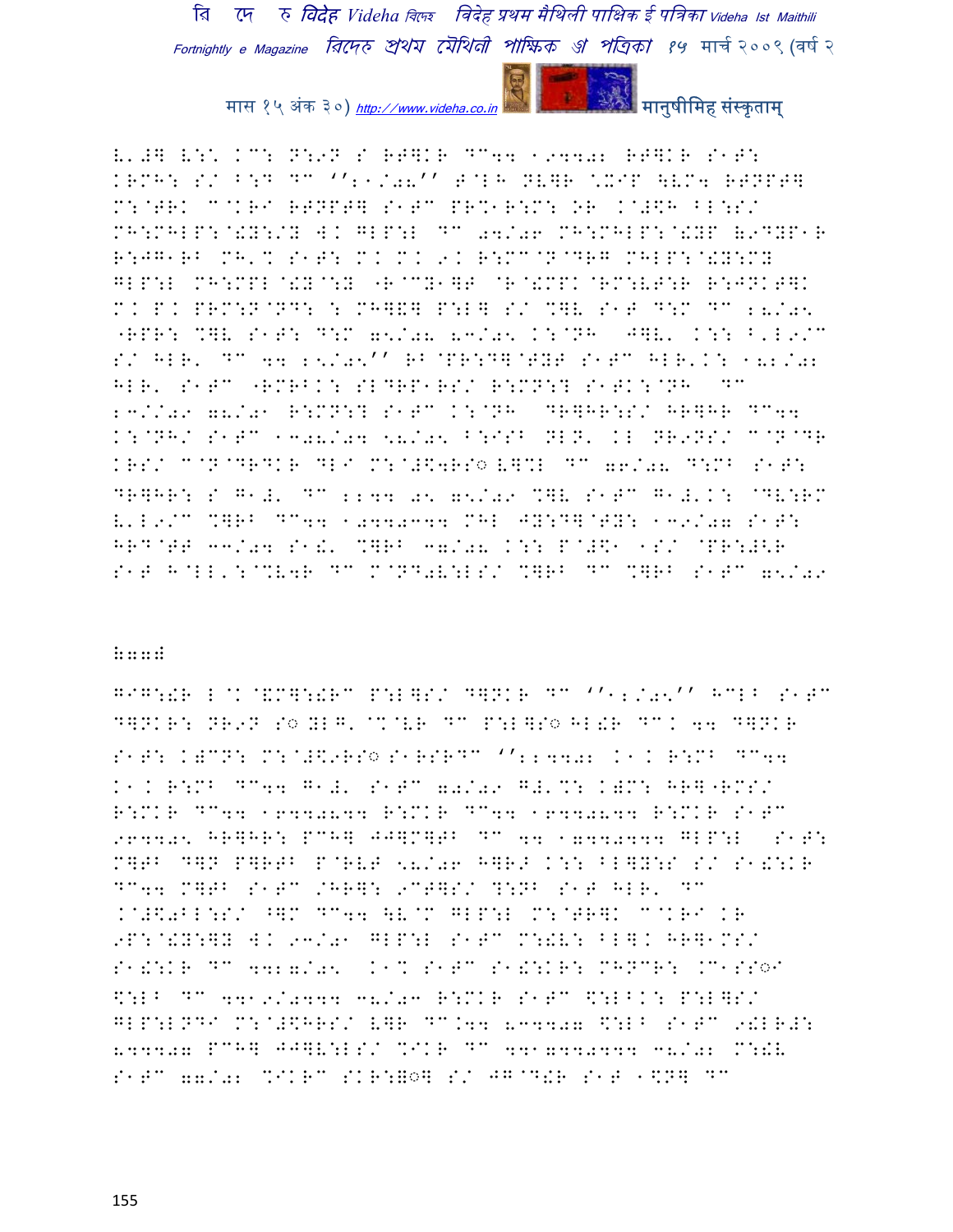E'#] E:\ KC: N:9N S RT]KR DC44 194402 RT]KR S1T: KRMH: S/ B:D DC ''21/08'' T@LH NV]R \IYP [VM4 RTNPT] M:@TRK C@KRI RTNPT] S1TC PR%1R:M: OR K@#\$H BL:S/ MH:MHLP:@!Y:/Y W. GLP:L DC 04/06 MH:MHLP:@!YP [9DYP1R R:JG1RB MH'% S1T: M. M. 9. R:MC@N@DRG MHLP:@!Y:MY GLP:L MH:MPL@!Y@:Y "R@CY1]T @R@!MPK@RM:VT:R R:JNKT]K M. P. PRM:N@ND: : MH]&] P:L] S/ %]V S1T D:M DC 28/05 "RPR: %]V S1T: D:M 75/08 83/05 K:@NH J]V' K:: B'L9/C S/ HLR' DC 44 25/05'' RB@PR:D]@TYT S1TC HLR'K: 182/02 HLR' S1TC "RMRBK: SLDRP1RS/ R:MN:? S1TK:@NH DC 23//09 78/01 R:MN:? S1TC K:@NH DR]HR:S/ HR]HR DC44 K:@NH/ S1TC 1308/04 58/05 B:ISB NLN' KL NR9NS/ C@N@DR KRS/ C@N@DRDKR DLI M:@#\$4RSo V]%L DC 76/08 D:MB S1T: DR]HR: S G1#' DC 2244 05 75/09 %]V S1TC G1#'K: @DV:RM V'L9/C %]RB DC44 10440344 MHL JY:D]@TY: 139/07 S1T: HRD@TT 33/04 S1!' %]RB 37/08 K:: P@#\$1 1S/ @PR:#<R S1T H@LL':@%V4R DC M@ND0V:LS/ %]RB DC %]RB S1TC 75/09

[:0:#

GIG:!R L@K@&M]:!RC P:L]S/ D]NKR DC ''12/05'' HCLB S1TC D]NKR: NR9N So YLG' @%@VR DC P:L]So HL!R DC. 44 D]NKR S1T: K)CN: M:@#\$9RSo S1RSRDC ''224402 K1. R:MB DC44 K1. R:MB DC44 G1#' S1TC 70/09 G#'%: K)M: HR]"RMS/ R:MKR DC44 16440844 R:MKR DC44 16440844 R:MKR S1TC 964405 HR]HR: PCH] JJ]M]TB DC 44 17440444 GLP:L S1T: M]TB D]N P]RTB P@RVT 58/06 H]RJ K:: BL]Y:S S/ S1!:KR DC44 M]TB S1TC /HR]: 9CT]S/ ?:NB S1T HLR' DC .@#\$0BL:S/ ^]M DC44 [V@M GLP:L M:@TR]K C@KRI KR 9P:@!Y:]Y W. 93/01 GLP:L S1TC M:!V: BL]. HR]1MS/ S1!:KR DC 442 7/05 K1% S1TC S1!:KR: MHNCR: .C1SSoI \$:LB DC 441 9/0444 38/03 R:MKR S1TC \$:LBK: P:L]S/ GLP:LNDI M:@#\$HRS/ V]R DC.44 834407 \$:LB S1TC 9!LR#: 844407 PCH] JJ]V:LS/ %IKR DC 441 7440444 38/02 M:!V S1TC 77/02 %IKRC SKR:Bo] S/ JG@D!R S1T 1\$N] DC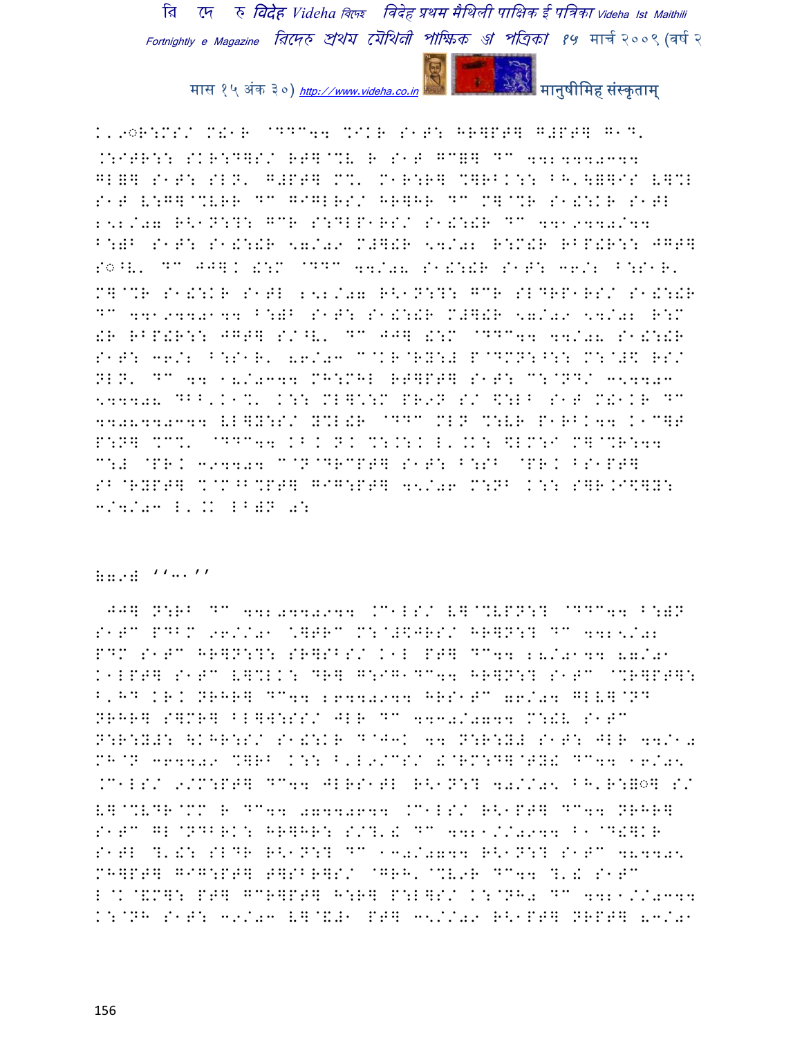K'9○R:MS/ M!1R @DDC44 %IKR S1T: HR]PT] G#PT] G1D' .:ITR:: SKR:D]S/ RT]@%V R S1T GC=] DC 4424440344 GL=] S1T: SLN' G#PT] M%' M1R:R] %]RBK:: BH'\=]IS V]%L S1T V:G]@%VRR DC GIGLRS/ HR]HR DC M]@%R S1!:KR S1TL 252/07 R<1N:?: GCR S:DLP1RS/ S1!:!R DC 441944025/44 B:=B S1T: S1!:!R 57/09 M#]!R 54/02 R:M!R RBP!R:: JGT] S○^V' DC JJ]. !:M @DDC 44/08 S1!:!R S1T: 36/2 B:S1R' M]@%R S1!:KR S1TL 252/07 R<1N:?: GCR SLDRP1RS/ S1!:!R DC 441944025144 B:=B S1T: S1!:!R M#]!R 57/09 54/02 R:M !R RBP!R:: JGT] S/^V' DC JJ]. !:M @DDC44 44/08 S1!:!R S1T: 36/2 B:S1R' 86/03 C@KR@RY:# P@DMN:^:: M:@#\$ RS/ NLN' DC 44 18/0344 MH:MHL RT]PT] S1T: C:@ND/ 354403 544408 DBB'K1%' K:: ML]\*:M PR9N S/ \$:LB S1T M!1KR DC 4408440344 VL]Y:S/ Y%L!R @DDC MLN %:VR P1RBK44 K1C]T P:N] %CC' @DDC44 KB. N. %:.:. L'.K: \$LM:I M]@%R:44 C:# @PR. 394404 C@N@DRCPT] S1T: B:SB @PR. BS1PT] SB@RYPT] %@M^B%PT] GIG:PT] 45/06 M:NB K:: S]R.I\$]Y: 3/4/03 L'.K LB=N 0:

=79# ''3''

 JJ] N:RB DC 442044094 .C1LS/ V]@%VPN:? @DDC44 B:=N S1TC PDBM 96//01 \*]TRC M:@#\$JRS/ HR]N:? DC 4425/02 PDM S1TC HR]N:?: SR]SBS/ K1L PT] DC44 28/0144 87/01 K1LPT] S1TC V]%LK: DR] G:IG1DC44 HR]N:? S1TC @%R]PT]: B'HD KR. NRHR] DC44 26440944 HRS1TC 76/04 GLV]@ND NRHR] S]MR] BL]W:SS/ JLR DC 4430/0744 M:!V S1TC N:R:Y#: \KHR:S/ S1!:KR D@J3K 44 N:R:Y# S1T: JLR 44/10 MH@N 364409 %]RB K:: B'L9/CS/ !@RM:D]@TY! DC44 16/05 .C1LS/ 9/M:PT] DC44 JLRS1TL R<1N:? 40//05 BH'R:=○] S/ V]@%VDR@MM R DC44 07440644 .C1LS/ R<1PT] DC44 NRHR] S1TC GL@NDBRK: HR]HR: S/?'! DC 4421//0944 B1@D!]KR S1TL ?'!: SLDR R<1N:? DC 130/0744 R<1N:? S1TC 484405 MH]PT] GIG:PT] T]SBR]S/ @GRH'@%V9R DC44 ?'! S1TC L@K@&M]: PT] GCR]PT] H:R] P:L]S/ K:@NH0 DC 4421//0344 K:@NH S1T: 39/03 V]@&1 PT] 35//09 R<1PT] NRPT] 83/01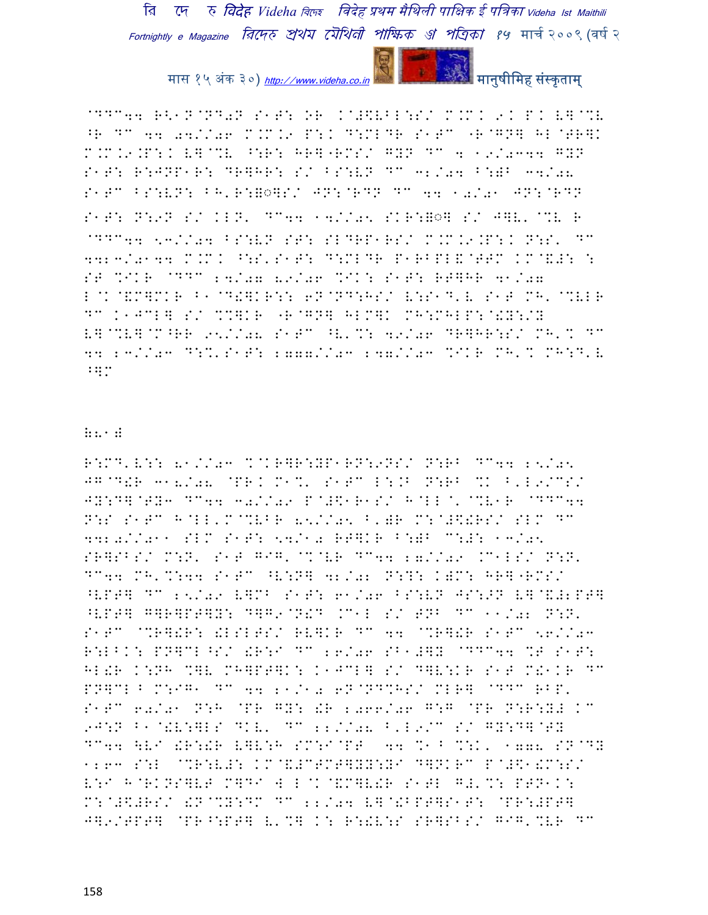@DDC44 R<1N@ND0N S1T: OR .@#\$VBL:S/ M.M. 9. P. V]@%V ^R DC 44 04//06 M.M.9 P:. D:MLDR S1TC "R@GN] HL@TR]. M.M.9.P:. V]@%V ^:R: HR]"RMS/ GYN DC 4 19/0344 GYN S1T: R:JNP1R: DR]HR: S/ BS:VN DC 32/04 B:)B 34/08 S1TC BS:VN: BH'R:=◌]S/ JN:@RDN DC 44 10/01 JN:@RDN S1T: N:9N S/ KLN' DC44 14//05 SKR:=◌] S/ J]V' @%V R @DDC44 53//04 BS:VN ST: SLDRP1RS/ M.M.9.P:. N:S' DC 44234/0144 M.M. ^:S'S1T: D:MLDR P1RBPL&@TTM .M@&#: : ST %IKR @DDC 24/07 89/06 %IK: S1T: RT]HR 41/07 L@K@&M]MKR B1@D&].R:: 6N@ND:HS/ V:S1D'V S1T MH'@%VLR DC K1JCL] S/ %%]KR "R@GN] HLM]K MH:MHLP:@&Y:/Y V]@%V]@M^RR 95//08 S1TC ^V'%: 49/06 DR]HR:S/ MH'% DC 44 23//03 D:%'S1T: 2777//03 247//03 %IKR MH'% MH:D'V ^]M

=2"#

R:MD'V:: 81//03 %@KR]R:YP1RN:9NS/ N:RB DC44 25/05 JG@D&R 318/08 @PR. M1%' S1TC L:.B N:RB %K B'L9/CS/ JY:D]@TY3 DC44 30//09 P@#\$1R1S/ H@LL@'@%V1R @DDC44 N:S S1TC H@LL'M@%VBR 85//05 B')R M:@#\$&RS/ SLM DC 44203//011 SLM S1T: 54/10 RT]KR B:)B C:#: 13/05 SR]SBS/ M:N' S1T GIG' @%@VR DC44 27//09 .C1LS/ N:N' DC44 MH'%:44 S1TC ^V:N] 42/02 N:?: K)M: HR]"RMS/ ^VPT] DC 25/09 V]MB S1T: 61/06 BS:VN JS:>N V]@&#2PT] ^VPT] G]R]PT]Y: D]G9@N&D .C1L S/ TNB DC 11/02 N:N' S1TC @%R]&R: &LSLTS/ RV]KR DC 44 @%R]&R S1TC 56//03 R:LBK: PN]CL^S/ &R:I DC 26/06 SB1#]Y @DDC44 %T S1T: HL&R K:NH %]V MH]PT]K: K1JCL] S/ D]V:KR S1T M&1KR DC PN]CL^ M:IG1 DC 44 21/10 6N@ND%HS/ MLR] @DDC RBP' S1TC 60/01 N:H @PR GY: &R 2066/06 G:G @PR N:R:Y# .C 9J:N B1@&V:]LS DKV' DC 22//08 B'L9/C S/ GY:D]@TY DC44 \VI &R:&R V]V:H SM:I@PT 44 %1^ %:K' 1778 SN@DY 1263 S:L @%R:V#: .M@&#CTMT]YY:YI D]NKRC P@#\$1&M:S/ V:I H@RKNS]VT M]DI W L@K@&M]V&R S1TL G#'%: PTN1K: M:@#\$#RS/ &N@%Y:DC DC 22/04 V]@&BPT]S1T: @PR:#PT] J]9/TPT] @PR^:PT] V'%] K: R:&V:S SR]SBS/ GIG'%VR DC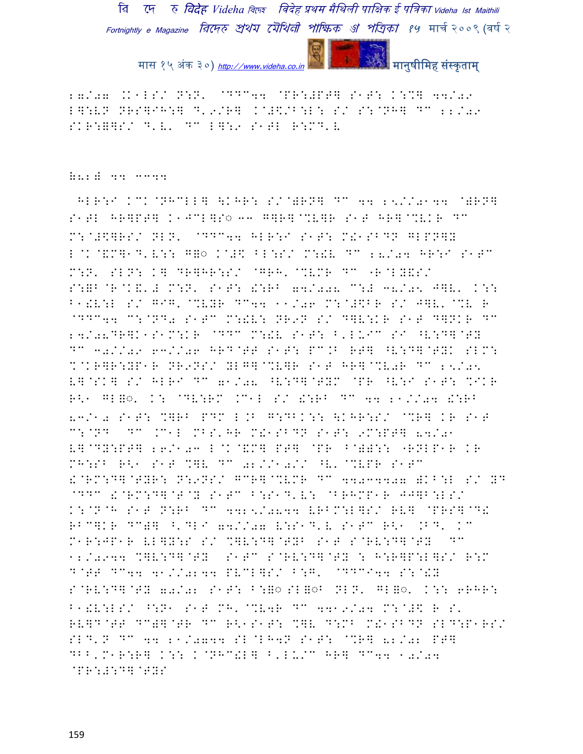27/07 .K1LS/ N:N' @DDC44 @PR:#PT] S1T: K:%] 44/09
L]:VN NRS]IH:] D'9/R] K@#\$/B:L: S/ S:@NH] DC 22/09
SKR:]]S/ D'V' DC L]:9 S1TL R:MD'V

8.2.8 44 ^^44

HLR:I KCK@NHCLL] \KHR: S/@)RN] DC 44 25//0144 @)RN]
S1TL HR]PT] K1JCL]S◌ 33 G]R]@%V]R S1T HR]@%VKR DC
M:@#\$]RS/ NLN' @DDC44 HLR:I S1T: M!1SBDN GLPN]Y
L@K@&M]1D'V:: G]◌ K@#\$ BL:S/ M:!V DC 28/04 HR:I S1TC
M:N' SLN: K] DR]HR:S/ @GRH'@%VMR DC "R@LY&S/
S:=B@R@K&'# M:N' S1T: !:RB 74/008 C:# 38/05 J]V' K::
B1!V:L S/ GIG'@%VYR DC44 11/06 M:@#\$BR S/ J]V'@%V R
@DDC44 C:@ND◌ S1TC M:!V: NR9N S/ D]V:KR S1T D]NKR DC
24/08DR]K1S1M:KR @DDC M:!V S1T: B'LUIC SI ^V:D]@TY
DC 30//09 63//06 HRD@TT S1T: PC.B RT] ^V:D]@TYK SLM:
%@KR]R:YP1R NR9NS/ YLG]@%V]R S1T HR]@%V0R DC 25/05
V]@SK] S/ HLRI DC 71/08 ^V:D]@TYM @PR ^V:I S1T: %IKR
R<1 GL]◌' K: @DV:RM .C1L S/ !:RB DC 44 21//04 !:RB
83/10 S1T: %]RB PDM L.B G:DBK:: \KHR:S/ @%R] KR S1T
C:@ND DC .C1L MBS'HR M!1SBDN S1T: 9M:PT] 84/01
V]@DY:PT] 26/103 L@K@&M] PT] @PR B@)):: "RNLP1R KR
MH:SB R<1 S1T %]V DC 02//10// ^V'@%VPR S1TC
!@RM:D]@TYR: N:9NS/ GCR]@%VMR DC 4403307 )KB:L S/ YD
@DDC !@RM:D]@T@Y S1TC B:S1D'V: @BRHMP1R JJ]B:LS/
K:@N@H S1T N:RB DC 4425/0844 VRBM:L]S/ RV] @PRS]@D!
RBC]KR DC)] ^'DLI 74//07 V:S1D'V S1TC R<1 .BD' KC
M1R:JP1R VL]Y:S S/ %]V:D]@TYB S1T S@RV:D]@TY DC
12/0944 %]V:D]@TY S1TC S@RV:D]@TY : H:R]P:L]S/ R:M
D@TT DC44 41//0244 PVCL]S/ B:G' @DDCI44 S:@!Y
S@RV:D]@TY 70/02 S1T: B:]◌ SL]◌B NLN' GL]◌' K:: 6RHR:
B1!V:LS/ ^:N1 S1T MH'@%V4R DC 4419/04 M:@#\$ R S'
RV]D@TT DC)]@TR DC R<1S1T: %]V D:MB M!1SBDN SLD:P1RS/
SLD'N DC 44 21/0744 SL@LH4N S1T: @%R] 82/02 PT]
DBB'M1R:R] K:: K@NHC!L] B'LU/C HR] DC44 10/04
@PR:#:D]@TYS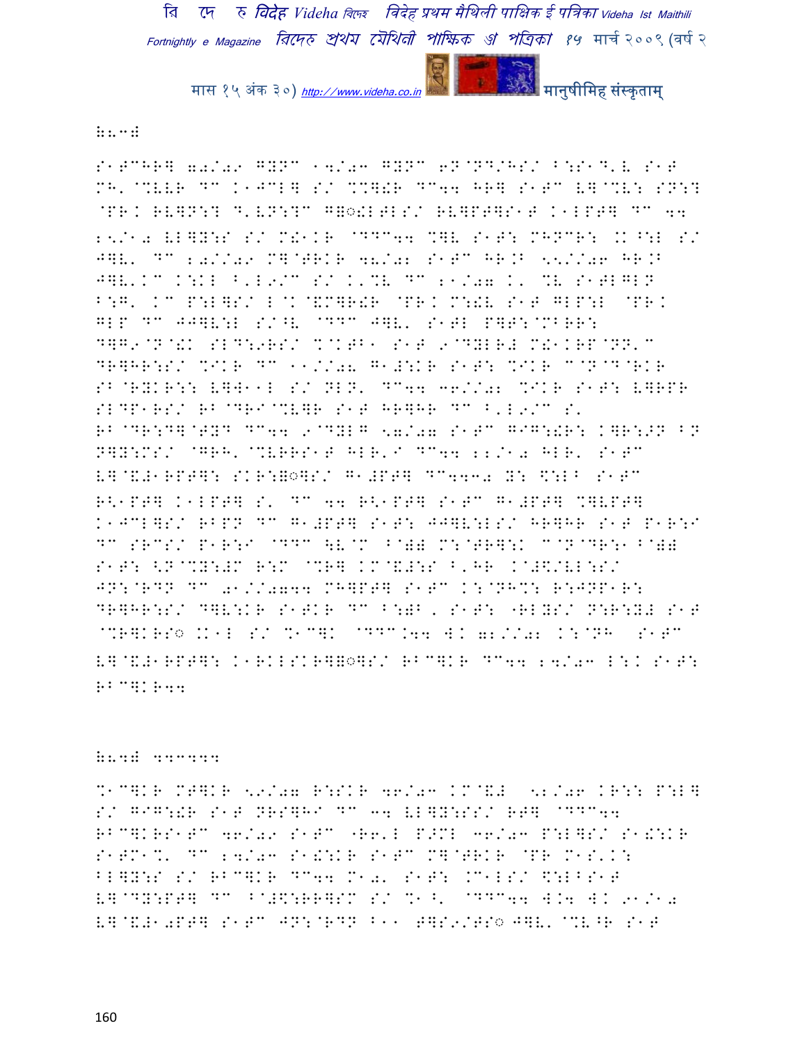(२०)

S1ERHR] 02/09 GYNC 14/03 GYNC 6N@ND/HS/ B:S1D'V S1T MH'@%VVR DC K1JCL] S/ %%]!R DC44 HR] S1TC V]@%V: SN:? @PR. RV]N:? D'VN:?C G]◌!LTLS/ RV]PT]S1T K1LPT] DC 44 25/10 VL]Y:S S/ M!1KR @DDC44 %]V S1T: MHNCR: .K^:L S/ J]V' DC 20//09 M]@TRKR 48/02 S1TC HR.B 55//06 HR.B J]V'KC K:KL B'L9/C S/ K'%V DC 21/07 K' %V S1TLGLN B:G' KC P:L]S/ L@K@&M]R!R @PR. M:!V S1T GLP:L @PR. GLP DC JJ]V:L S/^V @DDC J]V' S1TL P]T:@MBRR: D]G9@N@!K SLD:9RS/ %@KTB1 S1T 9@DYLR# M!1KRP@NN'C DR]HR:S/ %IKR DC 11//08 G1#:KR S1T: %IKR C@N@D@RKR SB@RYKR:: V]W11L S/ NLN' DC44 36//02 %IKR S1T: V]RPR SLDP1RS/ RB@DRI@%V]R S1T HR]HR DC B'L9/C S' RB@DR:D]@TYD DC44 9@DYLG 57/07 S1TC GIG:!R: K]R:>N BN N]Y:MS/ @GRH'@%VRRS1T HLR'I DC44 22/10 HLR' S1TC V]@&#1RPT]: SKR:]◌]S/ G1#PT] DC4430 Y: \$:LB S1TC R<1PT] K1LPT] S' DC 44 R<1PT] S1TC G1#PT] %]VPT] K1JCL]S/ RBPN DC G1#PT] S1T: JJ]V:LS/ HR]HR S1T P1R:I DC SRCS/ P1R:I @DDC \V@M B@)) M:@TR]:K C@N@DR:1B@)) S1T: <N@%Y:#M R:M @%R] KM@&#:S B'HR K@#\$/VL:S/ JN:@RDN DC 01//0744 MH]PT] S1TC K:@NH%: R:JNP1R: DR]HR:S/ D]V:KR S1TKR DC B:)B' S1T: "RLYS/ N:R:Y# S1T @%R]KRS◌ .K1L S/ %1C]K @DDC.44 W. 02//02 K:@NH S1TC V]@&#1RPT]: K1RKLSKR]]◌]S/ RBC]KR DC44 24/03 L:K S1T: RBC]KR44

(२१) 44444

%1C]KR MT]KR 59/07 R:SKR 46/03 KM@&# 52/06 KR:: P:L] S/ GIG:!R S1T NRS]HI DC 34 VL]Y:SS/ RT] @DDC44 RBC]KRS1TC 46/09 S1TC "R6'L P>ML 36/03 P:L]S/ S1!:KR S1TM1%' DC 24/03 S1!:KR S1TC M]@TRKR @PR M1S'K: BL]Y:S S/ RBC]KR DC44 M10' S1T: .C1LS/ \$:LBS1T V]@DY:PT] DC B@#\$:RR]SM S/ %1^' @DDC44 W.4 W. 91/10 V]@&#10PT] S1TC JN:@RDN B11 T]S9/TS◌ J]V' @%V^R S1T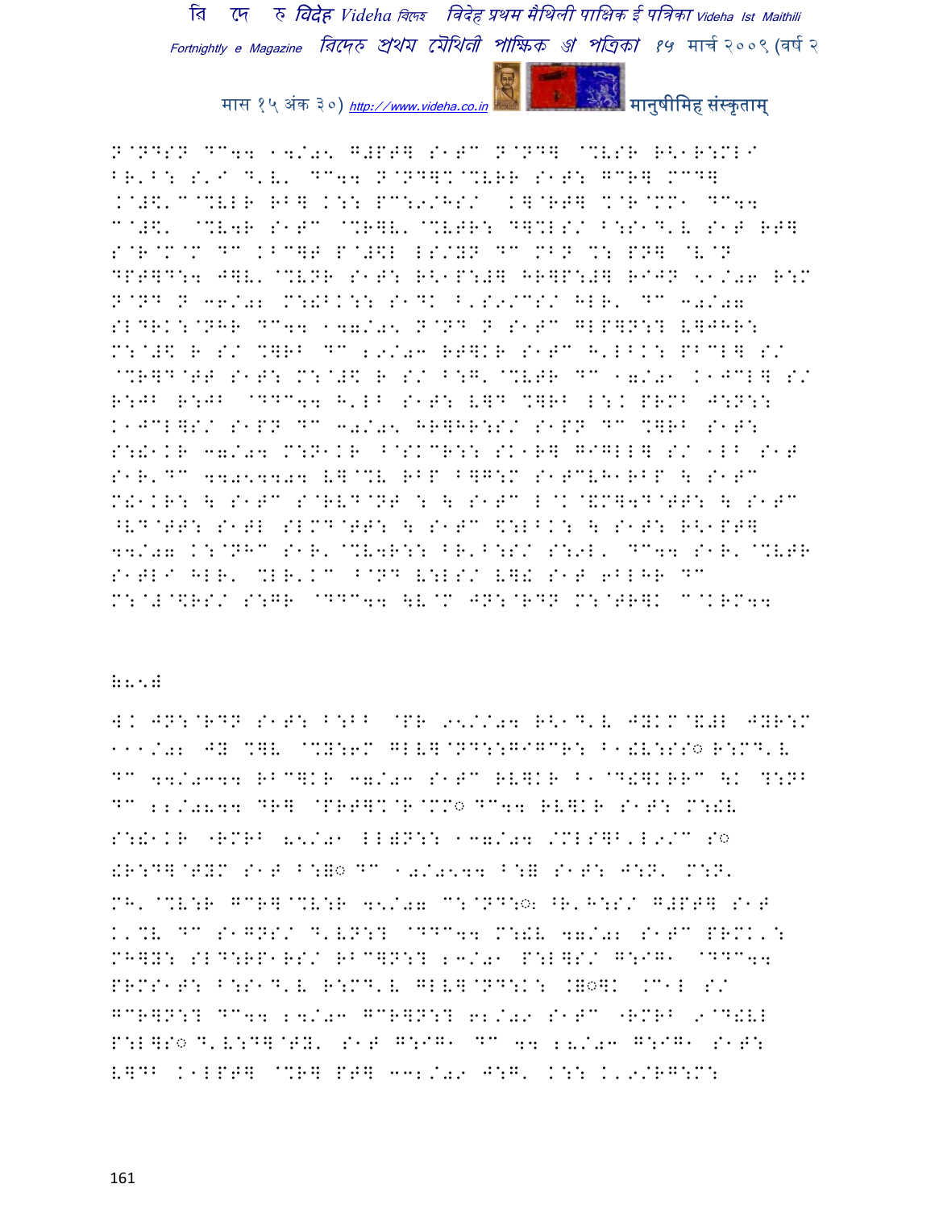N@ND(N DC44 14/05 G#PT] S1TC N@ND] @%VSR R<1R:MLI BR'B: S'I D'V' DC44 N@ND]%@%VRR S1T: GCR] MCD] .@#\$'C@%VLLR RB] K:: PC:9/HS/ K]@RT] %@R@MM1 DC44 C@#\$' @%V4R S1TC @%R]V'@%VTR: D]%LS/ B:S1D'V S1T RT] S@R@M@M DC KBC]T P@#\$L LS/YN DC MBN %: PN] @V@N DPT]D:4 J]V'@%VNR S1T: R<1P:#] HR]P:#] RIJN 51/06 R:M N@ND N 36/02 M:!BK:: S1DK B'S9/CS/ HLR' DC 30/07 SLDRK:@NHR DC44 147/05 N@ND N S1TC GLP]N:? V]JHR: M:@#\$ R S/ %]RB DC 29/03 RT]KR S1TC H'LBK: PBCL] S/ @%R]D@TT S1T: M:@#\$ R S/ B:G'@%VTR DC 17/01 K1JCL] S/ R:JB R:JB @DDC44 H'LB S1T: V]D %]RB L:K PRMB J:N:: K1JCL]S/ S1PN DC 30/05 HR]HR:S/ S1PN DC %]RB S1T: S:!1KR 37/04 M:N1KR B@SKCR:: SK1R] GIGLL] S/ 1LB S1T S1R'DC 4405404 V]@%V RBP B]G:M S1TCVH1RBP \ S1TC M!1KR: \ S1TC S@RVD@NT : \ S1TC L@K@&M]4D@TT: \ S1TC ^VD@TT: S1TL SLMD@TT: \ S1TC \$:LBK: \ S1T: R<1PT] 44/07 K:@NHC S1R'@%V4R:: BR'B:S/ S:9L' DC44 S1R'@%VTR S1TLI HLR' %LR'KC B@ND V:LS/ V]! S1T 6BLHR DC M:@#@\$RS/ S:GR @DDC44 \V@M JN:@RDN M:@TR]K C@KRM44

## ३८५.

W. JN:@RDN S1T: B:BB @PR 95//04 R<1D'V JYKM@&#L JYR:M 111/02 JY %]V @%Y:6M GLV]@ND::GIGCR: B1!V:SS◌ R:MD'V DC 44/0344 RBC]KR 37/03 S1TC RV]KR B1@D!]KRRC \K ?:NB DC 22/0844 DR] @PRT]%@R@MM◌ DC44 RV]KR S1T: M:!V S:!1KR "RMRB 85/01 LL)N:: 137/04 /MLS]B'L9/C S◌ !R:D]@TYM S1T B:=◌ DC 10/0544 B:= S1T: J:N' M:N' MH'@%V:R GCR]@%V:R 45/07 C:@ND:◌ ^R'H:S/ G#PT] S1T K'%V DC S1GNS/ D'VN:? @DDC44 M:!V 47/02 S1TC PRMK': MH]Y: SLD:RP1RS/ RBC]N:? 23/01 P:L]S/ G:IG1 @DDC44 PRMS1T: B:S1D'V R:MD'V GLV]@ND:K: .=◌]K .C1L S/ GCR]N:? DC44 24/03 GCR]N:? 62/09 S1TC "RMRB 9@D!VL P:L]S◌ D'V:D]@TY' S1T G:IG1 DC 44 28/03 G:IG1 S1T: V]DB K1LPT] @%R] PT] 332/09 J:G' K:: K'9/RG:M: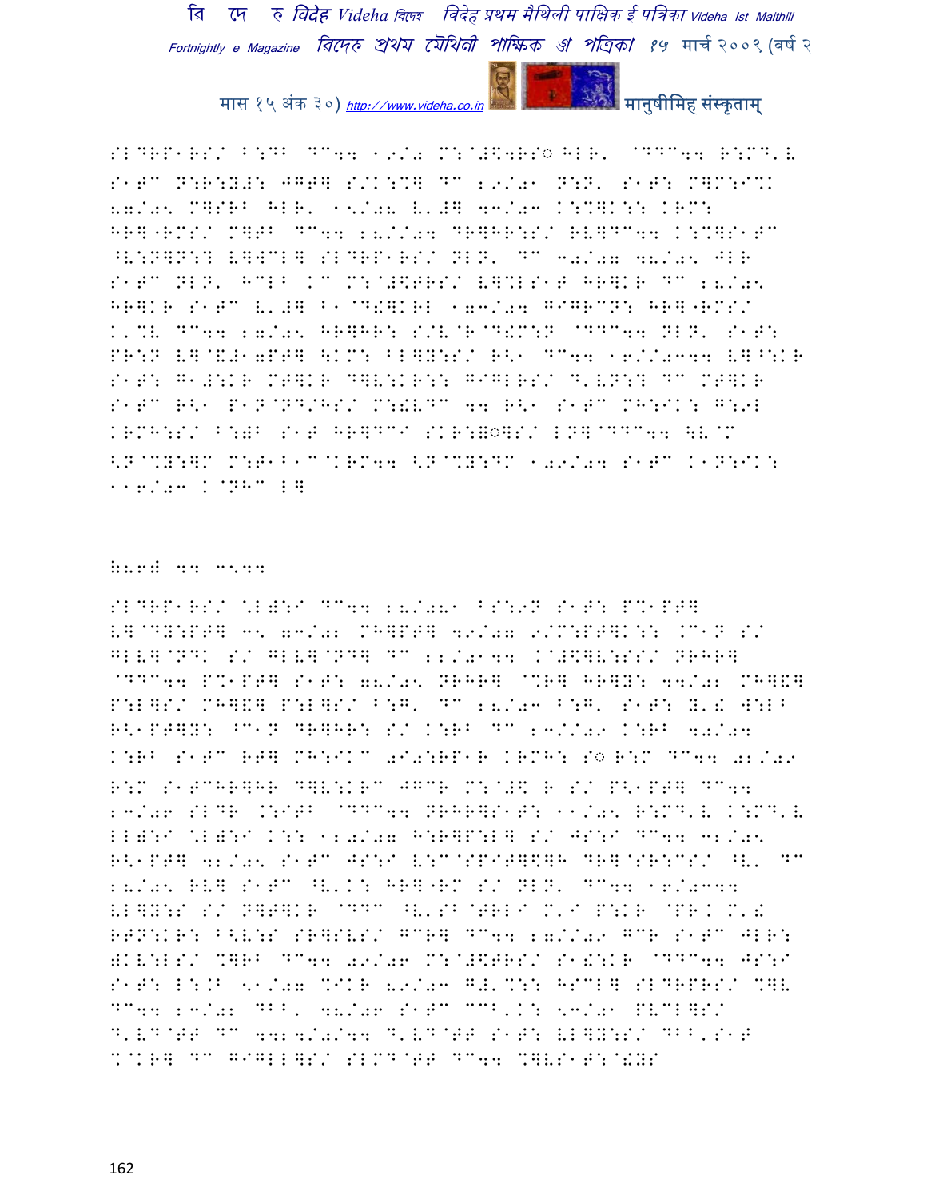SLDRP1RS/ B:DB DC44 19/0 M:@#\$4RS◌ HLR, @DDC44 R:MD'L S1TC N:R:Y#: JGT] S/K:%] DC 29/01 N:N' S1T: M]M:I%K 87/05 M]SRB HLR, 15/08 L'#] 43/03 K:%]K:: KRM: HR]"RMS/ M]TB DC44 20//04 DR]HR:S/ RV]DC44 K:%]S1TC ^V:N]N:? V]WCL] SLDRP1RS/ NLN' DC 60/07 48/05 JLR S1TC NLN' HCLB KC M:@#\$TRS/ V]%LS1T HR]KR DC 28/05 HR]KR S1TC L'#] B1@D!]KRL 173/04 GIGRCN: HR]"RMS/ K'%L DC44 27/05 HR]HR: S/V@R@D!M:N @DDC44 NLN' S1T: PR:N V]@&#1aPT] \KM: BL]Y:S/ R\<1 DC44 16//0344 V]^:KR S1T: G1#:KR MT]KR D]V:KR:: GIGLRS/ D'VN:? DC MT]KR S1TC R\<1 P1N@ND/HS/ M:!VDC 44 R\<1 S1TC MH:IK: G:9L KRMH:S/ B:)B S1T HR]DCI SKR:B◌]S/ LN]@DDC44 \V@M \<N@%Y:]M M:T1B1C@KRM44 \<N@%Y:DM 109/04 S1TC K1N:IK: 116/03 K@NHC L]

B868 44 3544

SLDRP1RS/ \*L):I DC44 28/081 BS:9N S1T: P%1PT] V]@DY:PT] 35 73/02 MH]PT] 49/07 9/M:PT]K:: .C1N S/ GLV]@NDK S/ GLV]@ND] DC 22/0144 K@#\$]V:SS/ NRHR] @DDC44 P%1PT] S1T: 78/05 NRHR] @%R] HR]Y: 44/02 MH]&] P:L]S/ MH]&] P:L]S/ B:G' DC 28/03 B:G' S1T: Y'! W:LB R\<1PT]Y: ^C1N DR]HR: S/ K:RB DC 23//09 K:RB 40/04 K:RB S1TC RT] MH:IKC 0I0:RP1R KRMH: S◌ R:M DC44 02/09 R:M S1TCHR]HR D]V:KRC JGCR M:@#\$ R S/ P\<1PT] DC44 23/06 SLDR .:ITB @DDC44 NRHR]S1T: 11/05 R:MD'L K:MD'L LL):I \*L):I K:: 120/07 H:R]P:L] S/ JS:I DC44 32/05 R\<1PT] 42/05 S1TC JS:I V:C@SPIT]\$]H DR]@SR:CS/ ^V' DC 28/05 RV] S1TC ^V'K: HR]"RM S/ NLN' DC44 16/0344 VL]Y:S S/ N]T]KR @DDC ^V'SB@TRLI M'I P:KR @PR. M'! RTN:KR: B\<V:S SR]SVS/ GCR] DC44 27//09 GCR S1TC JLR: )KV:LS/ %]RB DC44 09/06 M:@#\$TRS/ S1!:KR @DDC44 JS:I S1T: L:.B 51/07 %IKR 89/03 G#'%:: HSCL] SLDRPRS/ %]V DC44 23/02 DBB' 48/06 S1TC CCB'.: 53/01 PVCL]S/ D'VD@TT DC 4424/0/44 D'VD@TT S1T: VL]Y:S/ DBB'S1T %@KR] DC GIGLL]S/ SLMD@TT DC44 %]VS1T:@!YS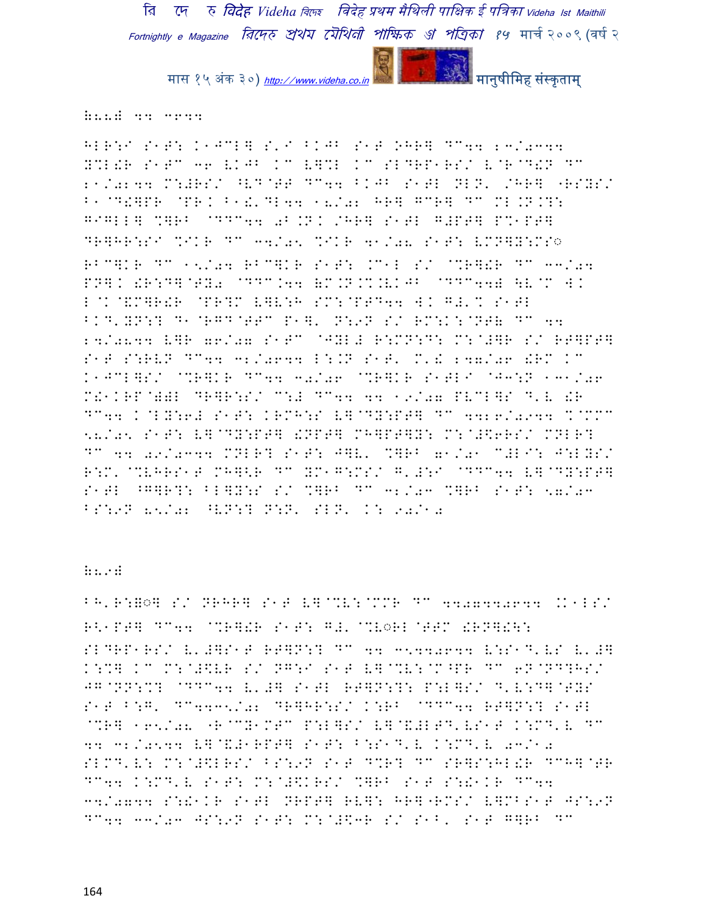␦88# 44 ०७44

HLR:I S1T: K1JCL] S'I BKJB S1T .HR] DC44 23/0344 Y%L!R S1TC 36 VKJB KC V]%L KC SLDRP1RS/ V@R@D!N DC 21/0244 M:#RS/ ^VD@TT DC44 BKJB S1TL NLN' /HR] "RSYS/ B1@D!]PR @PR. B1!'DL44 18/02 HR] GCR] DC ML.N.?: G9GLL] %]RB @DDC44 0B.N. /HR] S1TL G#PT] P%1PT] DR]HR:SI %IKR DC 34/05 %IKR 41/08 S1T: VMN]Y:MS◌ RBC]KR DC 15/04 RBC]KR S1T: .C1L S/ @%R]!R DC 33/04 PN]. !R:D]@TY0 @DDC.44 (M.N.%.VKJB @DDC44) \V@M W. L@K@&M]R!R @PR?M V]V:H SM:@PTD44 W. G#'% S1TL BKD'YN:? D1@RGD@TTC P1], N:9N S/ RM:K:@NT( DC 44 24/0844 V]R 76/07 S1TC @JYL# R:MN:D: M:@#]R S/ RT]PT] S1T S:RVN DC44 32/0644 L:.N S1T' M'! 247/06 !RM KC K1JCL]S/ @%R]KR DC44 30/06 @%R]KR S1TLI @J3:N 131/06 M!1KRP@)#L DR]R:S/ C:# DC44 44 19/07 PVCL]S D'V !R DC44 K@LY:6# S1T: KRMH:S V]@DY:PT] DC 4426/0944 %@MMC 58/05 S1T: V]@DY:PT] !NPT] MH]PT]Y: M:@#\$6RS/ MNLR? DC 44 09/0344 MNLR? S1T: J]V' %]RB 71/01 C#LI: J:LYS/ R:M'@%VHRS1T MH]<R DC YM1G:MS/ G'#:I @DDC44 V]@DY:PT] S1TL ^G]R?: BL]Y:S S/ %]RB DC 32/03 %]RB S1T: 57/03 BS:9N 85/02 ^VN:? N:N' SLN' K: 90/10

␦89#

BH'R:◌] S/ NRHR] S1T V]@%V:@MMR DC 4407440644 .K1LS/ R<1PT] DC44 @%R]!R S1T: G#'@%V◌RL@TTM !RN]!\:
SLDRP1RS/ V'#]S1T RT]N:? DC 44 3544 0644 V:S1D'VS V'#] K:%] KC M:@#\$VR S/ NG:I S1T V]@%V:@M^PR DC 6N@ND?HS/ JG@NN:%? @DDC44 V'#] S1TL RT]N:?: P:L]S/ D'V:D]@TYS S1T B:G' DC4435/02 DR]HR:S/ K:RB @DDC44 RT]N:? S1TL @%R] 165/08 "R@CY1MTC P:L]S/ V]@&#LTD'VS1T K:MD'V DC 44 32/0544 V]@&#1RPT] S1T: B:S1D'V K:MD'V 03/10 SLMD'V: M:@#\$LRS/ BS:9N S1T D%R? DC SR]S:HL!R DCH]@TR DC44 K:MD'V S1T: M:@#\$KRS/ %]RB S1T S:!1KR DC44 34/0744 S:!1KR S1TL NRPT] RV]: HR]"RMS/ V]MBS1T JS:9N DC44 33/03 JS:9N S1T: M:@#\$3R S/ S1B' S1T G]RB DC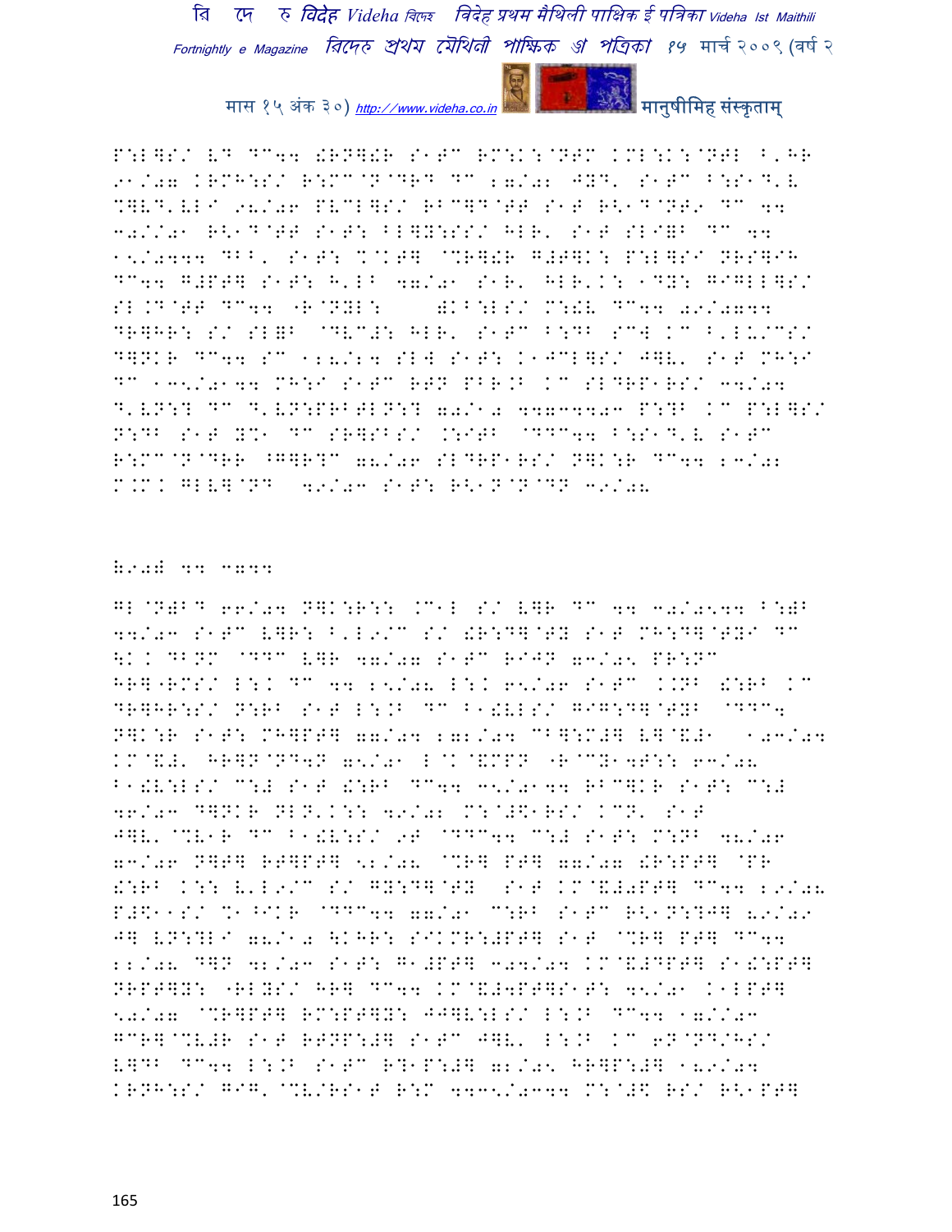P:L]S/ LD DC44 !RN]!R S1TC RM:K:@NTM KML:K:@NTL B'HR 91/07 KRMH:S/ R:MC@N@DRD DC 27/02 JYD' S1TC B:S1D'L %]LD'LLI 98/06 PVCL]S/ RBC]D@TT S1T R<1D@NT9 DC 44 30/1/01 R<1D@TT S1T: BL]Y:SS/ HLR' S1T SLI=B DC 44 15/0444 DBB' S1T: %@KT] @%R]!R G#T]K: P:L]SI NRS]IH DC44 G#PT] S1T: H'LB 47/01 S1R' HLR'K: 1DY: GIGLL]S/ SL.D@TT DC44 "R@NYL: )KB:LS/ M:!V DC44 09/0744 DR]HR: S/ SL=B @DVC#: HLR' S1TC B:DB SCW KC B'LU/CS/ D]NKR DC44 SC 128/24 SLW S1T: K1JCL]S/ J]V' S1T MH:I DC 135/0144 MH:I S1TC RTN PBR.B KC SLDRP1RS/ 34/04 D'VN:? DC D'VN:PRBTLN:? 70/10 4473403 P:?B KC P:L]S/ N:DB S1T Y%1 DC SR]SBS/ .:IRB @DDC44 B:S1D'V S1TC R:MC@N@DRR ^G]R?C 78/06 SLDRP1RS/ N]K:R DC44 23/02 M.M. GLV]@ND 49/03 S1T: R<1N@N@DN 39/08

**[unclear heading] 44 7044**

GL@N)BD 66/04 N]K:R:: .C1L S/ V]R DC 44 30/0544 B:)B 44/03 S1TC V]R: B'L9/C S/ !R:D]@TY S1T MH:D]@TYI DC \K. DBNM @DDC V]R 47/07 S1TC RIJN 73/05 PR:NC HR]"RMS/ L:. DC 44 25/08 L:. 65/06 S1TC .KNB !:RB KC DR]HR:S/ N:RB S1T L:.B DC B1!VLS/ GIG:D]@TYB @DDC4 N]K:R S1T: MH]PT] 77/04 272/04 CB]:M#] V]@&#1 103/04 KM@&#' HR]N@ND4N 75/01 L@K@&MPN "R@CY14T:: 63/08 B1!V:LS/ C:# S1T !:RB DC44 35/0144 RBC]KR S1T: C:# 46/03 D]NKR NLN'K:: 49/02 M:@#\$1RS/ KCN' S1T J]V' @%V1R DC B1!V:S/ 9T @DDC44 C:# S1T: M:NB 48/06 73/06 N]T] RT]PT] 52/08 @%R] PT] 77/07 !R:PT] @PR !:RB K:: V'L9/C S/ GY:D]@TY S1T KM@&#0PT] DC44 29/08 P#\$11S/ %1^IKR @DDC44 77/01 C:RB S1TC R<1N:?J] 89/09 J] VN:?LI 78/10 \KHR: SIKMR:#PT] S1T @%R] PT] DC44 22/08 D]N 42/03 S1T: G1#PT] 304/04 KM@&#DPT] S1!:PT] NRPT]Y: "RLYS/ HR] DC44 KM@&#4PT]S1T: 45/01 K1LPT] 50/07 @%R]PT] RM:PT]Y: JJ]V:LS/ L:.B DC44 17/1/03 GCR]@%V#R S1T RTNP:#] S1TC J]V' L:.B KC 6N@ND/HS/ V]DB DC44 L:.B S1TC R?1P:#] 72/05 HR]P:#] 189/04 KRNH:S/ GIG'@%V/RS1T R:M 4435/0344 M:@#\$ RS/ R<1PT]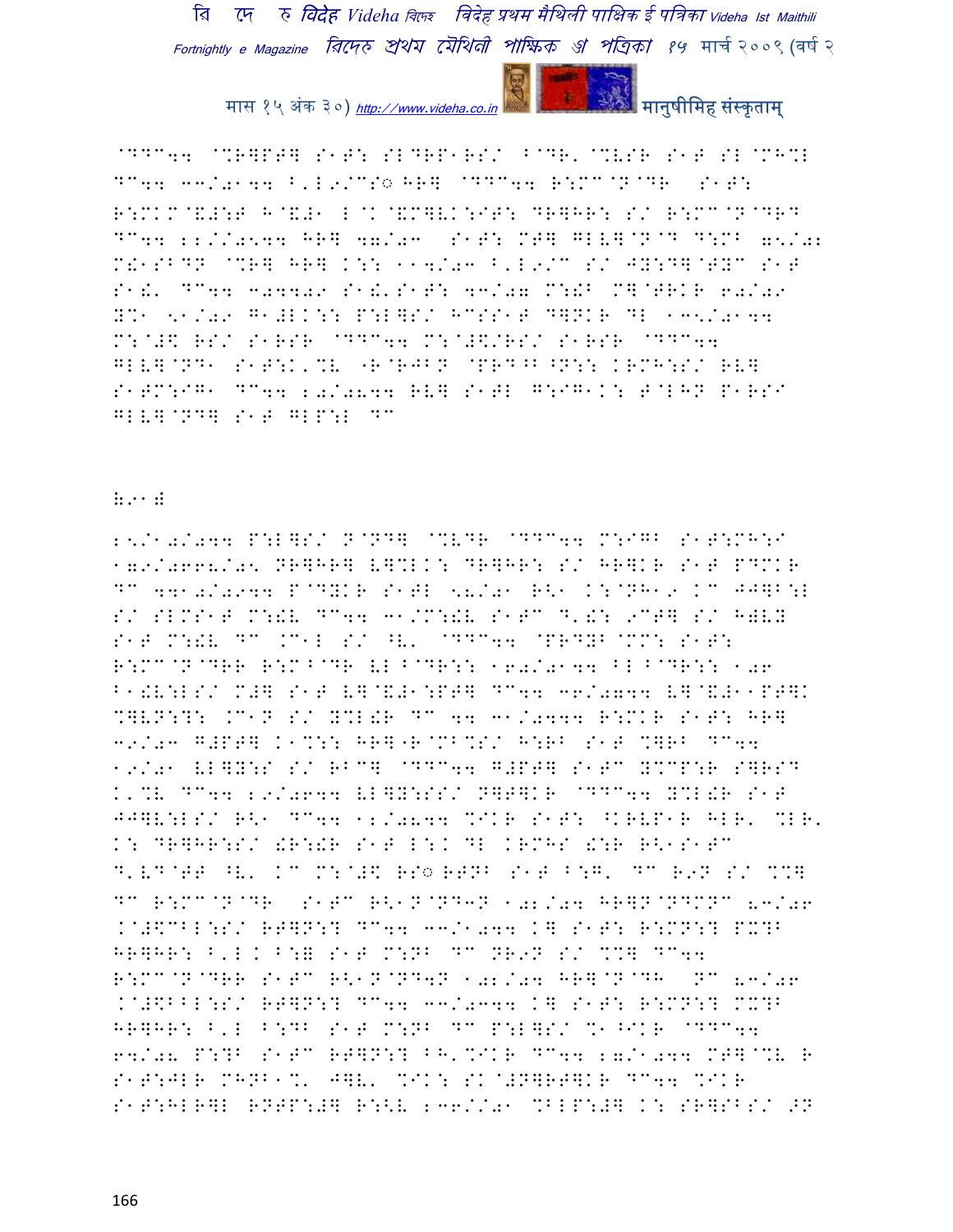@DDC44 @%R]PT] S1T: SL^RP1RS/ B@DR'@%VSR S1T SL@MH%L DC44 33/0144 B'L9/CS◌ HR] @DDC44 R:MC@N@DR S1T: R:MKM@&#:T H@&#1 L@K@&M]VK:IT: DR]HR: S/ R:MC@N@DR D DC44 22//0544 HR] 47/03 S1T: MT] GLV]@N@D D:MB 75/02 M!1SBDN @%R] HR] K:: 14/03 B'L9/C S/ JY:D]@TYC S1T S1!' DC44 304402 S1!'S1T: 43/07 M:!B M]@TRKR 60/09 Y%1 51/09 G1#LK:: P:L]S/ HCSS1T D]NKR DL 135/0144 M:@#\$ RS/ S1RSR @DDC44 M:@#\$/RS/ S1RSR @DDC44 GLV]@ND1 S1T:K'%V "R@RJBN @PRD^B^N:: KRMH:S/ RV] S1TM:IG1 DC44 20/0844 RV] S1TL G:IG1K: T@LHN P1RSI GLV]@ND] S1T GLP:L DC

=91=

25/10/044 P:L]S/ N@ND] @%VDR @DDC44 M:IGB S1T:MH:I 179/0668/05 NR]HR] V]%LK: DR]HR: S/ HR]KR S1T PDMKR DC 4410/0944 P@DYKR S1TL 58/01 R<1 K:@NH19 KC JJ]B:L S/ SLMS1T M:!V DC44 31/M:!V S1TC D'!: 9CT] S/ H)VY S1T M:!V DC .C1L S/ ^V' @DDC44 @PRDYB@MM: S1T: R:MC@N@DRR R:MB@DR VL B@DR:: 160/0144 BL B@DR:: 106 B1!V:LS/ M#] S1T V]@&#1:PT] DC44 36/0744 V]@&#11PT]K %]VN:?: .C1N S/ Y%L!R DC 44 31/0444 R:MKR S1T: HR] 39/03 G#PT] K1%:: HR]"R@MB%S/ H:RB S1T %]RB DC44 19/01 VL]Y:S S/ RBC] @DDC44 G#PT] S1TC Y%CP:R S]RSD K'%V DC44 29/0644 VL]Y:SS/ N]T]KR @DDC44 Y%L!R S1T JJ]V:LS/ R<1 DC44 12/0844 %IKR S1T: ^KRVP1R HLR' %LR' K: DR]HR:S/ !R:!R S1T L:K DL KRMHS !:R R<1S1TC D'VD@TT ^V' KC M:@#\$ RS◌RTNB S1T B:G' DC R9N S/ %%] DC R:MC@N@DR S1TC R<1N@ND3N 102/04 HR]N@NDMNC 83/06 .@#\$CBL:S/ RT]N:? DC44 33/1044 K] S1T: R:MN:? PX?B HR]HR: B'L.K B:= S1T M:NB DC NR9N S/ %%] DC44 R:MC@N@DRR S1TC R<1N@ND4N 102/04 HR]@N@DH NC 83/06 .@#\$BBL:S/ RT]N:? DC44 33/0344 K] S1T: R:MN:? MX?B HR]HR: B'L B:DB S1T M:NB DC P:L]S/ %1^IKR @DDC44 64/08 P:?B S1TC RT]N:? BH'%IKR DC44 27/1044 MT]@%V R S1T:JLR MHNB1%' J]V' %IK: SK@#N]RT]KR DC44 %IKR S1T:HLR]L RNTP:#] R:<V 236//01 %BLP:#] K: SR]SBS/ 9N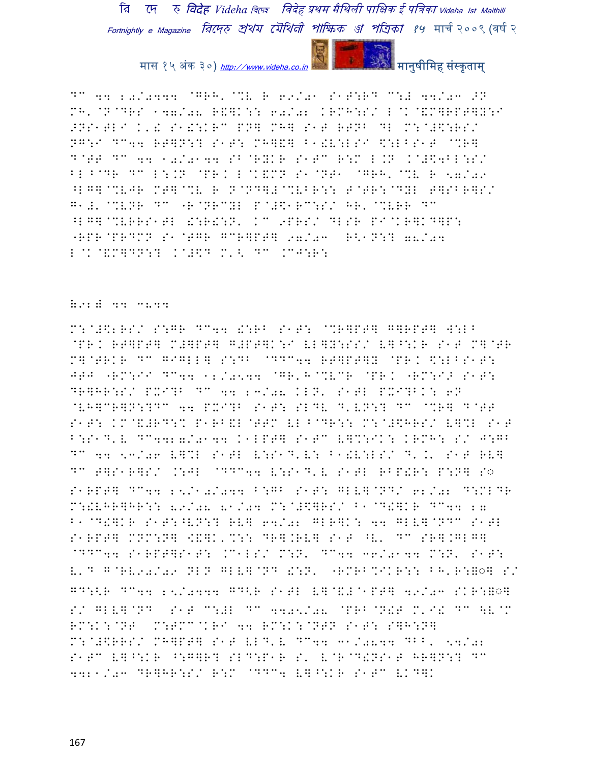DC 44 20/0444 @GRH'@%V R 69/01 S1T:RD C:# 44/03 >N MH'@N@DRS 147/08 R&]K:: 60/02 KRMH:S/ L@K@&M]RPT]Y:I >NS1TLI K'! S1!:KRC PN] MH] S1T RTNB DL M:@#\$:RS/ NG:I DC44 RT]N:? S1T: MH]&] B1!V:LSI \$:LBS1T @%R] D@TT DC 44 10/0144 SB@RYKR S1TC R:M L.N K@#\$4BL:S/ BL^@DR DC L:.N @PR.K L@K&MN S1@NT1 @GRH'@%V R 57/09 ^LG]@%VJR MT]@%V R N@ND]#@%VBR:: T@TR:@DYL T]SBR]S/ G1#'@%VNR DC -R@NRCYL P@#\$1RC:S/ HR'@%VRR DC ^LG]@%VRRS1TL !:R!:N' KC 9PRS/ DLSR PI@KR]KD]P: -RPR@PRDMN S1@TGR GCR]PT] 97/03 R<1N:? 78/04 L@K@&M]DN:? K@#\$D M'< DC .CJ:R:

W92# 44 C844

M:@#\$2RS/ S:GR DC44 !:RB S1T: @%R]PT] G]RPT] W:LB @PR.K RT]PT] M#]PT] G#PT]K:I VL]Y:SS/ V]^:KR S1T M]@TR M]@TRKR DC GIGLL] S:DB @DDC44 RT]PT]Y @PR.K \$:LBS1T: JTJ -RM:II DC44 12/0544 @GR'H@%VCR @PR.K -RM:I> S1T: DR]HR:S/ PXI?B DC 44 23/08 KLN' S1TL PXI?BK: 6N @VH]CR]N:?DC 44 PXI?B S1T: SLDV D'VN:? DC @%R] D@TT S1T: KM@&#RD:% P1RB&L @TTM VL^@DR:: M:@#\$HRS/ V]%L S1T B:S1D'V DC442 7/0144 K1LPT] S1TC V]%:IK: KRMH: S/ J:GB DC 44 53/06 V]%L S1TL V:S1D'V: B1!V:LSI D'.' S1T RV] DC T]S1R]S/ .:JL @DDC44 V:S1D'V S1TL RBP!R: P:N] S○ S1RPT] DC44 25/10/044 B:GB S1T: GLV]@ND/ 62/02 D:MLDR M:!VHR]HR:: 89/08 81/04 M:@#\$]RS/ B1@D!]KR DC44 27 B1@D!]KR S1T:^VN:? RV] 64/02 GLR]K: 44 GLV]@NDC S1TL S1RPT] MNM:N] <&]K'%:: DR].RV] S1T ^V' DC SR].GLG] @DDC44 S1RPT]S1T: .C1LS/ M:N' DC44 36/0144 M:N' S1T: V'D G@RV90/09 NLN GLV]@ND !:N' -RMRB%IKR:: BH'R:▒○] S/ GD:<R DC44 25/0444 GD<R S1TL V]@&#@1PT] 49/03 SKR:▒○] S/ GLV]@ND S1T C:#L DC 4405/08 @PRB@N!T M'I! DC \V@M RM:K:@NT M:TMC@KRI 44 RM:K:@NRN S1T: S]H:N] M:@#\$RRS/ MH]PT] S1T VLD'V DC44 31/0844 DBB' 54/02 S1TC V]^:KR ^:G]R? SLD:P1R S' V@R@D!NS1T HR]N:? DC 442 1/03 DR]HR:S/ R:M @DDC4 V]^:KR S1TC VKD]K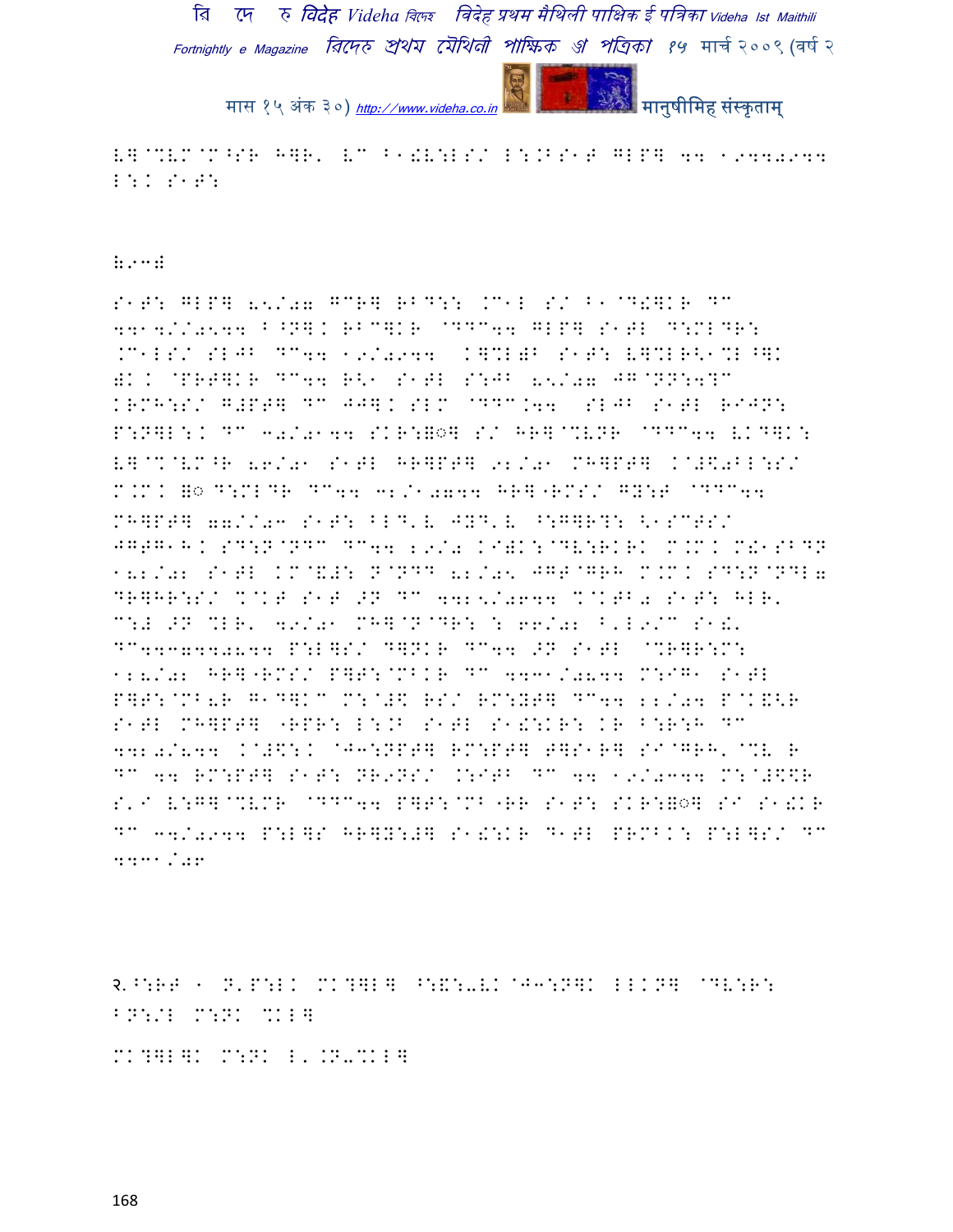V]@%VM@M^SR H]R' VC B1!V:LS/ L:.BS1T GLP] 44 19444044 L:K S1T:

:0-#

S1T: GLP] 8:/07 GCR] RBD:: .C1L S/ B1@D!]KR DC 441 /054 B^N]K RBC]KR @DDC44 GLP] S1TL D:MLDR: .C1LS/ SLJB DC44 19/0944 K]%L)B S1T: V]%LR<1%L^]K )KK @PRT]KR DC44 R<1 S1TL S:JB 8:/07 JG@NN:4?C KRMH:S/ G#PT] DC JJ]K SLM @DDC.44 SLJB S1TL RIJN: P:N]L:K DC 30/0144 SKR:]◌] S/ HR]@%VNR @DDC44 VKD]K: V]@%@VM^R 86/01 S1TL HR]PT] 92/01 MH]PT] K@#\$0BL:S/ M.M.K ]◌ D:MLDR DC44 32/10744 HR]"RMS/ GY:T @DDC44 MH]PT] 77/03 S1T: BLD'V JYD'V ^:G]R?: <1SCTS/ JGTG1H.K SD:N@NDC DC44 29/0 KI)K:@DV:RKRK M.M.K M!1SBDN 182/02 S1TL KM@&#: N@NDD 82/05 JGT@GRH M.M.K SD:N@NDL7 DR]HR:S/ %@KT S1T >N DC 442 /0644 %@KTB0 S1T: HLR' C:# >N %LR' 49/01 MH]@N@DR: : 66/02 B'L9/C S1!' DC44374408 44 P:L]S/ D]NKR DC44 >N S1TL @%R]R:M: 128/02 HR]"RMS/ P]T:@MBKR DC 4431/0844 M:IG1 S1TL P]T:@MB0R G1D]KC M:@#\$ RS/ RM:YT] DC44 22/04 P@K&<R S1TL MH]PT] "RPR: L:.B S1TL S1!:KR: KR B:R:H DC 4420/844 K@#\$:K @J3:NPT] RM:PT] T]S1R] SI@GRH'@%V R DC 44 RM:PT] S1T: NR9NS/ .:ITB DC 44 19/0344 M:@#\$\$R S'I V:G]@%VMR @DDC44 P]T:@MB"RR S1T: SKR:]◌] SI S1!KR DC 34/0944 P:L]S HR]Y:#] S1!:KR D1TL PRMBK: P:L]S/ DC 4431/06

२.^:RT 1 N'P:LK MK?]L] ^:&:0VK@J3:N]K LLKN] @DV:R: BN:/L M:NK %KL]

MK?]L]K M:NK L'.N-%KL]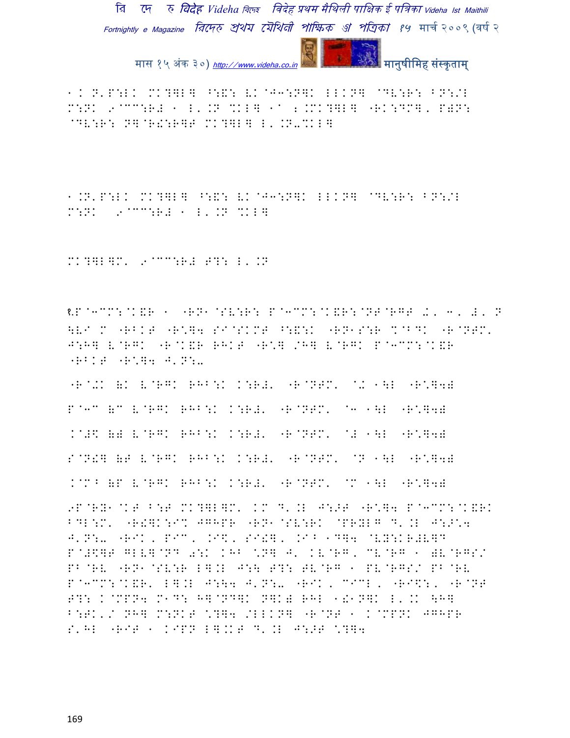1. N'P:LK MK?]L] ^:&: VK@J3:N]K LLKN] @DV:R: BN:/L M:NK 9@CC:R# 1 L'.N %KL] 1@ 2.MK?]L] -RK:DM], P)N: @DV:R: N]@R!:R]F MK?]L] L'.N-%KL]

1.N'P:LK MK?]L] ^:&: VK@J3:N]K LLKN] @DV:R: BN:/L M:NK 9@CC:R# 1 L'.N %KL]

MK?]L]M' 9@CC:R# F?: L'.N

१.P@3CM:@K&R 1 -RN1@SV:R: P@3CM:@K&R:@NF@RGF >, 3, #, N \VI M -RBKF -R\]4 SI@SKMF ^:&:K -RN1S:R %@BDK -R@NFM' J:H] V@RGK -R@K&R RHKF -R\] /H] V@RGK P@3CM:@K&R -RBKF -R\]4 J'N:-

-R@>K (K V@RGK RHB:K K:R#' -R@NFM' @> 1\L -R\]4)

P@3C (C V@RGK RHB:K K:R#' -R@NFM' @3 1\L -R\]4)

K@#$ () V@RGK RHB:K K:R#' -R@NFM' @# 1\L -R\]4)

S@N!] (F V@RGK RHB:K K:R#' -R@NFM' @N 1\L -R\]4)

K@M^ (P V@RGK RHB:K K:R#' -R@NFM' @M 1\L -R\]4)

9P@RY1@KF B:F MK?]L]M' KM D'.L J:>F -R\]4 P@3CM:@K&RK BDL:M' -R!]K:I% JGHPR -RN1@SV:RK @PRYLG D'.L J:>\4 J'N:- -RIK, PIC, .I$, SI!], .I^ 1D]4 @VY:KR#V]D P@#$]F GLV]@ND (:K KHB \N] J' KV@RG, CV@RG 1 )V@RGS/ PB@RV -RN1@SV:R L].L J:\ F?: FV@RG 1 PV@RGS/ PB@RV P@3CM:@K&R' L].L J:\4 J'N:- -RIK, CICL, -RI$:, -R@NF F?: K@MPN4 M1D: H]@ND]K N]K) RHL 1!1N]K L'.K \H] B:FK'/ NH] M:NKF \?]4 /LLKN] -R@NF 1 K@MPNK JGHPR S'HL -RIF 1 KIPN L].KF D'.L J:>F \?]4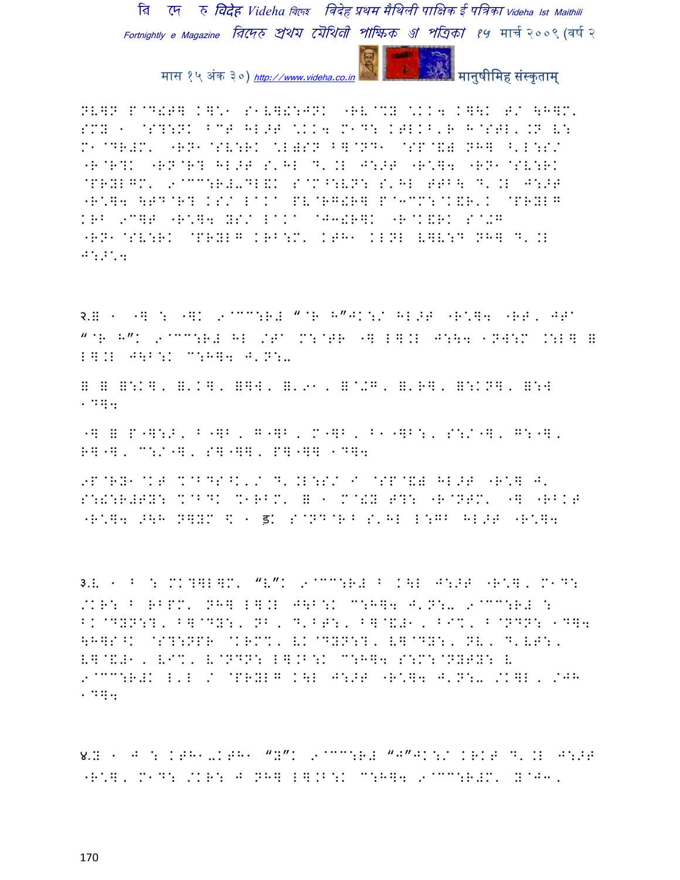NV]N P@D!T] K]\*1 S1V]!:JNK "RV@%Y \*KK4 K]\K T/ \H]M'
SMY 1 @S?:NK BCT HL>T \*KK4 M1D: KTLKB'R H@STL'.N V:
M1@DR#M' "RN1@SV:RK \*L#SN B]@ND1 @SP@&# NH] ^'L:S/
"R@R?K "RN@R? HL>T S'HL D'.L J:>T "R\*]4 "RN1@SV:RK
@PRYLGM' 9@CC:R#-DL&K S@M^:VN: S'HL TTB\ D'.L J:>T
"R\*]4 \TD@R? KS/ L^K^ PV@RG!R] P@3CM:@K&R'K @PRYLG
KRB 9C]T "R\*]4 YS/ L^K^ @J3!R]K "R@K&RK S@+G
"RN1@SV:RK @PRYLG KRB:M' KTH1 KLNL V]V:D NH] D'.L
J:>\*4

२.[ 1 "] : "]K 9@CC:R# "@R H"JK:/ HL>T "R\*]4 "RT' JT^
"@R H"K 9@CC:R# HL /T^ M:@TR "] L].L J:\4 1NW:M .:L] [
L].L J\B:K C:H]4 J'N:-

[ [ [:K], [,K], []W, [,91, [@+G, [,R], [:KN], [:W
1D]4

"] [ P"]:>, B"]B, G"]B, M"]B, B1"]B:, S:/"], G:"],
R]"], C:/"], S]"]], P]"]] 1D]4

9P@RY1@KT %@BDS^K'/ D'.L:S/ I @SP@&# HL>T "R\*] J'
S:!:R#TY: %@BDK %1RBM' [ 1 M@!Y T?: "R@NTM' "] "RBKT
"R\*]4 >\H N]YM \ 1 ड़K S@ND@RB S'HL L:GB HL>T "R\*]4

३.L 1 B : MK?]L]M' "L"K 9@CC:R# B K\L J:>T "R\*], M1D:
/KR: B RBPM' NH] L].L J\B:K C:H]4 J'N:- 9@CC:R# :
BK@DYN:?, B]@DY:, NB, D'BT:, B]@&#1, BI%, B@NDN: 1D]4
\H]S^K @S?:NPR @KRM%' VK@DYN:?, V]@DY:, NV, D'VT:,
V]@&#1, VI%, V@NDN: L].B:K C:H]4 S:M:@NYTY: V
9@CC:R#K L'L / @PRYLG K\L J:>T "R\*]4 J'N:- /K]L, /JH
1D]4

४.[ 1 J : KTH1-KTH1 "Y"K 9@CC:R# "J"JK:/ KRKT D'.L J:>T
"R\*], M1D: /KR: J NH] L].B:K C:H]4 9@CC:R#M' Y@J3,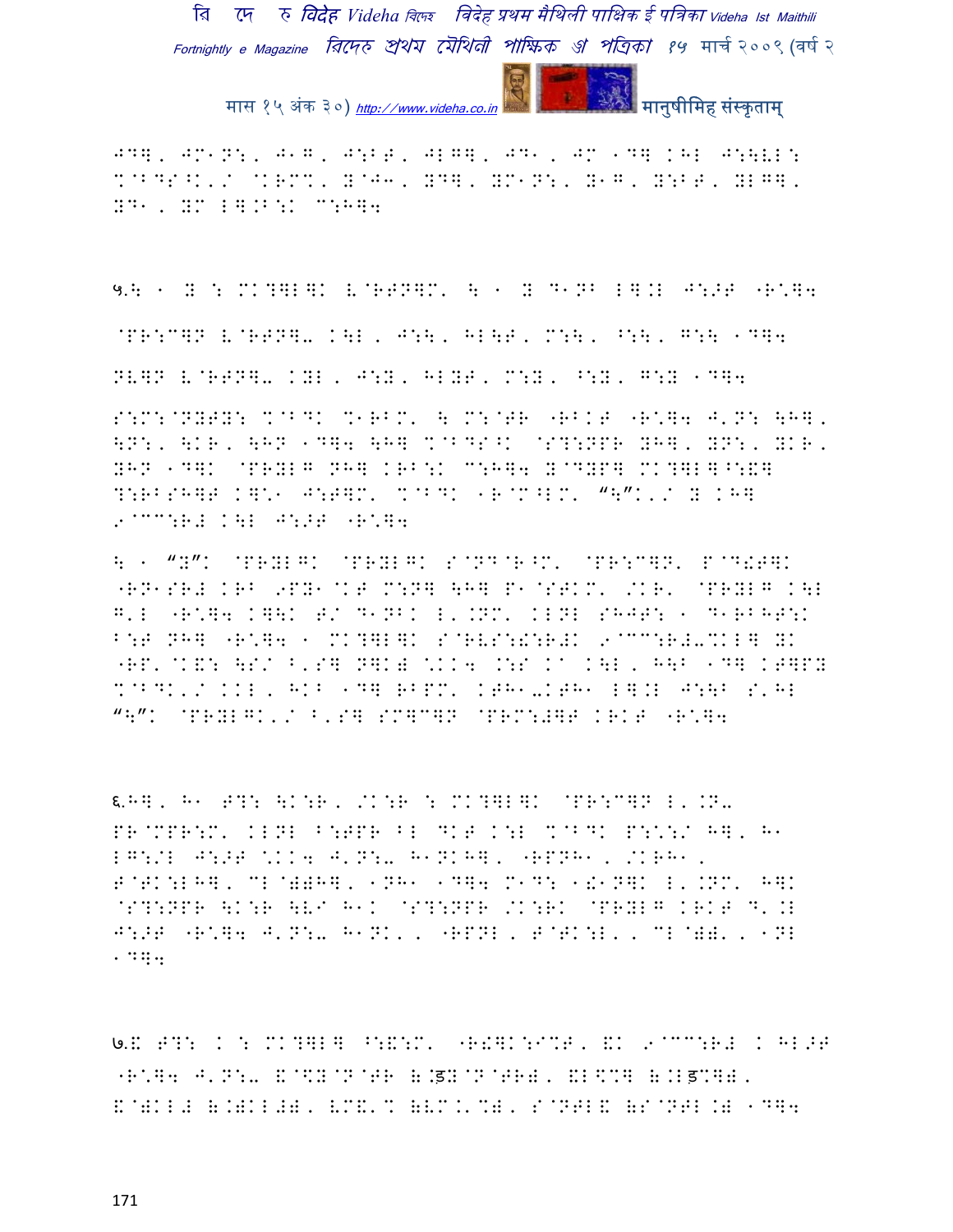JD], JM1N:, J1G, J:BT, JLG], JD1, JM 1D] KHL J:\VL:
%@BDS^K'/ @KRM%, Y@J3, YD], YM1N:, Y1G, Y:BT, YLG],
YD1, YM L].B:K C:H]4

५.\ 1 Y : MK?]L]K V@RTN]M' \ 1 Y D1NB L].L J:>T "R*]4

@PR:C]N V@RTN]- K\L, J:\, HL\T, M:\, ^:\, G:\ 1D]4

NV]N V@RTN]- KYL, J:Y, HLYT, M:Y, ^:Y, G:Y 1D]4

S:M:@NYTY: %@BDK %1RBM' \ M:@TR "RBKT "R*]4 J'N: \H],
\N:, \KR, \HN 1D]4 \H] %@BDS^K @S?:NPR YH], YN:, YKR,
YHN 1D]K @PRYLG NH] KRB:K C:H]4 Y@DYP] MK?]L]^:&]
?:RBSH]T K]*1 J:T]M' %@BDK 1R@M^LM' "\"K'/ Y KH]
9@CC:R# K\L J:>T "R*]4

\ 1 "Y"K @PRYLGK @PRYLGK S@ND@R^M' @PR:C]N' P@D!T]K
"RN1SR# KRB 9PY1@KT M:N] \H] P1@STKM' /KR' @PRYLG K\L
G'L "R*]4 K]\K T/ D1NBK L'.NM' KLNL SHJT: 1 D1RBHT:K
B:T NH] "R*]4 1 MK?]L]K S@RVS:!:R#K 9@CC:R#-%KL] YK
"RP'@K&: \S/ B'S] N]K) *KK4 .:S KA K\L, H\B 1D] KT]PY
%@BDK'/ KKL, HKB 1D] RBPM' KTH1-KTH1 L].L J:\B S'HL
"\"K @PRYLGK'/ B'S] SM]C]N @PRM:#]T KRKT "R*]4

६.H], H1 T?: \K:R, /K:R : MK?]L]K @PR:C]N L'.N-
PR@MPR:M' KLNL B:TPR BL DKT K:L %@BDK P:*:/ H], H1
LG:/L J:>T *KK4 J'N:- H1NKH], "RPNH1, /KRH1,
T@RK:LH], CL@))H], 1NH1 1D]4 M1D: 1!1N]K L'.NM' H]K
@S?:NPR \K:R \VA H1K @S?:NPR /K:RK @PRYLG KRKT D'.L
J:>T "R*]4 J'N:- H1NK, "RPNL, T@RK:L, CL@)), 1NL
1D]4

७.& T?: K : MK?]L] ^:&:M' "R!]K:I%T, &K 9@CC:R# K HL>T
"R*]4 J'N:- &@$Y@N@TR (.ड्ड@N@TR), &L$%] (.Lड्ड%]),
&@)KL# (.)KL#), VM&'% (VM.'%), S@NTL& (S@NTL.) 1D]4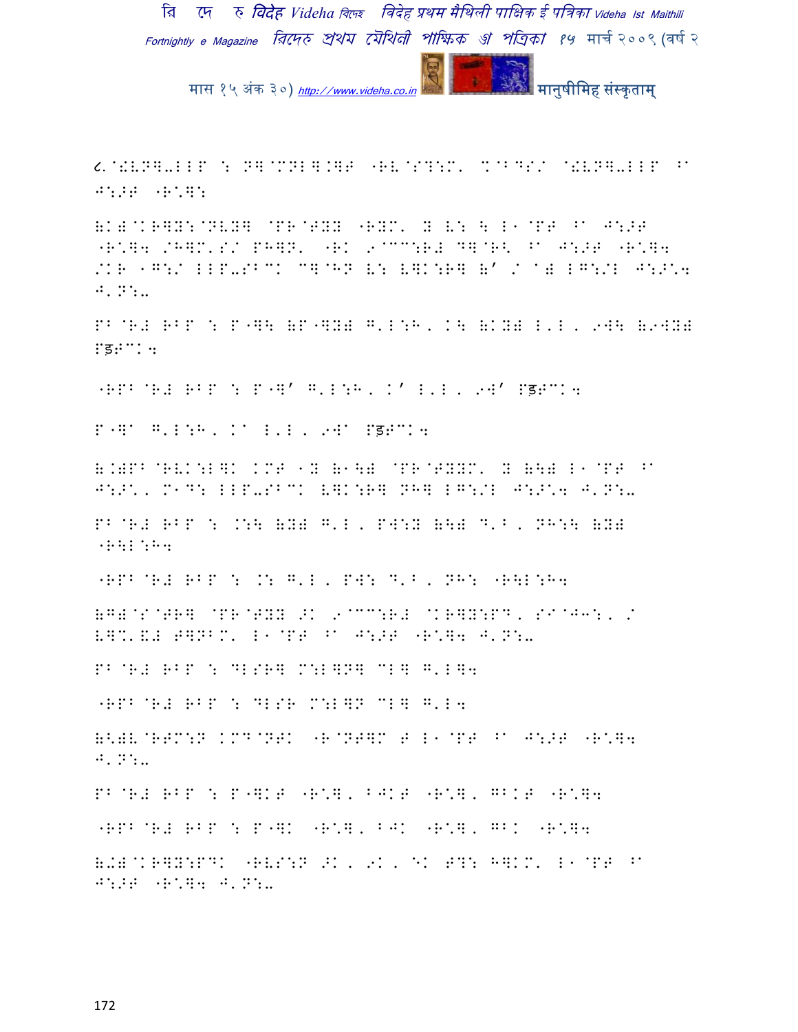८.@!VN]-LLP : N]@MNL].]T "RV@S?:M' %@BDS/ @!VN]-LLP ^a J:>T "R*]:

(K)@KR]Y:@NVY] @PR@TYY "RYM' Y V: \ L1@PT ^a J:>T "R*]4 /H]M'S/ PH]N' "RK 9@CC:R# D]@R< ^a J:>T "R*]4 /KR 1G:/ LLP-SBCK C]@HN V: V]K:R] (' / a) LG:/L J:>*4 J'N:-

PB@R# RBP : P"]\ (P"]Y) G'L:H, K\ (KY) L'L, 9W\ (9WY) Pड़TCK4

"RPB@R# RBP : P"]' G'L:H, K' L'L, 9W' Pड़TCK4

P"]a G'L:H, Ka L'L, 9Wa Pड़TCK4

(.)PB@RVK:L]K KMT 1Y (1\) @PR@TYYM' Y (\) L1@PT ^a J:>*, M1D: LLP-SBCK V]K:R] NH] LG:/L J:>*4 J'N:-

PB@R# RBP : .:\ (Y) G'L, PW:Y (\) D'B, NH:\ (Y) "R\L:H4

"RPB@R# RBP : .: G'L, PW: D'B, NH: "R\L:H4

(G)@S@TR] @PR@TYY >K 9@CC:R# @KR]Y:PD, SI@J3:, / V]%'(# T]NBM' L1@PT ^a J:>T "R*]4 J'N:-

PB@R# RBP : DLSR] M:L]N] CL] G'L]4

"RPB@R# RBP : DLSR M:L]N CL] G'L4

(<)V@RTM:N KMD@NTK "R@NT]M T L1@PT ^a J:>T "R*]4 J'N:-

PB@R# RBP : P"]KT "R*], BJKT "R*], GBKT "R*]4

"RPB@R# RBP : P"]K "R*], BJK "R*], GBK "R*]4

(-)@KR]Y:PDK "RVS:N >K, 9K, EK T?: H]KM' L1@PT ^a J:>T "R*]4 J'N:-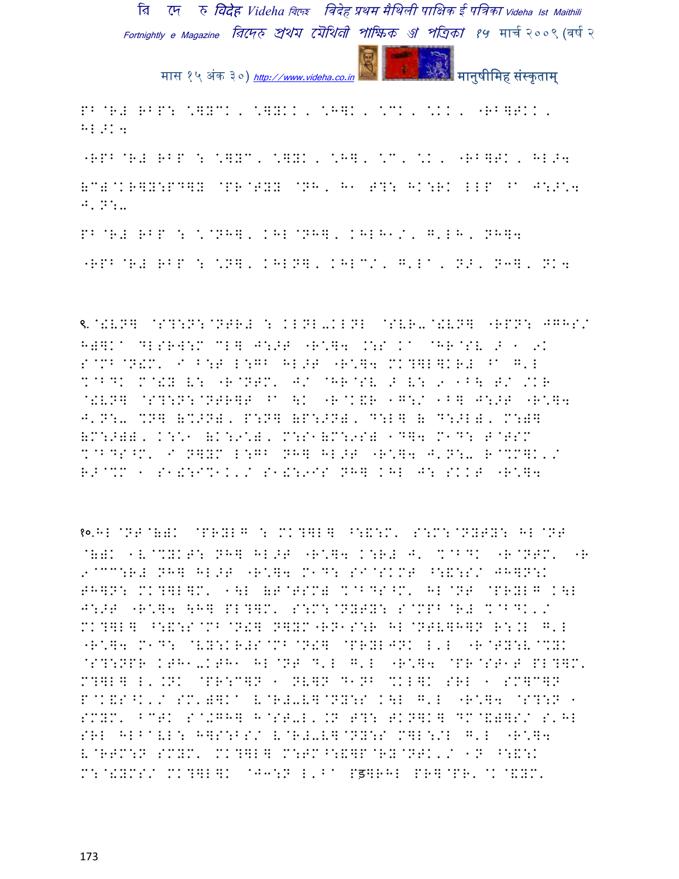PB @R# RBP: \]YCK, \]YKK, \H]K, \CK, \KK, -RB]TKK, HL>K4

-RPB @R# RBP : \]YC, \]YK, \H], \C, \K, -RB]TK, HL>4

(C)@KR]Y:PD]Y @PR@TYY @NH, H1 T?: HK:RK LLP ^1 J:>\4 J'N:-

PB @R# RBP : \@NH], KHL@NH], KHLH1/, G'LH, NH]4

-RPB @R# RBP : \N], KHLN], KHLC/, G'L1, N>, NJ], NK4

९.@!VN] @S?:N:@NTR# : KLNL-KLNL @SVR-@!VN] -RPN: JGHS/ H)]K1 DLSRW:M CL] J:>T -R\]4 .:S K1 @HR@SV > 1 9K S@MB@N!M' I B:T L:GB HL>T -R\]4 MK?]L]KR# ^1 G'L %@BDK M@!Y V: -R@NTM' J/ @HR@SV > V: 9 1B\ T/ /KR @!VN] @S?:N:@NTR]T ^1 \K -R@K&R 1G:/ 1B] J:>T -R\]4 J'N:- %N] (%>N), P:N] (P:>N), D:L] ( D:>L), M:)] (M:>)), K:\1 (K:9\), M:S1(M:9S) 1D]4 M1D: T@TSM %@BDS^M' I N]YM L:GB NH] HL>T -R\]4 J'N:- R@%M]K'/ R>@%M 1 S1!:I%1K'/ S1!:9IS NH] KHL J: SKKT -R\]4

१०.HL@NT@()K @PRYLG : MK?]L] ^:&:M' S:M:@NYTY: HL@NT @()K 1V@%YKT: NH] HL>T -R\]4 K:R# J' %@BDK -R@NTM' -R 9@CC:R# NH] HL>T -R\]4 M1D: SI@SKMT ^:&:S/ JH]N:K TH]N: MK?]L]M' 1\L (T@TSM) %@BDS^M' HL@NT @PRYLG K\L J:>T -R\]4 \H] PL?]M' S:M:@NYTY: S@MPB@R# %@BDK'/ MK?]L] ^:&:S@MB@N!] N]YM-RN1S:R HL@NTV]H]N R:.L G'L -R\]4 M1D: @VY:KR#S@MB@N!] @PRYLJNK L'L -R@TY:V@%YK @S?:NPR KTH1-KTH1 HL@NT D'L G'L -R\]4 @PR@ST1T PL?]M' M?]L] L'.NK @PR:C]N 1 NV]N D1NB %KL]K SRL 1 SM]C]N P@KVS^K'/ SM')]K1 V@R#-V]@NY:S K\L G'L -R\]4 @S?:N 1 SMYM' BCTK S@.GH] H@ST-L'.N T?: TKN]K] DM@&)]S/ S'HL SRL HLB1VL: H]S:BS/ V@R#-V]@NY:S M]L:/L G'L -R\]4 V@RTM:N SMYM' MK?]L] M:TM^:&]P@RY@NTK'/ 1N ^:&:K M:@!YMS/ MK?]L]K @J3:N L'B1 Pड़]RHL PR]@PR'@K@&YM'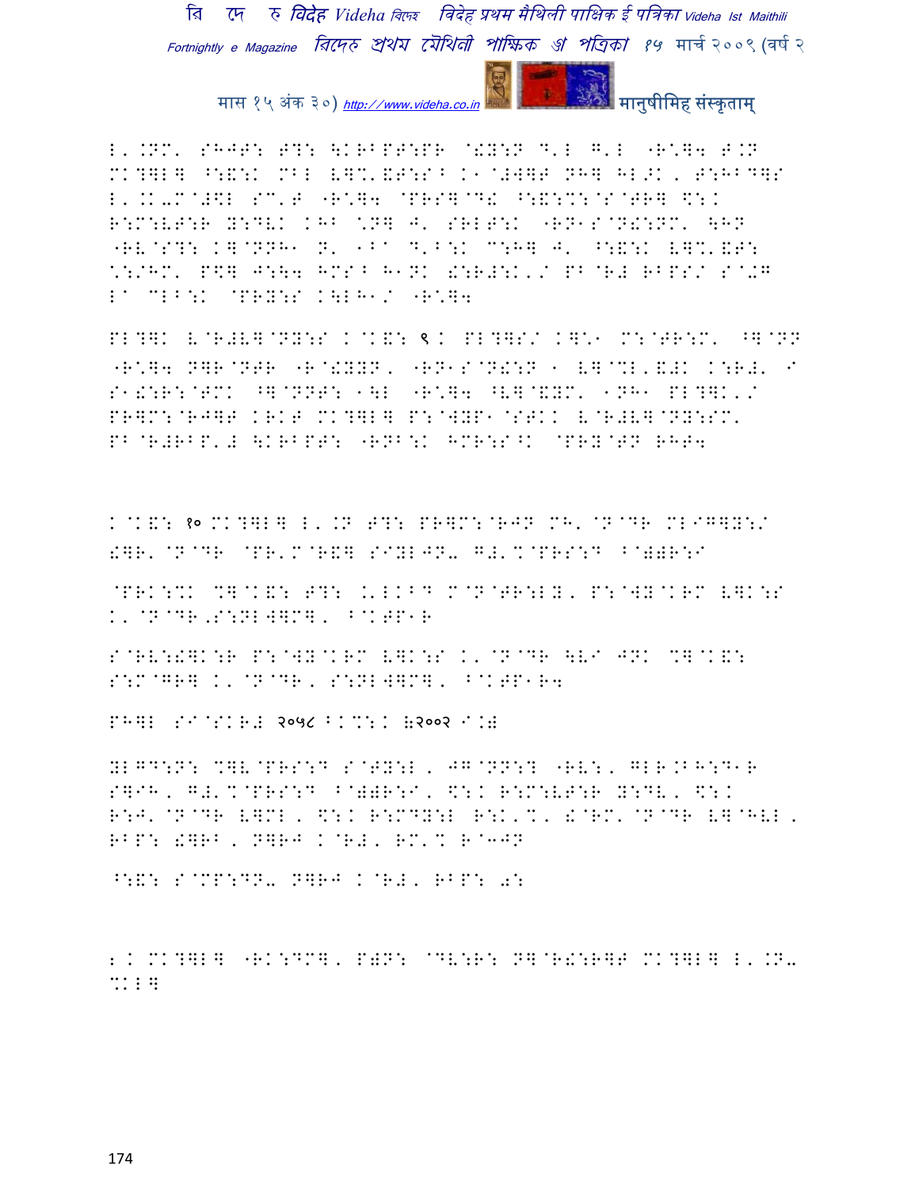L'.NM' SHJT: T?: \KRBPT:PR @!Y:N D'L G'L "R*]4 T.N MK?]L] ^:&:K MBL V]%'&T:S^ K1@#W]T NH] HL>K, T:HBD]S L'.K-M@#\$L SC'T "R*]4 @PRS]@D! ^:&:%:@S@TR] \$:. R:M:VT:R Y:DVK KHB \*N] J' SRLT:K "RN1S@N!:NM' \HN "RV@S?: K]@NNH1 N' 1B^ D'B:K C:H] J' ^:&:K V]%'&T: \*:/HM' P\$] J:\4 HMS^ H1NK !:R#:K'/ PB@R# RBPS/ S@+G L^ CLB:K @PRY:S K\LH1/ "R*]4

PL?]K V@R#V]@NY:S K@K&: ९ K PL?]S/ K]\*1 M:@TR:M' ^]@NN "R*]4 N]R@NTR "R@!YYN, "RN1S@N!:N 1 V]@%L'&#K K:R#' I S1!:R:@TMK ^]@NNT: 1\L "R*]4 ^V]@&YM' 1NH1 PL?]K'/ PR]M:@RJ]T KRKT MK?]L] P:@WYP1@STKK V@R#V]@NY:SM' PB@R#RBP'# \KRBPT: "RNB:K HMR:S^K @PRY@TN RHT4

K@K&: १० MK?]L] L'.N T?: PR]M:@RJN MH'@N@DR MLIG]Y:/ !]R'@N@DR @PR'M@R&] SIYLJN- G#'%@PRS:D B@))R:I

@PRK:%K %]@K&: T?: .'LKBD M@N@TR:LY, P:@WY@KRM V]K:S K'@N@DR,S:NLW]M], B@KTP1R

S@RV:!]K:R P:@WY@KRM V]K:S K'@N@DR \VI JNK %]@K&: S:M@GR] K'@N@DR, S:NLW]M], B@KTP1R4

PH]L SI@SKR# २०५८ BK%:K (२००२ I.)

YLGD:N: %]V@PRS:D S@TY:L, JG@NN:? "RV:, GLR.BH:D1R S]IH, G#'%@PRS:D B@))R:I, \$:K R:M:VT:R Y:DV, \$:K R:J'@N@DR V]ML, \$:K R:MDY:L R:K'%, !@RM'@N@DR V]@HVL, RBP: !]RB, N]RJ K@R#, RM'% R@3JN

^:&: S@MP:DN- N]RJ K@R#, RBP: further

# K MK?]L] "RK:DM], P)N: @DV:R: N]@R!:R]T MK?]L] L'.N- %KL]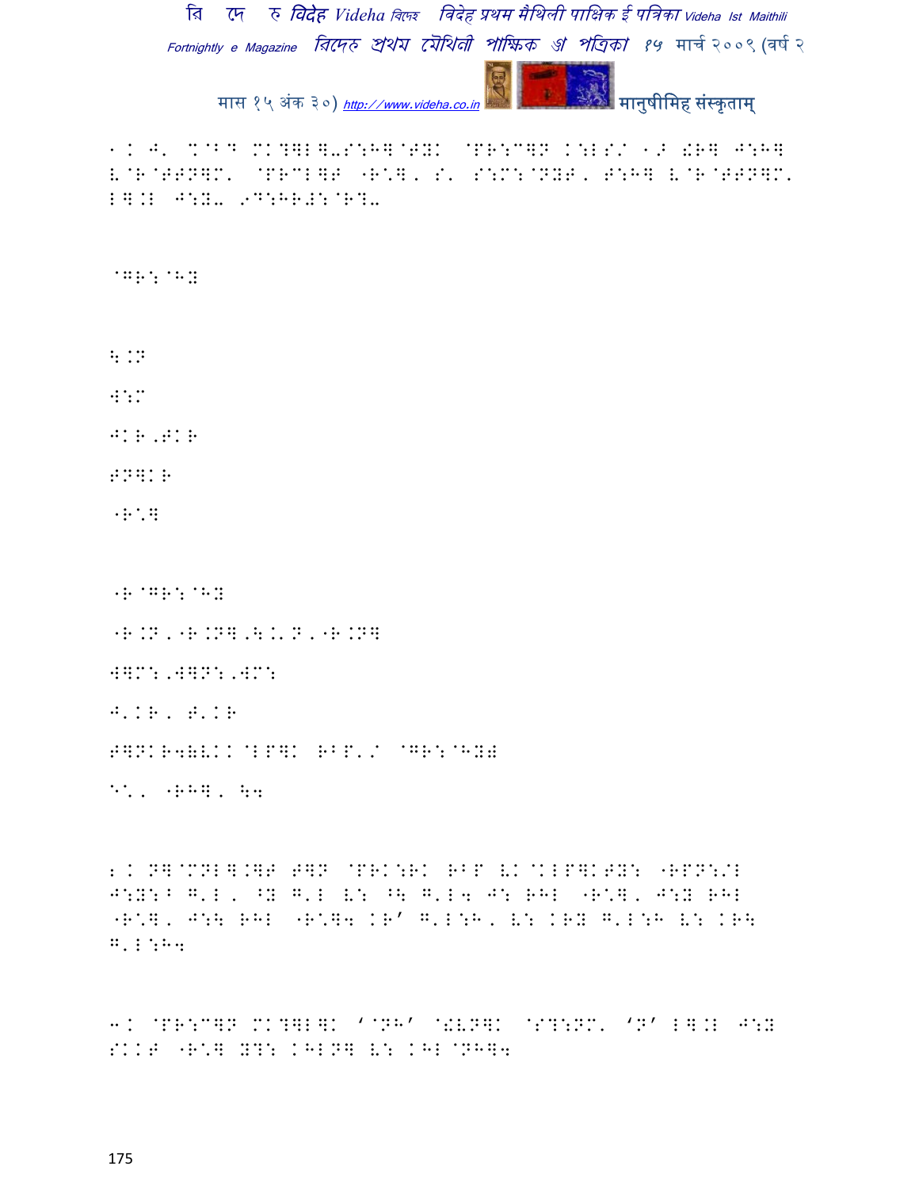1. J' %@B^ MK?]L]-S:H]@TYK @PR:C]P K:LS/ 1> &R] J:H] L@R@TTN]M' @PRCL]T "R'], S' S:M:@NYT, T:H] L@R@TTN]M' L].L J:Y- 9D:HR#:@R?-

@GR:@HY

\.N

W:M

JKR,TKR

TN]KR

"R']

"R @GR:@HY

"R.N,"R.N],\.'N,"R.N]

W]M:,W]N:,WM:

J'KR, T'KR

T]NKR4(LKK@LP]K RBP'/ @GR:@HY)

E', "RH], \4

2. N]@MNL].]T T]N @PRK:RK RBP LK@KLP]KTY: "RPN:/L J:Y:^ G'L, ^Y G'L L: ^\ G'L4 J: RHL "R'], J:Y RHL "R'], J:\ RHL "R']4 KR' G'L:H, L: KRY G'L:H L: KR\ G'L:H4

3. @PR:C]P MK?]L]K '@NH' @&LN]K @S?:NM' 'N' L].L J:Y SKKT "R'] Y?: KHLN] L: KHL@NH]4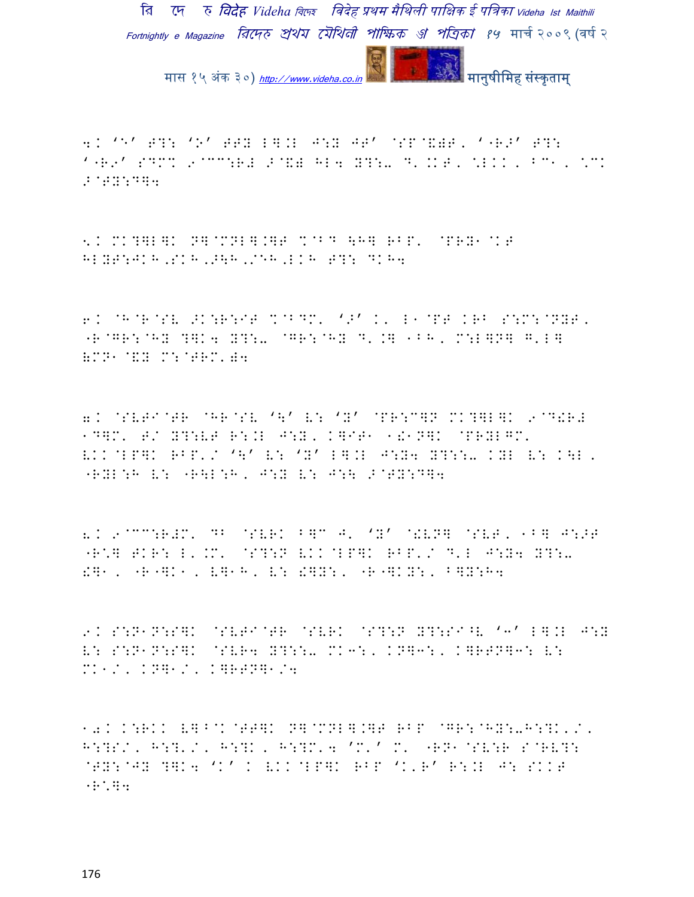4. ‘N’ T?: ‘O’ TTY L].L J:Y JT’ @SP@&)T, ‘"RS’ T?: ‘"R9’ SDM% 9@CC:R# >@&) HL4 Y?:- D'.KT, NLKK, BC1, \*K >@TY:D]4

5. MK?]L]K N]@MNL].]T %@BD \H] RBP' @PRY1@KT HLYT:JKH,SKH,>\H,/EH,LKH T?: DKH4

6. @H@R@SV >K:R:IT %@BDM' ‘>’ K' L1@PT KRB S:M:@NYT, "R@GR:@HY ?]K4 Y?:- @GR:@HY D'.] 1BH, M:L]N] G'L] &MN1@&Y M:@TRM')4

7. @SVTI@TR @HR@SV ‘\’ V: ‘Y’ @PR:C]N MK?]L]K 9@D!R# 1D]M' T/ Y?:VT R:.L J:Y, K]IT1 1!1N]K @PRYLGM' VKK@LP]K RBP'/ ‘\’ V: ‘Y’ L].L J:Y4 Y?::- KYL V: K\L, "RYL:H V: "R\L:H, J:Y V: J:\ >@TY:D]4

8. 9@CC:R#M' DB @SVRK B]C J' ‘Y’ @!VN] @SVT, 1B] J:>T "R\*] TKR: L'.M' @S?:N VKK@LP]K RBP'/ D'L J:Y4 Y?:- !]1, "R"]K1, V]1H, V: !]Y:, "R"]KY:, B]Y:H4

9. S:N1N:S]K @SVTI@TR @SVRK @S?:N Y?:SI^V ‘3’ L].L J:Y V: S:N1N:S]K @SVR4 Y?::- MK3:, KN]3:, K]RTN]3: V: MK1/, KN]1/, K]RTN]1/4

10. K:RKK V]B@K@TT]K N]@MNL].]T RBP @GR:@HY:-H:?K'/, H:?S/, H:?'/, H:?K, H:?M'4 'M' M' "RN1@SV:R S@RV?: @TY:@JY ?]K4 ‘K’ K VKK@LP]K RBP ‘K'R’ R:.L J: SKKT "R\*]4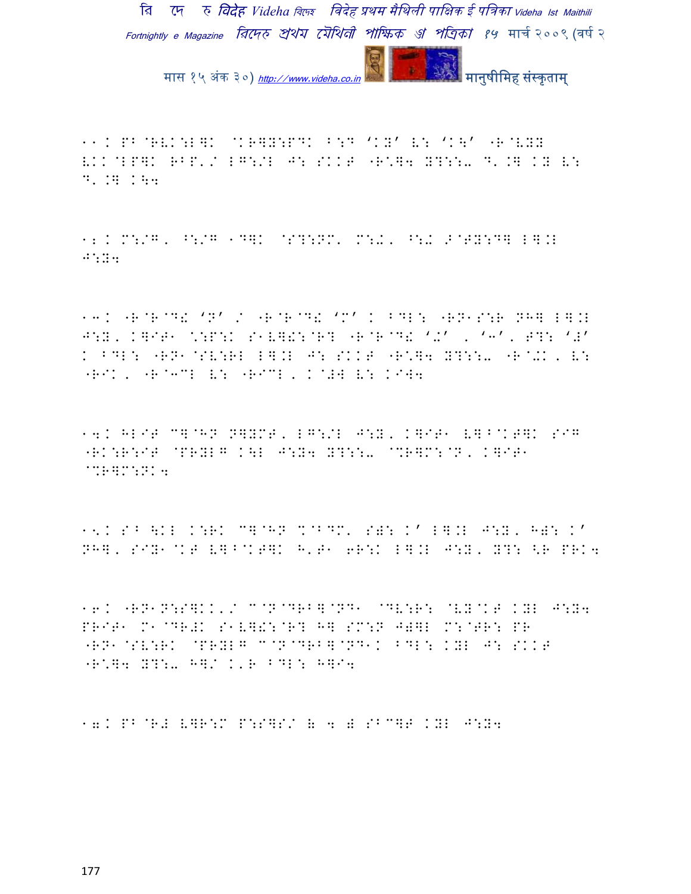११. PB@RVK:L]K @KR]Y:PDK B:G 'KY' V: 'K\' -R@VYY VKK@LP]K RBP'/ LG:/L J: SKKT -R.]4 Y?::- D'.] KY V: D'.] K\4

१२. M:/G, ^:/G 1D]K @S?:NM' M:+, ^:+ >@TY:D] L].L J:Y4

१३. -R@R@D! 'N' / -R@R@D! 'M' K BDL: -RN1S:R NH] L].L J:Y, K]IT1 \:P:K S1V]!:@R? -R@R@D! '+' , 'J', T?: 'Y' K BDL: -RN1@SV:RL L].L J: SKKT -R.]4 Y?::- -R@+K, V: -RIK, -R@JCL V: -RICL, K@#W V: KIW4

१४. HLIT C]@HN N]YMT, LG:/L J:Y, K]IT1 V]B@KT]K SIG -RK:R:IT @PRYLG K\L J:Y4 Y?::- @%R]M:@N, K]IT1 @%R]M:NK4

१५. SB \KL K:RK C]@HN %@BDM' S): K' L].L J:Y, H): K' NH], SIY1@KT V]B@KT]K H'T1 6R:K L].L J:Y, Y?: <R PRK4

१६. -RN1N:S]KK'/ C@N@DRB]@ND1 @DV:R: @VY@KT KYL J:Y4 PRIT1 M1@DR#K S1V]!:@R? H] SM:N J)]L M:@TR: PR -RN1@SV:RK @PRYLG C@N@DRB]@ND1K BDL: KYL J: SKKT -R.]4 Y?:- H]/ K'R BDL: H]I4

१७. PB@R# V]R:M P:S]S/ & 4 ) SBC]T KYL J:Y4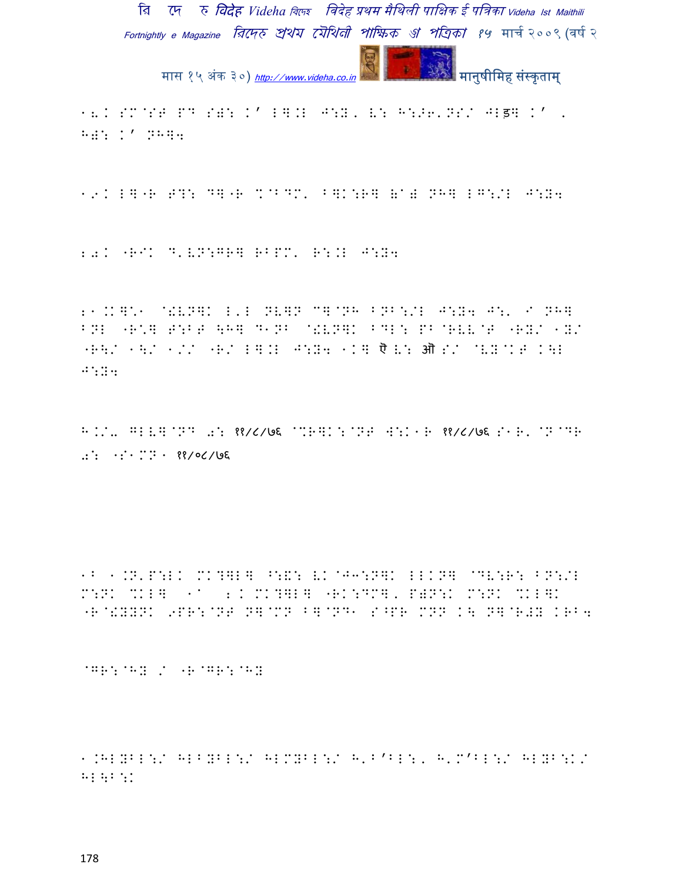18. SM@SG PD S): K' L]KL J:Y, V: H:>6'NS/ JLड़] K' , H): K' NH]4

19. L]"R G?: D]"R %@BDM' B]K:R] ()@) NH] LG:/L J:Y4

20. "RIK D'VN:GR] RBPM' R:KL J:Y4

21.K]\* @!VN]K L'L NV]N C]@NH BNB:/L J:Y4 J:' I NH] BNL "R\*] G:BG \H] D1NB @!VN]K BDL: PB@RVV@G "RY/ 1Y/ "R\/ 1\/ 1// "R/ L].L J:Y4 1K] ऎ V: ऑ S/ @VY@KG K\L J:Y4

H.K/. GLV]@ND 0: ११/८/७६ @%R]K:@NG W:K1R ११/८/७६ S1R' @N@DR 0: ": 1MN1 ११/०८/७६

1B 1.N'P:LK MK?]L] ^:&: VK@J3:N]K LLKN] @DV:R: BN:/L M:NK %KL] 1A 2. MK?]L] "RK:DM], P)N:K M:NK %KL]K "R@!YYNK 9PR:@NG N]@MN B]@ND1 S^PR MNN K\ N]@R#Y KRB4

@GR:@HY / "R@GR:@HY

1.HLYBL:/ HLBYBL:/ HLMYBL:/ H'B'BL:, H'M'BL:/ HLYB:K/ HL\B:K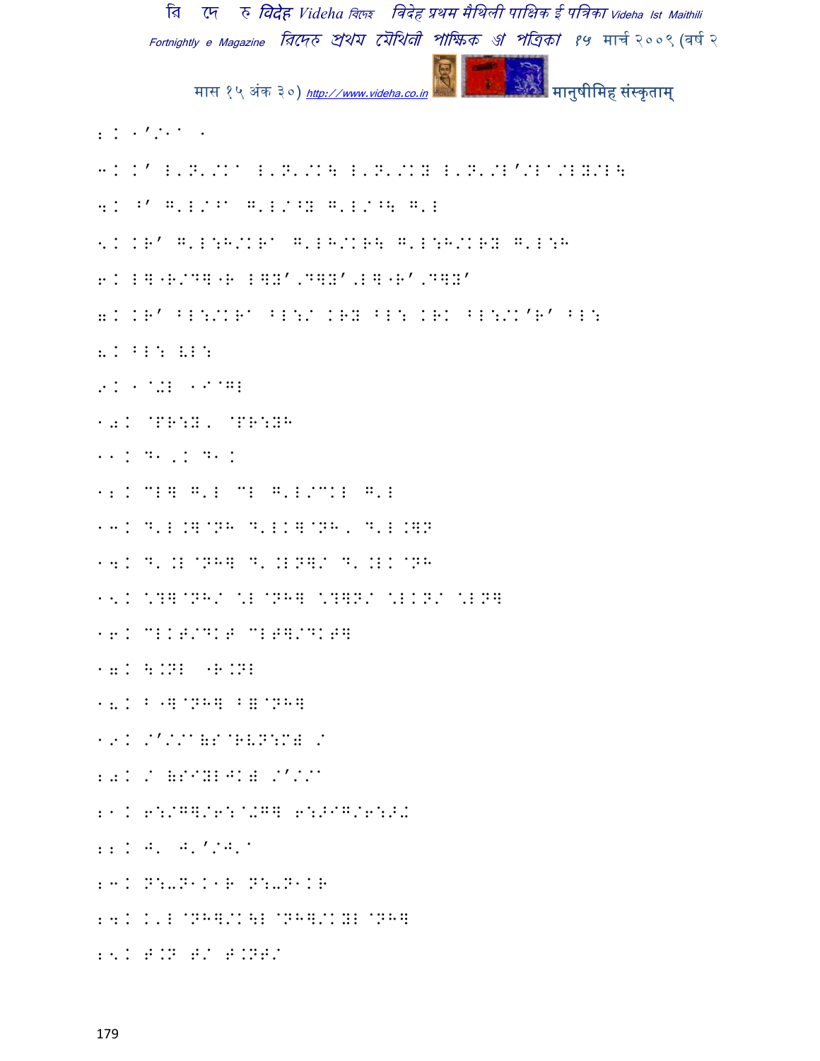2. 1'/1a 1

3. K' E'N'/Ka E'N'/K\ E'N'/KY E'N'/E'/Ea/EY/E\

4. ^' G'E/^a G'E/^Y G'E/^\ G'E

5. KR' G'E:H/KRa G'EH/KR\ G'E:H/KRY G'E:H

6. E]"R/D]"R E]Y'.D]Y'.E]"R'.D]Y'

7. KR' BE:/KRa BE:/ KRY BE: KRK BE:/K'R' BE:

8. BE: VE:

9. 1@.E 1I@GE

10. @PR:Y. @PR:YH

11. D1,K D1K

12. CE] G'E CE G'E/CKE G'E

13. D'E.]@NH D'EK]@NH. D'E.]N

14. D'.E@NH] D'.EN]/ D'.EK@NH

15. \?]@NH/ \E@NH] \?]N/ \EKN/ \EN]

16. CEKT/DKT CET]/DKT]

17. \.NE "R.NE

18. B"]@NH] B]@NH]

19. /'//a(S@RVN:M) /

20. / (SIYEJK) /'//a

21. 6:/G]/6:@.G] 6:>IG/6:>.

22. J' J''/J'a

23. N:-N1K1R N:-N1KR

24. K'E@NH]/K\E@NH]/KYE@NH]

25. T.N T/ T.NT/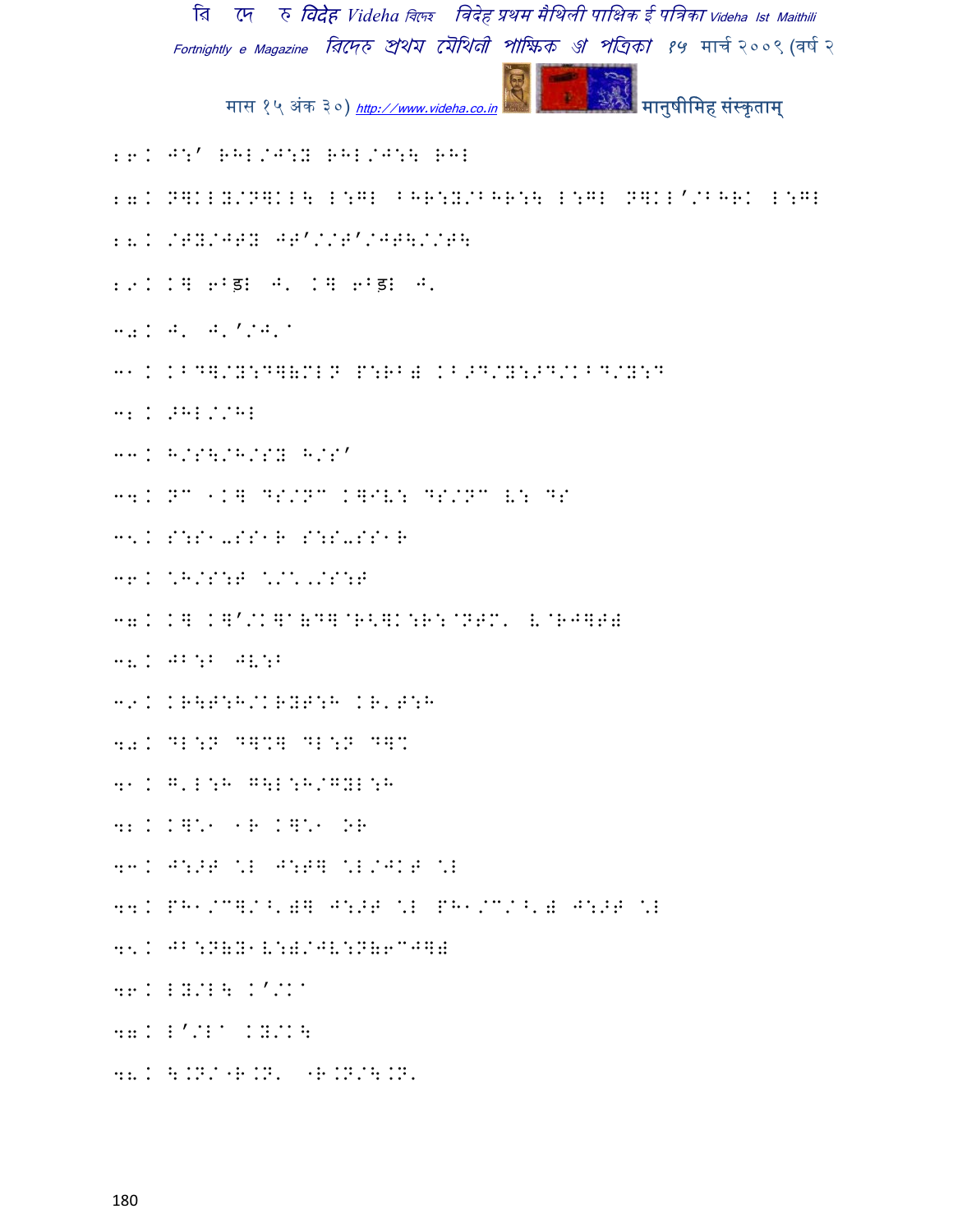२६. J:' RHL/J:Y RHL/J:\ RHL

२७. N]KLY/N]KL\ L:GL ^HR:Y/^HR:\ L:GL N]KL'/^HRK L:GL

२८. /TY/JTY JT'//T'/JT\//T\

२९. K] 6^ड़ J. K] 6^ड़ J.

३०. J. J.'/J.^

३१. K^D]/Y:D](MLN P:RB( K^>D/Y:>D/K^D/Y:D

३२. >HL//HL

३३. H/S\/H/SY H/S'

३४. NC 1K] DS/NC K]IV: DS/NC V: DS

३५. S:S1-SS1R S:S-SS1R

३६. ^H/S:T ^/^,/S:T

३७. K] K]'/K]a(D]@R<]K:R:@NTM. V@RJ]T(

३८. JB:B JV:B

३९. KR\T:H/KRYT:H KR.T:H

४०. DL:N D]%] DL:N D]%

४१. G.L:H G\L:H/GYL:H

४२. K]\1 1R K]\1 OR

४३. J:>T ^L J:T] ^L/JKT ^L

४४. PH1/C]/^.)] J:>T ^L PH1/C/^.) J:>T ^L

४५. JB:N(Y1V:)/JV:N(6CJ]()

४६. LY/L\ K'/Ka

४७. L'/La KY/K\

४८. \.N/`R.N. `R.N/\.N.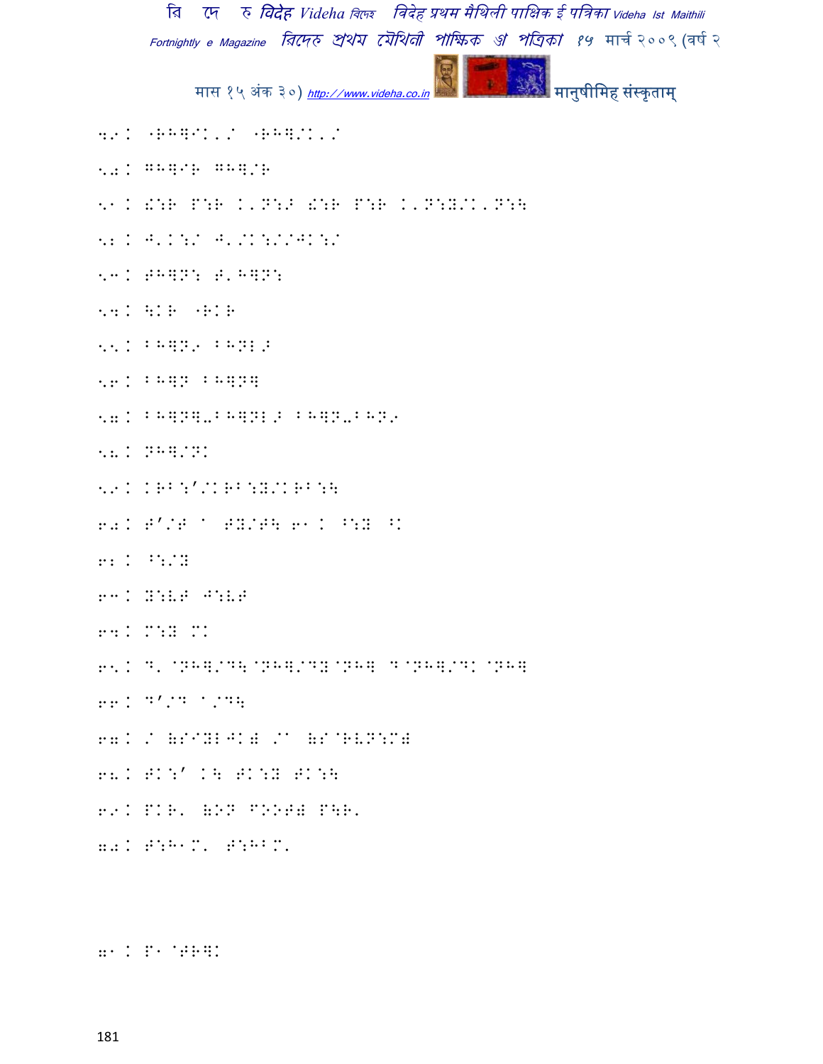४९ . "RH]I.\_/ "RH]/I.\_/

५० . GH]I\_R GH]/R

५१ . &:R P:R K'N:> &:R P:R K'N:Y/K'N:\

५२ . J'K:/ J'/K:/ /JK:/

५३ . TH]N: T'H]N:

५४ . \KR "RKR

५५ . BH]N9 BHNL>

५६ . BH]N BH]N]

५७ . BH]N]-BH]NL> BH]N-BHN9

५८ . NH]/NK

५९ . KRB:'/KRB:Y/KRB:\

६० . T'/T ^ TY/T\ ६१ . ^:Y ^K

६२ . ^:/Y

६३ . Y:VT J:VT

६४ . M:Y MK

६५ . D' @NH]/D\@NH]/DY@NH] D@NH]/DK @NH]

६६ . D'/D ^/D\

६७ . / (S^IYLJK) /^ (S@RVN:M)

६८ . TK:' K\ TK:Y TK:\

६९ . PKR' (ON FOOT) P\R'

७० . T:H^M' T:HBM'

७१ . P1 @TR]K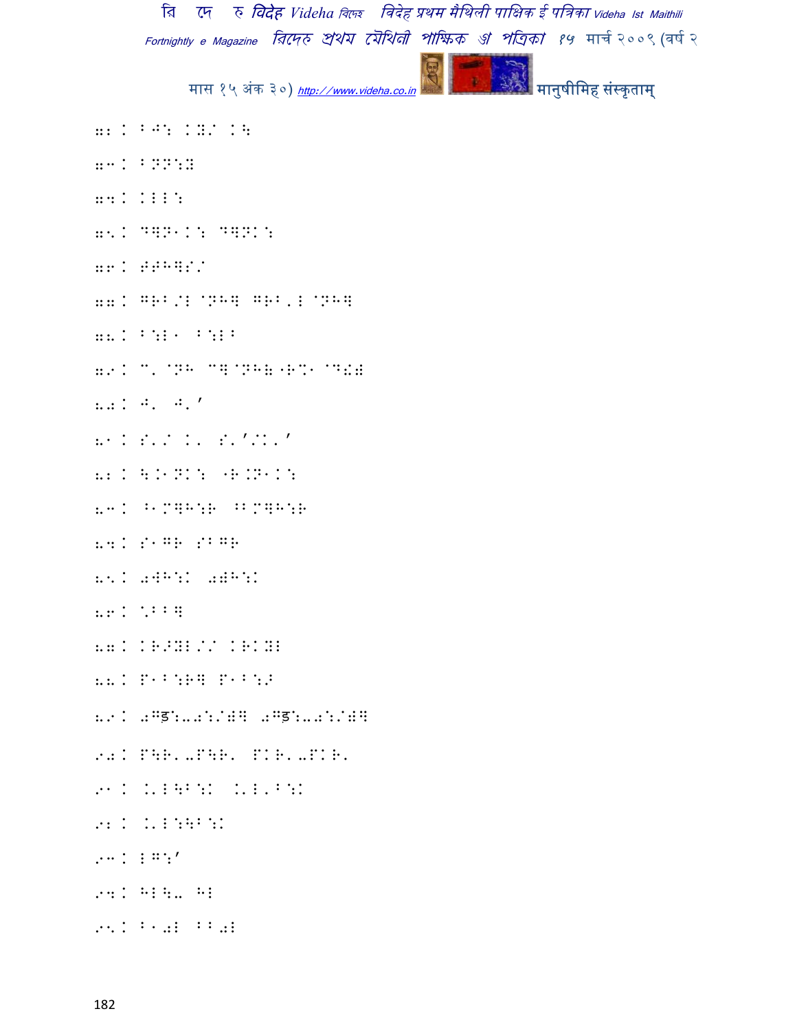72 ) BJ: ):/ ):

73 ) BNN:B

74 ) )EE:

75 ) DDN1): DDN):

76 ) #JHDS/

77 ) GRB/L @NHD GRB'L @NHD

78 ) B:L1 B:LB

79 ) C' @NH CD@NH&"R%1 @D!#

80 ) J' J''

81 ) S'/ )' S''/)''

82 ) \.1N): "R.N1):

83 ) B1MDH:R BBMDH:R

84 ) S1GR SBGR

85 ) 0DH:) 0#H:)

86 ) %BBD

87 ) )R>DL/S )R)DL

88 ) P1B:RD P1B:>

89 ) 0Gड:..0:/#D 0Gड:..0:/#D

90 ) P\R'.P\R' P)R'.P)R'

91 ) .'L\B:) .'L'B:)

92 ) .'L:\B:)

93 ) LG:'

94 ) HL\. HL

95 ) B1#L BB#L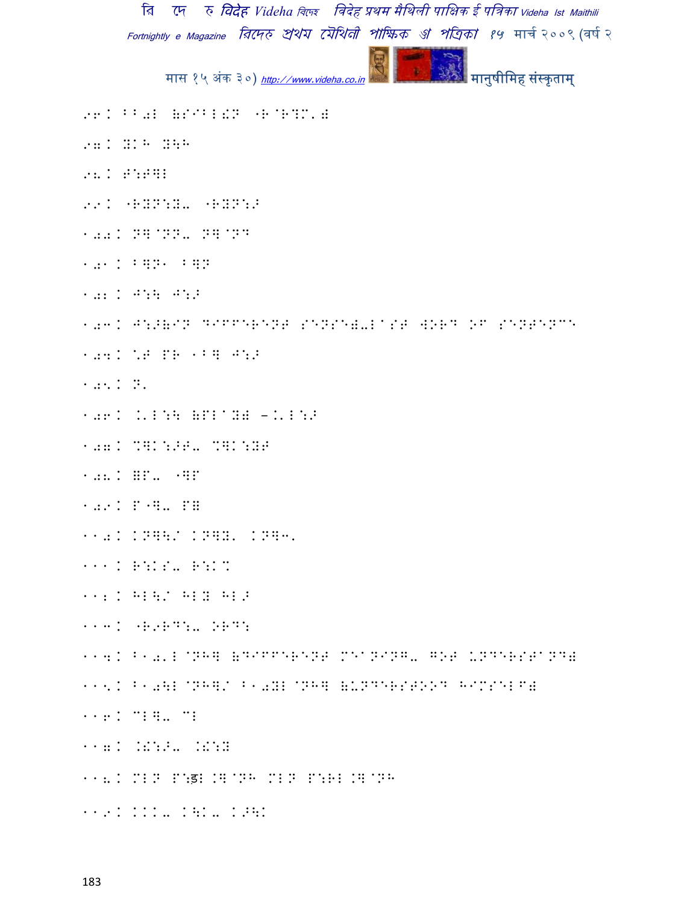96. FF0L (SIBL&N -R@R?M'. )

97. YKH YFH

98. P:P]L

99. "RYN:Y-"RYN:>

100. N]@NN- N]@ND

101. B]N· B]N

102. J:\ J:>

103. J:>(IN DIFFERENT SENSE-LAST WORD OF SENTENCE

104. \T PR 1B] J:>

105. N'

106. .'L:\ (PL@Y) -.'L:>

107. %]K:>T- %]K:YT

108. ==- "]F

109. P"]- P=

110. KN]\/ KN]Y' KN]3'

111. R:KS- R:K%

112. HL\/ HLY HL>

113. "R9RD:- ORD:

114. B10'L@NH] (DIFFERENT MEANING- GOT UNDERSTAND)

115. B10\L@NH]/ B10YL@NH] (UNDERSTOOD HIMSELF)

116. CL]- CL

117. .&:>- .&:Y

118. MLN P:ड़L.]@NH MLN P:RL.]@NH

119. KKK- K\K- K>\K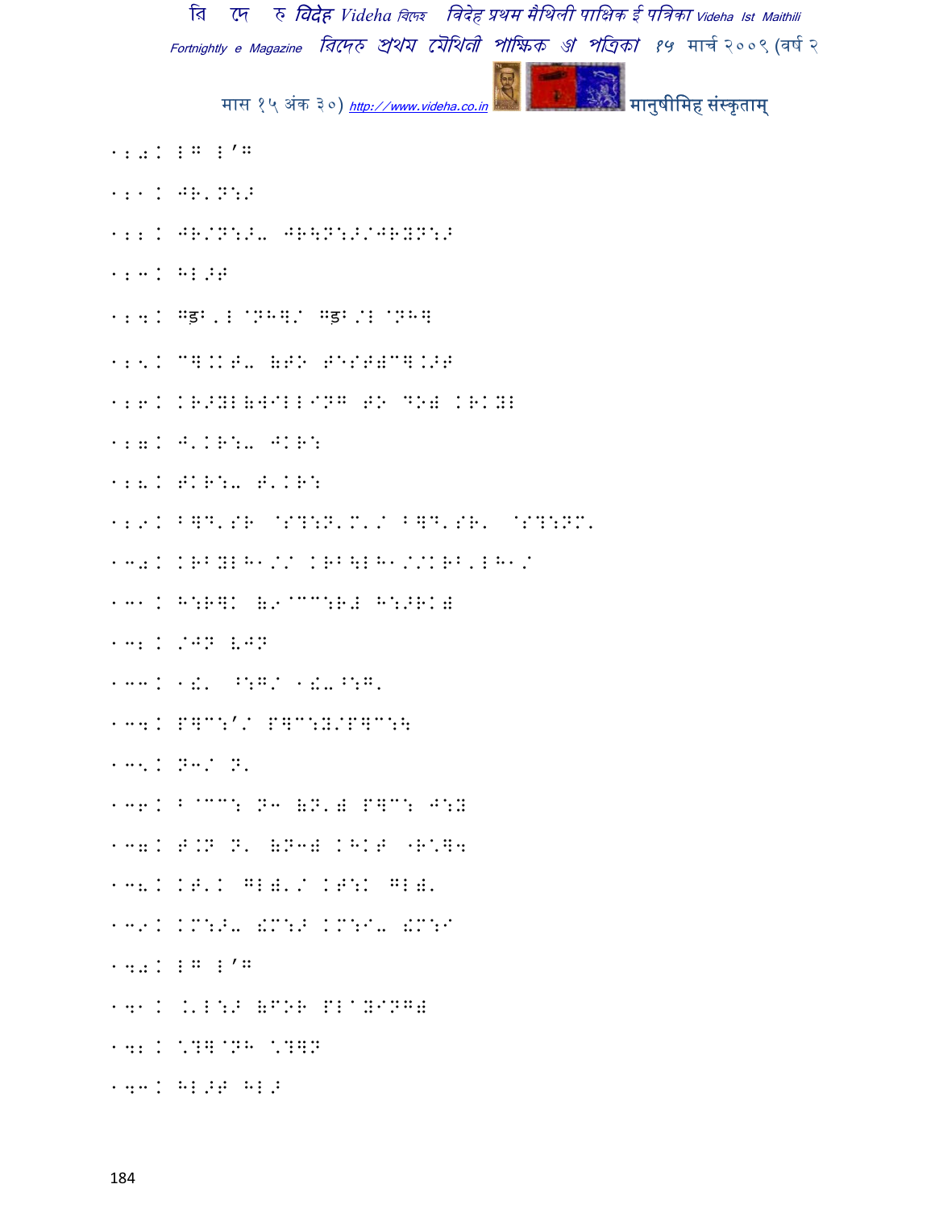120. ए ऍ

121. जे.टाऽ

122. जे/टाऽ- जेक्टाऽ/जेरेटाऽ

123. मेऽत

124. गड़.ए ानम/ गड़/ए ानम

125. चम.तु- (तो तेएत(चम.ऽत

126. टेऽरे(WILLING TO DO) टेटरे

127. जे.टेः- जटेः

128. तटेः- त.टेः

129. बमद.सए ासमाट.ड./ बमद.सए. ासमाटड.

130. टेबरेमे१/ टेबक्षेमे१//टेब.एमे१/

131. मःरमट (९ाचःरइ मःऽटइ

132. /जट वजट

133. १ड. ऊःग/ १ड-ऊःग.

134. पमचः'/ पमचःर/पमचःक्ष

135. टा३/ ट.

136. ब ाचः टा३ (ट.इ पमचः जःर

137. त.ट ट. (टा३इ टमट पेदम४

138. टत.ट गएइ./ टतःट गएइ.

139. टडःऽ- ङडःऽ टडःय- ङडःय

140. ए ऍ

141. ..एःऽ (FOR PLAYING)

142. ँाम ानम ँामट

143. मेऽत मेऽ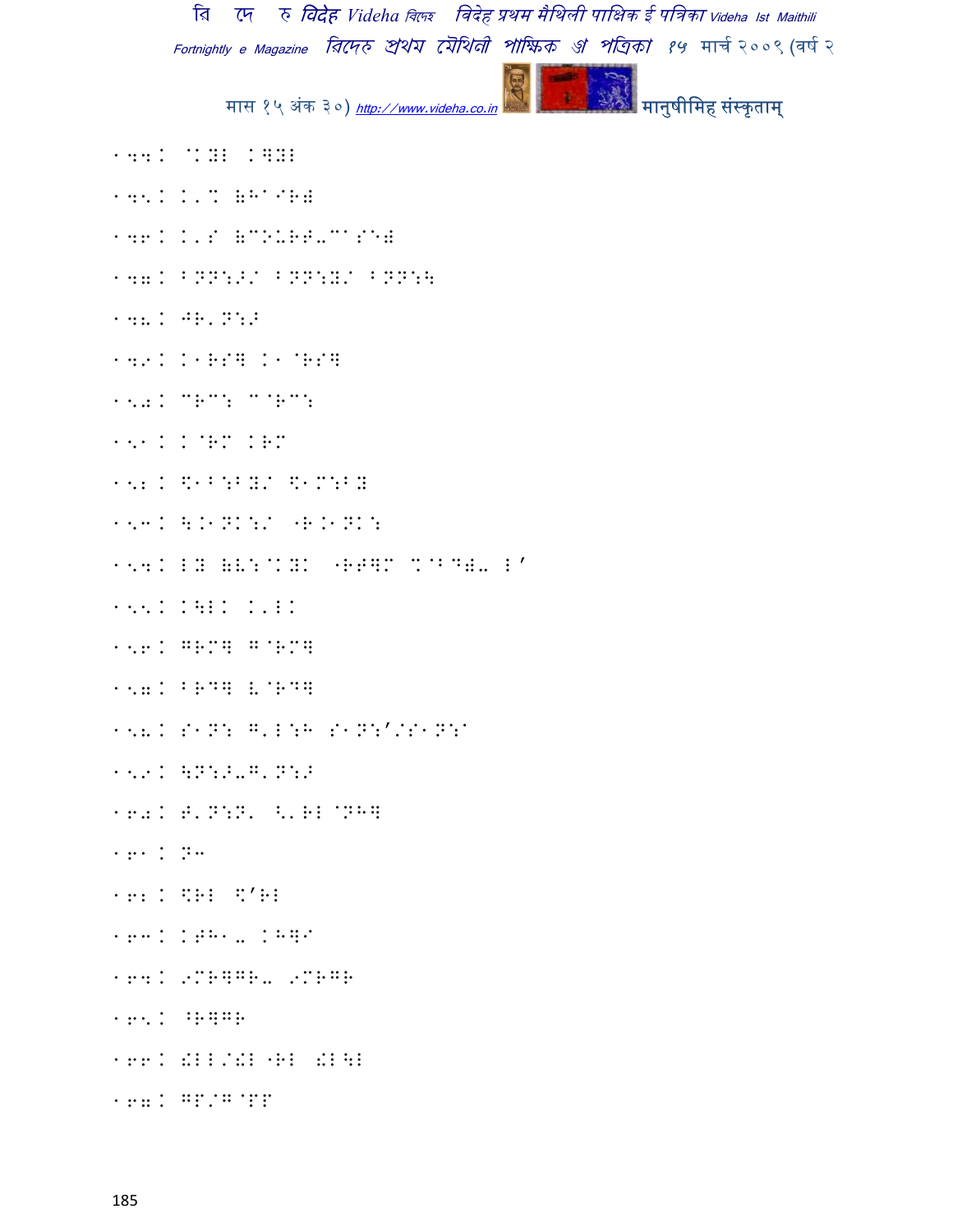144. @KYL K]YL

145. K'% (H^IR)

146. K'S (COURT-CASE)

147. BNN:>/ BNN:Y/ BNN:\

148. JR'N:>

149. K1RS] K1@RS]

150. CRC: C@RC:

151. K@RM KRM

152. $1B:BY/ $1M:BY

153. \.1NK:/ "R.1NK:

154. LY (V:@KYK "RT]M %@BD)- L'

155. K\LK K'LK

156. GRM] G@RM]

157. BRD] V@RD]

158. S1N: G'L:H S1N:'/S1N:A

159. \N:>-G'N:>

160. T'N:N' <'RL @NH]

161. N3

162. $RL $'RL

163. KTH1- KH]I

164. 9MR]GR- 9MRGR

165. ^R]GR

166. !LL/!L "RL !L\L

167. GP/G@PP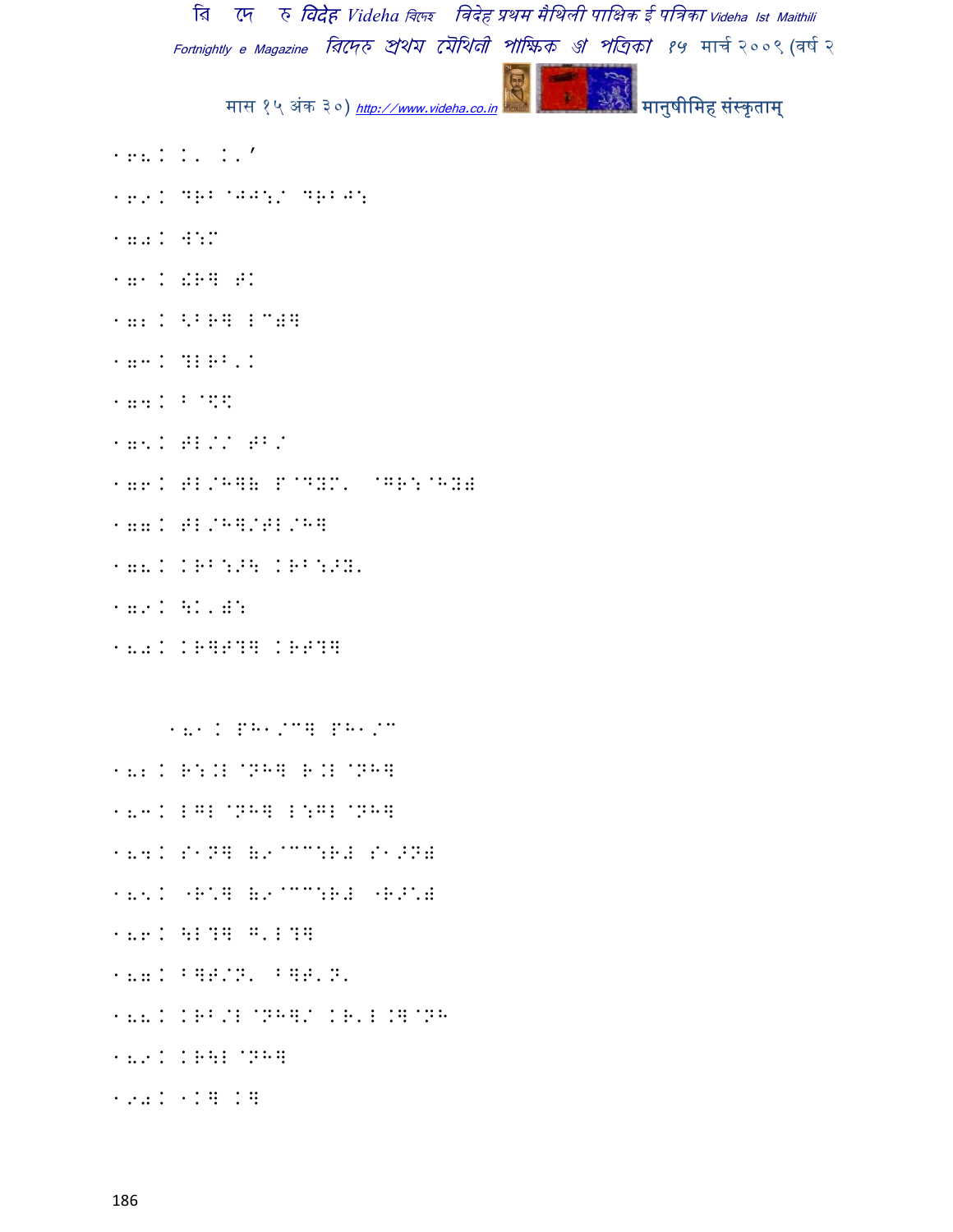168: K. K.'

169: ?R' @JJ:/ ?R'J:

170: W:M

171: !R? R.

172: <'R? LCB?

173: ?LR'.K

174: ' @$$

175: RL/ R'/

176: RL/H?( P@?YM. @GR:@HYB

177: RL/H?/RL/H?

178: KR':>\ KR':>Y.

179: \K.B:

180: KR?R?? KRR??

181: PH1/C? PH1/C

182: R:.L @NH? R.L @NH?

183: LGL @NH? L:GL @NH?

184: S1N? (9@CC:RB S1>NB

185: "R'? (9@CC:RB "R>'B

186: \L?? G.L??

187: '?R/N. '?R.N.

188: KR'/L @NH?/ KR.L.?@NH

189: KR\L @NH?

190: 1K? K?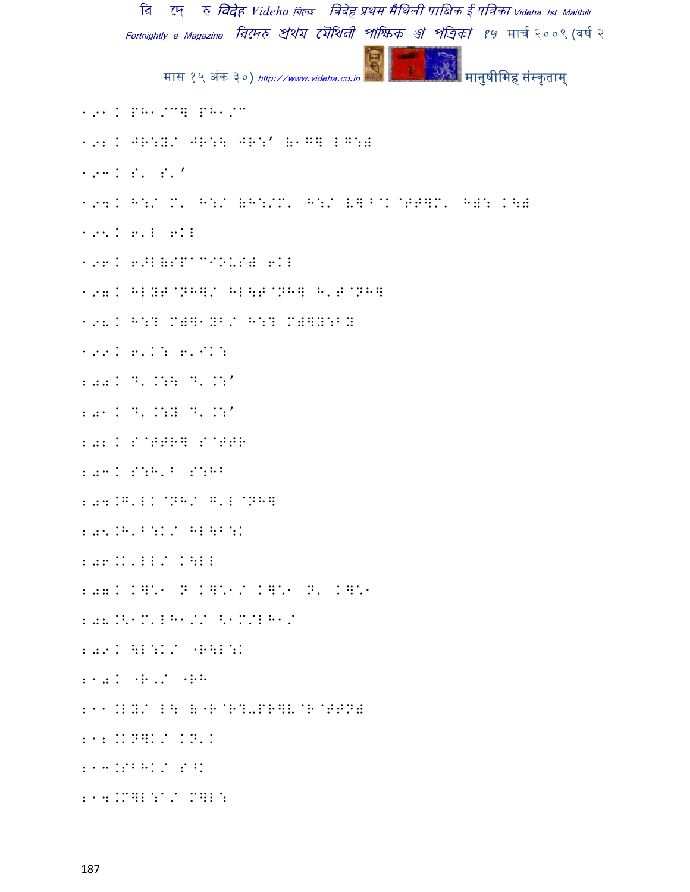191 . PH1/C] PH1/C

192 . JR:Y/ JR:\ JR:' (1G] LG:)

193 . S' S''

194 . H:/ M' H:/ (H:/M' H:/ V]^K @TT]M' H): K\)

195 . 6'L 6KL

196 . 6>L(SPACIOUS) 6KL

197 . HLYT@NH]/ HL\T@NH] H'T@NH]

198 . H:? M)]1YB/ H:? M)]Y:BY

199 . 6'K: 6'IK:

200 . D' K:\ D' K:'

201 . D' K:Y D' K:'

202 . S@TTR] S@TTR

203 . S:H'B S:HB

204 .G'LK@NH/ G'L@NH]

205 .H'B:K/ HL\B:K

206 .K'LL/ K\LL

207 . K]'1 N K]'1/ K]'1 N' K]'1

208 .<1M'LH1// <1M/LH1/

209 . \L:K/ "R\L:K

210 . "R'/ "RH

211 .LY/ L\ ("R@R?-PR]V@R@TTN)

212 .KN]K/ KN'K

213 .SBHK/ S^K

214 .M]L:I/ M]L: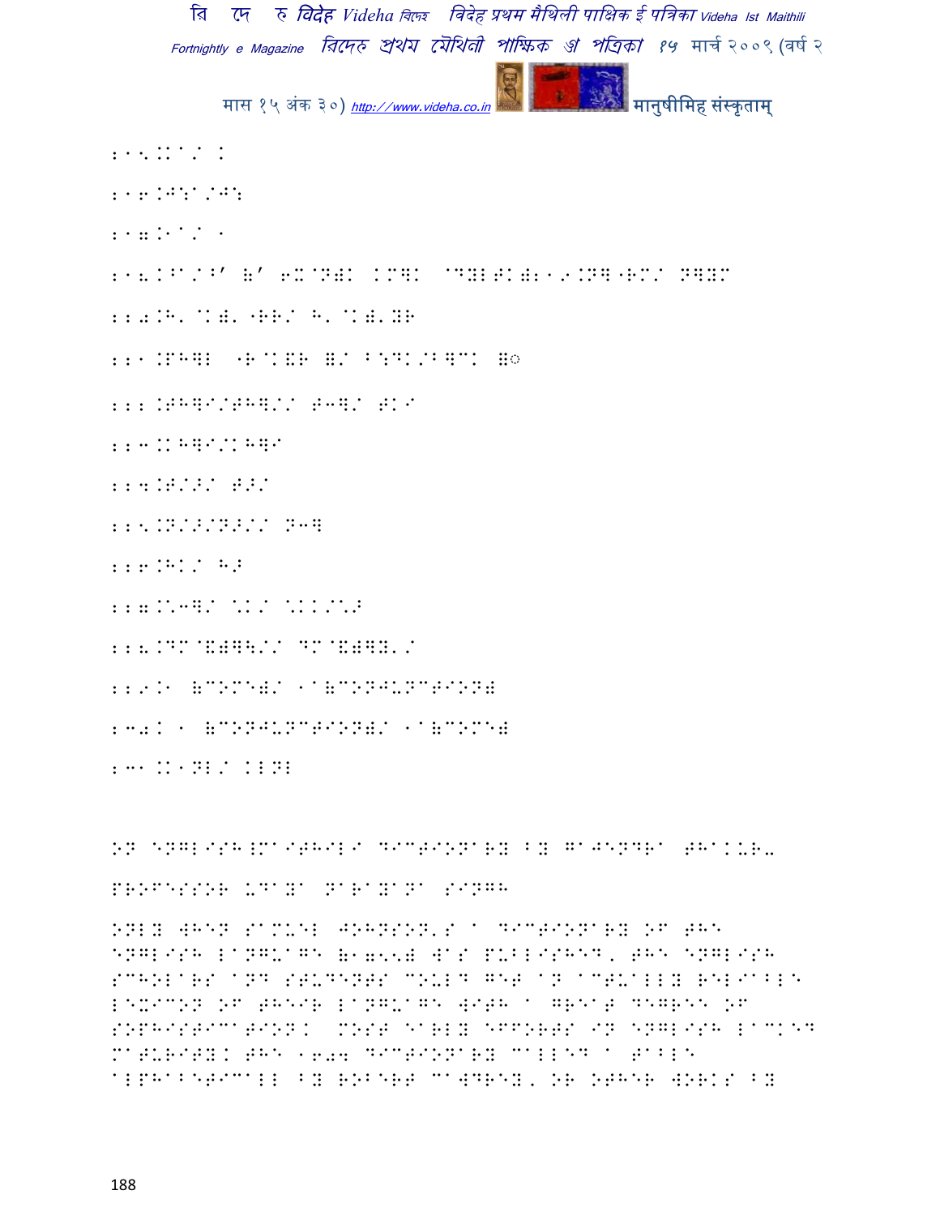215.KA/ K

216.J:A/J:

217.1A/ 1

218.^A/^' (' 6X@N)K KM]K @DYLTK)219.N]"RM/ N]YM

220.H' @K)' "RR/ H'@K)'YR

221.PH]L "R@K&R )/ B:DK/B]CK )◌

222.TH]I/TH]// T3]/ TKI

223.KH]I/KH]I

224.T/>/ T>/

225.N/>/N>// N3]

226.HK/ H>

227.K3]/ \K/ \KK/\>

228.DM@&)]\// DM@&)]Y'/

229.1 (COME)/ 1A(CONJUNCTION)

230.K 1 (CONJUNCTION)/ 1A(COME)

231.K1NL/ KLNL

On English-Maithili Dictionary by Gajendra Thakur- Professor Udaya Narayana Singh

Only when Samuel Johnson's A Dictionary of the English Language (1755) was published, the English scholars and students could get an actually reliable lexicon of their language with a great degree of sophistication. Most early efforts in English lacked maturity. The 1604 dictionary called A Table Alphabeticall by Robert Cawdrey, or other works by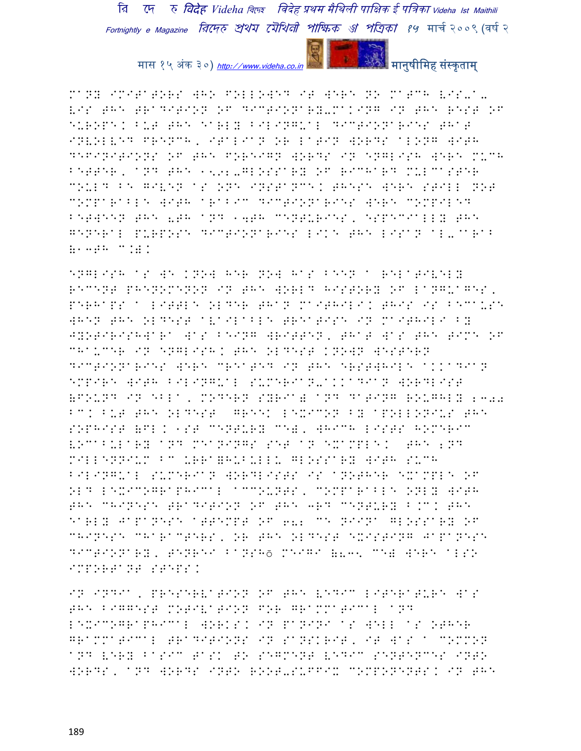many imitators who followed it were no match vis-a-vis the tradition of dictionary-making in the rest of Europe. But the early bilingual dictionaries that involved French, Italian or Latin words along with definitions of the foreign words in English were much better, and the 1582-glossary of Richard Mulcaster could be given as one instance. These were still not comparable with Arabic dictionaries were compiled between the 8th and 14th centuries, especially the general purpose dictionaries like the Lisan al-Arab (13th C.).

English as we know her now has been a relatively recent phenomenon in the world history of languages, perhaps a little older than Maithili. This is because when the oldest available treatise in Maithili by Jyotirishwara was being written, that was the time of Chaucer in English. The oldest known western dictionaries were created in the erstwhile Akkadian empire with bilingual Sumerian-Akkadian wordlist (found in Ebla, modern Syria) and dating roughly 2300 BC. But the oldest Greek lexicon by Apollonius the Sophist (fl. 1st century CE), which lists Homeric vocabulary and meanings set an example. The 2nd millennium BC Urra=hubullu glossary with such bilingual Sumerian wordlists is another example of old lexicographical accounts, comparable only with the Chinese tradition of the 3rd century B.C. The early Japanese attempt of 682 CE Niina glossary of Chinese characters, or the oldest existing Japanese dictionary, Tenrei Banshō Meigi (835 CE) were also important steps.

In India, preservation of the Vedic literature was the biggest motivation for grammatical and lexicographical works. In Panini as well as other grammatical traditions in Sanskrit, it was a common and very basic task to segment Vedic sentences into words, and words into root-suffix components. In the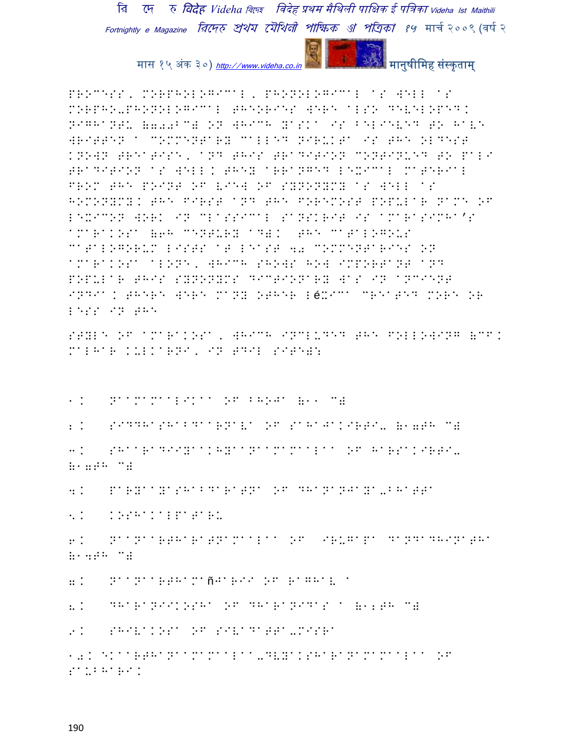process, morphological, phonological as well as morpho-phonological theories were also developed. Nighantu (700BC) on which Yaska is believed to have written a commentary called Nirukta is the oldest known treatise, and this tradition continued to Pali tradition as well. They arranged lexical material from the point of view of synonymy as well as homonymy. The first and the foremost popular name of lexicon work in classical Sanskrit is Amarasimha's Amarakosa (6th century AD). The catalogous catalogorum lists at least 40 commentaries on Amarakosa alone, which shows how important and popular this synonyms dictionary was in ancient India. There were many other léxica created more or less in the

style of Amarakosa, which included the following (cf. Malhar Kulkarni, in TDIL site):

1. Naamamaalikaa of Bhoja (11 C)
2. Siddhashabdaarnava of Sahajakirti- (17th C)
3. Shaaradiiyaakhyaanaamamaalaa of Harsakirti- (17th C)
4. Paryaayashabdaratna of Dhananjaya-bhatta
5. Koshakalpataru
6. Naanaartharatnamaalaa of Irugapa Dandadhinatha (14th C)
7. Naanaarthamañjarii of Raghava
8. Dharaniikosha of Dharanidas a (12th C)
9. Shivakosa of Sivadatta-misra
10. Ekaarthanaamamaalaa-dvyaksharanamamaalaa of Saubhari.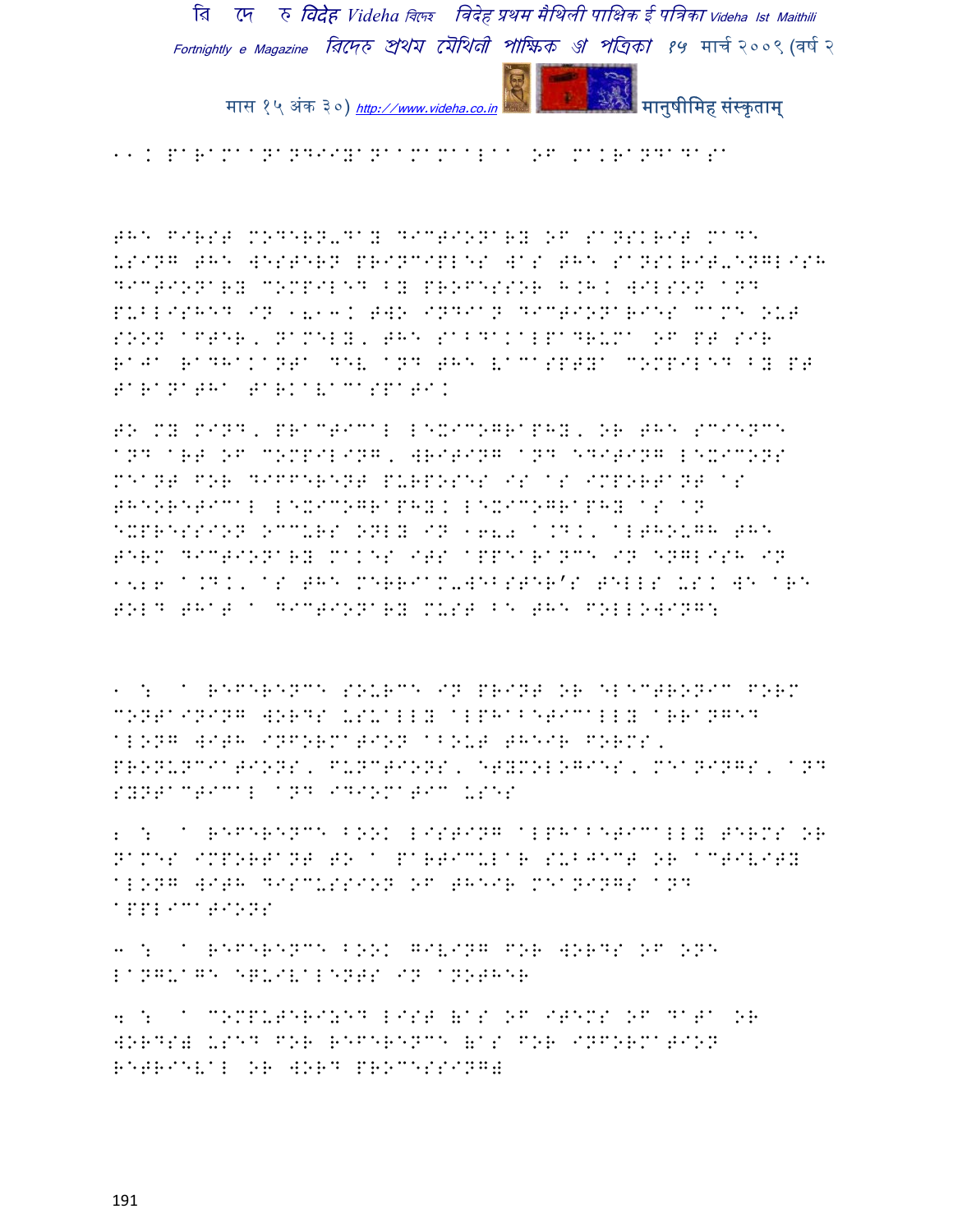11. Paramaanandiyanaamamaalaa of Makarandadasa

The first modern-day dictionary of Sanskrit made using the western principles was the Sanskrit-English Dictionary compiled by Professor H.H. Wilson and published in 1819. Two Indian dictionaries came out soon after, namely, the Sabdakalpadruma of Pt Sir Raja Radhakanta Dev and the Vacaspatya compiled by Pt Taranatha Tarkavacaspati.

To my mind, practical lexicography, or the science and art of compiling, writing and editing lexicons meant for different purposes is as important as theoretical lexicography. Lexicography as an expression occurs only in 1680 A.D., although the term dictionary makes its appearance in English in 1526 A.D., as the Merriam-Webster's tells us. We are told that a dictionary must be the following:

1 : a reference source in print or electronic form containing words usually alphabetically arranged along with information about their forms, pronunciations, functions, etymologies, meanings, and syntactical and idiomatic uses

2 : a reference book listing alphabetically terms or names important to a particular subject or activity along with discussion of their meanings and applications

3 : a reference book giving for words of one language equivalents in another

4 : a computerized list (as of items of data or words) used for reference (as for information retrieval or word processing)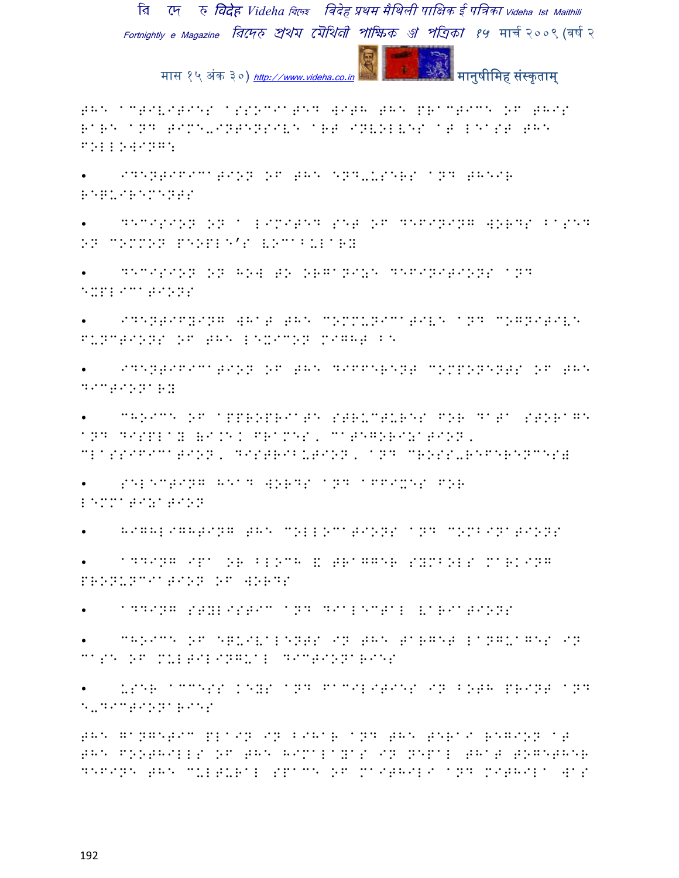THE ACTIVITIES ASSOCIATED WITH THE PRACTICE OF THIS RARE AND TIME-INTENSIVE ART INVOLVES AT LEAST THE FOLLOWING:

- IDENTIFICATION OF THE END-USERS AND THEIR REQUIREMENTS
- DECISION ON A LIMITED SET OF DEFINING WORDS BASED ON COMMON PEOPLE'S VOCABULARY
- DECISION ON HOW TO ORGANIZE DEFINITIONS AND EXPLICATIONS
- IDENTIFYING WHAT THE COMMUNICATIVE AND COGNITIVE FUNCTIONS OF THE LEXICON MIGHT BE
- IDENTIFICATION OF THE DIFFERENT COMPONENTS OF THE DICTIONARY
- CHOICE OF APPROPRIATE STRUCTURES FOR DATA STORAGE AND DISPLAY (I.E. FRAMES, CATEGORIZATION, CLASSIFICATION, DISTRIBUTION, AND CROSS-REFERENCES)
- SELECTING HEAD WORDS AND AFFIXES FOR LEMMATIZATION
- HIGHLIGHTING THE COLLOCATIONS AND COMBINATIONS
- ADDING IPA OR BLOCH & TRAGGER SYMBOLS MARKING PRONUNCIATION OF WORDS
- ADDING STYLISTIC AND DIALECTAL VARIATIONS
- CHOICE OF EQUIVALENTS IN THE TARGET LANGUAGES IN CASE OF MULTILINGUAL DICTIONARIES
- USER ACCESS KEYS AND FACILITIES IN BOTH PRINT AND E-DICTIONARIES

THE GANGETIC PLAIN IN BIHAR AND THE TERAI REGION AT THE FOOTHILLS OF THE HIMALAYAS IN NEPAL THAT TOGETHER DEFINE THE CULTURAL SPACE OF MAITHILI AND MITHILA WAS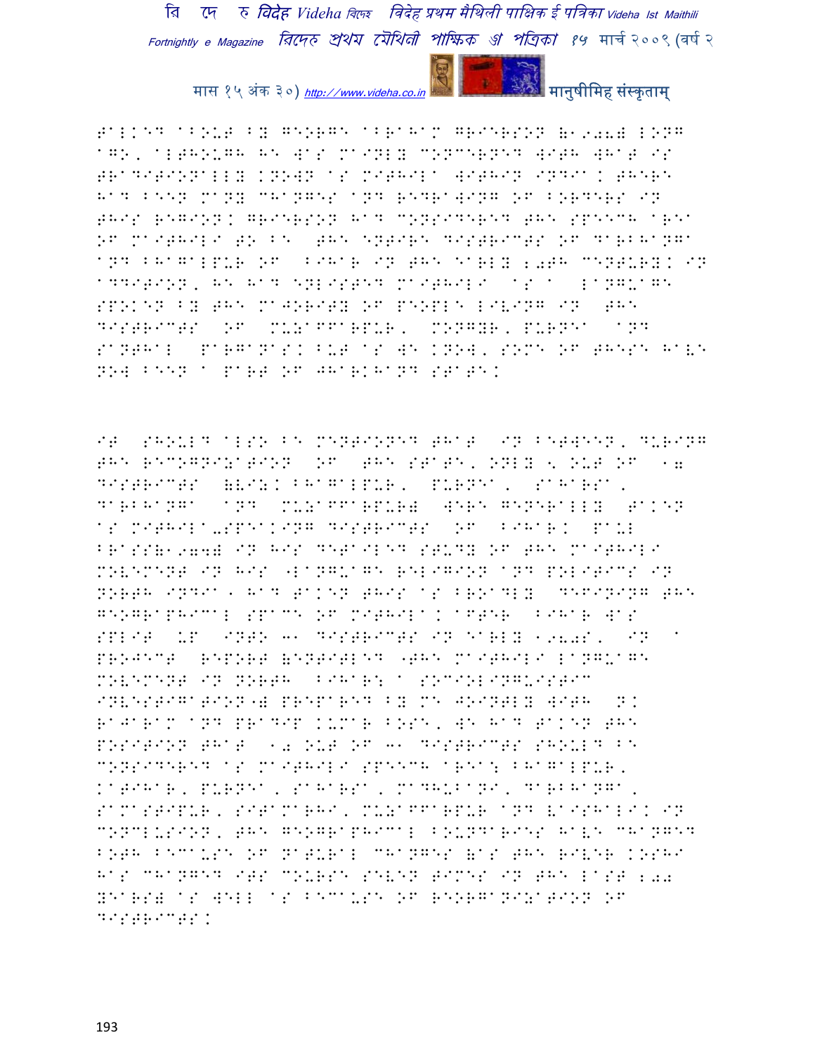talked about by George Abraham Grierson (1908) long ago, although he was mainly concerned with what is traditionally known as Mithila within India. There had been many changes and redrawing of borders in this region. Grierson had considered the speech area of Maithili to be the entire districts of Darbhanga and Bhagalpur of Bihar in the early 20th century. In addition, he had enlisted Maithili as a language spoken by the majority of people living in the districts of Muzaffarpur, Monghyr, Purnea and Santhal Parganas. But as we know, some of these have now been a part of Jharkhand state.

It should also be mentioned that in between, during the recognization of the state, only 5 out of 17 districts (viz. Bhagalpur, Purnea, Saharsa, Darbhanga and Muzaffarpur) were generally taken as Mithila-speaking districts of Bihar. Paul Brass(1974) in his detailed study of the Maithili movement in his 'Language Religion and Politics in North India', had taken this as broadly defining the geographical space of Mithila. After Bihar was split up into 31 districts in early 1980s, in a project report (entitled 'The Maithili Language Movement in North Bihar: A Sociolinguistic Investigation') prepared by me jointly with N. Rajaram and Pradip Kumar Bose, we had taken the position that 10 out of 31 districts should be considered as Maithili speech area: Bhagalpur, Katihar, Purnea, Saharsa, Madhubani, Darbhanga, Samastipur, Sitamarhi, Muzaffarpur and Vaishali. In conclusion, the geographical boundaries have changed both because of natural changes (as the river Koshi has changed its course seven times in the last 200 years) as well as because of reorganization of districts.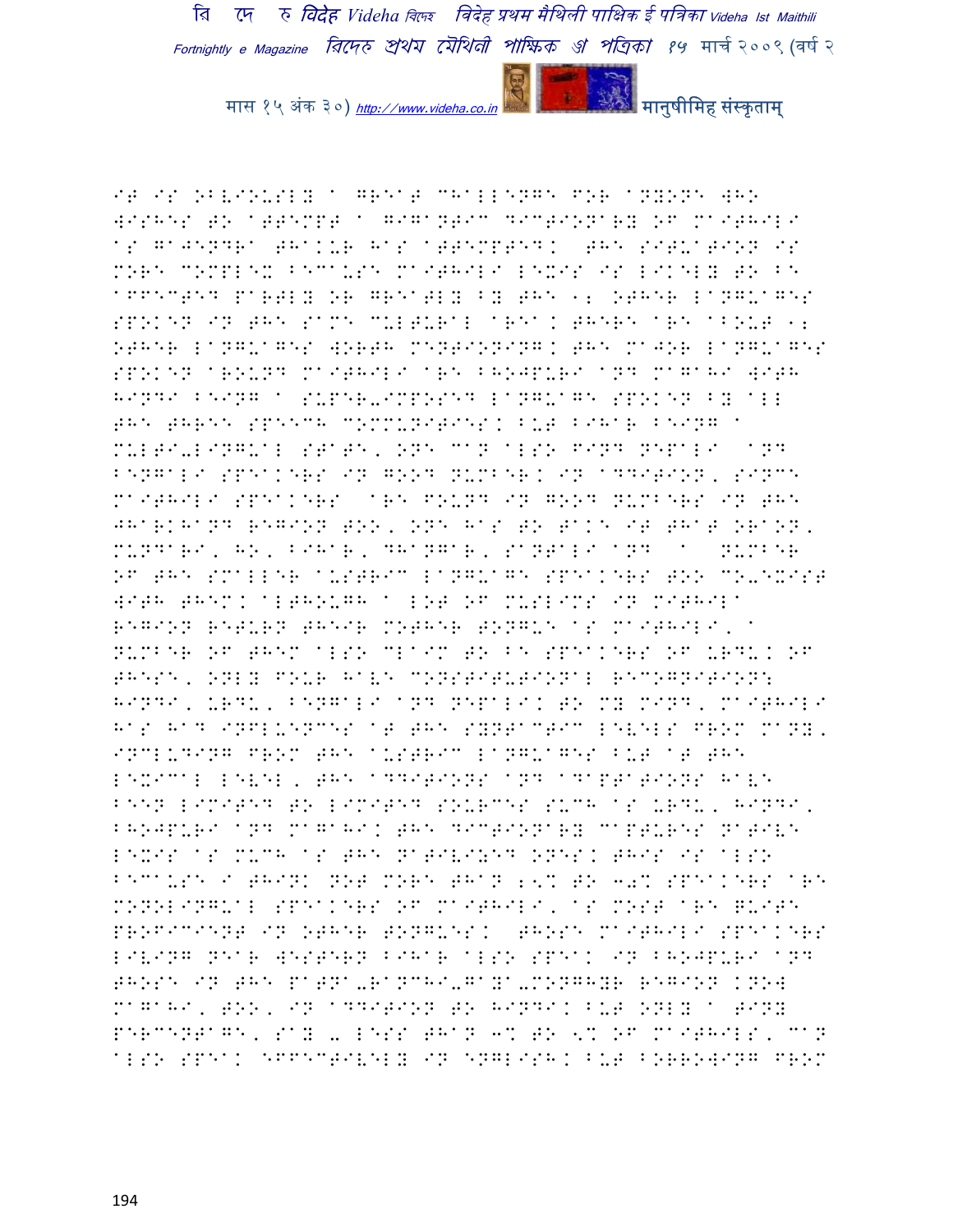IT IS OBVIOUSLY A GREAT CHALLENGE FOR ANYONE WHO WISHES TO ATTEMPT A GIGANTIC DICTIONARY OF MAITHILI AS GAJENDRA THAKUR HAS ATTEMPTED. THE SITUATION IS MORE COMPLEX BECAUSE MAITHILI LEXIS IS LIKELY TO BE AFFECTED PARTLY OR GREATLY BY THE 12 OTHER LANGUAGES SPOKEN IN THE SAME CULTURAL AREA. THERE ARE ABOUT 12 OTHER LANGUAGES WORTH MENTIONING. THE MAJOR LANGUAGES SPOKEN AROUND MAITHILI ARE BHOJPURI AND MAGAHI WITH HINDI BEING A SUPER-IMPOSED LANGUAGE SPOKEN BY ALL THE THREE SPEECH COMMUNITIES. BUT BIHAR BEING A MULTI-LINGUAL STATE, ONE CAN ALSO FIND NEPALI AND BENGALI SPEAKERS IN GOOD NUMBER. IN ADDITION, SINCE MAITHILI SPEAKERS ARE FOUND IN GOOD NUMBERS IN THE JHARKHAND REGION TOO, ONE HAS TO TAKE IT THAT ORAON, MUNDARI, HO, BIHAR, DHANGAR, SANTALI AND A NUMBER OF THE SMALLER AUSTRIC LANGUAGE SPEAKERS TOO CO-EXIST WITH THEM. ALTHOUGH A LOT OF MUSLIMS IN MITHILA REGION RETURN THEIR MOTHER TONGUE AS MAITHILI, A NUMBER OF THEM ALSO CLAIM TO BE SPEAKERS OF URDU. OF THESE, ONLY FOUR HAVE CONSTITUTIONAL RECOGNITION: HINDI, URDU, BENGALI AND NEPALI. TO MY MIND, MAITHILI HAS HAD INFLUENCES AT THE SYNTACTIC LEVELS FROM MANY, INCLUDING FROM THE AUSTRIC LANGUAGES BUT AT THE LEXICAL LEVEL, THE ADDITIONS AND ADAPTATIONS HAVE BEEN LIMITED TO LIMITED SOURCES SUCH AS URDU, HINDI, BHOJPURI AND MAGAHI. THE DICTIONARY CAPTURES NATIVE LEXIS AS MUCH AS THE NATIVIZED ONES. THIS IS ALSO BECAUSE I THINK NOT MORE THAN 25% TO 30% SPEAKERS ARE MONOLINGUAL SPEAKERS OF MAITHILI, AS MOST ARE QUITE PROFICIENT IN OTHER TONGUES. THOSE MAITHILI SPEAKERS LIVING NEAR WESTERN BIHAR ALSO SPEAK IN BHOJPURI AND THOSE IN THE PATNA-RANCHI-GAYA-MONGHYR REGION KNOW MAGAHI, TOO, IN ADDITION TO HINDI. BUT ONLY A TINY PERCENTAGE, SAY - LESS THAN 3% TO 5% OF MAITHILS, CAN ALSO SPEAK EFFECTIVELY IN ENGLISH. BUT BORROWING FROM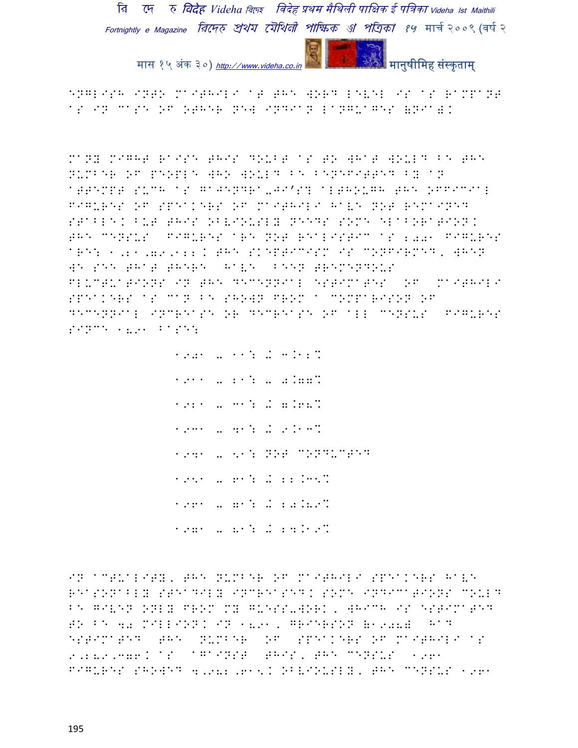ENGLISH INTO MAITHILI AT THE WORD LEVEL IS AS RAMPANT AS IN CASE OF OTHER NEW INDIAN LANGUAGES (NIA).

MANY MIGHT RAISE THIS DOUBT AS TO WHAT WOULD BE THE NUMBER OF PEOPLE WHO WOULD BE BENEFITTED BY AN ATTEMPT SUCH AS GAJENDRA-JI'S? ALTHOUGH THE OFFICIAL FIGURES OF SPEAKERS OF MAITHILI HAVE NOT REMAINED STABLE. BUT THIS OBVIOUSLY NEEDS SOME ELABORATION. THE CENSUS FIGURES ARE NOT REALISTIC AS 2001 FIGURES ARE: 1,21,79,122. THE SKEPTICISM IS CONFIRMED, WHEN WE SEE THAT THERE HAVE BEEN TREMENDOUS FLUCTUATIONS IN THE DECENNIAL ESTIMATES OF MAITHILI SPEAKERS AS CAN BE SHOWN FROM A COMPARISON OF DECENNIAL INCREASE OR DECREASE OF ALL CENSUS FIGURES SINCE 1891 BASES:

1901 – 11: + 3.12%

1911 – 21: – 0.77%

1921 – 31: + 7.68%

1931 – 41: + 9.13%

1941 – 51: NOT CONDUCTED

1951 – 61: + 11.35%

1961 – 71: + 20.89%

1971 – 81: + 24.19%

IN ACTUALITY, THE NUMBER OF MAITHILI SPEAKERS HAVE REASONABLY STEADILY INCREASED. SOME INDICATIONS COULD BE GIVEN ONLY FROM MY GUESS-WORK, WHICH IS ESTIMATED TO BE 40 MILLION. IN 1891, GRIERSON (1903) HAD ESTIMATED THE NUMBER OF SPEAKERS OF MAITHILI AS 9,289,376. AS AGAINST THIS, THE CENSUS 1961 FIGURES SHOWED 4,982,615. OBVIOUSLY, THE CENSUS 1961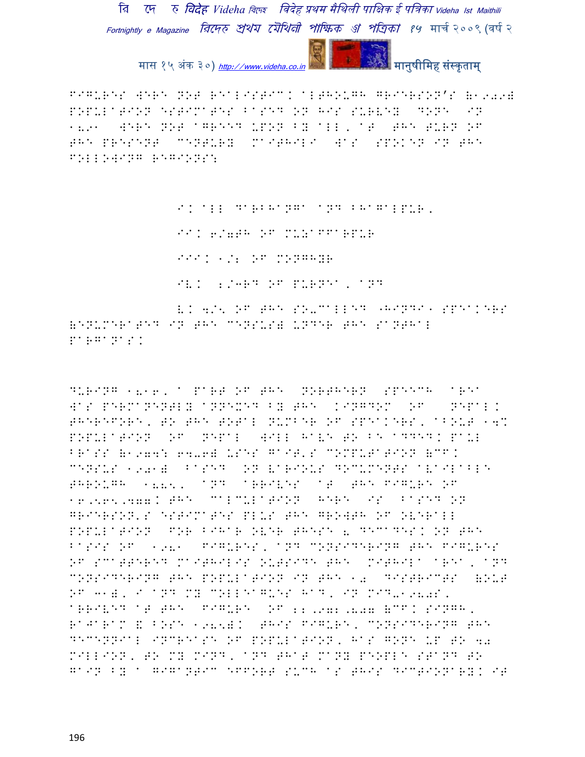FIGURES WERE NOT REALISTIC. ALTHOUGH GRIERSON'S (1903) POPULATION ESTIMATES BASED ON HIS SURVEY DONE IN 1891 WERE NOT AGREED UPON BY ALL, AT THE TURN OF THE PRESENT CENTURY MAITHILI WAS SPOKEN IN THE FOLLOWING REGIONS:

I. ALL DARBHANGA AND BHAGALPUR,

II. 6/7TH OF MUZAFFARPUR

III. 1/2 OF MONGHYR

IV. 2/3RD OF PURNEA, AND

V. 4/5 OF THE SO-CALLED "HINDI" SPEAKERS (ENUMERATED IN THE CENSUS) UNDER THE SANTHAL PARGANAS.

DURING 1816, A PART OF THE NORTHERN SPEECH AREA WAS PERMANENTLY ANNEXED BY THE KINGDOM OF NEPAL. THEREFORE, TO THE TOTAL NUMBER OF SPEAKERS, ABOUT 14% POPULATION OF NEPAL WILL HAVE TO BE ADDED. PAUL BRASS (1974: 64-6) USES GAIT'S COMPUTATION (CF. CENSUS 1901) BASED ON VARIOUS DOCUMENTS AVAILABLE THROUGH 1885, AND ARRIVES AT THE FIGURE OF 16,565,477. THE CALCULATION HERE IS BASED ON GRIERSON'S ESTIMATES PLUS THE GROWTH OF OVERALL POPULATION FOR BIHAR OVER THESE 8 DECADES. ON THE BASIS OF 1981 FIGURES, AND CONSIDERING THE FIGURES OF SCATTERED MAITHILIS OUTSIDE THE MITHILA AREA, AND CONSIDERING THE POPULATION IN THE 10 DISTRICTS (OUT OF 31), I AND MY COLLEAGUES HAD, IN MID-1980S, ARRIVED AT THE FIGURE OF 22,972,807 (CF. SINGH, RAJARAM & BOSE 1985). THIS FIGURE, CONSIDERING THE DECENNIAL INCREASE OF POPULATION, HAS GONE UP TO 40 MILLION, TO MY MIND, AND THAT MANY PEOPLE STAND TO GAIN BY A GIGANTIC EFFORT SUCH AS THIS DICTIONARY. IT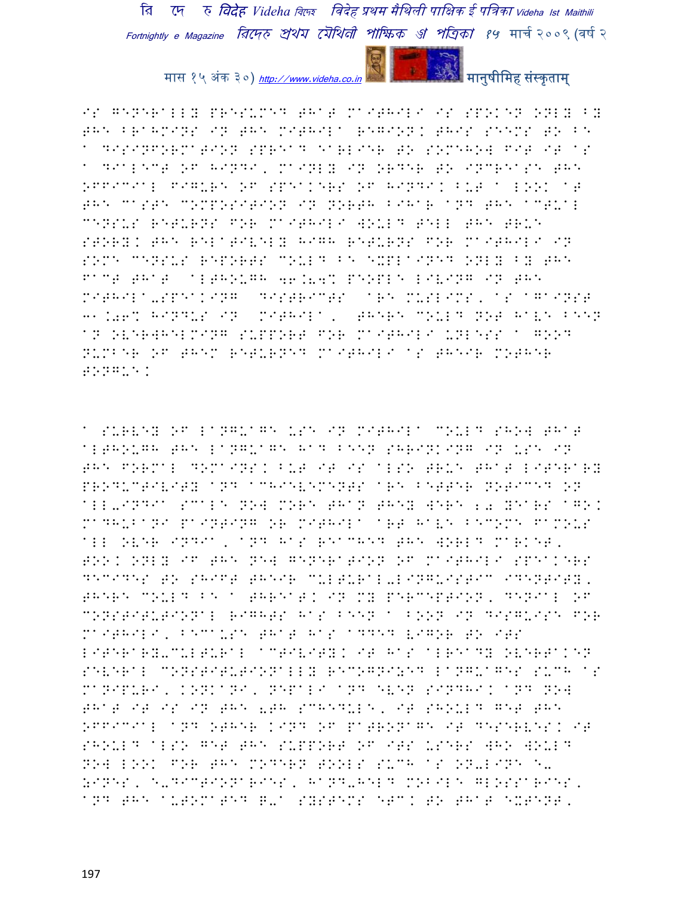IS GENERALLY PRESUMED THAT MAITHILI IS SPOKEN ONLY BY THE BRAHMINS IN THE MITHILA REGION. THIS SEEMS TO BE A DISINFORMATION SPREAD EARLIER TO SOMEHOW FIT IT AS A DIALECT OF HINDI, MAINLY IN ORDER TO INCREASE THE OFFICIAL FIGURE OF SPEAKERS OF HINDI. BUT A LOOK AT THE CASTE COMPOSITION IN NORTH BIHAR AND THE ACTUAL CENSUS RETURNS FOR MAITHILI WOULD TELL THE TRUE STORY. THE RELATIVELY HIGH RETURNS FOR MAITHILI IN SOME CENSUS REPORTS COULD BE EXPLAINED ONLY BY THE FACT THAT ALTHOUGH 46.84% PEOPLE LIVING IN THE MITHILA-SPEAKING DISTRICTS ARE MUSLIMS, AS AGAINST 31.06% HINDUS IN MITHILA, THERE COULD NOT HAVE BEEN AN OVERWHELMING SUPPORT FOR MAITHILI UNLESS A GOOD NUMBER OF THEM RETURNED MAITHILI AS THEIR MOTHER TONGUE.

A SURVEY OF LANGUAGE USE IN MITHILA COULD SHOW THAT ALTHOUGH THE LANGUAGE HAD BEEN SHRINKING IN USE IN THE FORMAL DOMAINS. BUT IT IS ALSO TRUE THAT LITERARY PRODUCTIVITY AND ACHIEVEMENTS ARE BETTER NOTICED ON ALL-INDIA SCALE NOW MORE THAN THEY WERE 20 YEARS AGO. MADHUBANI PAINTING OR MITHILA ART HAVE BECOME FAMOUS ALL OVER INDIA, AND HAS REACHED THE WORLD MARKET, TOO. ONLY IF THE NEW GENERATION OF MAITHILI SPEAKERS DECIDES TO SHIFT THEIR CULTURAL-LINGUISTIC IDENTITY, THERE COULD BE A THREAT. IN MY PERCEPTION, DENIAL OF CONSTITUTIONAL RIGHTS HAS BEEN A BOON IN DISGUISE FOR MAITHILI, BECAUSE THAT HAS ADDED VIGOR TO ITS LITERARY-CULTURAL ACTIVITY. IT HAS ALREADY OVERTAKEN SEVERAL CONSTITUTIONALLY RECOGNIZED LANGUAGES SUCH AS MANIPURI, KONKANI, NEPALI AND EVEN SINDHI. AND NOW THAT IT IS IN THE 8TH SCHEDULE, IT SHOULD GET THE OFFICIAL AND OTHER KIND OF PATRONAGE IT DESERVES. IT SHOULD ALSO GET THE SUPPORT OF ITS USERS WHO WOULD NOW LOOK FOR THE MODERN TOOLS SUCH AS ON-LINE E-ZINES, E-DICTIONARIES, HAND-HELD MOBILE GLOSSARIES, AND THE AUTOMATED Q-A SYSTEMS ETC. TO THAT EXTENT,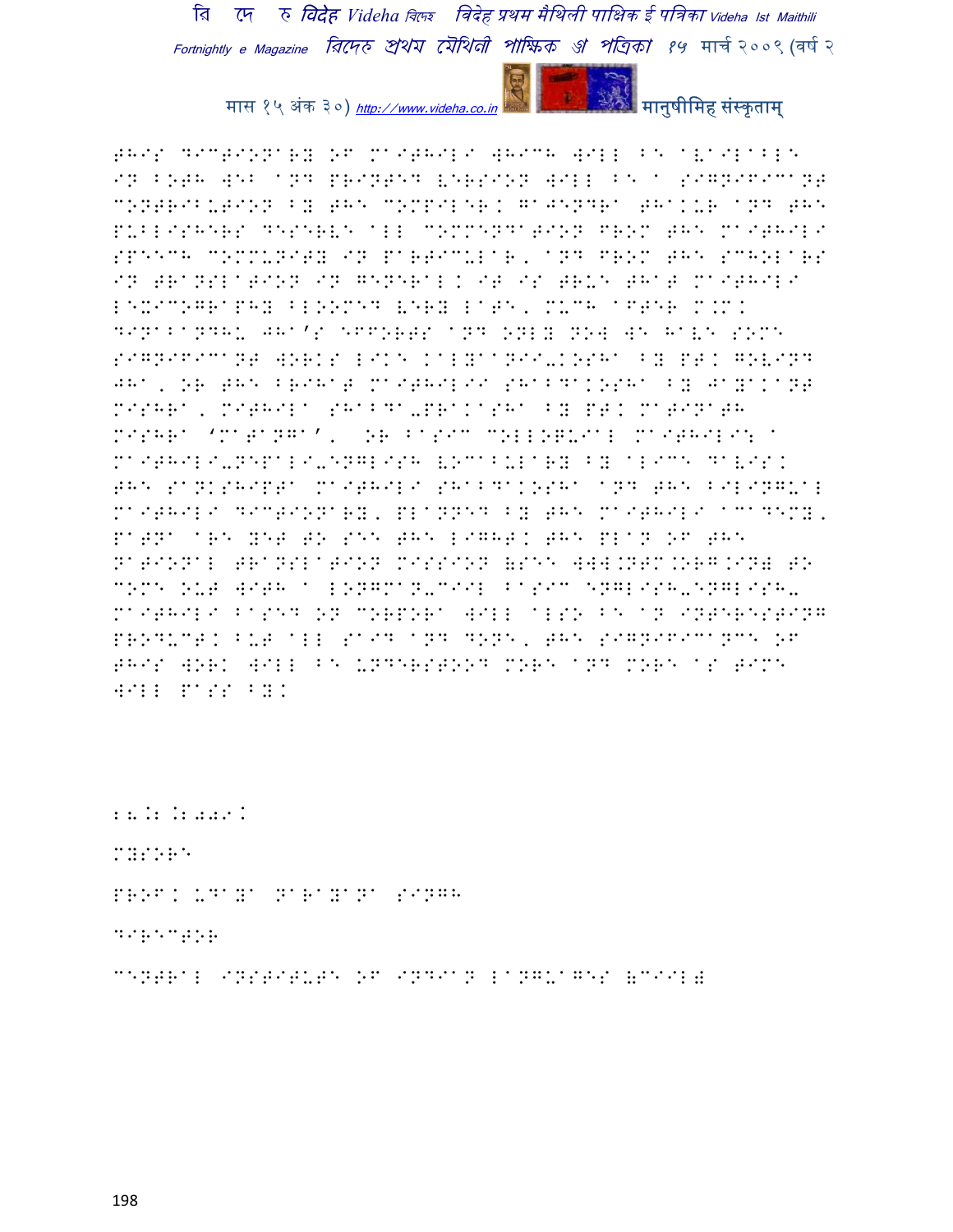This dictionary of Maithili which will be available in both web and printed version will be a significant contribution by the compiler, Gajendra Thakur and the publishers deserve all commendation from the Maithili speech community in particular, and from the scholars in translation in general. It is true that Maithili lexicography bloomed very late, much after M.M. Dinabandhu Jha's efforts and only now we have some significant works like Kalyanii-Kosha by Pt. Govind Jha, or the Brihat Maithilii Shabdakosha by Jayakant Mishra, Mithila Shabda-Prakasha by Pt. Matinath Mishra 'Matanga', or Basic Colloquial Maithili: a Maithili-Nepali-English Vocabulary by Alice Davis. The Sankshipta Maithili Shabdakosha and the bilingual Maithili Dictionary, planned by the Maithili Academy, Patna are yet to see the light. The plan of the National Translation Mission (see www.ntm.org.in) to come out with a Longman-CIIL Basic English-English-Maithili based on corpora will also be an interesting product. But all said and done, the significance of this work will be understood more and more as time will pass by.

28.2.2009.

Mysore

Prof. Udaya Narayana Singh

Director

Central Institute of Indian Languages (CIIL)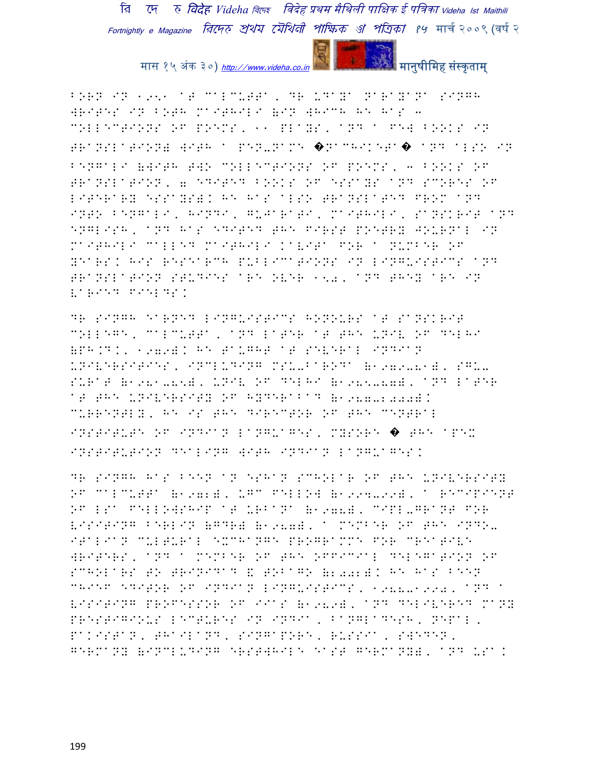BORN IN 1951 AT CALCUTTA, DR UDAYA NARAYANA SINGH WRITES IN BOTH MAITHILI (IN WHICH HE HAS 4 COLLECTIONS OF POEMS, 11 PLAYS, AND A FEW BOOKS IN TRANSLATION) WITH A PEN-NAME �NACHIKETA� AND ALSO IN BENGALI (WITH TWO COLLECTIONS OF POEMS, 3 BOOKS OF TRANSLATION, 7 EDITED BOOKS OF ESSAYS AND SCORES OF LITERARY ESSAYS). HE HAS ALSO TRANSLATED FROM AND INTO BENGALI, HINDI, GUJARATI, MAITHILI, SANSKRIT AND ENGLISH, AND HAS EDITED THE FIRST POETRY JOURNAL IN MAITHILI CALLED MAITHILI KAVITA FOR A NUMBER OF YEARS. HIS RESEARCH PUBLICATIONS IN LINGUISTICS AND TRANSLATION STUDIES ARE OVER 150, AND THEY ARE IN VARIED FIELDS.

DR SINGH EARNED LINGUISTICS HONOURS AT SANSKRIT COLLEGE, CALCUTTA, AND LATER AT THE UNIV OF DELHI (PH.D., 1979). HE TAUGHT AT SEVERAL INDIAN UNIVERSITIES, INCLUDING MSU-BARODA (1979-81), SGU-SURAT (1981-85), UNIV OF DELHI (1985-87), AND LATER AT THE UNIVERSITY OF HYDERABAD (1987-2000). CURRENTLY, HE IS THE DIRECTOR OF THE CENTRAL INSTITUTE OF INDIAN LANGUAGES, MYSORE � THE APEX INSTITUTION DEALING WITH INDIAN LANGUAGES.

DR SINGH HAS BEEN AN ESHAN SCHOLAR OF THE UNIVERSITY OF CALCUTTA (1972), UGC FELLOW (1994-99), A RECIPIENT OF LSA FELLOWSHIP AT URBANA (1978), CIPL-GRANT FOR VISITING BERLIN (GDR) (1987), A MEMBER OF THE INDO-ITALIAN CULTURAL EXCHANGE PROGRAMME FOR CREATIVE WRITERS, AND A MEMBER OF THE OFFICIAL DELEGATION OF SCHOLARS TO TRINIDAD & TOBAGO (2002). HE HAS BEEN CHIEF EDITOR OF INDIAN LINGUISTICS, 1988-1990, AND A VISITING PROFESSOR OF IIAS (1989), AND DELIVERED MANY PRESTIGIOUS LECTURES IN INDIA, BANGLADESH, NEPAL, PAKISTAN, THAILAND, SINGAPORE, RUSSIA, SWEDEN, GERMANY (INCLUDING ERSTWHILE EAST GERMANY), AND USA.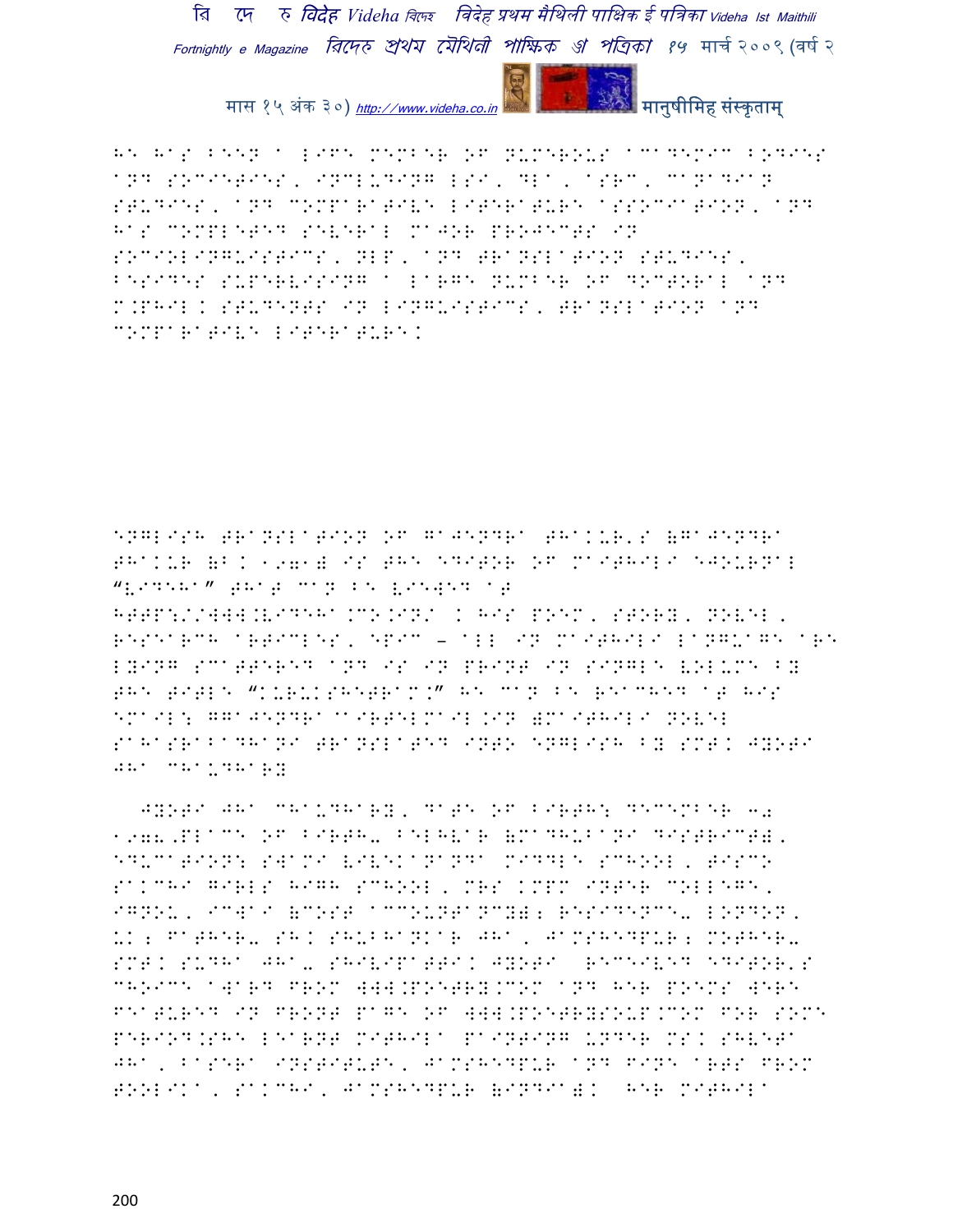HE HAS BEEN A LIFE MEMBER OF NUMEROUS ACADEMIC BODIES AND SOCIETIES, INCLUDING LSI, DLA, ASRC, CANADIAN STUDIES, AND COMPARATIVE LITERATURE ASSOCIATION, AND HAS COMPLETED SEVERAL MAJOR PROJECTS IN SOCIOLINGUISTICS, NLP, AND TRANSLATION STUDIES, BESIDES SUPERVISING A LARGE NUMBER OF DOCTORAL AND M.PHIL. STUDENTS IN LINGUISTICS, TRANSLATION AND COMPARATIVE LITERATURE.

ENGLISH TRANSLATION OF GAJENDRA THAKUR'S (GAJENDRA THAKUR (B. 1971) IS THE EDITOR OF MAITHILI EJOURNAL "VIDEHA" THAT CAN BE VIEWED AT HTTP://WWW.VIDEHA.CO.IN/ . HIS POEM, STORY, NOVEL, RESEARCH ARTICLES, EPIC – ALL IN MAITHILI LANGUAGE ARE LYING SCATTERED AND IS IN PRINT IN SINGLE VOLUME BY THE TITLE "KURUKSHETRAM." HE CAN BE REACHED AT HIS EMAIL: GGAJENDRA@AIRTELMAIL.IN )MAITHILI NOVEL SAHASRABADHANI TRANSLATED INTO ENGLISH BY SMT. JYOTI JHA CHAUDHARY

JYOTI JHA CHAUDHARY, DATE OF BIRTH: DECEMBER 30 1978,PLACE OF BIRTH- BELHVAR (MADHUBANI DISTRICT), EDUCATION: SWAMI VIVEKANANDA MIDDLE SCHOOL, TISCO SAKCHI GIRLS HIGH SCHOOL, MRS KMPM INTER COLLEGE, IGNOU, ICWAI (COST ACCOUNTANCY); RESIDENCE- LONDON, UK; FATHER- SH. SHUBHANKAR JHA, JAMSHEDPUR; MOTHER- SMT. SUDHA JHA- SHIVIPATTI. JYOTI RECEIVED EDITOR'S CHOICE AWARD FROM WWW.POETRY.COM AND HER POEMS WERE FEATURED IN FRONT PAGE OF WWW.POETRYSOUP.COM FOR SOME PERIOD.SHE LEARNT MITHILA PAINTING UNDER MS. SHVETA JHA, BASERA INSTITUTE, JAMSHEDPUR AND FINE ARTS FROM TOOLIKA, SAKCHI, JAMSHEDPUR (INDIA). HER MITHILA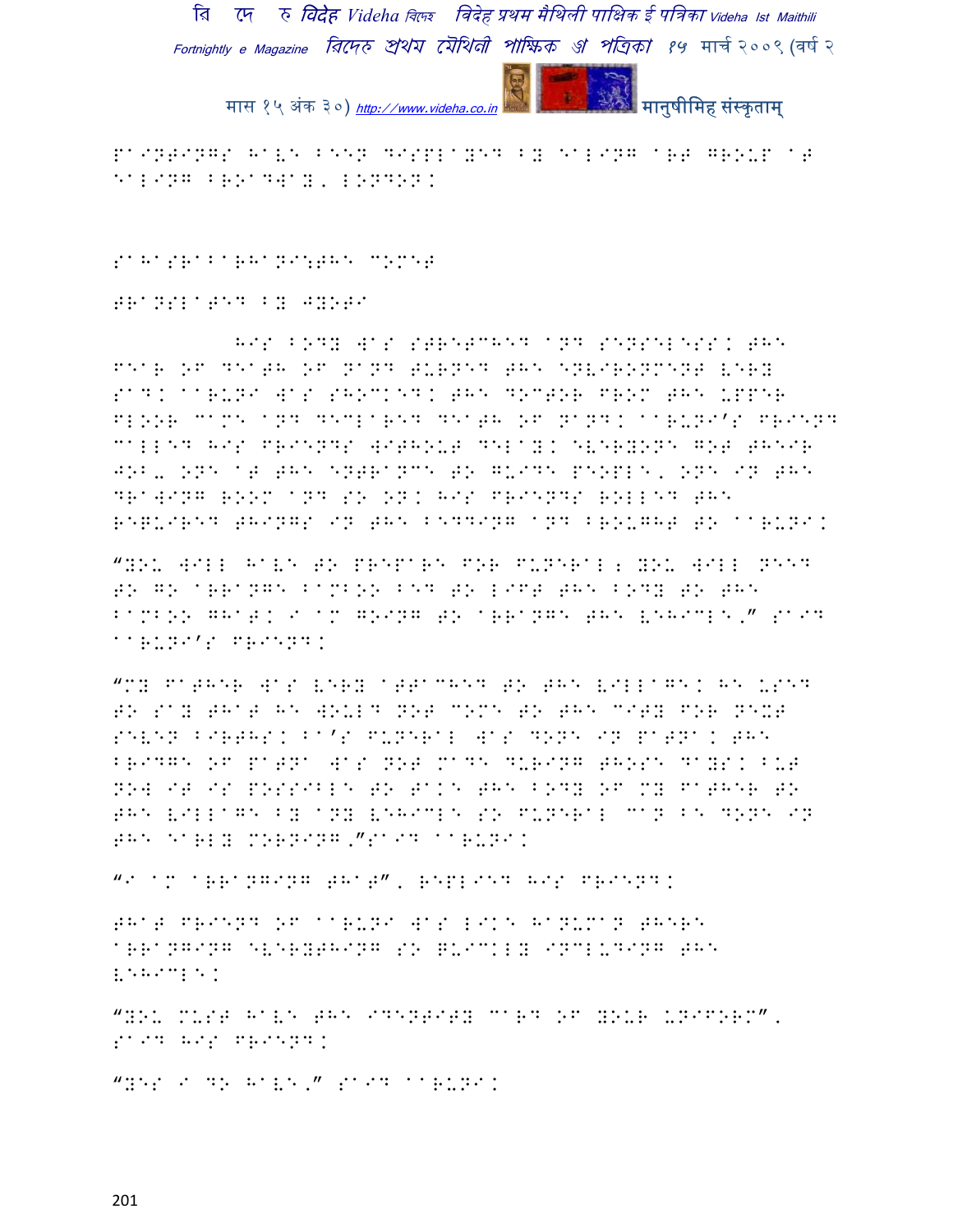paintings have been displayed by ealing art group at ealing broadway, london.

sahasrabarhani:the comet

translated by jyoti

His body was stretched and senseless. The fear of death of Nand turned the environment very sad. Aaruni was shocked. The doctor from the upper floor came and declared death of Nand. Aaruni's friend called his friends without delay. Everyone got their job- one at the entrance to guide people, one in the drawing room and so on. His friends rolled the required things in the bedding and brought to Aaruni.

"You will have to prepare for funeral; you will need to go arrange bamboo bed to lift the body to the bamboo ghat. I am going to arrange the vehicle," said Aaruni's friend.

"My father was very attached to the village. He used to say that he would not come to the city for next seven births. Ba's funeral was done in Patna. The bridge of Patna was not made during those days. But now it is possible to take the body of my father to the village by any vehicle so funeral can be done in the early morning,"said Aaruni.

"I am arranging that", replied his friend.

That friend of Aaruni was like Hanuman there arranging everything so quickly including the vehicle.

"You must have the identity card of your uniform", said his friend.

"Yes I do have," said Aaruni.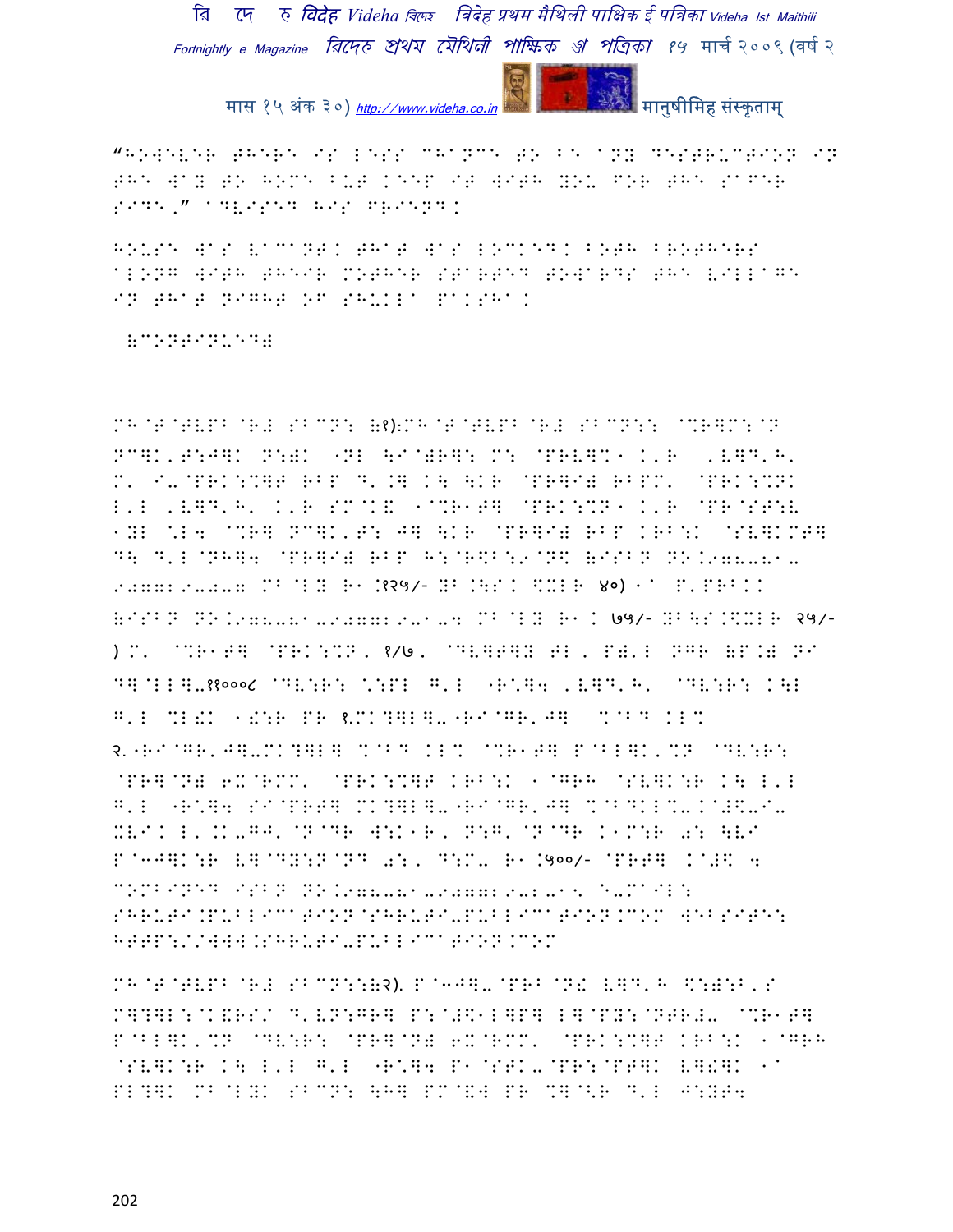"HOWEVER THERE IS LESS CHANCE TO BE ANY DESTRUCTION IN THE WAY TO HOME BUT KEEP IT WITH YOU FOR THE SAFER SIDE," ADVISED HIS FRIEND.

HOUSE WAS VACANT. THAT WAS LOCKED. BOTH BROTHERS ALONG WITH THEIR MOTHER STARTED TOWARDS THE VILLAGE IN THAT NIGHT OF SHUKLA PAKSHA.

(CONTINUED)

MH@T@TVPB@R# SBCN: (१):MH@T@TVPB@R# SBCN:: @%R]M:@N NC]K,T:J]K N:)K -NL \I@)R]: M: @PRV]%1 K'R ,V]D'H' M' I-@PRK:%]T RBP D'.] K\ \KR @PR]I) RBPM' @PRK:%NK L'L ,V]D'H' K'R SM@K& 1@%R1T] @PRK:%N1 K'R @PR@ST:V 1YL %L4 @%R] NC]K'T: J] \KR @PR]I) RBP KRB:K @SV]KMT] D\ D'L@NH]4 @PR]I) RBP H:@R\$B:9@N\$ (ISBN NO.978-81-907729-0-7 MB@LY R1.१२५/- YB.\S. \$XLR ४०) 1^ P'PRBKK

(ISBN NO.978-81-907729-1-4 MB@LY R1. ७५/- YB\S.\$XLR २५/-) M' @%R1T] @PRK:%N, १/७, @DV]T]Y TL, P)'L NGR (P.) NI D]@LL]-११०००८ @DV:R: %:PL G'L -R%]4 ,V]D'H' @DV:R: K\L G'L %L!K 1!:R PR १.MK?]L]-"RI@GR'J] %@BD KL%

२."RI@GR'J]-MK?]L] %@BD KL% @%R1T] P@BL]K'%N @DV:R: @PR]@N) 6X@RMM' @PRK:%]T KRB:K 1@GRH @SV]K:R K\ L'L G'L -R%]4 SI@PRT] MK?]L]-"RI@GR'J] %@BDKL%-K@#\$-I- XVIK L'.K-GJ'@N@DR W:K1R, N:G'@N@DR K1M:R 0: \VI P@3J]K:R V]@DY:N@ND 0:, D:M- R1.(५००/- @PRT] K@#\$ 4 COMBINED ISBN NO.978-81-907729-2-1 E-MAIL: SHRUTI.PUBLICATION@SHRUTI-PUBLICATION.COM WEBSITE: HTTP://WWW.SHRUTI-PUBLICATION.COM

MH@T@TVPB@R# SBCN::(२). P@3J]-@PRB@N! V]D'H \$:):B'S M]?]L:@K&RS/ D'VN:GR] P:@#\$1L]P] L]@PY:@NTR#- @%R1T] P@BL]K'%N @DV:R: @PR]@N) 6X@RMM' @PRK:%]T KRB:K 1@GRH @SV]K:R K\ L'L G'L -R%]4 P1@STK-@PR:@PT]K V]!]K 1^ PL?]K MB@LYK SBCN: \H] PM@&W PR %]@<R D'L J:YT4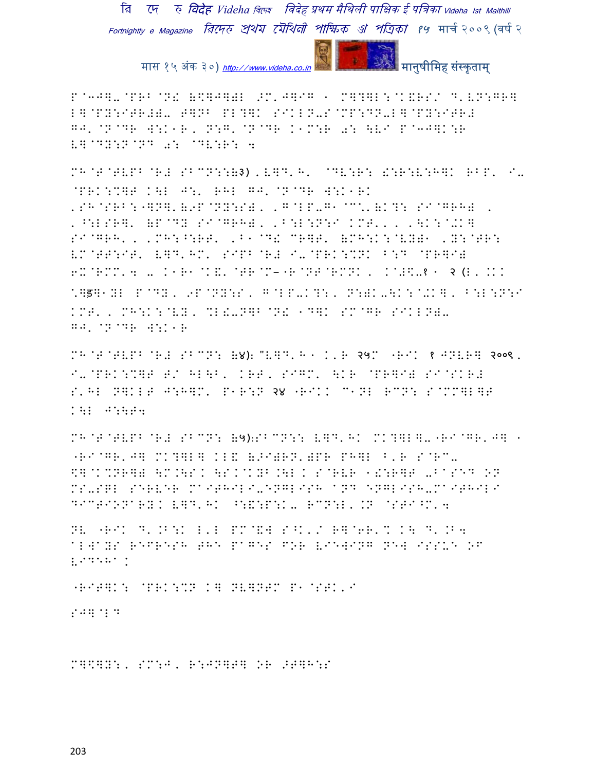P@3J]-@PRB@N! (\$]J])L >M'J]IG / M]?]L:@K&RS/ D'VN:GR]
L]@PY:ITR#)- T]NB PL?]K SIKLN-S@MP:DN-L]@PY:ITR#
GJ'@N@DR W:K1R, N:G'@N@DR K1M:R a: \VI P@3J]K:R
V]@DY:N@ND a: @DV:R: 4

MH@T@TVPB@R# SBCN::(३), V]D'H' @DV:R: !:R:V:H]K RBP' I-
@PRK:%]T K\L J:' RHL GJ'@N@DR W:K1RK
'SH@SRB:"]N]'(9P@NY:S), 'G@LP-G1 CC'K'(K?: SI@GRH) ,
'^:LSR]' (P@DY SI@GRH), 'B:L:N:I KMT', , '\K:@-K]
SI@GRH', 'MH:^:RT' 'B1@D! CR]T' (MH:K:@VY)1 'Y:@TR:
VM@TT:IT' V]D'HM' SIPB@R# I-@PRK:%NK ^:D @PR]I)
6X@RMM'4 - K1R1@K&'@TR@M–"R@NT@RMNK, K@#\$-१ / २ (L, KK
\*]ड]1YL P@DY, 9P@NY:S, G@LP-K?:, N:)K-\K:@-K], B:L:N:I
KMT', MH:K:@VY, %L!-N]B@N! 1D]K SM@GR SIKLN)-
GJ'@N@DR W:K1R

MH@T@TVPB@R# SBCN: (४): "V]D'H/ K'R २५M "RIK १ JNVR] २००९,
I-@PRK:%]T T/ HL\B' KRT, SIGM' \KR @PR]I) SI@SKR#
S'HL N]KLT J:H]M' P1R:N २४ "RIKK C1NL RCN: S@MM]L]T
K\L J:\T4

MH@T@TVPB@R# SBCN: (५):SBCN:: V]D'HK MK?]L]-"RI@GR'J] /
"RI@GR'J] MK?]L] KL! (>I)RN')PR PH]L B'R S@RC-
\$]@K%NR]) \M.\SK \S.@KYB.\L K S@RVR 1!:R]T -BASED ON
MS-SQL SERVER MAITHILI-ENGLISH AND ENGLISH-MAITHILI
DICTIONARY. V]D'HK ^:&:P:K- RCN:L'.N @STI^M'4

NV "RIK D'.B:K L'L PM@&W S^K'/ R]@6R'% K\ D'.B4
ALWAYS REFRESH THE PAGES FOR VIEWING NEW ISSUE OF
VIDEHA.

"RIT]K: @PRK:%N K] NV]NTM P1@STK'I

SJ]@LD

M]\$]Y:, SM:J, R:JN]T] OR >T]H:S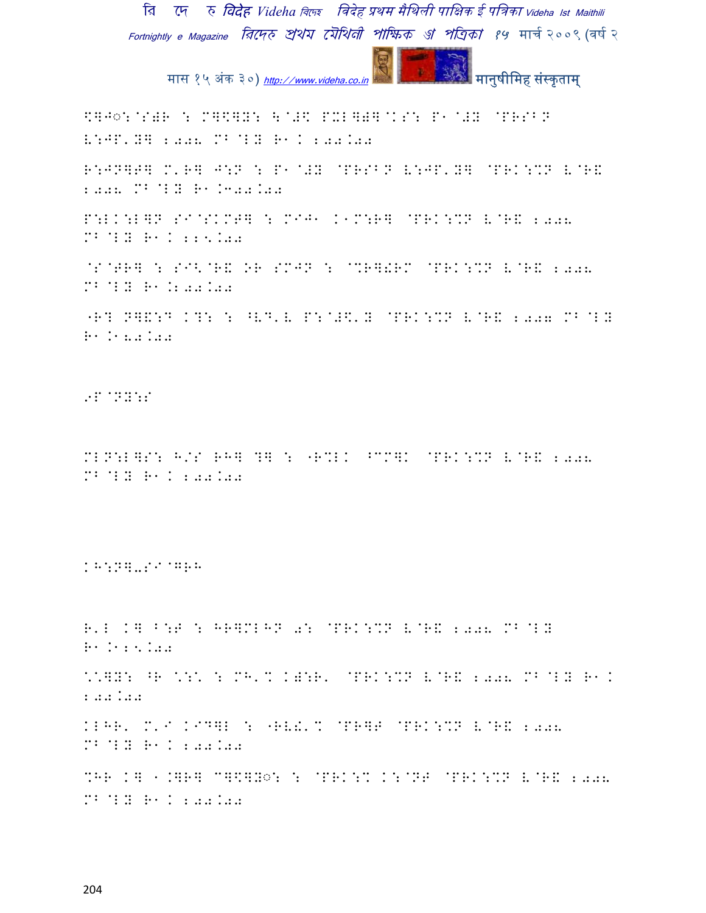\$]J◌:@S)R : M]\$]Y: \@#\$ PXL]=]@KS: P1@#Y @PRSBN V:JP'Y] 2008 MB@LY R1K 200.00

R:JN]T] M'R] J:N : P1@#Y @PRSBN V:JP'Y] @PRK:%N V@R& 2008 MB@LY R1.300.00

P:LK:L]N SI@SKMT] : MIJ1 K1M:R] @PRK:%N V@R& 2008 MB@LY R1K 225.00

@S@TR] : SI<@R& OR SMJN : @%R]!RM @PRK:%N V@R& 2008 MB@LY R1.200.00

"R? N]&:D K?: : ^VD'V P:@#\$'Y @PRK:%N V@R& 2007 MB@LY R1.180.00

9P@NY:S

MLN:L]S: H/S RH] ?] : "R%LK ^CC]K @PRK:%N V@R& 2008 MB@LY R1K 200.00

KH:N]-SI@GRH

R'L K] B:F : HR]MLHN 0: @PRK:%N V@R& 2008 MB@LY R1.125.00

\'\]Y: ^R \:\ : MH'% K):R' @PRK:%N V@R& 2008 MB@LY R1K 200.00

KLHR' M'I KID]L : "RV!'% @PR]T @PRK:%N V@R& 2008 MB@LY R1K 200.00

%HR K] 1.]R] C]\$]Y◌: : @PRK:% K:@NT @PRK:%N V@R& 2008 MB@LY R1K 200.00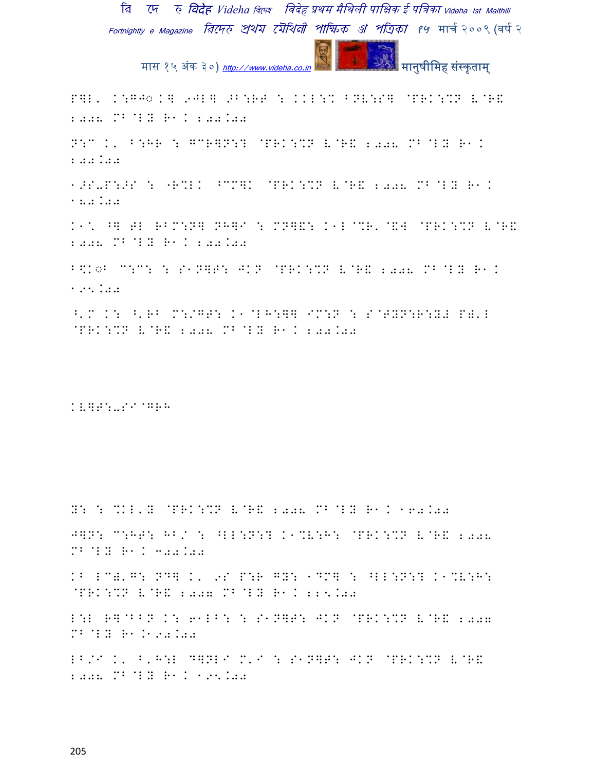P]L' K:GJ◌K] 9JL] >B:RT : KKL:% BNV:S] @PRK:%N V@R& 2008 MB@LY R1K 200.00

N:C K' B:HR : GCR]N:? @PRK:%N V@R& 2008 MB@LY R1K 200.00

1>S-P:>S : "R%LK ^CM]K @PRK:%N V@R& 2008 MB@LY R1K 180.00

K1\* ^] TL RBM:N] NH]I : MN]&: K1L@%R'@&W @PRK:%N V@R& 2008 MB@LY R1K 200.00

B\$K◌B C:C: : S1N]T: JKN @PRK:%N V@R& 2008 MB@LY R1K 125.00

^'M K: ^'RB M:/GT: K1@LH:]] IM:N : S@TYN:R:YW PW'L @PRK:%N V@R& 2008 MB@LY R1K 200.00

KV]T:-SI@GRH

Y: : %KL'Y @PRK:%N V@R& 2008 MB@LY R1K 160.00

J]N: C:HT: HB/ : ^LL:N:? K1%V:H: @PRK:%N V@R& 2008 MB@LY R1K 300.00

KB LC◌'G: ND] K' 9S P:R GY: 1DM] : ^LL:N:? K1%V:H: @PRK:%N V@R& 2007 MB@LY R1K 225.00

L:L R]@BBN K: 61LB: : S1N]T: JKN @PRK:%N V@R& 2007 MB@LY R1.190.00

LB/I K' B'H:L D]NLI M'I : S1N]T: JKN @PRK:%N V@R& 2008 MB@LY R1K 125.00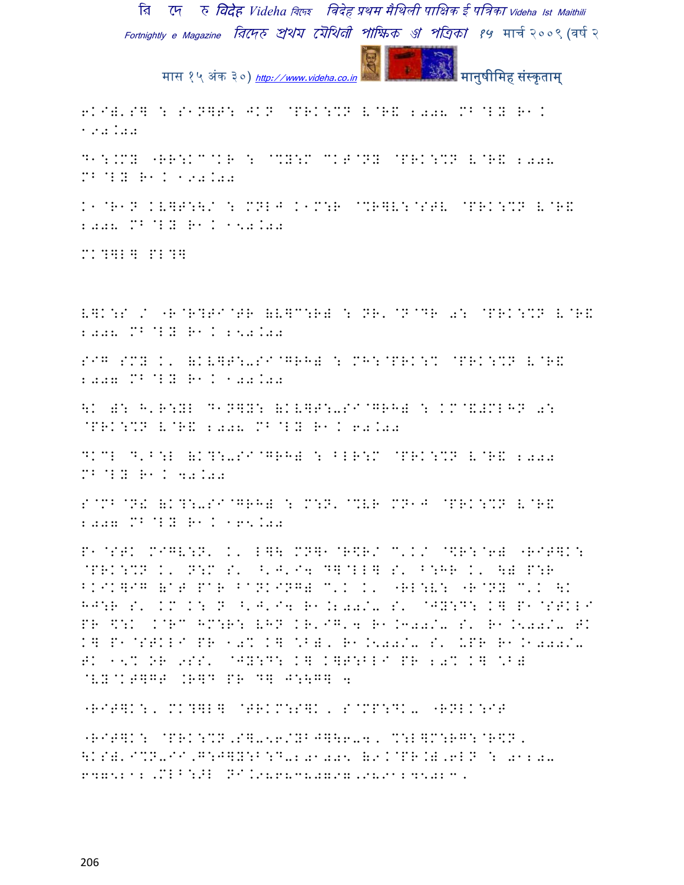6KI)'S] : S1N]T: JKN @PRK:%N L@R\ 2008 MB@LY R1K 190.00

D1:.MY "RR:KC@KR : @%Y:M CKT@NY @PRK:%N L@R\ 2008 MB@LY R1K 190.00

K1@R1N KV]T:\/ : MNLJ K1M:R @%R]V:@STV @PRK:%N L@R\ 2008 MB@LY R1K 150.00

MK?]L] PL?]

V]K:S / "R@R?TI@TR (V]C:R) : NR'@N@DR 0: @PRK:%N L@R\ 2008 MB@LY R1K 250.00

SIG SMY K' (KV]T:-SI@GRH) : MH:@PRK:% @PRK:%N L@R\ 2007 MB@LY R1K 100.00

\K ): H'R:YL D1N]Y: (KV]T:-SI@GRH) : KM@&#MLHN 0: @PRK:%N L@R\ 2008 MB@LY R1K 60.00

DKCL D'B:L (K?:-SI@GRH) : BLR:M @PRK:%N L@R\ 2000 MB@LY R1K 40.00

S@MB@N! (K?:-SI@GRH) : M:N'@%VR MN1J @PRK:%N L@R\ 2007 MB@LY R1K 165.00

P1@STK MIGV:N' K' L]\ MN]1@R\$R/ C'K/ @\$R:@6) "RIT]K: @PRK:%N K' N:M S' ^'J'I4 D]@LL] S' B:HR K' \) P:R BKIK]IG (@T P@R B@NKING) C'K K' "RL:V: "R@NY C'K \K HJ:R S' KM K: N ^'J'I4 R1.200/- S' @JY:D: K] P1@STKLI PR \$:K .@RC HM:R: VHN KR'IG'4 R1.300/- S' R1.500/- TK K] P1@STKLI PR 10% K] :B)' R1.500/- S' UPR R1.1000/- TK 15% .R 9SS' @JY:D: K] K]T:BLI PR 20% K] :B) @VY@KT]GT .R]D PR D] J:\G] 4

"RIT]K:, MK?]L] @TRKM:S]K, S@MP:DK- "RNLK:IT

"RIT]K: @PRK:%N,S]-56/YBJ]\6-4, %:L]M:RG:@R\$N, \KS)'I%N-II,G:J]Y:B:D-201005 (9K@PR.),6LN : 01202- 6475212,MLB:>L NI.9868380797,9891245023.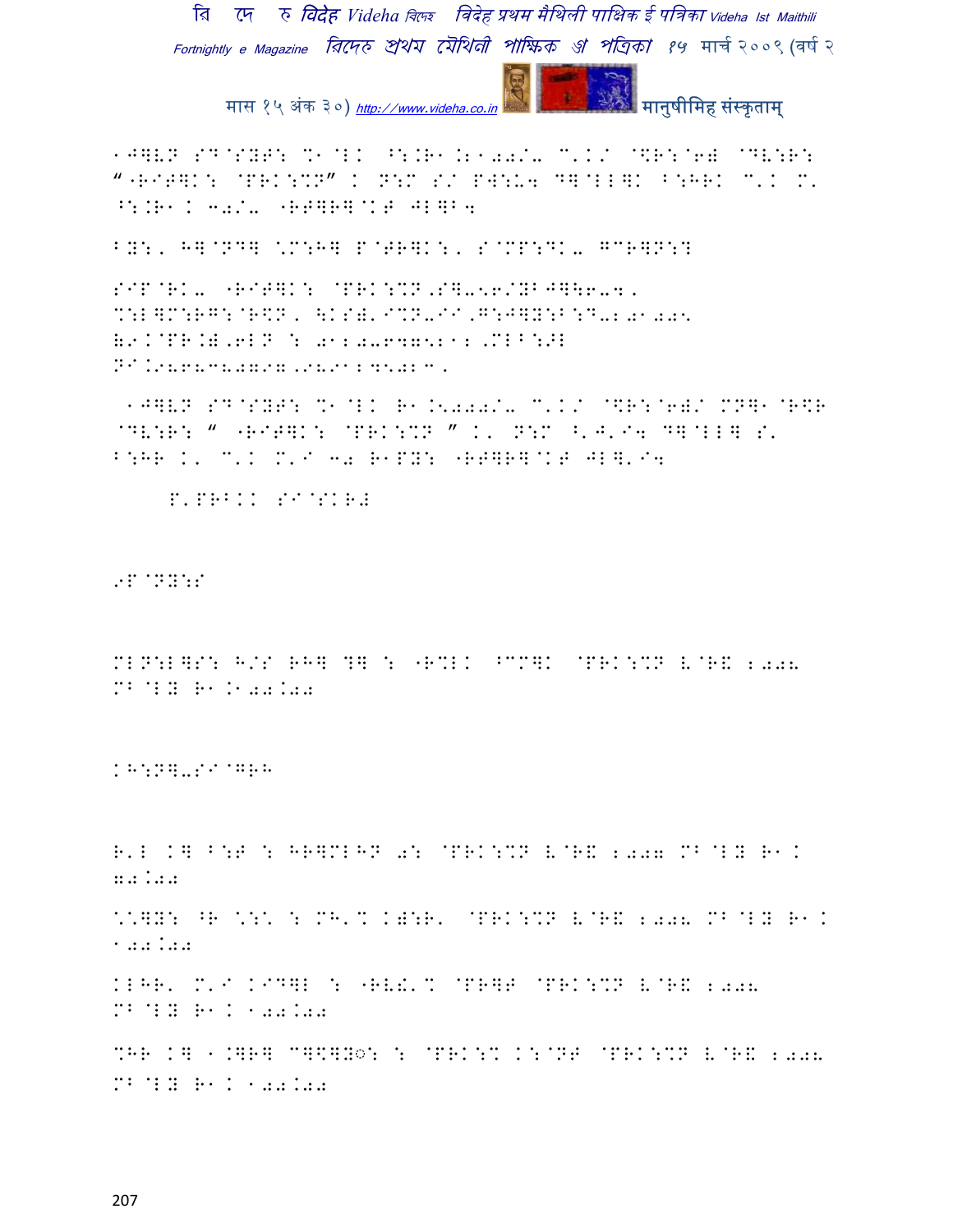1J]V? SD@SYT: %1@LK ^:.R1.:100/- C'K/ @\$R:@6) @DV:R:
"(RIT]K: @PRK:%?" K N:M S/ PW:U4 D]@LL]K B:HRK C'K M'
^:.R1 K 30/- (RT]R]@KT JL]B4

BY:, H]@ND] \*M:H] P@TR]K:, S@MP:DK- GCR]N:?

SIP@RK- (RIT]K: @PRK:%?,S]-56/YBJ]\6-4,
%:L]M:RG:@R\$?, \KS),I%?-II,G:J]Y:B:D-201005
(9K@PR.),6L? : 0120-6475212,MLB:>L
NI.9868380797,9891245023,

1J]V? SD@SYT: %1@LK R1.5000/- C'K/ @\$R:@6)/ MN]1@R\$R
@DV:R: " (RIT]K: @PRK:%? " K' N:M ^'J'I4 D]@LL] S'
B:HR K' C'K M'I 30 R1PY: (RT]R]@KT JL]'I4

P'PRBKK SI@SKR#

9P@NY:S

MLN:L]S: H/S RH] ?] : (R%LK ^CC]K @PRK:%? V@R& 2006
MB@LY R1.100.00

KH:N]-SI@GRH

R'L K] B:T : HR]MLHN 0: @PRK:%? V@R& 2007 MB@LY R1K
70.00

\*\*]Y: ^R \*:\* : MH'% K):R' @PRK:%? V@R& 2008 MB@LY R1K
100.00

KLHR' M'I KID]L : (RV!'% @PR]T @PRK:%? V@R& 2008
MB@LY R1K 100.00

%HR K] 1.]R] C]\$]Y◌: : @PRK:% K:@NT @PRK:%? V@R& 2008
MB@LY R1K 100.00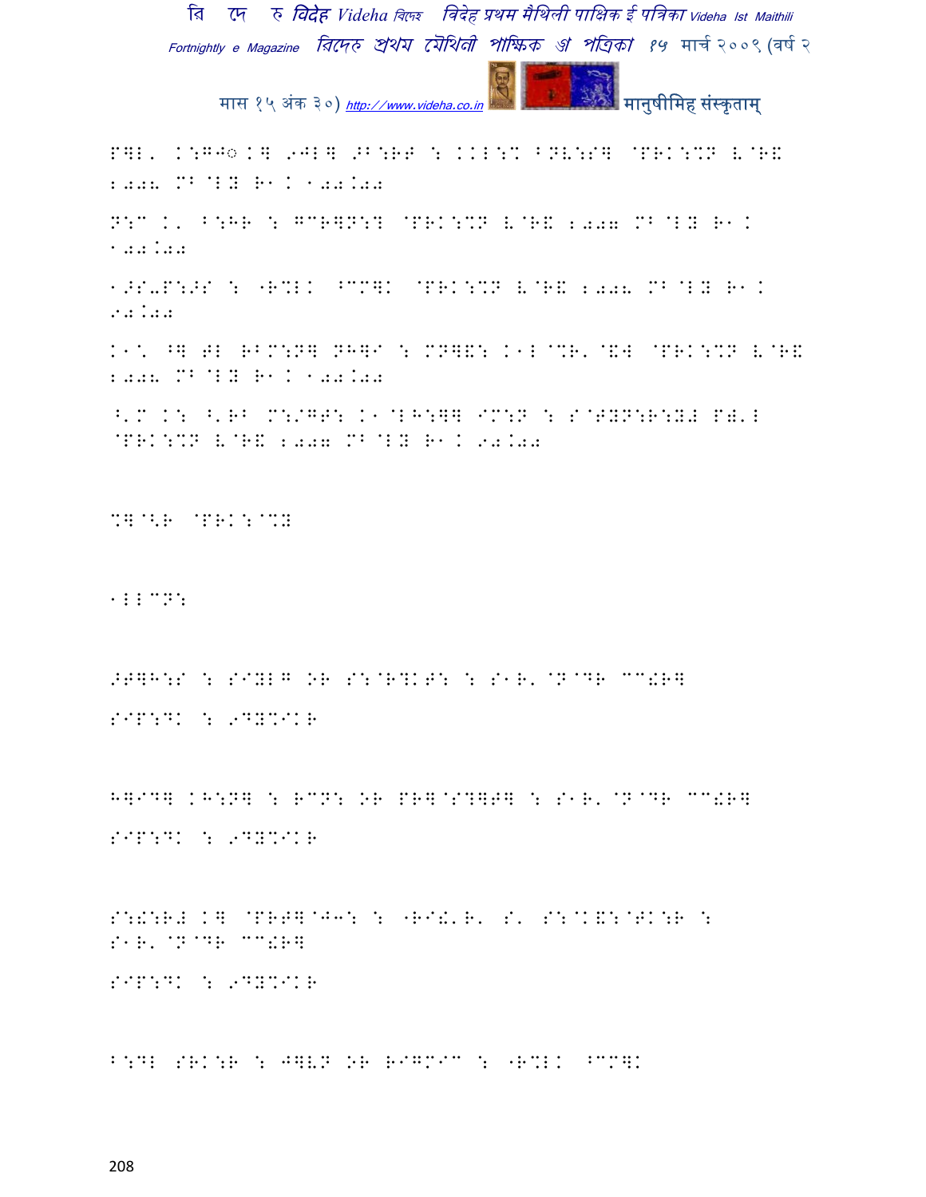P]L' K:GJ◌ K] 9JL] >B:RT : KKL:% BNV:S] @PRK:%N V@R& 2008 MB@LY R1K 100.00

N:C K' B:HR : GCR]N:? @PRK:%N V@R& 2007 MB@LY R1K 100.00

1>S-P:>S : "R%LK ^CC]K @PRK:%N V@R& 2008 MB@LY R1K 50.00

K1\ ^] TL RBM:N] NH]I : MN]&: K1L@%R'@&W @PRK:%N V@R& 2008 MB@LY R1K 100.00

^'M K: ^'RB M:/GT: K1@LH:]] IM:N : S@TYN:R:YR P)'L @PRK:%N V@R& 2007 MB@LY R1K 90.00

%]@<R @PRK:@%Y

1LLCN:

>T]H:S : SIYLG OR S:@R?KT: : S1R'@N@DR CC!R]

SIP:DK : 9DY%IKR

H]ID] KH:N] : RCN: OR PR]@S?]T] : S1R'@N@DR CC!R]

SIP:DK : 9DY%IKR

S:!:R# K] @PRT]@J3: : "RI!'R' S' S:@K&:@TK:R : S1R'@N@DR CC!R]

SIP:DK : 9DY%IKR

B:DL SRK:R : J]VN OR RIGMIC : "R%LK ^CC]K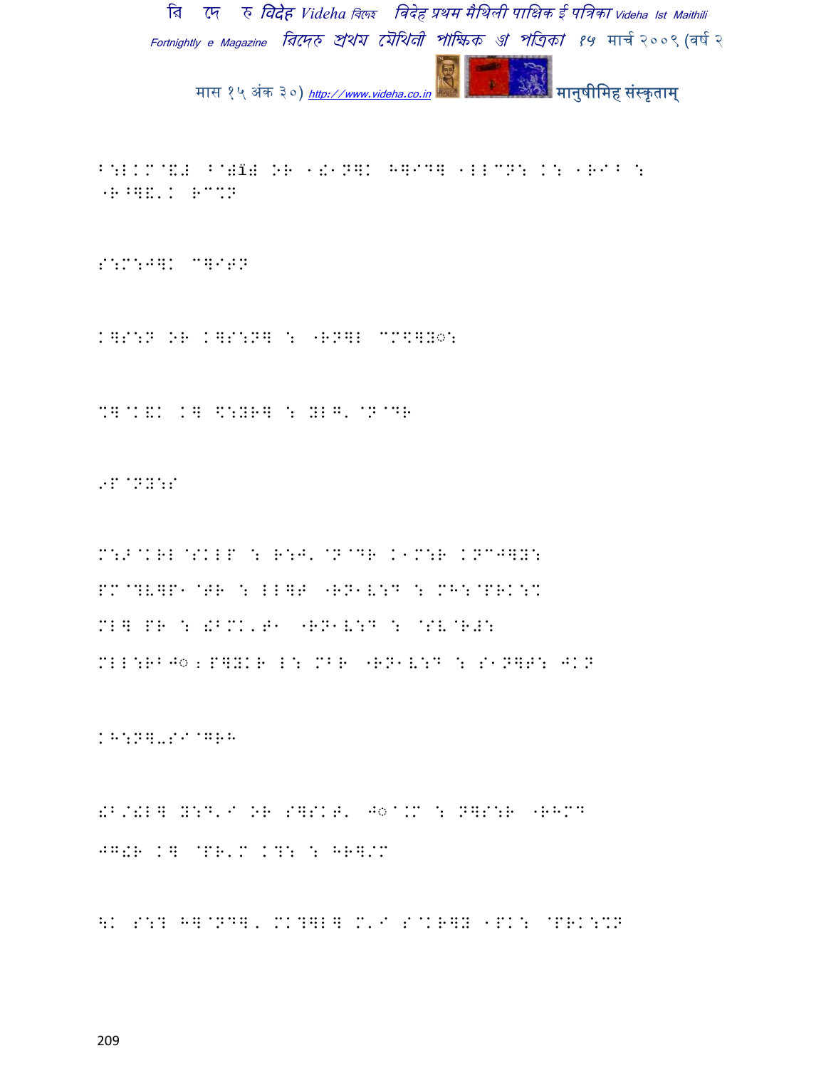B:LKM@&+ B@#Ï# OR 1!1N]K H]IG] 1LLCN: K: 1RIB :
"R^]&'K RCWN

S:M:J]K C]IGN

K]S:N OR K]S:N] : "RN]L CM\$]Y◌:

%]@K&K K] \$:YR] : YLG'@N@DR

9P@NY:S

M:> @KRL@SKLP : R:J'@N@DR K1M:R KNCJ]Y:
PM@?V]P1@GR : LL]G "RN1V:D : MH:@PRK:%
ML] PR : !BMK'G1 "RN1V:D : @SV@RJ:
MLL:RBJ◌;P]YKR L: MBR "RN1V:D : S1N]G: JKN

KH:N]-SI@GRH

!B/!L] Y:D'I OR S]SKG' J◌@.M : N]S:R "RHMD
JG!R K] @PR'M K?: : HR]/M

\K S:? H]@ND]' MK?]L] M'I S@KR]Y 1PK: @PRK:%N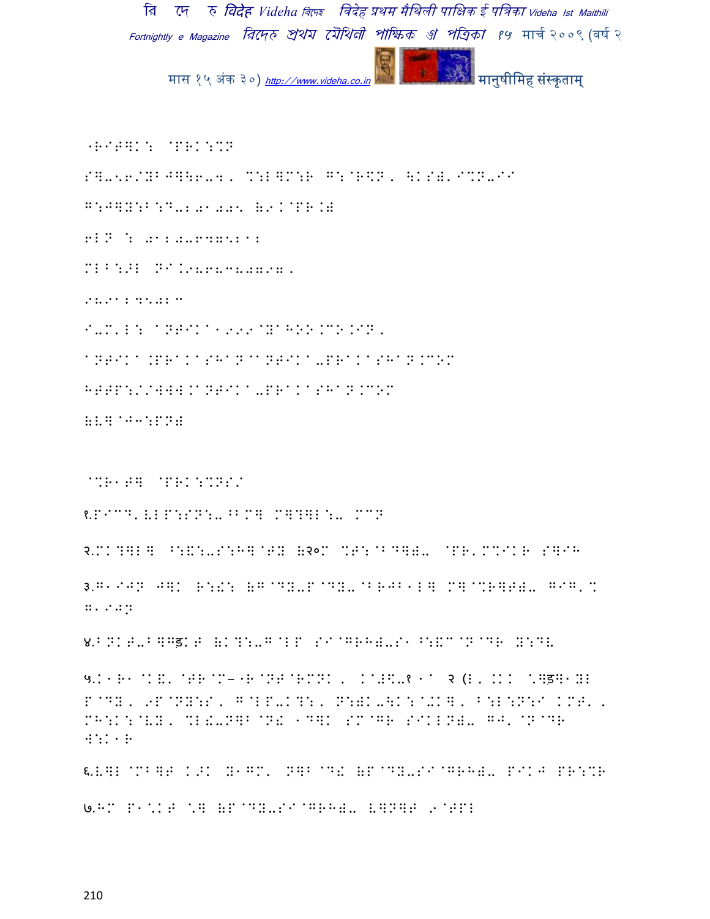"RIT]K: @PRK:%N

S]-56/YB J]\6-4, %:L]M:R G:@R\$N, \KS)'I%N-II

G:J]Y:B:D-2 01 00 5 (9.@PR.)

6LN : 01 2 0-6 47 5 2 1 2

MLB:>L NI.9868380490,

9891 2 45 0 2 "

I-M'L: aNTIKa1 9 9 9@YaHOO.CO.IN,

aNTIKa.PRaKaSHaN@aNTIKa-PRaKaSHaN.COM

HTTP://WWW.aNTIKa-PRaKaSHaN.COM

(V] @J3:PN)

@%R1T] @PRK:%NS/

१.PICD'VLP:SN:-^BM] M]?]L:- MCN

२.MK?]L] ^:&:-S:H]@T Y (२०M %T:@B D]) - @PR'M%IKR S]IH

३.G1IJN J]K R:!: (G@DY-P@DY-@BRJB1L] M]@%R]T)- GIG'% G1IJN

४.BNKT-B]Gड़KT (K?:-G@LP SI@GRH)-S1^:&C@N@DR Y:DV

५.K1R1@K&'@TR@M–"R@NT@RMNK, K@#\$-१ 1a २ (L'.KK \]ड़]1YL P@DY, 9P@NY:S, G@LP-K?:, N:)K-\K:@+K], B:L:N:I KMT', MH:K:@VY, %L!-N]B@N! 1D]K SM@GR SIKLN)- GJ'@N@DR W:K1R

६.V]L@MB]T K>K Y1GM' N]B@D! (P@DY-SI@GRH)- PIKJ PR:%R

७.HM P1\KT \] (P@DY-SI@GRH)- V]N]T 9@TPL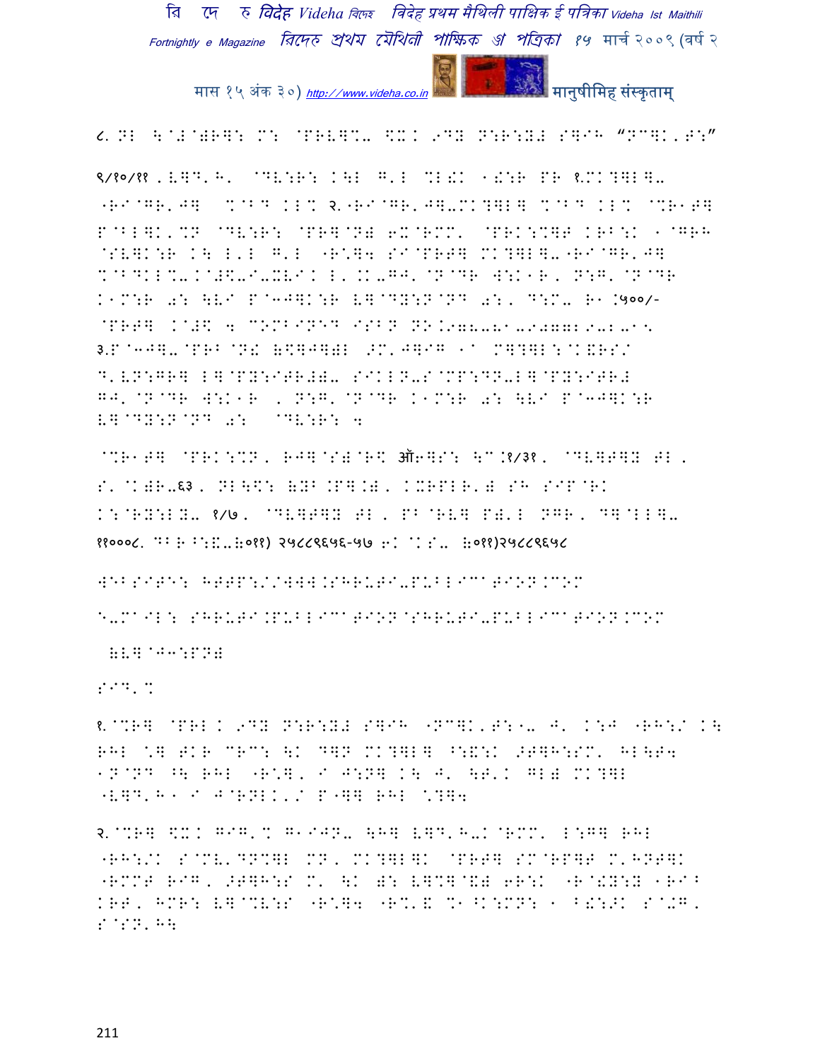८. NL \@#@)R]: M: @PRV]%- \$X. 9DY N:R:Y# S]IH "NC]K'T:"

९/१०/११ . V]D'H' @DV:R: K\L G'L %L!K 1!:R PR १.MK?]L]- "RI@GR'J] %@BD KL% २."RI@GR'J]-MK?]L] %@BD KL% @%R1T] P@BL]K'%N @DV:R: @PR]@N) 6X@RMM' @PRK:%]T KRB:K 1@GRH @SV]K:R K\ L'L G'L "R\*]4 SI@PRT] MK?]L]-"RI@GR'J] %@BDKL%-K@#\$-I-XVIK L'.K-GJ'@N@DR W:K1R, N:G'@N@DR K1M:R 0: \VI P@3J]K:R V]@DY:N@ND 0:, D:M- R1.५००/- @PRT] K@#\$ 4 COMBINED ISBN NO.978-81-907729-2-1 ३.P@3J]-@PRB@N! (\$]J])L >M'J]IG 1@ M]?]L:@K&RS/ D'VN:GR] L]@PY:ITR#)- SIKLN-S@MP:DN-L]@PY:ITR# GJ'@N@DR W:K1R , N:G'@N@DR K1M:R 0: \VI P@3J]K:R V]@DY:N@ND 0: @DV:R: 4

@%R1T] @PRK:%N, RJ]@S)@R\$ ऑ6]S: \C.१/३१, @DV]T]Y TL , S'@K)R-६३, NL\\$: (YB.P].), KXRPLR') SH SIP@RK K:@RY:LY- १/७, @DV]T]Y TL, PB@RV] P)'L NGR, D]@LL]- ११०००८. DB R B:&-(०११) २५८८९६५६-५७ 6K@KS- (०११)२५८८९६५८

WEBSITE: HTTP://WWW.SHRUTI-PUBLICATION.COM

E-MAIL: SHRUTI.PUBLICATION@SHRUTI-PUBLICATION.COM

(V]@J3:PN)

SID'%

१.@%R] @PRL K 9DY N:R:Y# S]IH "NC]K'T:1- J' K:J "RH:/ K\ RHL \*] TKR CRC: \K D]N MK?]L] ^:&:K >T]H:SM' HL\T4 1N@ND ^\ RHL "R\*], I J:N] K\ J' \T'K GL) MK?]L "V]D'H1 I J@RNLK'/ P"]] RHL \*?]4

२.@%R] \$X. GIG'% G1IJN- \H] V]D'H-K@RMM' L:G] RHL "RH:/K S@MV'DN%]L MN, MK?]L]K @PRT] SM@RP]T M'HNT]K "RMMT RIG, >T]H:S M' \K ): V]%]@&) 6R:K "R@!Y:Y 1RI^ KRT, HMR: V]@%V:S "R\*]4 "R%'& %1^K:MN: 1 B!:>K S@-G, S@SN'H\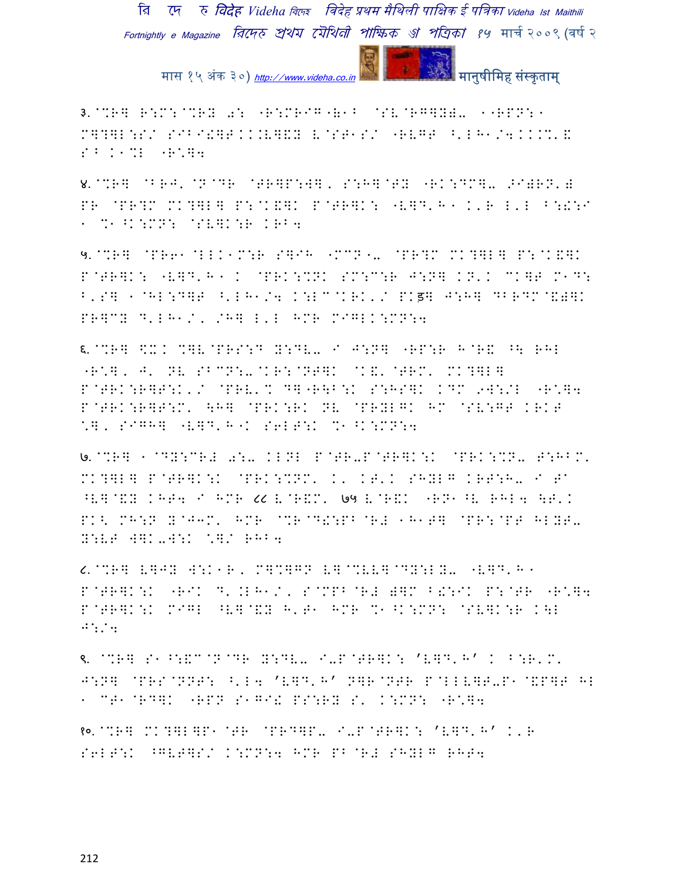३.@%R] R:M:@%RY 0: "R:MRIG"&1B @SV@RG]Y)- 1"RPN:1 M]?]L:S/ SIB@!]T..V]&Y V@ST1S/ "RVGT ^'LH1/4...%'& SB .1%L "R*]4

४.@%R] @BRJ'@N@DR @TR]P:W], S:H]@TY "RK:DM]- >I)RN'H PR @PR?M MK?]L] P:@K&]K P@TR]K: "V]D'H1.'R L'L B:!:I 1 %1^K:MN: @SV]K:R KRB4

५.@%R] @PR61@LLK1M:R S]IH "MCN1- @PR?M MK?]L] P:@K&]K P@TR]K: "V]D'H1. @PRK:%NK SM:C:R J:N] KN'K CK]T M1D: B'S] 1@HL:D]T ^'LH1/4 K:LC@KRK'/ PKड] J:H] DBRDM@&)]K PR]CY D'LH1/, /H] L'L HMR MIGLK:MN:4

६.@%R] $X. %]V@PRS:D Y:DV- I J:N] "RP:R H@R& ^\ RHL "R*], J' NV SBCN:-@KR:@NT]K @K&'@TRM' MK?]L] P@TRK:R]T:K'/ @PRV'% D]"R\B:K S:HS]K KDM 9W:/L "R*]4 P@TRK:R]T:M' \H] @PRK:RK NV @PRYLGK HM @SV:GT KRKT *], SIGH] "V]D'H"K S6LT:K %1^K:MN:4

७.@%R] 1@DY:CRH 0:- KLNL P@TR-P@TR]K:K @PRK:%N- T:HBM' MK?]L] P@TR]K:K @PRK:%NM' K' KT'K SHYLG KRT:H- I T@ ^V]@&Y KHT4 I HMR ८८ V@R&M' ७५ V@R&K "RN1^V RHL4 \T'K PK< MH:N Y@J3M' HMR @%R@D!:PB@RH 1H1T] @PR:@PT HLYT- Y:VT W]K-W:K *]/ RHB4

८.@%R] V]JY W:K1R, M]%]GN V]@%VV]@DY:LY- "V]D'H1 P@TR]K:K "RIK D'.LH1/, S@MPB@RH )]M B!:IK P:@TR "R*]4 P@TR]K:K MIGL ^V]@&Y H'T1 HMR %1^K:MN: @SV]K:R K\L J:/4

९. @%R] S1^:&C@N@DR Y:DV- I-P@TR]K: 'V]D'H' K B:R'M' J:N] @PRS@NNT: ^'L4 'V]D'H' N]R@NTR P@LLV]T-P1@&P]T HL 1 CT1@RD]K "RPN S1GI! PS:RY S' K:MN: "R*]4

१०.@%R] MK?]L]P1@TR @PRD]P- I-P@TR]K: 'V]D'H' K'R S6LT:K ^GVT]S/ K:MN:4 HMR PB@RH SHYLG RHT4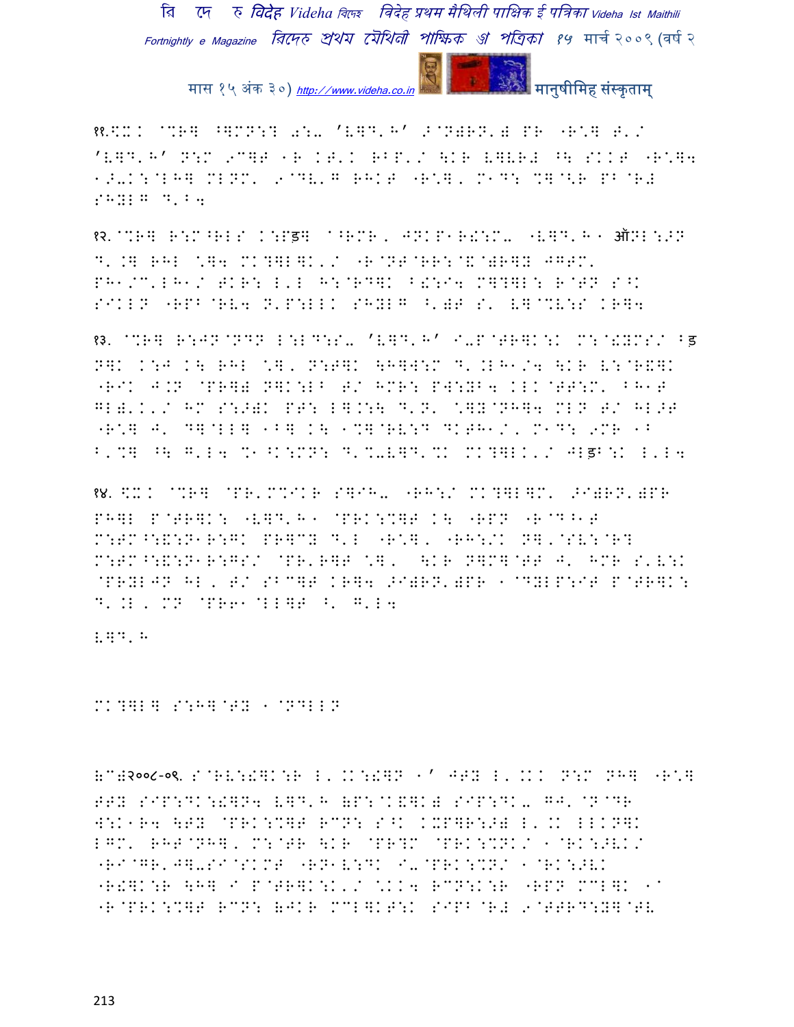११.%X. @%R] ^]MN:? 0:- 'V]D'H' >@N)RN') PR "R\] T'/
'V]D'H' N:M 9C]T 1R KT'. RBP'/ \KR V]VR# ^\ SKKT "R\]4
1>-K:@LH] MLNM' 9@DV'G RHKT "R\], M1D: %]@<R PB@R#
SHYLG D'B4

१२.@%R] R:M^RLS K:Pड़] @^RMR, JNKP1R!:M- "V]D'H1 ऑNL:>N
D'.] RHL \]4 MK?]L]K'/ "R@NT@RR:@&@)R]Y JGTM'
PH1/C'LH1/ TKR: L'L H:@RD]K ^!:I4 M]?]L: R@TN S^K
SIKLN "RPB@RV4 N'P:LLK SHYLG ^')T S' V]@%V:S KR]4

१३. @%R] R:JN@NDN L:LD:S- 'V]D'H' I-P@TR]K:K M:@!YMS/ ^ड़
N]K K:J K\ RHL \], N:T]K \H]W:M D'.LH1/4 \KR V:@R&]K
"RIK J.N @PR]) N]K:LB T/ HMR: PW:YB4 KLK@TT:M' BH1T
GL)'K'/ HM S:>)K PT: L].:\ D'N' \]Y@NH]4 MLN T/ HL>T
"R\] J' D]@LL] 1B] K\ 1%]@RV:D DKTH1/, M1D: 9MR 1B
B'%] ^\ G'L4 %1^K:MN: D'%-V]D'%K MK?]LK'/ JLड़B:K L'L4

१४. %X. @%R] @PR'M%IKR S]IH- "RH:/ MK?]L]M' >I)RN')PR
PH]L P@TR]K: "V]D'H1 @PRK:%]T K\ "RPN "R@D^1T
M:TM^:&:N1R:GK PR]CY D'L "R\], "RH:/K N], @SV:@R?
M:TM^:&:N1R:GS/ @PR'R]T \], \KR N]M]@TT J' HMR S'V:K
@PRYLJN HL, T/ SBC]T KR]4 >I)RN')PR 1@DYLP:IT P@TR]K:
D'.L, MN @PR61@LL]T ^' G'L4

V]D'H

MK?]L] S:H]@TY 1@NDLLN

(C)२००८-०९. S@RV:!]K:R L'.K:!]N 1' JTY L'.KK N:M NH] "R\]
TTY SIP:DK:!]N4 V]D'H (P:@K&]K) SIP:DK- GJ'@N@DR
W:K1R4 \TY @PRK:%]T RCN: S^K KXP]R:>) L'.K LLKN]K
LGM' RHT@NH], M:@TR \KR @PR?M @PRK:%NK/ 1@RK:>VK/
"RI@GR'J]-SI@SKMT "RN1V:DK I-@PRK:%N/ 1@RK:>VK
"R!]K:R \H] I P@TR]K:K'/ \KK4 RCN:K:R "RPN MCL]K 1@
"R@PRK:%]T RCN: (JKR MCL]KT:K SIPB@R# 9@TTRD:Y]@TV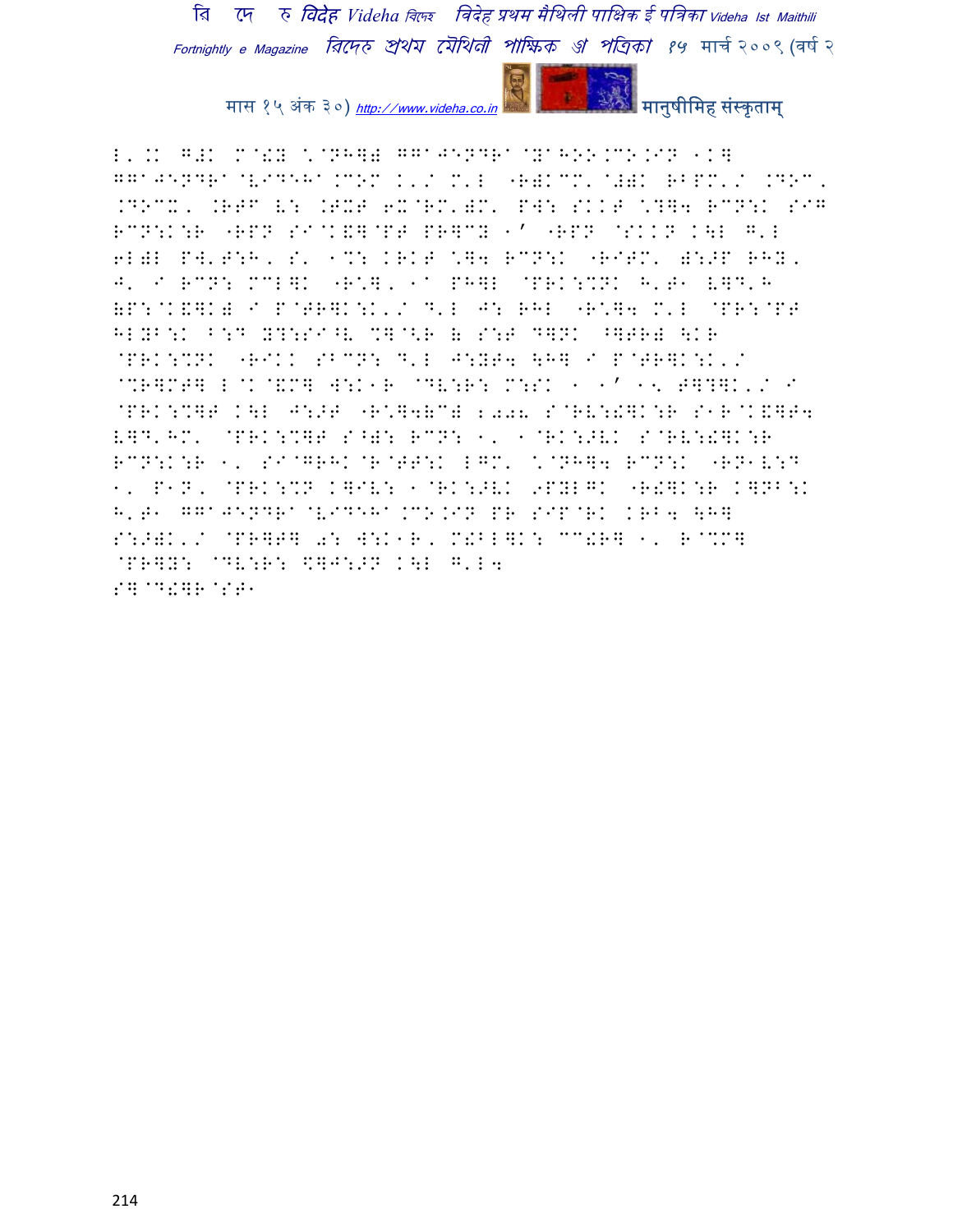E'.K G#K M@!Y \@NH]) GGaJENDRa@YaHOO.CO.IN (K]
GGaJENDRa@VIDEHa.COM K'/ M'E "R)KCM'@#)K RBPM'/ .DOC,
.DOCX, .RTF V: .TXT 6X@RM')M' PW: SKKT \?]4 RCN:K SIG
RCN:K:R "RPN SI@K&]@PT PR]CY (' "RPN @SKKN K\E G'E
6E)E PW'T:H, S' (%: KRKT \]4 RCN:K "RITM' #:>P RHY,
J' I RCN: MCE]K "R\], (a PH]E @PRK:%NK H'T( V]D'H
(P:@K&]K) I P@TR]K:K'/ D'E J: RHE "R\]4 M'E @PR:@PT
HEYB:K B:D Y?:SI^V %]@<R ( S:T D]NK ^]TR) \KR
@PRK:%NK "RIKK SBCN: D'E J:YT4 \H] I P@TR]K:K'/
@%R]MT] E@K@&M] W:K(R @DV:R: M:SK ( (' (\ T]?]K'/ I
@PRK:%]T K\E J:>T "R\]4(C) 2008 S@RV:!]K:R S(R@K&]T4
V]D'HM' @PRK:%]T S^W: RCN: (' (@RK:>VK S@RV:!]K:R
RCN:K:R (' SI@GRHK@R@TT:K EGM' \@NH]4 RCN:K "RN(V:D
(' P(N' @PRK:%N K]IV: (@RK:>VK 9PYEGK "R!]K:R K]NB:K
H'T( GGaJENDRa@VIDEHa.CO.IN PR SIP@RK KRB4 \H]
S:>)K'/ @PR]T] 0: W:K(R' M!BE]K: CC!R] (' R@%M]
@PR]Y: @DV:R: \$]J:>N K\E G'E4
S]@D!]R@ST(